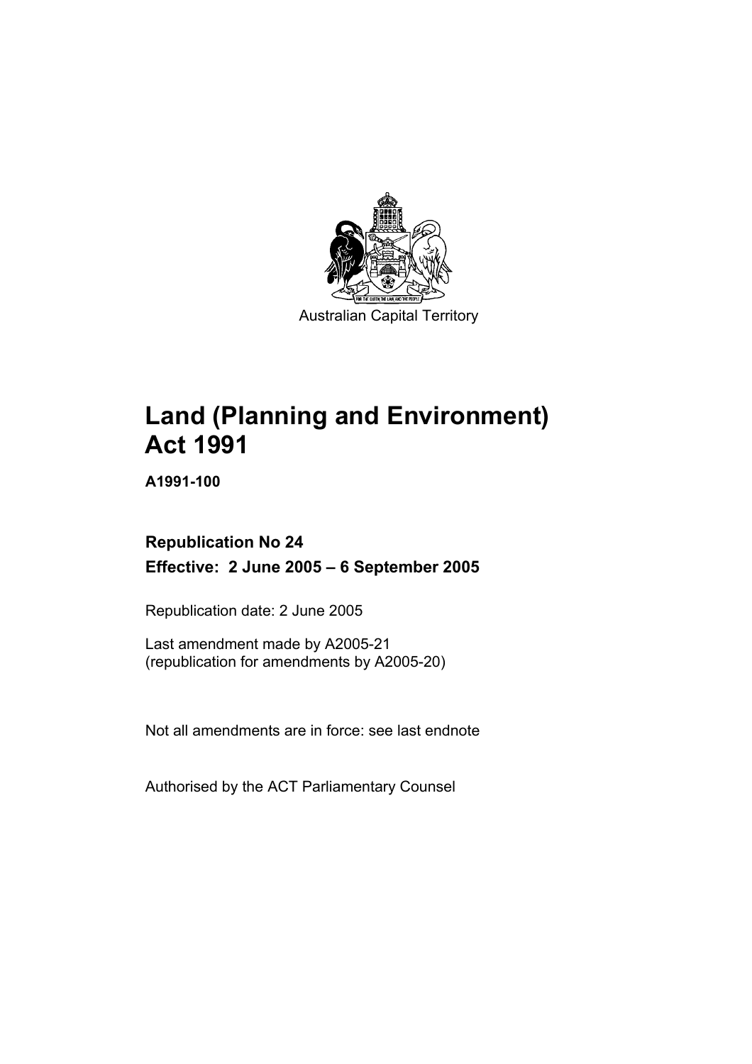Australian Capital Territory

# Land (Planning and Environment) Act 1991

**A1991-100**

**Republication No 24**

**Effective: 2 June 2005 – 6 September 2005**

Republication date: 2 June 2005

Last amendment made by A2005-21
(republication for amendments by A2005-20)

Not all amendments are in force: see last endnote

Authorised by the ACT Parliamentary Counsel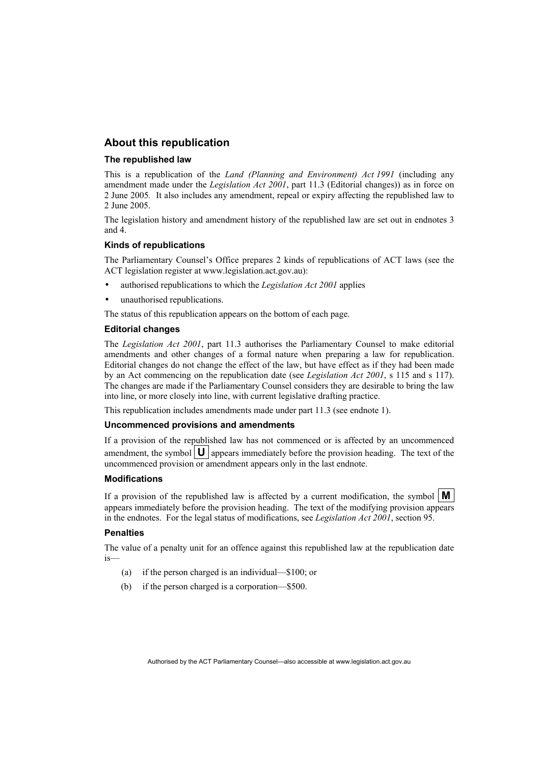## About this republication

### The republished law

This is a republication of the *Land (Planning and Environment) Act 1991* (including any amendment made under the *Legislation Act 2001*, part 11.3 (Editorial changes)) as in force on 2 June 2005*.* It also includes any amendment, repeal or expiry affecting the republished law to 2 June 2005.

The legislation history and amendment history of the republished law are set out in endnotes 3 and 4.

### Kinds of republications

The Parliamentary Counsel's Office prepares 2 kinds of republications of ACT laws (see the ACT legislation register at www.legislation.act.gov.au):

- authorised republications to which the *Legislation Act 2001* applies
- unauthorised republications.

The status of this republication appears on the bottom of each page.

### Editorial changes

The *Legislation Act 2001*, part 11.3 authorises the Parliamentary Counsel to make editorial amendments and other changes of a formal nature when preparing a law for republication. Editorial changes do not change the effect of the law, but have effect as if they had been made by an Act commencing on the republication date (see *Legislation Act 2001*, s 115 and s 117). The changes are made if the Parliamentary Counsel considers they are desirable to bring the law into line, or more closely into line, with current legislative drafting practice.

This republication includes amendments made under part 11.3 (see endnote 1).

### Uncommenced provisions and amendments

If a provision of the republished law has not commenced or is affected by an uncommenced amendment, the symbol **U** appears immediately before the provision heading. The text of the uncommenced provision or amendment appears only in the last endnote.

### Modifications

If a provision of the republished law is affected by a current modification, the symbol **M** appears immediately before the provision heading. The text of the modifying provision appears in the endnotes. For the legal status of modifications, see *Legislation Act 2001*, section 95.

### Penalties

The value of a penalty unit for an offence against this republished law at the republication date is—

(a) if the person charged is an individual—$100; or

(b) if the person charged is a corporation—$500.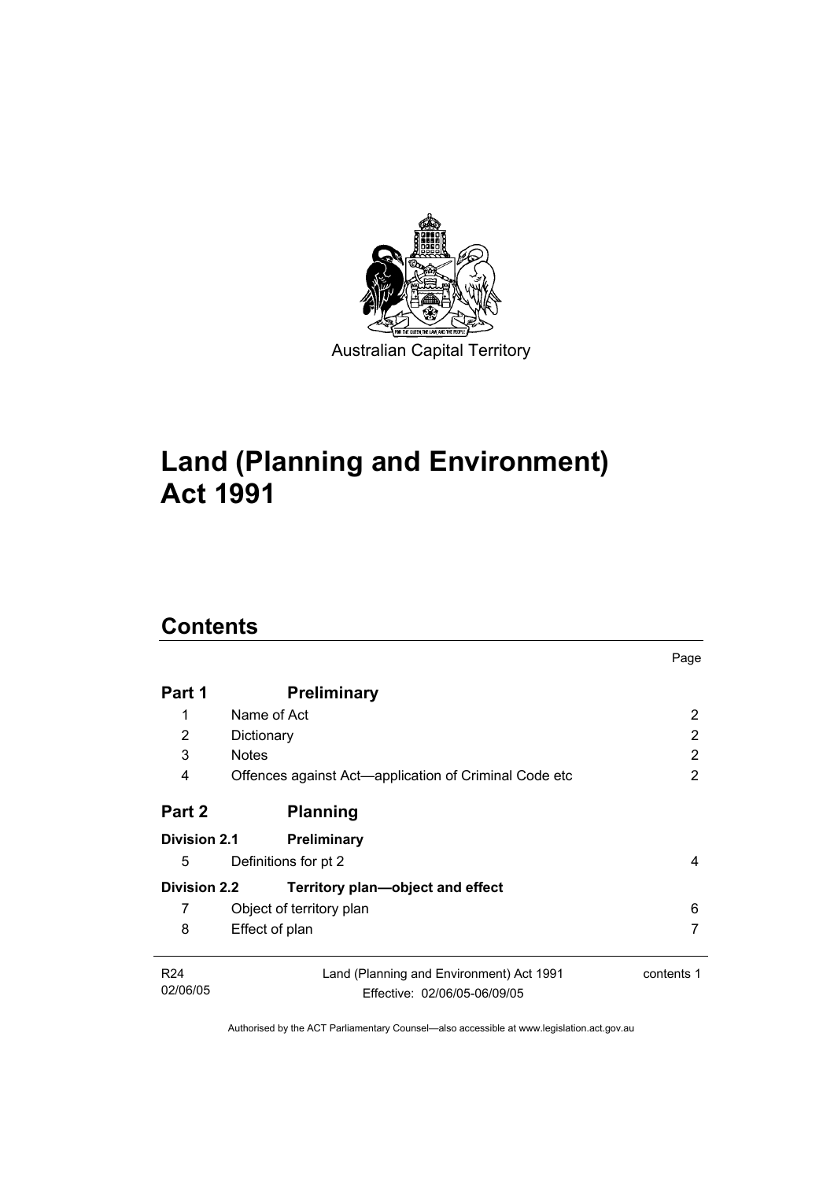Australian Capital Territory

# Land (Planning and Environment) Act 1991

## Contents

| | | Page |
|---|---|---|
| **Part 1** | **Preliminary** | |
| 1 | Name of Act | 2 |
| 2 | Dictionary | 2 |
| 3 | Notes | 2 |
| 4 | Offences against Act—application of Criminal Code etc | 2 |
| **Part 2** | **Planning** | |
| **Division 2.1** | **Preliminary** | |
| 5 | Definitions for pt 2 | 4 |
| **Division 2.2** | **Territory plan—object and effect** | |
| 7 | Object of territory plan | 6 |
| 8 | Effect of plan | 7 |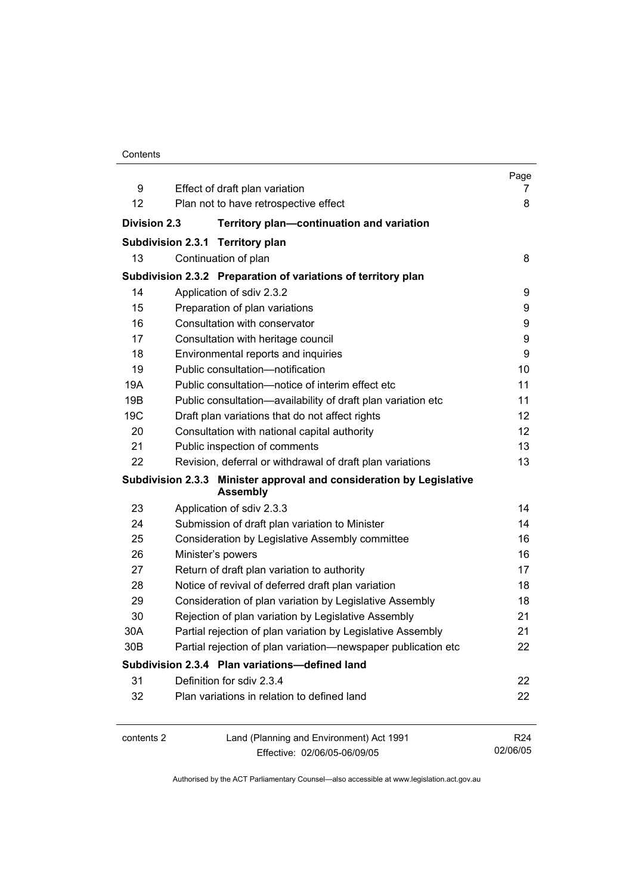| | | Page |
|---|---|---|
| 9 | Effect of draft plan variation | 7 |
| 12 | Plan not to have retrospective effect | 8 |
| **Division 2.3** | **Territory plan—continuation and variation** | |
| **Subdivision 2.3.1** | **Territory plan** | |
| 13 | Continuation of plan | 8 |
| **Subdivision 2.3.2** | **Preparation of variations of territory plan** | |
| 14 | Application of sdiv 2.3.2 | 9 |
| 15 | Preparation of plan variations | 9 |
| 16 | Consultation with conservator | 9 |
| 17 | Consultation with heritage council | 9 |
| 18 | Environmental reports and inquiries | 9 |
| 19 | Public consultation—notification | 10 |
| 19A | Public consultation—notice of interim effect etc | 11 |
| 19B | Public consultation—availability of draft plan variation etc | 11 |
| 19C | Draft plan variations that do not affect rights | 12 |
| 20 | Consultation with national capital authority | 12 |
| 21 | Public inspection of comments | 13 |
| 22 | Revision, deferral or withdrawal of draft plan variations | 13 |
| **Subdivision 2.3.3** | **Minister approval and consideration by Legislative Assembly** | |
| 23 | Application of sdiv 2.3.3 | 14 |
| 24 | Submission of draft plan variation to Minister | 14 |
| 25 | Consideration by Legislative Assembly committee | 16 |
| 26 | Minister's powers | 16 |
| 27 | Return of draft plan variation to authority | 17 |
| 28 | Notice of revival of deferred draft plan variation | 18 |
| 29 | Consideration of plan variation by Legislative Assembly | 18 |
| 30 | Rejection of plan variation by Legislative Assembly | 21 |
| 30A | Partial rejection of plan variation by Legislative Assembly | 21 |
| 30B | Partial rejection of plan variation—newspaper publication etc | 22 |
| **Subdivision 2.3.4** | **Plan variations—defined land** | |
| 31 | Definition for sdiv 2.3.4 | 22 |
| 32 | Plan variations in relation to defined land | 22 |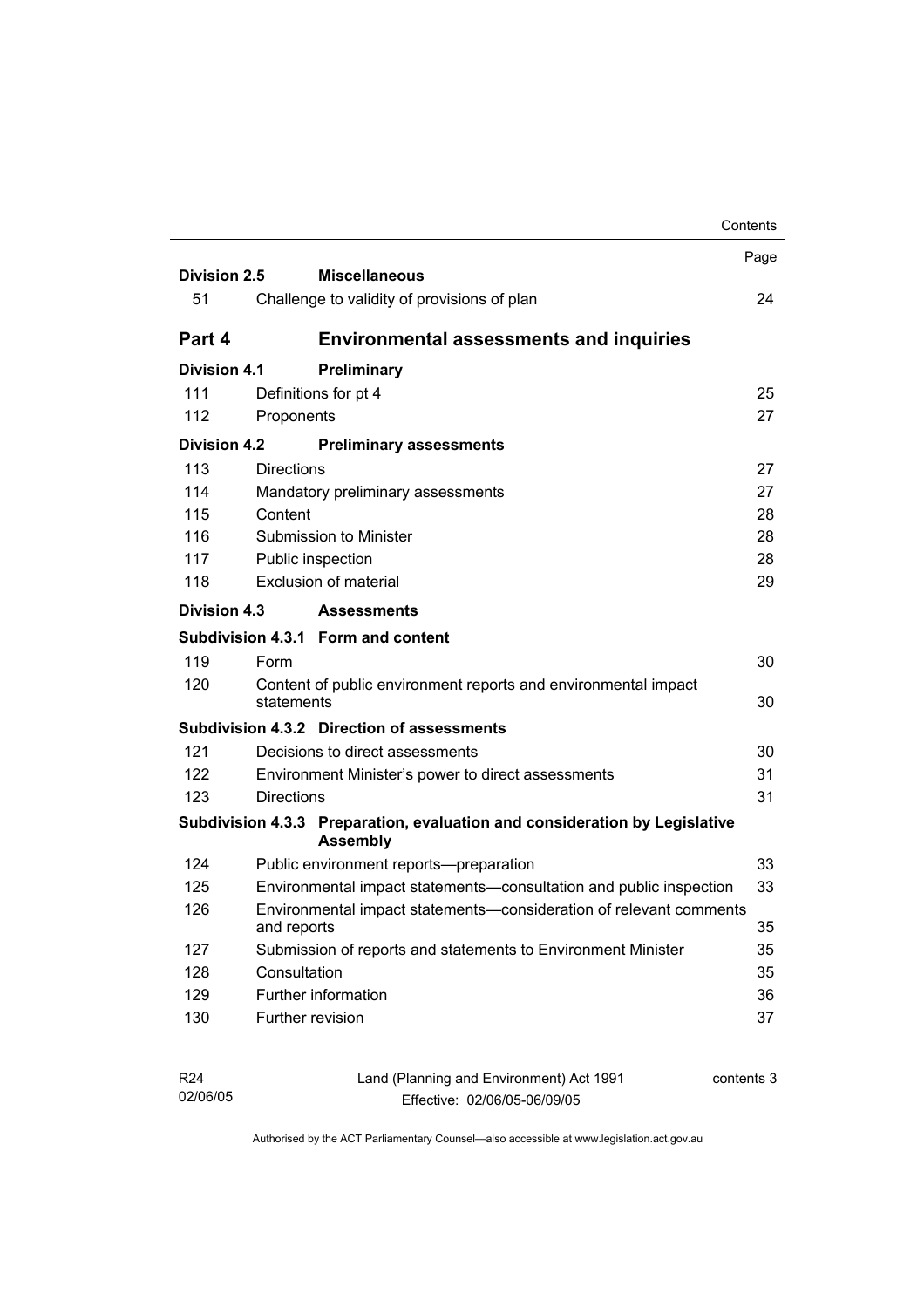| | | Page |
|---|---|---|
| **Division 2.5** | **Miscellaneous** | |
| 51 | Challenge to validity of provisions of plan | 24 |
| **Part 4** | **Environmental assessments and inquiries** | |
| **Division 4.1** | **Preliminary** | |
| 111 | Definitions for pt 4 | 25 |
| 112 | Proponents | 27 |
| **Division 4.2** | **Preliminary assessments** | |
| 113 | Directions | 27 |
| 114 | Mandatory preliminary assessments | 27 |
| 115 | Content | 28 |
| 116 | Submission to Minister | 28 |
| 117 | Public inspection | 28 |
| 118 | Exclusion of material | 29 |
| **Division 4.3** | **Assessments** | |
| **Subdivision 4.3.1** | **Form and content** | |
| 119 | Form | 30 |
| 120 | Content of public environment reports and environmental impact statements | 30 |
| **Subdivision 4.3.2** | **Direction of assessments** | |
| 121 | Decisions to direct assessments | 30 |
| 122 | Environment Minister's power to direct assessments | 31 |
| 123 | Directions | 31 |
| **Subdivision 4.3.3** | **Preparation, evaluation and consideration by Legislative Assembly** | |
| 124 | Public environment reports—preparation | 33 |
| 125 | Environmental impact statements—consultation and public inspection | 33 |
| 126 | Environmental impact statements—consideration of relevant comments and reports | 35 |
| 127 | Submission of reports and statements to Environment Minister | 35 |
| 128 | Consultation | 35 |
| 129 | Further information | 36 |
| 130 | Further revision | 37 |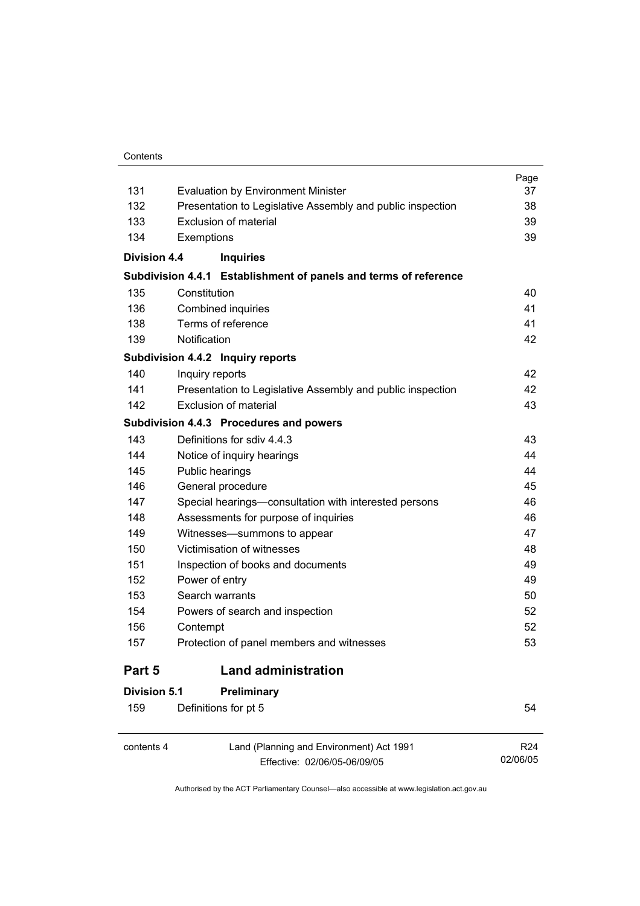| | | Page |
|---|---|---|
| 131 | Evaluation by Environment Minister | 37 |
| 132 | Presentation to Legislative Assembly and public inspection | 38 |
| 133 | Exclusion of material | 39 |
| 134 | Exemptions | 39 |
| **Division 4.4** | **Inquiries** | |
| **Subdivision 4.4.1** | **Establishment of panels and terms of reference** | |
| 135 | Constitution | 40 |
| 136 | Combined inquiries | 41 |
| 138 | Terms of reference | 41 |
| 139 | Notification | 42 |
| **Subdivision 4.4.2** | **Inquiry reports** | |
| 140 | Inquiry reports | 42 |
| 141 | Presentation to Legislative Assembly and public inspection | 42 |
| 142 | Exclusion of material | 43 |
| **Subdivision 4.4.3** | **Procedures and powers** | |
| 143 | Definitions for sdiv 4.4.3 | 43 |
| 144 | Notice of inquiry hearings | 44 |
| 145 | Public hearings | 44 |
| 146 | General procedure | 45 |
| 147 | Special hearings—consultation with interested persons | 46 |
| 148 | Assessments for purpose of inquiries | 46 |
| 149 | Witnesses—summons to appear | 47 |
| 150 | Victimisation of witnesses | 48 |
| 151 | Inspection of books and documents | 49 |
| 152 | Power of entry | 49 |
| 153 | Search warrants | 50 |
| 154 | Powers of search and inspection | 52 |
| 156 | Contempt | 52 |
| 157 | Protection of panel members and witnesses | 53 |

## Part 5 Land administration

| | | |
|---|---|---|
| **Division 5.1** | **Preliminary** | |
| 159 | Definitions for pt 5 | 54 |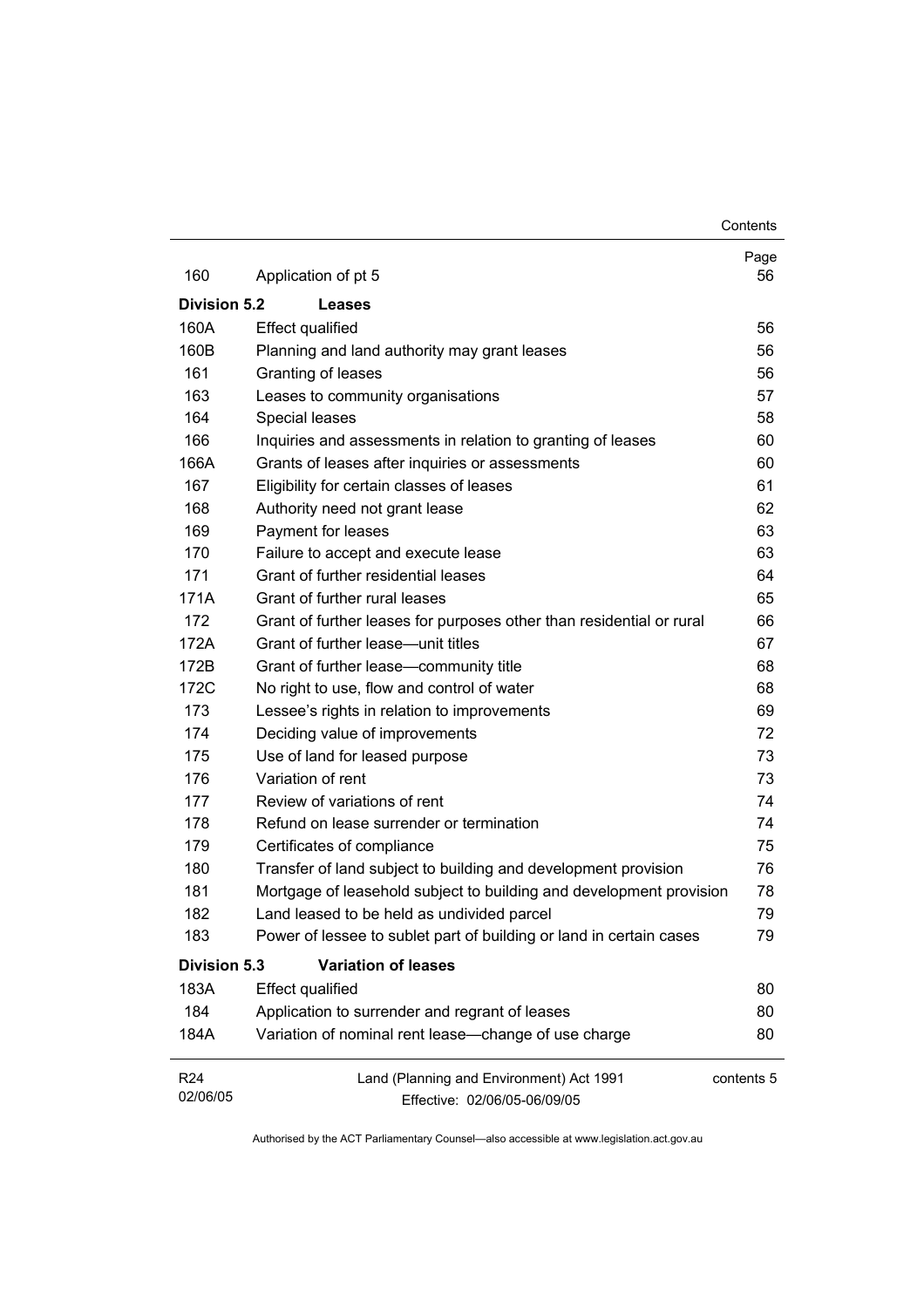| | | Page |
|---|---|---|
| 160 | Application of pt 5 | 56 |
| **Division 5.2** | **Leases** | |
| 160A | Effect qualified | 56 |
| 160B | Planning and land authority may grant leases | 56 |
| 161 | Granting of leases | 56 |
| 163 | Leases to community organisations | 57 |
| 164 | Special leases | 58 |
| 166 | Inquiries and assessments in relation to granting of leases | 60 |
| 166A | Grants of leases after inquiries or assessments | 60 |
| 167 | Eligibility for certain classes of leases | 61 |
| 168 | Authority need not grant lease | 62 |
| 169 | Payment for leases | 63 |
| 170 | Failure to accept and execute lease | 63 |
| 171 | Grant of further residential leases | 64 |
| 171A | Grant of further rural leases | 65 |
| 172 | Grant of further leases for purposes other than residential or rural | 66 |
| 172A | Grant of further lease—unit titles | 67 |
| 172B | Grant of further lease—community title | 68 |
| 172C | No right to use, flow and control of water | 68 |
| 173 | Lessee's rights in relation to improvements | 69 |
| 174 | Deciding value of improvements | 72 |
| 175 | Use of land for leased purpose | 73 |
| 176 | Variation of rent | 73 |
| 177 | Review of variations of rent | 74 |
| 178 | Refund on lease surrender or termination | 74 |
| 179 | Certificates of compliance | 75 |
| 180 | Transfer of land subject to building and development provision | 76 |
| 181 | Mortgage of leasehold subject to building and development provision | 78 |
| 182 | Land leased to be held as undivided parcel | 79 |
| 183 | Power of lessee to sublet part of building or land in certain cases | 79 |
| **Division 5.3** | **Variation of leases** | |
| 183A | Effect qualified | 80 |
| 184 | Application to surrender and regrant of leases | 80 |
| 184A | Variation of nominal rent lease—change of use charge | 80 |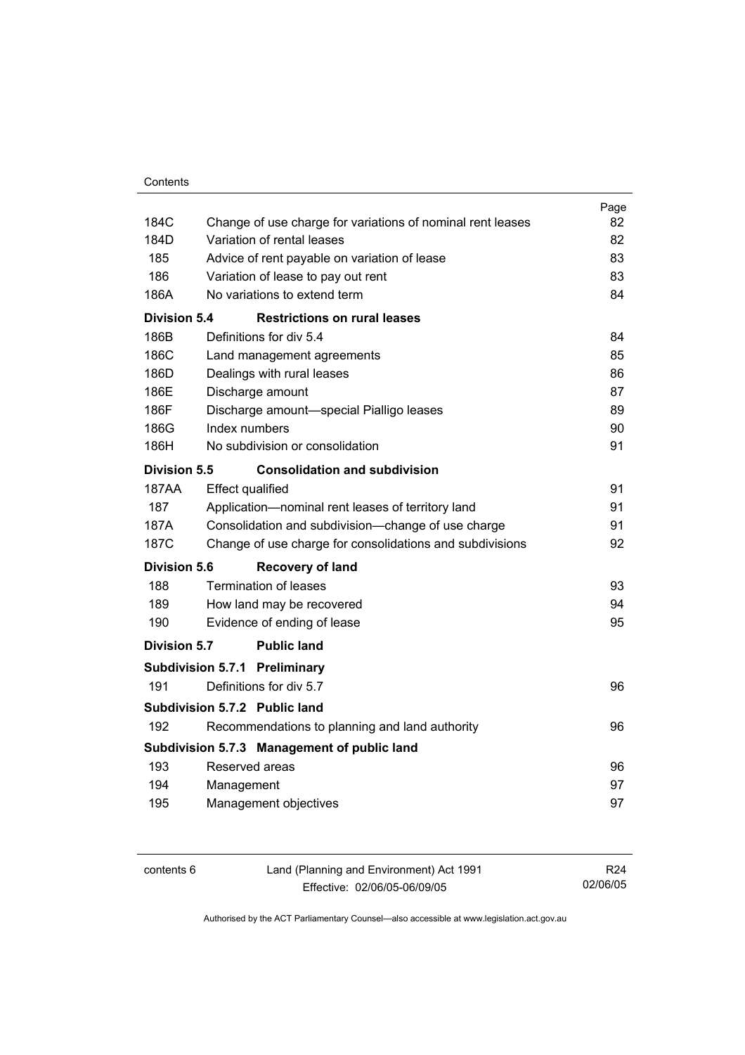| | | Page |
|---|---|---|
| 184C | Change of use charge for variations of nominal rent leases | 82 |
| 184D | Variation of rental leases | 82 |
| 185 | Advice of rent payable on variation of lease | 83 |
| 186 | Variation of lease to pay out rent | 83 |
| 186A | No variations to extend term | 84 |
| **Division 5.4** | **Restrictions on rural leases** | |
| 186B | Definitions for div 5.4 | 84 |
| 186C | Land management agreements | 85 |
| 186D | Dealings with rural leases | 86 |
| 186E | Discharge amount | 87 |
| 186F | Discharge amount—special Pialligo leases | 89 |
| 186G | Index numbers | 90 |
| 186H | No subdivision or consolidation | 91 |
| **Division 5.5** | **Consolidation and subdivision** | |
| 187AA | Effect qualified | 91 |
| 187 | Application—nominal rent leases of territory land | 91 |
| 187A | Consolidation and subdivision—change of use charge | 91 |
| 187C | Change of use charge for consolidations and subdivisions | 92 |
| **Division 5.6** | **Recovery of land** | |
| 188 | Termination of leases | 93 |
| 189 | How land may be recovered | 94 |
| 190 | Evidence of ending of lease | 95 |
| **Division 5.7** | **Public land** | |
| **Subdivision 5.7.1** | **Preliminary** | |
| 191 | Definitions for div 5.7 | 96 |
| **Subdivision 5.7.2** | **Public land** | |
| 192 | Recommendations to planning and land authority | 96 |
| **Subdivision 5.7.3** | **Management of public land** | |
| 193 | Reserved areas | 96 |
| 194 | Management | 97 |
| 195 | Management objectives | 97 |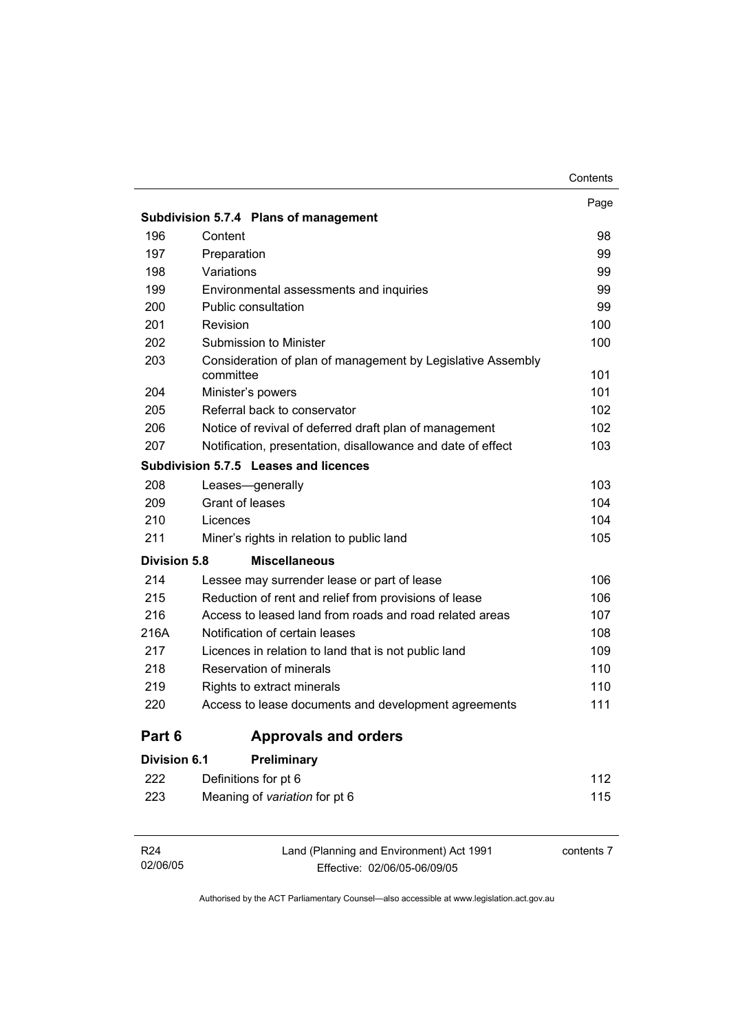| | | Page |
|---|---|---|
| **Subdivision 5.7.4** | **Plans of management** | |
| 196 | Content | 98 |
| 197 | Preparation | 99 |
| 198 | Variations | 99 |
| 199 | Environmental assessments and inquiries | 99 |
| 200 | Public consultation | 99 |
| 201 | Revision | 100 |
| 202 | Submission to Minister | 100 |
| 203 | Consideration of plan of management by Legislative Assembly committee | 101 |
| 204 | Minister's powers | 101 |
| 205 | Referral back to conservator | 102 |
| 206 | Notice of revival of deferred draft plan of management | 102 |
| 207 | Notification, presentation, disallowance and date of effect | 103 |
| **Subdivision 5.7.5** | **Leases and licences** | |
| 208 | Leases—generally | 103 |
| 209 | Grant of leases | 104 |
| 210 | Licences | 104 |
| 211 | Miner's rights in relation to public land | 105 |
| **Division 5.8** | **Miscellaneous** | |
| 214 | Lessee may surrender lease or part of lease | 106 |
| 215 | Reduction of rent and relief from provisions of lease | 106 |
| 216 | Access to leased land from roads and road related areas | 107 |
| 216A | Notification of certain leases | 108 |
| 217 | Licences in relation to land that is not public land | 109 |
| 218 | Reservation of minerals | 110 |
| 219 | Rights to extract minerals | 110 |
| 220 | Access to lease documents and development agreements | 111 |

## Part 6 Approvals and orders

| | | |
|---|---|---|
| **Division 6.1** | **Preliminary** | |
| 222 | Definitions for pt 6 | 112 |
| 223 | Meaning of *variation* for pt 6 | 115 |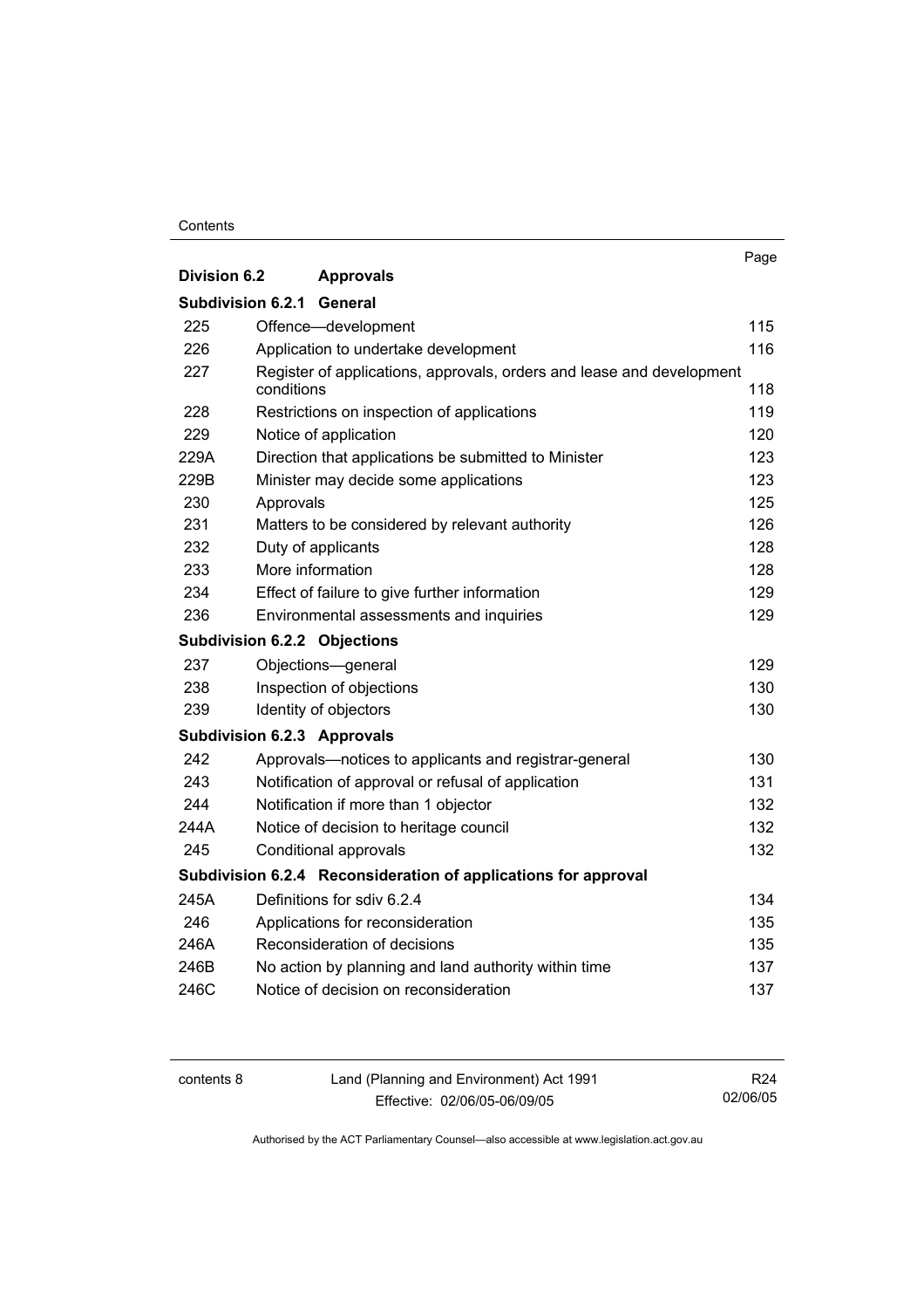| | | Page |
|---|---|---|
| **Division 6.2** | **Approvals** | |
| **Subdivision 6.2.1** | **General** | |
| 225 | Offence—development | 115 |
| 226 | Application to undertake development | 116 |
| 227 | Register of applications, approvals, orders and lease and development conditions | 118 |
| 228 | Restrictions on inspection of applications | 119 |
| 229 | Notice of application | 120 |
| 229A | Direction that applications be submitted to Minister | 123 |
| 229B | Minister may decide some applications | 123 |
| 230 | Approvals | 125 |
| 231 | Matters to be considered by relevant authority | 126 |
| 232 | Duty of applicants | 128 |
| 233 | More information | 128 |
| 234 | Effect of failure to give further information | 129 |
| 236 | Environmental assessments and inquiries | 129 |
| **Subdivision 6.2.2** | **Objections** | |
| 237 | Objections—general | 129 |
| 238 | Inspection of objections | 130 |
| 239 | Identity of objectors | 130 |
| **Subdivision 6.2.3** | **Approvals** | |
| 242 | Approvals—notices to applicants and registrar-general | 130 |
| 243 | Notification of approval or refusal of application | 131 |
| 244 | Notification if more than 1 objector | 132 |
| 244A | Notice of decision to heritage council | 132 |
| 245 | Conditional approvals | 132 |
| **Subdivision 6.2.4** | **Reconsideration of applications for approval** | |
| 245A | Definitions for sdiv 6.2.4 | 134 |
| 246 | Applications for reconsideration | 135 |
| 246A | Reconsideration of decisions | 135 |
| 246B | No action by planning and land authority within time | 137 |
| 246C | Notice of decision on reconsideration | 137 |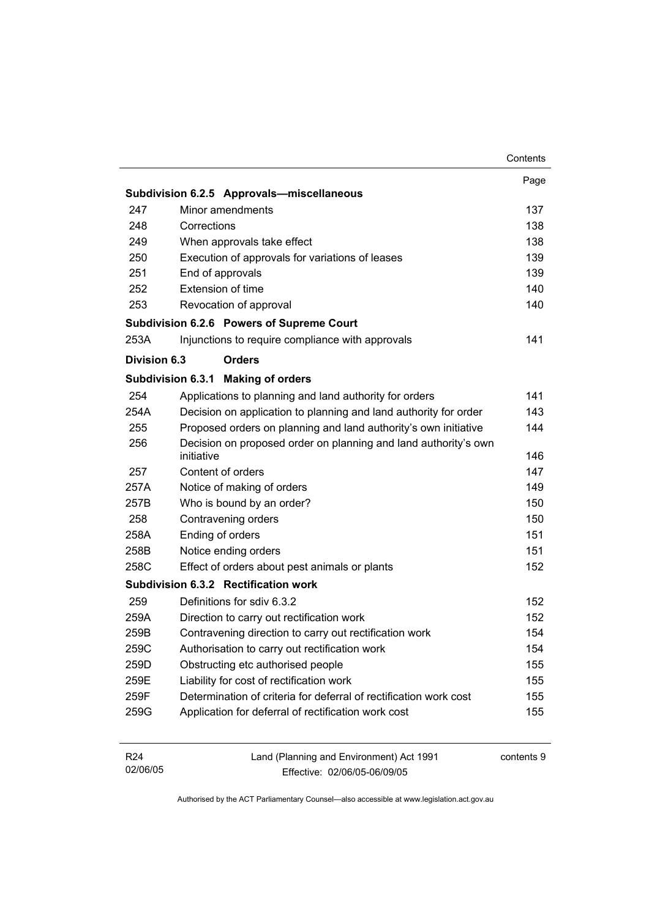| | | Page |
|---|---|---|
| **Subdivision 6.2.5** | **Approvals—miscellaneous** | |
| 247 | Minor amendments | 137 |
| 248 | Corrections | 138 |
| 249 | When approvals take effect | 138 |
| 250 | Execution of approvals for variations of leases | 139 |
| 251 | End of approvals | 139 |
| 252 | Extension of time | 140 |
| 253 | Revocation of approval | 140 |
| **Subdivision 6.2.6** | **Powers of Supreme Court** | |
| 253A | Injunctions to require compliance with approvals | 141 |
| **Division 6.3** | **Orders** | |
| **Subdivision 6.3.1** | **Making of orders** | |
| 254 | Applications to planning and land authority for orders | 141 |
| 254A | Decision on application to planning and land authority for order | 143 |
| 255 | Proposed orders on planning and land authority's own initiative | 144 |
| 256 | Decision on proposed order on planning and land authority's own initiative | 146 |
| 257 | Content of orders | 147 |
| 257A | Notice of making of orders | 149 |
| 257B | Who is bound by an order? | 150 |
| 258 | Contravening orders | 150 |
| 258A | Ending of orders | 151 |
| 258B | Notice ending orders | 151 |
| 258C | Effect of orders about pest animals or plants | 152 |
| **Subdivision 6.3.2** | **Rectification work** | |
| 259 | Definitions for sdiv 6.3.2 | 152 |
| 259A | Direction to carry out rectification work | 152 |
| 259B | Contravening direction to carry out rectification work | 154 |
| 259C | Authorisation to carry out rectification work | 154 |
| 259D | Obstructing etc authorised people | 155 |
| 259E | Liability for cost of rectification work | 155 |
| 259F | Determination of criteria for deferral of rectification work cost | 155 |
| 259G | Application for deferral of rectification work cost | 155 |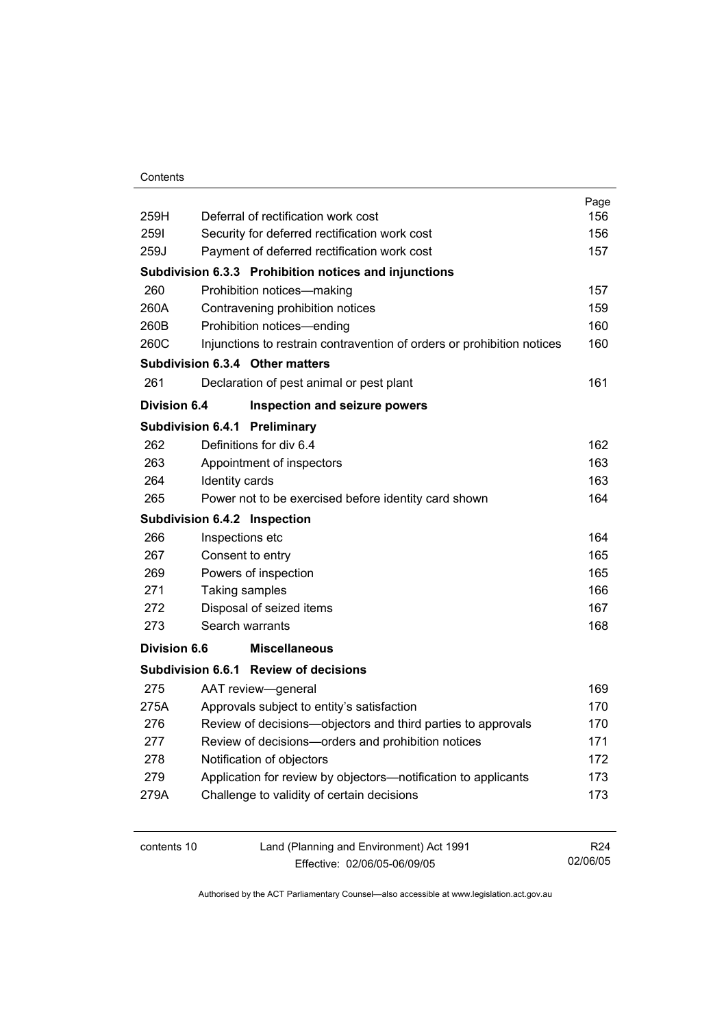| | | Page |
|---|---|---|
| 259H | Deferral of rectification work cost | 156 |
| 259I | Security for deferred rectification work cost | 156 |
| 259J | Payment of deferred rectification work cost | 157 |
| **Subdivision 6.3.3** | **Prohibition notices and injunctions** | |
| 260 | Prohibition notices—making | 157 |
| 260A | Contravening prohibition notices | 159 |
| 260B | Prohibition notices—ending | 160 |
| 260C | Injunctions to restrain contravention of orders or prohibition notices | 160 |
| **Subdivision 6.3.4** | **Other matters** | |
| 261 | Declaration of pest animal or pest plant | 161 |
| **Division 6.4** | **Inspection and seizure powers** | |
| **Subdivision 6.4.1** | **Preliminary** | |
| 262 | Definitions for div 6.4 | 162 |
| 263 | Appointment of inspectors | 163 |
| 264 | Identity cards | 163 |
| 265 | Power not to be exercised before identity card shown | 164 |
| **Subdivision 6.4.2** | **Inspection** | |
| 266 | Inspections etc | 164 |
| 267 | Consent to entry | 165 |
| 269 | Powers of inspection | 165 |
| 271 | Taking samples | 166 |
| 272 | Disposal of seized items | 167 |
| 273 | Search warrants | 168 |
| **Division 6.6** | **Miscellaneous** | |
| **Subdivision 6.6.1** | **Review of decisions** | |
| 275 | AAT review—general | 169 |
| 275A | Approvals subject to entity's satisfaction | 170 |
| 276 | Review of decisions—objectors and third parties to approvals | 170 |
| 277 | Review of decisions—orders and prohibition notices | 171 |
| 278 | Notification of objectors | 172 |
| 279 | Application for review by objectors—notification to applicants | 173 |
| 279A | Challenge to validity of certain decisions | 173 |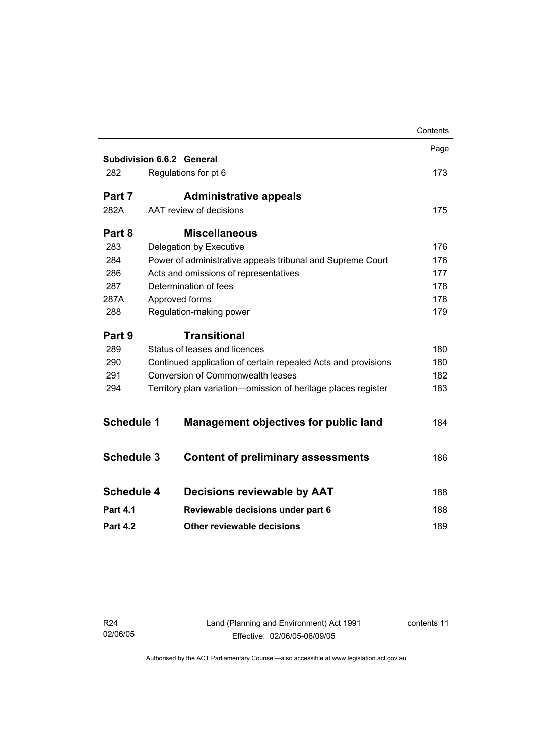| | | Page |
|---|---|---|
| **Subdivision 6.6.2** | **General** | |
| 282 | Regulations for pt 6 | 173 |
| **Part 7** | **Administrative appeals** | |
| 282A | AAT review of decisions | 175 |
| **Part 8** | **Miscellaneous** | |
| 283 | Delegation by Executive | 176 |
| 284 | Power of administrative appeals tribunal and Supreme Court | 176 |
| 286 | Acts and omissions of representatives | 177 |
| 287 | Determination of fees | 178 |
| 287A | Approved forms | 178 |
| 288 | Regulation-making power | 179 |
| **Part 9** | **Transitional** | |
| 289 | Status of leases and licences | 180 |
| 290 | Continued application of certain repealed Acts and provisions | 180 |
| 291 | Conversion of Commonwealth leases | 182 |
| 294 | Territory plan variation—omission of heritage places register | 183 |
| **Schedule 1** | **Management objectives for public land** | 184 |
| **Schedule 3** | **Content of preliminary assessments** | 186 |
| **Schedule 4** | **Decisions reviewable by AAT** | 188 |
| **Part 4.1** | **Reviewable decisions under part 6** | 188 |
| **Part 4.2** | **Other reviewable decisions** | 189 |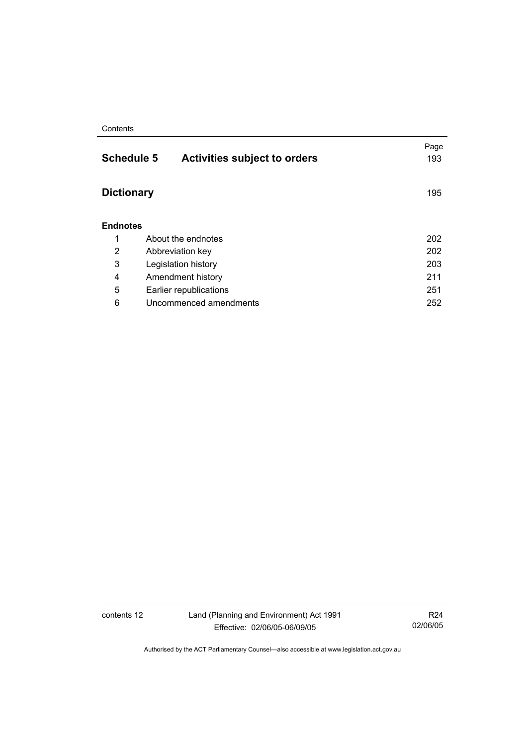| | | Page |
|---|---|---|
| **Schedule 5** | **Activities subject to orders** | 193 |
| **Dictionary** | | 195 |
| **Endnotes** | | |
| 1 | About the endnotes | 202 |
| 2 | Abbreviation key | 202 |
| 3 | Legislation history | 203 |
| 4 | Amendment history | 211 |
| 5 | Earlier republications | 251 |
| 6 | Uncommenced amendments | 252 |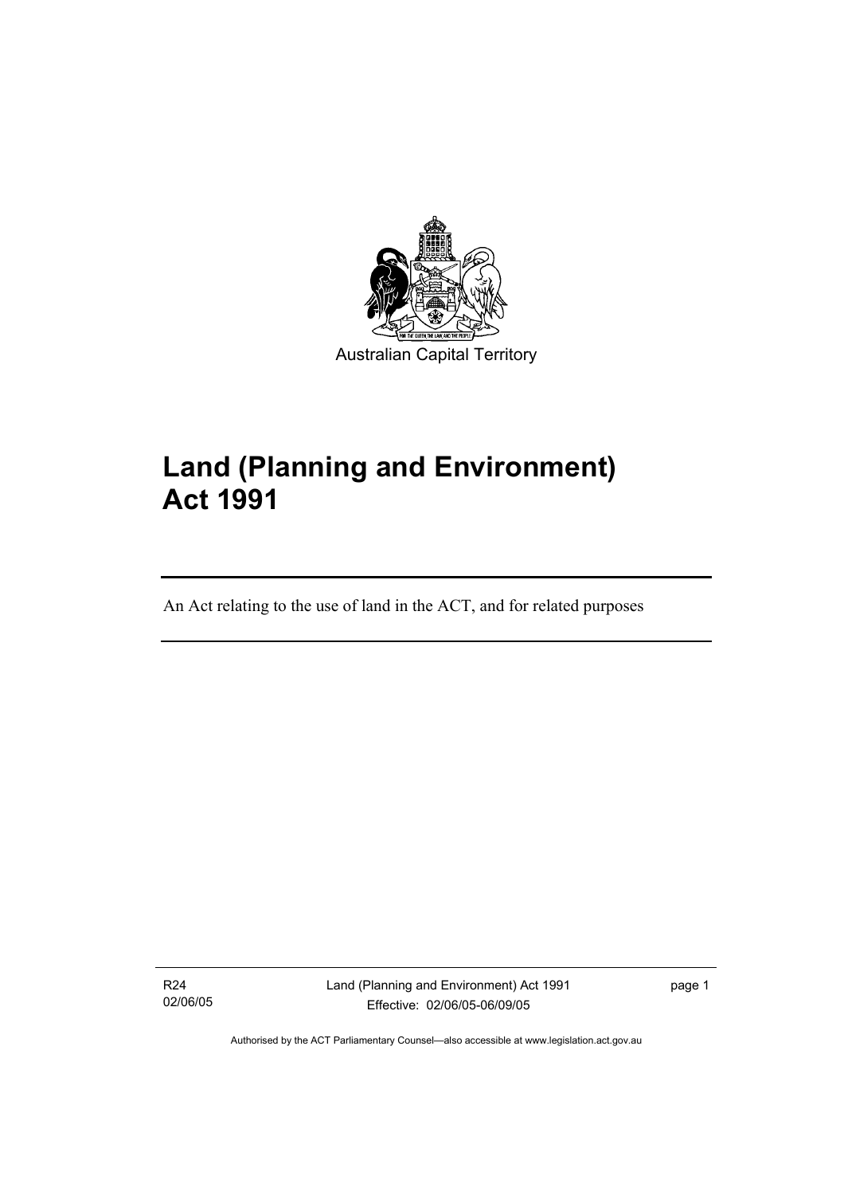Australian Capital Territory

# Land (Planning and Environment) Act 1991

An Act relating to the use of land in the ACT, and for related purposes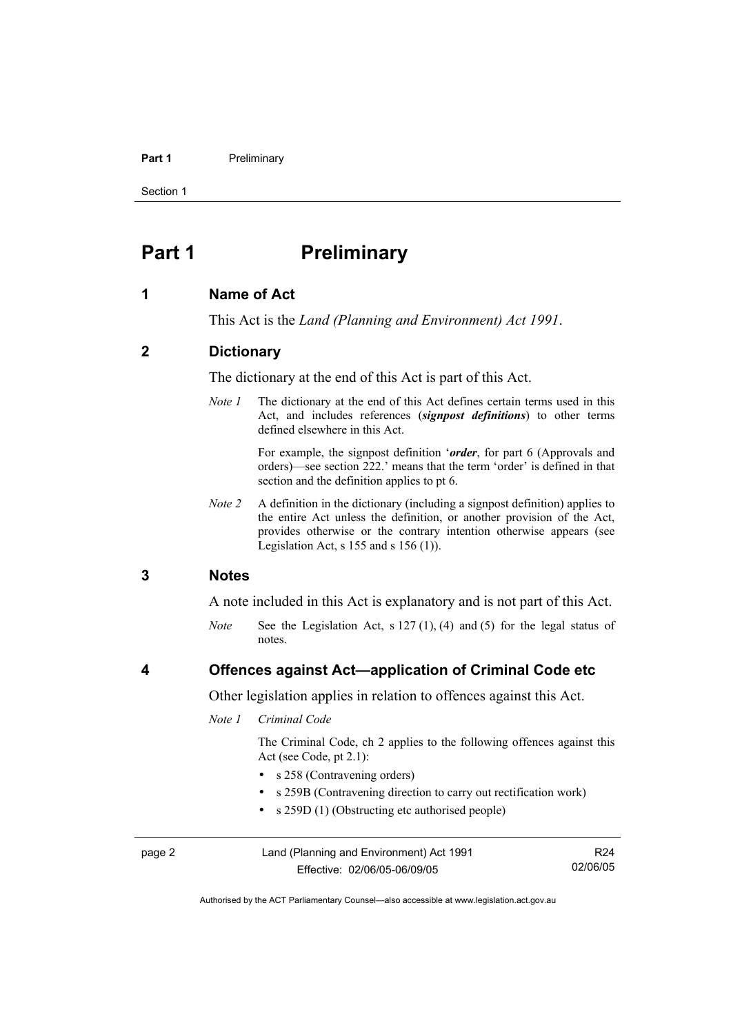# Part 1 Preliminary

## 1 Name of Act

This Act is the *Land (Planning and Environment) Act 1991*.

## 2 Dictionary

The dictionary at the end of this Act is part of this Act.

*Note 1* The dictionary at the end of this Act defines certain terms used in this Act, and includes references (***signpost definitions***) to other terms defined elsewhere in this Act.

For example, the signpost definition '***order***, for part 6 (Approvals and orders)—see section 222.' means that the term 'order' is defined in that section and the definition applies to pt 6.

*Note 2* A definition in the dictionary (including a signpost definition) applies to the entire Act unless the definition, or another provision of the Act, provides otherwise or the contrary intention otherwise appears (see Legislation Act, s 155 and s 156 (1)).

## 3 Notes

A note included in this Act is explanatory and is not part of this Act.

*Note* See the Legislation Act, s 127 (1), (4) and (5) for the legal status of notes.

## 4 Offences against Act—application of Criminal Code etc

Other legislation applies in relation to offences against this Act.

*Note 1* *Criminal Code*

The Criminal Code, ch 2 applies to the following offences against this Act (see Code, pt 2.1):

- s 258 (Contravening orders)
- s 259B (Contravening direction to carry out rectification work)
- s 259D (1) (Obstructing etc authorised people)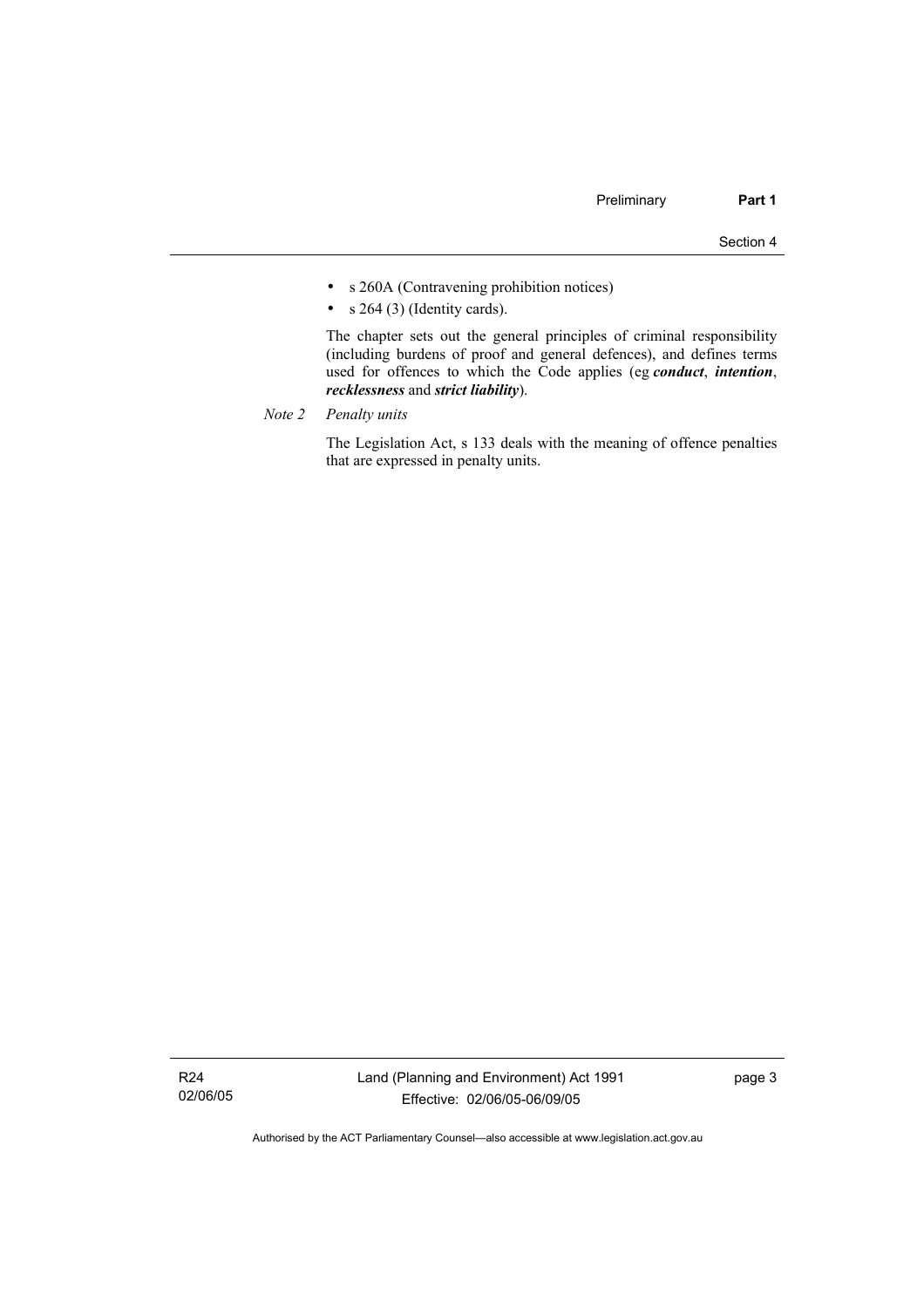- s 260A (Contravening prohibition notices)
- s 264 (3) (Identity cards).

The chapter sets out the general principles of criminal responsibility (including burdens of proof and general defences), and defines terms used for offences to which the Code applies (eg ***conduct***, ***intention***, ***recklessness*** and ***strict liability***).

*Note 2 Penalty units*

The Legislation Act, s 133 deals with the meaning of offence penalties that are expressed in penalty units.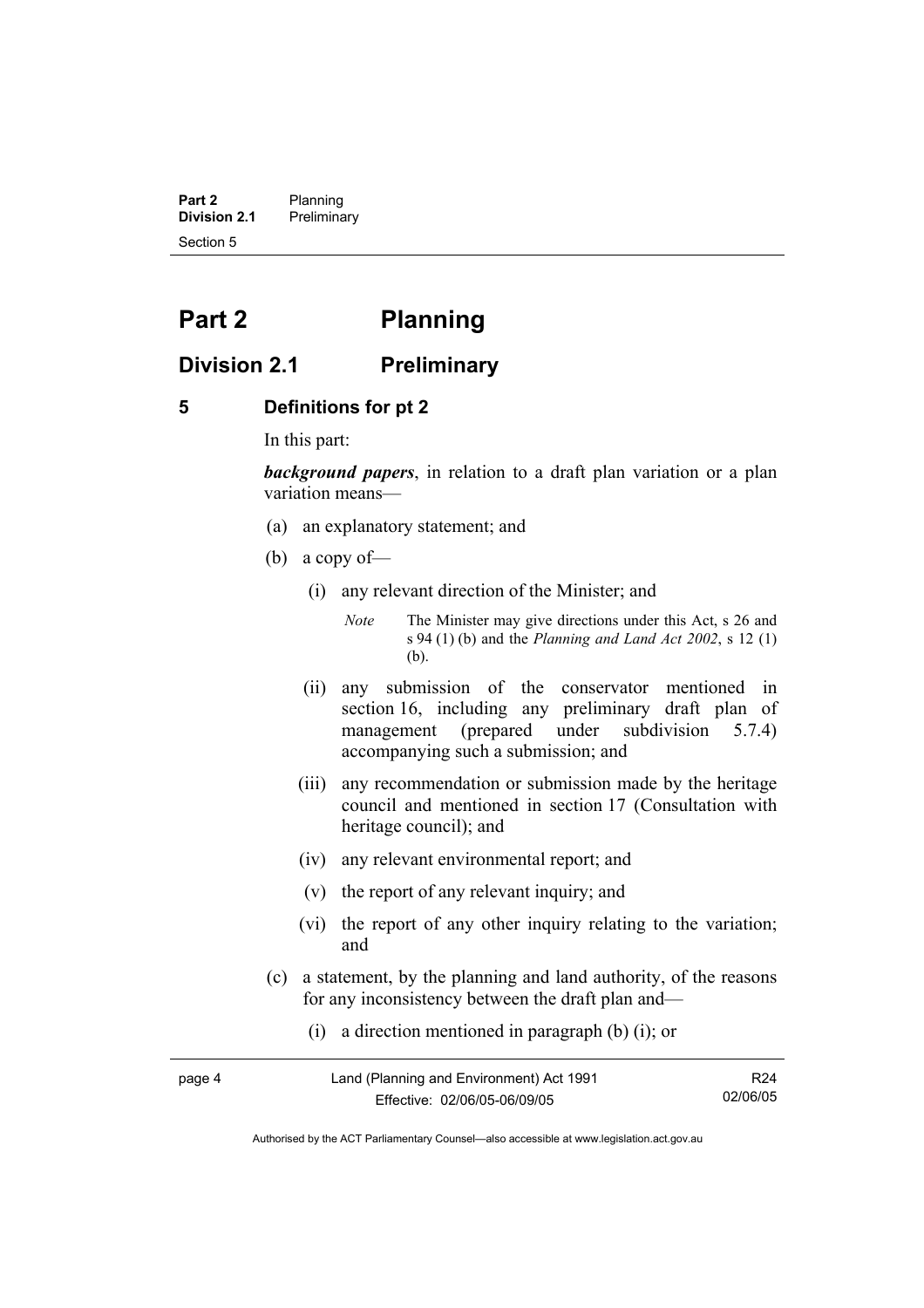# Part 2 Planning

## Division 2.1 Preliminary

### 5 Definitions for pt 2

In this part:

***background papers***, in relation to a draft plan variation or a plan variation means—

(a) an explanatory statement; and

(b) a copy of—

   (i) any relevant direction of the Minister; and

   *Note* The Minister may give directions under this Act, s 26 and s 94 (1) (b) and the *Planning and Land Act 2002*, s 12 (1) (b).

   (ii) any submission of the conservator mentioned in section 16, including any preliminary draft plan of management (prepared under subdivision 5.7.4) accompanying such a submission; and

   (iii) any recommendation or submission made by the heritage council and mentioned in section 17 (Consultation with heritage council); and

   (iv) any relevant environmental report; and

   (v) the report of any relevant inquiry; and

   (vi) the report of any other inquiry relating to the variation; and

(c) a statement, by the planning and land authority, of the reasons for any inconsistency between the draft plan and—

   (i) a direction mentioned in paragraph (b) (i); or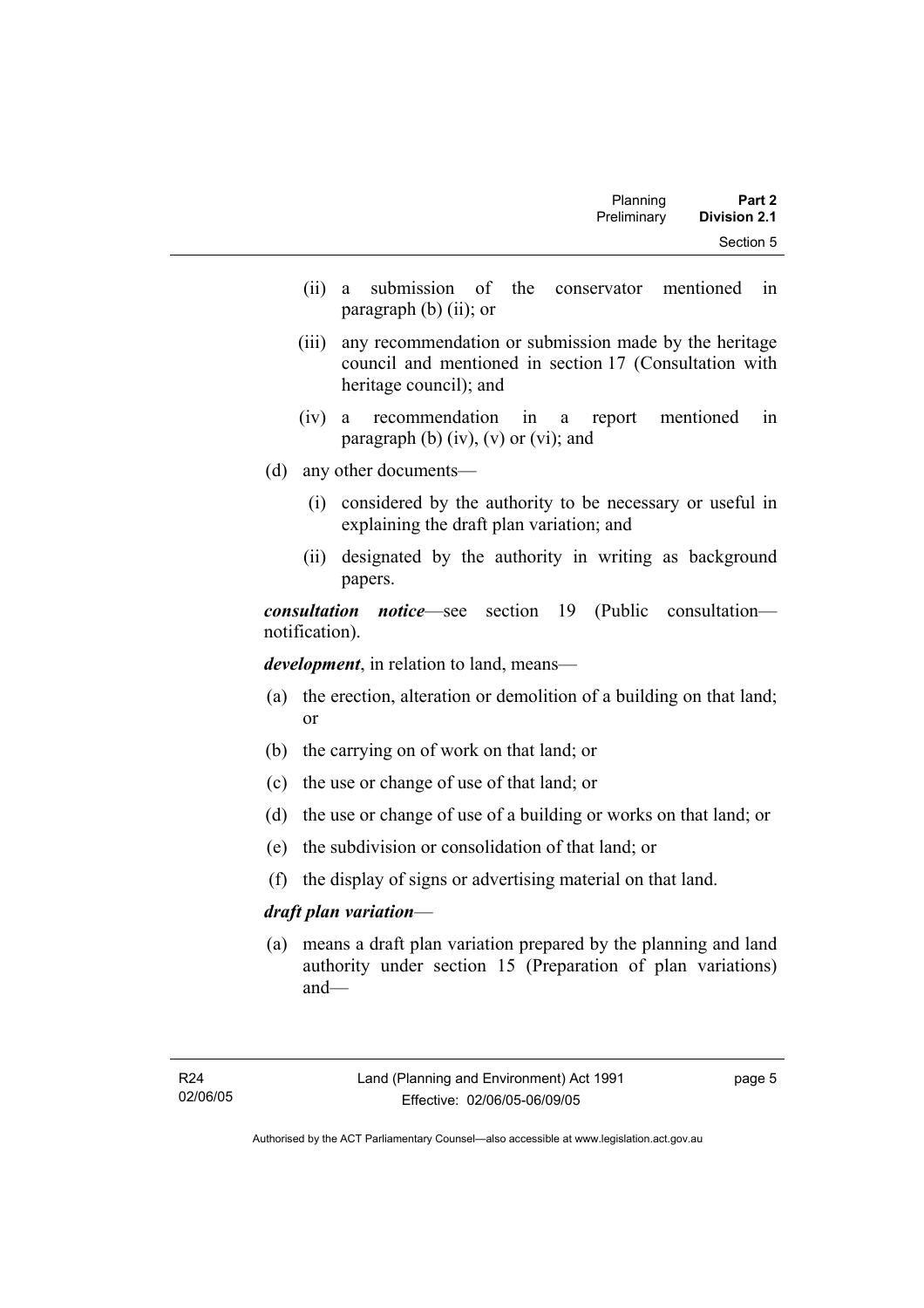(ii) a submission of the conservator mentioned in paragraph (b) (ii); or

(iii) any recommendation or submission made by the heritage council and mentioned in section 17 (Consultation with heritage council); and

(iv) a recommendation in a report mentioned in paragraph (b) (iv), (v) or (vi); and

(d) any other documents—

(i) considered by the authority to be necessary or useful in explaining the draft plan variation; and

(ii) designated by the authority in writing as background papers.

***consultation notice***—see section 19 (Public consultation—notification).

***development***, in relation to land, means—

(a) the erection, alteration or demolition of a building on that land; or

(b) the carrying on of work on that land; or

(c) the use or change of use of that land; or

(d) the use or change of use of a building or works on that land; or

(e) the subdivision or consolidation of that land; or

(f) the display of signs or advertising material on that land.

***draft plan variation***—

(a) means a draft plan variation prepared by the planning and land authority under section 15 (Preparation of plan variations) and—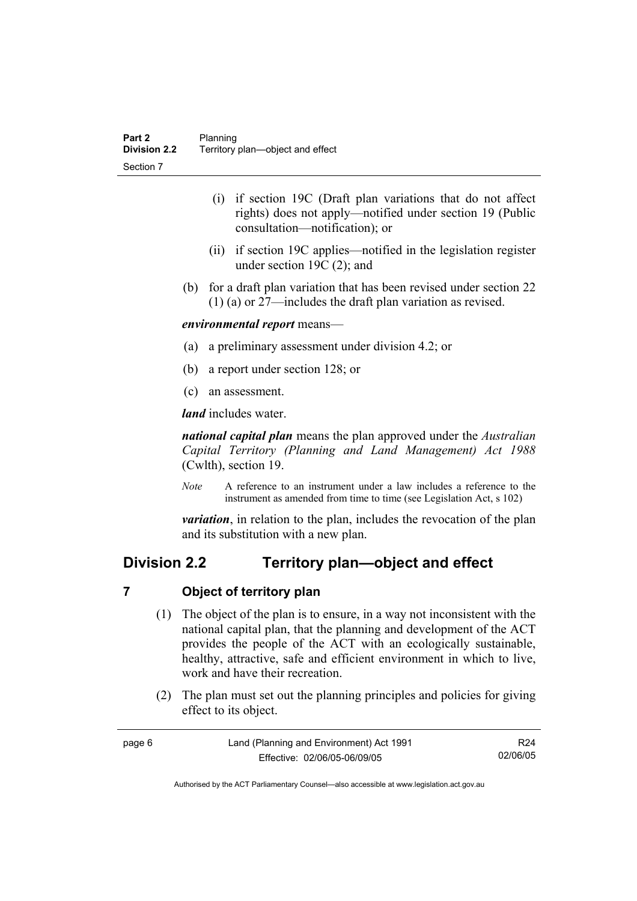(i) if section 19C (Draft plan variations that do not affect rights) does not apply—notified under section 19 (Public consultation—notification); or

(ii) if section 19C applies—notified in the legislation register under section 19C (2); and

(b) for a draft plan variation that has been revised under section 22 (1) (a) or 27—includes the draft plan variation as revised.

***environmental report*** means—

(a) a preliminary assessment under division 4.2; or

(b) a report under section 128; or

(c) an assessment.

***land*** includes water.

***national capital plan*** means the plan approved under the *Australian Capital Territory (Planning and Land Management) Act 1988* (Cwlth), section 19.

*Note* A reference to an instrument under a law includes a reference to the instrument as amended from time to time (see Legislation Act, s 102)

***variation***, in relation to the plan, includes the revocation of the plan and its substitution with a new plan.

## Division 2.2 Territory plan—object and effect

### 7 Object of territory plan

(1) The object of the plan is to ensure, in a way not inconsistent with the national capital plan, that the planning and development of the ACT provides the people of the ACT with an ecologically sustainable, healthy, attractive, safe and efficient environment in which to live, work and have their recreation.

(2) The plan must set out the planning principles and policies for giving effect to its object.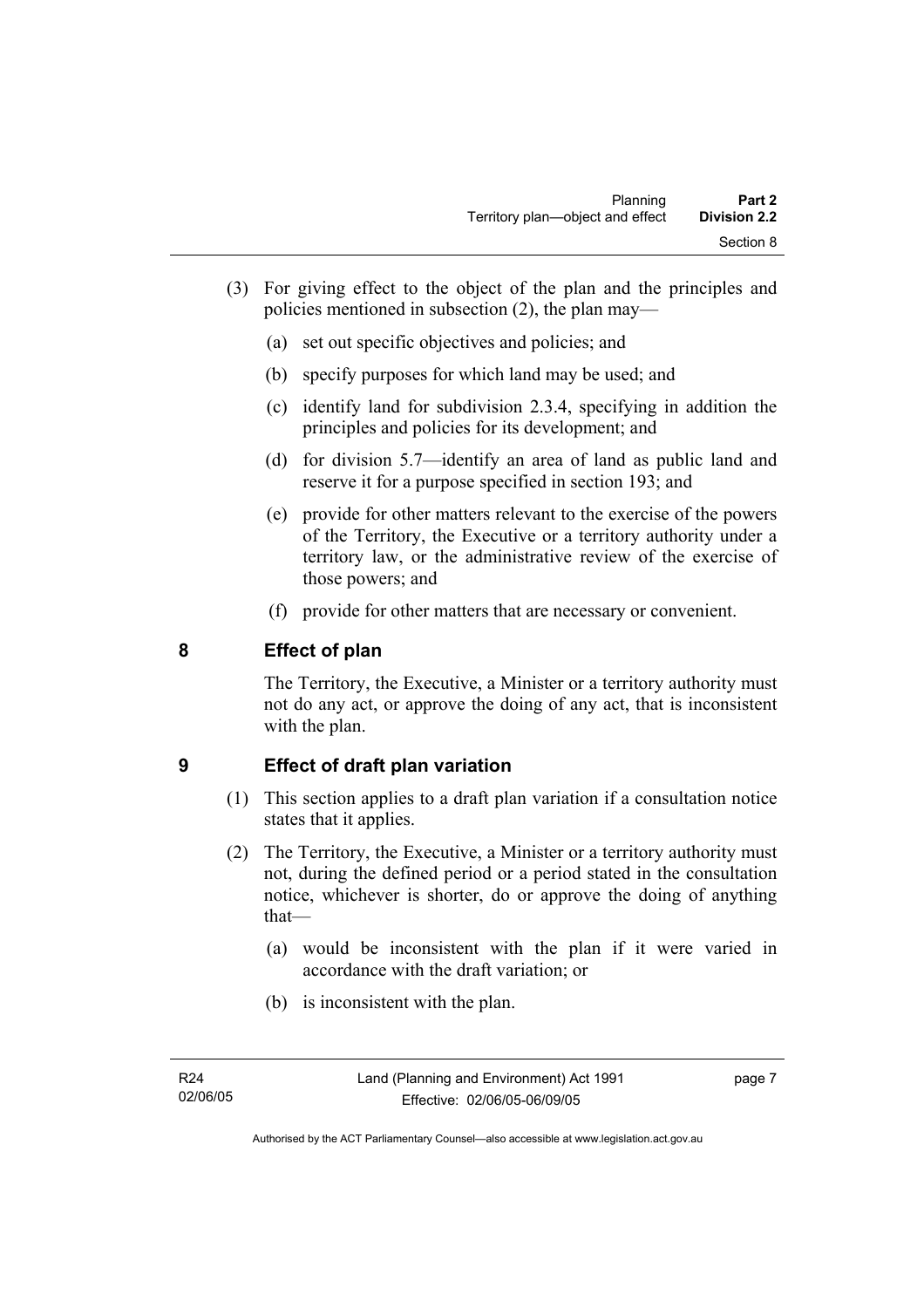(3) For giving effect to the object of the plan and the principles and policies mentioned in subsection (2), the plan may—

(a) set out specific objectives and policies; and

(b) specify purposes for which land may be used; and

(c) identify land for subdivision 2.3.4, specifying in addition the principles and policies for its development; and

(d) for division 5.7—identify an area of land as public land and reserve it for a purpose specified in section 193; and

(e) provide for other matters relevant to the exercise of the powers of the Territory, the Executive or a territory authority under a territory law, or the administrative review of the exercise of those powers; and

(f) provide for other matters that are necessary or convenient.

## 8 Effect of plan

The Territory, the Executive, a Minister or a territory authority must not do any act, or approve the doing of any act, that is inconsistent with the plan.

## 9 Effect of draft plan variation

(1) This section applies to a draft plan variation if a consultation notice states that it applies.

(2) The Territory, the Executive, a Minister or a territory authority must not, during the defined period or a period stated in the consultation notice, whichever is shorter, do or approve the doing of anything that—

(a) would be inconsistent with the plan if it were varied in accordance with the draft variation; or

(b) is inconsistent with the plan.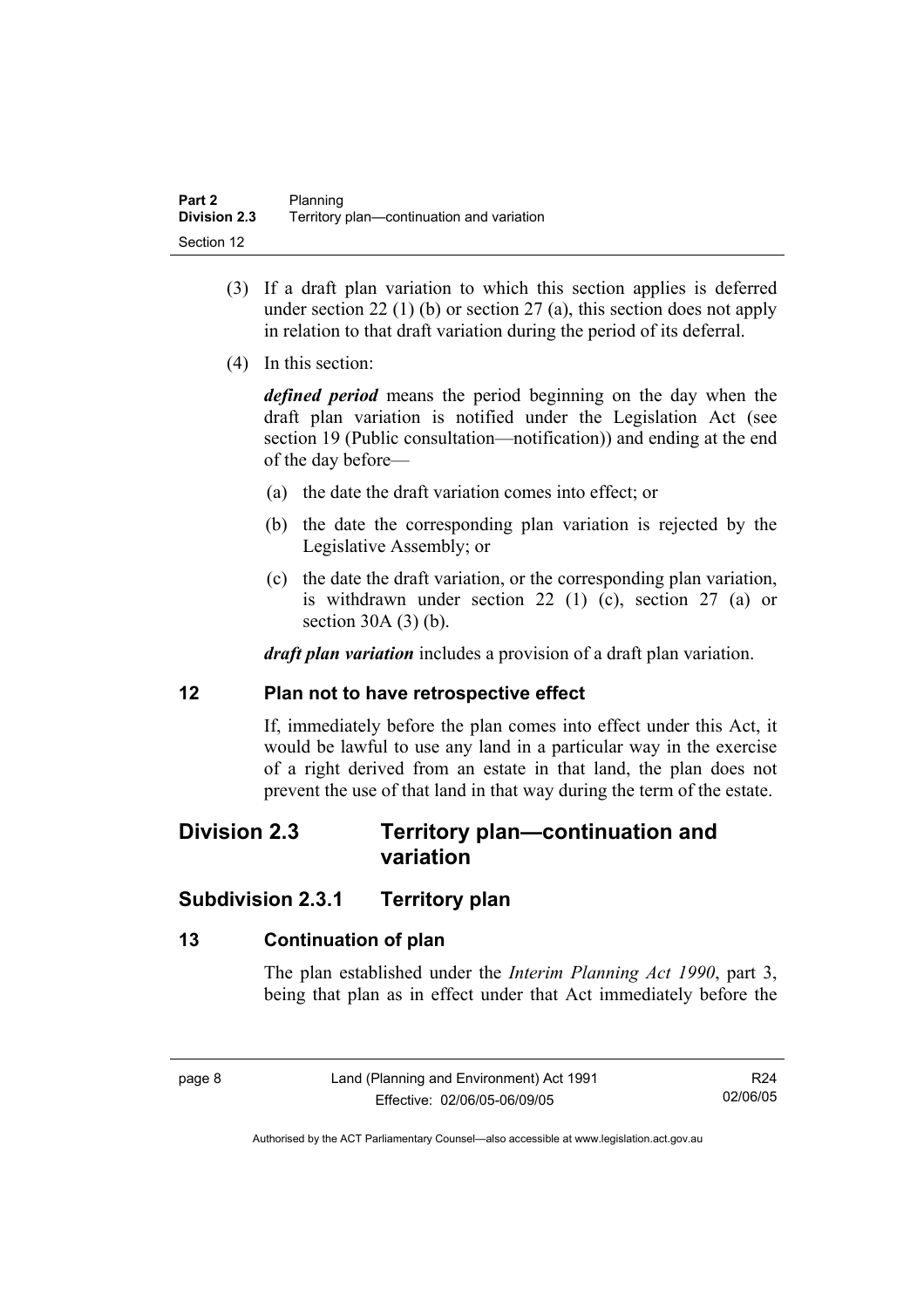(3) If a draft plan variation to which this section applies is deferred under section 22 (1) (b) or section 27 (a), this section does not apply in relation to that draft variation during the period of its deferral.

(4) In this section:

***defined period*** means the period beginning on the day when the draft plan variation is notified under the Legislation Act (see section 19 (Public consultation—notification)) and ending at the end of the day before—

(a) the date the draft variation comes into effect; or

(b) the date the corresponding plan variation is rejected by the Legislative Assembly; or

(c) the date the draft variation, or the corresponding plan variation, is withdrawn under section 22 (1) (c), section 27 (a) or section 30A (3) (b).

***draft plan variation*** includes a provision of a draft plan variation.

### 12 Plan not to have retrospective effect

If, immediately before the plan comes into effect under this Act, it would be lawful to use any land in a particular way in the exercise of a right derived from an estate in that land, the plan does not prevent the use of that land in that way during the term of the estate.

## Division 2.3 Territory plan—continuation and variation

### Subdivision 2.3.1 Territory plan

### 13 Continuation of plan

The plan established under the *Interim Planning Act 1990*, part 3, being that plan as in effect under that Act immediately before the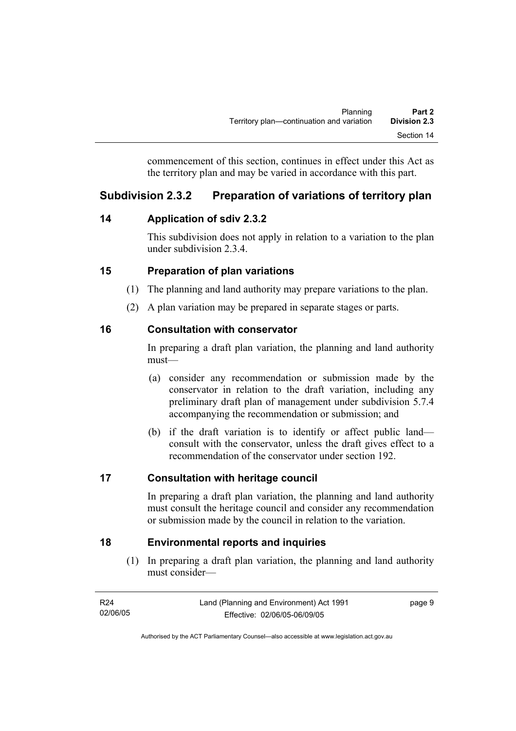commencement of this section, continues in effect under this Act as the territory plan and may be varied in accordance with this part.

## Subdivision 2.3.2 Preparation of variations of territory plan

### 14 Application of sdiv 2.3.2

This subdivision does not apply in relation to a variation to the plan under subdivision 2.3.4.

### 15 Preparation of plan variations

(1) The planning and land authority may prepare variations to the plan.

(2) A plan variation may be prepared in separate stages or parts.

### 16 Consultation with conservator

In preparing a draft plan variation, the planning and land authority must—

(a) consider any recommendation or submission made by the conservator in relation to the draft variation, including any preliminary draft plan of management under subdivision 5.7.4 accompanying the recommendation or submission; and

(b) if the draft variation is to identify or affect public land—consult with the conservator, unless the draft gives effect to a recommendation of the conservator under section 192.

### 17 Consultation with heritage council

In preparing a draft plan variation, the planning and land authority must consult the heritage council and consider any recommendation or submission made by the council in relation to the variation.

### 18 Environmental reports and inquiries

(1) In preparing a draft plan variation, the planning and land authority must consider—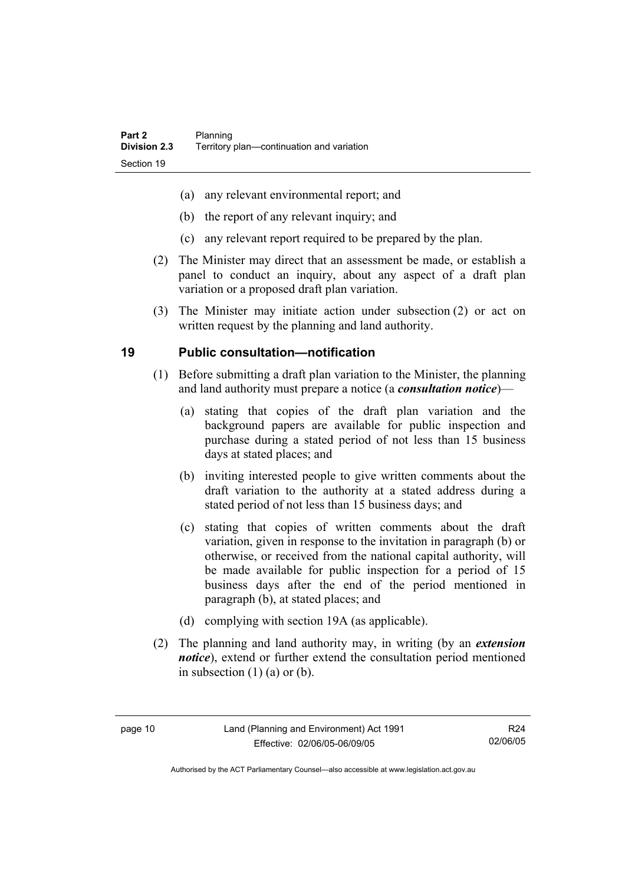(a) any relevant environmental report; and

(b) the report of any relevant inquiry; and

(c) any relevant report required to be prepared by the plan.

(2) The Minister may direct that an assessment be made, or establish a panel to conduct an inquiry, about any aspect of a draft plan variation or a proposed draft plan variation.

(3) The Minister may initiate action under subsection (2) or act on written request by the planning and land authority.

## 19 Public consultation—notification

(1) Before submitting a draft plan variation to the Minister, the planning and land authority must prepare a notice (a ***consultation notice***)—

(a) stating that copies of the draft plan variation and the background papers are available for public inspection and purchase during a stated period of not less than 15 business days at stated places; and

(b) inviting interested people to give written comments about the draft variation to the authority at a stated address during a stated period of not less than 15 business days; and

(c) stating that copies of written comments about the draft variation, given in response to the invitation in paragraph (b) or otherwise, or received from the national capital authority, will be made available for public inspection for a period of 15 business days after the end of the period mentioned in paragraph (b), at stated places; and

(d) complying with section 19A (as applicable).

(2) The planning and land authority may, in writing (by an ***extension notice***), extend or further extend the consultation period mentioned in subsection (1) (a) or (b).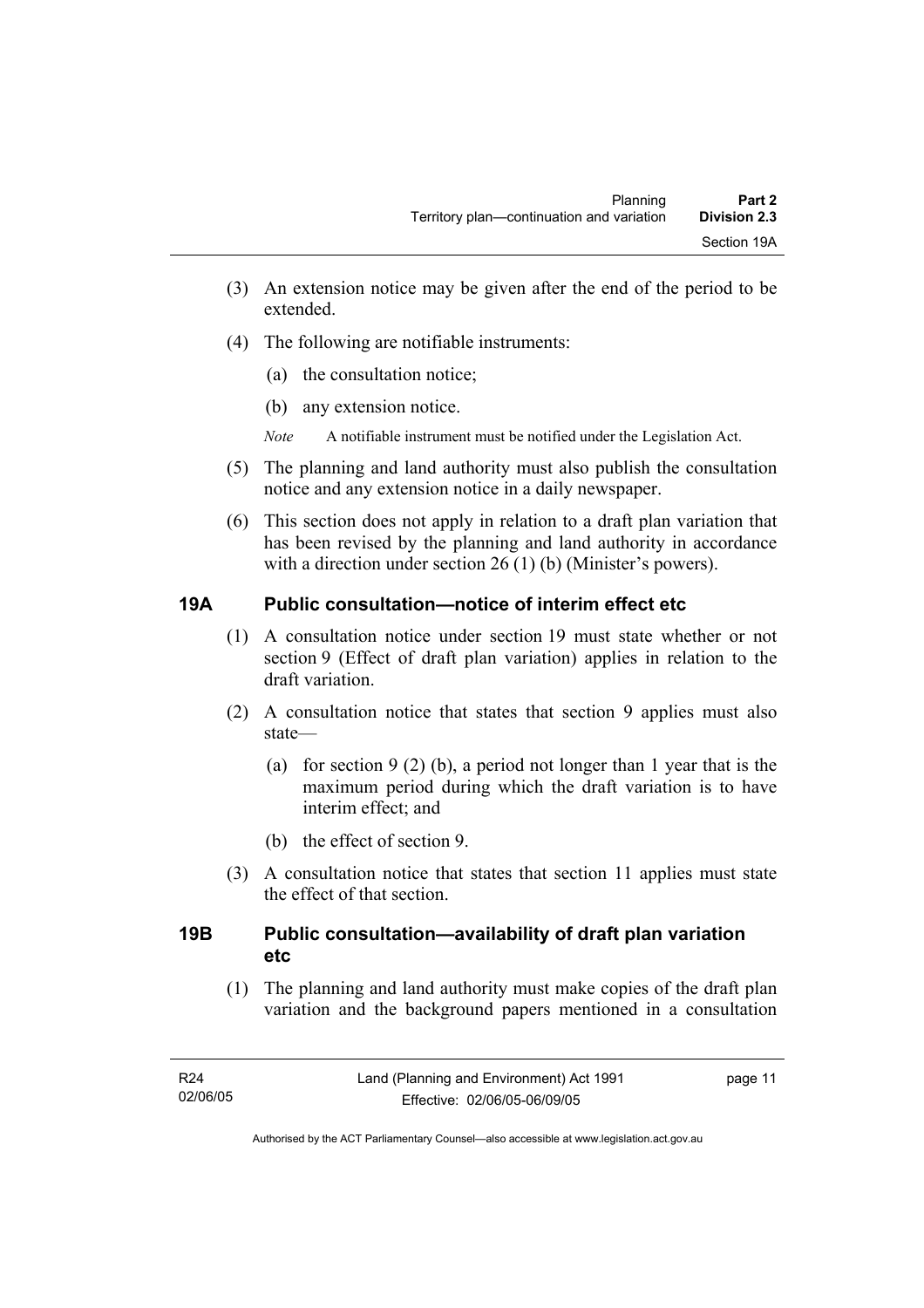(3) An extension notice may be given after the end of the period to be extended.

(4) The following are notifiable instruments:

(a) the consultation notice;

(b) any extension notice.

*Note* A notifiable instrument must be notified under the Legislation Act.

(5) The planning and land authority must also publish the consultation notice and any extension notice in a daily newspaper.

(6) This section does not apply in relation to a draft plan variation that has been revised by the planning and land authority in accordance with a direction under section 26 (1) (b) (Minister's powers).

## 19A Public consultation—notice of interim effect etc

(1) A consultation notice under section 19 must state whether or not section 9 (Effect of draft plan variation) applies in relation to the draft variation.

(2) A consultation notice that states that section 9 applies must also state—

(a) for section 9 (2) (b), a period not longer than 1 year that is the maximum period during which the draft variation is to have interim effect; and

(b) the effect of section 9.

(3) A consultation notice that states that section 11 applies must state the effect of that section.

## 19B Public consultation—availability of draft plan variation etc

(1) The planning and land authority must make copies of the draft plan variation and the background papers mentioned in a consultation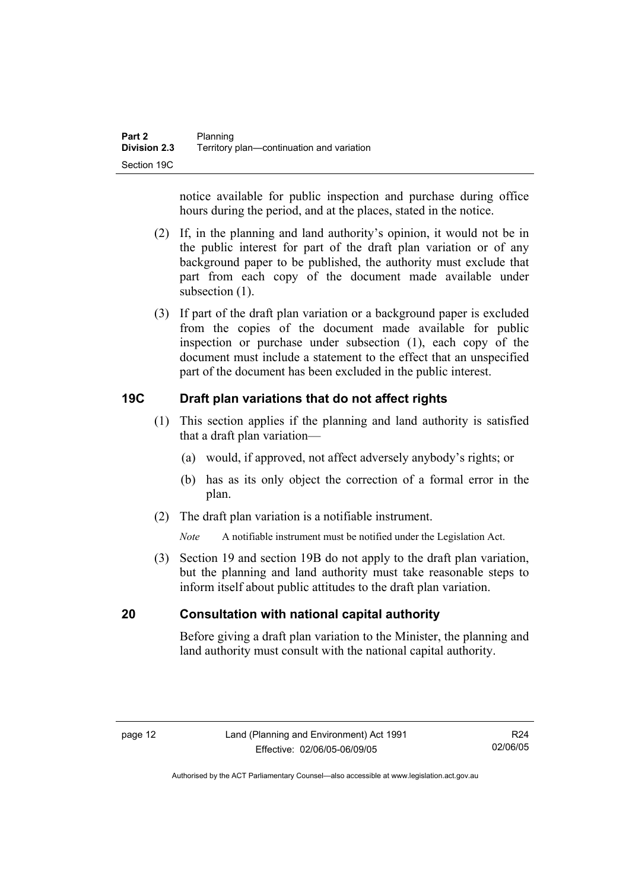notice available for public inspection and purchase during office hours during the period, and at the places, stated in the notice.

(2) If, in the planning and land authority's opinion, it would not be in the public interest for part of the draft plan variation or of any background paper to be published, the authority must exclude that part from each copy of the document made available under subsection (1).

(3) If part of the draft plan variation or a background paper is excluded from the copies of the document made available for public inspection or purchase under subsection (1), each copy of the document must include a statement to the effect that an unspecified part of the document has been excluded in the public interest.

## 19C Draft plan variations that do not affect rights

(1) This section applies if the planning and land authority is satisfied that a draft plan variation—

(a) would, if approved, not affect adversely anybody's rights; or

(b) has as its only object the correction of a formal error in the plan.

(2) The draft plan variation is a notifiable instrument.

*Note* A notifiable instrument must be notified under the Legislation Act.

(3) Section 19 and section 19B do not apply to the draft plan variation, but the planning and land authority must take reasonable steps to inform itself about public attitudes to the draft plan variation.

## 20 Consultation with national capital authority

Before giving a draft plan variation to the Minister, the planning and land authority must consult with the national capital authority.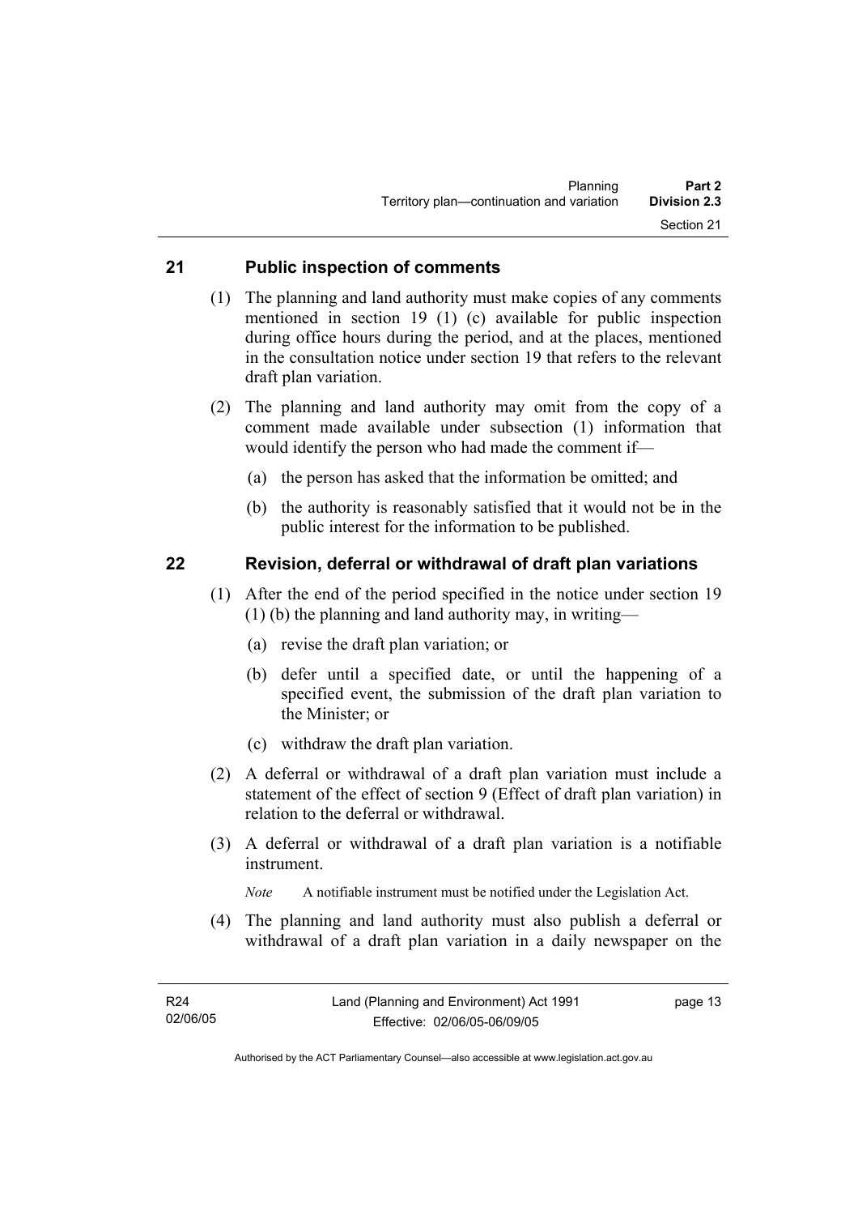## 21 Public inspection of comments

(1) The planning and land authority must make copies of any comments mentioned in section 19 (1) (c) available for public inspection during office hours during the period, and at the places, mentioned in the consultation notice under section 19 that refers to the relevant draft plan variation.

(2) The planning and land authority may omit from the copy of a comment made available under subsection (1) information that would identify the person who had made the comment if—

- (a) the person has asked that the information be omitted; and
- (b) the authority is reasonably satisfied that it would not be in the public interest for the information to be published.

## 22 Revision, deferral or withdrawal of draft plan variations

(1) After the end of the period specified in the notice under section 19 (1) (b) the planning and land authority may, in writing—

- (a) revise the draft plan variation; or
- (b) defer until a specified date, or until the happening of a specified event, the submission of the draft plan variation to the Minister; or
- (c) withdraw the draft plan variation.

(2) A deferral or withdrawal of a draft plan variation must include a statement of the effect of section 9 (Effect of draft plan variation) in relation to the deferral or withdrawal.

(3) A deferral or withdrawal of a draft plan variation is a notifiable instrument.

*Note* A notifiable instrument must be notified under the Legislation Act.

(4) The planning and land authority must also publish a deferral or withdrawal of a draft plan variation in a daily newspaper on the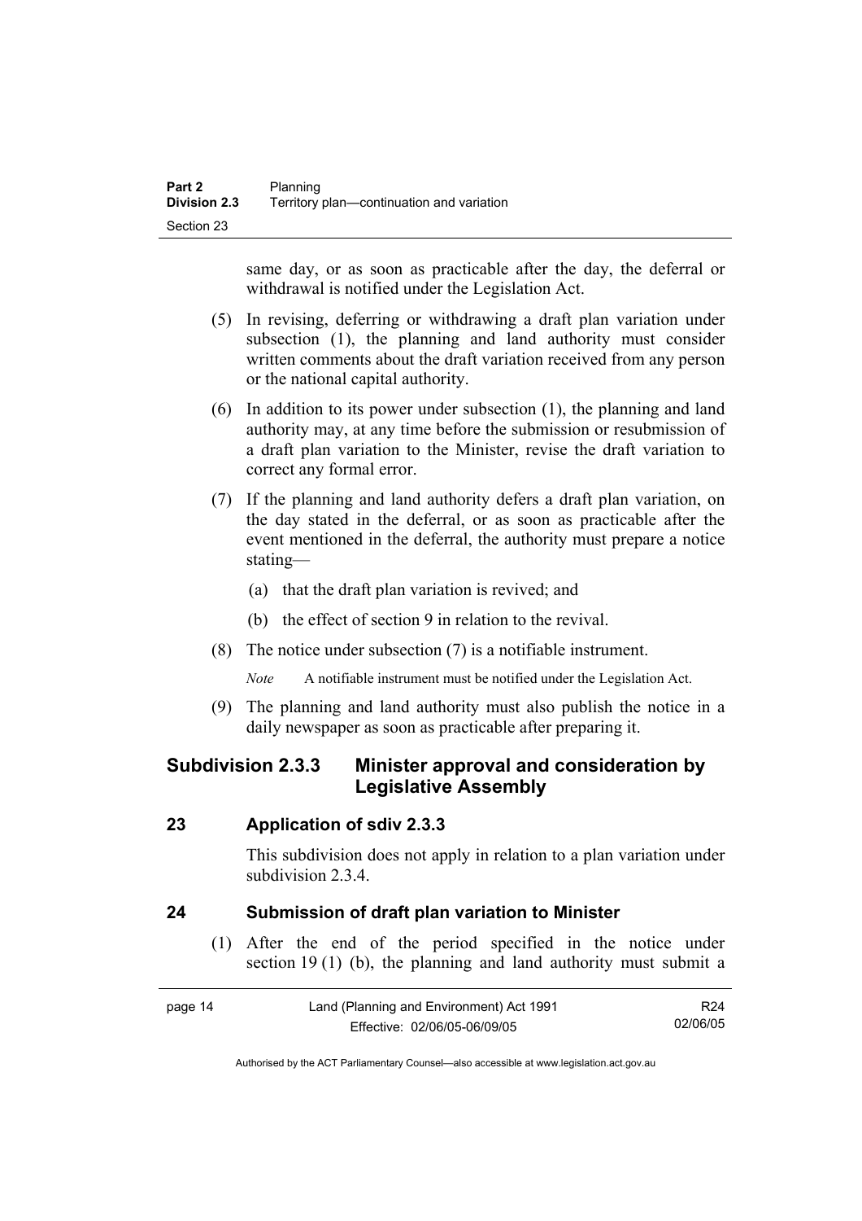same day, or as soon as practicable after the day, the deferral or withdrawal is notified under the Legislation Act.

(5) In revising, deferring or withdrawing a draft plan variation under subsection (1), the planning and land authority must consider written comments about the draft variation received from any person or the national capital authority.

(6) In addition to its power under subsection (1), the planning and land authority may, at any time before the submission or resubmission of a draft plan variation to the Minister, revise the draft variation to correct any formal error.

(7) If the planning and land authority defers a draft plan variation, on the day stated in the deferral, or as soon as practicable after the event mentioned in the deferral, the authority must prepare a notice stating—

(a) that the draft plan variation is revived; and

(b) the effect of section 9 in relation to the revival.

(8) The notice under subsection (7) is a notifiable instrument.

*Note* A notifiable instrument must be notified under the Legislation Act.

(9) The planning and land authority must also publish the notice in a daily newspaper as soon as practicable after preparing it.

## Subdivision 2.3.3 Minister approval and consideration by Legislative Assembly

### 23 Application of sdiv 2.3.3

This subdivision does not apply in relation to a plan variation under subdivision 2.3.4.

### 24 Submission of draft plan variation to Minister

(1) After the end of the period specified in the notice under section 19 (1) (b), the planning and land authority must submit a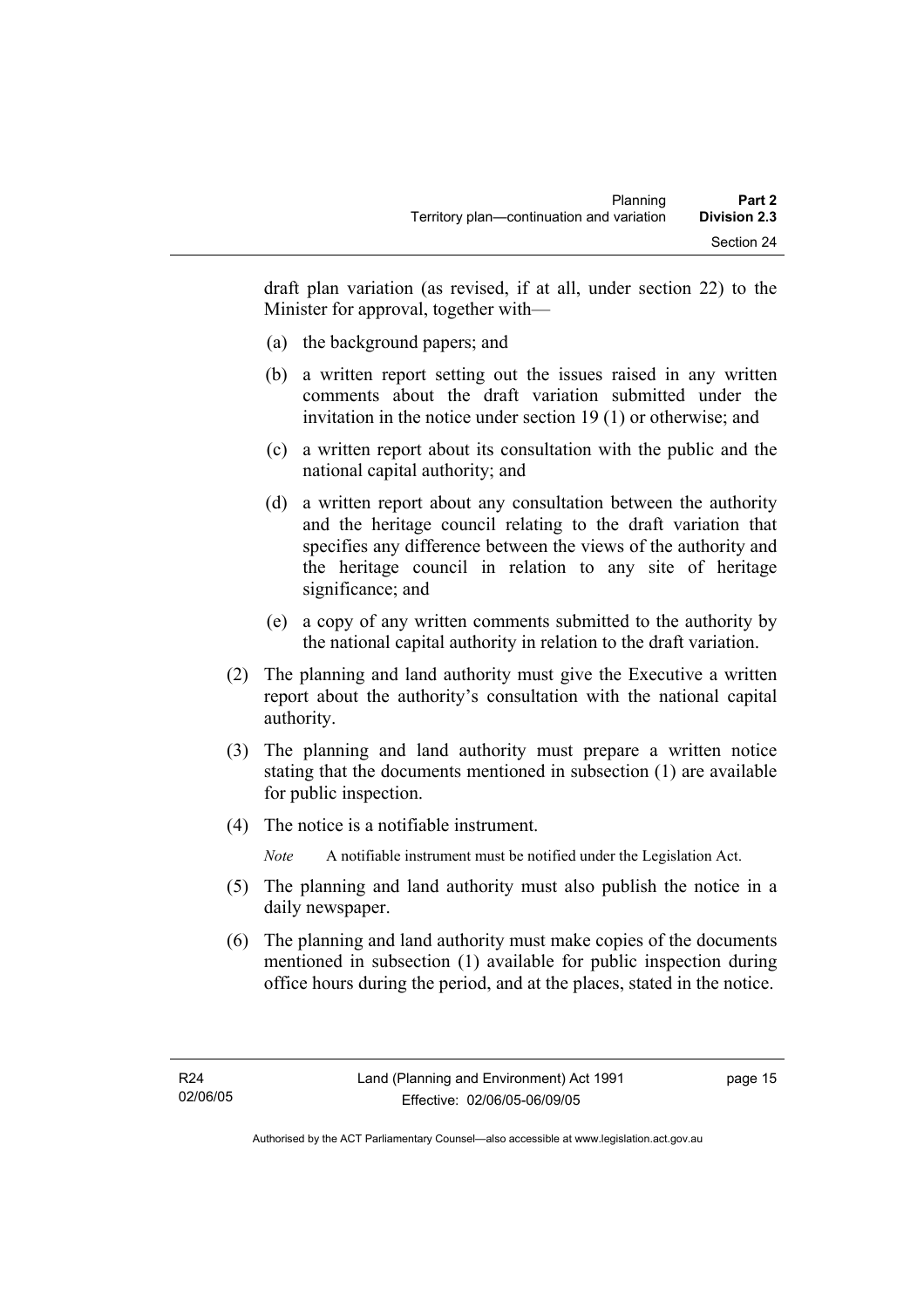draft plan variation (as revised, if at all, under section 22) to the Minister for approval, together with—

(a) the background papers; and

(b) a written report setting out the issues raised in any written comments about the draft variation submitted under the invitation in the notice under section 19 (1) or otherwise; and

(c) a written report about its consultation with the public and the national capital authority; and

(d) a written report about any consultation between the authority and the heritage council relating to the draft variation that specifies any difference between the views of the authority and the heritage council in relation to any site of heritage significance; and

(e) a copy of any written comments submitted to the authority by the national capital authority in relation to the draft variation.

(2) The planning and land authority must give the Executive a written report about the authority's consultation with the national capital authority.

(3) The planning and land authority must prepare a written notice stating that the documents mentioned in subsection (1) are available for public inspection.

(4) The notice is a notifiable instrument.

*Note* A notifiable instrument must be notified under the Legislation Act.

(5) The planning and land authority must also publish the notice in a daily newspaper.

(6) The planning and land authority must make copies of the documents mentioned in subsection (1) available for public inspection during office hours during the period, and at the places, stated in the notice.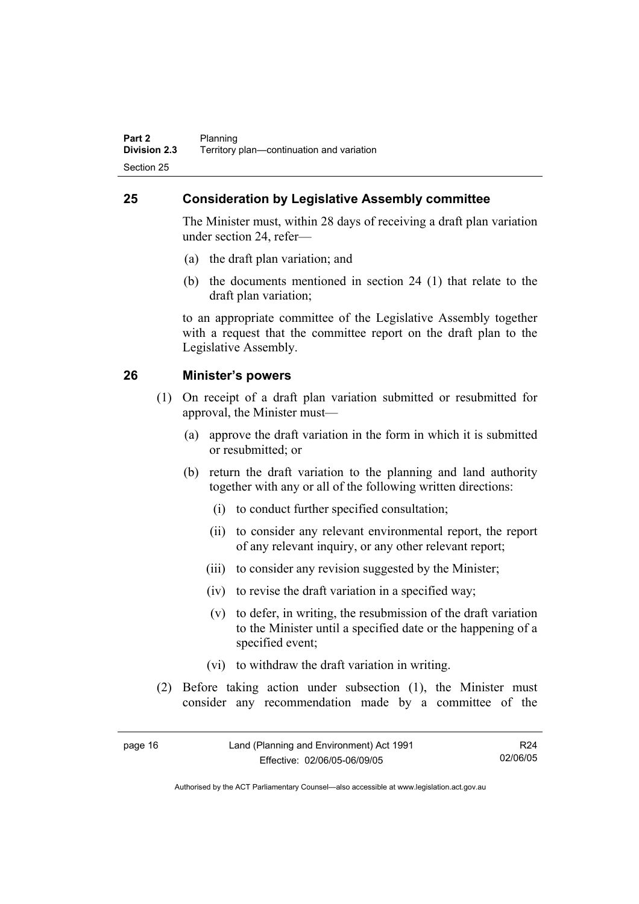## 25 Consideration by Legislative Assembly committee

The Minister must, within 28 days of receiving a draft plan variation under section 24, refer—

(a) the draft plan variation; and

(b) the documents mentioned in section 24 (1) that relate to the draft plan variation;

to an appropriate committee of the Legislative Assembly together with a request that the committee report on the draft plan to the Legislative Assembly.

## 26 Minister's powers

(1) On receipt of a draft plan variation submitted or resubmitted for approval, the Minister must—

(a) approve the draft variation in the form in which it is submitted or resubmitted; or

(b) return the draft variation to the planning and land authority together with any or all of the following written directions:

(i) to conduct further specified consultation;

(ii) to consider any relevant environmental report, the report of any relevant inquiry, or any other relevant report;

(iii) to consider any revision suggested by the Minister;

(iv) to revise the draft variation in a specified way;

(v) to defer, in writing, the resubmission of the draft variation to the Minister until a specified date or the happening of a specified event;

(vi) to withdraw the draft variation in writing.

(2) Before taking action under subsection (1), the Minister must consider any recommendation made by a committee of the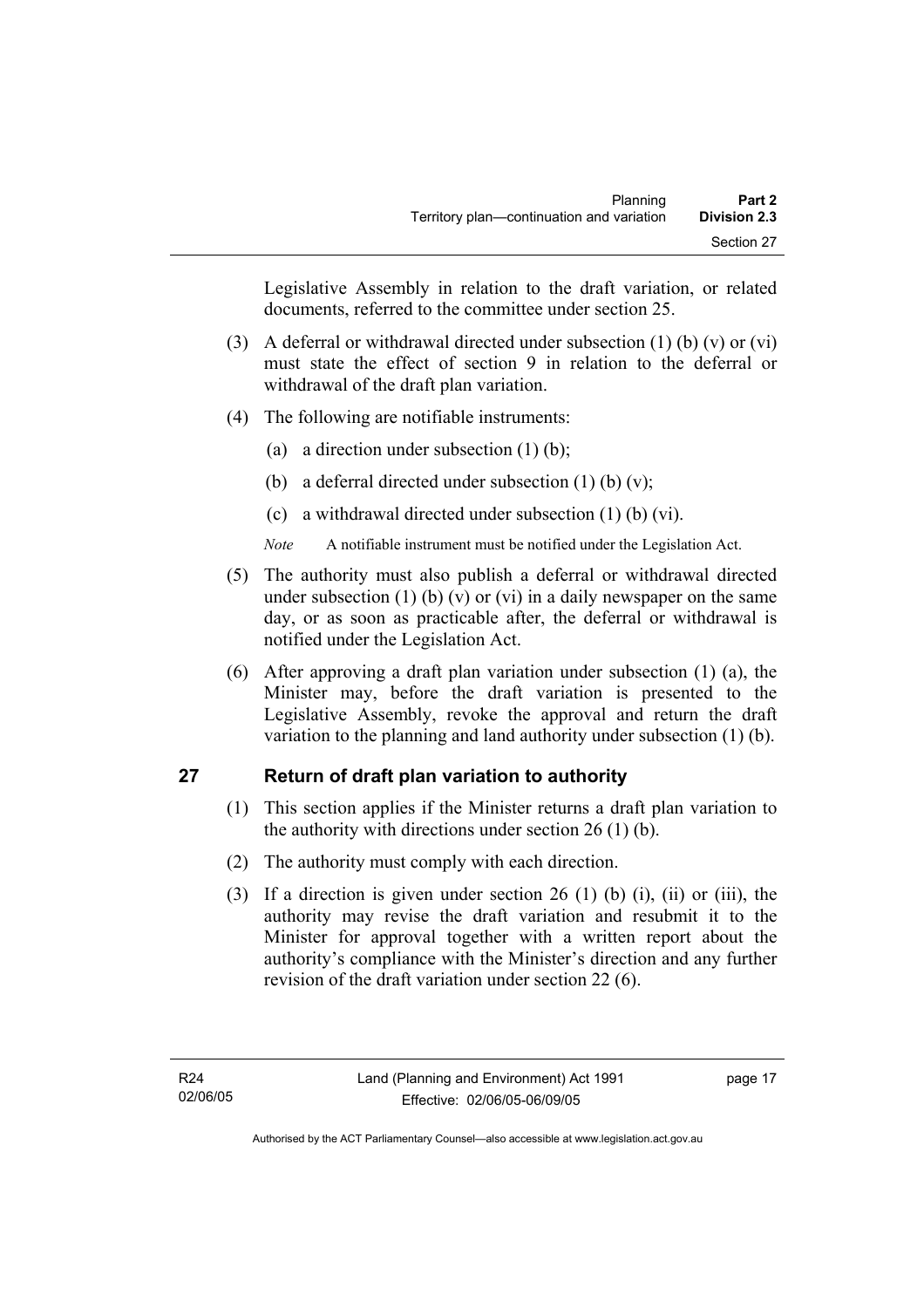Legislative Assembly in relation to the draft variation, or related documents, referred to the committee under section 25.

(3) A deferral or withdrawal directed under subsection (1) (b) (v) or (vi) must state the effect of section 9 in relation to the deferral or withdrawal of the draft plan variation.

(4) The following are notifiable instruments:

(a) a direction under subsection (1) (b);

(b) a deferral directed under subsection (1) (b) (v);

(c) a withdrawal directed under subsection (1) (b) (vi).

*Note* A notifiable instrument must be notified under the Legislation Act.

(5) The authority must also publish a deferral or withdrawal directed under subsection (1) (b) (v) or (vi) in a daily newspaper on the same day, or as soon as practicable after, the deferral or withdrawal is notified under the Legislation Act.

(6) After approving a draft plan variation under subsection (1) (a), the Minister may, before the draft variation is presented to the Legislative Assembly, revoke the approval and return the draft variation to the planning and land authority under subsection (1) (b).

## 27 Return of draft plan variation to authority

(1) This section applies if the Minister returns a draft plan variation to the authority with directions under section 26 (1) (b).

(2) The authority must comply with each direction.

(3) If a direction is given under section 26 (1) (b) (i), (ii) or (iii), the authority may revise the draft variation and resubmit it to the Minister for approval together with a written report about the authority's compliance with the Minister's direction and any further revision of the draft variation under section 22 (6).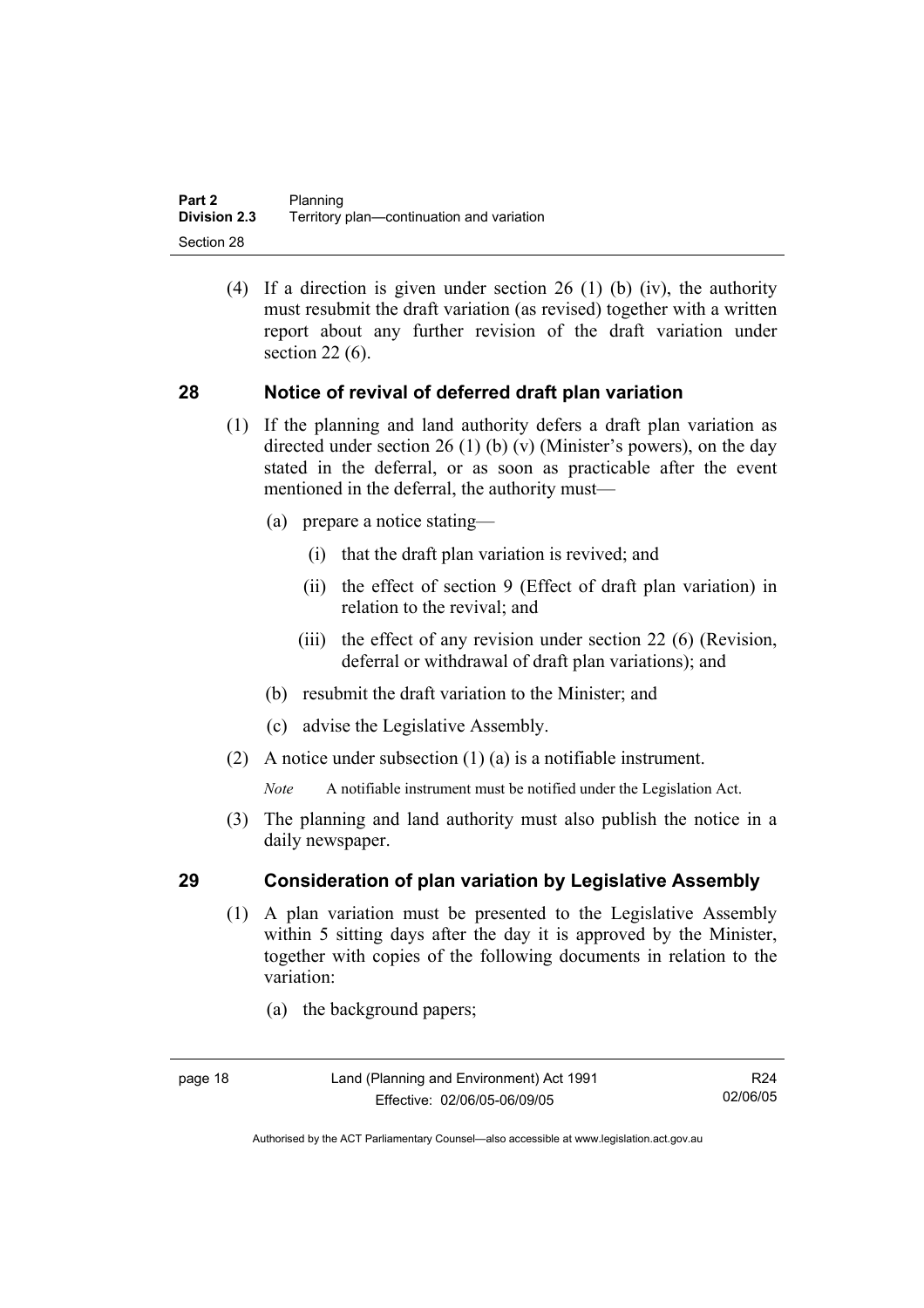(4) If a direction is given under section 26 (1) (b) (iv), the authority must resubmit the draft variation (as revised) together with a written report about any further revision of the draft variation under section 22 (6).

## 28 Notice of revival of deferred draft plan variation

(1) If the planning and land authority defers a draft plan variation as directed under section 26 (1) (b) (v) (Minister's powers), on the day stated in the deferral, or as soon as practicable after the event mentioned in the deferral, the authority must—

(a) prepare a notice stating—

(i) that the draft plan variation is revived; and

(ii) the effect of section 9 (Effect of draft plan variation) in relation to the revival; and

(iii) the effect of any revision under section 22 (6) (Revision, deferral or withdrawal of draft plan variations); and

(b) resubmit the draft variation to the Minister; and

(c) advise the Legislative Assembly.

(2) A notice under subsection (1) (a) is a notifiable instrument.

*Note* A notifiable instrument must be notified under the Legislation Act.

(3) The planning and land authority must also publish the notice in a daily newspaper.

## 29 Consideration of plan variation by Legislative Assembly

(1) A plan variation must be presented to the Legislative Assembly within 5 sitting days after the day it is approved by the Minister, together with copies of the following documents in relation to the variation:

(a) the background papers;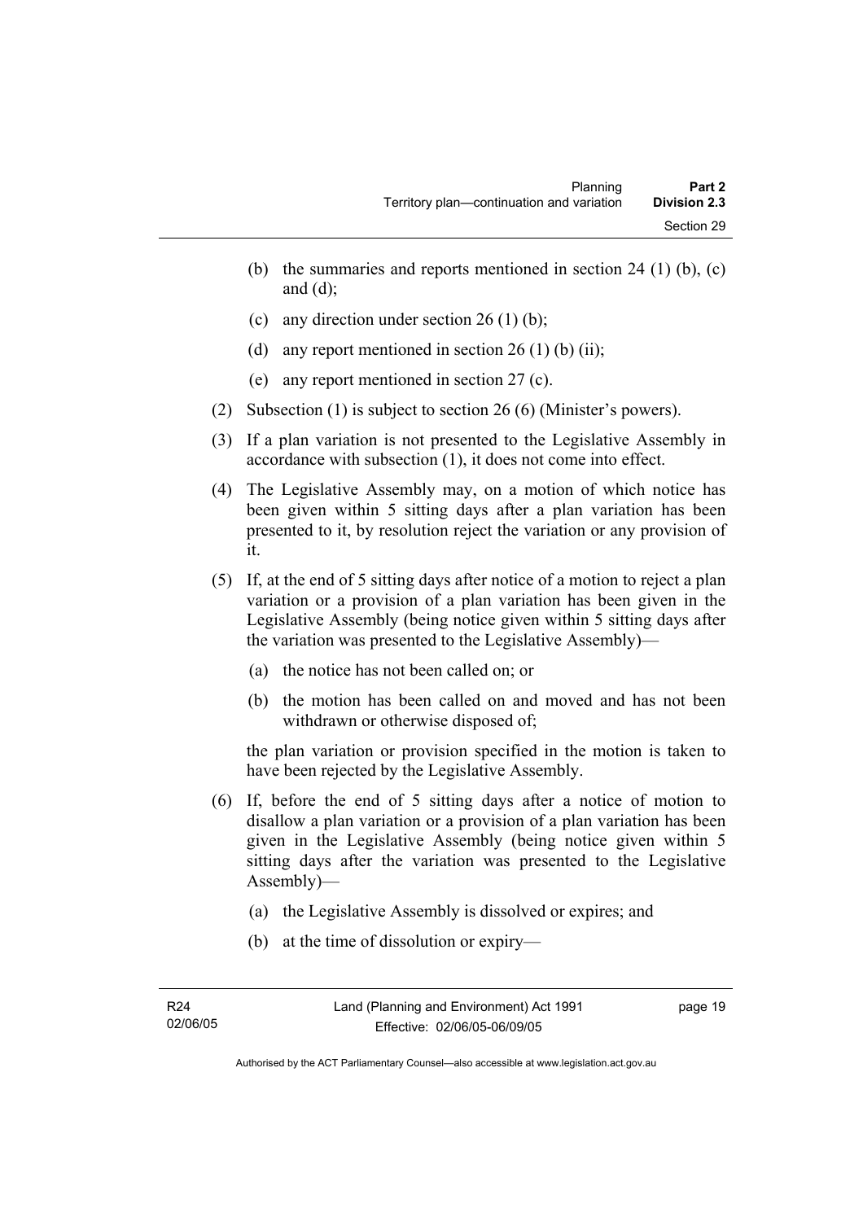- (b) the summaries and reports mentioned in section 24 (1) (b), (c) and (d);
- (c) any direction under section 26 (1) (b);
- (d) any report mentioned in section 26 (1) (b) (ii);
- (e) any report mentioned in section 27 (c).

(2) Subsection (1) is subject to section 26 (6) (Minister's powers).

(3) If a plan variation is not presented to the Legislative Assembly in accordance with subsection (1), it does not come into effect.

(4) The Legislative Assembly may, on a motion of which notice has been given within 5 sitting days after a plan variation has been presented to it, by resolution reject the variation or any provision of it.

(5) If, at the end of 5 sitting days after notice of a motion to reject a plan variation or a provision of a plan variation has been given in the Legislative Assembly (being notice given within 5 sitting days after the variation was presented to the Legislative Assembly)—

- (a) the notice has not been called on; or
- (b) the motion has been called on and moved and has not been withdrawn or otherwise disposed of;

the plan variation or provision specified in the motion is taken to have been rejected by the Legislative Assembly.

(6) If, before the end of 5 sitting days after a notice of motion to disallow a plan variation or a provision of a plan variation has been given in the Legislative Assembly (being notice given within 5 sitting days after the variation was presented to the Legislative Assembly)—

- (a) the Legislative Assembly is dissolved or expires; and
- (b) at the time of dissolution or expiry—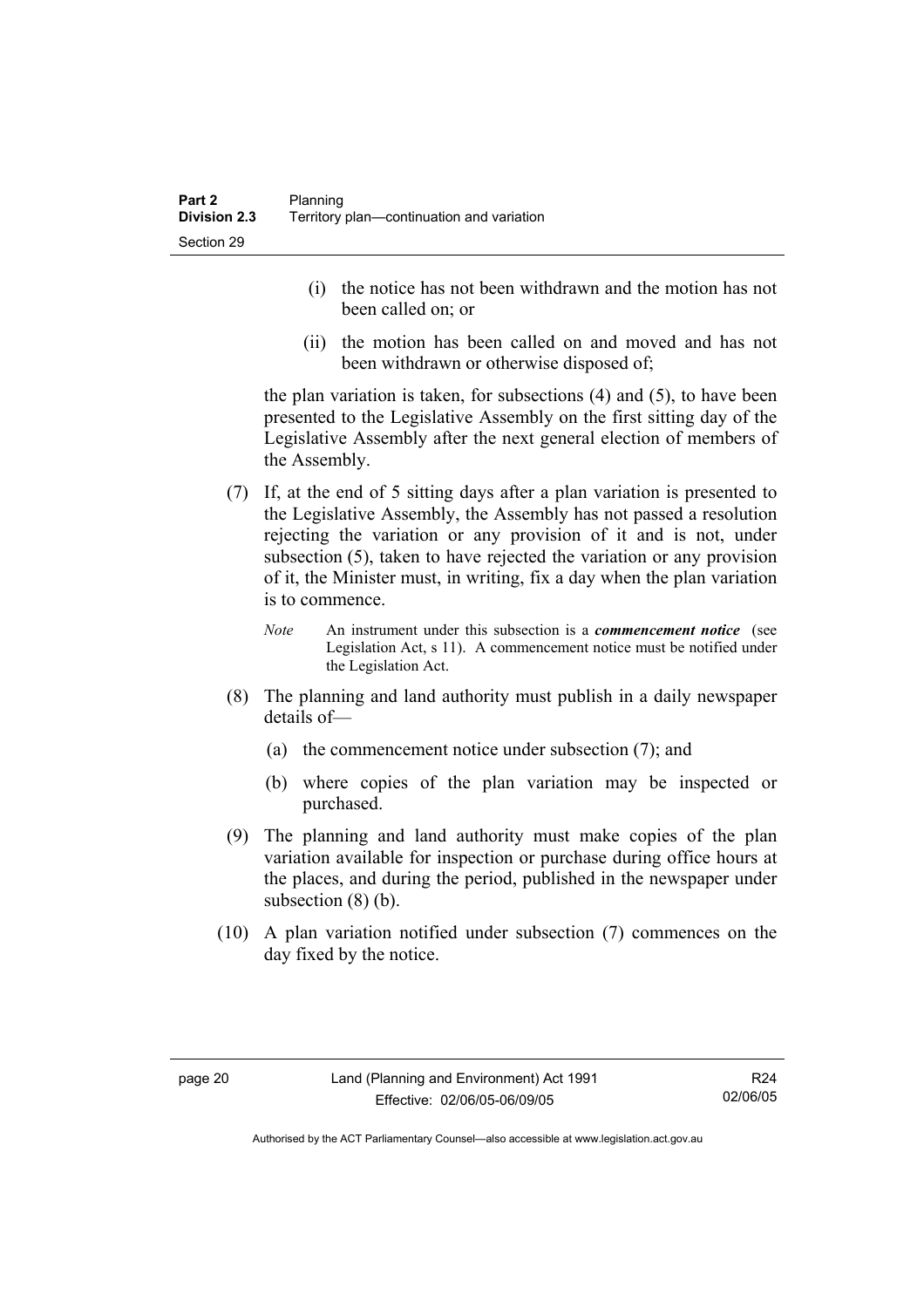(i) the notice has not been withdrawn and the motion has not been called on; or

(ii) the motion has been called on and moved and has not been withdrawn or otherwise disposed of;

the plan variation is taken, for subsections (4) and (5), to have been presented to the Legislative Assembly on the first sitting day of the Legislative Assembly after the next general election of members of the Assembly.

(7) If, at the end of 5 sitting days after a plan variation is presented to the Legislative Assembly, the Assembly has not passed a resolution rejecting the variation or any provision of it and is not, under subsection (5), taken to have rejected the variation or any provision of it, the Minister must, in writing, fix a day when the plan variation is to commence.

*Note* An instrument under this subsection is a ***commencement notice*** (see Legislation Act, s 11). A commencement notice must be notified under the Legislation Act.

(8) The planning and land authority must publish in a daily newspaper details of—

(a) the commencement notice under subsection (7); and

(b) where copies of the plan variation may be inspected or purchased.

(9) The planning and land authority must make copies of the plan variation available for inspection or purchase during office hours at the places, and during the period, published in the newspaper under subsection (8) (b).

(10) A plan variation notified under subsection (7) commences on the day fixed by the notice.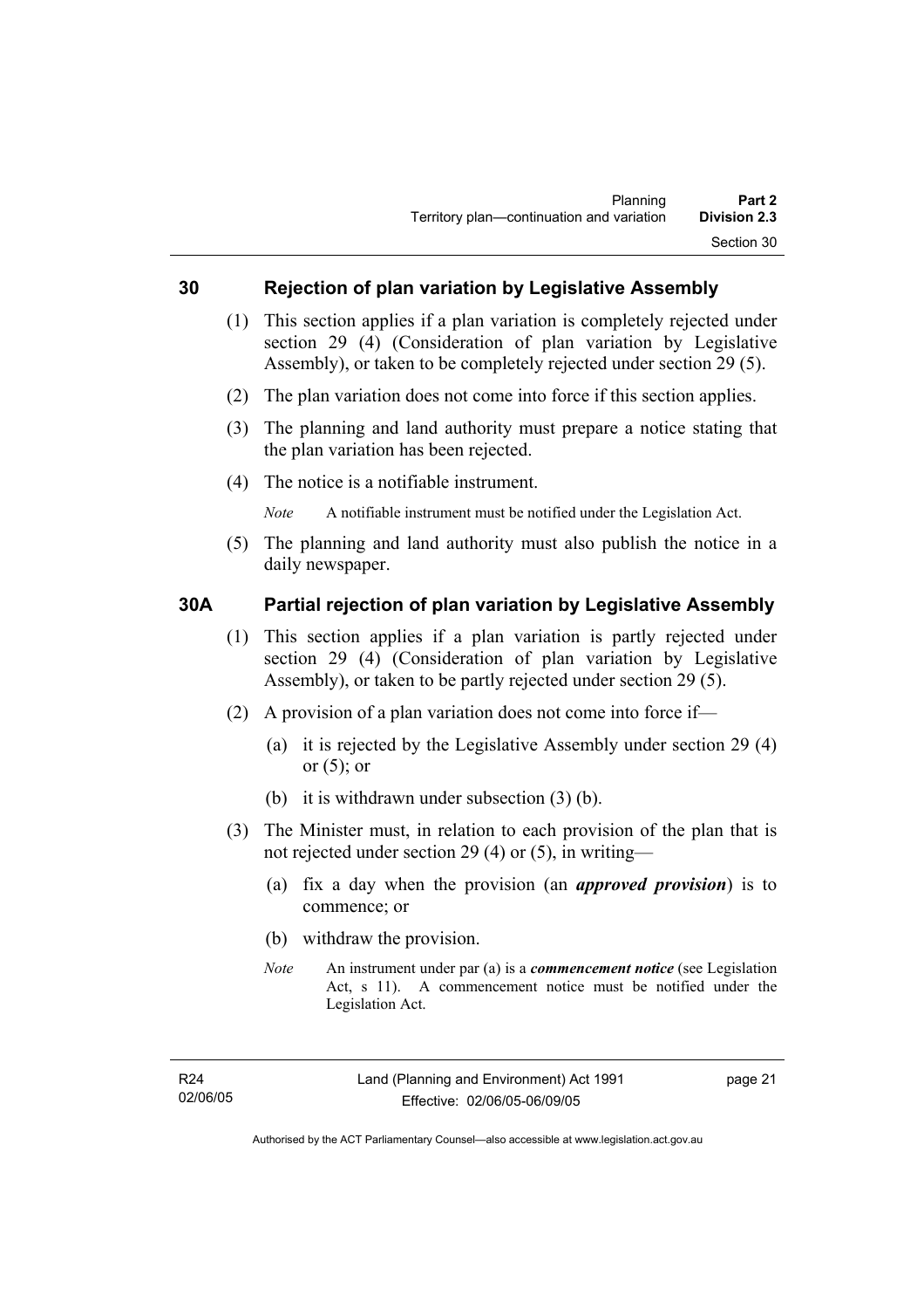## 30 Rejection of plan variation by Legislative Assembly

(1) This section applies if a plan variation is completely rejected under section 29 (4) (Consideration of plan variation by Legislative Assembly), or taken to be completely rejected under section 29 (5).

(2) The plan variation does not come into force if this section applies.

(3) The planning and land authority must prepare a notice stating that the plan variation has been rejected.

(4) The notice is a notifiable instrument.

*Note* A notifiable instrument must be notified under the Legislation Act.

(5) The planning and land authority must also publish the notice in a daily newspaper.

## 30A Partial rejection of plan variation by Legislative Assembly

(1) This section applies if a plan variation is partly rejected under section 29 (4) (Consideration of plan variation by Legislative Assembly), or taken to be partly rejected under section 29 (5).

(2) A provision of a plan variation does not come into force if—

(a) it is rejected by the Legislative Assembly under section 29 (4) or (5); or

(b) it is withdrawn under subsection (3) (b).

(3) The Minister must, in relation to each provision of the plan that is not rejected under section 29 (4) or (5), in writing—

(a) fix a day when the provision (an ***approved provision***) is to commence; or

(b) withdraw the provision.

*Note* An instrument under par (a) is a ***commencement notice*** (see Legislation Act, s 11). A commencement notice must be notified under the Legislation Act.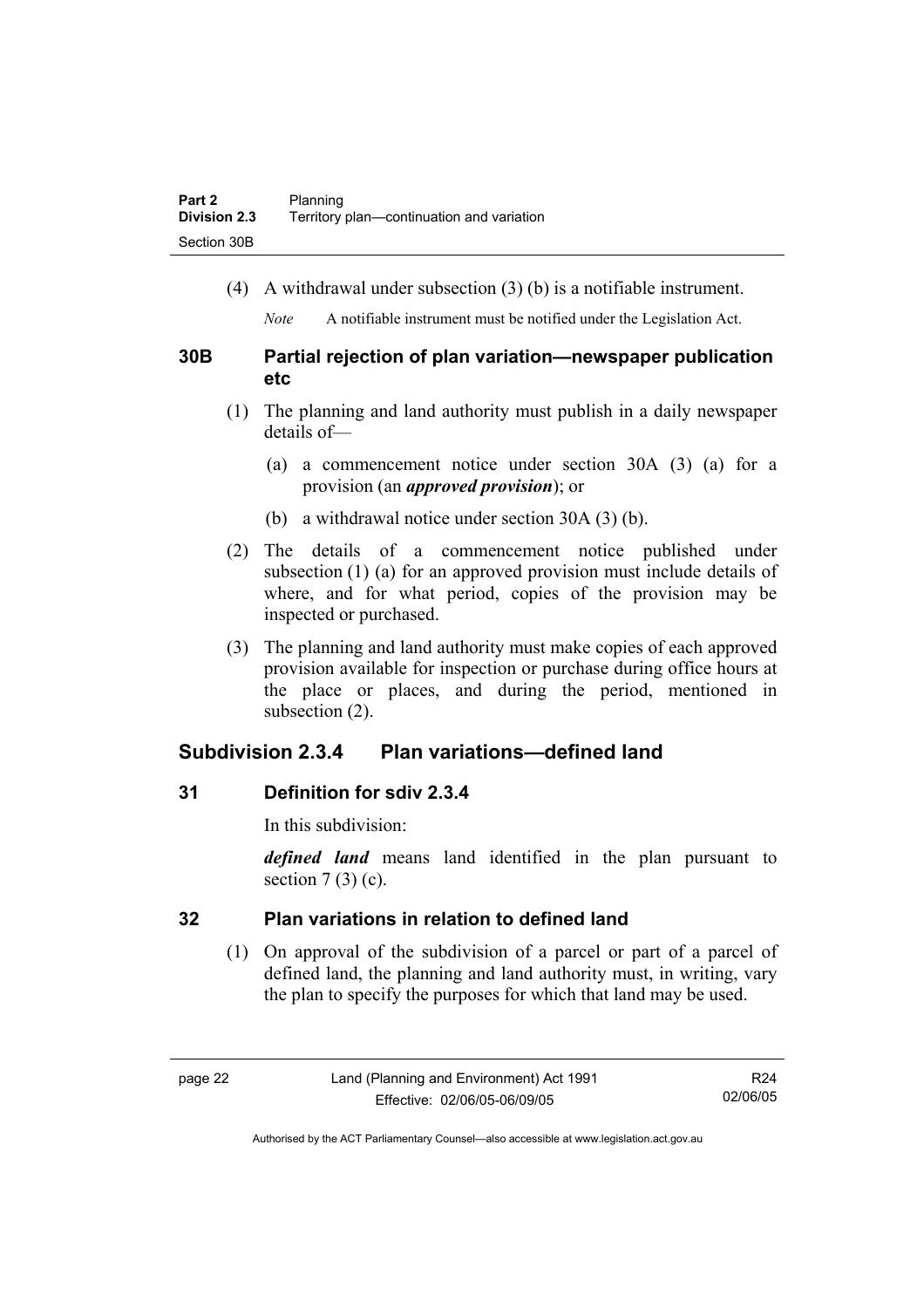(4) A withdrawal under subsection (3) (b) is a notifiable instrument.

*Note* A notifiable instrument must be notified under the Legislation Act.

### 30B Partial rejection of plan variation—newspaper publication etc

(1) The planning and land authority must publish in a daily newspaper details of—

(a) a commencement notice under section 30A (3) (a) for a provision (an ***approved provision***); or

(b) a withdrawal notice under section 30A (3) (b).

(2) The details of a commencement notice published under subsection (1) (a) for an approved provision must include details of where, and for what period, copies of the provision may be inspected or purchased.

(3) The planning and land authority must make copies of each approved provision available for inspection or purchase during office hours at the place or places, and during the period, mentioned in subsection (2).

## Subdivision 2.3.4 Plan variations—defined land

### 31 Definition for sdiv 2.3.4

In this subdivision:

***defined land*** means land identified in the plan pursuant to section 7 (3) (c).

### 32 Plan variations in relation to defined land

(1) On approval of the subdivision of a parcel or part of a parcel of defined land, the planning and land authority must, in writing, vary the plan to specify the purposes for which that land may be used.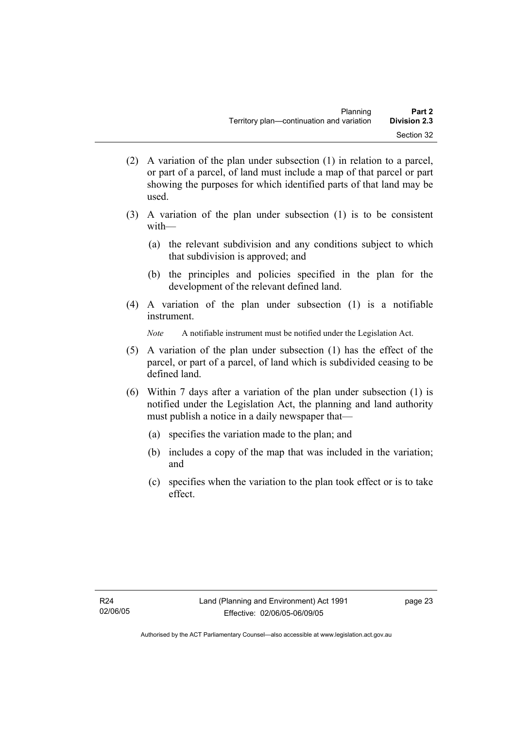(2) A variation of the plan under subsection (1) in relation to a parcel, or part of a parcel, of land must include a map of that parcel or part showing the purposes for which identified parts of that land may be used.

(3) A variation of the plan under subsection (1) is to be consistent with—

  (a) the relevant subdivision and any conditions subject to which that subdivision is approved; and

  (b) the principles and policies specified in the plan for the development of the relevant defined land.

(4) A variation of the plan under subsection (1) is a notifiable instrument.

*Note* A notifiable instrument must be notified under the Legislation Act.

(5) A variation of the plan under subsection (1) has the effect of the parcel, or part of a parcel, of land which is subdivided ceasing to be defined land.

(6) Within 7 days after a variation of the plan under subsection (1) is notified under the Legislation Act, the planning and land authority must publish a notice in a daily newspaper that—

  (a) specifies the variation made to the plan; and

  (b) includes a copy of the map that was included in the variation; and

  (c) specifies when the variation to the plan took effect or is to take effect.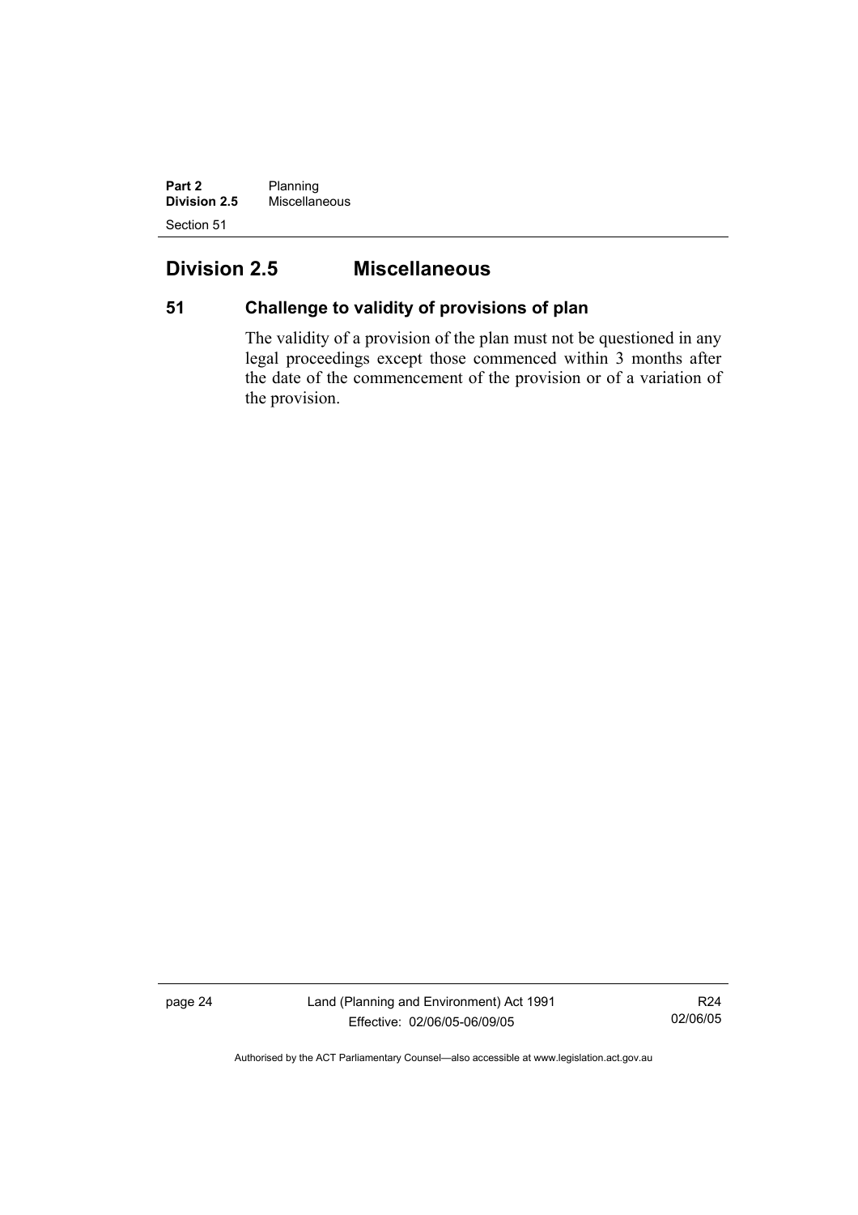## Division 2.5 Miscellaneous

### 51 Challenge to validity of provisions of plan

The validity of a provision of the plan must not be questioned in any legal proceedings except those commenced within 3 months after the date of the commencement of the provision or of a variation of the provision.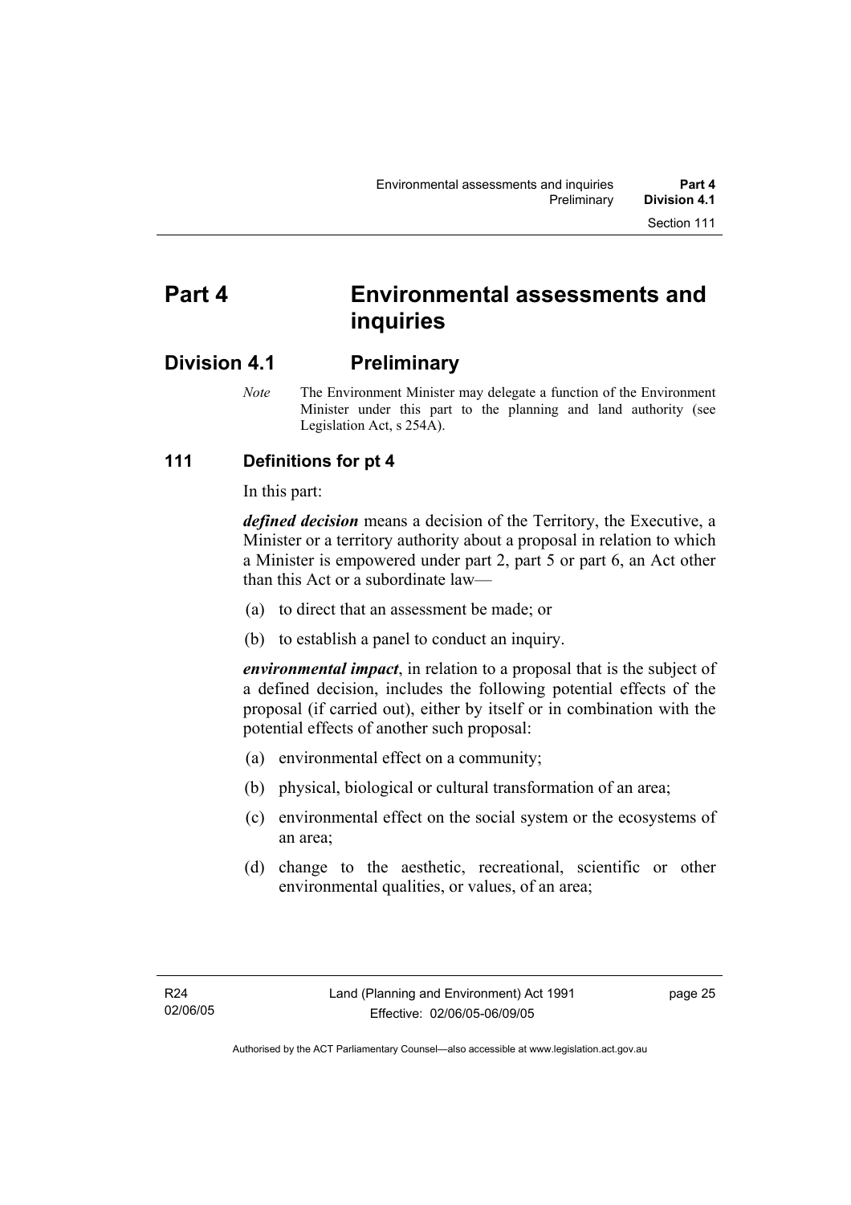# Part 4 Environmental assessments and inquiries

## Division 4.1 Preliminary

*Note* The Environment Minister may delegate a function of the Environment Minister under this part to the planning and land authority (see Legislation Act, s 254A).

### 111 Definitions for pt 4

In this part:

***defined decision*** means a decision of the Territory, the Executive, a Minister or a territory authority about a proposal in relation to which a Minister is empowered under part 2, part 5 or part 6, an Act other than this Act or a subordinate law—

(a) to direct that an assessment be made; or

(b) to establish a panel to conduct an inquiry.

***environmental impact***, in relation to a proposal that is the subject of a defined decision, includes the following potential effects of the proposal (if carried out), either by itself or in combination with the potential effects of another such proposal:

(a) environmental effect on a community;

(b) physical, biological or cultural transformation of an area;

(c) environmental effect on the social system or the ecosystems of an area;

(d) change to the aesthetic, recreational, scientific or other environmental qualities, or values, of an area;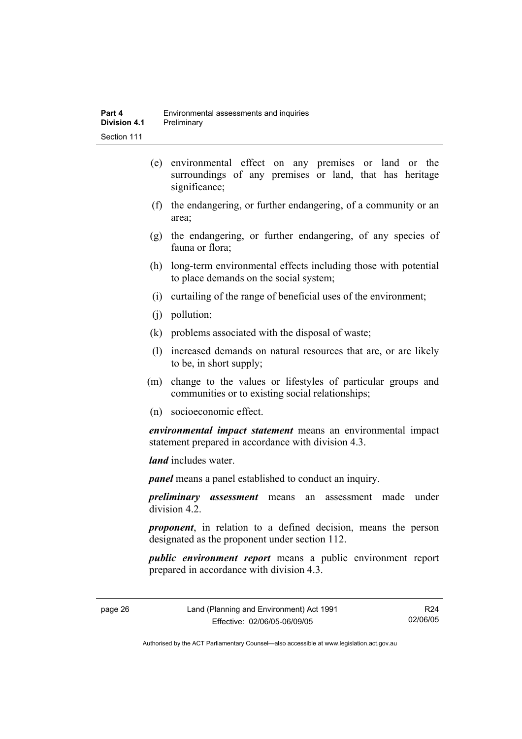(e) environmental effect on any premises or land or the surroundings of any premises or land, that has heritage significance;

(f) the endangering, or further endangering, of a community or an area;

(g) the endangering, or further endangering, of any species of fauna or flora;

(h) long-term environmental effects including those with potential to place demands on the social system;

(i) curtailing of the range of beneficial uses of the environment;

(j) pollution;

(k) problems associated with the disposal of waste;

(l) increased demands on natural resources that are, or are likely to be, in short supply;

(m) change to the values or lifestyles of particular groups and communities or to existing social relationships;

(n) socioeconomic effect.

***environmental impact statement*** means an environmental impact statement prepared in accordance with division 4.3.

***land*** includes water.

***panel*** means a panel established to conduct an inquiry.

***preliminary assessment*** means an assessment made under division 4.2.

***proponent***, in relation to a defined decision, means the person designated as the proponent under section 112.

***public environment report*** means a public environment report prepared in accordance with division 4.3.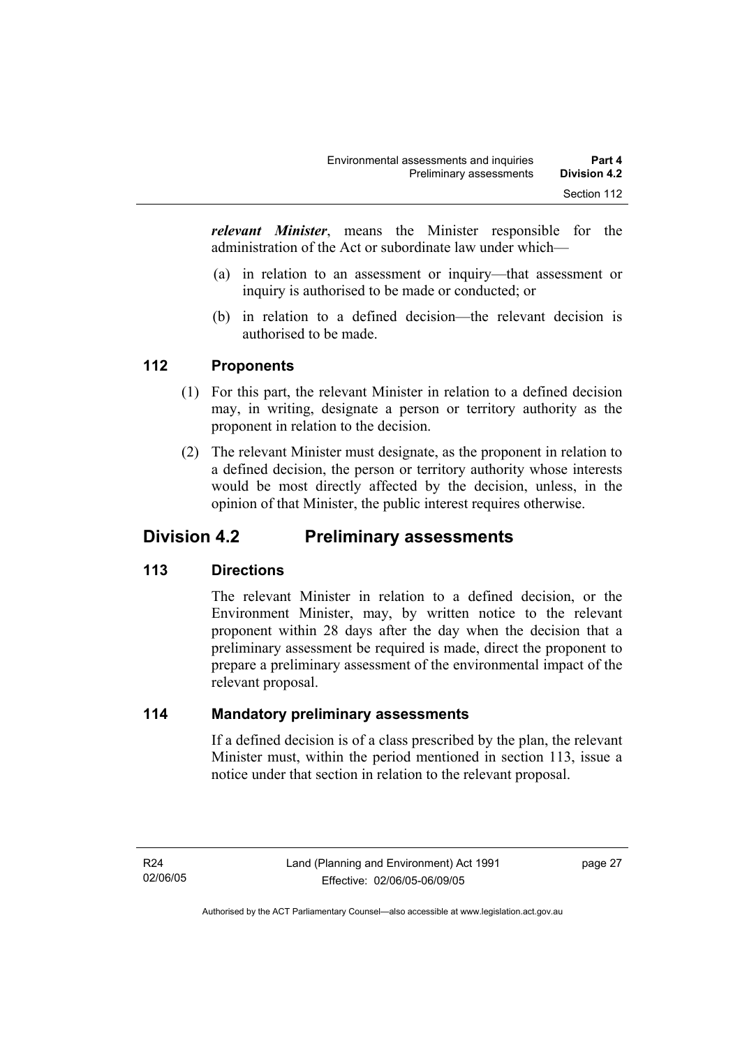***relevant Minister***, means the Minister responsible for the administration of the Act or subordinate law under which—

(a) in relation to an assessment or inquiry—that assessment or inquiry is authorised to be made or conducted; or

(b) in relation to a defined decision—the relevant decision is authorised to be made.

### 112 Proponents

(1) For this part, the relevant Minister in relation to a defined decision may, in writing, designate a person or territory authority as the proponent in relation to the decision.

(2) The relevant Minister must designate, as the proponent in relation to a defined decision, the person or territory authority whose interests would be most directly affected by the decision, unless, in the opinion of that Minister, the public interest requires otherwise.

## Division 4.2 Preliminary assessments

### 113 Directions

The relevant Minister in relation to a defined decision, or the Environment Minister, may, by written notice to the relevant proponent within 28 days after the day when the decision that a preliminary assessment be required is made, direct the proponent to prepare a preliminary assessment of the environmental impact of the relevant proposal.

### 114 Mandatory preliminary assessments

If a defined decision is of a class prescribed by the plan, the relevant Minister must, within the period mentioned in section 113, issue a notice under that section in relation to the relevant proposal.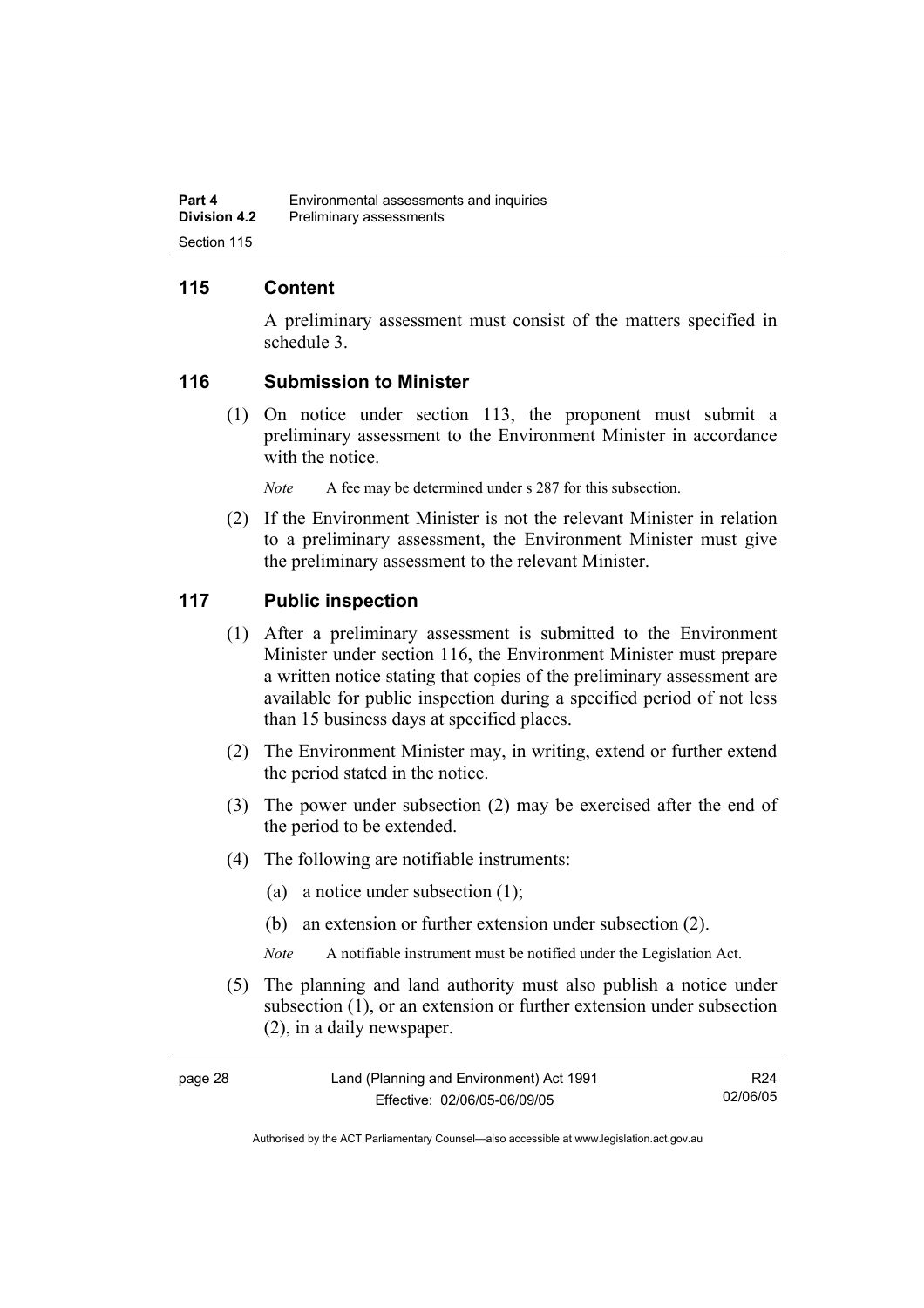## 115 Content

A preliminary assessment must consist of the matters specified in schedule 3.

## 116 Submission to Minister

(1) On notice under section 113, the proponent must submit a preliminary assessment to the Environment Minister in accordance with the notice.

*Note* A fee may be determined under s 287 for this subsection.

(2) If the Environment Minister is not the relevant Minister in relation to a preliminary assessment, the Environment Minister must give the preliminary assessment to the relevant Minister.

## 117 Public inspection

(1) After a preliminary assessment is submitted to the Environment Minister under section 116, the Environment Minister must prepare a written notice stating that copies of the preliminary assessment are available for public inspection during a specified period of not less than 15 business days at specified places.

(2) The Environment Minister may, in writing, extend or further extend the period stated in the notice.

(3) The power under subsection (2) may be exercised after the end of the period to be extended.

(4) The following are notifiable instruments:

(a) a notice under subsection (1);

(b) an extension or further extension under subsection (2).

*Note* A notifiable instrument must be notified under the Legislation Act.

(5) The planning and land authority must also publish a notice under subsection (1), or an extension or further extension under subsection (2), in a daily newspaper.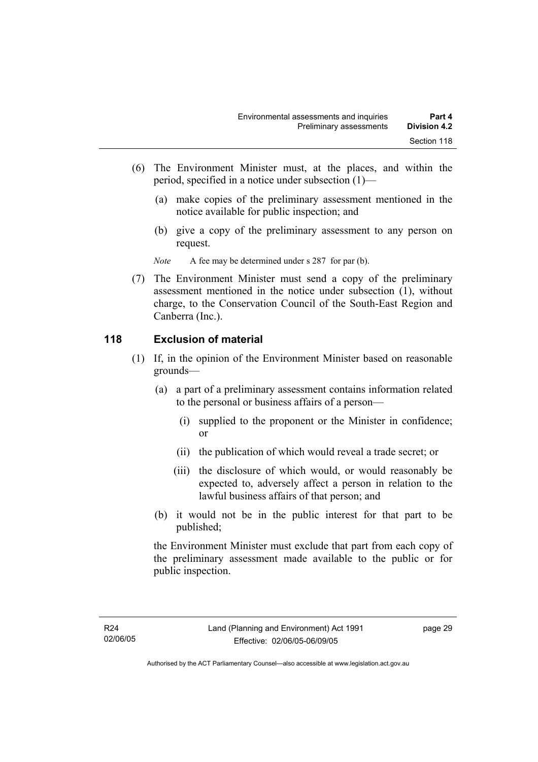(6) The Environment Minister must, at the places, and within the period, specified in a notice under subsection (1)—

(a) make copies of the preliminary assessment mentioned in the notice available for public inspection; and

(b) give a copy of the preliminary assessment to any person on request.

*Note* A fee may be determined under s 287 for par (b).

(7) The Environment Minister must send a copy of the preliminary assessment mentioned in the notice under subsection (1), without charge, to the Conservation Council of the South-East Region and Canberra (Inc.).

## 118 Exclusion of material

(1) If, in the opinion of the Environment Minister based on reasonable grounds—

(a) a part of a preliminary assessment contains information related to the personal or business affairs of a person—

(i) supplied to the proponent or the Minister in confidence; or

(ii) the publication of which would reveal a trade secret; or

(iii) the disclosure of which would, or would reasonably be expected to, adversely affect a person in relation to the lawful business affairs of that person; and

(b) it would not be in the public interest for that part to be published;

the Environment Minister must exclude that part from each copy of the preliminary assessment made available to the public or for public inspection.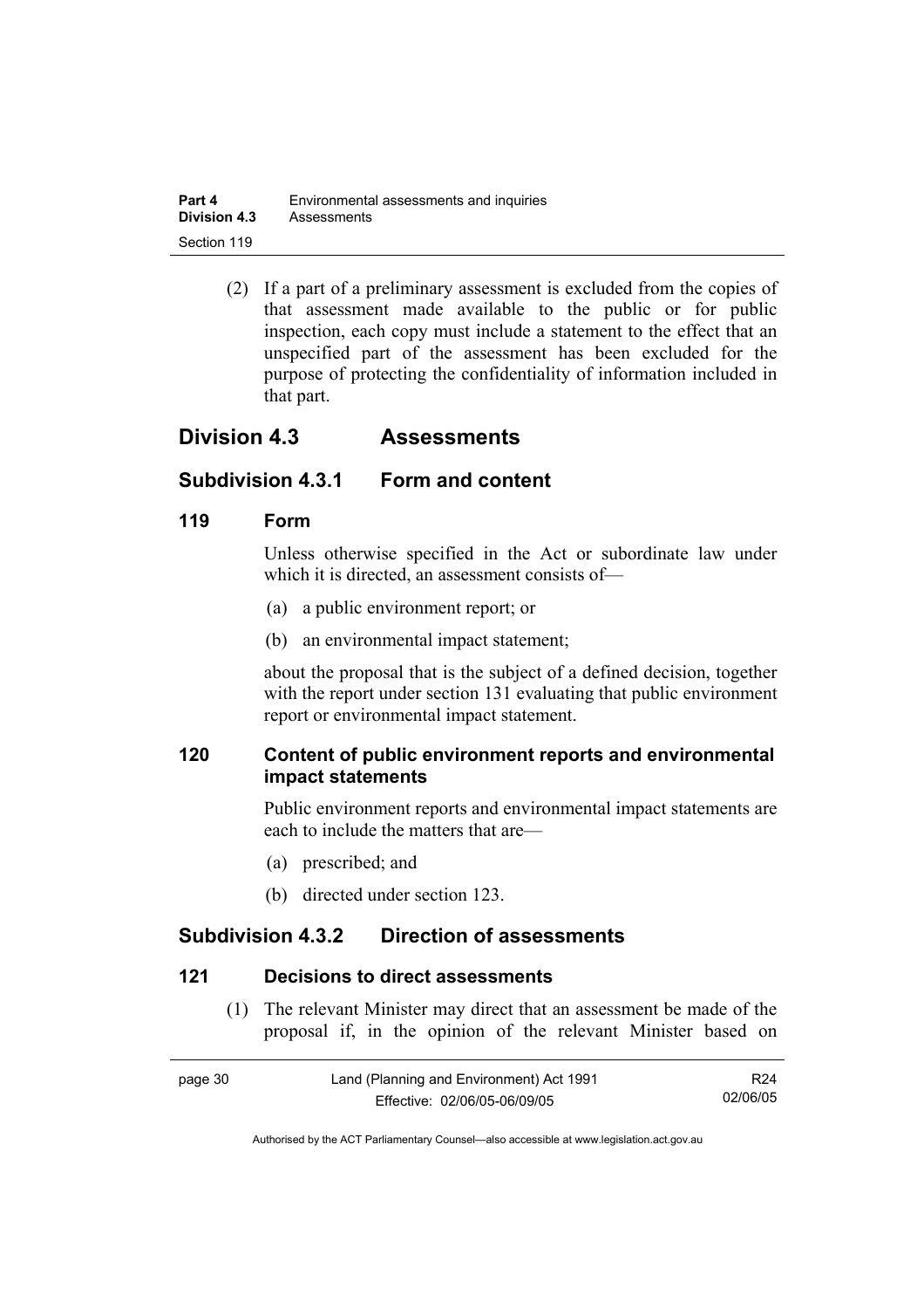(2) If a part of a preliminary assessment is excluded from the copies of that assessment made available to the public or for public inspection, each copy must include a statement to the effect that an unspecified part of the assessment has been excluded for the purpose of protecting the confidentiality of information included in that part.

## Division 4.3 Assessments

### Subdivision 4.3.1 Form and content

#### 119 Form

Unless otherwise specified in the Act or subordinate law under which it is directed, an assessment consists of—

(a) a public environment report; or

(b) an environmental impact statement;

about the proposal that is the subject of a defined decision, together with the report under section 131 evaluating that public environment report or environmental impact statement.

#### 120 Content of public environment reports and environmental impact statements

Public environment reports and environmental impact statements are each to include the matters that are—

(a) prescribed; and

(b) directed under section 123.

### Subdivision 4.3.2 Direction of assessments

#### 121 Decisions to direct assessments

(1) The relevant Minister may direct that an assessment be made of the proposal if, in the opinion of the relevant Minister based on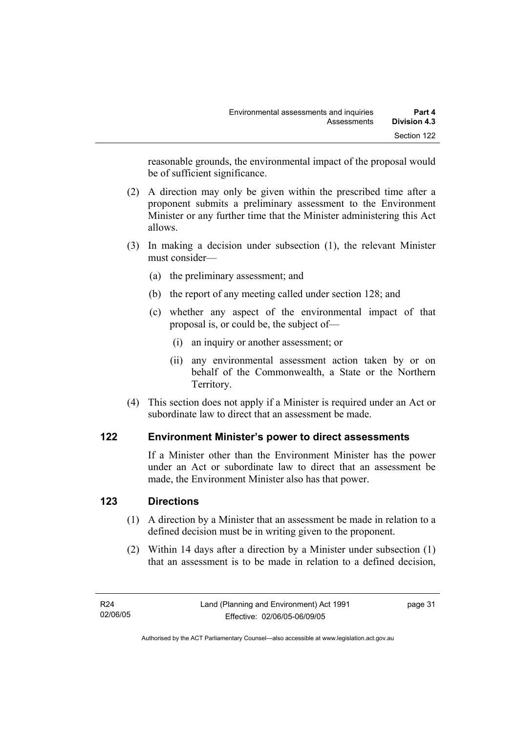reasonable grounds, the environmental impact of the proposal would be of sufficient significance.

(2) A direction may only be given within the prescribed time after a proponent submits a preliminary assessment to the Environment Minister or any further time that the Minister administering this Act allows.

(3) In making a decision under subsection (1), the relevant Minister must consider—

(a) the preliminary assessment; and

(b) the report of any meeting called under section 128; and

(c) whether any aspect of the environmental impact of that proposal is, or could be, the subject of—

(i) an inquiry or another assessment; or

(ii) any environmental assessment action taken by or on behalf of the Commonwealth, a State or the Northern Territory.

(4) This section does not apply if a Minister is required under an Act or subordinate law to direct that an assessment be made.

## 122 Environment Minister's power to direct assessments

If a Minister other than the Environment Minister has the power under an Act or subordinate law to direct that an assessment be made, the Environment Minister also has that power.

## 123 Directions

(1) A direction by a Minister that an assessment be made in relation to a defined decision must be in writing given to the proponent.

(2) Within 14 days after a direction by a Minister under subsection (1) that an assessment is to be made in relation to a defined decision,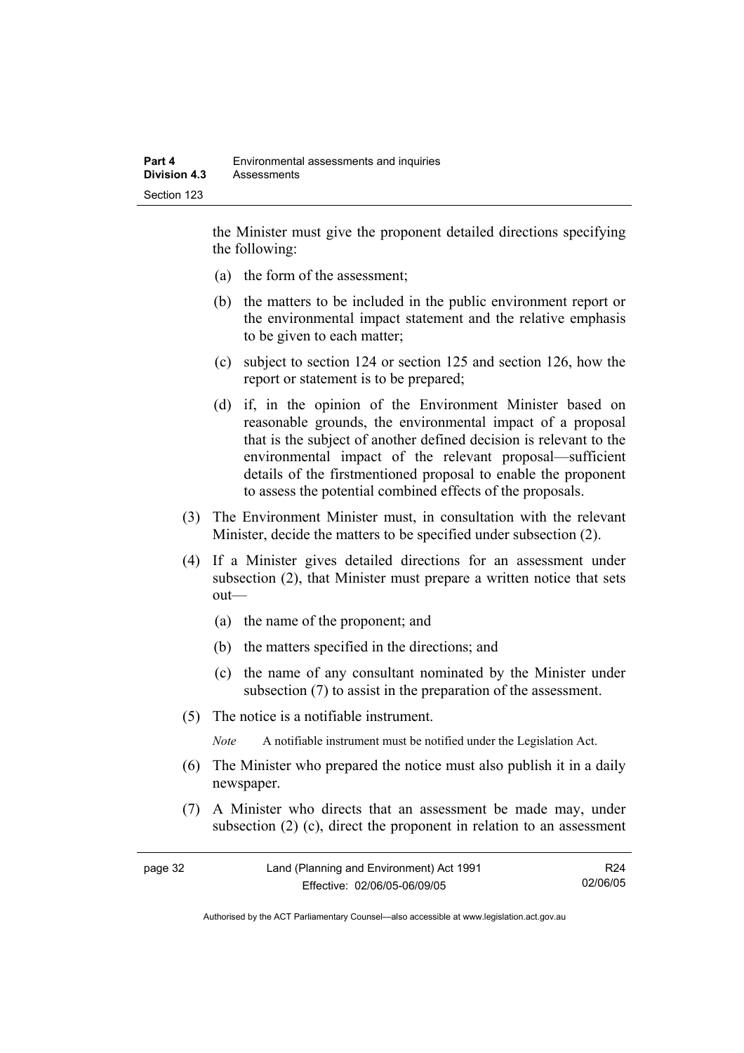the Minister must give the proponent detailed directions specifying the following:

(a) the form of the assessment;

(b) the matters to be included in the public environment report or the environmental impact statement and the relative emphasis to be given to each matter;

(c) subject to section 124 or section 125 and section 126, how the report or statement is to be prepared;

(d) if, in the opinion of the Environment Minister based on reasonable grounds, the environmental impact of a proposal that is the subject of another defined decision is relevant to the environmental impact of the relevant proposal—sufficient details of the firstmentioned proposal to enable the proponent to assess the potential combined effects of the proposals.

(3) The Environment Minister must, in consultation with the relevant Minister, decide the matters to be specified under subsection (2).

(4) If a Minister gives detailed directions for an assessment under subsection (2), that Minister must prepare a written notice that sets out—

(a) the name of the proponent; and

(b) the matters specified in the directions; and

(c) the name of any consultant nominated by the Minister under subsection (7) to assist in the preparation of the assessment.

(5) The notice is a notifiable instrument.

*Note* A notifiable instrument must be notified under the Legislation Act.

(6) The Minister who prepared the notice must also publish it in a daily newspaper.

(7) A Minister who directs that an assessment be made may, under subsection (2) (c), direct the proponent in relation to an assessment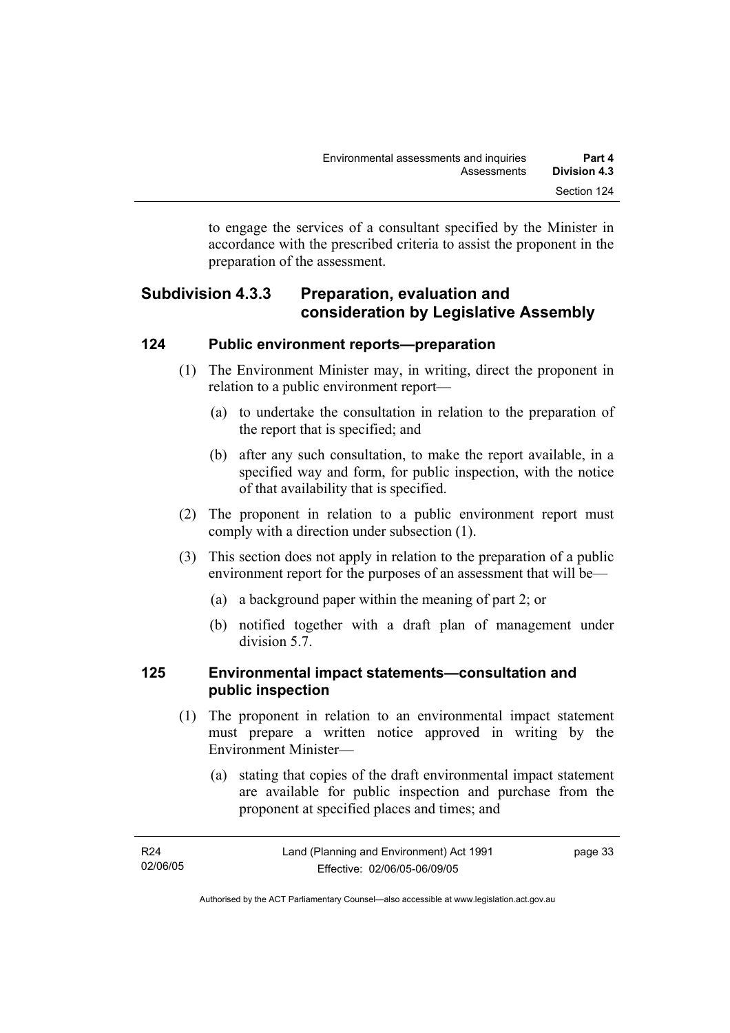to engage the services of a consultant specified by the Minister in accordance with the prescribed criteria to assist the proponent in the preparation of the assessment.

## Subdivision 4.3.3 Preparation, evaluation and consideration by Legislative Assembly

### 124 Public environment reports—preparation

(1) The Environment Minister may, in writing, direct the proponent in relation to a public environment report—

(a) to undertake the consultation in relation to the preparation of the report that is specified; and

(b) after any such consultation, to make the report available, in a specified way and form, for public inspection, with the notice of that availability that is specified.

(2) The proponent in relation to a public environment report must comply with a direction under subsection (1).

(3) This section does not apply in relation to the preparation of a public environment report for the purposes of an assessment that will be—

(a) a background paper within the meaning of part 2; or

(b) notified together with a draft plan of management under division 5.7.

### 125 Environmental impact statements—consultation and public inspection

(1) The proponent in relation to an environmental impact statement must prepare a written notice approved in writing by the Environment Minister—

(a) stating that copies of the draft environmental impact statement are available for public inspection and purchase from the proponent at specified places and times; and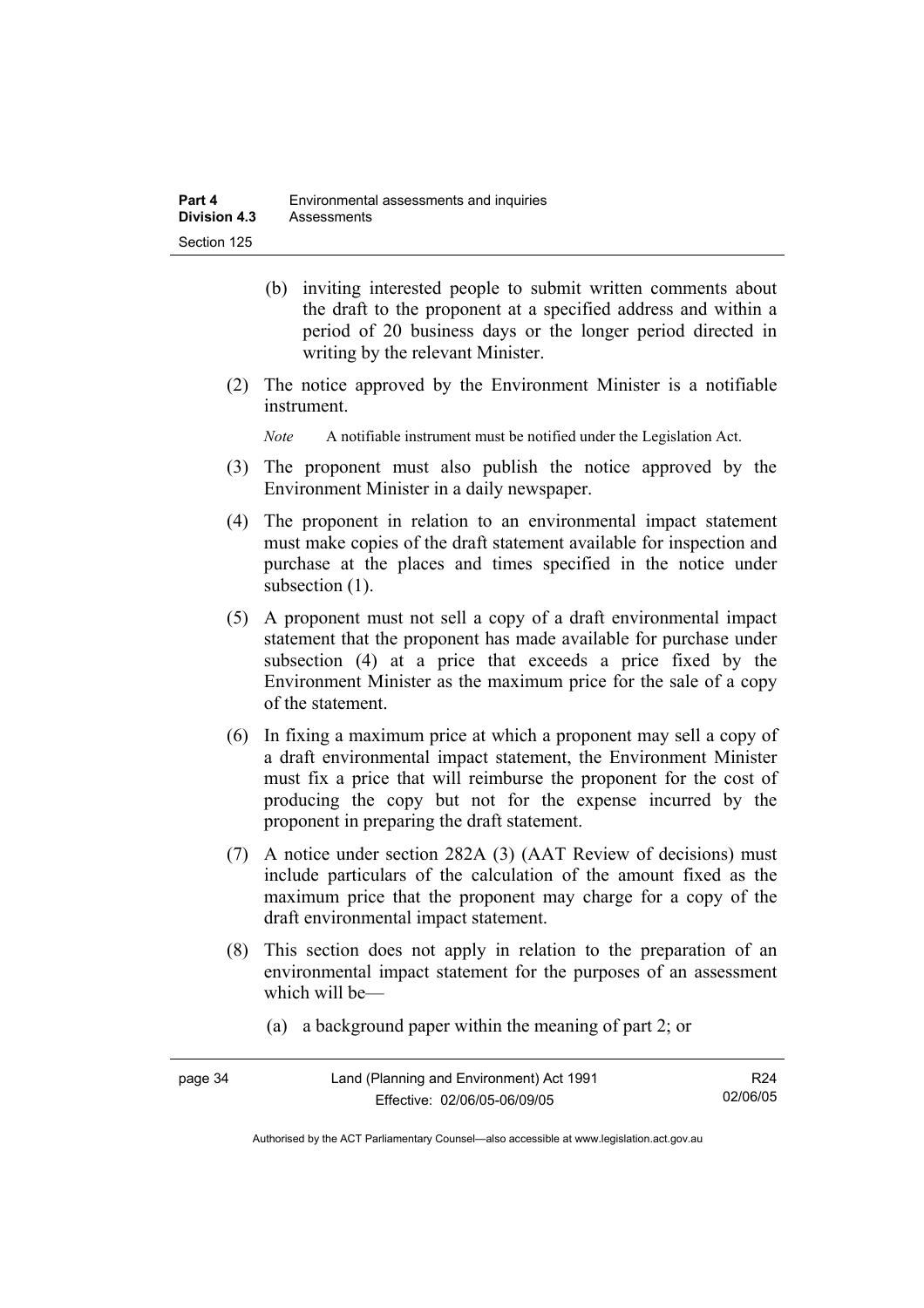(b) inviting interested people to submit written comments about the draft to the proponent at a specified address and within a period of 20 business days or the longer period directed in writing by the relevant Minister.

(2) The notice approved by the Environment Minister is a notifiable instrument.

*Note* A notifiable instrument must be notified under the Legislation Act.

(3) The proponent must also publish the notice approved by the Environment Minister in a daily newspaper.

(4) The proponent in relation to an environmental impact statement must make copies of the draft statement available for inspection and purchase at the places and times specified in the notice under subsection (1).

(5) A proponent must not sell a copy of a draft environmental impact statement that the proponent has made available for purchase under subsection (4) at a price that exceeds a price fixed by the Environment Minister as the maximum price for the sale of a copy of the statement.

(6) In fixing a maximum price at which a proponent may sell a copy of a draft environmental impact statement, the Environment Minister must fix a price that will reimburse the proponent for the cost of producing the copy but not for the expense incurred by the proponent in preparing the draft statement.

(7) A notice under section 282A (3) (AAT Review of decisions) must include particulars of the calculation of the amount fixed as the maximum price that the proponent may charge for a copy of the draft environmental impact statement.

(8) This section does not apply in relation to the preparation of an environmental impact statement for the purposes of an assessment which will be—

(a) a background paper within the meaning of part 2; or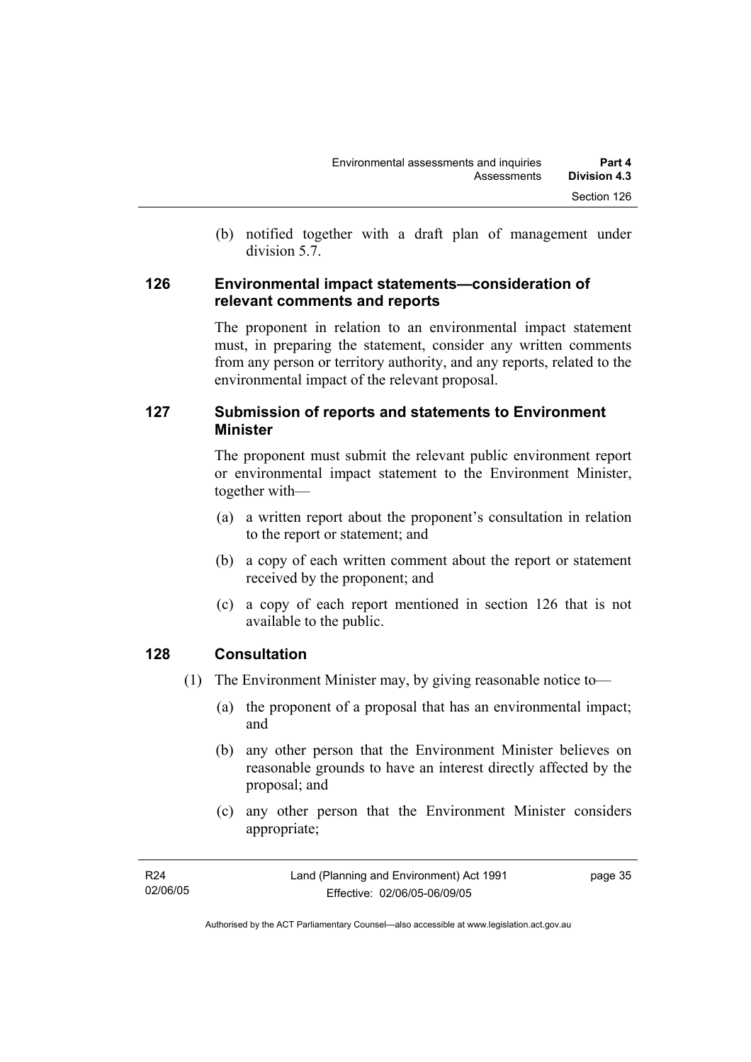(b) notified together with a draft plan of management under division 5.7.

## 126 Environmental impact statements—consideration of relevant comments and reports

The proponent in relation to an environmental impact statement must, in preparing the statement, consider any written comments from any person or territory authority, and any reports, related to the environmental impact of the relevant proposal.

## 127 Submission of reports and statements to Environment Minister

The proponent must submit the relevant public environment report or environmental impact statement to the Environment Minister, together with—

(a) a written report about the proponent's consultation in relation to the report or statement; and

(b) a copy of each written comment about the report or statement received by the proponent; and

(c) a copy of each report mentioned in section 126 that is not available to the public.

## 128 Consultation

(1) The Environment Minister may, by giving reasonable notice to—

(a) the proponent of a proposal that has an environmental impact; and

(b) any other person that the Environment Minister believes on reasonable grounds to have an interest directly affected by the proposal; and

(c) any other person that the Environment Minister considers appropriate;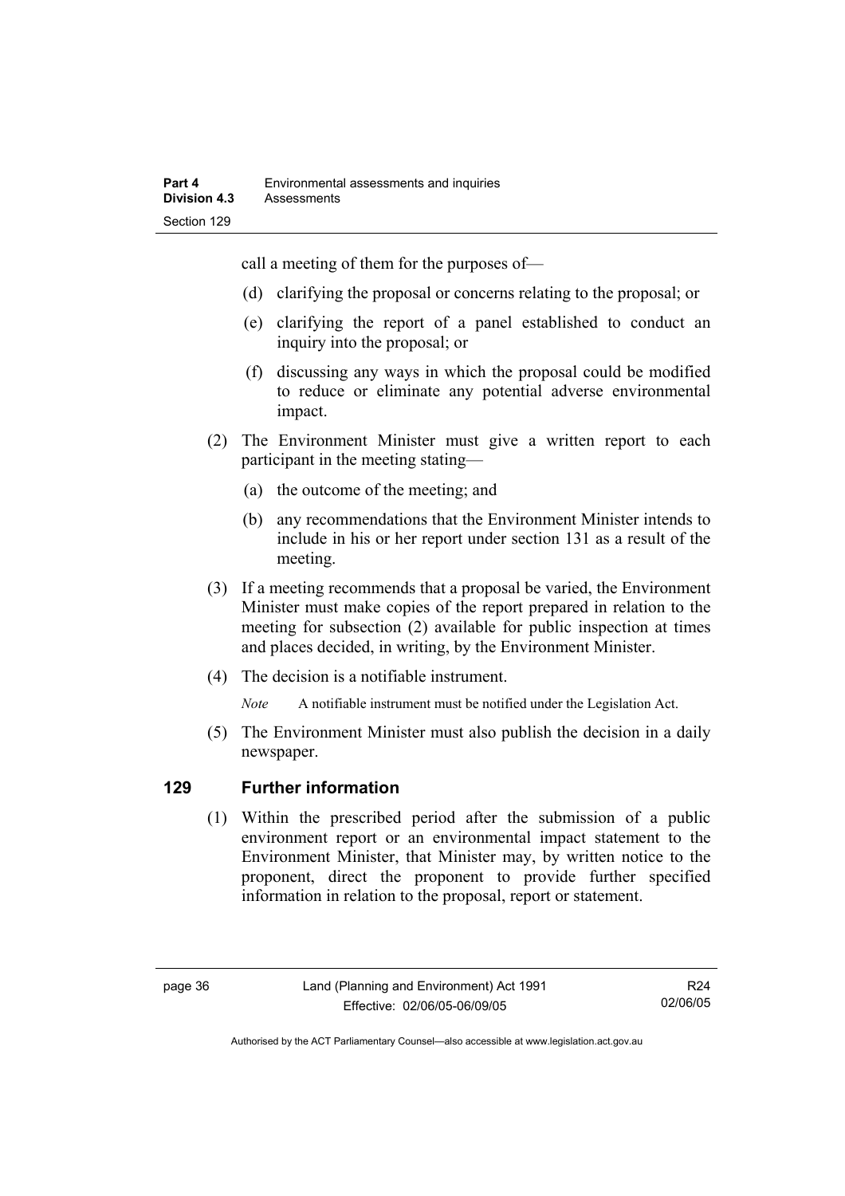call a meeting of them for the purposes of—

(d) clarifying the proposal or concerns relating to the proposal; or

(e) clarifying the report of a panel established to conduct an inquiry into the proposal; or

(f) discussing any ways in which the proposal could be modified to reduce or eliminate any potential adverse environmental impact.

(2) The Environment Minister must give a written report to each participant in the meeting stating—

(a) the outcome of the meeting; and

(b) any recommendations that the Environment Minister intends to include in his or her report under section 131 as a result of the meeting.

(3) If a meeting recommends that a proposal be varied, the Environment Minister must make copies of the report prepared in relation to the meeting for subsection (2) available for public inspection at times and places decided, in writing, by the Environment Minister.

(4) The decision is a notifiable instrument.

*Note* A notifiable instrument must be notified under the Legislation Act.

(5) The Environment Minister must also publish the decision in a daily newspaper.

## 129 Further information

(1) Within the prescribed period after the submission of a public environment report or an environmental impact statement to the Environment Minister, that Minister may, by written notice to the proponent, direct the proponent to provide further specified information in relation to the proposal, report or statement.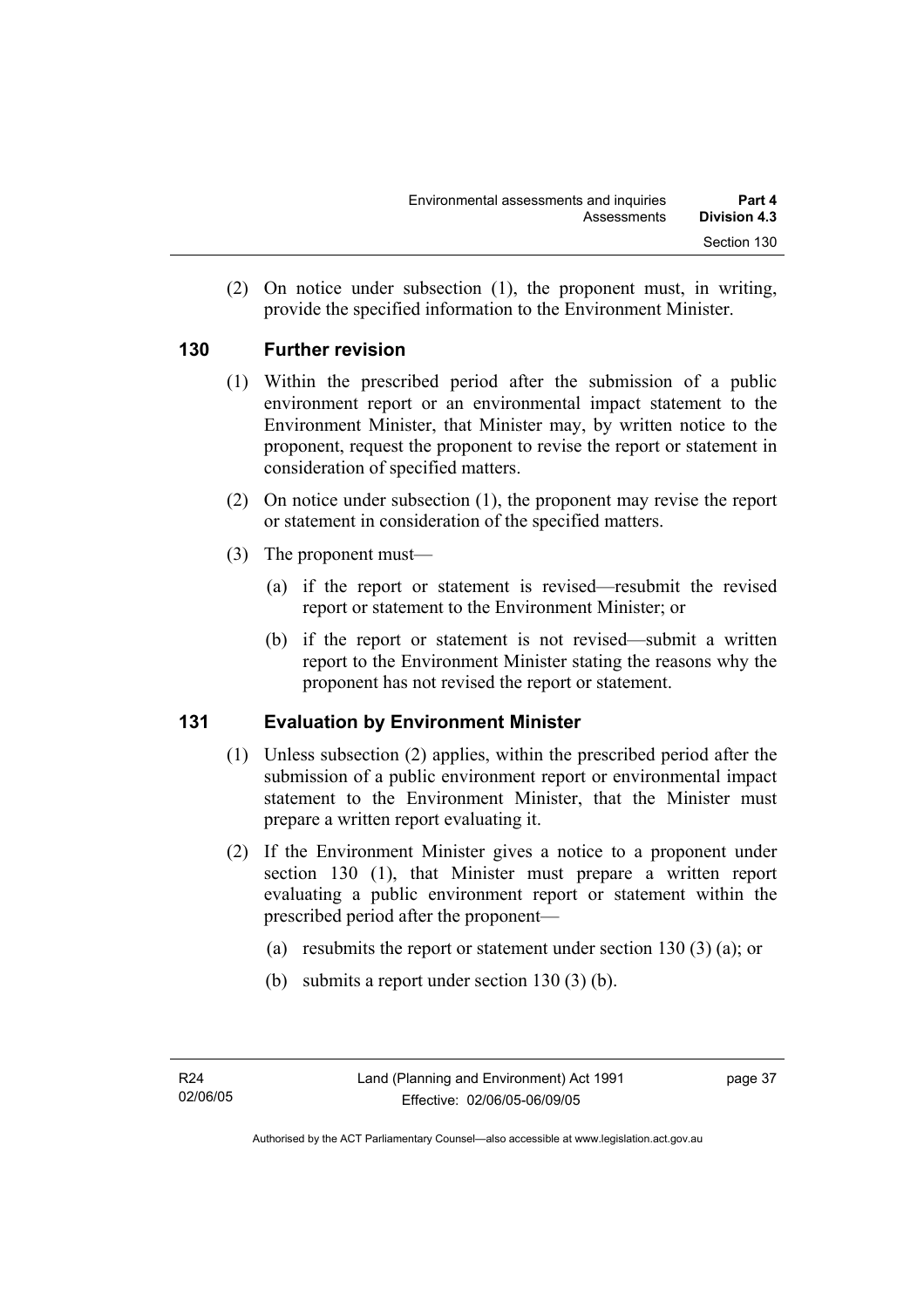(2) On notice under subsection (1), the proponent must, in writing, provide the specified information to the Environment Minister.

### 130 Further revision

(1) Within the prescribed period after the submission of a public environment report or an environmental impact statement to the Environment Minister, that Minister may, by written notice to the proponent, request the proponent to revise the report or statement in consideration of specified matters.

(2) On notice under subsection (1), the proponent may revise the report or statement in consideration of the specified matters.

(3) The proponent must—

(a) if the report or statement is revised—resubmit the revised report or statement to the Environment Minister; or

(b) if the report or statement is not revised—submit a written report to the Environment Minister stating the reasons why the proponent has not revised the report or statement.

### 131 Evaluation by Environment Minister

(1) Unless subsection (2) applies, within the prescribed period after the submission of a public environment report or environmental impact statement to the Environment Minister, that the Minister must prepare a written report evaluating it.

(2) If the Environment Minister gives a notice to a proponent under section 130 (1), that Minister must prepare a written report evaluating a public environment report or statement within the prescribed period after the proponent—

(a) resubmits the report or statement under section 130 (3) (a); or

(b) submits a report under section 130 (3) (b).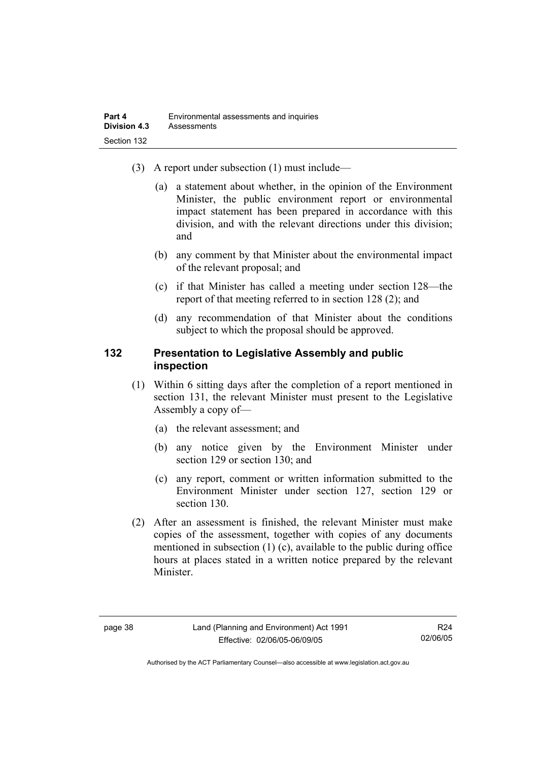(3) A report under subsection (1) must include—

(a) a statement about whether, in the opinion of the Environment Minister, the public environment report or environmental impact statement has been prepared in accordance with this division, and with the relevant directions under this division; and

(b) any comment by that Minister about the environmental impact of the relevant proposal; and

(c) if that Minister has called a meeting under section 128—the report of that meeting referred to in section 128 (2); and

(d) any recommendation of that Minister about the conditions subject to which the proposal should be approved.

### 132 Presentation to Legislative Assembly and public inspection

(1) Within 6 sitting days after the completion of a report mentioned in section 131, the relevant Minister must present to the Legislative Assembly a copy of—

(a) the relevant assessment; and

(b) any notice given by the Environment Minister under section 129 or section 130; and

(c) any report, comment or written information submitted to the Environment Minister under section 127, section 129 or section 130.

(2) After an assessment is finished, the relevant Minister must make copies of the assessment, together with copies of any documents mentioned in subsection (1) (c), available to the public during office hours at places stated in a written notice prepared by the relevant Minister.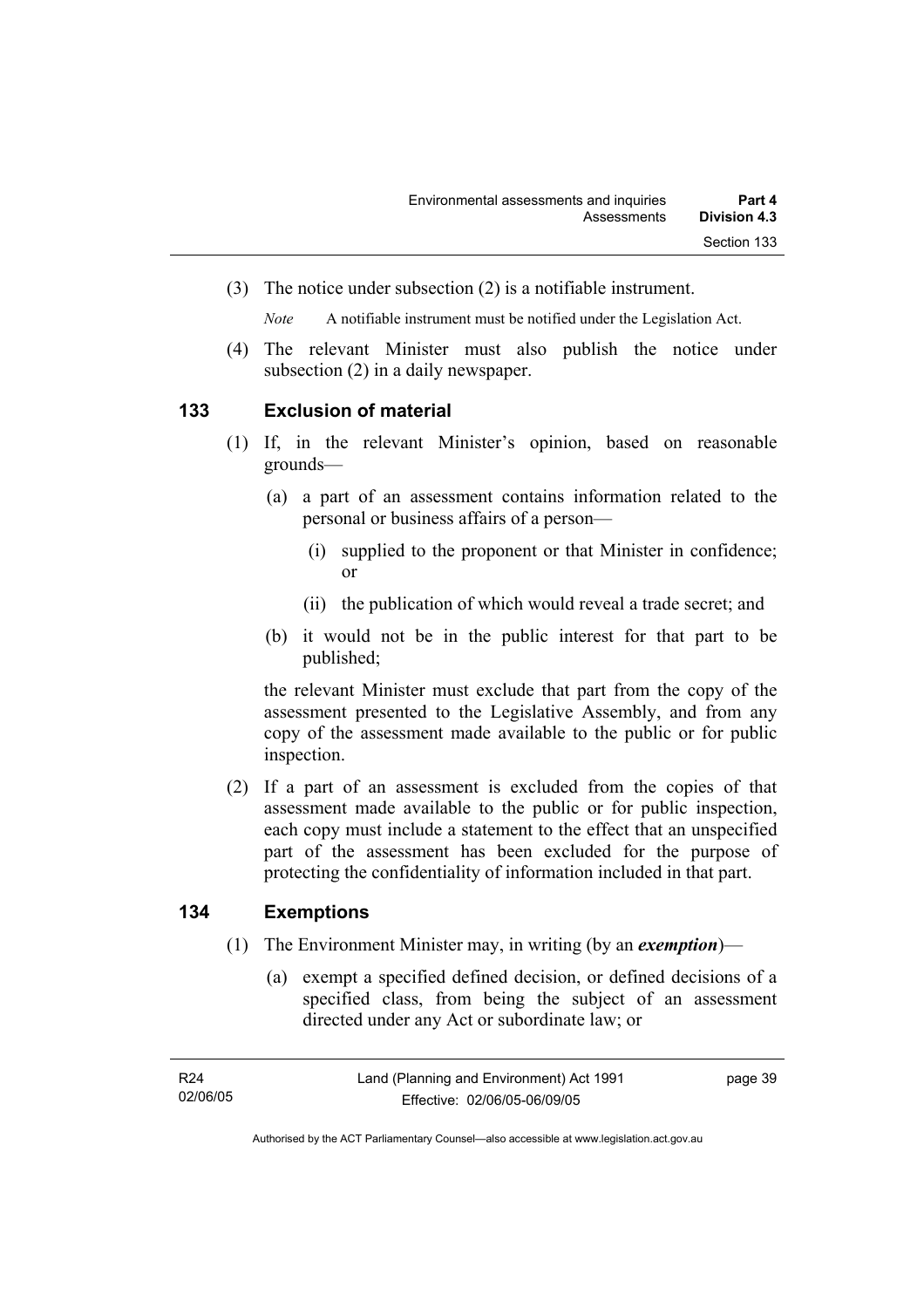(3) The notice under subsection (2) is a notifiable instrument.

*Note* A notifiable instrument must be notified under the Legislation Act.

(4) The relevant Minister must also publish the notice under subsection (2) in a daily newspaper.

## 133 Exclusion of material

(1) If, in the relevant Minister's opinion, based on reasonable grounds—

(a) a part of an assessment contains information related to the personal or business affairs of a person—

(i) supplied to the proponent or that Minister in confidence; or

(ii) the publication of which would reveal a trade secret; and

(b) it would not be in the public interest for that part to be published;

the relevant Minister must exclude that part from the copy of the assessment presented to the Legislative Assembly, and from any copy of the assessment made available to the public or for public inspection.

(2) If a part of an assessment is excluded from the copies of that assessment made available to the public or for public inspection, each copy must include a statement to the effect that an unspecified part of the assessment has been excluded for the purpose of protecting the confidentiality of information included in that part.

## 134 Exemptions

(1) The Environment Minister may, in writing (by an ***exemption***)—

(a) exempt a specified defined decision, or defined decisions of a specified class, from being the subject of an assessment directed under any Act or subordinate law; or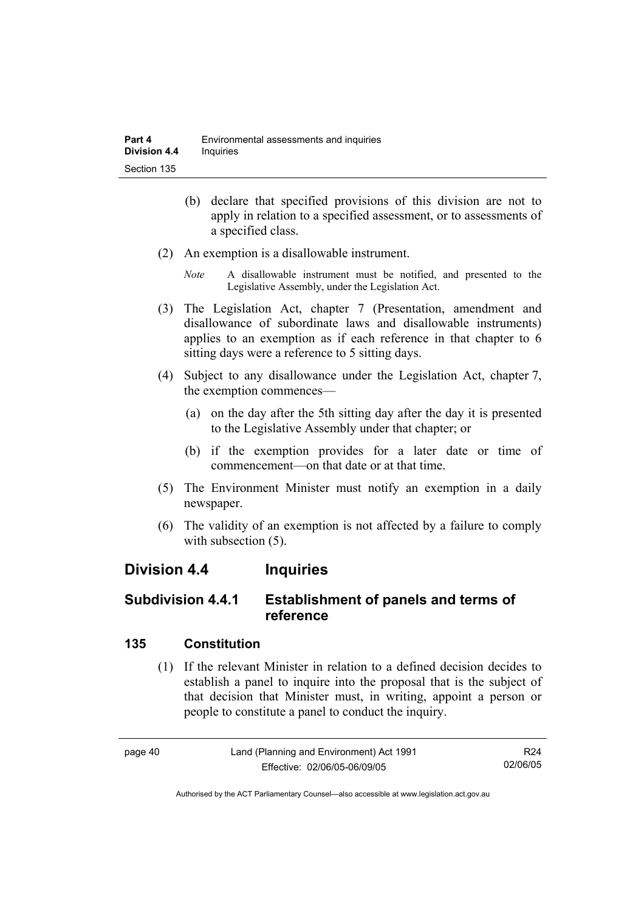(b) declare that specified provisions of this division are not to apply in relation to a specified assessment, or to assessments of a specified class.

(2) An exemption is a disallowable instrument.

*Note* A disallowable instrument must be notified, and presented to the Legislative Assembly, under the Legislation Act.

(3) The Legislation Act, chapter 7 (Presentation, amendment and disallowance of subordinate laws and disallowable instruments) applies to an exemption as if each reference in that chapter to 6 sitting days were a reference to 5 sitting days.

(4) Subject to any disallowance under the Legislation Act, chapter 7, the exemption commences—

(a) on the day after the 5th sitting day after the day it is presented to the Legislative Assembly under that chapter; or

(b) if the exemption provides for a later date or time of commencement—on that date or at that time.

(5) The Environment Minister must notify an exemption in a daily newspaper.

(6) The validity of an exemption is not affected by a failure to comply with subsection (5).

## Division 4.4 Inquiries

### Subdivision 4.4.1 Establishment of panels and terms of reference

#### 135 Constitution

(1) If the relevant Minister in relation to a defined decision decides to establish a panel to inquire into the proposal that is the subject of that decision that Minister must, in writing, appoint a person or people to constitute a panel to conduct the inquiry.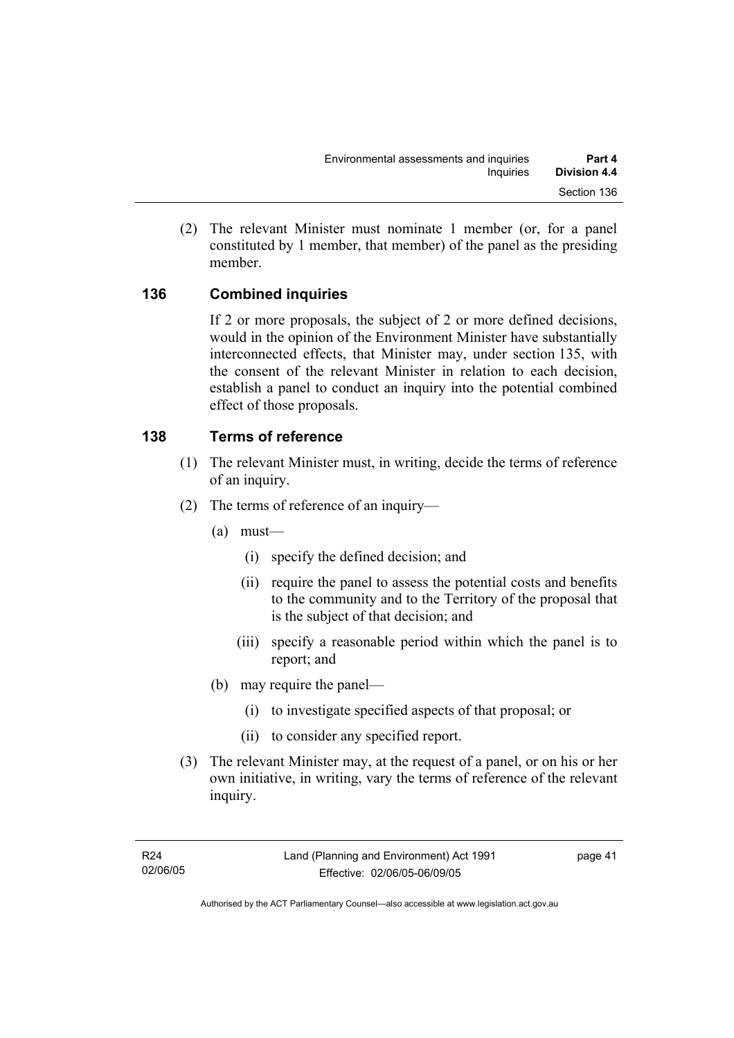(2) The relevant Minister must nominate 1 member (or, for a panel constituted by 1 member, that member) of the panel as the presiding member.

## 136 Combined inquiries

If 2 or more proposals, the subject of 2 or more defined decisions, would in the opinion of the Environment Minister have substantially interconnected effects, that Minister may, under section 135, with the consent of the relevant Minister in relation to each decision, establish a panel to conduct an inquiry into the potential combined effect of those proposals.

## 138 Terms of reference

(1) The relevant Minister must, in writing, decide the terms of reference of an inquiry.

(2) The terms of reference of an inquiry—

- (a) must—
  - (i) specify the defined decision; and
  - (ii) require the panel to assess the potential costs and benefits to the community and to the Territory of the proposal that is the subject of that decision; and
  - (iii) specify a reasonable period within which the panel is to report; and
- (b) may require the panel—
  - (i) to investigate specified aspects of that proposal; or
  - (ii) to consider any specified report.

(3) The relevant Minister may, at the request of a panel, or on his or her own initiative, in writing, vary the terms of reference of the relevant inquiry.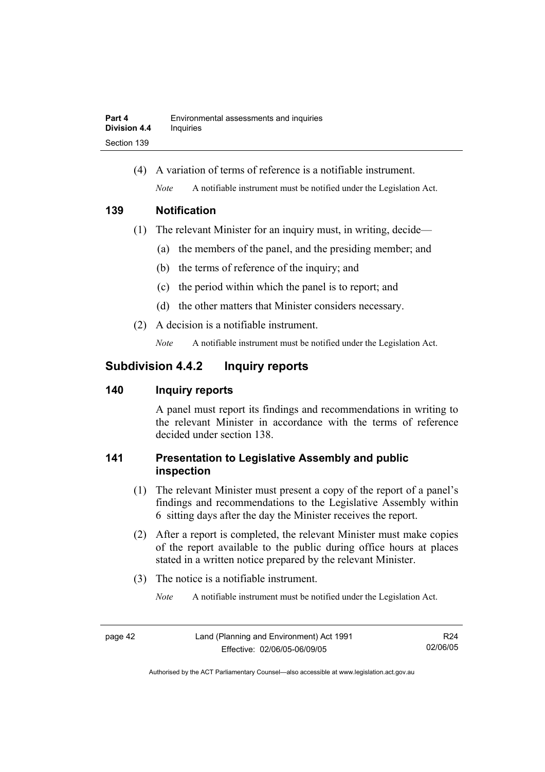(4) A variation of terms of reference is a notifiable instrument.

*Note* A notifiable instrument must be notified under the Legislation Act.

### 139 Notification

(1) The relevant Minister for an inquiry must, in writing, decide—

(a) the members of the panel, and the presiding member; and

(b) the terms of reference of the inquiry; and

(c) the period within which the panel is to report; and

(d) the other matters that Minister considers necessary.

(2) A decision is a notifiable instrument.

*Note* A notifiable instrument must be notified under the Legislation Act.

## Subdivision 4.4.2 Inquiry reports

### 140 Inquiry reports

A panel must report its findings and recommendations in writing to the relevant Minister in accordance with the terms of reference decided under section 138.

### 141 Presentation to Legislative Assembly and public inspection

(1) The relevant Minister must present a copy of the report of a panel's findings and recommendations to the Legislative Assembly within 6 sitting days after the day the Minister receives the report.

(2) After a report is completed, the relevant Minister must make copies of the report available to the public during office hours at places stated in a written notice prepared by the relevant Minister.

(3) The notice is a notifiable instrument.

*Note* A notifiable instrument must be notified under the Legislation Act.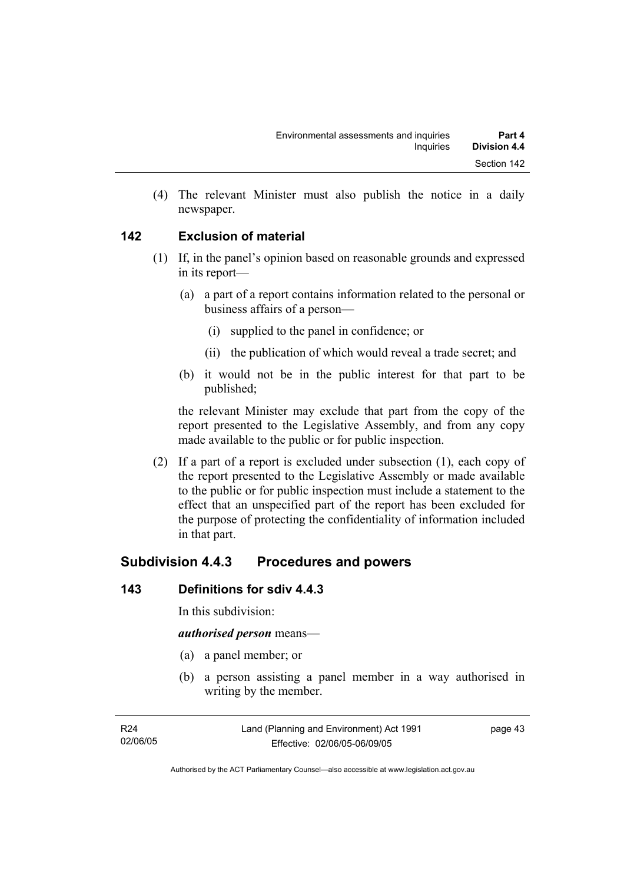(4) The relevant Minister must also publish the notice in a daily newspaper.

## 142 Exclusion of material

(1) If, in the panel's opinion based on reasonable grounds and expressed in its report—

(a) a part of a report contains information related to the personal or business affairs of a person—

(i) supplied to the panel in confidence; or

(ii) the publication of which would reveal a trade secret; and

(b) it would not be in the public interest for that part to be published;

the relevant Minister may exclude that part from the copy of the report presented to the Legislative Assembly, and from any copy made available to the public or for public inspection.

(2) If a part of a report is excluded under subsection (1), each copy of the report presented to the Legislative Assembly or made available to the public or for public inspection must include a statement to the effect that an unspecified part of the report has been excluded for the purpose of protecting the confidentiality of information included in that part.

# Subdivision 4.4.3 Procedures and powers

## 143 Definitions for sdiv 4.4.3

In this subdivision:

***authorised person*** means—

(a) a panel member; or

(b) a person assisting a panel member in a way authorised in writing by the member.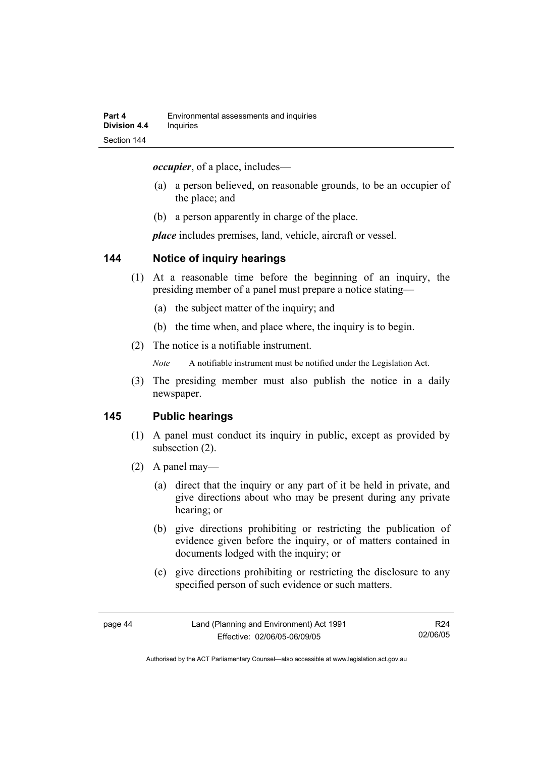***occupier***, of a place, includes—

(a) a person believed, on reasonable grounds, to be an occupier of the place; and

(b) a person apparently in charge of the place.

***place*** includes premises, land, vehicle, aircraft or vessel.

## 144 Notice of inquiry hearings

(1) At a reasonable time before the beginning of an inquiry, the presiding member of a panel must prepare a notice stating—

(a) the subject matter of the inquiry; and

(b) the time when, and place where, the inquiry is to begin.

(2) The notice is a notifiable instrument.

*Note* A notifiable instrument must be notified under the Legislation Act.

(3) The presiding member must also publish the notice in a daily newspaper.

## 145 Public hearings

(1) A panel must conduct its inquiry in public, except as provided by subsection (2).

(2) A panel may—

(a) direct that the inquiry or any part of it be held in private, and give directions about who may be present during any private hearing; or

(b) give directions prohibiting or restricting the publication of evidence given before the inquiry, or of matters contained in documents lodged with the inquiry; or

(c) give directions prohibiting or restricting the disclosure to any specified person of such evidence or such matters.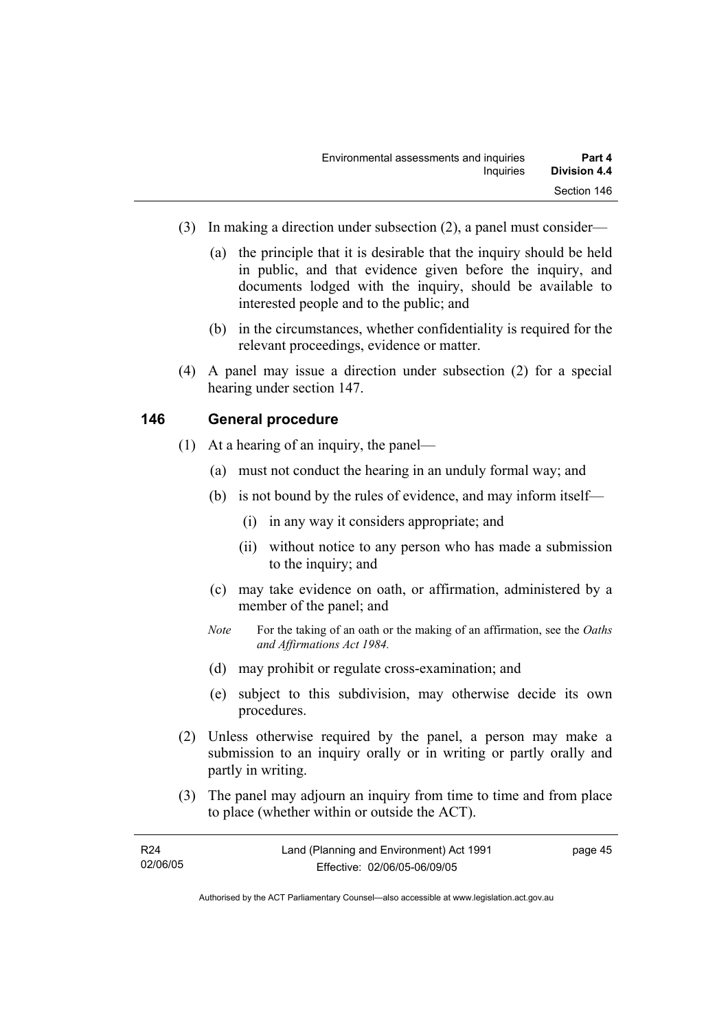(3) In making a direction under subsection (2), a panel must consider—

(a) the principle that it is desirable that the inquiry should be held in public, and that evidence given before the inquiry, and documents lodged with the inquiry, should be available to interested people and to the public; and

(b) in the circumstances, whether confidentiality is required for the relevant proceedings, evidence or matter.

(4) A panel may issue a direction under subsection (2) for a special hearing under section 147.

## 146 General procedure

(1) At a hearing of an inquiry, the panel—

(a) must not conduct the hearing in an unduly formal way; and

(b) is not bound by the rules of evidence, and may inform itself—

(i) in any way it considers appropriate; and

(ii) without notice to any person who has made a submission to the inquiry; and

(c) may take evidence on oath, or affirmation, administered by a member of the panel; and

*Note* For the taking of an oath or the making of an affirmation, see the *Oaths and Affirmations Act 1984.*

(d) may prohibit or regulate cross-examination; and

(e) subject to this subdivision, may otherwise decide its own procedures.

(2) Unless otherwise required by the panel, a person may make a submission to an inquiry orally or in writing or partly orally and partly in writing.

(3) The panel may adjourn an inquiry from time to time and from place to place (whether within or outside the ACT).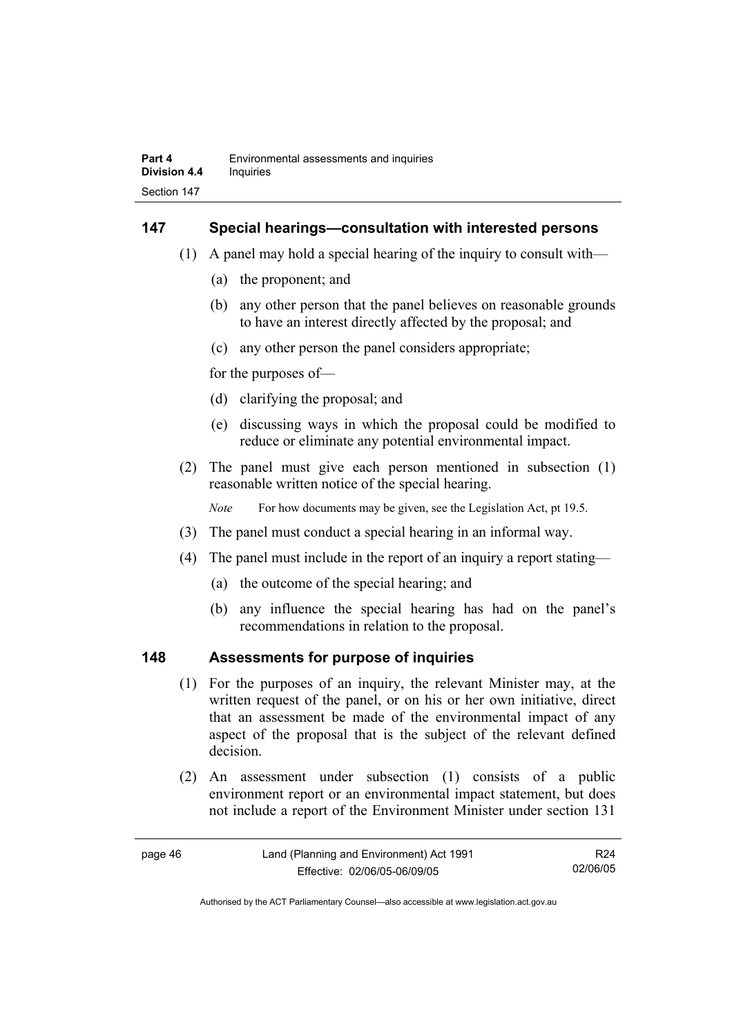## 147 Special hearings—consultation with interested persons

(1) A panel may hold a special hearing of the inquiry to consult with—

(a) the proponent; and

(b) any other person that the panel believes on reasonable grounds to have an interest directly affected by the proposal; and

(c) any other person the panel considers appropriate;

for the purposes of—

(d) clarifying the proposal; and

(e) discussing ways in which the proposal could be modified to reduce or eliminate any potential environmental impact.

(2) The panel must give each person mentioned in subsection (1) reasonable written notice of the special hearing.

*Note* For how documents may be given, see the Legislation Act, pt 19.5.

(3) The panel must conduct a special hearing in an informal way.

(4) The panel must include in the report of an inquiry a report stating—

(a) the outcome of the special hearing; and

(b) any influence the special hearing has had on the panel's recommendations in relation to the proposal.

## 148 Assessments for purpose of inquiries

(1) For the purposes of an inquiry, the relevant Minister may, at the written request of the panel, or on his or her own initiative, direct that an assessment be made of the environmental impact of any aspect of the proposal that is the subject of the relevant defined decision.

(2) An assessment under subsection (1) consists of a public environment report or an environmental impact statement, but does not include a report of the Environment Minister under section 131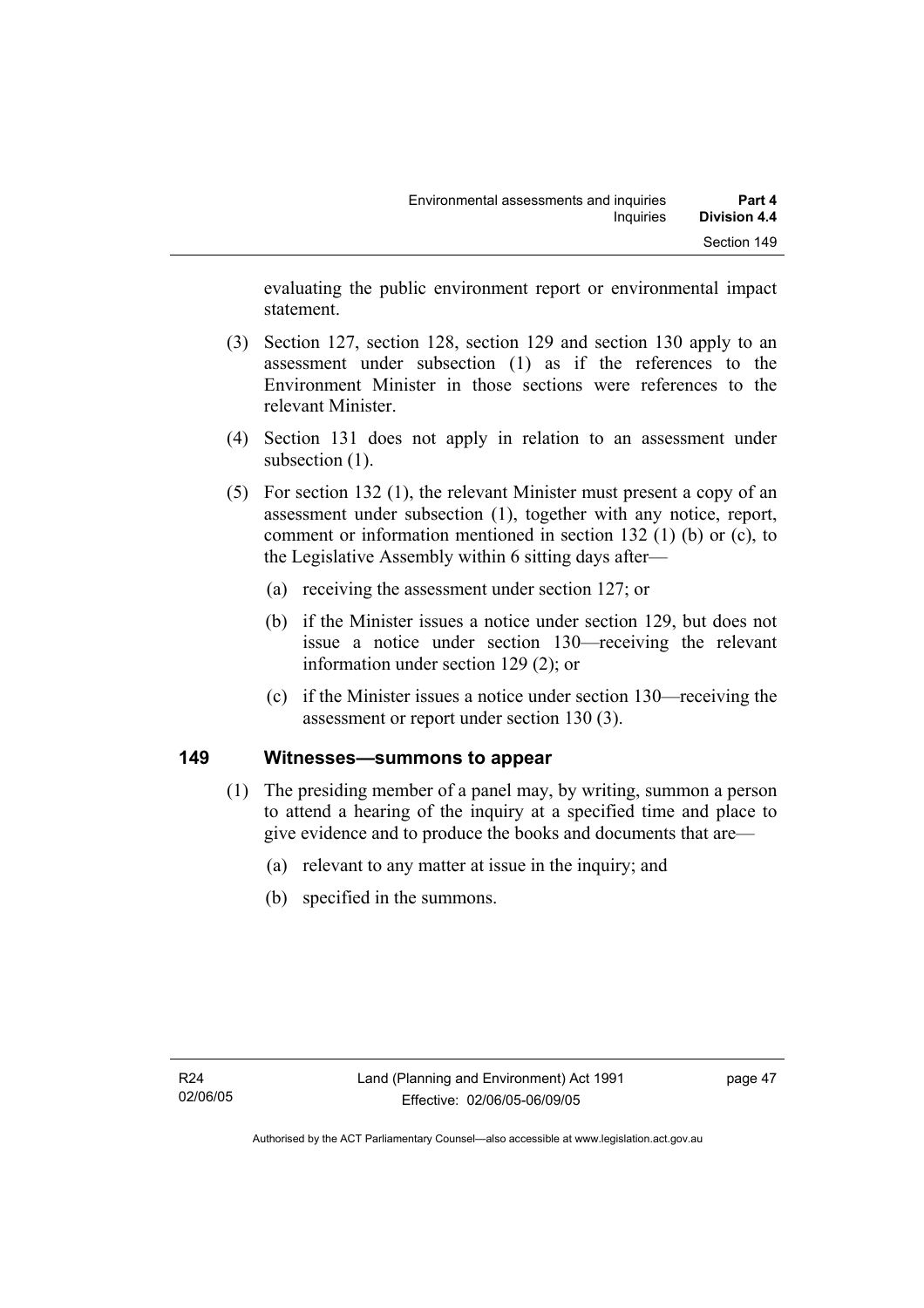evaluating the public environment report or environmental impact statement.

(3) Section 127, section 128, section 129 and section 130 apply to an assessment under subsection (1) as if the references to the Environment Minister in those sections were references to the relevant Minister.

(4) Section 131 does not apply in relation to an assessment under subsection (1).

(5) For section 132 (1), the relevant Minister must present a copy of an assessment under subsection (1), together with any notice, report, comment or information mentioned in section 132 (1) (b) or (c), to the Legislative Assembly within 6 sitting days after—

(a) receiving the assessment under section 127; or

(b) if the Minister issues a notice under section 129, but does not issue a notice under section 130—receiving the relevant information under section 129 (2); or

(c) if the Minister issues a notice under section 130—receiving the assessment or report under section 130 (3).

## 149 Witnesses—summons to appear

(1) The presiding member of a panel may, by writing, summon a person to attend a hearing of the inquiry at a specified time and place to give evidence and to produce the books and documents that are—

(a) relevant to any matter at issue in the inquiry; and

(b) specified in the summons.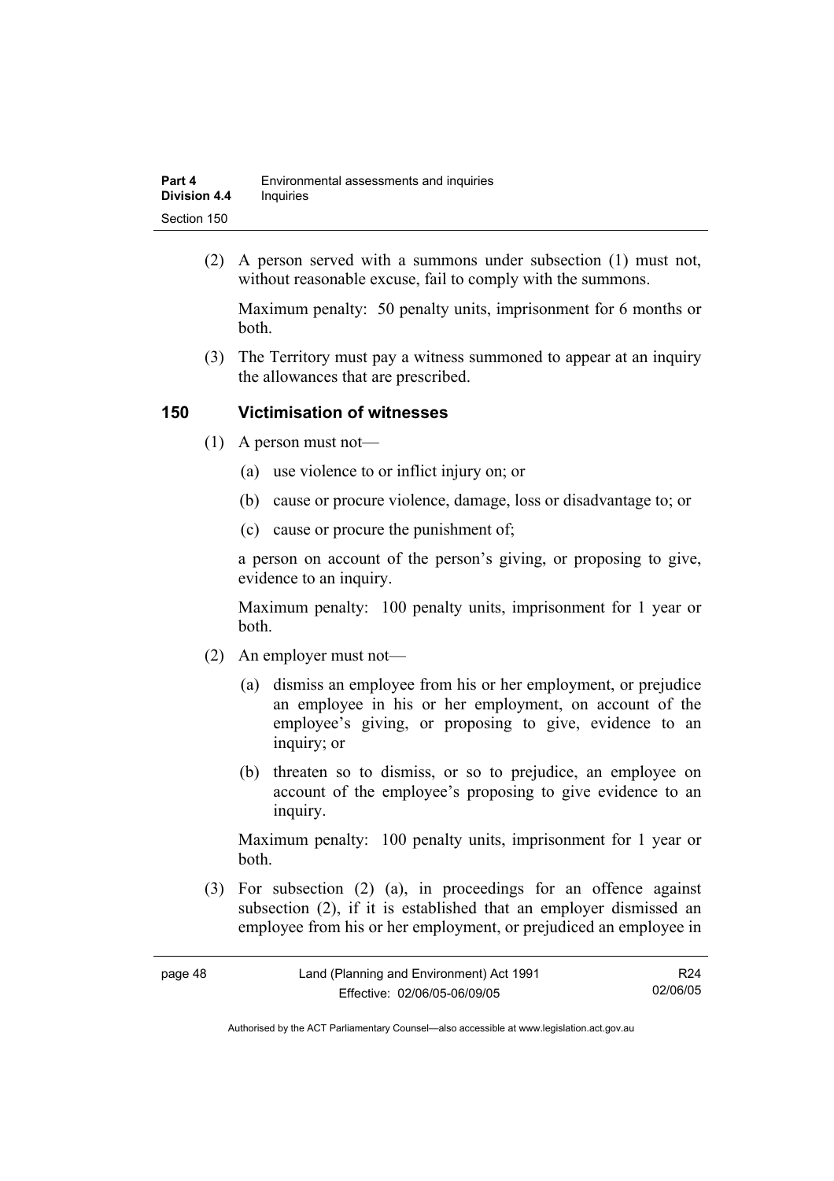(2) A person served with a summons under subsection (1) must not, without reasonable excuse, fail to comply with the summons.

Maximum penalty: 50 penalty units, imprisonment for 6 months or both.

(3) The Territory must pay a witness summoned to appear at an inquiry the allowances that are prescribed.

## 150 Victimisation of witnesses

(1) A person must not—

(a) use violence to or inflict injury on; or

(b) cause or procure violence, damage, loss or disadvantage to; or

(c) cause or procure the punishment of;

a person on account of the person's giving, or proposing to give, evidence to an inquiry.

Maximum penalty: 100 penalty units, imprisonment for 1 year or both.

(2) An employer must not—

(a) dismiss an employee from his or her employment, or prejudice an employee in his or her employment, on account of the employee's giving, or proposing to give, evidence to an inquiry; or

(b) threaten so to dismiss, or so to prejudice, an employee on account of the employee's proposing to give evidence to an inquiry.

Maximum penalty: 100 penalty units, imprisonment for 1 year or both.

(3) For subsection (2) (a), in proceedings for an offence against subsection (2), if it is established that an employer dismissed an employee from his or her employment, or prejudiced an employee in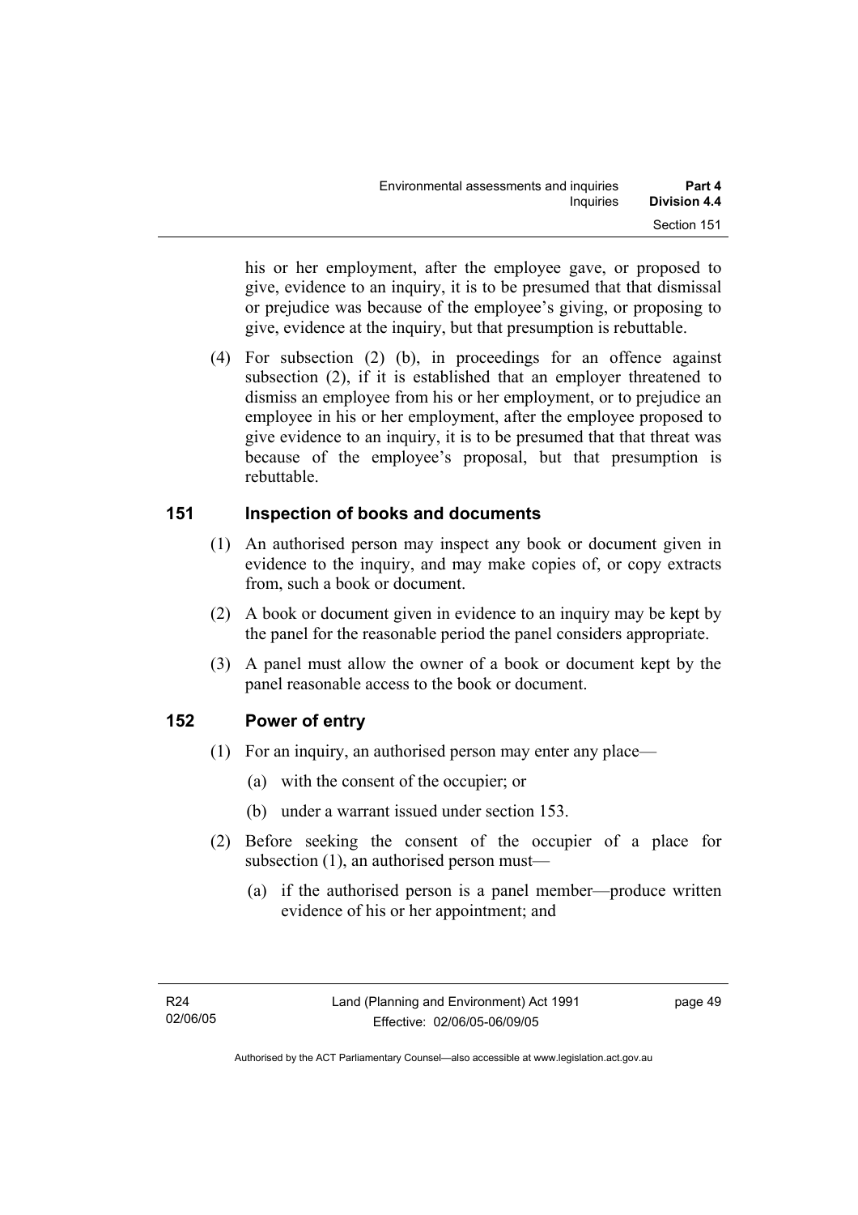his or her employment, after the employee gave, or proposed to give, evidence to an inquiry, it is to be presumed that that dismissal or prejudice was because of the employee's giving, or proposing to give, evidence at the inquiry, but that presumption is rebuttable.

(4) For subsection (2) (b), in proceedings for an offence against subsection (2), if it is established that an employer threatened to dismiss an employee from his or her employment, or to prejudice an employee in his or her employment, after the employee proposed to give evidence to an inquiry, it is to be presumed that that threat was because of the employee's proposal, but that presumption is rebuttable.

## 151 Inspection of books and documents

(1) An authorised person may inspect any book or document given in evidence to the inquiry, and may make copies of, or copy extracts from, such a book or document.

(2) A book or document given in evidence to an inquiry may be kept by the panel for the reasonable period the panel considers appropriate.

(3) A panel must allow the owner of a book or document kept by the panel reasonable access to the book or document.

## 152 Power of entry

(1) For an inquiry, an authorised person may enter any place—

(a) with the consent of the occupier; or

(b) under a warrant issued under section 153.

(2) Before seeking the consent of the occupier of a place for subsection (1), an authorised person must—

(a) if the authorised person is a panel member—produce written evidence of his or her appointment; and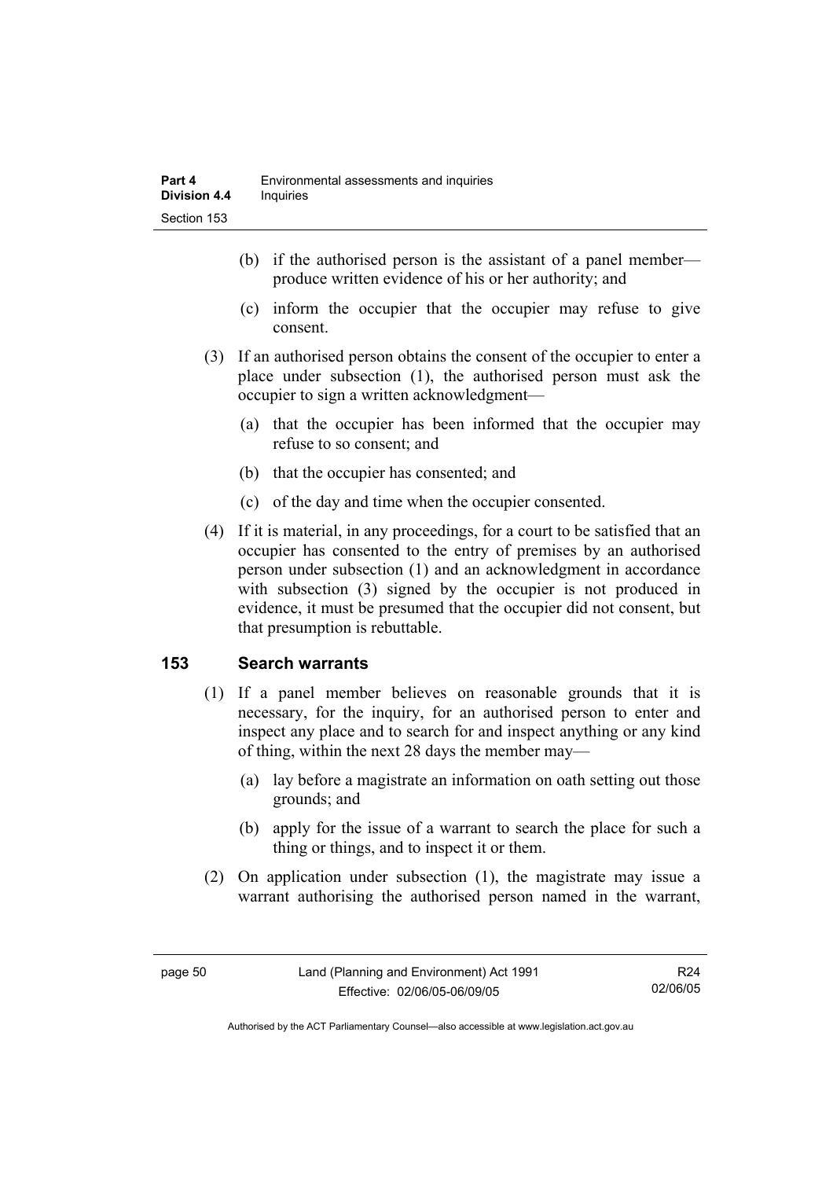(b) if the authorised person is the assistant of a panel member—produce written evidence of his or her authority; and

(c) inform the occupier that the occupier may refuse to give consent.

(3) If an authorised person obtains the consent of the occupier to enter a place under subsection (1), the authorised person must ask the occupier to sign a written acknowledgment—

(a) that the occupier has been informed that the occupier may refuse to so consent; and

(b) that the occupier has consented; and

(c) of the day and time when the occupier consented.

(4) If it is material, in any proceedings, for a court to be satisfied that an occupier has consented to the entry of premises by an authorised person under subsection (1) and an acknowledgment in accordance with subsection (3) signed by the occupier is not produced in evidence, it must be presumed that the occupier did not consent, but that presumption is rebuttable.

## 153 Search warrants

(1) If a panel member believes on reasonable grounds that it is necessary, for the inquiry, for an authorised person to enter and inspect any place and to search for and inspect anything or any kind of thing, within the next 28 days the member may—

(a) lay before a magistrate an information on oath setting out those grounds; and

(b) apply for the issue of a warrant to search the place for such a thing or things, and to inspect it or them.

(2) On application under subsection (1), the magistrate may issue a warrant authorising the authorised person named in the warrant,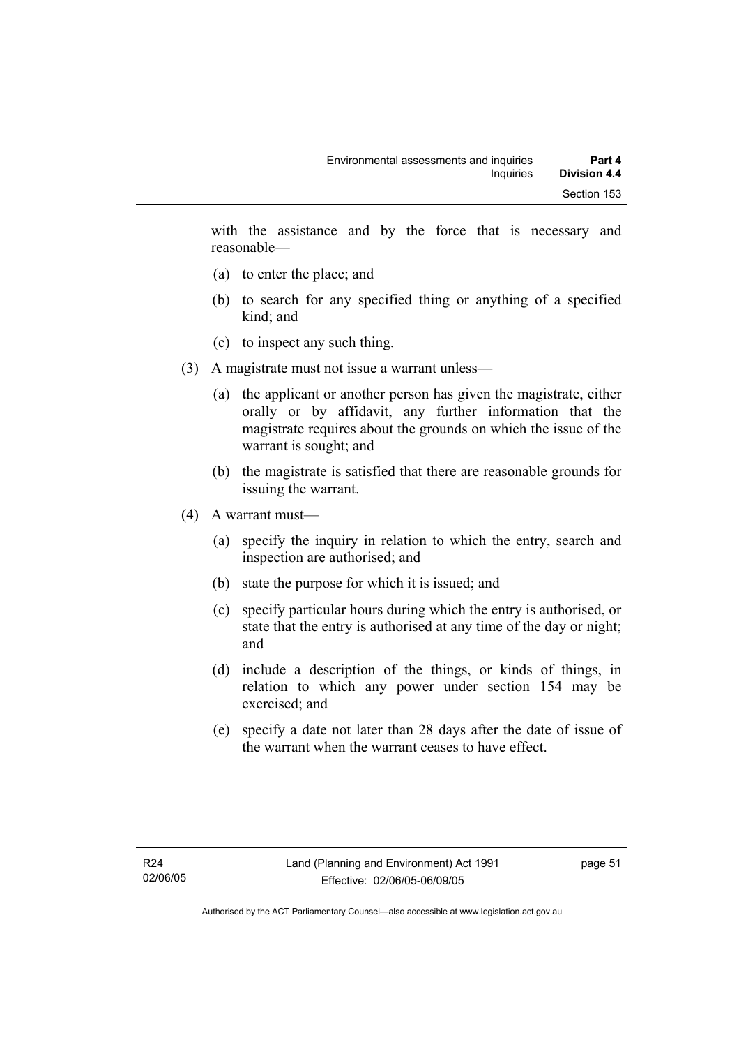with the assistance and by the force that is necessary and reasonable—

(a) to enter the place; and

(b) to search for any specified thing or anything of a specified kind; and

(c) to inspect any such thing.

(3) A magistrate must not issue a warrant unless—

(a) the applicant or another person has given the magistrate, either orally or by affidavit, any further information that the magistrate requires about the grounds on which the issue of the warrant is sought; and

(b) the magistrate is satisfied that there are reasonable grounds for issuing the warrant.

(4) A warrant must—

(a) specify the inquiry in relation to which the entry, search and inspection are authorised; and

(b) state the purpose for which it is issued; and

(c) specify particular hours during which the entry is authorised, or state that the entry is authorised at any time of the day or night; and

(d) include a description of the things, or kinds of things, in relation to which any power under section 154 may be exercised; and

(e) specify a date not later than 28 days after the date of issue of the warrant when the warrant ceases to have effect.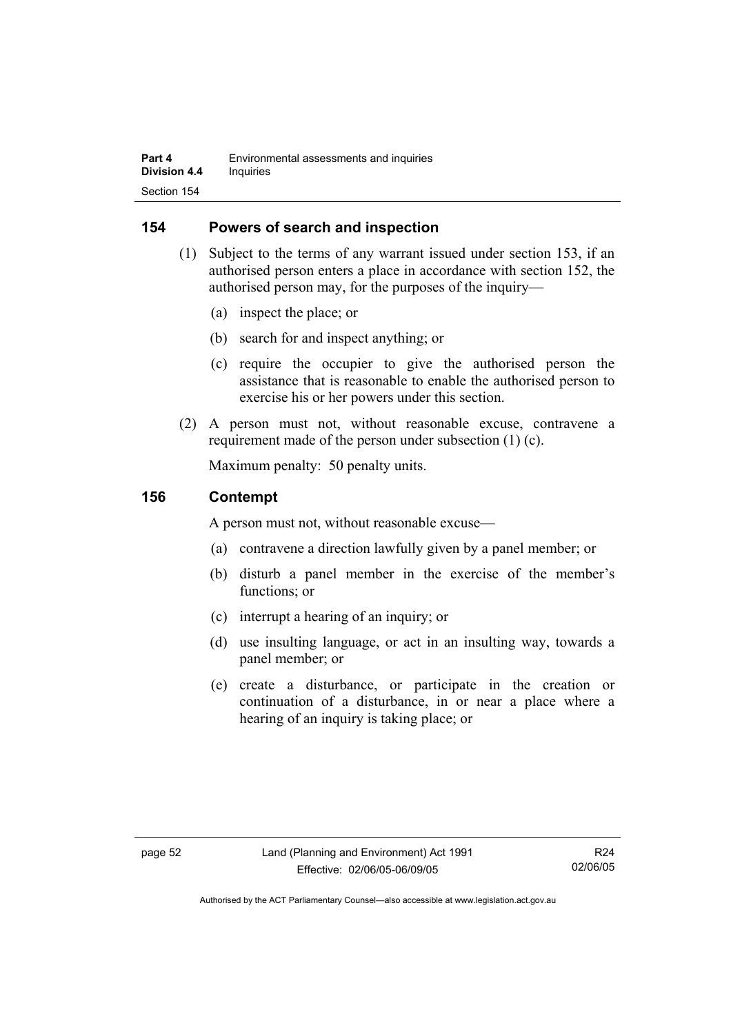## 154 Powers of search and inspection

(1) Subject to the terms of any warrant issued under section 153, if an authorised person enters a place in accordance with section 152, the authorised person may, for the purposes of the inquiry—

(a) inspect the place; or

(b) search for and inspect anything; or

(c) require the occupier to give the authorised person the assistance that is reasonable to enable the authorised person to exercise his or her powers under this section.

(2) A person must not, without reasonable excuse, contravene a requirement made of the person under subsection (1) (c).

Maximum penalty: 50 penalty units.

## 156 Contempt

A person must not, without reasonable excuse—

(a) contravene a direction lawfully given by a panel member; or

(b) disturb a panel member in the exercise of the member's functions; or

(c) interrupt a hearing of an inquiry; or

(d) use insulting language, or act in an insulting way, towards a panel member; or

(e) create a disturbance, or participate in the creation or continuation of a disturbance, in or near a place where a hearing of an inquiry is taking place; or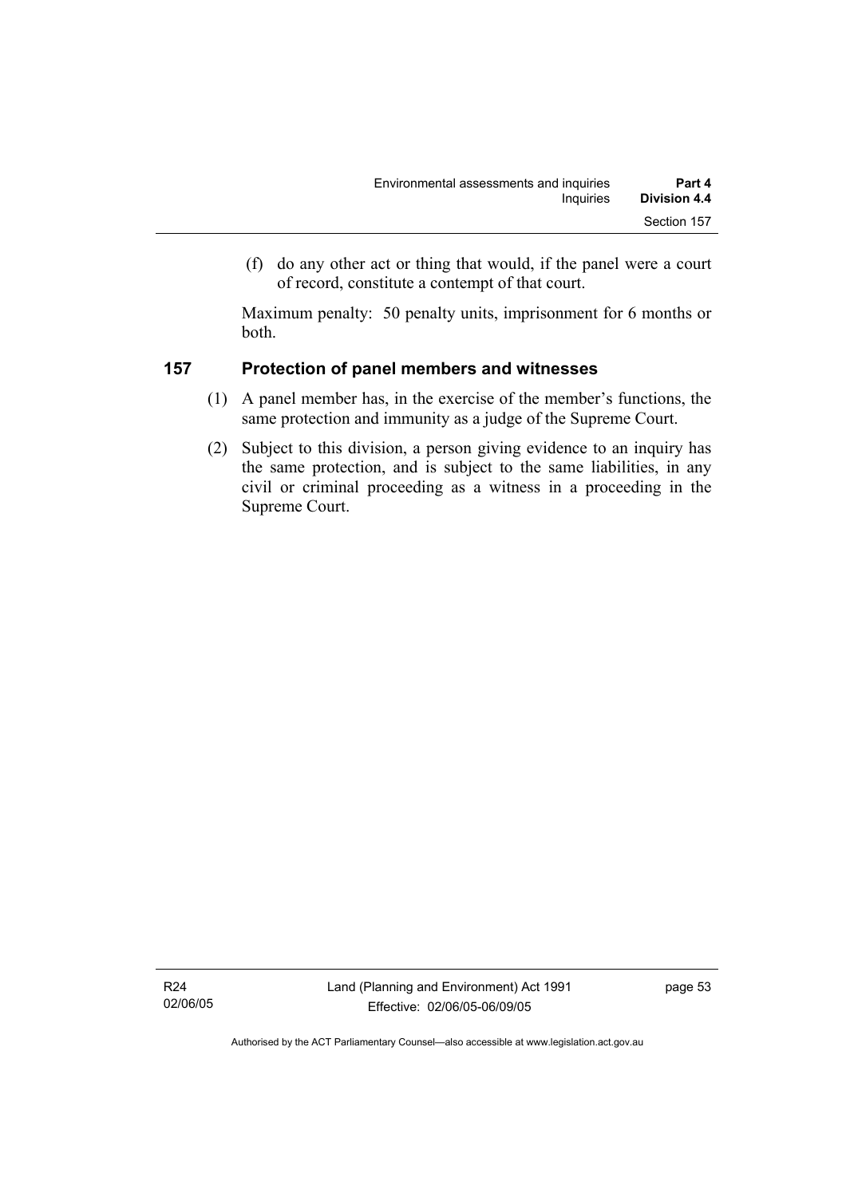(f) do any other act or thing that would, if the panel were a court of record, constitute a contempt of that court.

Maximum penalty: 50 penalty units, imprisonment for 6 months or both.

## 157 Protection of panel members and witnesses

(1) A panel member has, in the exercise of the member's functions, the same protection and immunity as a judge of the Supreme Court.

(2) Subject to this division, a person giving evidence to an inquiry has the same protection, and is subject to the same liabilities, in any civil or criminal proceeding as a witness in a proceeding in the Supreme Court.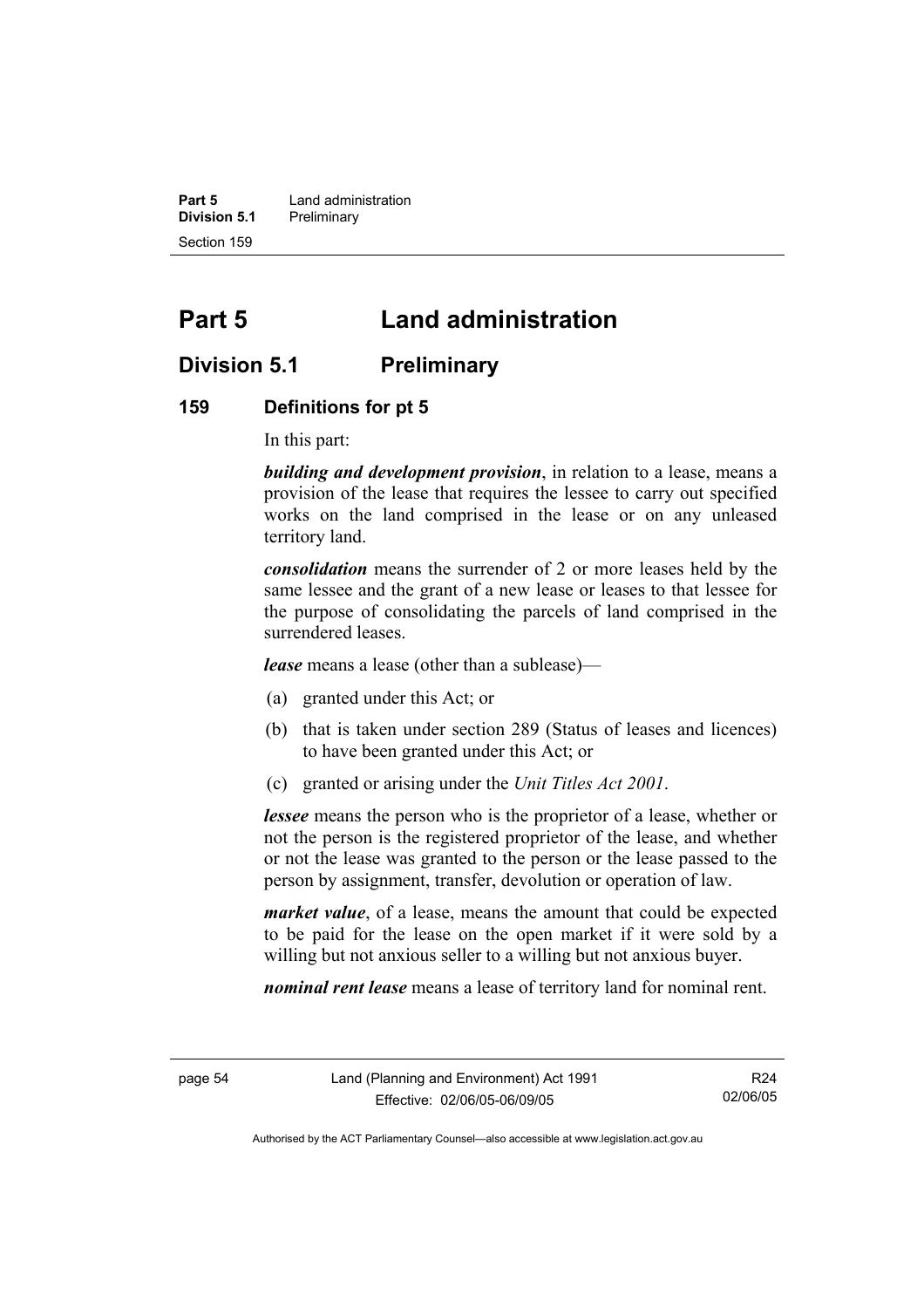# Part 5 Land administration

## Division 5.1 Preliminary

### 159 Definitions for pt 5

In this part:

***building and development provision***, in relation to a lease, means a provision of the lease that requires the lessee to carry out specified works on the land comprised in the lease or on any unleased territory land.

***consolidation*** means the surrender of 2 or more leases held by the same lessee and the grant of a new lease or leases to that lessee for the purpose of consolidating the parcels of land comprised in the surrendered leases.

***lease*** means a lease (other than a sublease)—

(a) granted under this Act; or

(b) that is taken under section 289 (Status of leases and licences) to have been granted under this Act; or

(c) granted or arising under the *Unit Titles Act 2001*.

***lessee*** means the person who is the proprietor of a lease, whether or not the person is the registered proprietor of the lease, and whether or not the lease was granted to the person or the lease passed to the person by assignment, transfer, devolution or operation of law.

***market value***, of a lease, means the amount that could be expected to be paid for the lease on the open market if it were sold by a willing but not anxious seller to a willing but not anxious buyer.

***nominal rent lease*** means a lease of territory land for nominal rent.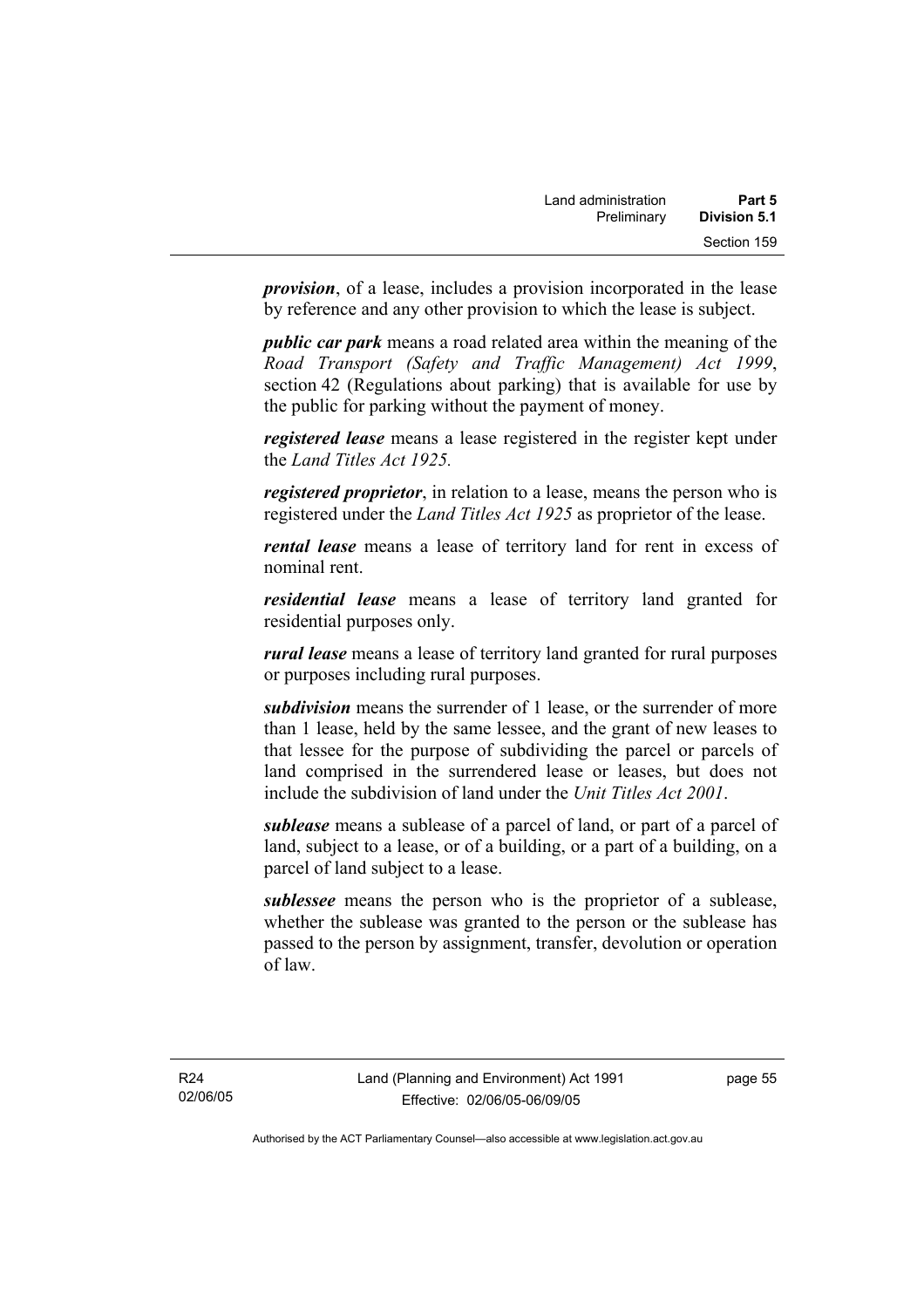***provision***, of a lease, includes a provision incorporated in the lease by reference and any other provision to which the lease is subject.

***public car park*** means a road related area within the meaning of the *Road Transport (Safety and Traffic Management) Act 1999*, section 42 (Regulations about parking) that is available for use by the public for parking without the payment of money.

***registered lease*** means a lease registered in the register kept under the *Land Titles Act 1925.*

***registered proprietor***, in relation to a lease, means the person who is registered under the *Land Titles Act 1925* as proprietor of the lease.

***rental lease*** means a lease of territory land for rent in excess of nominal rent.

***residential lease*** means a lease of territory land granted for residential purposes only.

***rural lease*** means a lease of territory land granted for rural purposes or purposes including rural purposes.

***subdivision*** means the surrender of 1 lease, or the surrender of more than 1 lease, held by the same lessee, and the grant of new leases to that lessee for the purpose of subdividing the parcel or parcels of land comprised in the surrendered lease or leases, but does not include the subdivision of land under the *Unit Titles Act 2001*.

***sublease*** means a sublease of a parcel of land, or part of a parcel of land, subject to a lease, or of a building, or a part of a building, on a parcel of land subject to a lease.

***sublessee*** means the person who is the proprietor of a sublease, whether the sublease was granted to the person or the sublease has passed to the person by assignment, transfer, devolution or operation of law.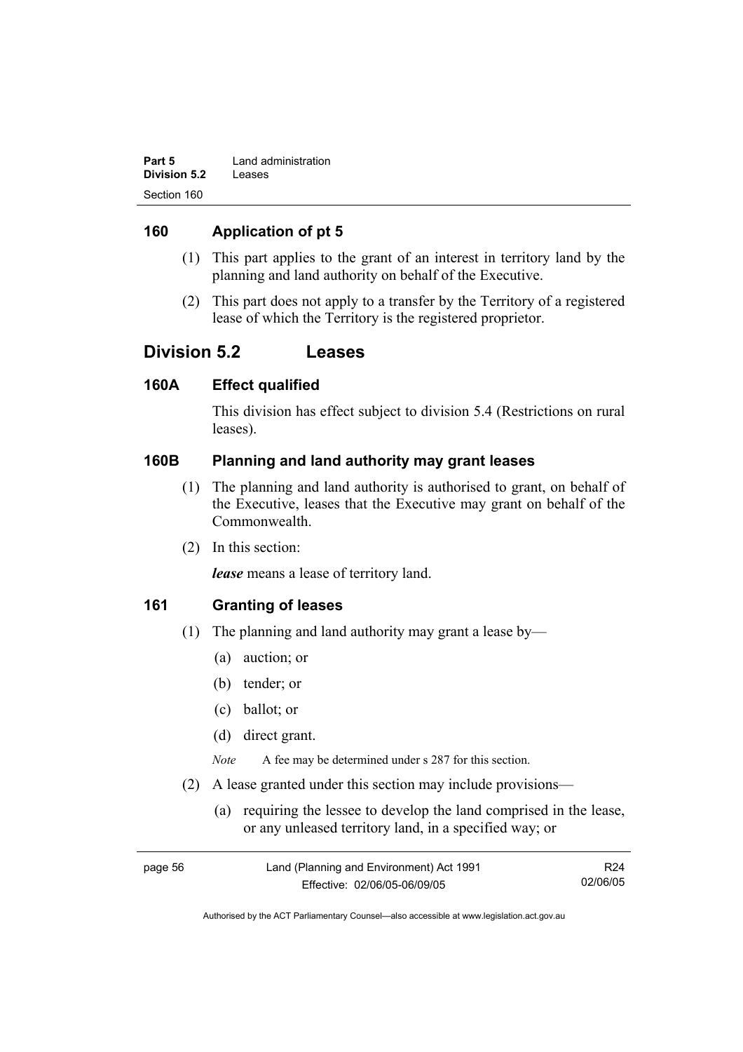## 160 Application of pt 5

(1) This part applies to the grant of an interest in territory land by the planning and land authority on behalf of the Executive.

(2) This part does not apply to a transfer by the Territory of a registered lease of which the Territory is the registered proprietor.

# Division 5.2 Leases

## 160A Effect qualified

This division has effect subject to division 5.4 (Restrictions on rural leases).

## 160B Planning and land authority may grant leases

(1) The planning and land authority is authorised to grant, on behalf of the Executive, leases that the Executive may grant on behalf of the Commonwealth.

(2) In this section:

***lease*** means a lease of territory land.

## 161 Granting of leases

(1) The planning and land authority may grant a lease by—

(a) auction; or

(b) tender; or

(c) ballot; or

(d) direct grant.

*Note* A fee may be determined under s 287 for this section.

(2) A lease granted under this section may include provisions—

(a) requiring the lessee to develop the land comprised in the lease, or any unleased territory land, in a specified way; or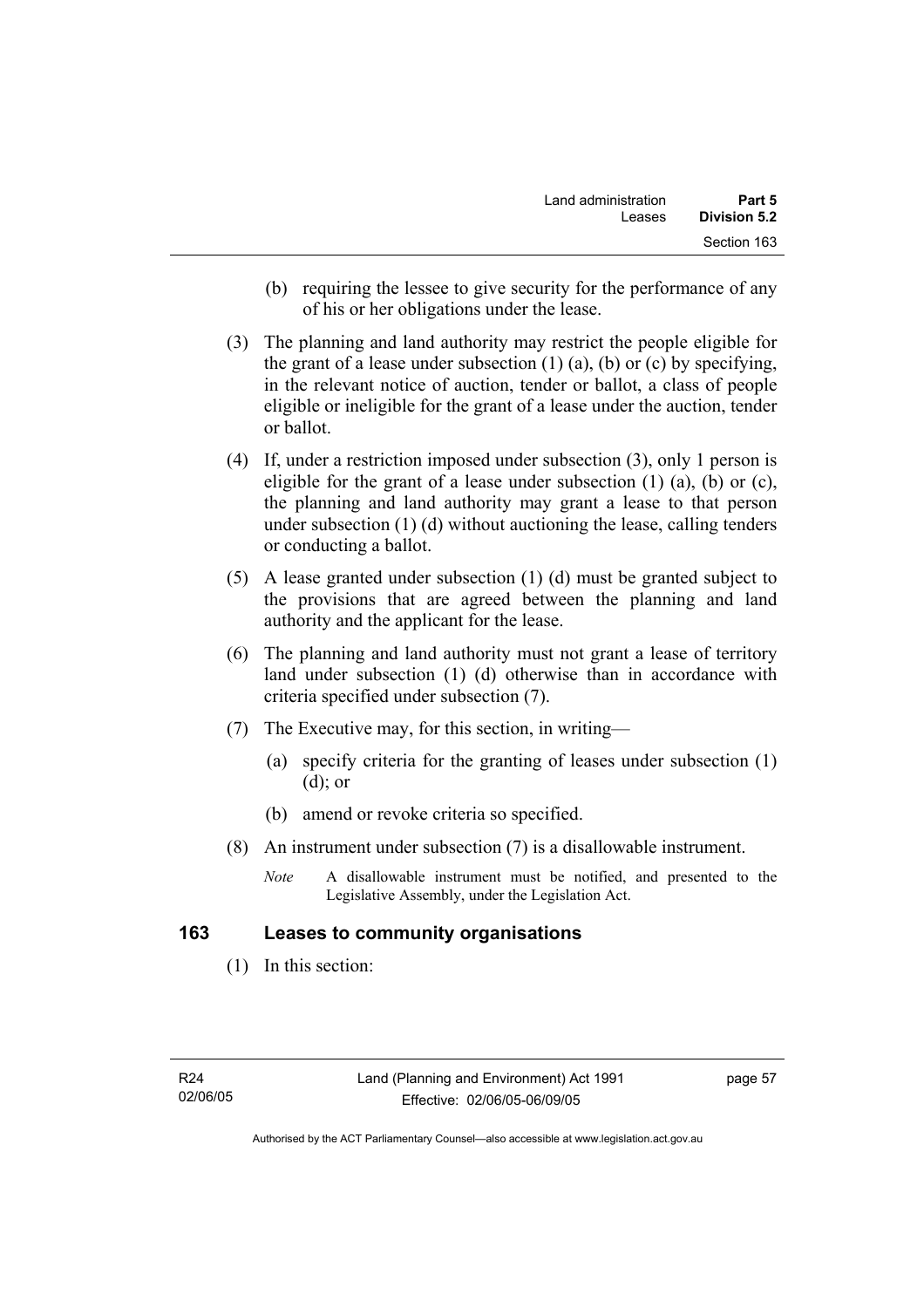(b) requiring the lessee to give security for the performance of any of his or her obligations under the lease.

(3) The planning and land authority may restrict the people eligible for the grant of a lease under subsection (1) (a), (b) or (c) by specifying, in the relevant notice of auction, tender or ballot, a class of people eligible or ineligible for the grant of a lease under the auction, tender or ballot.

(4) If, under a restriction imposed under subsection (3), only 1 person is eligible for the grant of a lease under subsection (1) (a), (b) or (c), the planning and land authority may grant a lease to that person under subsection (1) (d) without auctioning the lease, calling tenders or conducting a ballot.

(5) A lease granted under subsection (1) (d) must be granted subject to the provisions that are agreed between the planning and land authority and the applicant for the lease.

(6) The planning and land authority must not grant a lease of territory land under subsection (1) (d) otherwise than in accordance with criteria specified under subsection (7).

(7) The Executive may, for this section, in writing—

(a) specify criteria for the granting of leases under subsection (1) (d); or

(b) amend or revoke criteria so specified.

(8) An instrument under subsection (7) is a disallowable instrument.

*Note* A disallowable instrument must be notified, and presented to the Legislative Assembly, under the Legislation Act.

## 163 Leases to community organisations

(1) In this section: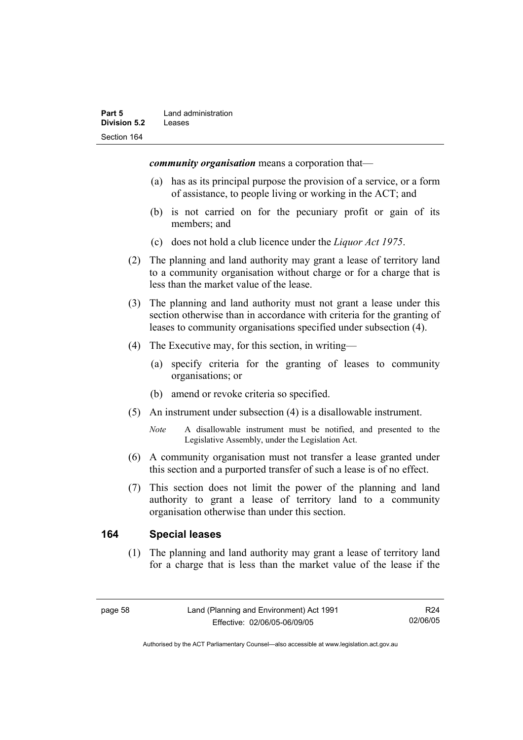***community organisation*** means a corporation that—

(a) has as its principal purpose the provision of a service, or a form of assistance, to people living or working in the ACT; and

(b) is not carried on for the pecuniary profit or gain of its members; and

(c) does not hold a club licence under the *Liquor Act 1975*.

(2) The planning and land authority may grant a lease of territory land to a community organisation without charge or for a charge that is less than the market value of the lease.

(3) The planning and land authority must not grant a lease under this section otherwise than in accordance with criteria for the granting of leases to community organisations specified under subsection (4).

(4) The Executive may, for this section, in writing—

(a) specify criteria for the granting of leases to community organisations; or

(b) amend or revoke criteria so specified.

(5) An instrument under subsection (4) is a disallowable instrument.

*Note* A disallowable instrument must be notified, and presented to the Legislative Assembly, under the Legislation Act.

(6) A community organisation must not transfer a lease granted under this section and a purported transfer of such a lease is of no effect.

(7) This section does not limit the power of the planning and land authority to grant a lease of territory land to a community organisation otherwise than under this section.

## 164 Special leases

(1) The planning and land authority may grant a lease of territory land for a charge that is less than the market value of the lease if the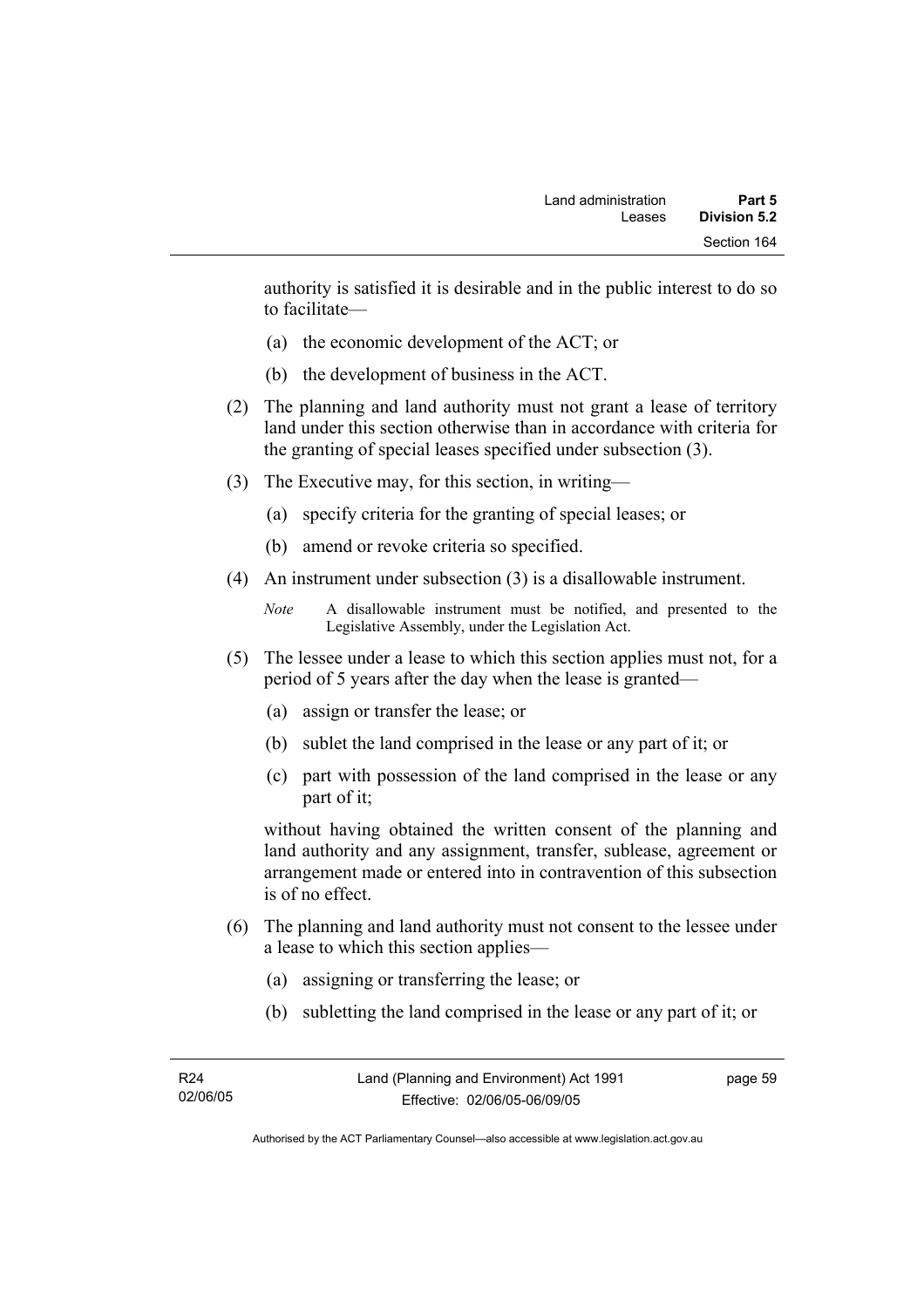authority is satisfied it is desirable and in the public interest to do so to facilitate—

(a) the economic development of the ACT; or

(b) the development of business in the ACT.

(2) The planning and land authority must not grant a lease of territory land under this section otherwise than in accordance with criteria for the granting of special leases specified under subsection (3).

(3) The Executive may, for this section, in writing—

(a) specify criteria for the granting of special leases; or

(b) amend or revoke criteria so specified.

(4) An instrument under subsection (3) is a disallowable instrument.

*Note* A disallowable instrument must be notified, and presented to the Legislative Assembly, under the Legislation Act.

(5) The lessee under a lease to which this section applies must not, for a period of 5 years after the day when the lease is granted—

(a) assign or transfer the lease; or

(b) sublet the land comprised in the lease or any part of it; or

(c) part with possession of the land comprised in the lease or any part of it;

without having obtained the written consent of the planning and land authority and any assignment, transfer, sublease, agreement or arrangement made or entered into in contravention of this subsection is of no effect.

(6) The planning and land authority must not consent to the lessee under a lease to which this section applies—

(a) assigning or transferring the lease; or

(b) subletting the land comprised in the lease or any part of it; or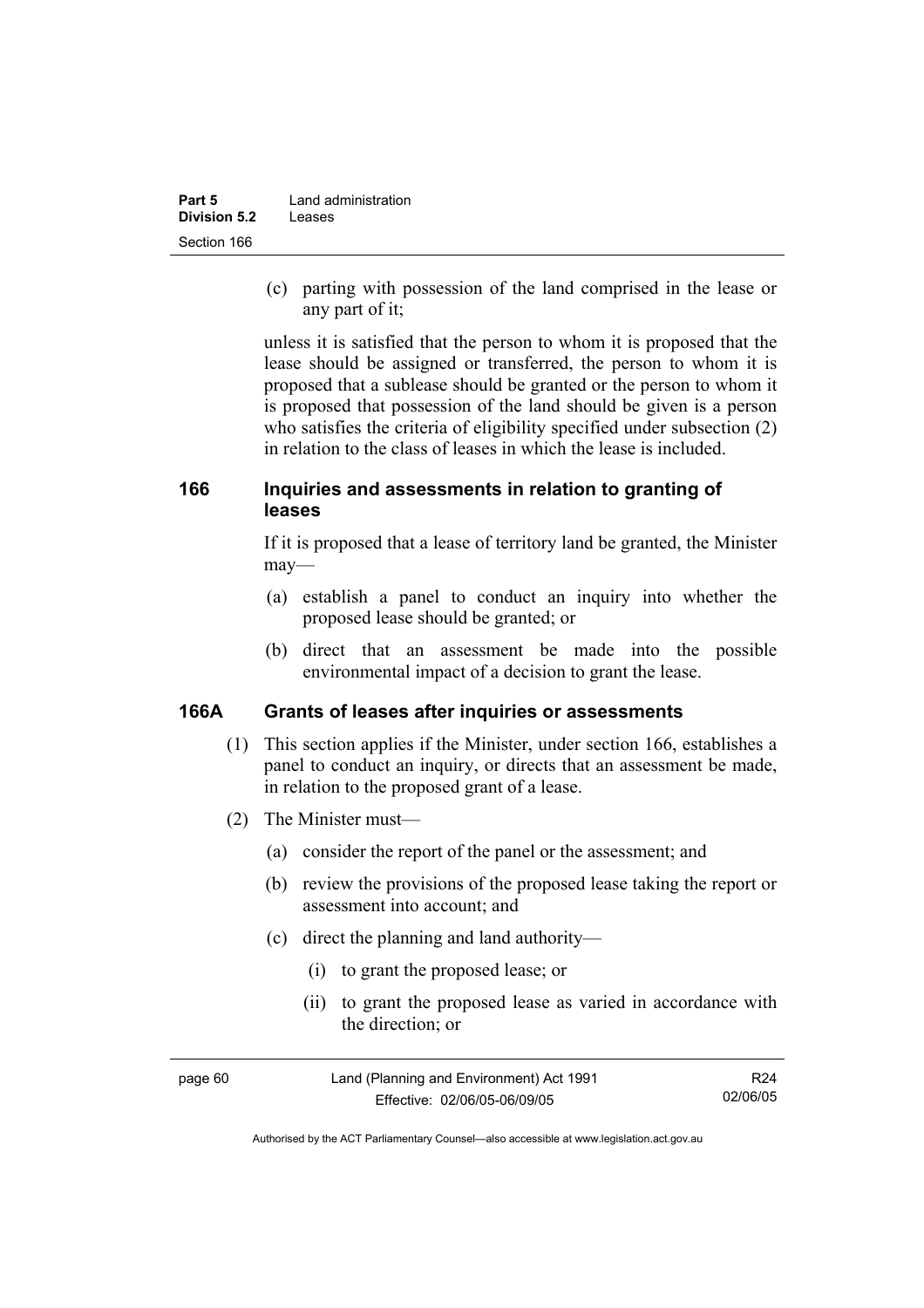(c) parting with possession of the land comprised in the lease or any part of it;

unless it is satisfied that the person to whom it is proposed that the lease should be assigned or transferred, the person to whom it is proposed that a sublease should be granted or the person to whom it is proposed that possession of the land should be given is a person who satisfies the criteria of eligibility specified under subsection (2) in relation to the class of leases in which the lease is included.

## 166 Inquiries and assessments in relation to granting of leases

If it is proposed that a lease of territory land be granted, the Minister may—

(a) establish a panel to conduct an inquiry into whether the proposed lease should be granted; or

(b) direct that an assessment be made into the possible environmental impact of a decision to grant the lease.

## 166A Grants of leases after inquiries or assessments

(1) This section applies if the Minister, under section 166, establishes a panel to conduct an inquiry, or directs that an assessment be made, in relation to the proposed grant of a lease.

(2) The Minister must—

(a) consider the report of the panel or the assessment; and

(b) review the provisions of the proposed lease taking the report or assessment into account; and

(c) direct the planning and land authority—

(i) to grant the proposed lease; or

(ii) to grant the proposed lease as varied in accordance with the direction; or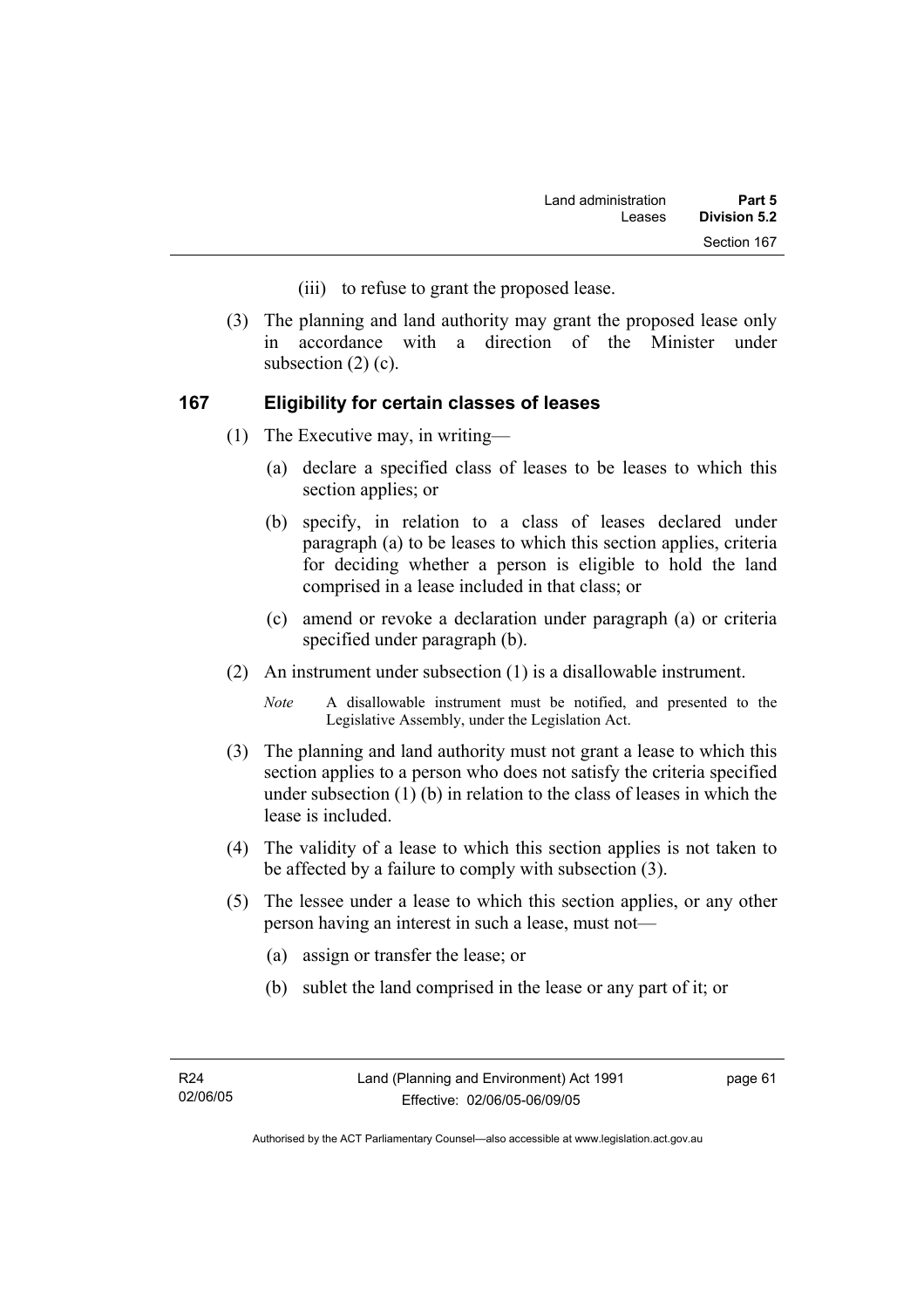(iii) to refuse to grant the proposed lease.

(3) The planning and land authority may grant the proposed lease only in accordance with a direction of the Minister under subsection (2) (c).

## 167 Eligibility for certain classes of leases

(1) The Executive may, in writing—

(a) declare a specified class of leases to be leases to which this section applies; or

(b) specify, in relation to a class of leases declared under paragraph (a) to be leases to which this section applies, criteria for deciding whether a person is eligible to hold the land comprised in a lease included in that class; or

(c) amend or revoke a declaration under paragraph (a) or criteria specified under paragraph (b).

(2) An instrument under subsection (1) is a disallowable instrument.

*Note* A disallowable instrument must be notified, and presented to the Legislative Assembly, under the Legislation Act.

(3) The planning and land authority must not grant a lease to which this section applies to a person who does not satisfy the criteria specified under subsection (1) (b) in relation to the class of leases in which the lease is included.

(4) The validity of a lease to which this section applies is not taken to be affected by a failure to comply with subsection (3).

(5) The lessee under a lease to which this section applies, or any other person having an interest in such a lease, must not—

(a) assign or transfer the lease; or

(b) sublet the land comprised in the lease or any part of it; or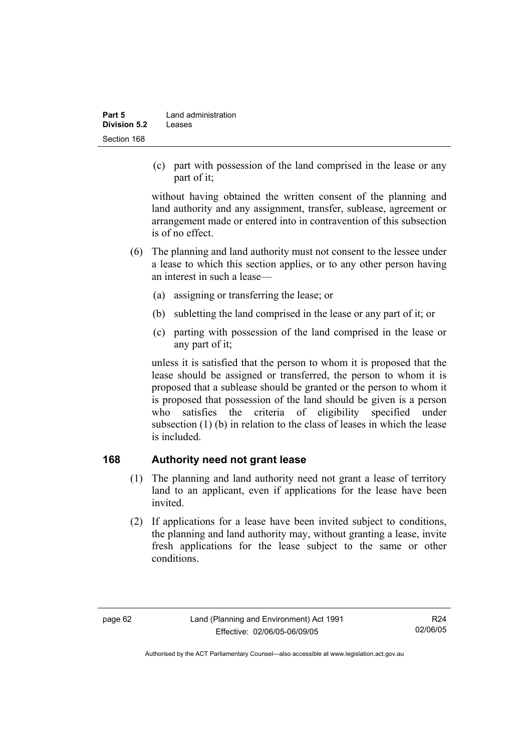(c) part with possession of the land comprised in the lease or any part of it;

without having obtained the written consent of the planning and land authority and any assignment, transfer, sublease, agreement or arrangement made or entered into in contravention of this subsection is of no effect.

(6) The planning and land authority must not consent to the lessee under a lease to which this section applies, or to any other person having an interest in such a lease—

(a) assigning or transferring the lease; or

(b) subletting the land comprised in the lease or any part of it; or

(c) parting with possession of the land comprised in the lease or any part of it;

unless it is satisfied that the person to whom it is proposed that the lease should be assigned or transferred, the person to whom it is proposed that a sublease should be granted or the person to whom it is proposed that possession of the land should be given is a person who satisfies the criteria of eligibility specified under subsection (1) (b) in relation to the class of leases in which the lease is included.

## 168 Authority need not grant lease

(1) The planning and land authority need not grant a lease of territory land to an applicant, even if applications for the lease have been invited.

(2) If applications for a lease have been invited subject to conditions, the planning and land authority may, without granting a lease, invite fresh applications for the lease subject to the same or other conditions.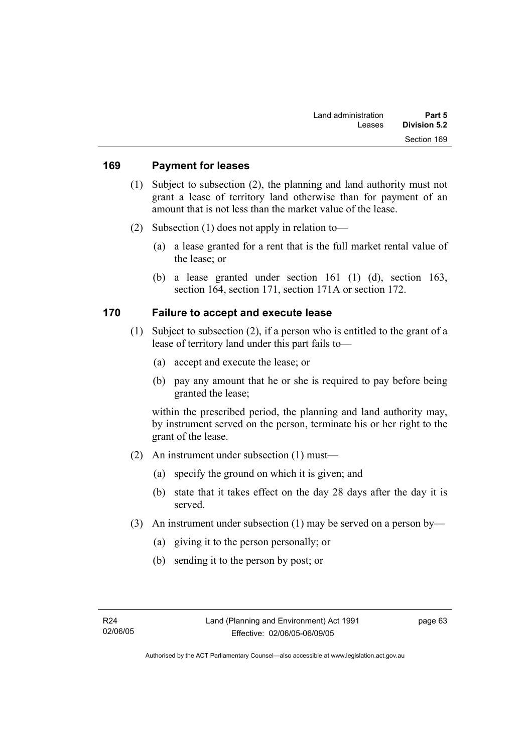## 169 Payment for leases

(1) Subject to subsection (2), the planning and land authority must not grant a lease of territory land otherwise than for payment of an amount that is not less than the market value of the lease.

(2) Subsection (1) does not apply in relation to—

(a) a lease granted for a rent that is the full market rental value of the lease; or

(b) a lease granted under section 161 (1) (d), section 163, section 164, section 171, section 171A or section 172.

## 170 Failure to accept and execute lease

(1) Subject to subsection (2), if a person who is entitled to the grant of a lease of territory land under this part fails to—

(a) accept and execute the lease; or

(b) pay any amount that he or she is required to pay before being granted the lease;

within the prescribed period, the planning and land authority may, by instrument served on the person, terminate his or her right to the grant of the lease.

(2) An instrument under subsection (1) must—

(a) specify the ground on which it is given; and

(b) state that it takes effect on the day 28 days after the day it is served.

(3) An instrument under subsection (1) may be served on a person by—

(a) giving it to the person personally; or

(b) sending it to the person by post; or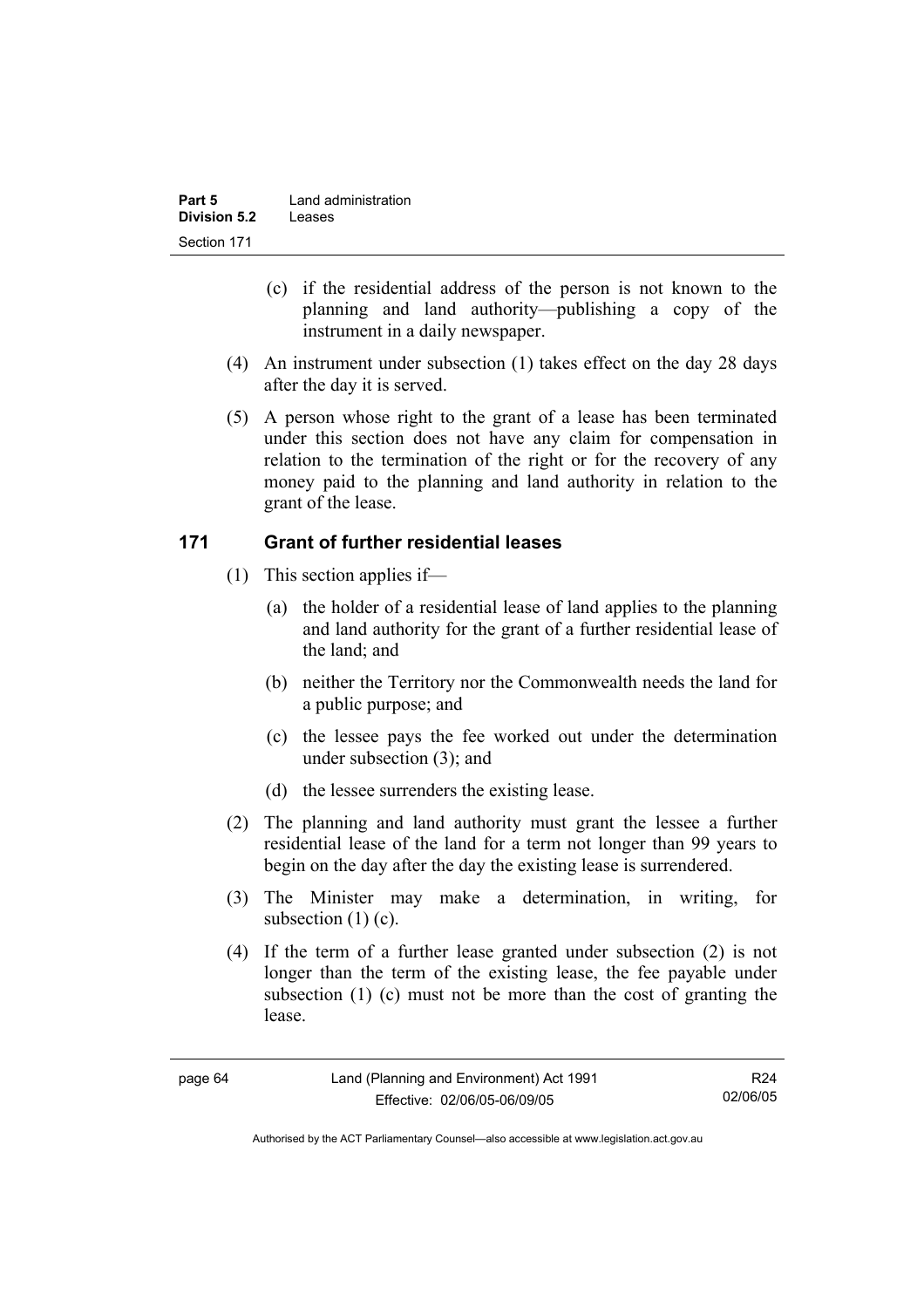(c) if the residential address of the person is not known to the planning and land authority—publishing a copy of the instrument in a daily newspaper.

(4) An instrument under subsection (1) takes effect on the day 28 days after the day it is served.

(5) A person whose right to the grant of a lease has been terminated under this section does not have any claim for compensation in relation to the termination of the right or for the recovery of any money paid to the planning and land authority in relation to the grant of the lease.

## 171 Grant of further residential leases

(1) This section applies if—

(a) the holder of a residential lease of land applies to the planning and land authority for the grant of a further residential lease of the land; and

(b) neither the Territory nor the Commonwealth needs the land for a public purpose; and

(c) the lessee pays the fee worked out under the determination under subsection (3); and

(d) the lessee surrenders the existing lease.

(2) The planning and land authority must grant the lessee a further residential lease of the land for a term not longer than 99 years to begin on the day after the day the existing lease is surrendered.

(3) The Minister may make a determination, in writing, for subsection (1) (c).

(4) If the term of a further lease granted under subsection (2) is not longer than the term of the existing lease, the fee payable under subsection (1) (c) must not be more than the cost of granting the lease.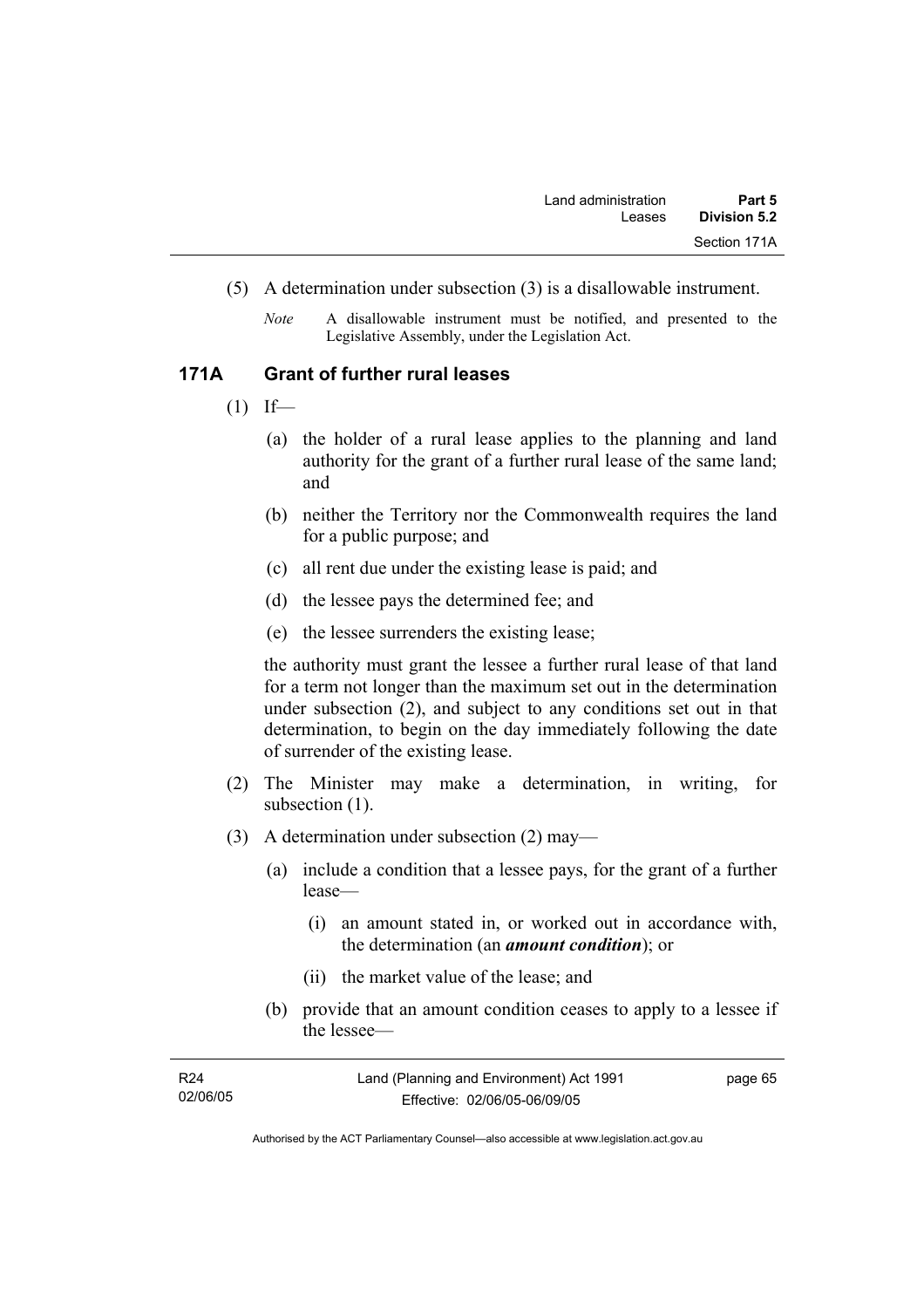(5) A determination under subsection (3) is a disallowable instrument.

*Note* A disallowable instrument must be notified, and presented to the Legislative Assembly, under the Legislation Act.

## 171A Grant of further rural leases

(1) If—

(a) the holder of a rural lease applies to the planning and land authority for the grant of a further rural lease of the same land; and

(b) neither the Territory nor the Commonwealth requires the land for a public purpose; and

(c) all rent due under the existing lease is paid; and

(d) the lessee pays the determined fee; and

(e) the lessee surrenders the existing lease;

the authority must grant the lessee a further rural lease of that land for a term not longer than the maximum set out in the determination under subsection (2), and subject to any conditions set out in that determination, to begin on the day immediately following the date of surrender of the existing lease.

(2) The Minister may make a determination, in writing, for subsection (1).

(3) A determination under subsection (2) may—

(a) include a condition that a lessee pays, for the grant of a further lease—

(i) an amount stated in, or worked out in accordance with, the determination (an ***amount condition***); or

(ii) the market value of the lease; and

(b) provide that an amount condition ceases to apply to a lessee if the lessee—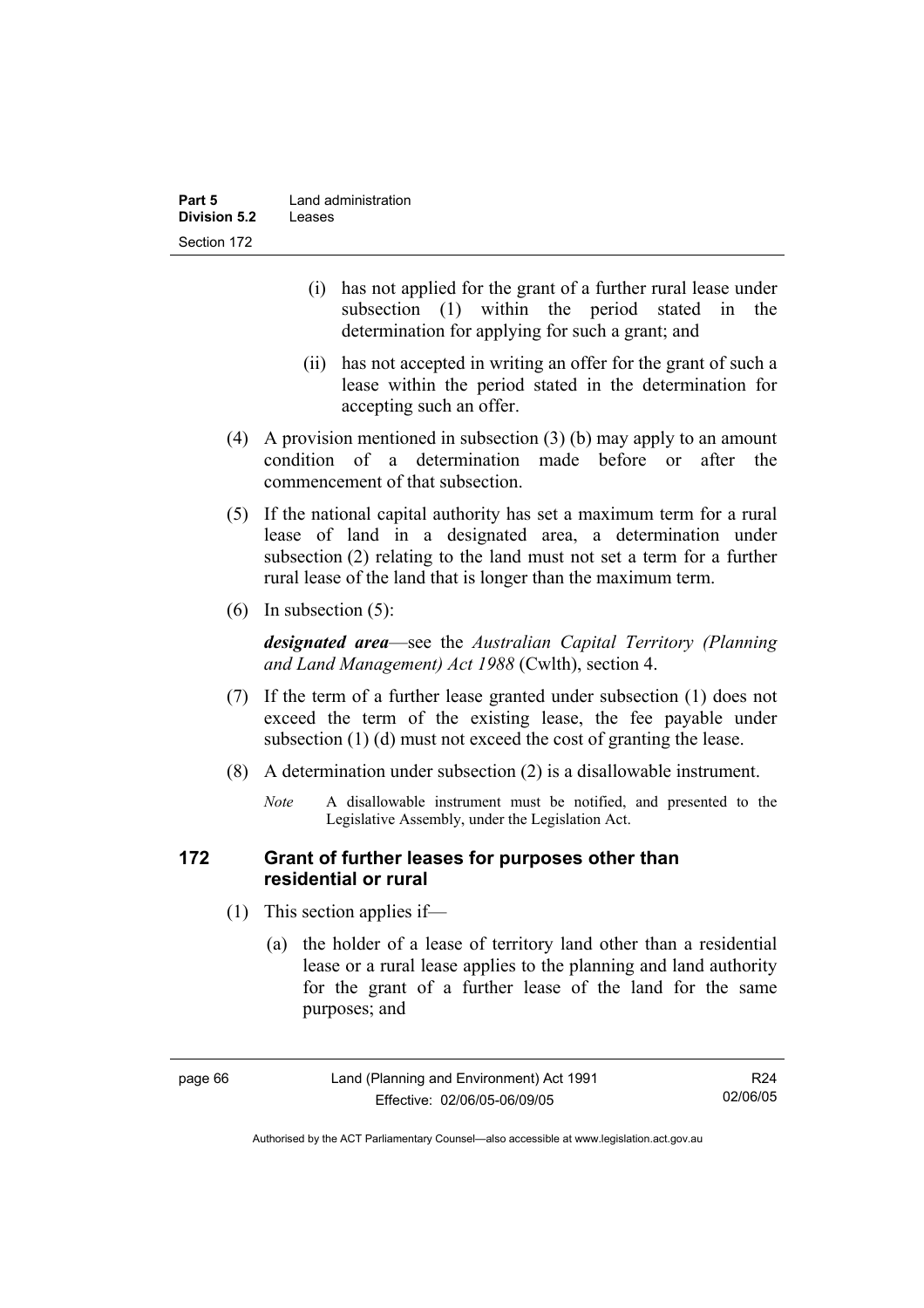(i) has not applied for the grant of a further rural lease under subsection (1) within the period stated in the determination for applying for such a grant; and

(ii) has not accepted in writing an offer for the grant of such a lease within the period stated in the determination for accepting such an offer.

(4) A provision mentioned in subsection (3) (b) may apply to an amount condition of a determination made before or after the commencement of that subsection.

(5) If the national capital authority has set a maximum term for a rural lease of land in a designated area, a determination under subsection (2) relating to the land must not set a term for a further rural lease of the land that is longer than the maximum term.

(6) In subsection (5):

***designated area***—see the *Australian Capital Territory (Planning and Land Management) Act 1988* (Cwlth), section 4.

(7) If the term of a further lease granted under subsection (1) does not exceed the term of the existing lease, the fee payable under subsection (1) (d) must not exceed the cost of granting the lease.

(8) A determination under subsection (2) is a disallowable instrument.

*Note* A disallowable instrument must be notified, and presented to the Legislative Assembly, under the Legislation Act.

### 172 Grant of further leases for purposes other than residential or rural

(1) This section applies if—

(a) the holder of a lease of territory land other than a residential lease or a rural lease applies to the planning and land authority for the grant of a further lease of the land for the same purposes; and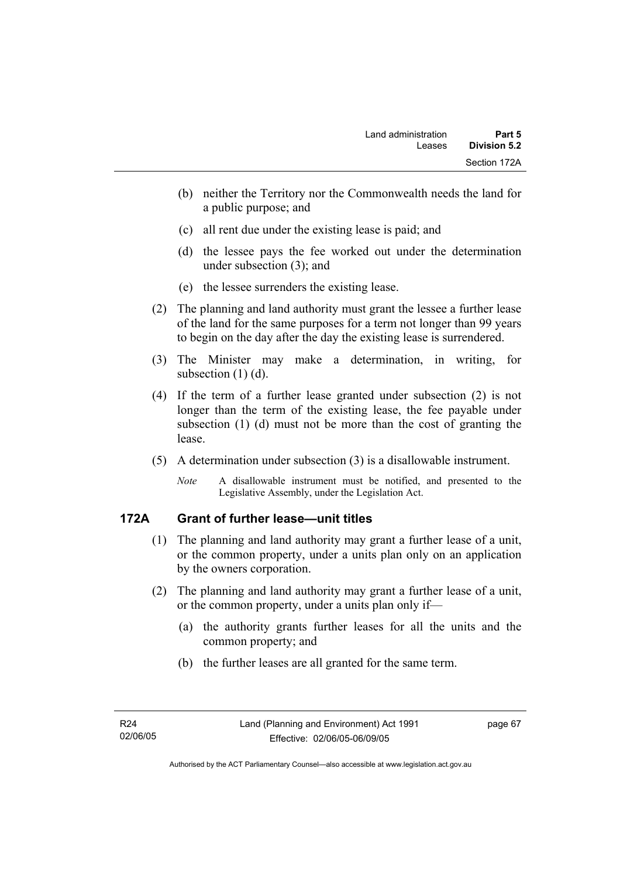(b) neither the Territory nor the Commonwealth needs the land for a public purpose; and

(c) all rent due under the existing lease is paid; and

(d) the lessee pays the fee worked out under the determination under subsection (3); and

(e) the lessee surrenders the existing lease.

(2) The planning and land authority must grant the lessee a further lease of the land for the same purposes for a term not longer than 99 years to begin on the day after the day the existing lease is surrendered.

(3) The Minister may make a determination, in writing, for subsection (1) (d).

(4) If the term of a further lease granted under subsection (2) is not longer than the term of the existing lease, the fee payable under subsection (1) (d) must not be more than the cost of granting the lease.

(5) A determination under subsection (3) is a disallowable instrument.

*Note* A disallowable instrument must be notified, and presented to the Legislative Assembly, under the Legislation Act.

## 172A Grant of further lease—unit titles

(1) The planning and land authority may grant a further lease of a unit, or the common property, under a units plan only on an application by the owners corporation.

(2) The planning and land authority may grant a further lease of a unit, or the common property, under a units plan only if—

(a) the authority grants further leases for all the units and the common property; and

(b) the further leases are all granted for the same term.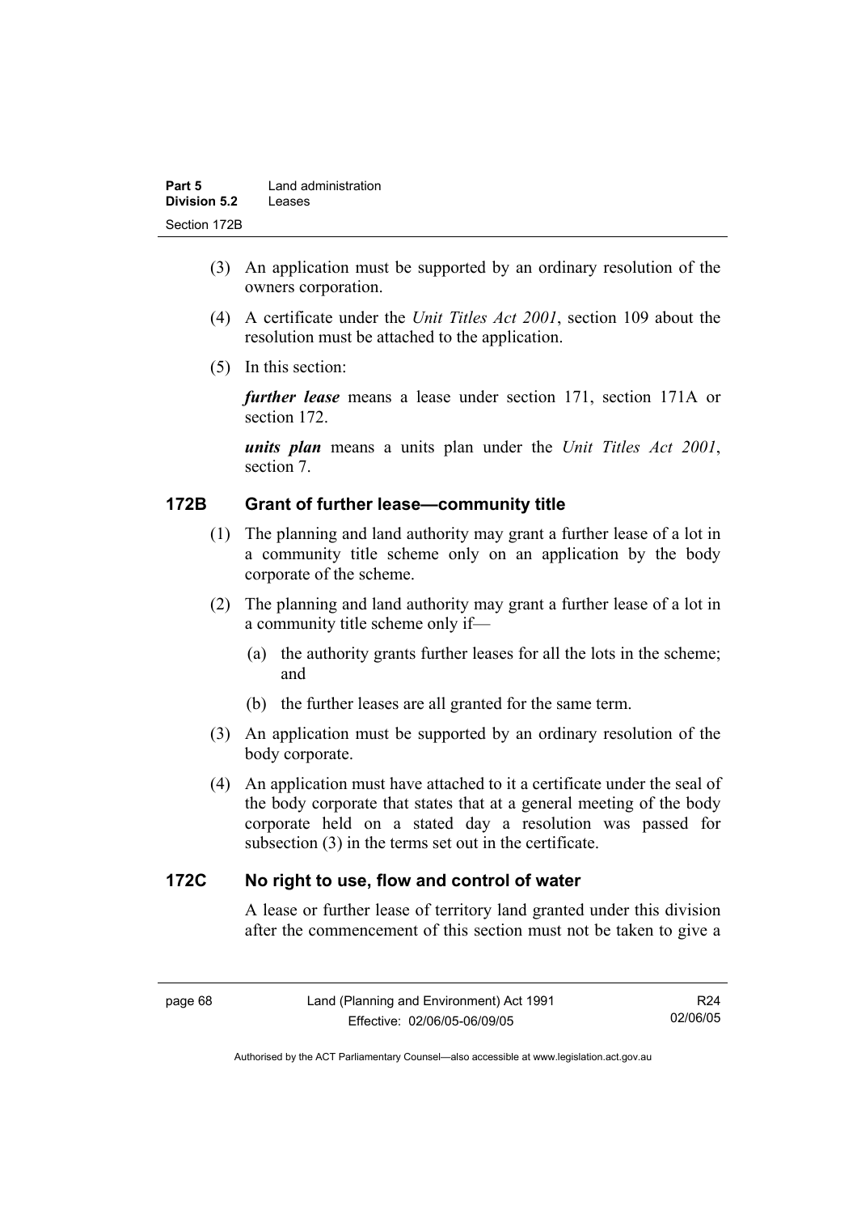(3) An application must be supported by an ordinary resolution of the owners corporation.

(4) A certificate under the *Unit Titles Act 2001*, section 109 about the resolution must be attached to the application.

(5) In this section:

***further lease*** means a lease under section 171, section 171A or section 172.

***units plan*** means a units plan under the *Unit Titles Act 2001*, section 7.

### 172B Grant of further lease—community title

(1) The planning and land authority may grant a further lease of a lot in a community title scheme only on an application by the body corporate of the scheme.

(2) The planning and land authority may grant a further lease of a lot in a community title scheme only if—

(a) the authority grants further leases for all the lots in the scheme; and

(b) the further leases are all granted for the same term.

(3) An application must be supported by an ordinary resolution of the body corporate.

(4) An application must have attached to it a certificate under the seal of the body corporate that states that at a general meeting of the body corporate held on a stated day a resolution was passed for subsection (3) in the terms set out in the certificate.

### 172C No right to use, flow and control of water

A lease or further lease of territory land granted under this division after the commencement of this section must not be taken to give a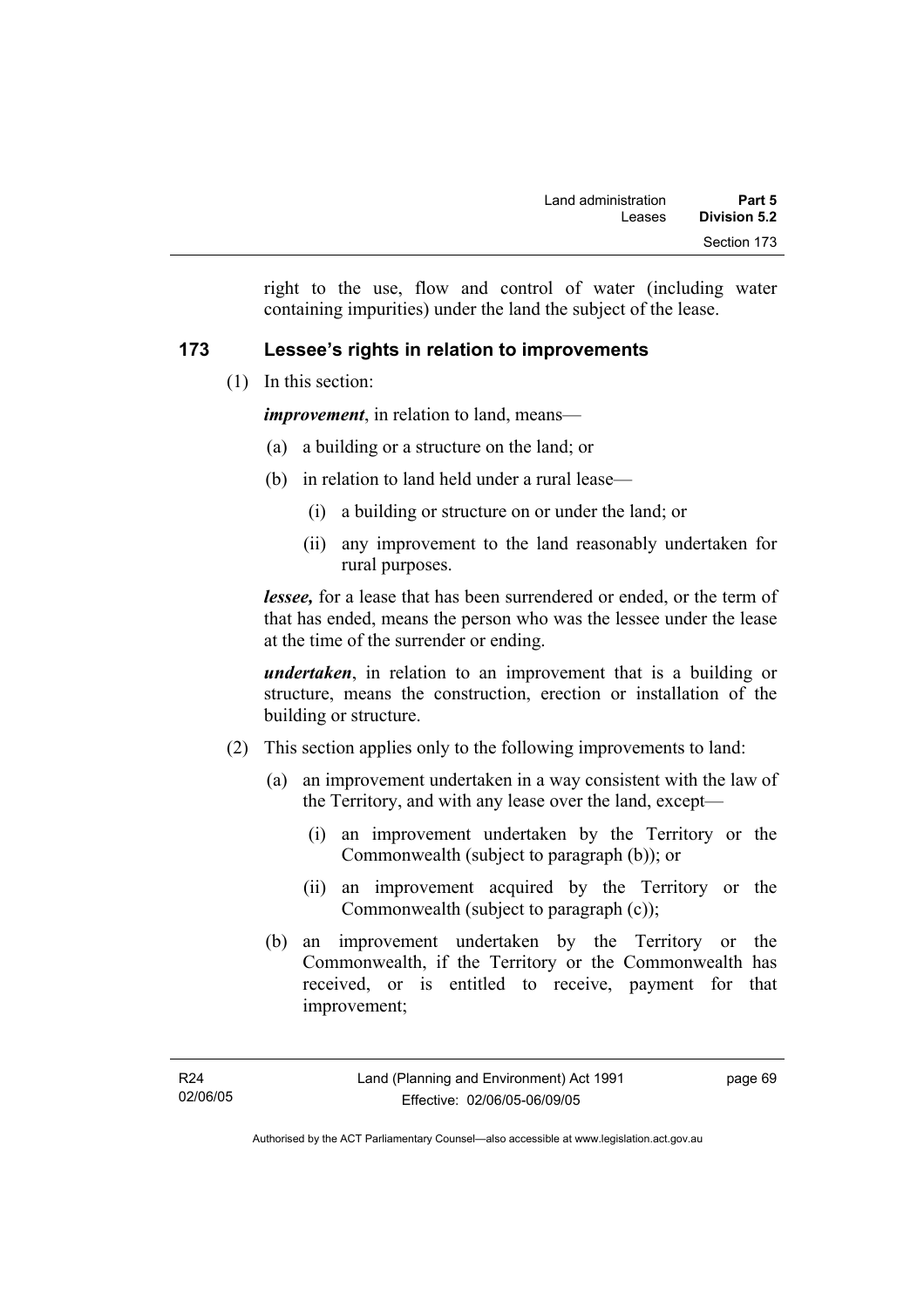right to the use, flow and control of water (including water containing impurities) under the land the subject of the lease.

## 173 Lessee's rights in relation to improvements

(1) In this section:

***improvement***, in relation to land, means—

(a) a building or a structure on the land; or

(b) in relation to land held under a rural lease—

(i) a building or structure on or under the land; or

(ii) any improvement to the land reasonably undertaken for rural purposes.

***lessee,*** for a lease that has been surrendered or ended, or the term of that has ended, means the person who was the lessee under the lease at the time of the surrender or ending.

***undertaken***, in relation to an improvement that is a building or structure, means the construction, erection or installation of the building or structure.

(2) This section applies only to the following improvements to land:

(a) an improvement undertaken in a way consistent with the law of the Territory, and with any lease over the land, except—

(i) an improvement undertaken by the Territory or the Commonwealth (subject to paragraph (b)); or

(ii) an improvement acquired by the Territory or the Commonwealth (subject to paragraph (c));

(b) an improvement undertaken by the Territory or the Commonwealth, if the Territory or the Commonwealth has received, or is entitled to receive, payment for that improvement;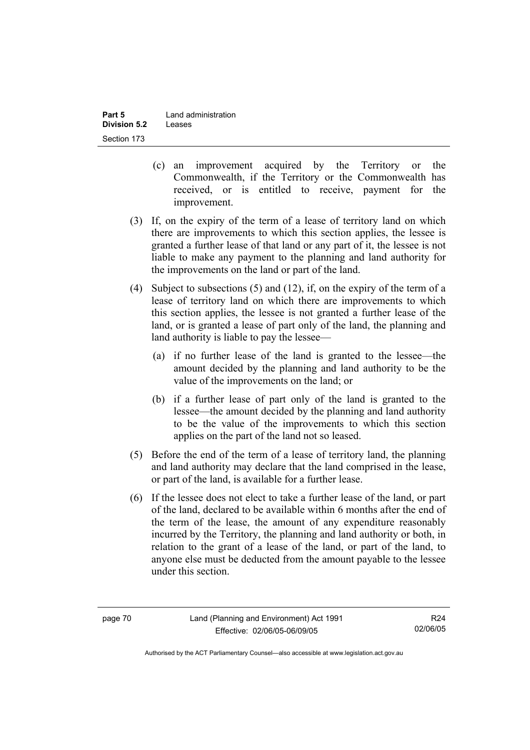(c) an improvement acquired by the Territory or the Commonwealth, if the Territory or the Commonwealth has received, or is entitled to receive, payment for the improvement.

(3) If, on the expiry of the term of a lease of territory land on which there are improvements to which this section applies, the lessee is granted a further lease of that land or any part of it, the lessee is not liable to make any payment to the planning and land authority for the improvements on the land or part of the land.

(4) Subject to subsections (5) and (12), if, on the expiry of the term of a lease of territory land on which there are improvements to which this section applies, the lessee is not granted a further lease of the land, or is granted a lease of part only of the land, the planning and land authority is liable to pay the lessee—

(a) if no further lease of the land is granted to the lessee—the amount decided by the planning and land authority to be the value of the improvements on the land; or

(b) if a further lease of part only of the land is granted to the lessee—the amount decided by the planning and land authority to be the value of the improvements to which this section applies on the part of the land not so leased.

(5) Before the end of the term of a lease of territory land, the planning and land authority may declare that the land comprised in the lease, or part of the land, is available for a further lease.

(6) If the lessee does not elect to take a further lease of the land, or part of the land, declared to be available within 6 months after the end of the term of the lease, the amount of any expenditure reasonably incurred by the Territory, the planning and land authority or both, in relation to the grant of a lease of the land, or part of the land, to anyone else must be deducted from the amount payable to the lessee under this section.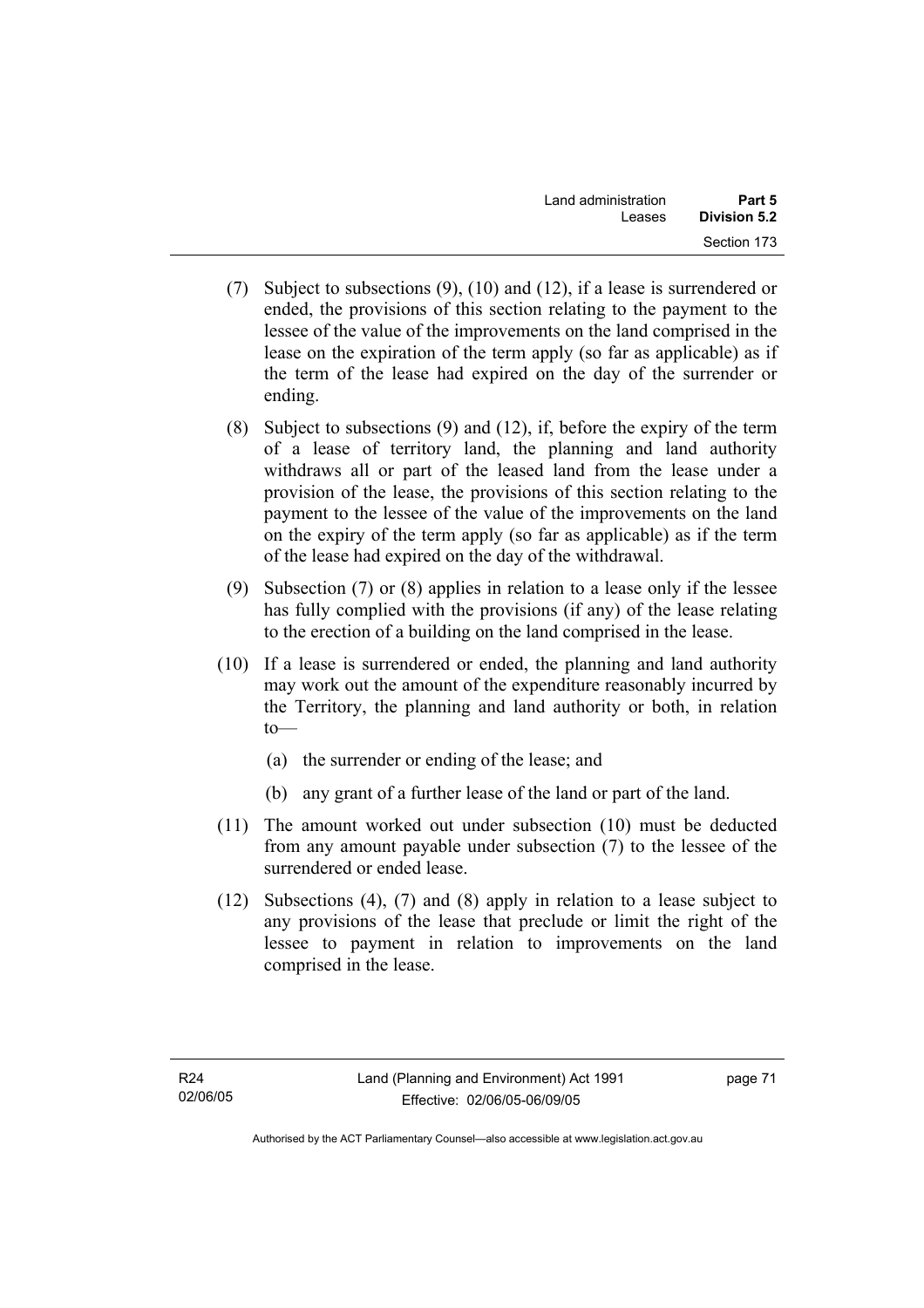(7) Subject to subsections (9), (10) and (12), if a lease is surrendered or ended, the provisions of this section relating to the payment to the lessee of the value of the improvements on the land comprised in the lease on the expiration of the term apply (so far as applicable) as if the term of the lease had expired on the day of the surrender or ending.

(8) Subject to subsections (9) and (12), if, before the expiry of the term of a lease of territory land, the planning and land authority withdraws all or part of the leased land from the lease under a provision of the lease, the provisions of this section relating to the payment to the lessee of the value of the improvements on the land on the expiry of the term apply (so far as applicable) as if the term of the lease had expired on the day of the withdrawal.

(9) Subsection (7) or (8) applies in relation to a lease only if the lessee has fully complied with the provisions (if any) of the lease relating to the erection of a building on the land comprised in the lease.

(10) If a lease is surrendered or ended, the planning and land authority may work out the amount of the expenditure reasonably incurred by the Territory, the planning and land authority or both, in relation to—

(a) the surrender or ending of the lease; and

(b) any grant of a further lease of the land or part of the land.

(11) The amount worked out under subsection (10) must be deducted from any amount payable under subsection (7) to the lessee of the surrendered or ended lease.

(12) Subsections (4), (7) and (8) apply in relation to a lease subject to any provisions of the lease that preclude or limit the right of the lessee to payment in relation to improvements on the land comprised in the lease.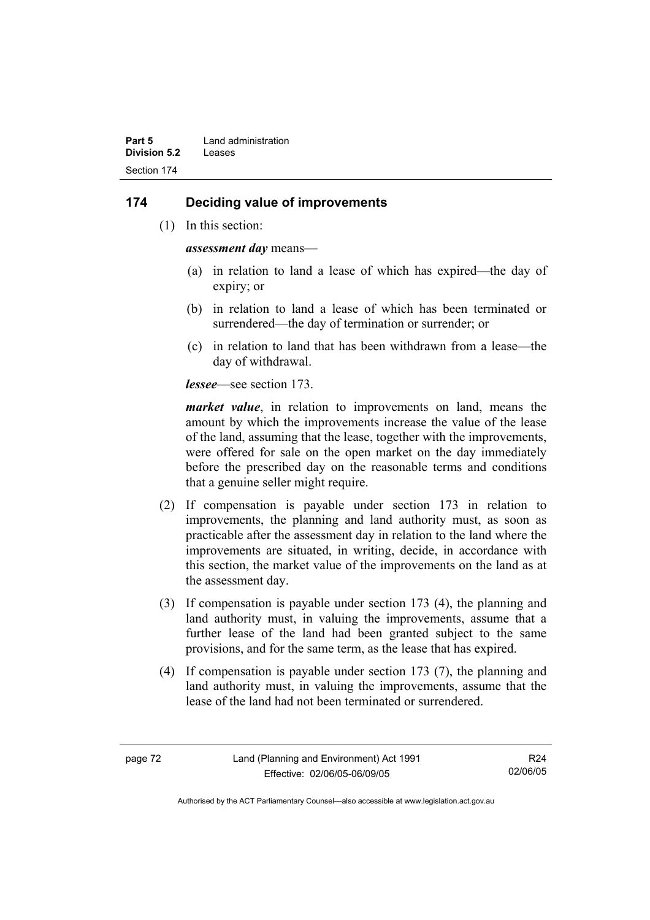## 174 Deciding value of improvements

(1) In this section:

***assessment day*** means—

(a) in relation to land a lease of which has expired—the day of expiry; or

(b) in relation to land a lease of which has been terminated or surrendered—the day of termination or surrender; or

(c) in relation to land that has been withdrawn from a lease—the day of withdrawal.

***lessee***—see section 173.

***market value***, in relation to improvements on land, means the amount by which the improvements increase the value of the lease of the land, assuming that the lease, together with the improvements, were offered for sale on the open market on the day immediately before the prescribed day on the reasonable terms and conditions that a genuine seller might require.

(2) If compensation is payable under section 173 in relation to improvements, the planning and land authority must, as soon as practicable after the assessment day in relation to the land where the improvements are situated, in writing, decide, in accordance with this section, the market value of the improvements on the land as at the assessment day.

(3) If compensation is payable under section 173 (4), the planning and land authority must, in valuing the improvements, assume that a further lease of the land had been granted subject to the same provisions, and for the same term, as the lease that has expired.

(4) If compensation is payable under section 173 (7), the planning and land authority must, in valuing the improvements, assume that the lease of the land had not been terminated or surrendered.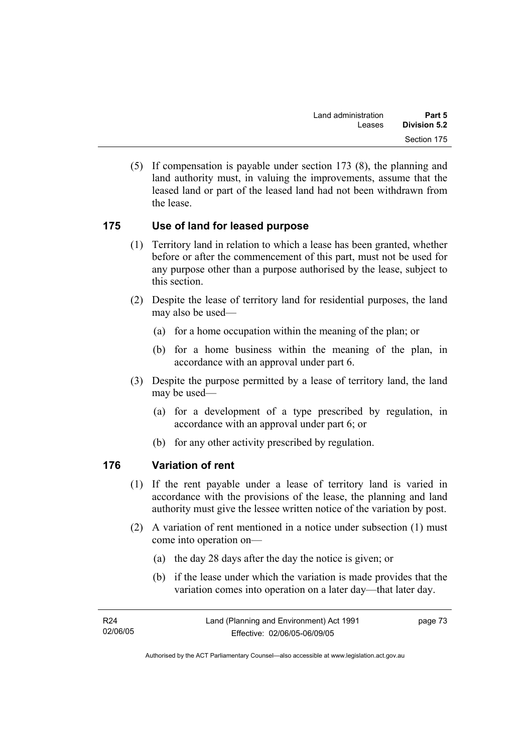(5) If compensation is payable under section 173 (8), the planning and land authority must, in valuing the improvements, assume that the leased land or part of the leased land had not been withdrawn from the lease.

## 175 Use of land for leased purpose

(1) Territory land in relation to which a lease has been granted, whether before or after the commencement of this part, must not be used for any purpose other than a purpose authorised by the lease, subject to this section.

(2) Despite the lease of territory land for residential purposes, the land may also be used—

- (a) for a home occupation within the meaning of the plan; or
- (b) for a home business within the meaning of the plan, in accordance with an approval under part 6.

(3) Despite the purpose permitted by a lease of territory land, the land may be used—

- (a) for a development of a type prescribed by regulation, in accordance with an approval under part 6; or
- (b) for any other activity prescribed by regulation.

## 176 Variation of rent

(1) If the rent payable under a lease of territory land is varied in accordance with the provisions of the lease, the planning and land authority must give the lessee written notice of the variation by post.

(2) A variation of rent mentioned in a notice under subsection (1) must come into operation on—

- (a) the day 28 days after the day the notice is given; or
- (b) if the lease under which the variation is made provides that the variation comes into operation on a later day—that later day.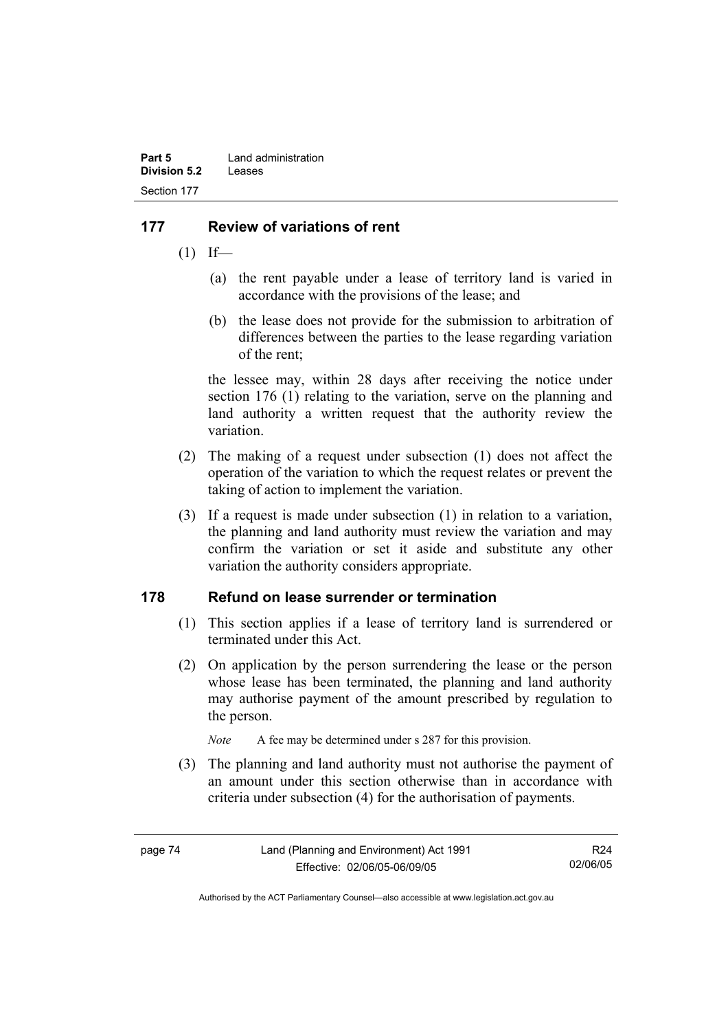## 177 Review of variations of rent

(1) If—

(a) the rent payable under a lease of territory land is varied in accordance with the provisions of the lease; and

(b) the lease does not provide for the submission to arbitration of differences between the parties to the lease regarding variation of the rent;

the lessee may, within 28 days after receiving the notice under section 176 (1) relating to the variation, serve on the planning and land authority a written request that the authority review the variation.

(2) The making of a request under subsection (1) does not affect the operation of the variation to which the request relates or prevent the taking of action to implement the variation.

(3) If a request is made under subsection (1) in relation to a variation, the planning and land authority must review the variation and may confirm the variation or set it aside and substitute any other variation the authority considers appropriate.

## 178 Refund on lease surrender or termination

(1) This section applies if a lease of territory land is surrendered or terminated under this Act.

(2) On application by the person surrendering the lease or the person whose lease has been terminated, the planning and land authority may authorise payment of the amount prescribed by regulation to the person.

*Note* A fee may be determined under s 287 for this provision.

(3) The planning and land authority must not authorise the payment of an amount under this section otherwise than in accordance with criteria under subsection (4) for the authorisation of payments.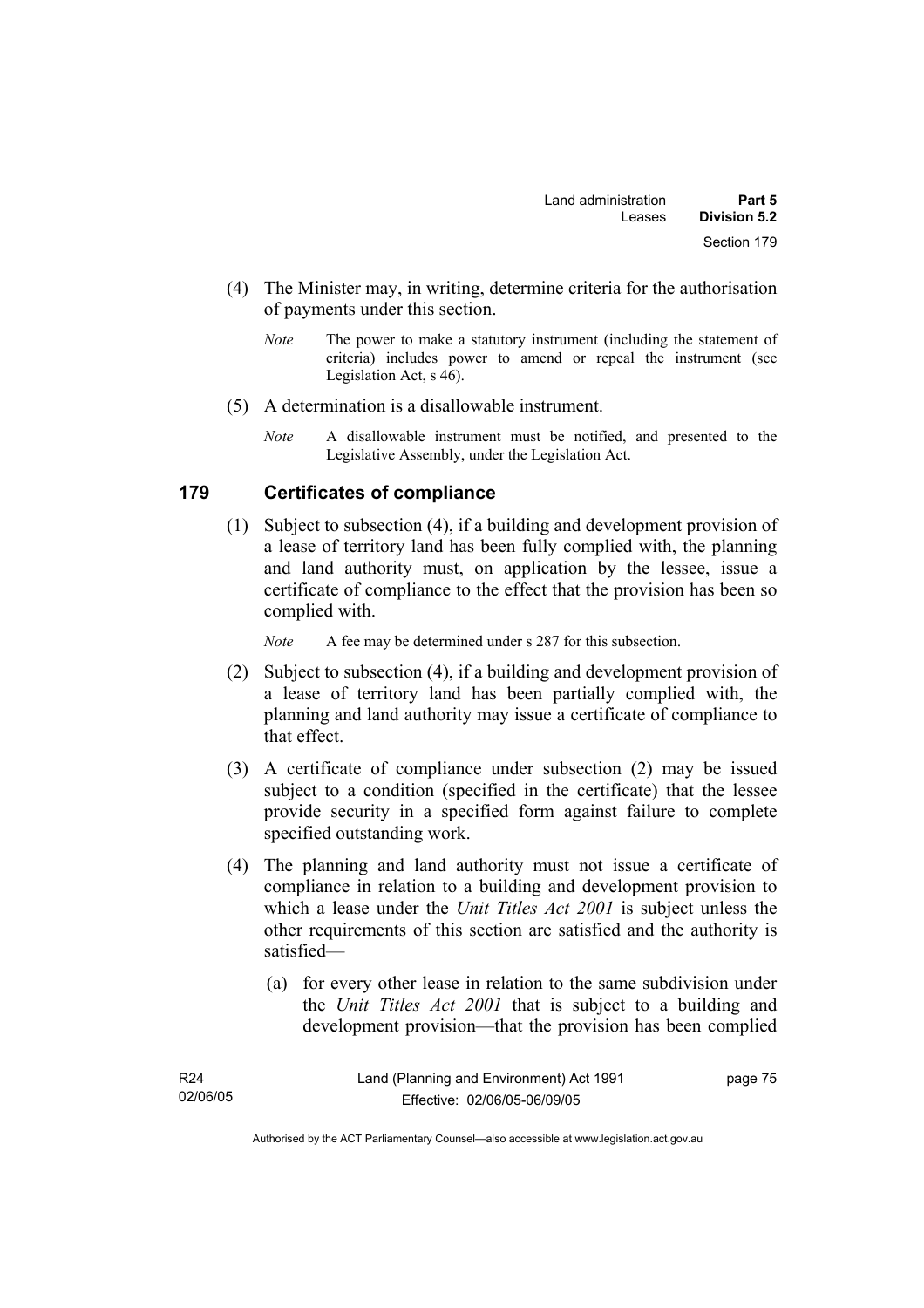(4) The Minister may, in writing, determine criteria for the authorisation of payments under this section.

*Note* The power to make a statutory instrument (including the statement of criteria) includes power to amend or repeal the instrument (see Legislation Act, s 46).

(5) A determination is a disallowable instrument.

*Note* A disallowable instrument must be notified, and presented to the Legislative Assembly, under the Legislation Act.

## 179 Certificates of compliance

(1) Subject to subsection (4), if a building and development provision of a lease of territory land has been fully complied with, the planning and land authority must, on application by the lessee, issue a certificate of compliance to the effect that the provision has been so complied with.

*Note* A fee may be determined under s 287 for this subsection.

(2) Subject to subsection (4), if a building and development provision of a lease of territory land has been partially complied with, the planning and land authority may issue a certificate of compliance to that effect.

(3) A certificate of compliance under subsection (2) may be issued subject to a condition (specified in the certificate) that the lessee provide security in a specified form against failure to complete specified outstanding work.

(4) The planning and land authority must not issue a certificate of compliance in relation to a building and development provision to which a lease under the *Unit Titles Act 2001* is subject unless the other requirements of this section are satisfied and the authority is satisfied—

(a) for every other lease in relation to the same subdivision under the *Unit Titles Act 2001* that is subject to a building and development provision—that the provision has been complied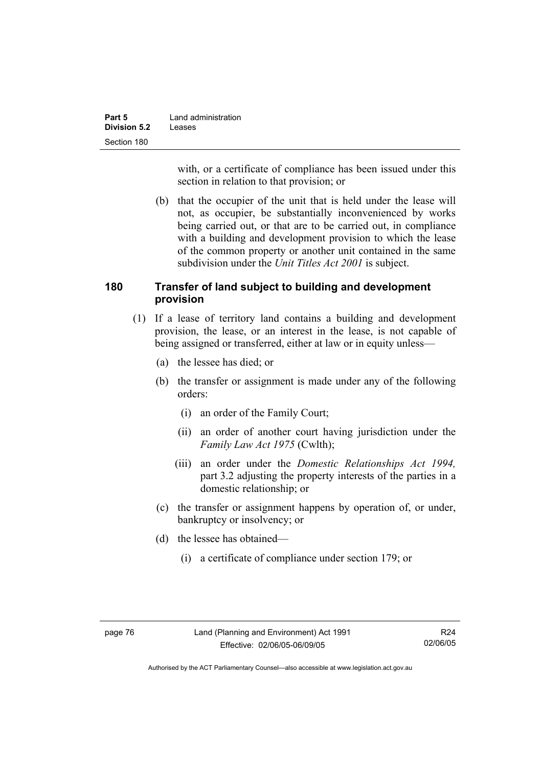with, or a certificate of compliance has been issued under this section in relation to that provision; or

(b) that the occupier of the unit that is held under the lease will not, as occupier, be substantially inconvenienced by works being carried out, or that are to be carried out, in compliance with a building and development provision to which the lease of the common property or another unit contained in the same subdivision under the *Unit Titles Act 2001* is subject.

## 180 Transfer of land subject to building and development provision

(1) If a lease of territory land contains a building and development provision, the lease, or an interest in the lease, is not capable of being assigned or transferred, either at law or in equity unless—

(a) the lessee has died; or

(b) the transfer or assignment is made under any of the following orders:

(i) an order of the Family Court;

(ii) an order of another court having jurisdiction under the *Family Law Act 1975* (Cwlth);

(iii) an order under the *Domestic Relationships Act 1994,* part 3.2 adjusting the property interests of the parties in a domestic relationship; or

(c) the transfer or assignment happens by operation of, or under, bankruptcy or insolvency; or

(d) the lessee has obtained—

(i) a certificate of compliance under section 179; or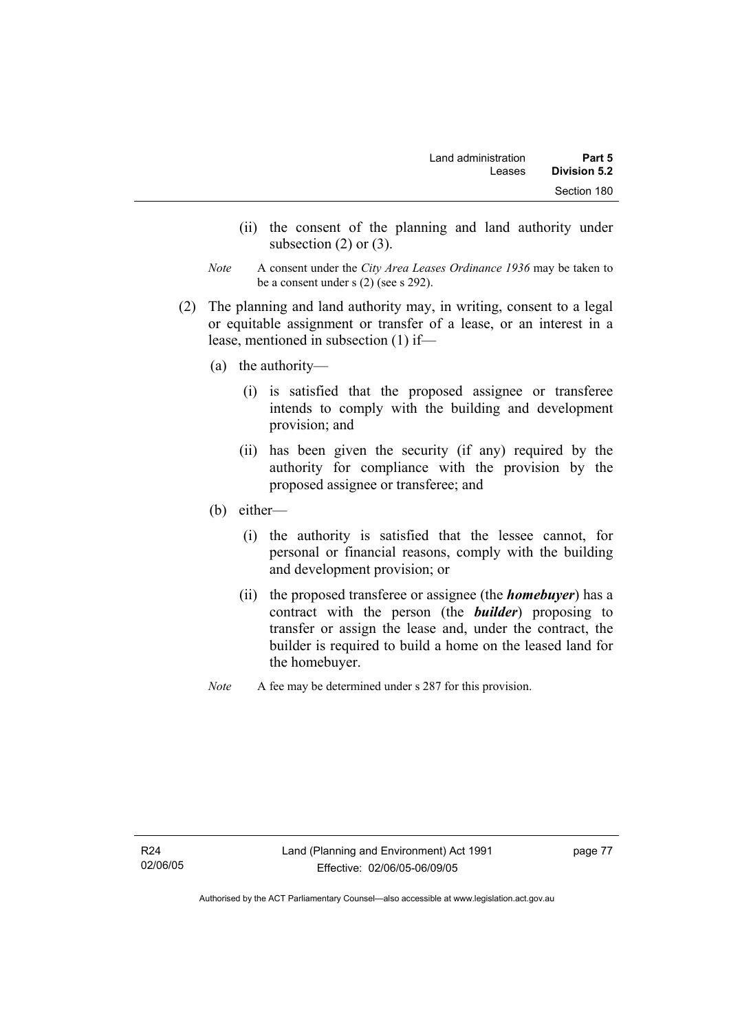(ii) the consent of the planning and land authority under subsection (2) or (3).

*Note* A consent under the *City Area Leases Ordinance 1936* may be taken to be a consent under s (2) (see s 292).

(2) The planning and land authority may, in writing, consent to a legal or equitable assignment or transfer of a lease, or an interest in a lease, mentioned in subsection (1) if—

(a) the authority—

(i) is satisfied that the proposed assignee or transferee intends to comply with the building and development provision; and

(ii) has been given the security (if any) required by the authority for compliance with the provision by the proposed assignee or transferee; and

(b) either—

(i) the authority is satisfied that the lessee cannot, for personal or financial reasons, comply with the building and development provision; or

(ii) the proposed transferee or assignee (the ***homebuyer***) has a contract with the person (the ***builder***) proposing to transfer or assign the lease and, under the contract, the builder is required to build a home on the leased land for the homebuyer.

*Note* A fee may be determined under s 287 for this provision.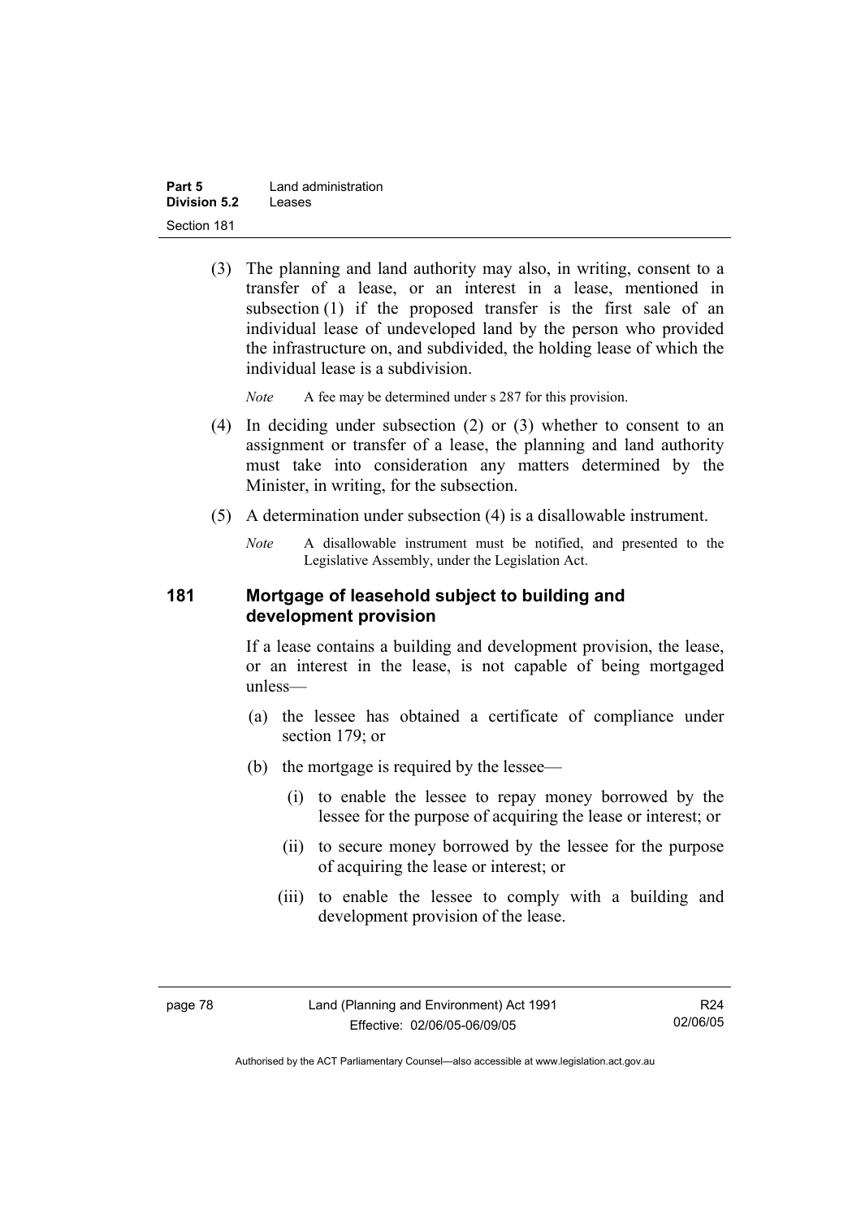(3) The planning and land authority may also, in writing, consent to a transfer of a lease, or an interest in a lease, mentioned in subsection (1) if the proposed transfer is the first sale of an individual lease of undeveloped land by the person who provided the infrastructure on, and subdivided, the holding lease of which the individual lease is a subdivision.

*Note* A fee may be determined under s 287 for this provision.

(4) In deciding under subsection (2) or (3) whether to consent to an assignment or transfer of a lease, the planning and land authority must take into consideration any matters determined by the Minister, in writing, for the subsection.

(5) A determination under subsection (4) is a disallowable instrument.

*Note* A disallowable instrument must be notified, and presented to the Legislative Assembly, under the Legislation Act.

## 181 Mortgage of leasehold subject to building and development provision

If a lease contains a building and development provision, the lease, or an interest in the lease, is not capable of being mortgaged unless—

(a) the lessee has obtained a certificate of compliance under section 179; or

(b) the mortgage is required by the lessee—

(i) to enable the lessee to repay money borrowed by the lessee for the purpose of acquiring the lease or interest; or

(ii) to secure money borrowed by the lessee for the purpose of acquiring the lease or interest; or

(iii) to enable the lessee to comply with a building and development provision of the lease.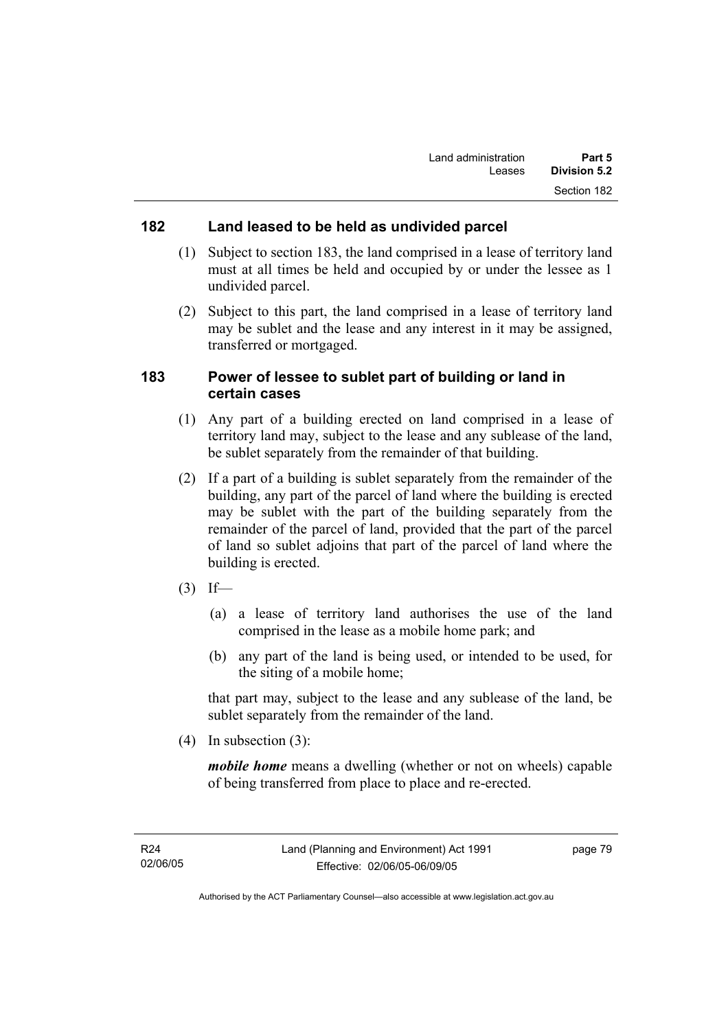## 182 Land leased to be held as undivided parcel

(1) Subject to section 183, the land comprised in a lease of territory land must at all times be held and occupied by or under the lessee as 1 undivided parcel.

(2) Subject to this part, the land comprised in a lease of territory land may be sublet and the lease and any interest in it may be assigned, transferred or mortgaged.

## 183 Power of lessee to sublet part of building or land in certain cases

(1) Any part of a building erected on land comprised in a lease of territory land may, subject to the lease and any sublease of the land, be sublet separately from the remainder of that building.

(2) If a part of a building is sublet separately from the remainder of the building, any part of the parcel of land where the building is erected may be sublet with the part of the building separately from the remainder of the parcel of land, provided that the part of the parcel of land so sublet adjoins that part of the parcel of land where the building is erected.

(3) If—

(a) a lease of territory land authorises the use of the land comprised in the lease as a mobile home park; and

(b) any part of the land is being used, or intended to be used, for the siting of a mobile home;

that part may, subject to the lease and any sublease of the land, be sublet separately from the remainder of the land.

(4) In subsection (3):

***mobile home*** means a dwelling (whether or not on wheels) capable of being transferred from place to place and re-erected.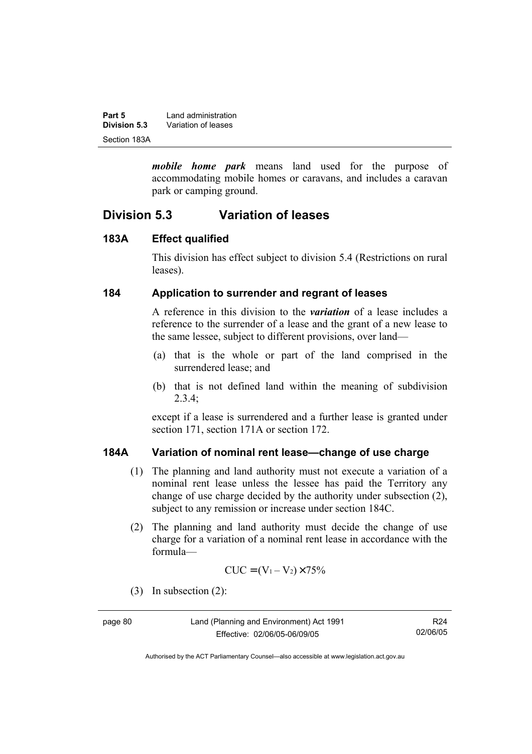***mobile home park*** means land used for the purpose of accommodating mobile homes or caravans, and includes a caravan park or camping ground.

## Division 5.3 Variation of leases

### 183A Effect qualified

This division has effect subject to division 5.4 (Restrictions on rural leases).

### 184 Application to surrender and regrant of leases

A reference in this division to the ***variation*** of a lease includes a reference to the surrender of a lease and the grant of a new lease to the same lessee, subject to different provisions, over land—

(a) that is the whole or part of the land comprised in the surrendered lease; and

(b) that is not defined land within the meaning of subdivision 2.3.4;

except if a lease is surrendered and a further lease is granted under section 171, section 171A or section 172.

### 184A Variation of nominal rent lease—change of use charge

(1) The planning and land authority must not execute a variation of a nominal rent lease unless the lessee has paid the Territory any change of use charge decided by the authority under subsection (2), subject to any remission or increase under section 184C.

(2) The planning and land authority must decide the change of use charge for a variation of a nominal rent lease in accordance with the formula—

$$CUC = (V_1 - V_2) \times 75\%$$

(3) In subsection (2):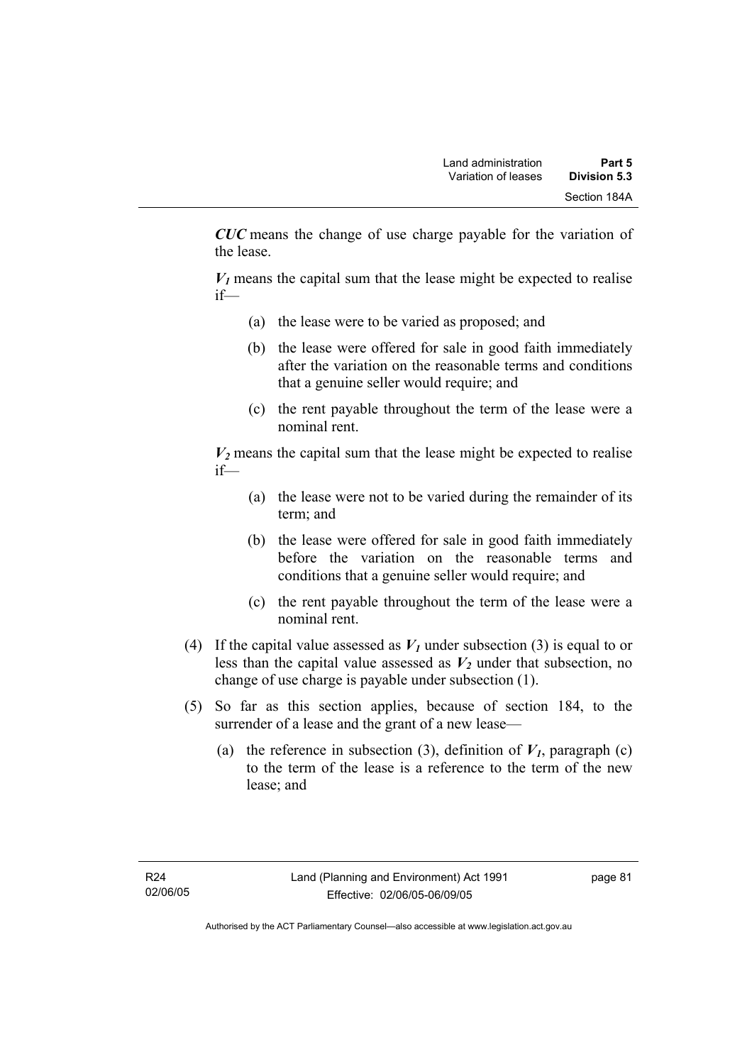***CUC*** means the change of use charge payable for the variation of the lease.

***$V_1$*** means the capital sum that the lease might be expected to realise if—

(a) the lease were to be varied as proposed; and

(b) the lease were offered for sale in good faith immediately after the variation on the reasonable terms and conditions that a genuine seller would require; and

(c) the rent payable throughout the term of the lease were a nominal rent.

***$V_2$*** means the capital sum that the lease might be expected to realise if—

(a) the lease were not to be varied during the remainder of its term; and

(b) the lease were offered for sale in good faith immediately before the variation on the reasonable terms and conditions that a genuine seller would require; and

(c) the rent payable throughout the term of the lease were a nominal rent.

(4) If the capital value assessed as $V_1$ under subsection (3) is equal to or less than the capital value assessed as $V_2$ under that subsection, no change of use charge is payable under subsection (1).

(5) So far as this section applies, because of section 184, to the surrender of a lease and the grant of a new lease—

(a) the reference in subsection (3), definition of $V_1$, paragraph (c) to the term of the lease is a reference to the term of the new lease; and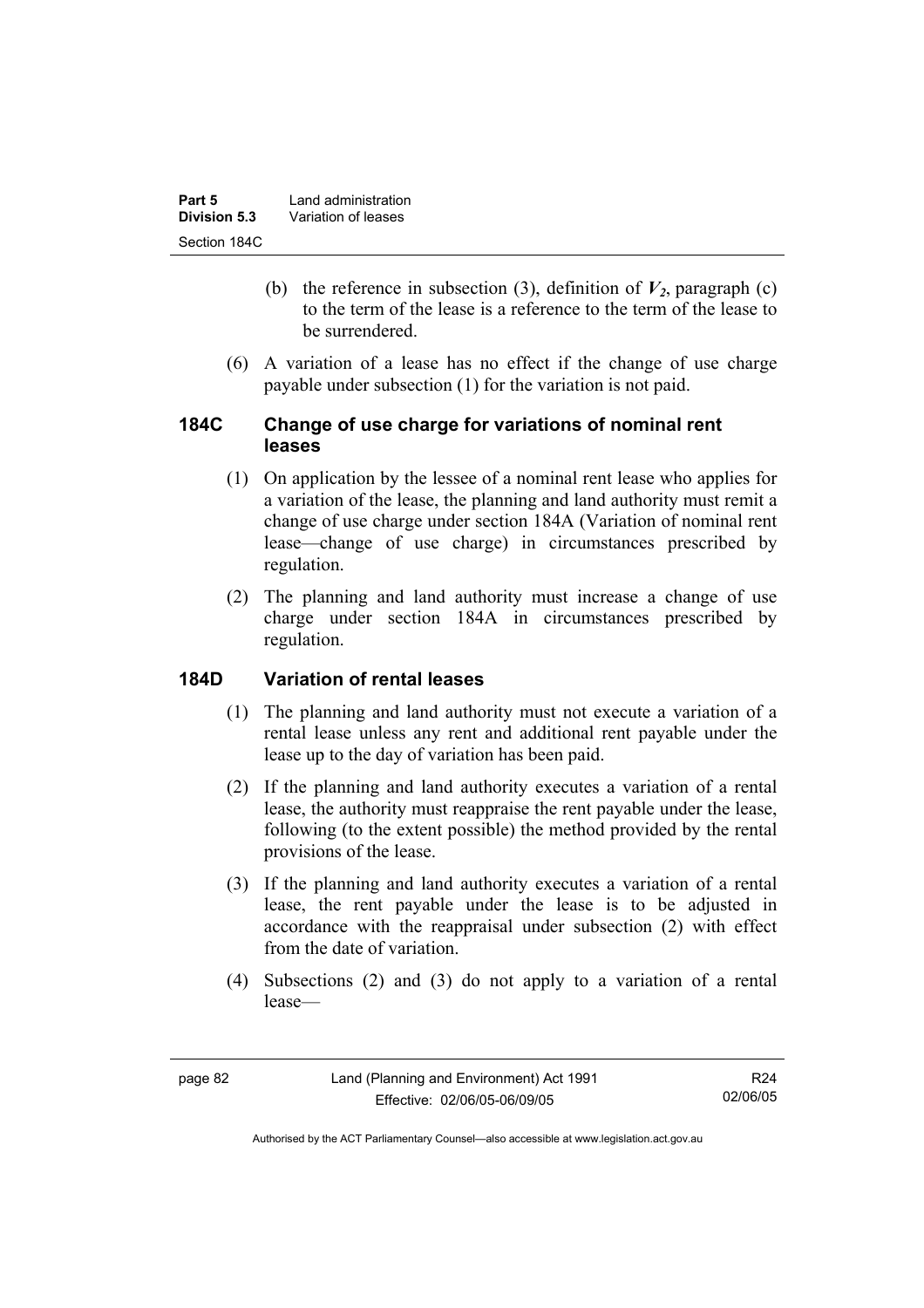(b) the reference in subsection (3), definition of $V_2$, paragraph (c) to the term of the lease is a reference to the term of the lease to be surrendered.

(6) A variation of a lease has no effect if the change of use charge payable under subsection (1) for the variation is not paid.

## 184C Change of use charge for variations of nominal rent leases

(1) On application by the lessee of a nominal rent lease who applies for a variation of the lease, the planning and land authority must remit a change of use charge under section 184A (Variation of nominal rent lease—change of use charge) in circumstances prescribed by regulation.

(2) The planning and land authority must increase a change of use charge under section 184A in circumstances prescribed by regulation.

## 184D Variation of rental leases

(1) The planning and land authority must not execute a variation of a rental lease unless any rent and additional rent payable under the lease up to the day of variation has been paid.

(2) If the planning and land authority executes a variation of a rental lease, the authority must reappraise the rent payable under the lease, following (to the extent possible) the method provided by the rental provisions of the lease.

(3) If the planning and land authority executes a variation of a rental lease, the rent payable under the lease is to be adjusted in accordance with the reappraisal under subsection (2) with effect from the date of variation.

(4) Subsections (2) and (3) do not apply to a variation of a rental lease—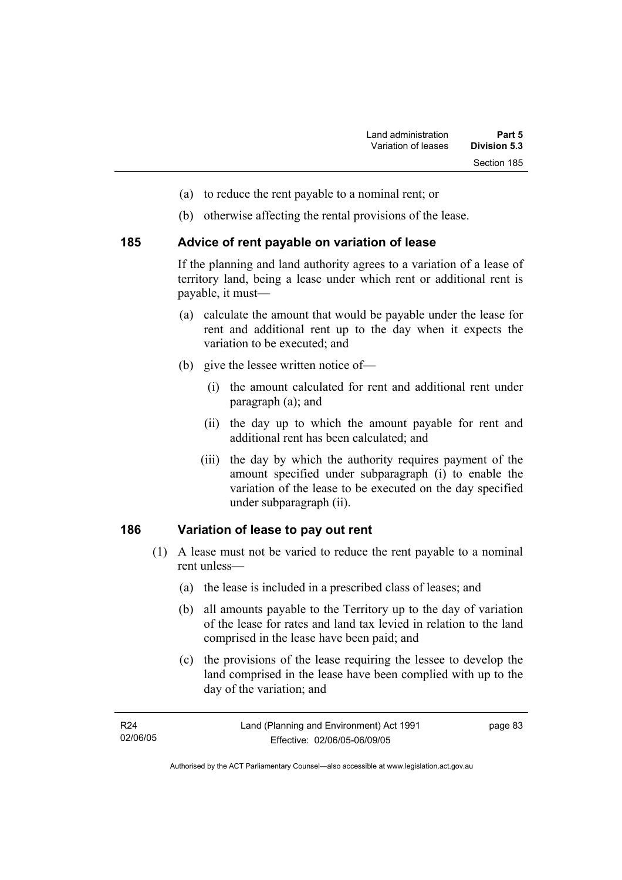(a) to reduce the rent payable to a nominal rent; or

(b) otherwise affecting the rental provisions of the lease.

## 185 Advice of rent payable on variation of lease

If the planning and land authority agrees to a variation of a lease of territory land, being a lease under which rent or additional rent is payable, it must—

(a) calculate the amount that would be payable under the lease for rent and additional rent up to the day when it expects the variation to be executed; and

(b) give the lessee written notice of—

(i) the amount calculated for rent and additional rent under paragraph (a); and

(ii) the day up to which the amount payable for rent and additional rent has been calculated; and

(iii) the day by which the authority requires payment of the amount specified under subparagraph (i) to enable the variation of the lease to be executed on the day specified under subparagraph (ii).

## 186 Variation of lease to pay out rent

(1) A lease must not be varied to reduce the rent payable to a nominal rent unless—

(a) the lease is included in a prescribed class of leases; and

(b) all amounts payable to the Territory up to the day of variation of the lease for rates and land tax levied in relation to the land comprised in the lease have been paid; and

(c) the provisions of the lease requiring the lessee to develop the land comprised in the lease have been complied with up to the day of the variation; and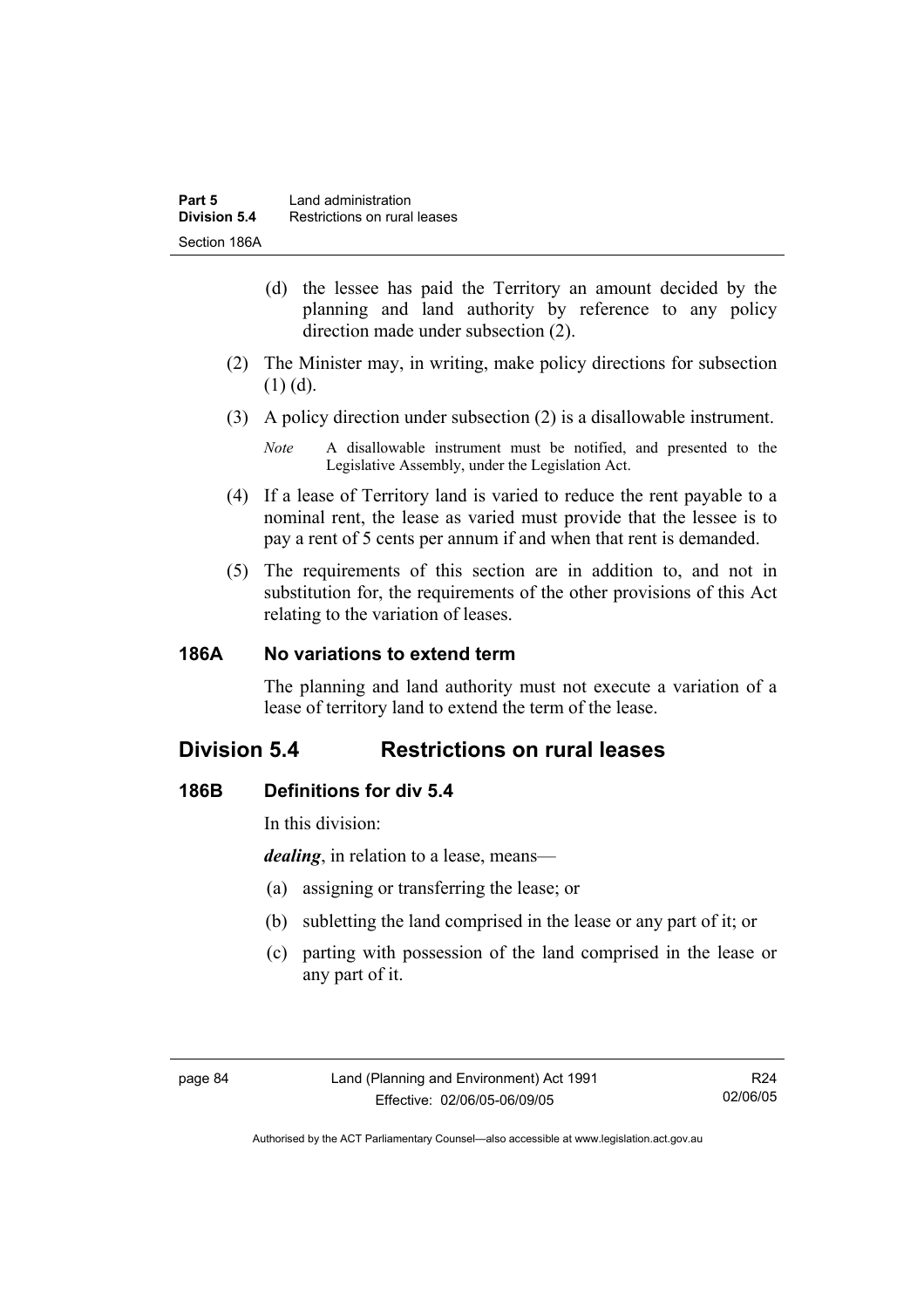(d) the lessee has paid the Territory an amount decided by the planning and land authority by reference to any policy direction made under subsection (2).

(2) The Minister may, in writing, make policy directions for subsection (1) (d).

(3) A policy direction under subsection (2) is a disallowable instrument.

*Note* A disallowable instrument must be notified, and presented to the Legislative Assembly, under the Legislation Act.

(4) If a lease of Territory land is varied to reduce the rent payable to a nominal rent, the lease as varied must provide that the lessee is to pay a rent of 5 cents per annum if and when that rent is demanded.

(5) The requirements of this section are in addition to, and not in substitution for, the requirements of the other provisions of this Act relating to the variation of leases.

### 186A No variations to extend term

The planning and land authority must not execute a variation of a lease of territory land to extend the term of the lease.

## Division 5.4 Restrictions on rural leases

### 186B Definitions for div 5.4

In this division:

***dealing***, in relation to a lease, means—

(a) assigning or transferring the lease; or

(b) subletting the land comprised in the lease or any part of it; or

(c) parting with possession of the land comprised in the lease or any part of it.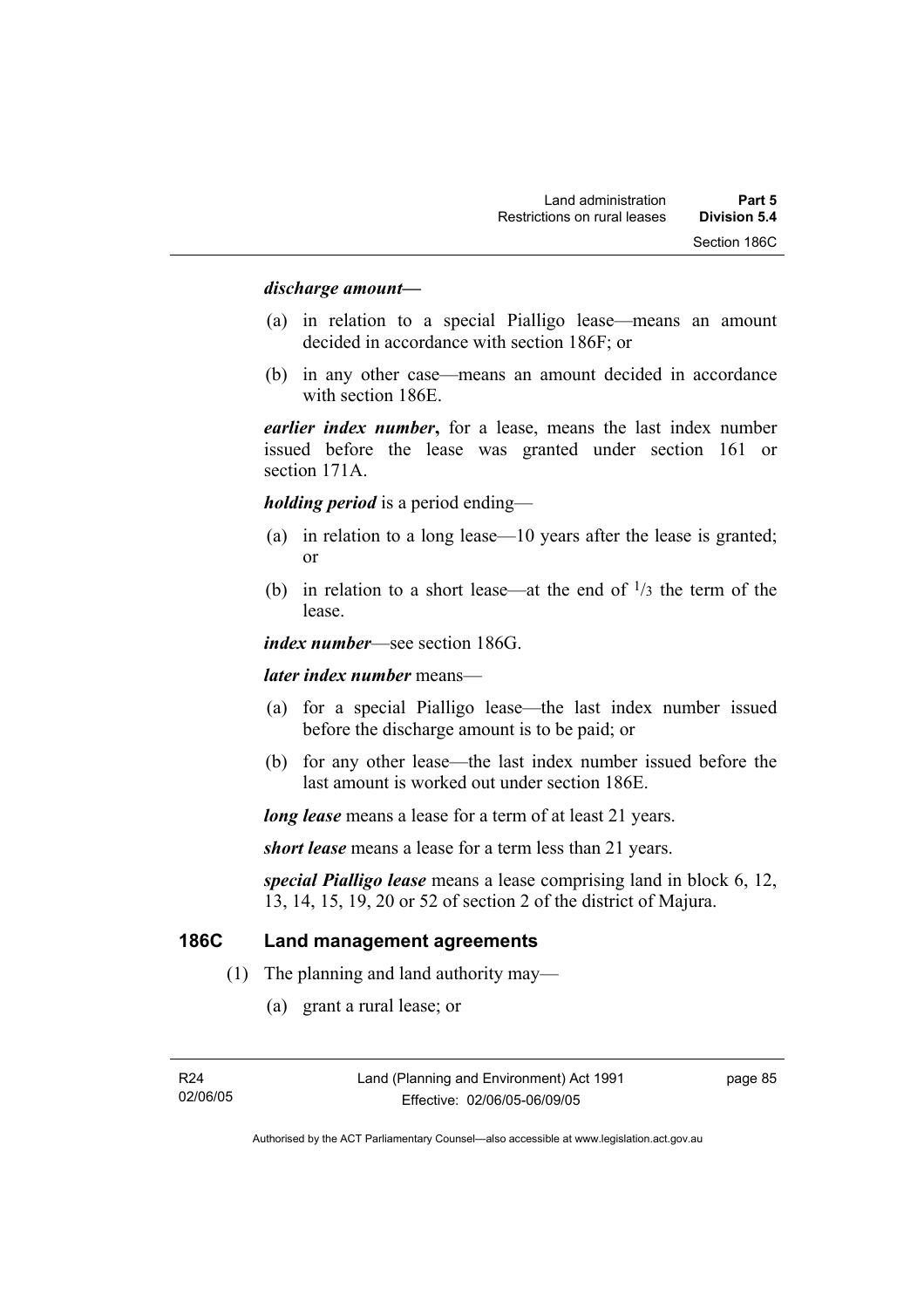***discharge amount***—

(a) in relation to a special Pialligo lease—means an amount decided in accordance with section 186F; or

(b) in any other case—means an amount decided in accordance with section 186E.

***earlier index number*****,** for a lease, means the last index number issued before the lease was granted under section 161 or section 171A.

***holding period*** is a period ending—

(a) in relation to a long lease—10 years after the lease is granted; or

(b) in relation to a short lease—at the end of $^1/_3$ the term of the lease.

***index number***—see section 186G.

***later index number*** means—

(a) for a special Pialligo lease—the last index number issued before the discharge amount is to be paid; or

(b) for any other lease—the last index number issued before the last amount is worked out under section 186E.

***long lease*** means a lease for a term of at least 21 years.

***short lease*** means a lease for a term less than 21 years.

***special Pialligo lease*** means a lease comprising land in block 6, 12, 13, 14, 15, 19, 20 or 52 of section 2 of the district of Majura.

## 186C Land management agreements

(1) The planning and land authority may—

(a) grant a rural lease; or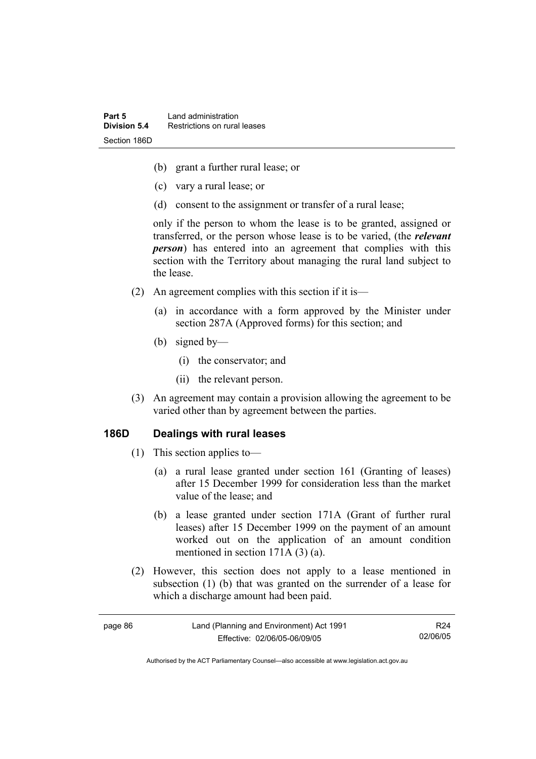(b) grant a further rural lease; or

(c) vary a rural lease; or

(d) consent to the assignment or transfer of a rural lease;

only if the person to whom the lease is to be granted, assigned or transferred, or the person whose lease is to be varied, (the ***relevant person***) has entered into an agreement that complies with this section with the Territory about managing the rural land subject to the lease.

(2) An agreement complies with this section if it is—

(a) in accordance with a form approved by the Minister under section 287A (Approved forms) for this section; and

(b) signed by—

(i) the conservator; and

(ii) the relevant person.

(3) An agreement may contain a provision allowing the agreement to be varied other than by agreement between the parties.

### 186D Dealings with rural leases

(1) This section applies to—

(a) a rural lease granted under section 161 (Granting of leases) after 15 December 1999 for consideration less than the market value of the lease; and

(b) a lease granted under section 171A (Grant of further rural leases) after 15 December 1999 on the payment of an amount worked out on the application of an amount condition mentioned in section 171A (3) (a).

(2) However, this section does not apply to a lease mentioned in subsection (1) (b) that was granted on the surrender of a lease for which a discharge amount had been paid.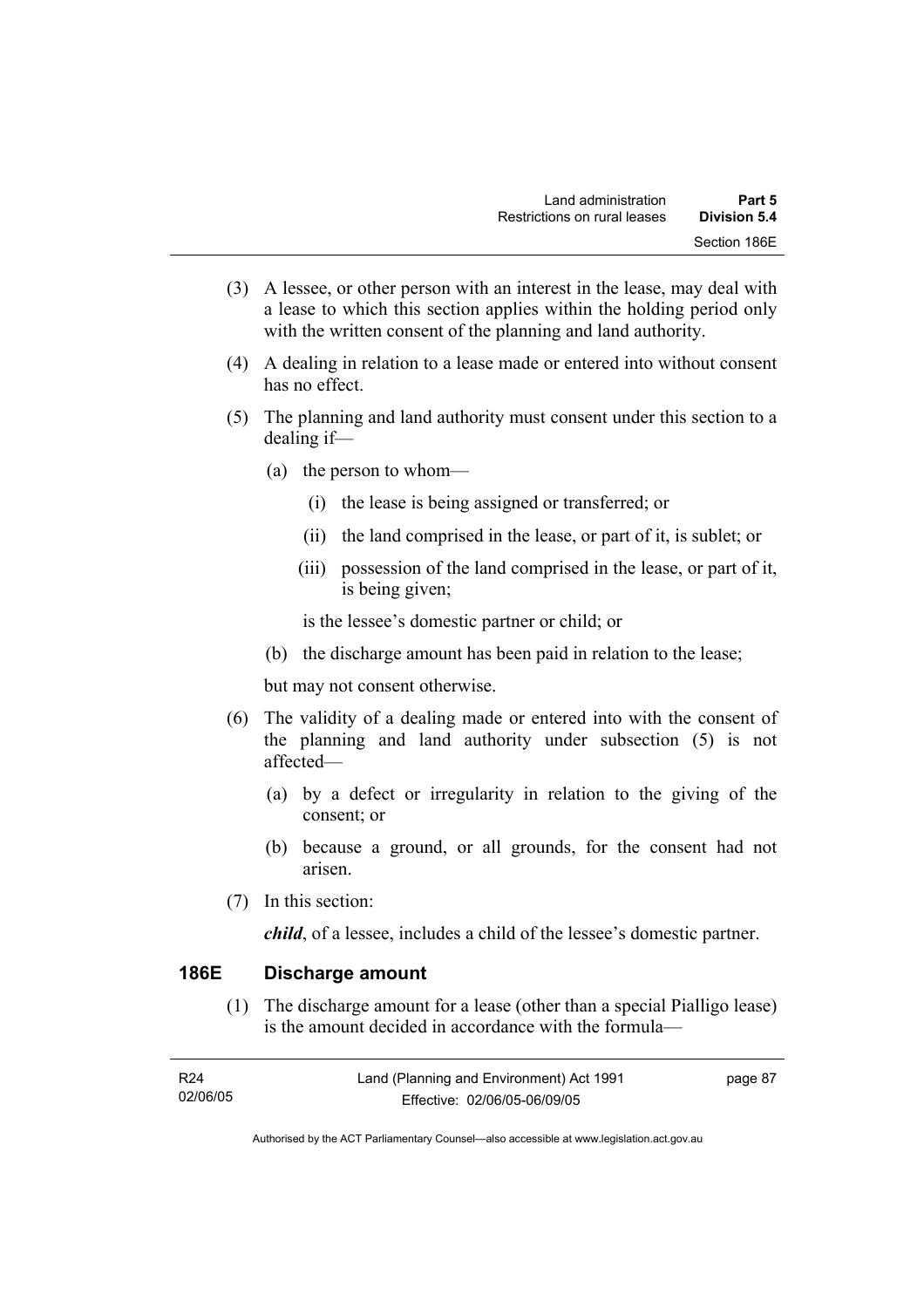(3) A lessee, or other person with an interest in the lease, may deal with a lease to which this section applies within the holding period only with the written consent of the planning and land authority.

(4) A dealing in relation to a lease made or entered into without consent has no effect.

(5) The planning and land authority must consent under this section to a dealing if—

(a) the person to whom—

(i) the lease is being assigned or transferred; or

(ii) the land comprised in the lease, or part of it, is sublet; or

(iii) possession of the land comprised in the lease, or part of it, is being given;

is the lessee's domestic partner or child; or

(b) the discharge amount has been paid in relation to the lease;

but may not consent otherwise.

(6) The validity of a dealing made or entered into with the consent of the planning and land authority under subsection (5) is not affected—

(a) by a defect or irregularity in relation to the giving of the consent; or

(b) because a ground, or all grounds, for the consent had not arisen.

(7) In this section:

***child***, of a lessee, includes a child of the lessee's domestic partner.

### 186E Discharge amount

(1) The discharge amount for a lease (other than a special Pialligo lease) is the amount decided in accordance with the formula—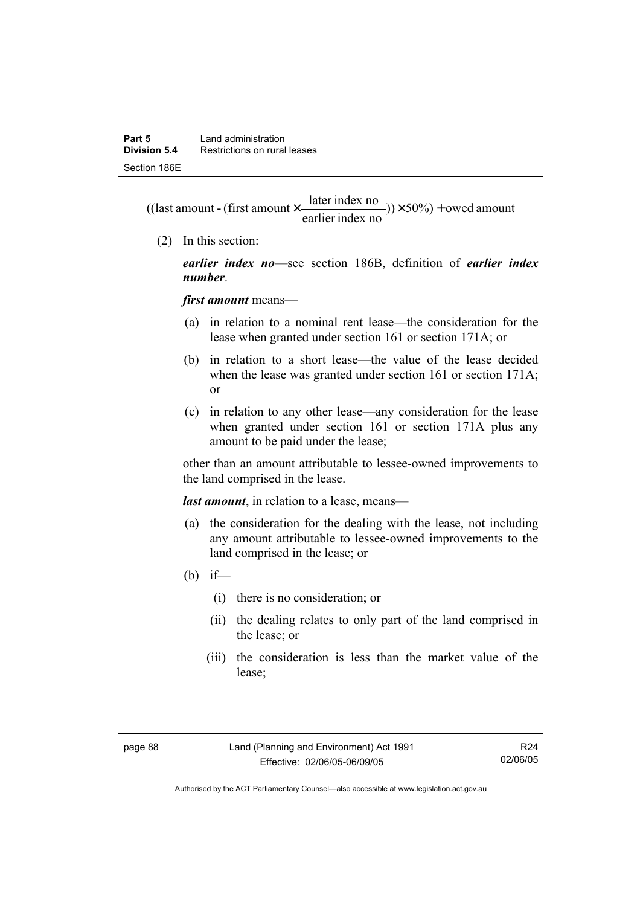$$((\text{last amount} - (\text{first amount} \times \frac{\text{later index no}}{\text{earlier index no}})) \times 50\%) + \text{owed amount}$$

(2) In this section:

***earlier index no***—see section 186B, definition of ***earlier index number***.

***first amount*** means—

(a) in relation to a nominal rent lease—the consideration for the lease when granted under section 161 or section 171A; or

(b) in relation to a short lease—the value of the lease decided when the lease was granted under section 161 or section 171A; or

(c) in relation to any other lease—any consideration for the lease when granted under section 161 or section 171A plus any amount to be paid under the lease;

other than an amount attributable to lessee-owned improvements to the land comprised in the lease.

***last amount***, in relation to a lease, means—

(a) the consideration for the dealing with the lease, not including any amount attributable to lessee-owned improvements to the land comprised in the lease; or

(b) if—

(i) there is no consideration; or

(ii) the dealing relates to only part of the land comprised in the lease; or

(iii) the consideration is less than the market value of the lease;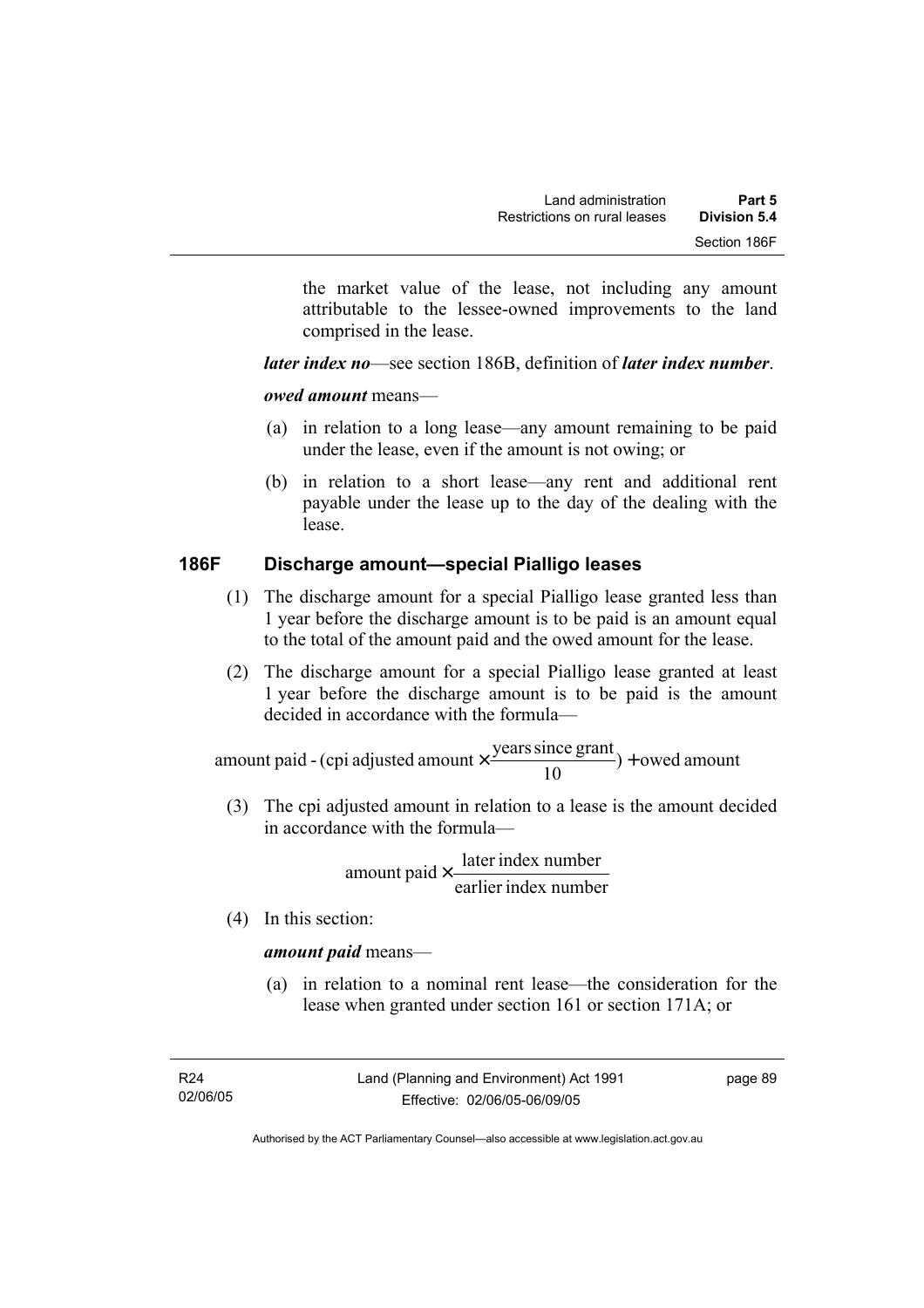the market value of the lease, not including any amount attributable to the lessee-owned improvements to the land comprised in the lease.

***later index no***—see section 186B, definition of ***later index number***.

***owed amount*** means—

(a) in relation to a long lease—any amount remaining to be paid under the lease, even if the amount is not owing; or

(b) in relation to a short lease—any rent and additional rent payable under the lease up to the day of the dealing with the lease.

## 186F Discharge amount—special Pialligo leases

(1) The discharge amount for a special Pialligo lease granted less than 1 year before the discharge amount is to be paid is an amount equal to the total of the amount paid and the owed amount for the lease.

(2) The discharge amount for a special Pialligo lease granted at least 1 year before the discharge amount is to be paid is the amount decided in accordance with the formula—

$$\text{amount paid} - (\text{cpi adjusted amount} \times \frac{\text{years since grant}}{10}) + \text{owed amount}$$

(3) The cpi adjusted amount in relation to a lease is the amount decided in accordance with the formula—

$$\text{amount paid} \times \frac{\text{later index number}}{\text{earlier index number}}$$

(4) In this section:

***amount paid*** means—

(a) in relation to a nominal rent lease—the consideration for the lease when granted under section 161 or section 171A; or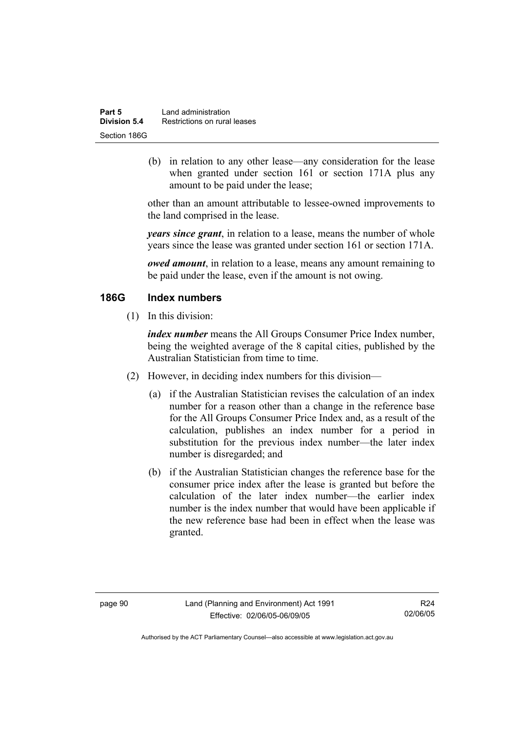(b) in relation to any other lease—any consideration for the lease when granted under section 161 or section 171A plus any amount to be paid under the lease;

other than an amount attributable to lessee-owned improvements to the land comprised in the lease.

***years since grant***, in relation to a lease, means the number of whole years since the lease was granted under section 161 or section 171A.

***owed amount***, in relation to a lease, means any amount remaining to be paid under the lease, even if the amount is not owing.

## 186G Index numbers

(1) In this division:

***index number*** means the All Groups Consumer Price Index number, being the weighted average of the 8 capital cities, published by the Australian Statistician from time to time.

(2) However, in deciding index numbers for this division—

(a) if the Australian Statistician revises the calculation of an index number for a reason other than a change in the reference base for the All Groups Consumer Price Index and, as a result of the calculation, publishes an index number for a period in substitution for the previous index number—the later index number is disregarded; and

(b) if the Australian Statistician changes the reference base for the consumer price index after the lease is granted but before the calculation of the later index number—the earlier index number is the index number that would have been applicable if the new reference base had been in effect when the lease was granted.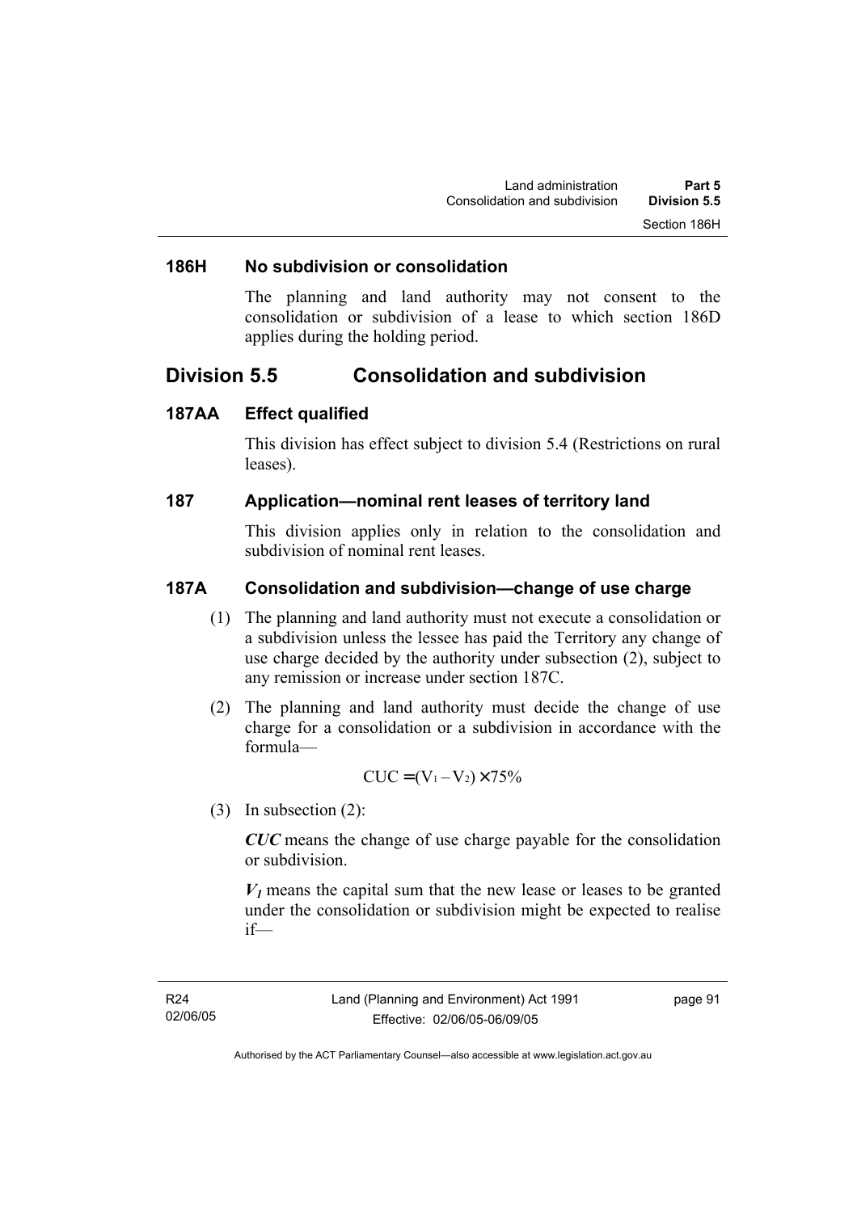### 186H No subdivision or consolidation

The planning and land authority may not consent to the consolidation or subdivision of a lease to which section 186D applies during the holding period.

## Division 5.5 Consolidation and subdivision

### 187AA Effect qualified

This division has effect subject to division 5.4 (Restrictions on rural leases).

### 187 Application—nominal rent leases of territory land

This division applies only in relation to the consolidation and subdivision of nominal rent leases.

### 187A Consolidation and subdivision—change of use charge

(1) The planning and land authority must not execute a consolidation or a subdivision unless the lessee has paid the Territory any change of use charge decided by the authority under subsection (2), subject to any remission or increase under section 187C.

(2) The planning and land authority must decide the change of use charge for a consolidation or a subdivision in accordance with the formula—

$$CUC = (V_1 - V_2) \times 75\%$$

(3) In subsection (2):

***CUC*** means the change of use charge payable for the consolidation or subdivision.

$\boldsymbol{V_1}$ means the capital sum that the new lease or leases to be granted under the consolidation or subdivision might be expected to realise if—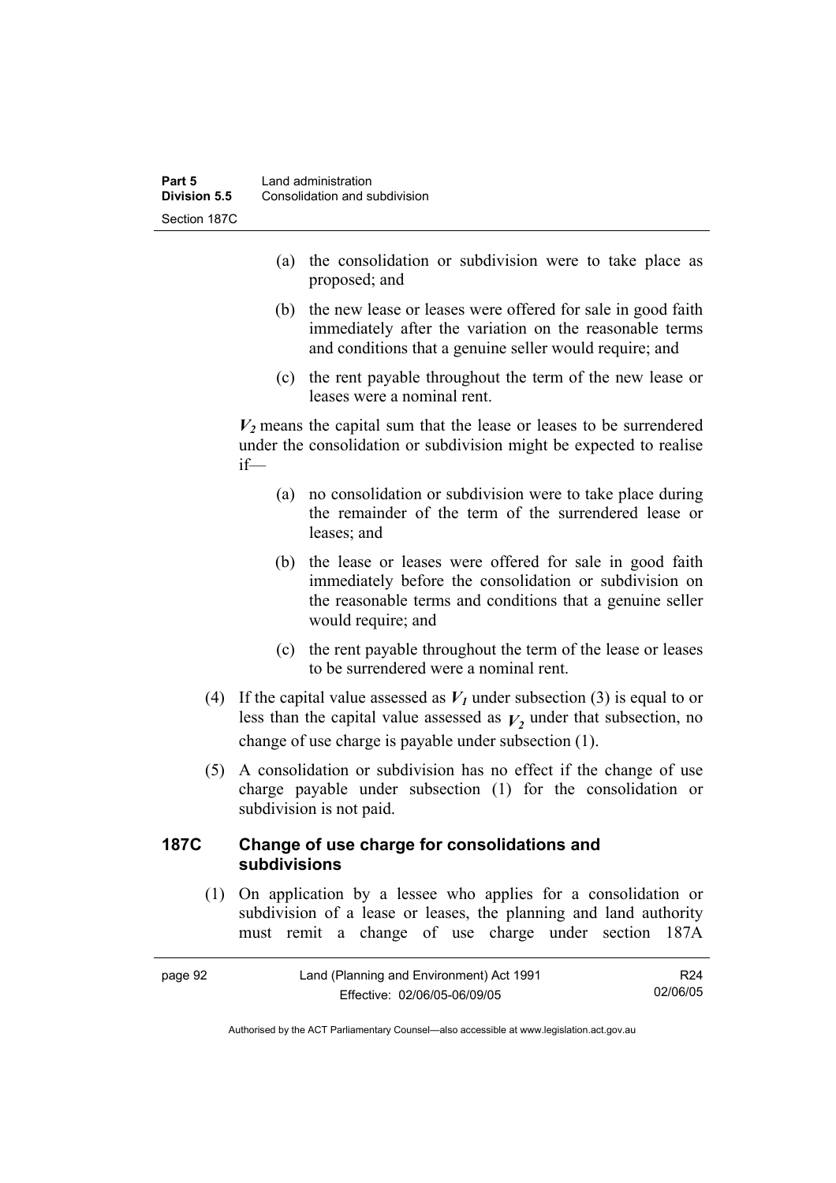(a) the consolidation or subdivision were to take place as proposed; and

(b) the new lease or leases were offered for sale in good faith immediately after the variation on the reasonable terms and conditions that a genuine seller would require; and

(c) the rent payable throughout the term of the new lease or leases were a nominal rent.

$V_2$ means the capital sum that the lease or leases to be surrendered under the consolidation or subdivision might be expected to realise if—

(a) no consolidation or subdivision were to take place during the remainder of the term of the surrendered lease or leases; and

(b) the lease or leases were offered for sale in good faith immediately before the consolidation or subdivision on the reasonable terms and conditions that a genuine seller would require; and

(c) the rent payable throughout the term of the lease or leases to be surrendered were a nominal rent.

(4) If the capital value assessed as $V_1$ under subsection (3) is equal to or less than the capital value assessed as $V_2$ under that subsection, no change of use charge is payable under subsection (1).

(5) A consolidation or subdivision has no effect if the change of use charge payable under subsection (1) for the consolidation or subdivision is not paid.

### 187C Change of use charge for consolidations and subdivisions

(1) On application by a lessee who applies for a consolidation or subdivision of a lease or leases, the planning and land authority must remit a change of use charge under section 187A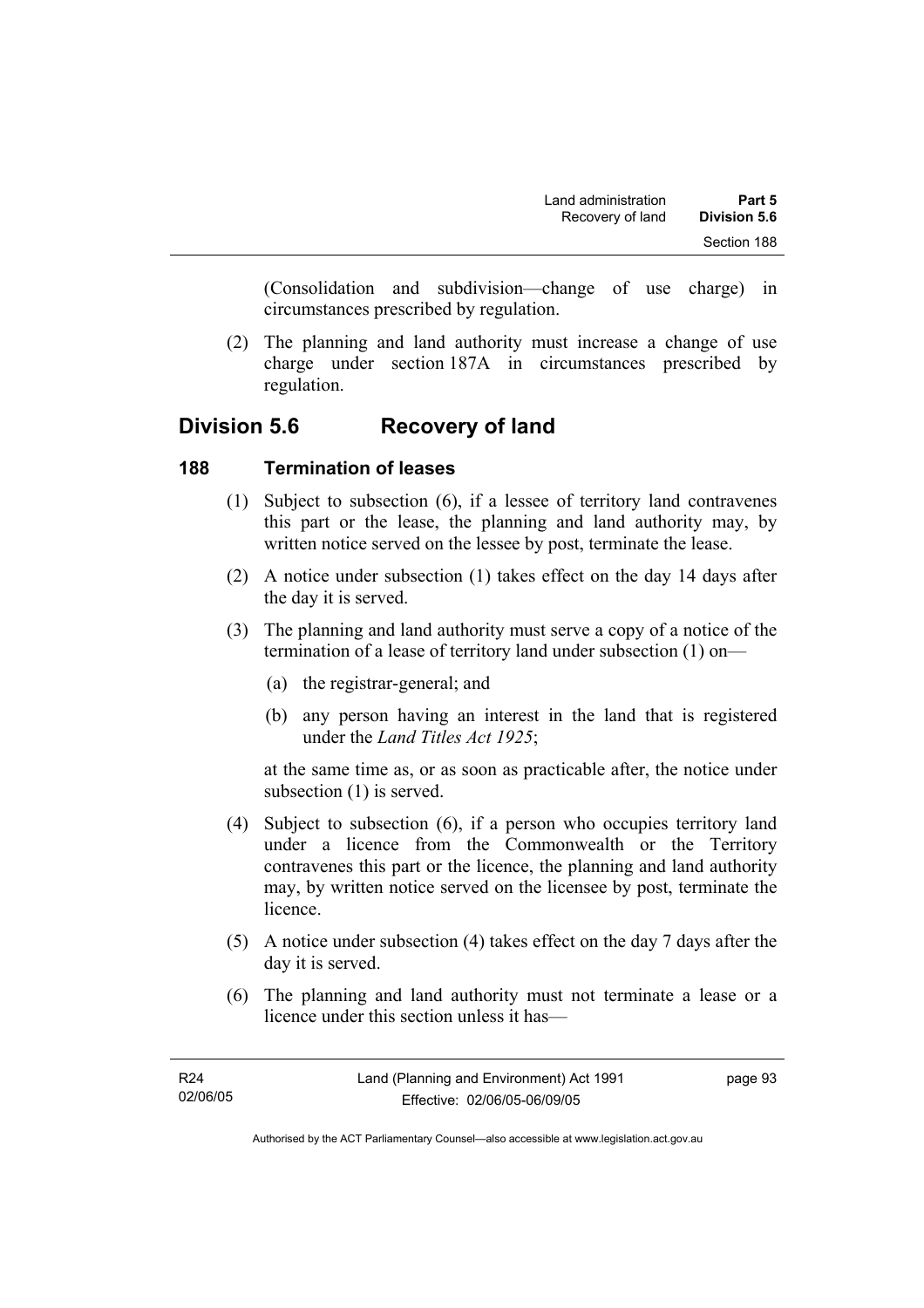(Consolidation and subdivision—change of use charge) in circumstances prescribed by regulation.

(2) The planning and land authority must increase a change of use charge under section 187A in circumstances prescribed by regulation.

## Division 5.6 Recovery of land

### 188 Termination of leases

(1) Subject to subsection (6), if a lessee of territory land contravenes this part or the lease, the planning and land authority may, by written notice served on the lessee by post, terminate the lease.

(2) A notice under subsection (1) takes effect on the day 14 days after the day it is served.

(3) The planning and land authority must serve a copy of a notice of the termination of a lease of territory land under subsection (1) on—

(a) the registrar-general; and

(b) any person having an interest in the land that is registered under the *Land Titles Act 1925*;

at the same time as, or as soon as practicable after, the notice under subsection (1) is served.

(4) Subject to subsection (6), if a person who occupies territory land under a licence from the Commonwealth or the Territory contravenes this part or the licence, the planning and land authority may, by written notice served on the licensee by post, terminate the licence.

(5) A notice under subsection (4) takes effect on the day 7 days after the day it is served.

(6) The planning and land authority must not terminate a lease or a licence under this section unless it has—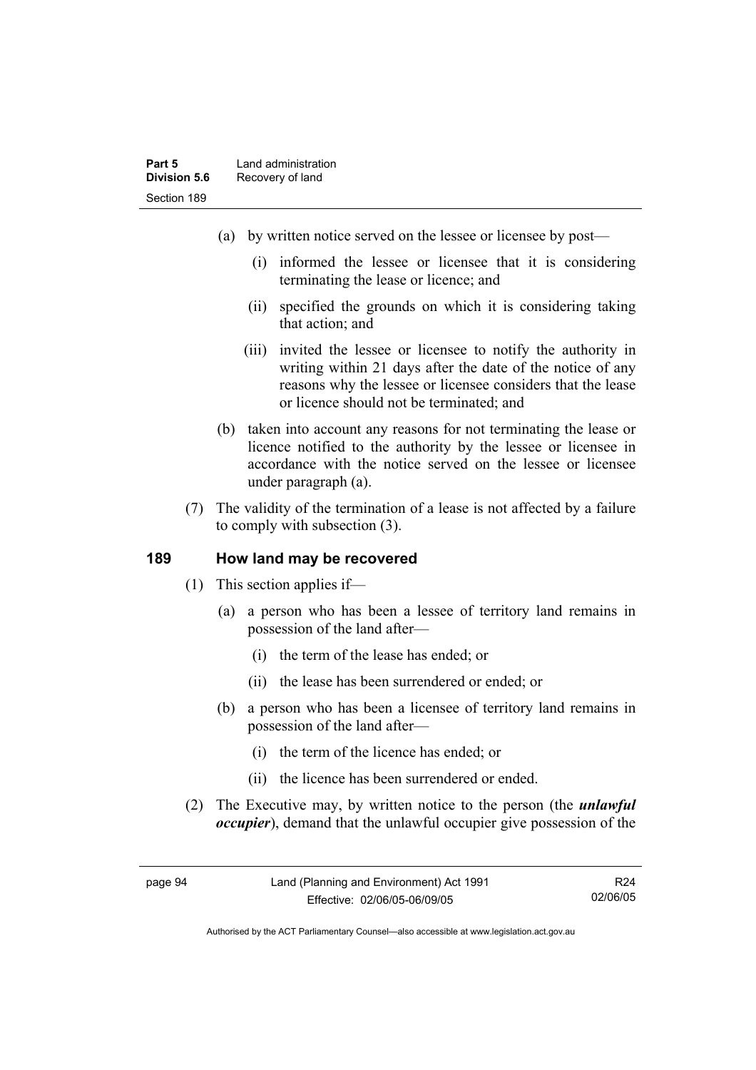(a) by written notice served on the lessee or licensee by post—

   (i) informed the lessee or licensee that it is considering terminating the lease or licence; and

   (ii) specified the grounds on which it is considering taking that action; and

   (iii) invited the lessee or licensee to notify the authority in writing within 21 days after the date of the notice of any reasons why the lessee or licensee considers that the lease or licence should not be terminated; and

(b) taken into account any reasons for not terminating the lease or licence notified to the authority by the lessee or licensee in accordance with the notice served on the lessee or licensee under paragraph (a).

(7) The validity of the termination of a lease is not affected by a failure to comply with subsection (3).

## 189 How land may be recovered

(1) This section applies if—

(a) a person who has been a lessee of territory land remains in possession of the land after—

   (i) the term of the lease has ended; or

   (ii) the lease has been surrendered or ended; or

(b) a person who has been a licensee of territory land remains in possession of the land after—

   (i) the term of the licence has ended; or

   (ii) the licence has been surrendered or ended.

(2) The Executive may, by written notice to the person (the ***unlawful occupier***), demand that the unlawful occupier give possession of the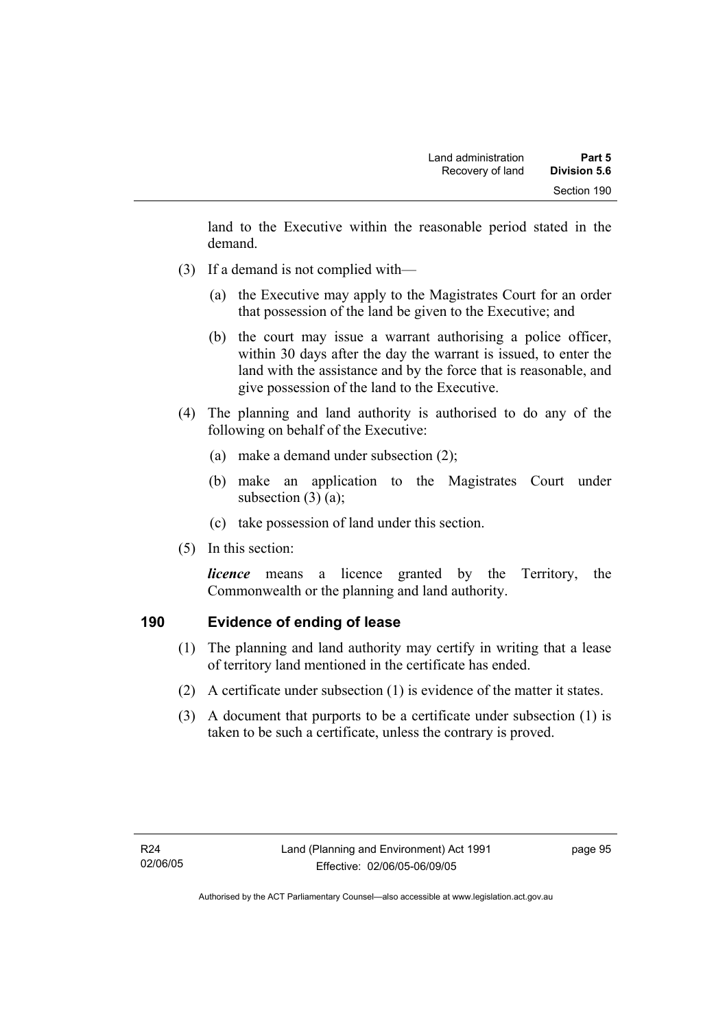land to the Executive within the reasonable period stated in the demand.

(3) If a demand is not complied with—

(a) the Executive may apply to the Magistrates Court for an order that possession of the land be given to the Executive; and

(b) the court may issue a warrant authorising a police officer, within 30 days after the day the warrant is issued, to enter the land with the assistance and by the force that is reasonable, and give possession of the land to the Executive.

(4) The planning and land authority is authorised to do any of the following on behalf of the Executive:

(a) make a demand under subsection (2);

(b) make an application to the Magistrates Court under subsection (3) (a);

(c) take possession of land under this section.

(5) In this section:

***licence*** means a licence granted by the Territory, the Commonwealth or the planning and land authority.

## 190 Evidence of ending of lease

(1) The planning and land authority may certify in writing that a lease of territory land mentioned in the certificate has ended.

(2) A certificate under subsection (1) is evidence of the matter it states.

(3) A document that purports to be a certificate under subsection (1) is taken to be such a certificate, unless the contrary is proved.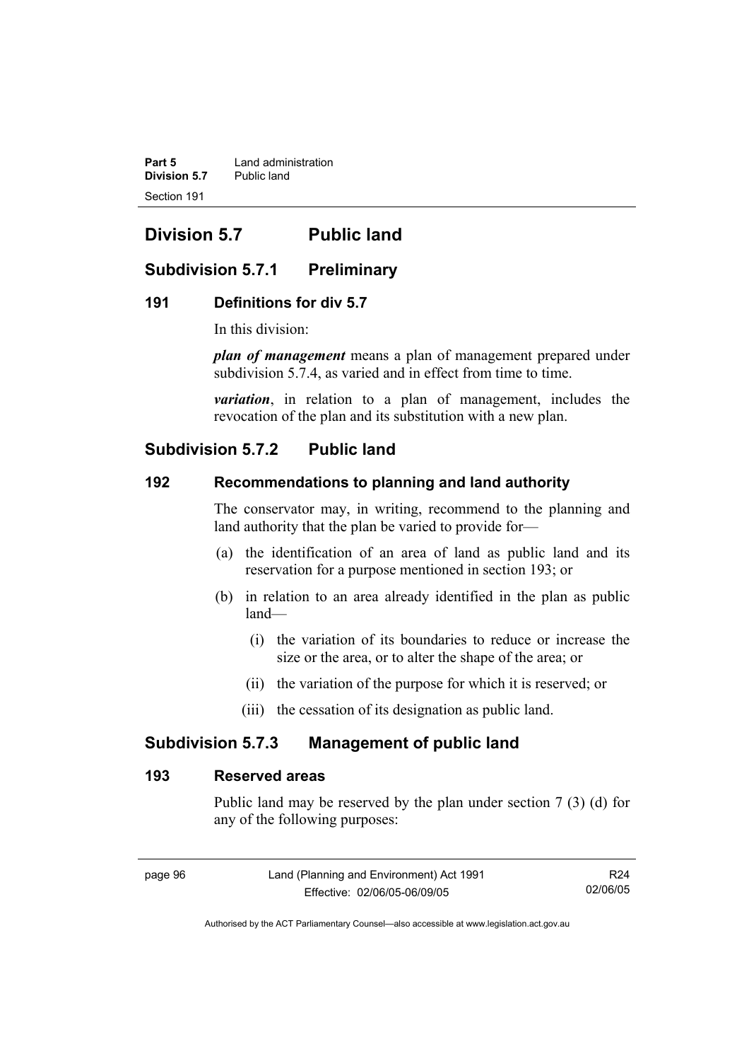## Division 5.7 Public land

### Subdivision 5.7.1 Preliminary

#### 191 Definitions for div 5.7

In this division:

***plan of management*** means a plan of management prepared under subdivision 5.7.4, as varied and in effect from time to time.

***variation***, in relation to a plan of management, includes the revocation of the plan and its substitution with a new plan.

### Subdivision 5.7.2 Public land

#### 192 Recommendations to planning and land authority

The conservator may, in writing, recommend to the planning and land authority that the plan be varied to provide for—

(a) the identification of an area of land as public land and its reservation for a purpose mentioned in section 193; or

(b) in relation to an area already identified in the plan as public land—

(i) the variation of its boundaries to reduce or increase the size or the area, or to alter the shape of the area; or

(ii) the variation of the purpose for which it is reserved; or

(iii) the cessation of its designation as public land.

### Subdivision 5.7.3 Management of public land

#### 193 Reserved areas

Public land may be reserved by the plan under section 7 (3) (d) for any of the following purposes: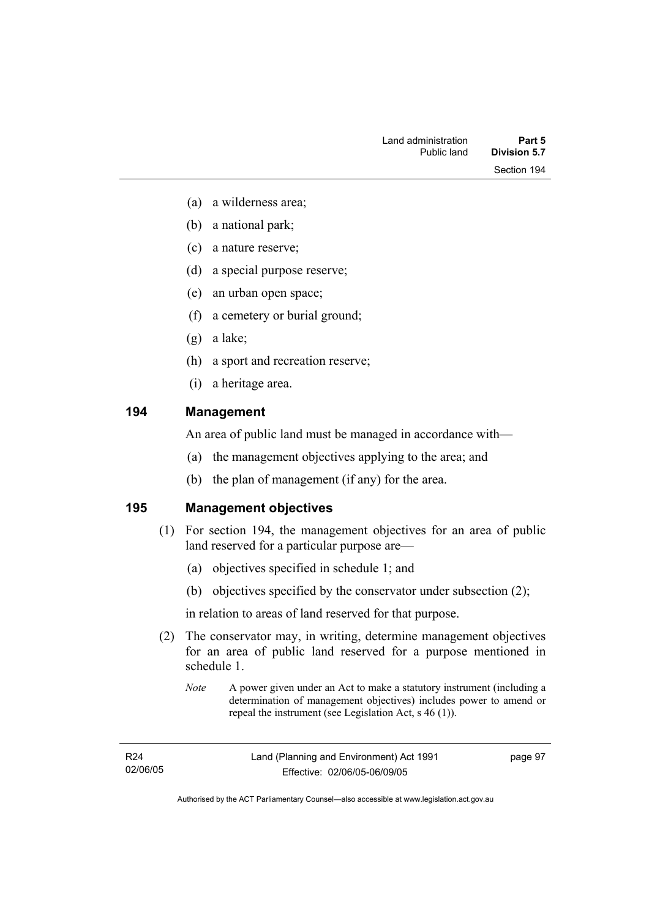(a) a wilderness area;

(b) a national park;

(c) a nature reserve;

(d) a special purpose reserve;

(e) an urban open space;

(f) a cemetery or burial ground;

(g) a lake;

(h) a sport and recreation reserve;

(i) a heritage area.

## 194 Management

An area of public land must be managed in accordance with—

(a) the management objectives applying to the area; and

(b) the plan of management (if any) for the area.

## 195 Management objectives

(1) For section 194, the management objectives for an area of public land reserved for a particular purpose are—

(a) objectives specified in schedule 1; and

(b) objectives specified by the conservator under subsection (2);

in relation to areas of land reserved for that purpose.

(2) The conservator may, in writing, determine management objectives for an area of public land reserved for a purpose mentioned in schedule 1.

*Note* A power given under an Act to make a statutory instrument (including a determination of management objectives) includes power to amend or repeal the instrument (see Legislation Act, s 46 (1)).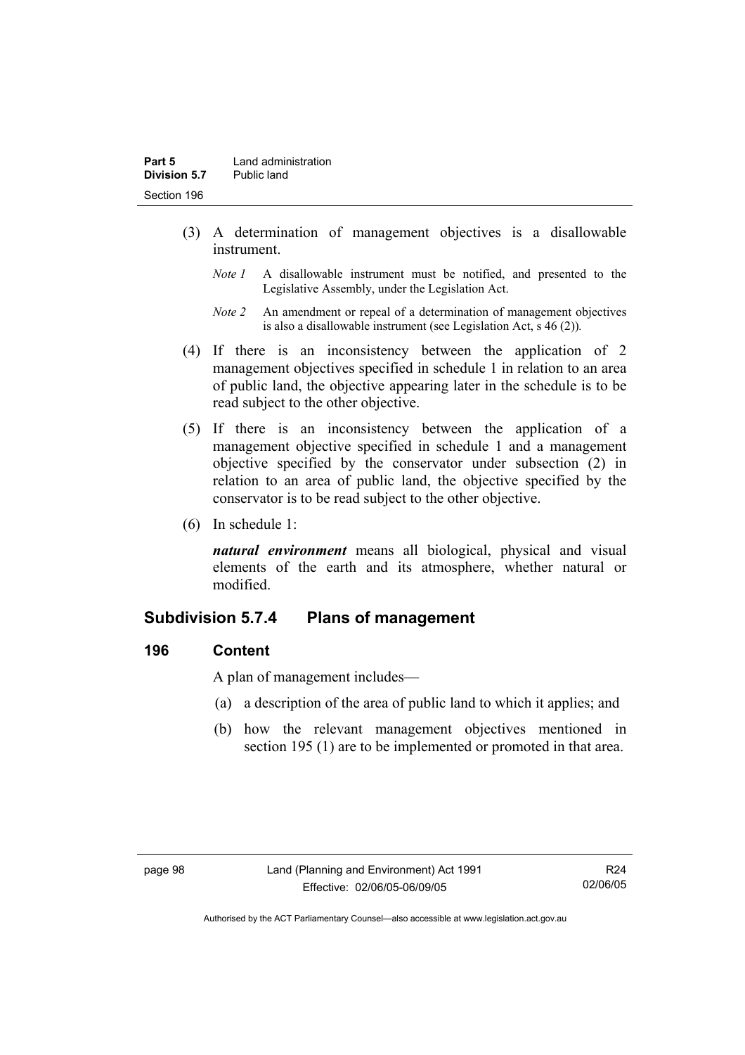(3) A determination of management objectives is a disallowable instrument.

*Note 1* A disallowable instrument must be notified, and presented to the Legislative Assembly, under the Legislation Act.

*Note 2* An amendment or repeal of a determination of management objectives is also a disallowable instrument (see Legislation Act, s 46 (2)).

(4) If there is an inconsistency between the application of 2 management objectives specified in schedule 1 in relation to an area of public land, the objective appearing later in the schedule is to be read subject to the other objective.

(5) If there is an inconsistency between the application of a management objective specified in schedule 1 and a management objective specified by the conservator under subsection (2) in relation to an area of public land, the objective specified by the conservator is to be read subject to the other objective.

(6) In schedule 1:

***natural environment*** means all biological, physical and visual elements of the earth and its atmosphere, whether natural or modified.

## Subdivision 5.7.4 Plans of management

### 196 Content

A plan of management includes—

(a) a description of the area of public land to which it applies; and

(b) how the relevant management objectives mentioned in section 195 (1) are to be implemented or promoted in that area.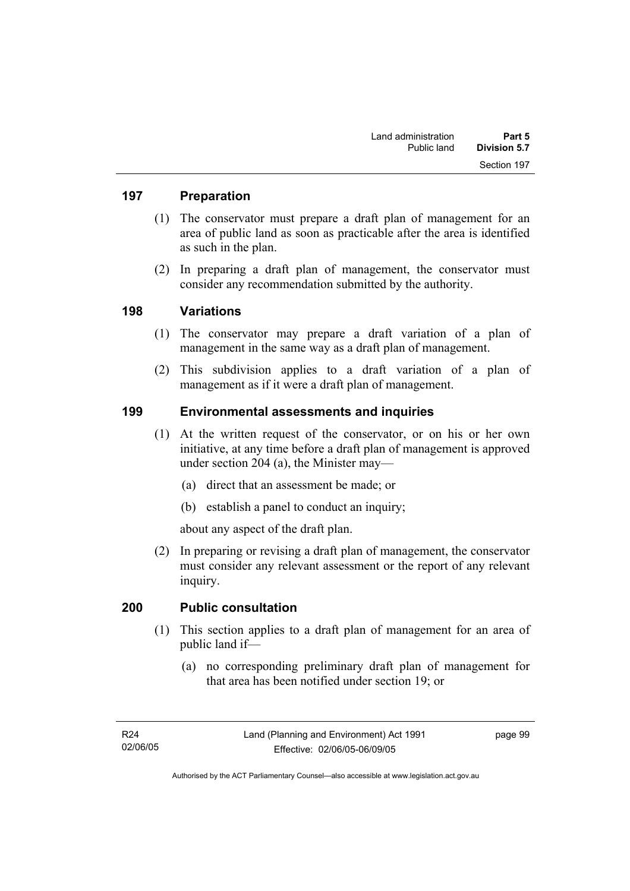## 197 Preparation

(1) The conservator must prepare a draft plan of management for an area of public land as soon as practicable after the area is identified as such in the plan.

(2) In preparing a draft plan of management, the conservator must consider any recommendation submitted by the authority.

## 198 Variations

(1) The conservator may prepare a draft variation of a plan of management in the same way as a draft plan of management.

(2) This subdivision applies to a draft variation of a plan of management as if it were a draft plan of management.

## 199 Environmental assessments and inquiries

(1) At the written request of the conservator, or on his or her own initiative, at any time before a draft plan of management is approved under section 204 (a), the Minister may—

(a) direct that an assessment be made; or

(b) establish a panel to conduct an inquiry;

about any aspect of the draft plan.

(2) In preparing or revising a draft plan of management, the conservator must consider any relevant assessment or the report of any relevant inquiry.

## 200 Public consultation

(1) This section applies to a draft plan of management for an area of public land if—

(a) no corresponding preliminary draft plan of management for that area has been notified under section 19; or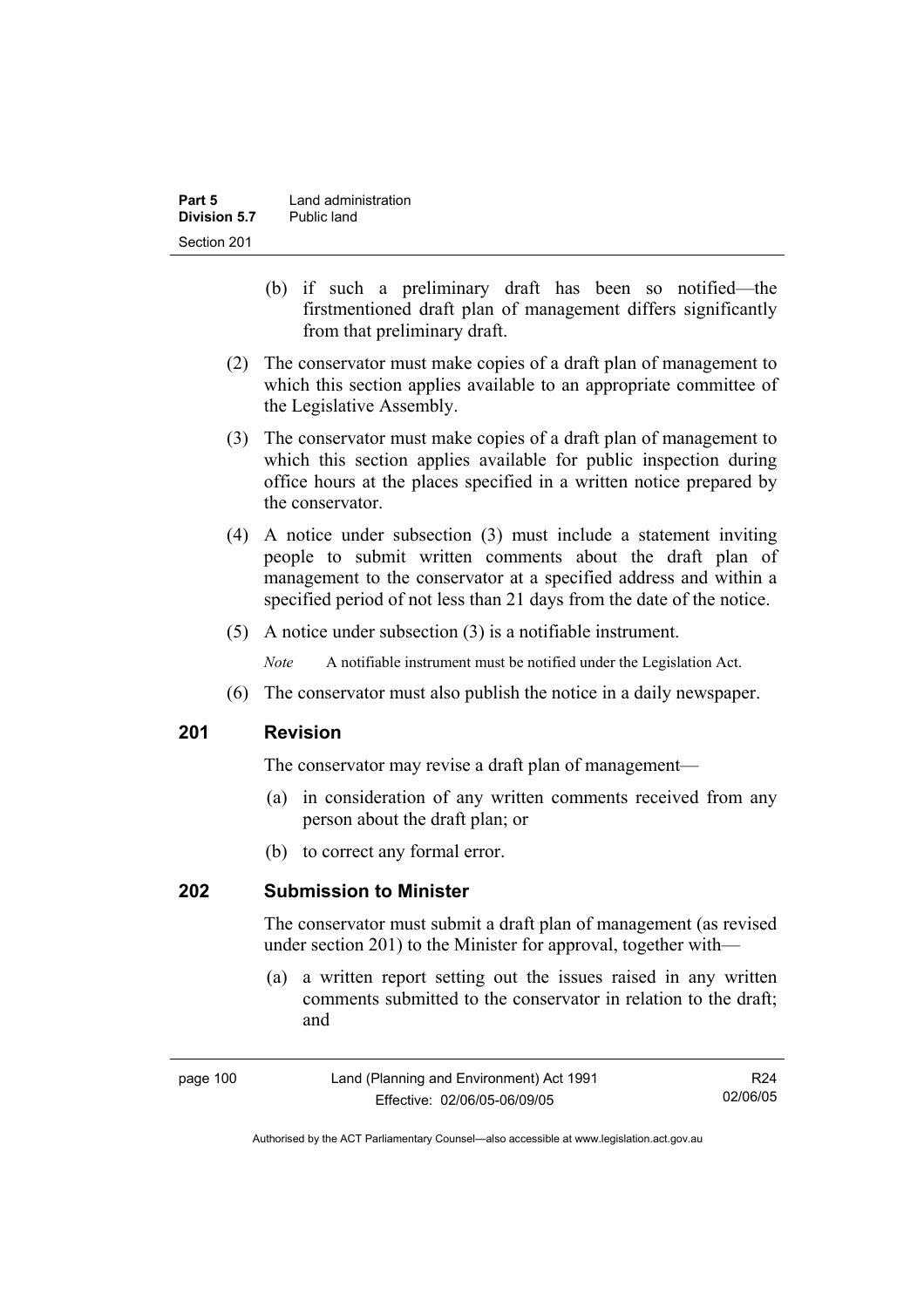(b) if such a preliminary draft has been so notified—the firstmentioned draft plan of management differs significantly from that preliminary draft.

(2) The conservator must make copies of a draft plan of management to which this section applies available to an appropriate committee of the Legislative Assembly.

(3) The conservator must make copies of a draft plan of management to which this section applies available for public inspection during office hours at the places specified in a written notice prepared by the conservator.

(4) A notice under subsection (3) must include a statement inviting people to submit written comments about the draft plan of management to the conservator at a specified address and within a specified period of not less than 21 days from the date of the notice.

(5) A notice under subsection (3) is a notifiable instrument.

*Note* A notifiable instrument must be notified under the Legislation Act.

(6) The conservator must also publish the notice in a daily newspaper.

## 201 Revision

The conservator may revise a draft plan of management—

(a) in consideration of any written comments received from any person about the draft plan; or

(b) to correct any formal error.

## 202 Submission to Minister

The conservator must submit a draft plan of management (as revised under section 201) to the Minister for approval, together with—

(a) a written report setting out the issues raised in any written comments submitted to the conservator in relation to the draft; and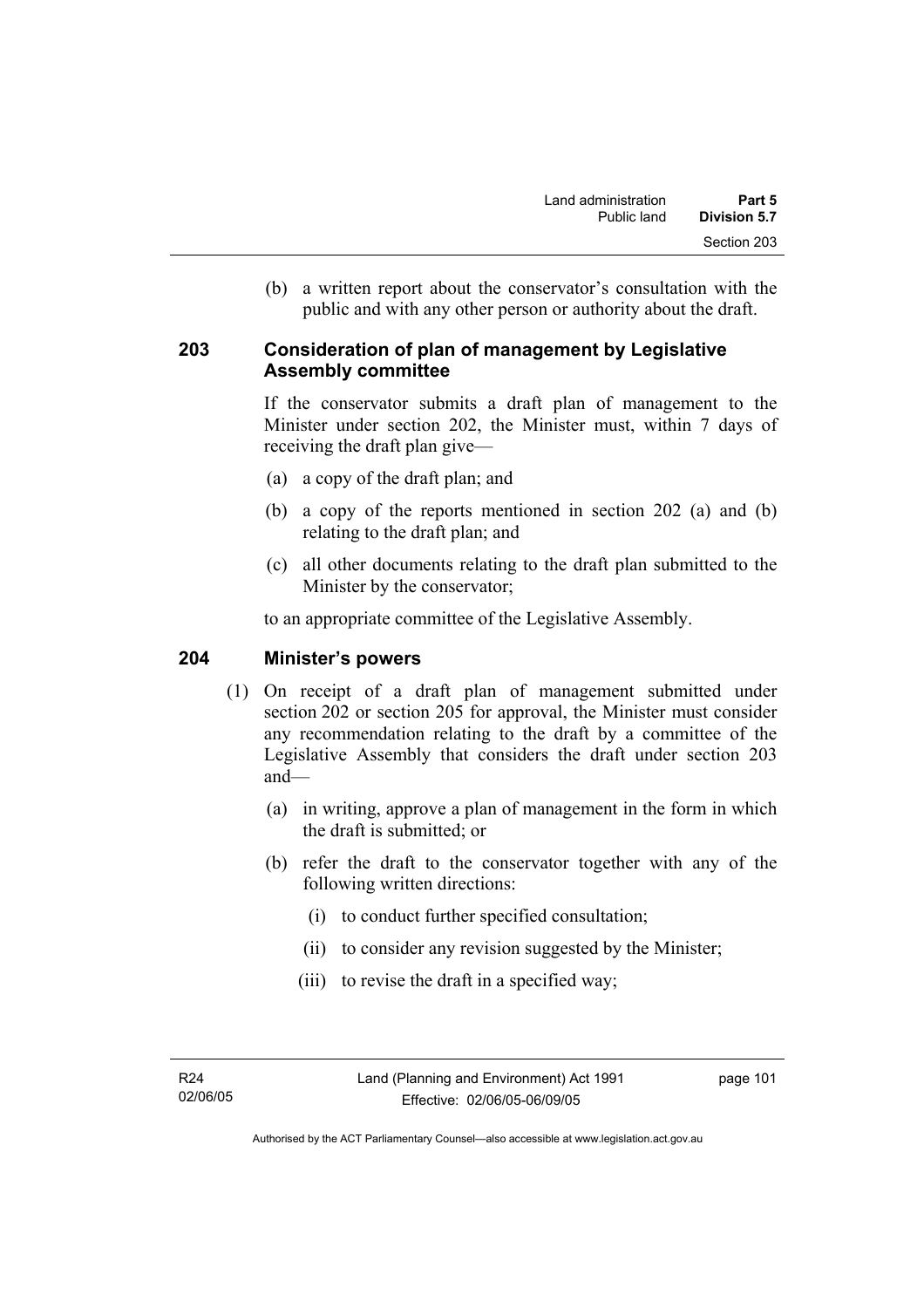(b) a written report about the conservator's consultation with the public and with any other person or authority about the draft.

## 203 Consideration of plan of management by Legislative Assembly committee

If the conservator submits a draft plan of management to the Minister under section 202, the Minister must, within 7 days of receiving the draft plan give—

(a) a copy of the draft plan; and

(b) a copy of the reports mentioned in section 202 (a) and (b) relating to the draft plan; and

(c) all other documents relating to the draft plan submitted to the Minister by the conservator;

to an appropriate committee of the Legislative Assembly.

## 204 Minister's powers

(1) On receipt of a draft plan of management submitted under section 202 or section 205 for approval, the Minister must consider any recommendation relating to the draft by a committee of the Legislative Assembly that considers the draft under section 203 and—

(a) in writing, approve a plan of management in the form in which the draft is submitted; or

(b) refer the draft to the conservator together with any of the following written directions:

(i) to conduct further specified consultation;

(ii) to consider any revision suggested by the Minister;

(iii) to revise the draft in a specified way;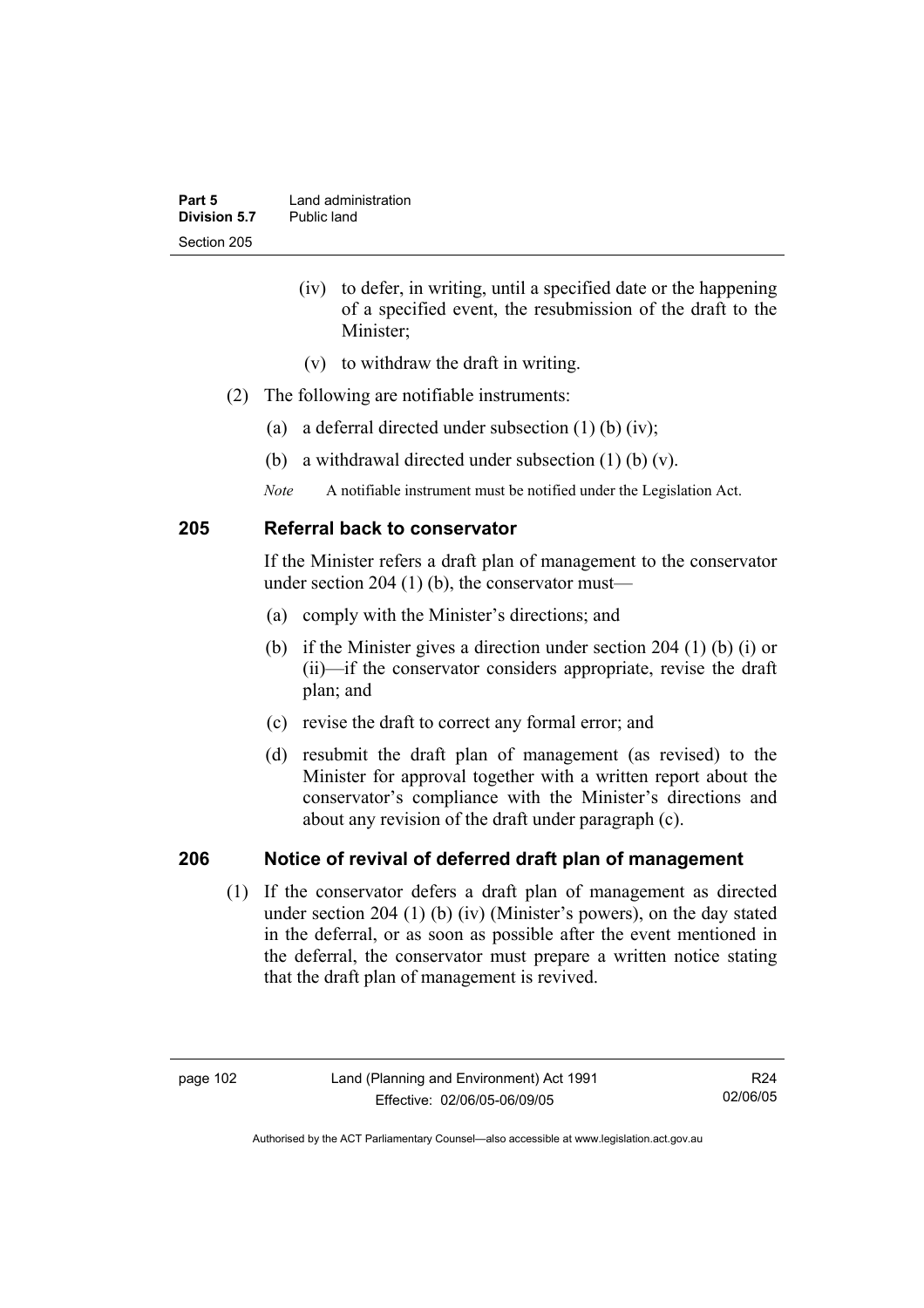(iv) to defer, in writing, until a specified date or the happening of a specified event, the resubmission of the draft to the Minister;

(v) to withdraw the draft in writing.

(2) The following are notifiable instruments:

(a) a deferral directed under subsection (1) (b) (iv);

(b) a withdrawal directed under subsection (1) (b) (v).

*Note* A notifiable instrument must be notified under the Legislation Act.

## 205 Referral back to conservator

If the Minister refers a draft plan of management to the conservator under section 204 (1) (b), the conservator must—

(a) comply with the Minister's directions; and

(b) if the Minister gives a direction under section 204 (1) (b) (i) or (ii)—if the conservator considers appropriate, revise the draft plan; and

(c) revise the draft to correct any formal error; and

(d) resubmit the draft plan of management (as revised) to the Minister for approval together with a written report about the conservator's compliance with the Minister's directions and about any revision of the draft under paragraph (c).

## 206 Notice of revival of deferred draft plan of management

(1) If the conservator defers a draft plan of management as directed under section 204 (1) (b) (iv) (Minister's powers), on the day stated in the deferral, or as soon as possible after the event mentioned in the deferral, the conservator must prepare a written notice stating that the draft plan of management is revived.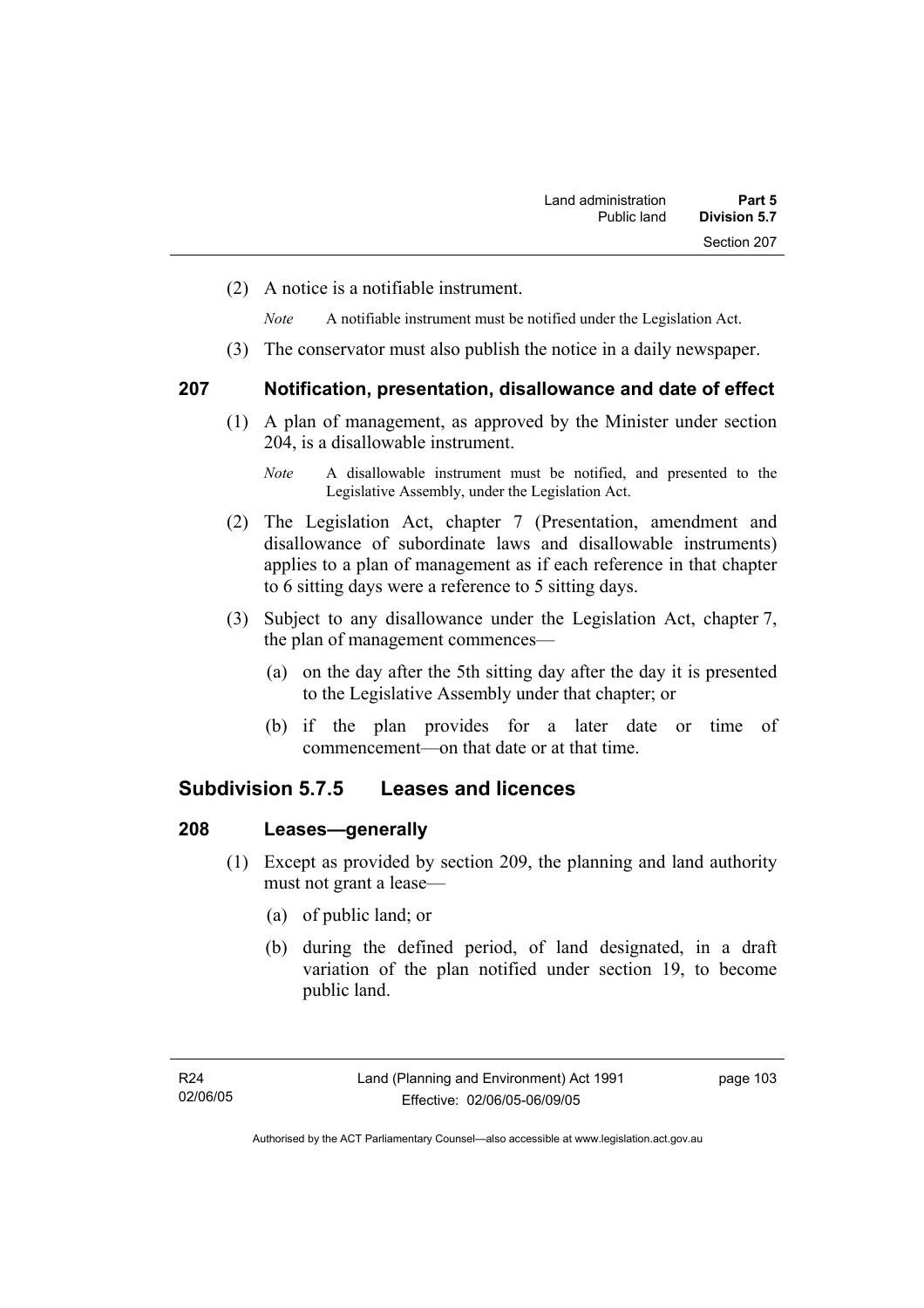(2) A notice is a notifiable instrument.

*Note* A notifiable instrument must be notified under the Legislation Act.

(3) The conservator must also publish the notice in a daily newspaper.

### 207 Notification, presentation, disallowance and date of effect

(1) A plan of management, as approved by the Minister under section 204, is a disallowable instrument.

*Note* A disallowable instrument must be notified, and presented to the Legislative Assembly, under the Legislation Act.

(2) The Legislation Act, chapter 7 (Presentation, amendment and disallowance of subordinate laws and disallowable instruments) applies to a plan of management as if each reference in that chapter to 6 sitting days were a reference to 5 sitting days.

(3) Subject to any disallowance under the Legislation Act, chapter 7, the plan of management commences—

(a) on the day after the 5th sitting day after the day it is presented to the Legislative Assembly under that chapter; or

(b) if the plan provides for a later date or time of commencement—on that date or at that time.

## Subdivision 5.7.5 Leases and licences

### 208 Leases—generally

(1) Except as provided by section 209, the planning and land authority must not grant a lease—

(a) of public land; or

(b) during the defined period, of land designated, in a draft variation of the plan notified under section 19, to become public land.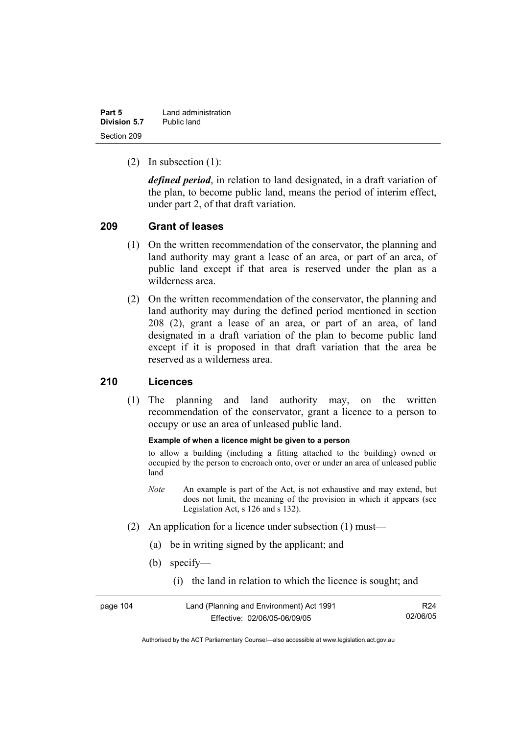(2) In subsection (1):

***defined period***, in relation to land designated, in a draft variation of the plan, to become public land, means the period of interim effect, under part 2, of that draft variation.

## 209 Grant of leases

(1) On the written recommendation of the conservator, the planning and land authority may grant a lease of an area, or part of an area, of public land except if that area is reserved under the plan as a wilderness area.

(2) On the written recommendation of the conservator, the planning and land authority may during the defined period mentioned in section 208 (2), grant a lease of an area, or part of an area, of land designated in a draft variation of the plan to become public land except if it is proposed in that draft variation that the area be reserved as a wilderness area.

## 210 Licences

(1) The planning and land authority may, on the written recommendation of the conservator, grant a licence to a person to occupy or use an area of unleased public land.

**Example of when a licence might be given to a person**

to allow a building (including a fitting attached to the building) owned or occupied by the person to encroach onto, over or under an area of unleased public land

*Note* An example is part of the Act, is not exhaustive and may extend, but does not limit, the meaning of the provision in which it appears (see Legislation Act, s 126 and s 132).

(2) An application for a licence under subsection (1) must—

(a) be in writing signed by the applicant; and

(b) specify—

(i) the land in relation to which the licence is sought; and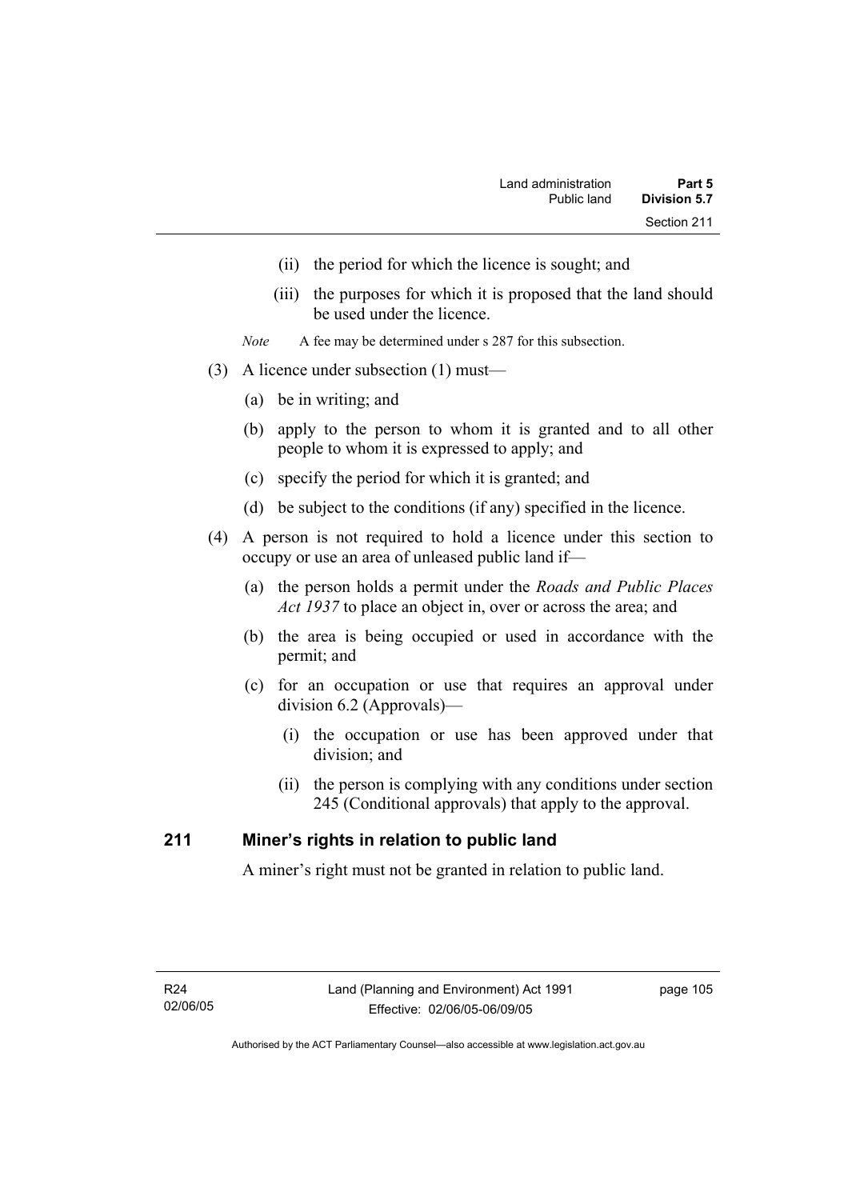(ii) the period for which the licence is sought; and

(iii) the purposes for which it is proposed that the land should be used under the licence.

*Note* A fee may be determined under s 287 for this subsection.

(3) A licence under subsection (1) must—

(a) be in writing; and

(b) apply to the person to whom it is granted and to all other people to whom it is expressed to apply; and

(c) specify the period for which it is granted; and

(d) be subject to the conditions (if any) specified in the licence.

(4) A person is not required to hold a licence under this section to occupy or use an area of unleased public land if—

(a) the person holds a permit under the *Roads and Public Places Act 1937* to place an object in, over or across the area; and

(b) the area is being occupied or used in accordance with the permit; and

(c) for an occupation or use that requires an approval under division 6.2 (Approvals)—

(i) the occupation or use has been approved under that division; and

(ii) the person is complying with any conditions under section 245 (Conditional approvals) that apply to the approval.

## 211 Miner's rights in relation to public land

A miner's right must not be granted in relation to public land.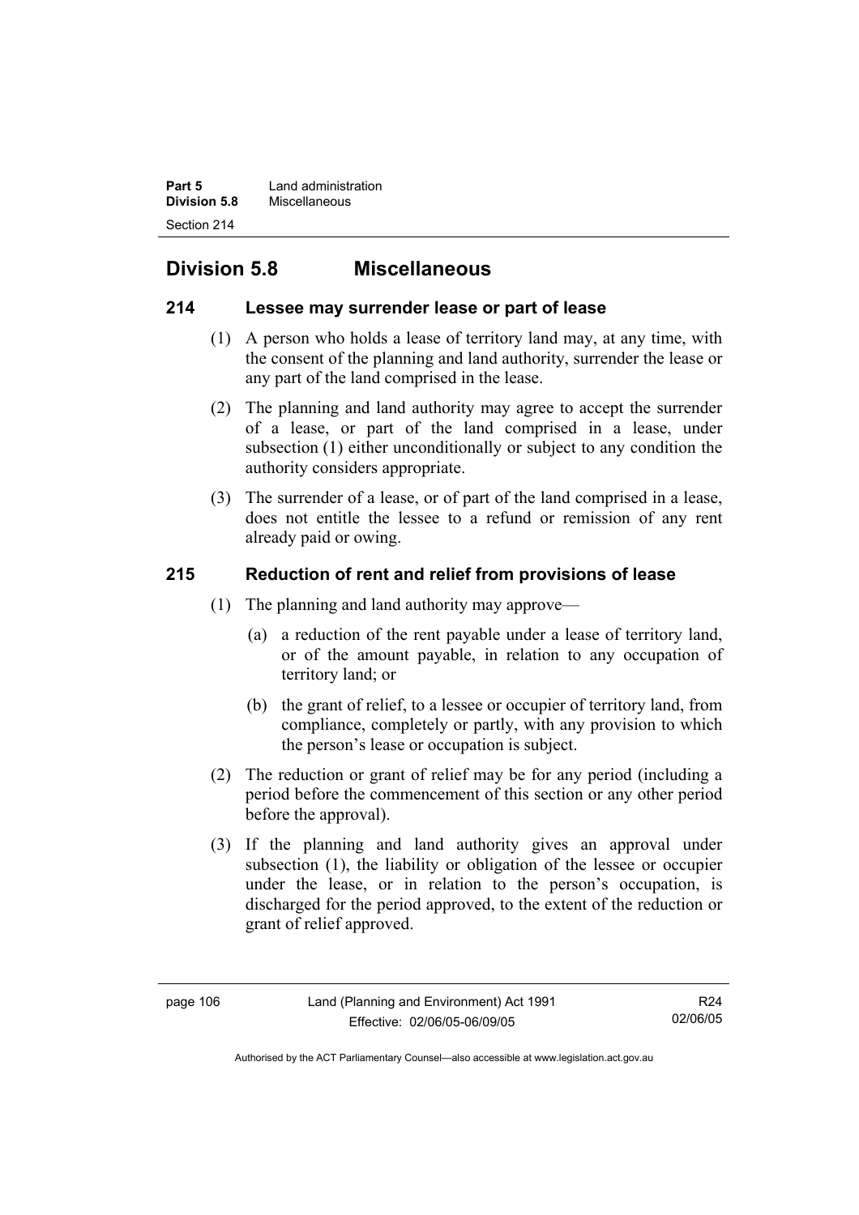## Division 5.8 Miscellaneous

### 214 Lessee may surrender lease or part of lease

(1) A person who holds a lease of territory land may, at any time, with the consent of the planning and land authority, surrender the lease or any part of the land comprised in the lease.

(2) The planning and land authority may agree to accept the surrender of a lease, or part of the land comprised in a lease, under subsection (1) either unconditionally or subject to any condition the authority considers appropriate.

(3) The surrender of a lease, or of part of the land comprised in a lease, does not entitle the lessee to a refund or remission of any rent already paid or owing.

### 215 Reduction of rent and relief from provisions of lease

(1) The planning and land authority may approve—

(a) a reduction of the rent payable under a lease of territory land, or of the amount payable, in relation to any occupation of territory land; or

(b) the grant of relief, to a lessee or occupier of territory land, from compliance, completely or partly, with any provision to which the person's lease or occupation is subject.

(2) The reduction or grant of relief may be for any period (including a period before the commencement of this section or any other period before the approval).

(3) If the planning and land authority gives an approval under subsection (1), the liability or obligation of the lessee or occupier under the lease, or in relation to the person's occupation, is discharged for the period approved, to the extent of the reduction or grant of relief approved.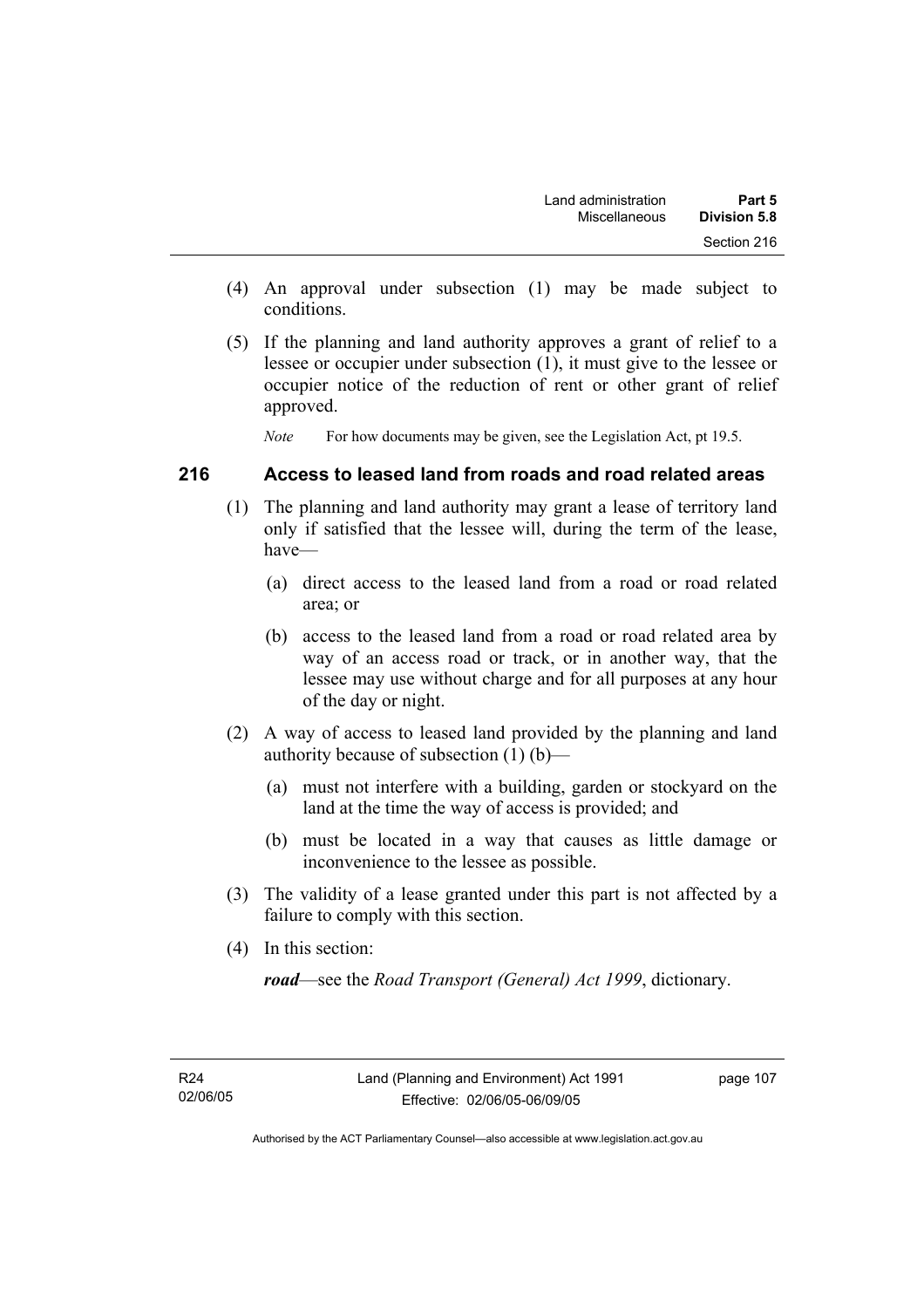(4) An approval under subsection (1) may be made subject to conditions.

(5) If the planning and land authority approves a grant of relief to a lessee or occupier under subsection (1), it must give to the lessee or occupier notice of the reduction of rent or other grant of relief approved.

*Note* For how documents may be given, see the Legislation Act, pt 19.5.

## 216 Access to leased land from roads and road related areas

(1) The planning and land authority may grant a lease of territory land only if satisfied that the lessee will, during the term of the lease, have—

(a) direct access to the leased land from a road or road related area; or

(b) access to the leased land from a road or road related area by way of an access road or track, or in another way, that the lessee may use without charge and for all purposes at any hour of the day or night.

(2) A way of access to leased land provided by the planning and land authority because of subsection (1) (b)—

(a) must not interfere with a building, garden or stockyard on the land at the time the way of access is provided; and

(b) must be located in a way that causes as little damage or inconvenience to the lessee as possible.

(3) The validity of a lease granted under this part is not affected by a failure to comply with this section.

(4) In this section:

***road***—see the *Road Transport (General) Act 1999*, dictionary.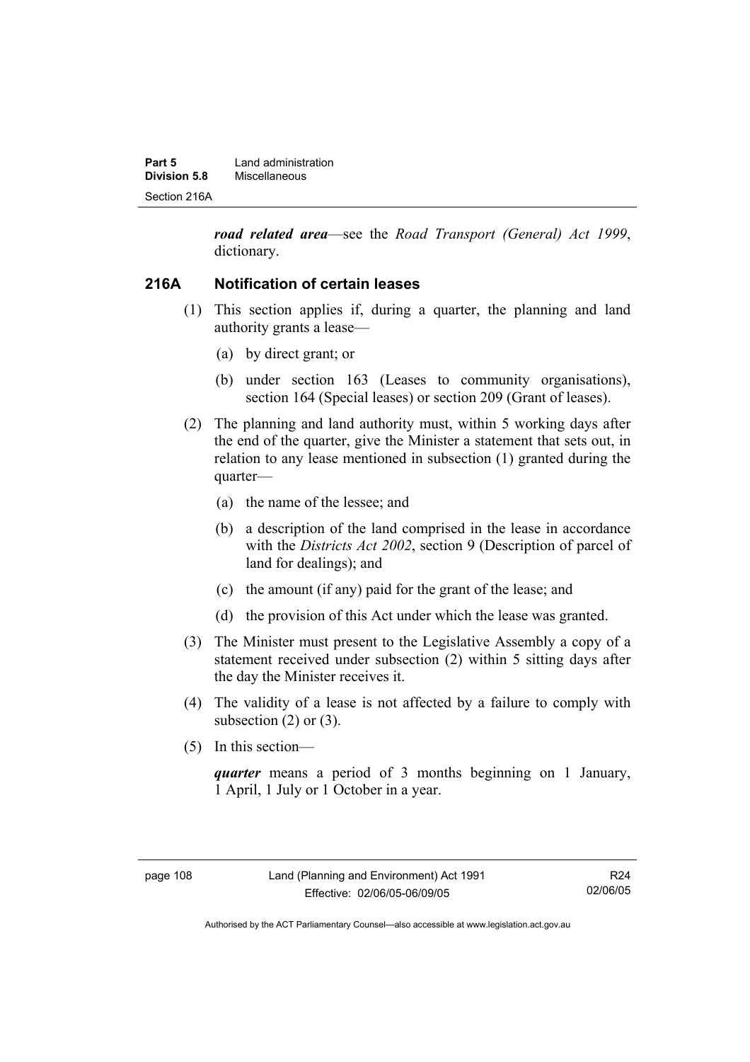***road related area***—see the *Road Transport (General) Act 1999*, dictionary.

### 216A Notification of certain leases

(1) This section applies if, during a quarter, the planning and land authority grants a lease—

(a) by direct grant; or

(b) under section 163 (Leases to community organisations), section 164 (Special leases) or section 209 (Grant of leases).

(2) The planning and land authority must, within 5 working days after the end of the quarter, give the Minister a statement that sets out, in relation to any lease mentioned in subsection (1) granted during the quarter—

(a) the name of the lessee; and

(b) a description of the land comprised in the lease in accordance with the *Districts Act 2002*, section 9 (Description of parcel of land for dealings); and

(c) the amount (if any) paid for the grant of the lease; and

(d) the provision of this Act under which the lease was granted.

(3) The Minister must present to the Legislative Assembly a copy of a statement received under subsection (2) within 5 sitting days after the day the Minister receives it.

(4) The validity of a lease is not affected by a failure to comply with subsection (2) or (3).

(5) In this section—

***quarter*** means a period of 3 months beginning on 1 January, 1 April, 1 July or 1 October in a year.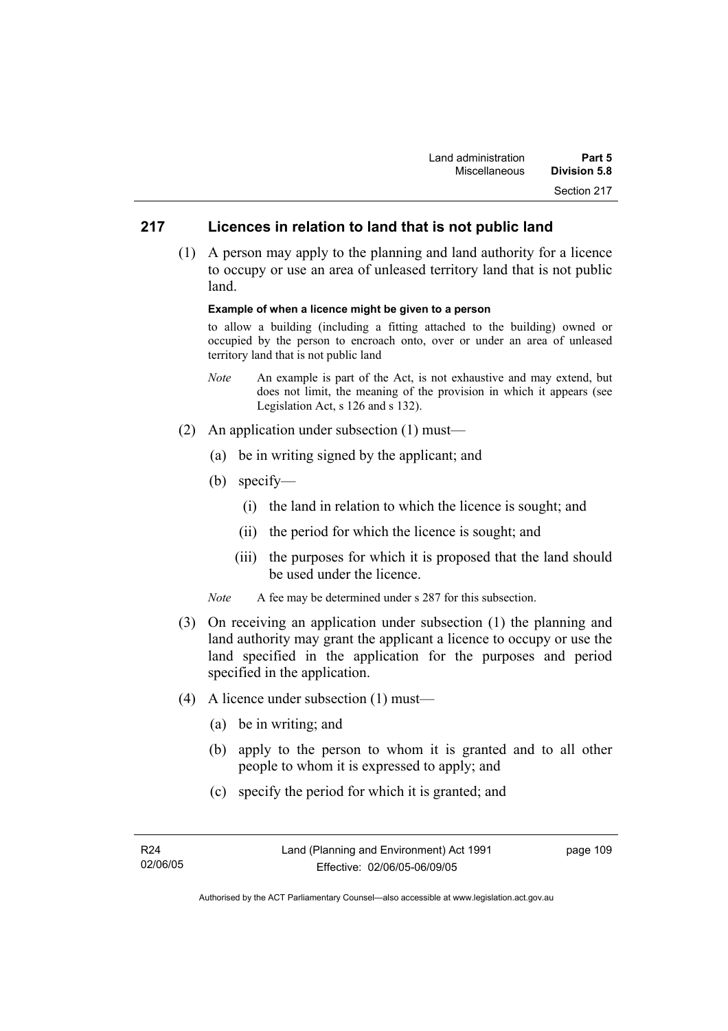## 217 Licences in relation to land that is not public land

(1) A person may apply to the planning and land authority for a licence to occupy or use an area of unleased territory land that is not public land.

**Example of when a licence might be given to a person**

to allow a building (including a fitting attached to the building) owned or occupied by the person to encroach onto, over or under an area of unleased territory land that is not public land

*Note* An example is part of the Act, is not exhaustive and may extend, but does not limit, the meaning of the provision in which it appears (see Legislation Act, s 126 and s 132).

(2) An application under subsection (1) must—

(a) be in writing signed by the applicant; and

(b) specify—

(i) the land in relation to which the licence is sought; and

(ii) the period for which the licence is sought; and

(iii) the purposes for which it is proposed that the land should be used under the licence.

*Note* A fee may be determined under s 287 for this subsection.

(3) On receiving an application under subsection (1) the planning and land authority may grant the applicant a licence to occupy or use the land specified in the application for the purposes and period specified in the application.

(4) A licence under subsection (1) must—

(a) be in writing; and

(b) apply to the person to whom it is granted and to all other people to whom it is expressed to apply; and

(c) specify the period for which it is granted; and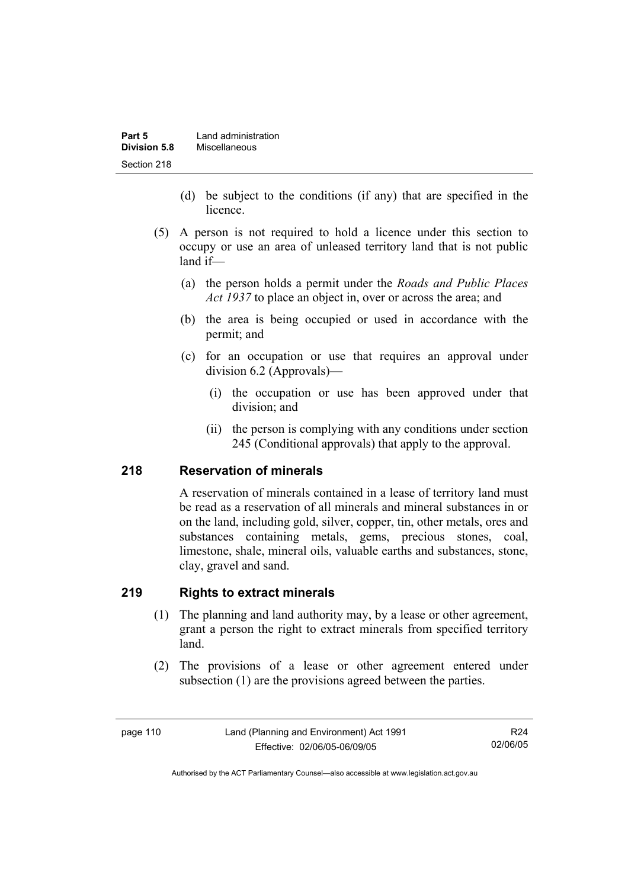(d) be subject to the conditions (if any) that are specified in the licence.

(5) A person is not required to hold a licence under this section to occupy or use an area of unleased territory land that is not public land if—

(a) the person holds a permit under the *Roads and Public Places Act 1937* to place an object in, over or across the area; and

(b) the area is being occupied or used in accordance with the permit; and

(c) for an occupation or use that requires an approval under division 6.2 (Approvals)—

(i) the occupation or use has been approved under that division; and

(ii) the person is complying with any conditions under section 245 (Conditional approvals) that apply to the approval.

## 218 Reservation of minerals

A reservation of minerals contained in a lease of territory land must be read as a reservation of all minerals and mineral substances in or on the land, including gold, silver, copper, tin, other metals, ores and substances containing metals, gems, precious stones, coal, limestone, shale, mineral oils, valuable earths and substances, stone, clay, gravel and sand.

## 219 Rights to extract minerals

(1) The planning and land authority may, by a lease or other agreement, grant a person the right to extract minerals from specified territory land.

(2) The provisions of a lease or other agreement entered under subsection (1) are the provisions agreed between the parties.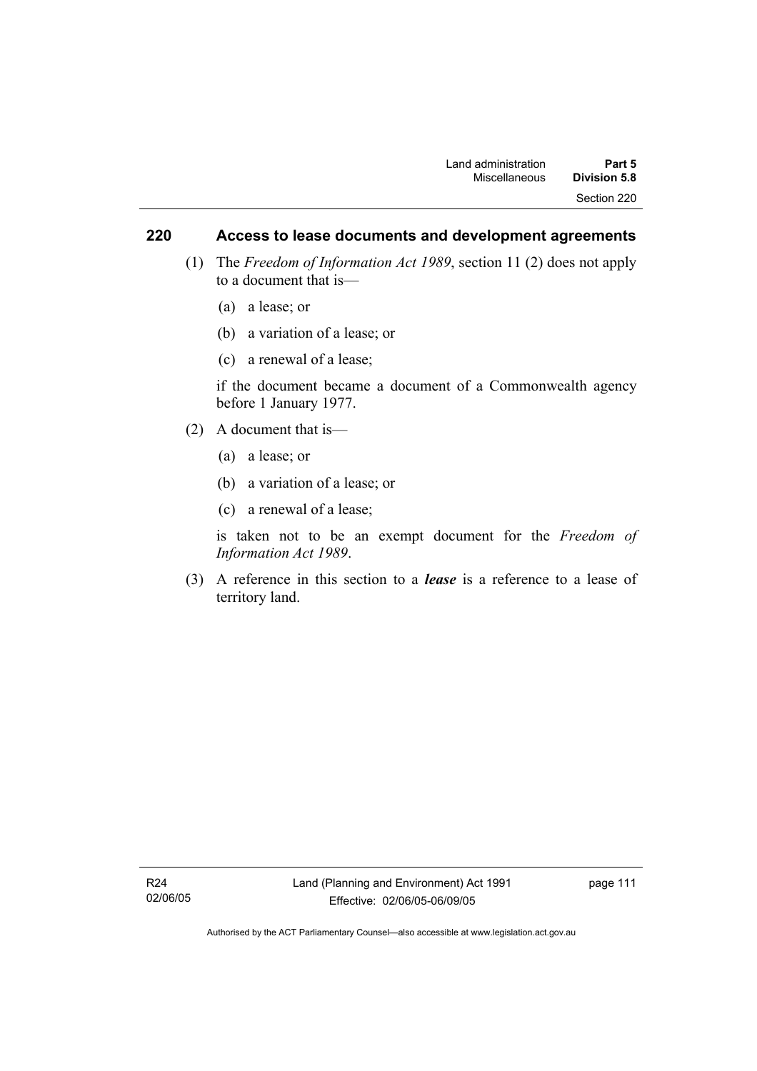## 220 Access to lease documents and development agreements

(1) The *Freedom of Information Act 1989*, section 11 (2) does not apply to a document that is—

(a) a lease; or

(b) a variation of a lease; or

(c) a renewal of a lease;

if the document became a document of a Commonwealth agency before 1 January 1977.

(2) A document that is—

(a) a lease; or

(b) a variation of a lease; or

(c) a renewal of a lease;

is taken not to be an exempt document for the *Freedom of Information Act 1989*.

(3) A reference in this section to a ***lease*** is a reference to a lease of territory land.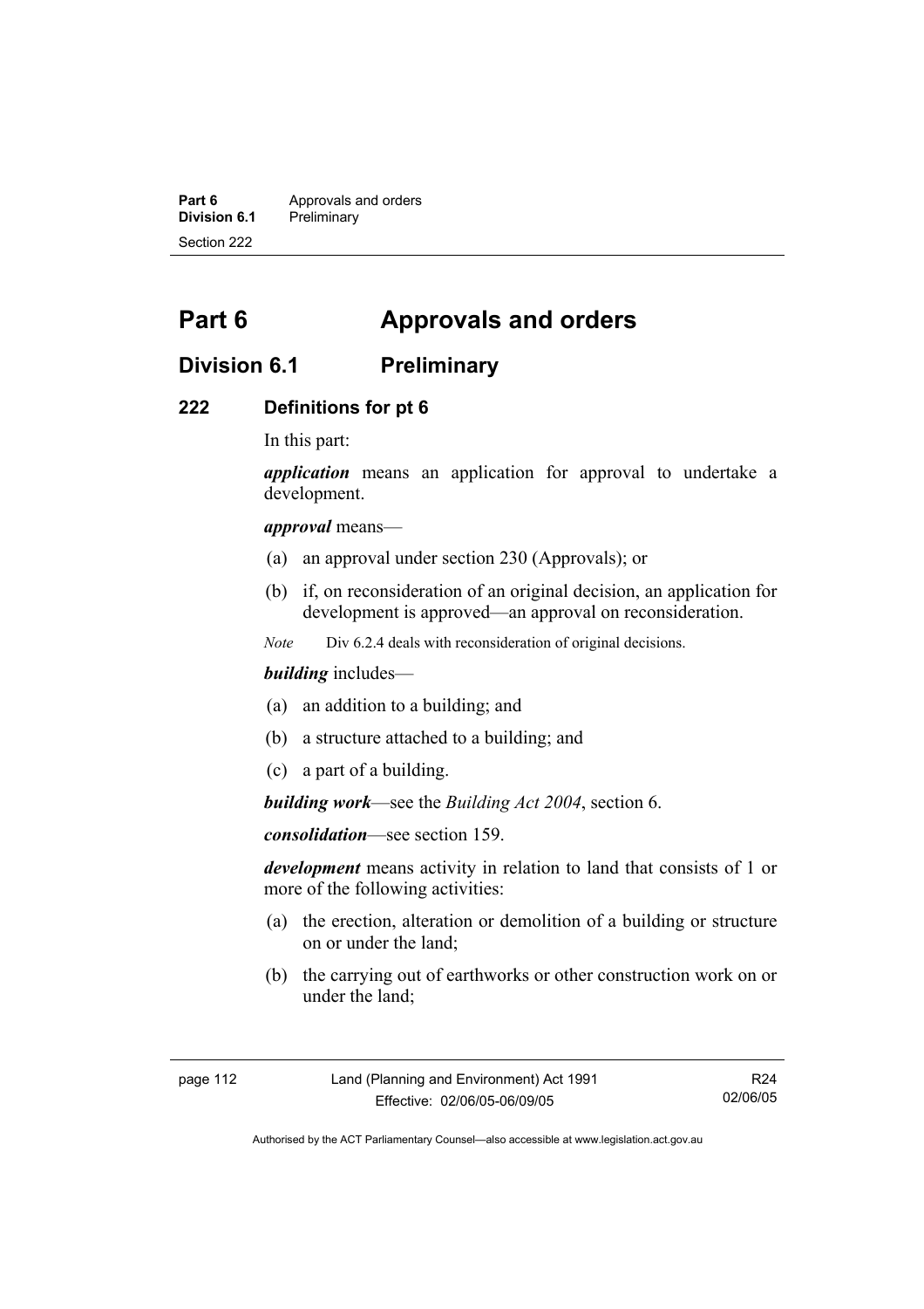# Part 6 Approvals and orders

## Division 6.1 Preliminary

### 222 Definitions for pt 6

In this part:

***application*** means an application for approval to undertake a development.

***approval*** means—

(a) an approval under section 230 (Approvals); or

(b) if, on reconsideration of an original decision, an application for development is approved—an approval on reconsideration.

*Note* Div 6.2.4 deals with reconsideration of original decisions.

***building*** includes—

(a) an addition to a building; and

(b) a structure attached to a building; and

(c) a part of a building.

***building work***—see the *Building Act 2004*, section 6.

***consolidation***—see section 159.

***development*** means activity in relation to land that consists of 1 or more of the following activities:

(a) the erection, alteration or demolition of a building or structure on or under the land;

(b) the carrying out of earthworks or other construction work on or under the land;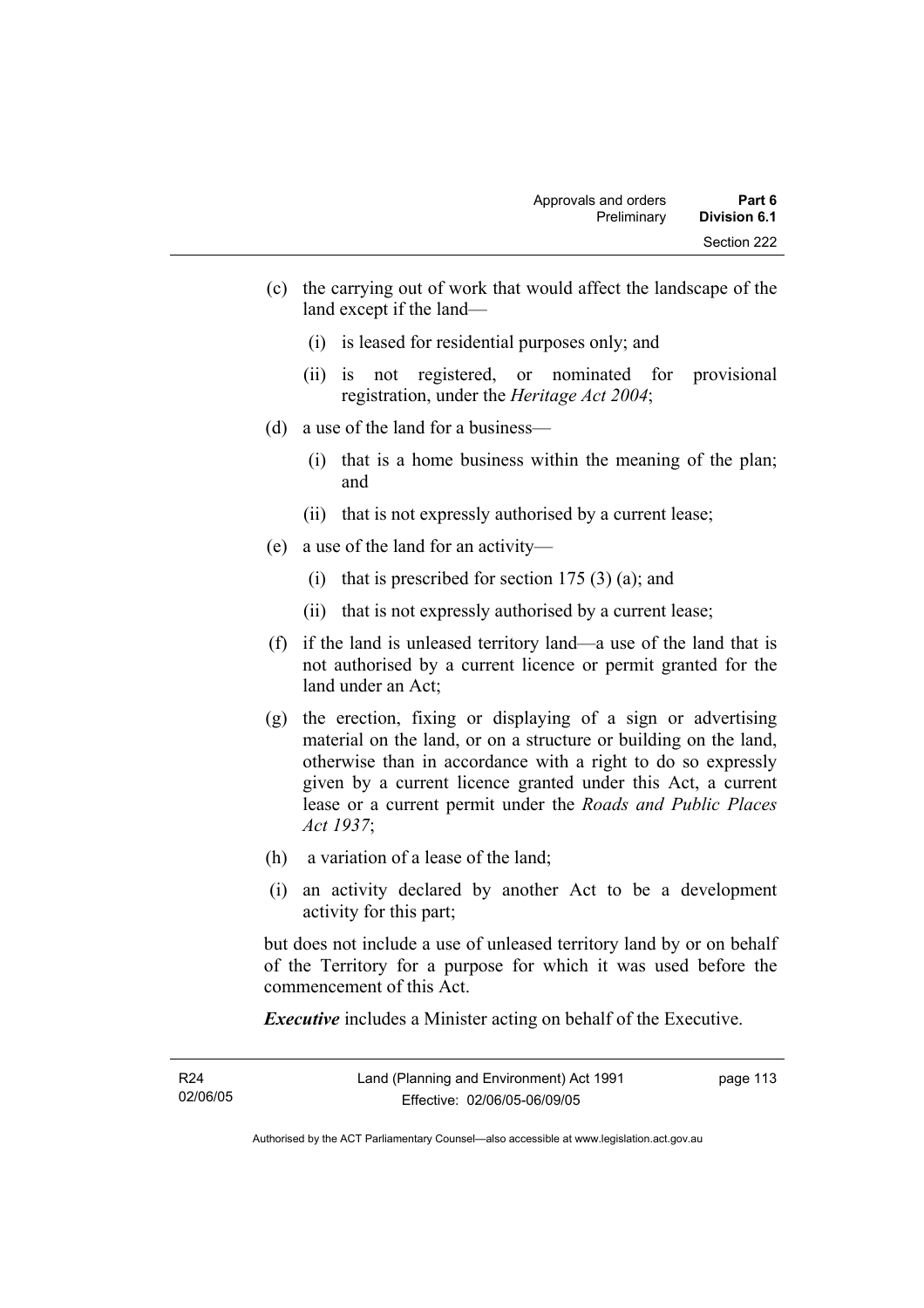(c) the carrying out of work that would affect the landscape of the land except if the land—

 (i) is leased for residential purposes only; and

 (ii) is not registered, or nominated for provisional registration, under the *Heritage Act 2004*;

(d) a use of the land for a business—

 (i) that is a home business within the meaning of the plan; and

 (ii) that is not expressly authorised by a current lease;

(e) a use of the land for an activity—

 (i) that is prescribed for section 175 (3) (a); and

 (ii) that is not expressly authorised by a current lease;

(f) if the land is unleased territory land—a use of the land that is not authorised by a current licence or permit granted for the land under an Act;

(g) the erection, fixing or displaying of a sign or advertising material on the land, or on a structure or building on the land, otherwise than in accordance with a right to do so expressly given by a current licence granted under this Act, a current lease or a current permit under the *Roads and Public Places Act 1937*;

(h) a variation of a lease of the land;

(i) an activity declared by another Act to be a development activity for this part;

but does not include a use of unleased territory land by or on behalf of the Territory for a purpose for which it was used before the commencement of this Act.

***Executive*** includes a Minister acting on behalf of the Executive.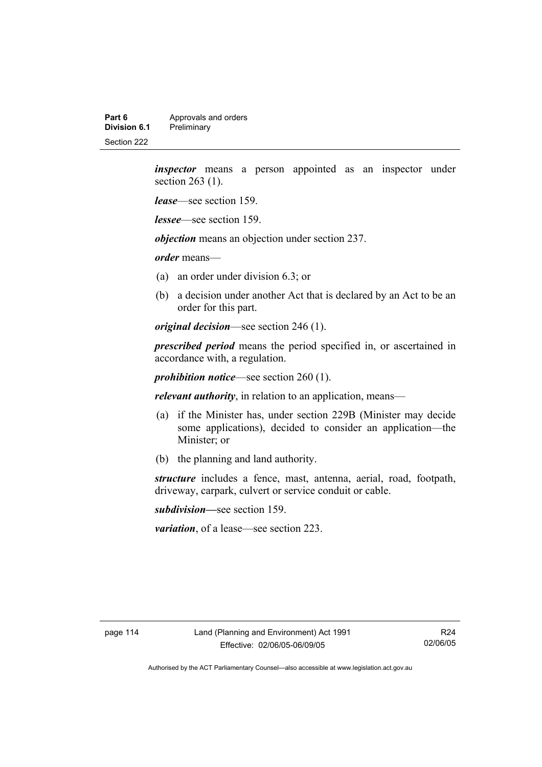***inspector*** means a person appointed as an inspector under section 263 (1).

***lease***—see section 159.

***lessee***—see section 159.

***objection*** means an objection under section 237.

***order*** means—

(a) an order under division 6.3; or

(b) a decision under another Act that is declared by an Act to be an order for this part.

***original decision***—see section 246 (1).

***prescribed period*** means the period specified in, or ascertained in accordance with, a regulation.

***prohibition notice***—see section 260 (1).

***relevant authority***, in relation to an application, means—

(a) if the Minister has, under section 229B (Minister may decide some applications), decided to consider an application—the Minister; or

(b) the planning and land authority.

***structure*** includes a fence, mast, antenna, aerial, road, footpath, driveway, carpark, culvert or service conduit or cable.

***subdivision—***see section 159.

***variation***, of a lease—see section 223.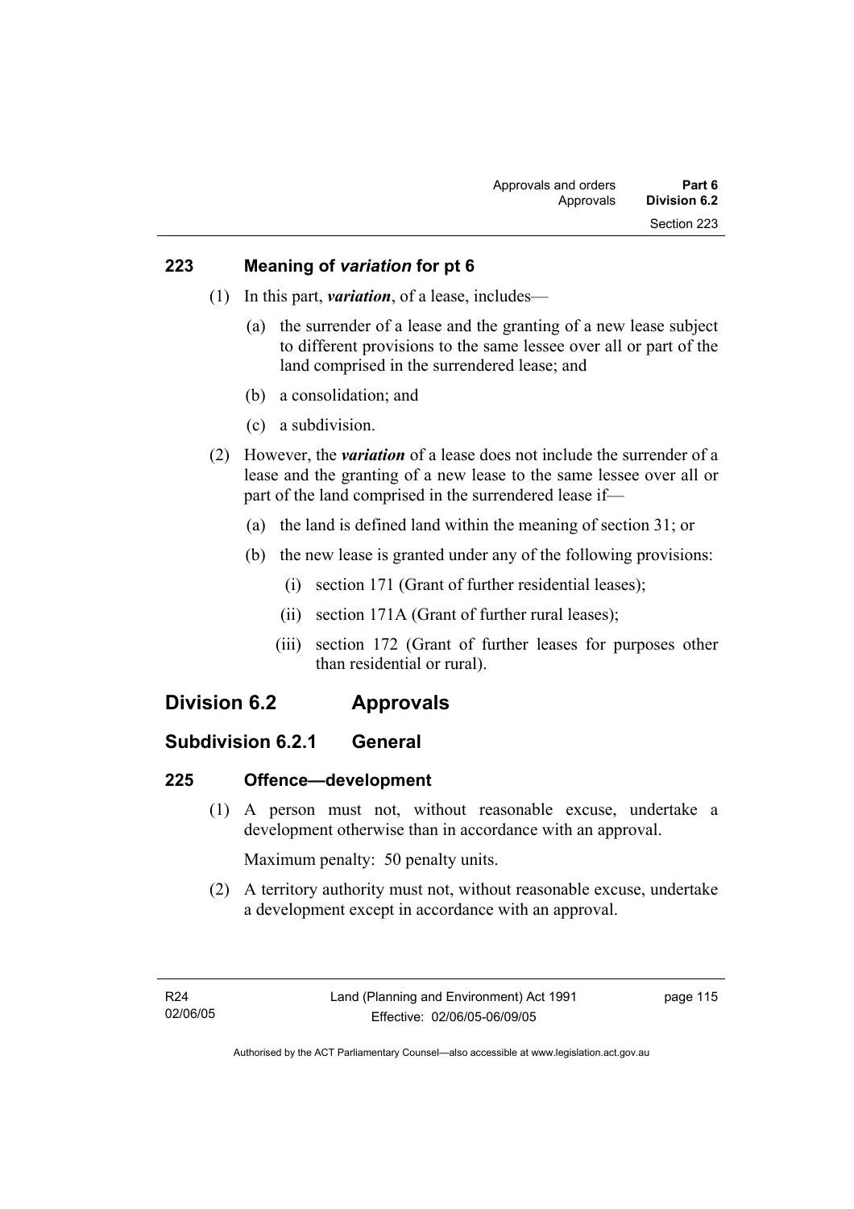## 223 Meaning of *variation* for pt 6

(1) In this part, ***variation***, of a lease, includes—

(a) the surrender of a lease and the granting of a new lease subject to different provisions to the same lessee over all or part of the land comprised in the surrendered lease; and

(b) a consolidation; and

(c) a subdivision.

(2) However, the ***variation*** of a lease does not include the surrender of a lease and the granting of a new lease to the same lessee over all or part of the land comprised in the surrendered lease if—

(a) the land is defined land within the meaning of section 31; or

(b) the new lease is granted under any of the following provisions:

(i) section 171 (Grant of further residential leases);

(ii) section 171A (Grant of further rural leases);

(iii) section 172 (Grant of further leases for purposes other than residential or rural).

# Division 6.2 Approvals

## Subdivision 6.2.1 General

## 225 Offence—development

(1) A person must not, without reasonable excuse, undertake a development otherwise than in accordance with an approval.

Maximum penalty: 50 penalty units.

(2) A territory authority must not, without reasonable excuse, undertake a development except in accordance with an approval.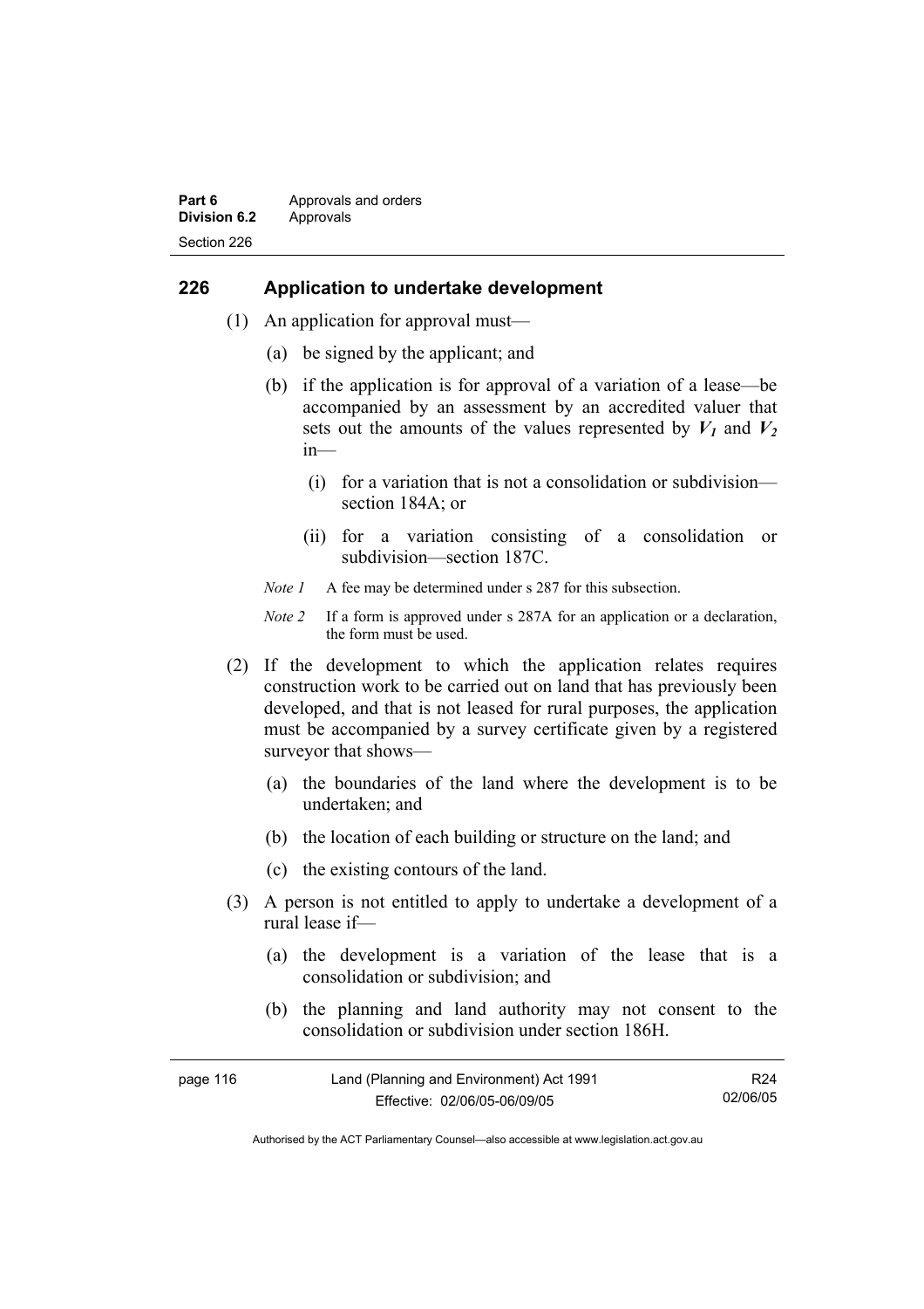## 226 Application to undertake development

(1) An application for approval must—

(a) be signed by the applicant; and

(b) if the application is for approval of a variation of a lease—be accompanied by an assessment by an accredited valuer that sets out the amounts of the values represented by $V_1$ and $V_2$ in—

(i) for a variation that is not a consolidation or subdivision—section 184A; or

(ii) for a variation consisting of a consolidation or subdivision—section 187C.

*Note 1* A fee may be determined under s 287 for this subsection.

*Note 2* If a form is approved under s 287A for an application or a declaration, the form must be used.

(2) If the development to which the application relates requires construction work to be carried out on land that has previously been developed, and that is not leased for rural purposes, the application must be accompanied by a survey certificate given by a registered surveyor that shows—

(a) the boundaries of the land where the development is to be undertaken; and

(b) the location of each building or structure on the land; and

(c) the existing contours of the land.

(3) A person is not entitled to apply to undertake a development of a rural lease if—

(a) the development is a variation of the lease that is a consolidation or subdivision; and

(b) the planning and land authority may not consent to the consolidation or subdivision under section 186H.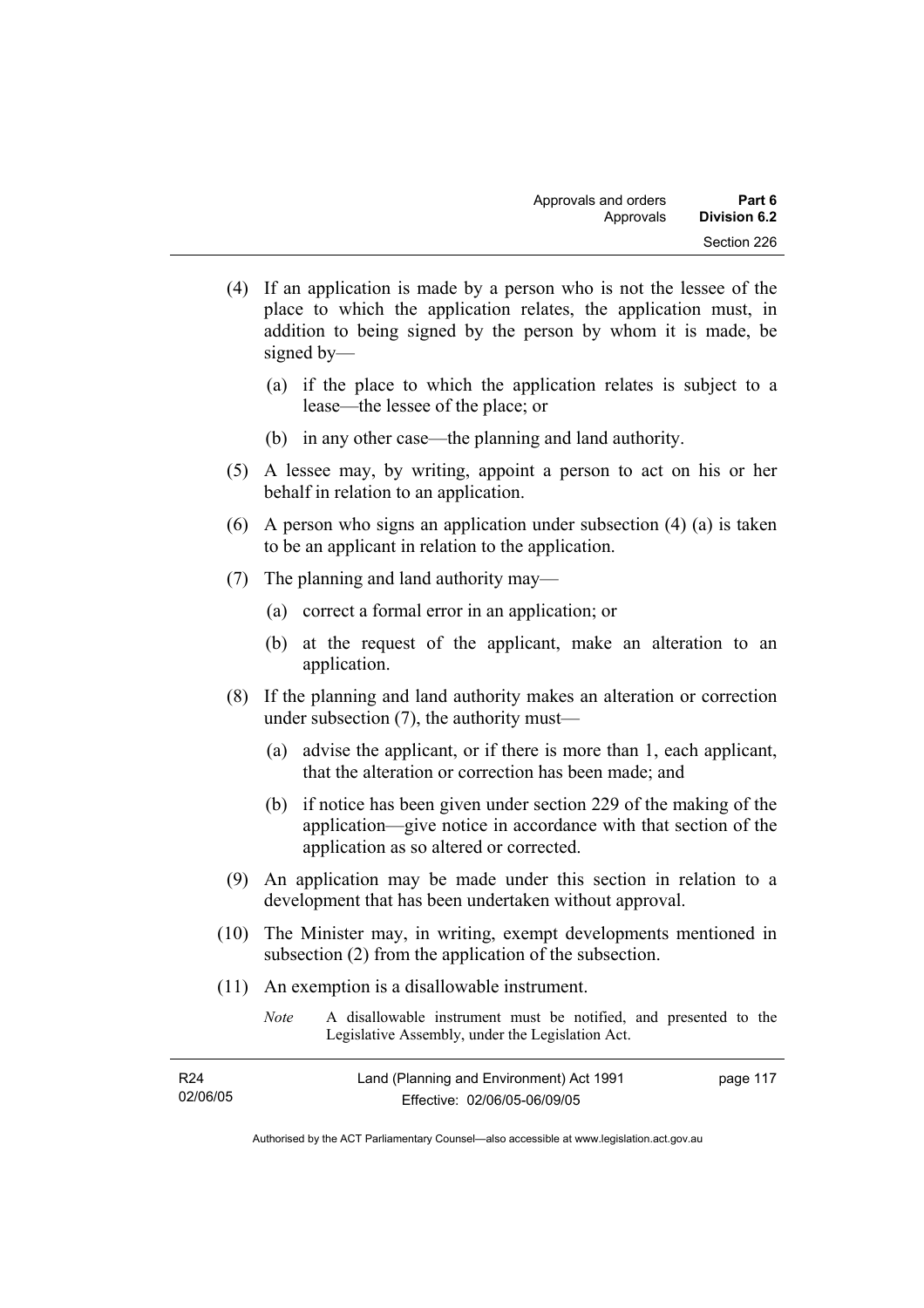(4) If an application is made by a person who is not the lessee of the place to which the application relates, the application must, in addition to being signed by the person by whom it is made, be signed by—

(a) if the place to which the application relates is subject to a lease—the lessee of the place; or

(b) in any other case—the planning and land authority.

(5) A lessee may, by writing, appoint a person to act on his or her behalf in relation to an application.

(6) A person who signs an application under subsection (4) (a) is taken to be an applicant in relation to the application.

(7) The planning and land authority may—

(a) correct a formal error in an application; or

(b) at the request of the applicant, make an alteration to an application.

(8) If the planning and land authority makes an alteration or correction under subsection (7), the authority must—

(a) advise the applicant, or if there is more than 1, each applicant, that the alteration or correction has been made; and

(b) if notice has been given under section 229 of the making of the application—give notice in accordance with that section of the application as so altered or corrected.

(9) An application may be made under this section in relation to a development that has been undertaken without approval.

(10) The Minister may, in writing, exempt developments mentioned in subsection (2) from the application of the subsection.

(11) An exemption is a disallowable instrument.

*Note* A disallowable instrument must be notified, and presented to the Legislative Assembly, under the Legislation Act.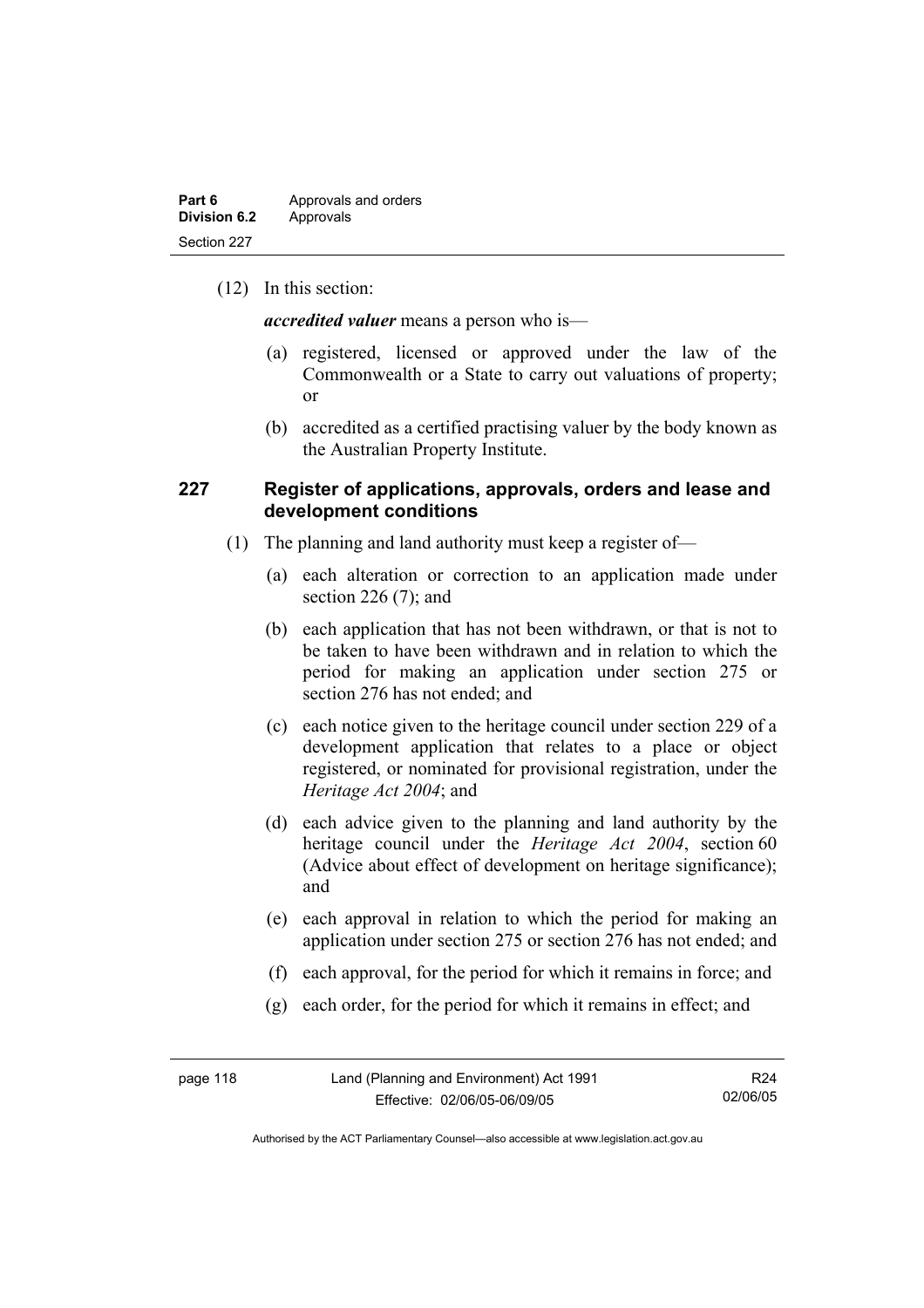(12) In this section:

***accredited valuer*** means a person who is—

(a) registered, licensed or approved under the law of the Commonwealth or a State to carry out valuations of property; or

(b) accredited as a certified practising valuer by the body known as the Australian Property Institute.

### 227 Register of applications, approvals, orders and lease and development conditions

(1) The planning and land authority must keep a register of—

(a) each alteration or correction to an application made under section 226 (7); and

(b) each application that has not been withdrawn, or that is not to be taken to have been withdrawn and in relation to which the period for making an application under section 275 or section 276 has not ended; and

(c) each notice given to the heritage council under section 229 of a development application that relates to a place or object registered, or nominated for provisional registration, under the *Heritage Act 2004*; and

(d) each advice given to the planning and land authority by the heritage council under the *Heritage Act 2004*, section 60 (Advice about effect of development on heritage significance); and

(e) each approval in relation to which the period for making an application under section 275 or section 276 has not ended; and

(f) each approval, for the period for which it remains in force; and

(g) each order, for the period for which it remains in effect; and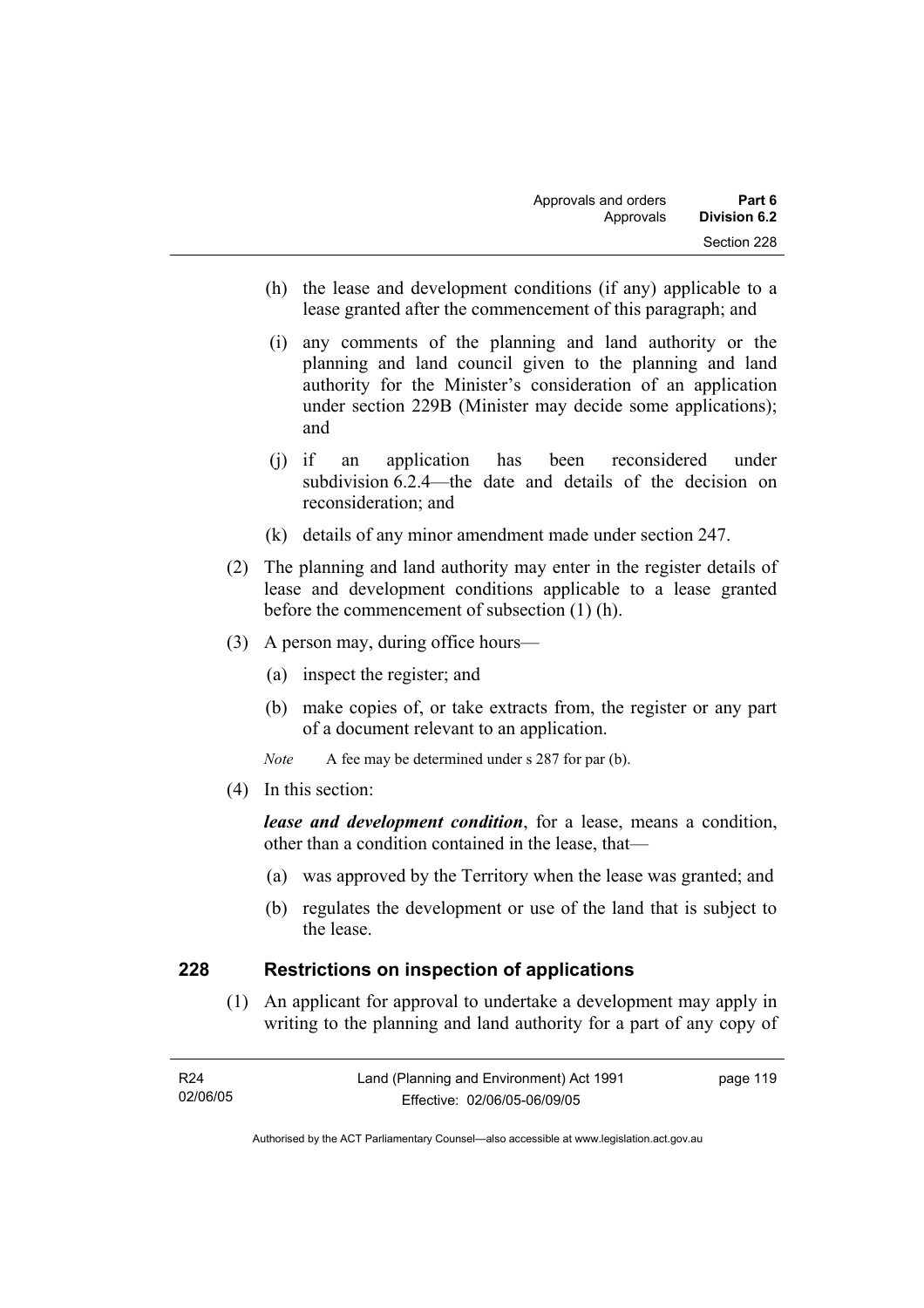(h) the lease and development conditions (if any) applicable to a lease granted after the commencement of this paragraph; and

(i) any comments of the planning and land authority or the planning and land council given to the planning and land authority for the Minister's consideration of an application under section 229B (Minister may decide some applications); and

(j) if an application has been reconsidered under subdivision 6.2.4—the date and details of the decision on reconsideration; and

(k) details of any minor amendment made under section 247.

(2) The planning and land authority may enter in the register details of lease and development conditions applicable to a lease granted before the commencement of subsection (1) (h).

(3) A person may, during office hours—

(a) inspect the register; and

(b) make copies of, or take extracts from, the register or any part of a document relevant to an application.

*Note* A fee may be determined under s 287 for par (b).

(4) In this section:

***lease and development condition***, for a lease, means a condition, other than a condition contained in the lease, that—

(a) was approved by the Territory when the lease was granted; and

(b) regulates the development or use of the land that is subject to the lease.

## 228 Restrictions on inspection of applications

(1) An applicant for approval to undertake a development may apply in writing to the planning and land authority for a part of any copy of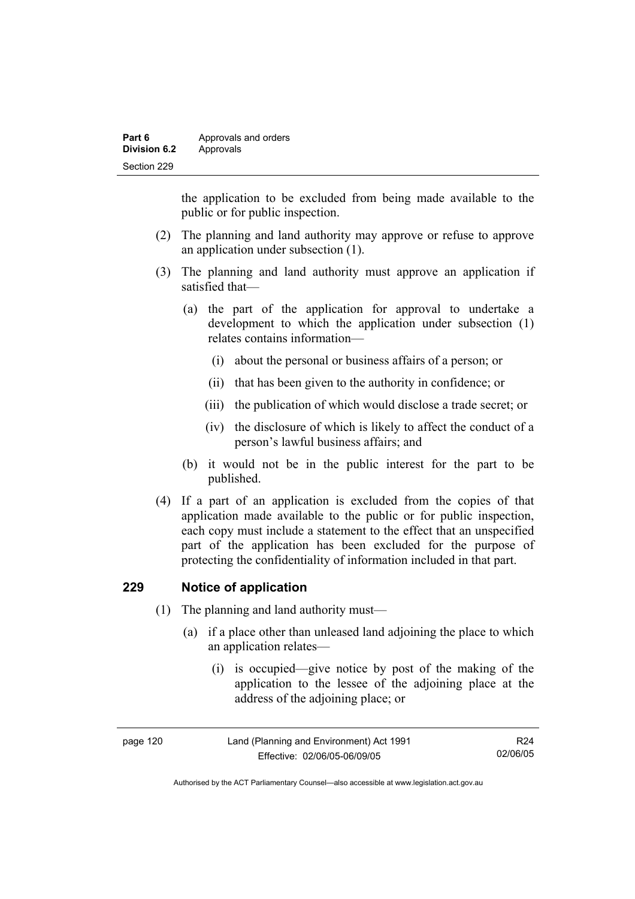the application to be excluded from being made available to the public or for public inspection.

(2) The planning and land authority may approve or refuse to approve an application under subsection (1).

(3) The planning and land authority must approve an application if satisfied that—

(a) the part of the application for approval to undertake a development to which the application under subsection (1) relates contains information—

(i) about the personal or business affairs of a person; or

(ii) that has been given to the authority in confidence; or

(iii) the publication of which would disclose a trade secret; or

(iv) the disclosure of which is likely to affect the conduct of a person's lawful business affairs; and

(b) it would not be in the public interest for the part to be published.

(4) If a part of an application is excluded from the copies of that application made available to the public or for public inspection, each copy must include a statement to the effect that an unspecified part of the application has been excluded for the purpose of protecting the confidentiality of information included in that part.

## 229 Notice of application

(1) The planning and land authority must—

(a) if a place other than unleased land adjoining the place to which an application relates—

(i) is occupied—give notice by post of the making of the application to the lessee of the adjoining place at the address of the adjoining place; or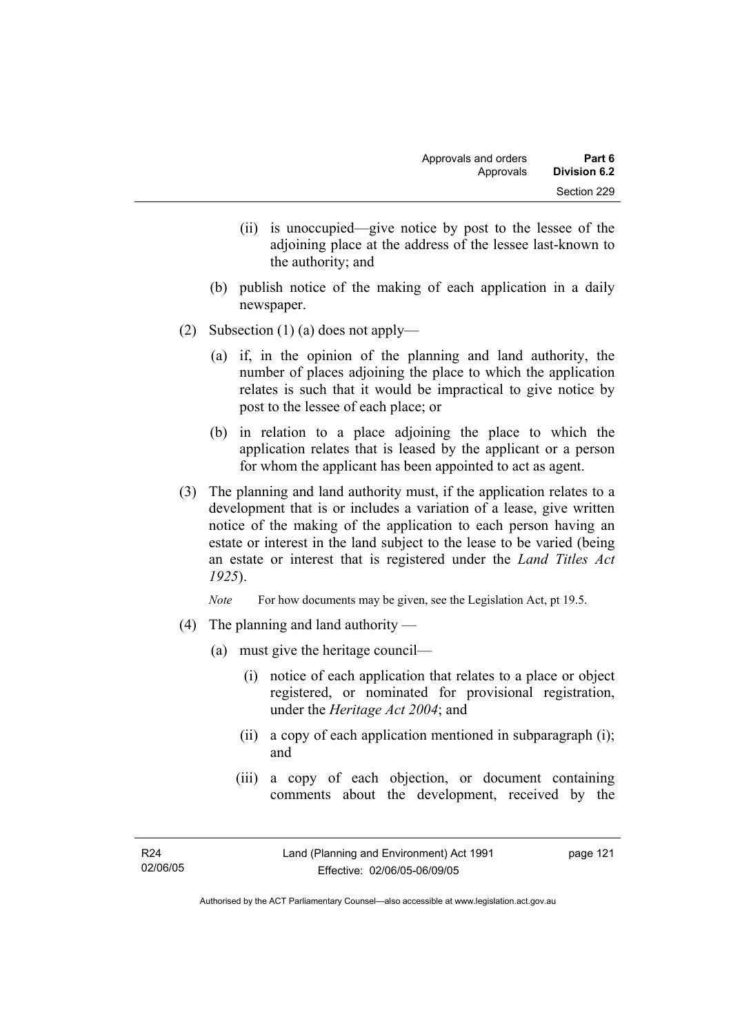(ii) is unoccupied—give notice by post to the lessee of the adjoining place at the address of the lessee last-known to the authority; and

(b) publish notice of the making of each application in a daily newspaper.

(2) Subsection (1) (a) does not apply—

(a) if, in the opinion of the planning and land authority, the number of places adjoining the place to which the application relates is such that it would be impractical to give notice by post to the lessee of each place; or

(b) in relation to a place adjoining the place to which the application relates that is leased by the applicant or a person for whom the applicant has been appointed to act as agent.

(3) The planning and land authority must, if the application relates to a development that is or includes a variation of a lease, give written notice of the making of the application to each person having an estate or interest in the land subject to the lease to be varied (being an estate or interest that is registered under the *Land Titles Act 1925*).

*Note* For how documents may be given, see the Legislation Act, pt 19.5.

(4) The planning and land authority —

(a) must give the heritage council—

(i) notice of each application that relates to a place or object registered, or nominated for provisional registration, under the *Heritage Act 2004*; and

(ii) a copy of each application mentioned in subparagraph (i); and

(iii) a copy of each objection, or document containing comments about the development, received by the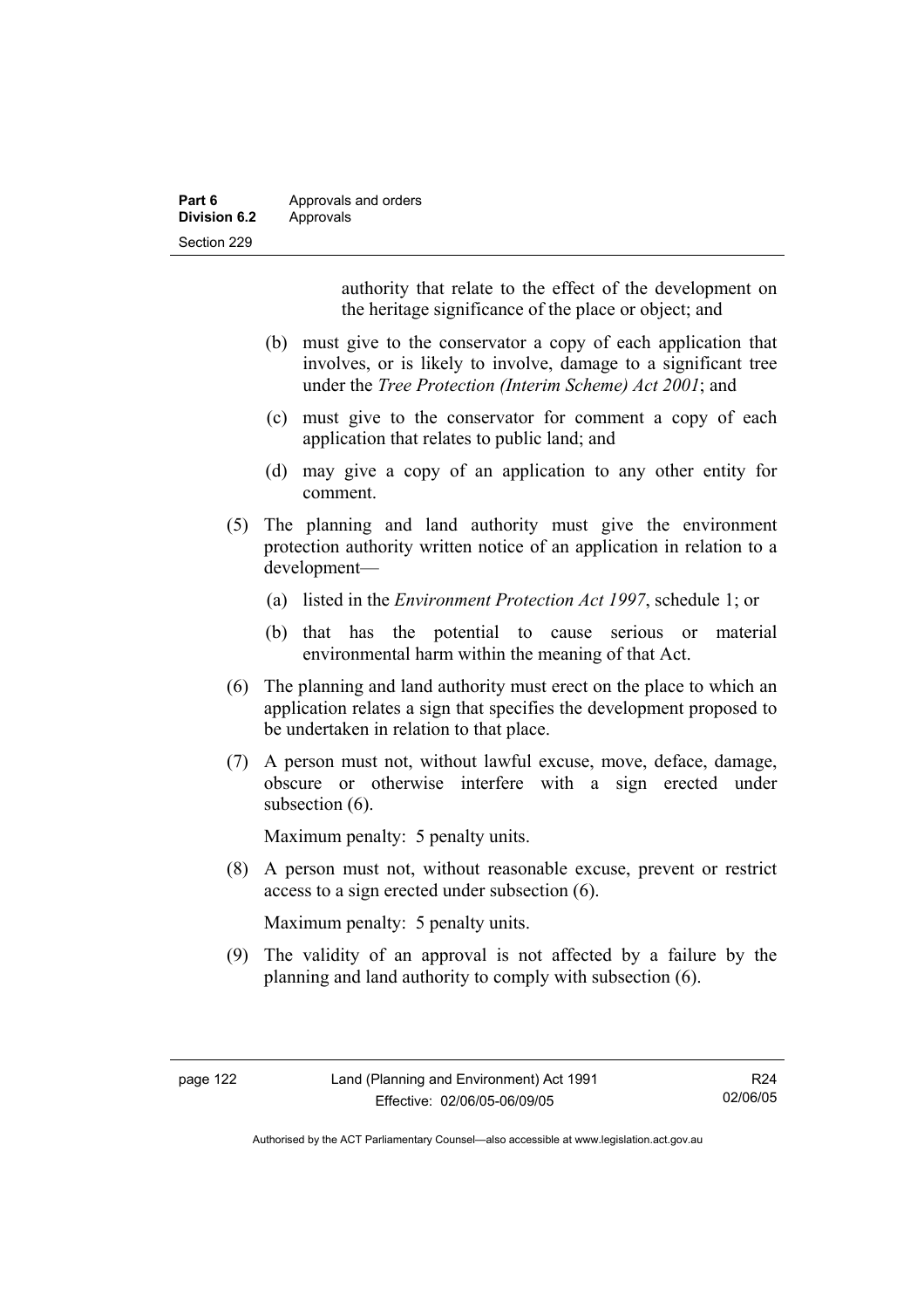authority that relate to the effect of the development on the heritage significance of the place or object; and

(b) must give to the conservator a copy of each application that involves, or is likely to involve, damage to a significant tree under the *Tree Protection (Interim Scheme) Act 2001*; and

(c) must give to the conservator for comment a copy of each application that relates to public land; and

(d) may give a copy of an application to any other entity for comment.

(5) The planning and land authority must give the environment protection authority written notice of an application in relation to a development—

(a) listed in the *Environment Protection Act 1997*, schedule 1; or

(b) that has the potential to cause serious or material environmental harm within the meaning of that Act.

(6) The planning and land authority must erect on the place to which an application relates a sign that specifies the development proposed to be undertaken in relation to that place.

(7) A person must not, without lawful excuse, move, deface, damage, obscure or otherwise interfere with a sign erected under subsection (6).

Maximum penalty: 5 penalty units.

(8) A person must not, without reasonable excuse, prevent or restrict access to a sign erected under subsection (6).

Maximum penalty: 5 penalty units.

(9) The validity of an approval is not affected by a failure by the planning and land authority to comply with subsection (6).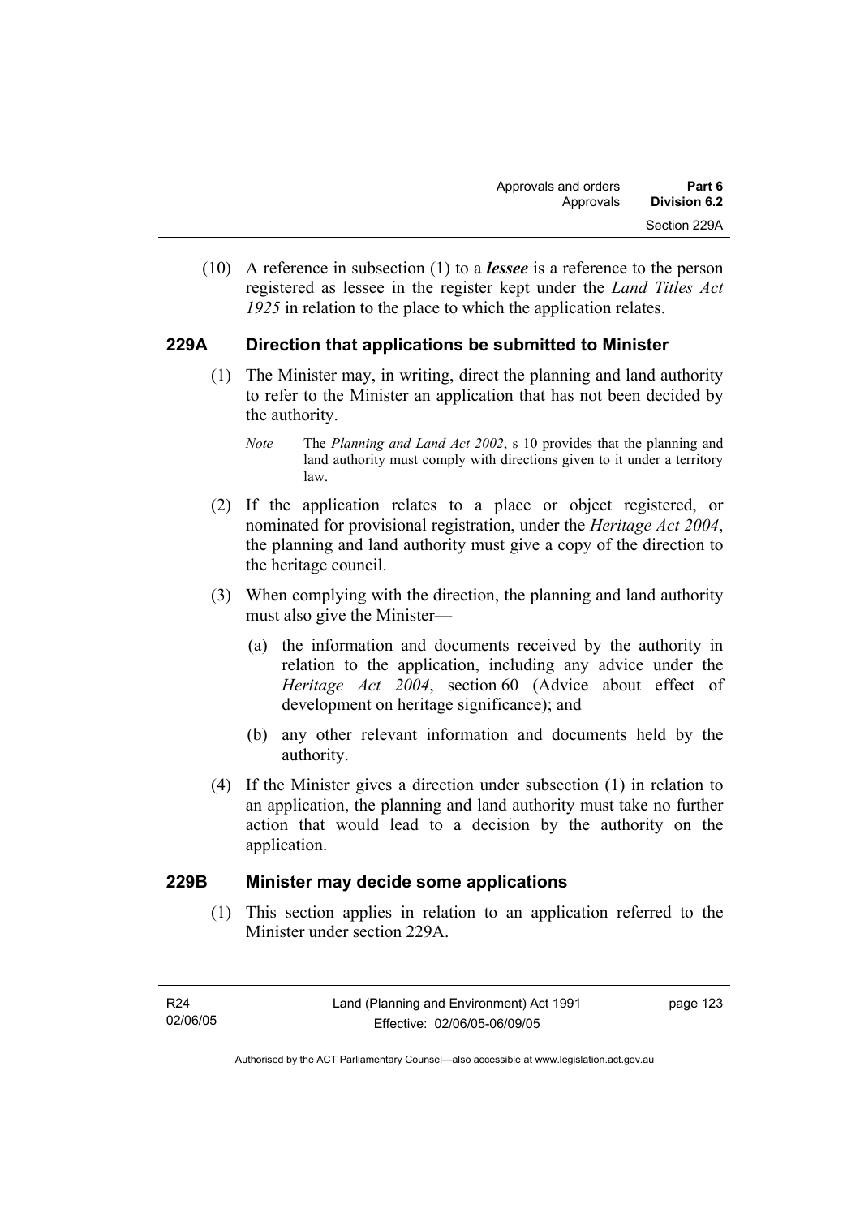(10) A reference in subsection (1) to a ***lessee*** is a reference to the person registered as lessee in the register kept under the *Land Titles Act 1925* in relation to the place to which the application relates.

## 229A Direction that applications be submitted to Minister

(1) The Minister may, in writing, direct the planning and land authority to refer to the Minister an application that has not been decided by the authority.

*Note* The *Planning and Land Act 2002*, s 10 provides that the planning and land authority must comply with directions given to it under a territory law.

(2) If the application relates to a place or object registered, or nominated for provisional registration, under the *Heritage Act 2004*, the planning and land authority must give a copy of the direction to the heritage council.

(3) When complying with the direction, the planning and land authority must also give the Minister—

(a) the information and documents received by the authority in relation to the application, including any advice under the *Heritage Act 2004*, section 60 (Advice about effect of development on heritage significance); and

(b) any other relevant information and documents held by the authority.

(4) If the Minister gives a direction under subsection (1) in relation to an application, the planning and land authority must take no further action that would lead to a decision by the authority on the application.

## 229B Minister may decide some applications

(1) This section applies in relation to an application referred to the Minister under section 229A.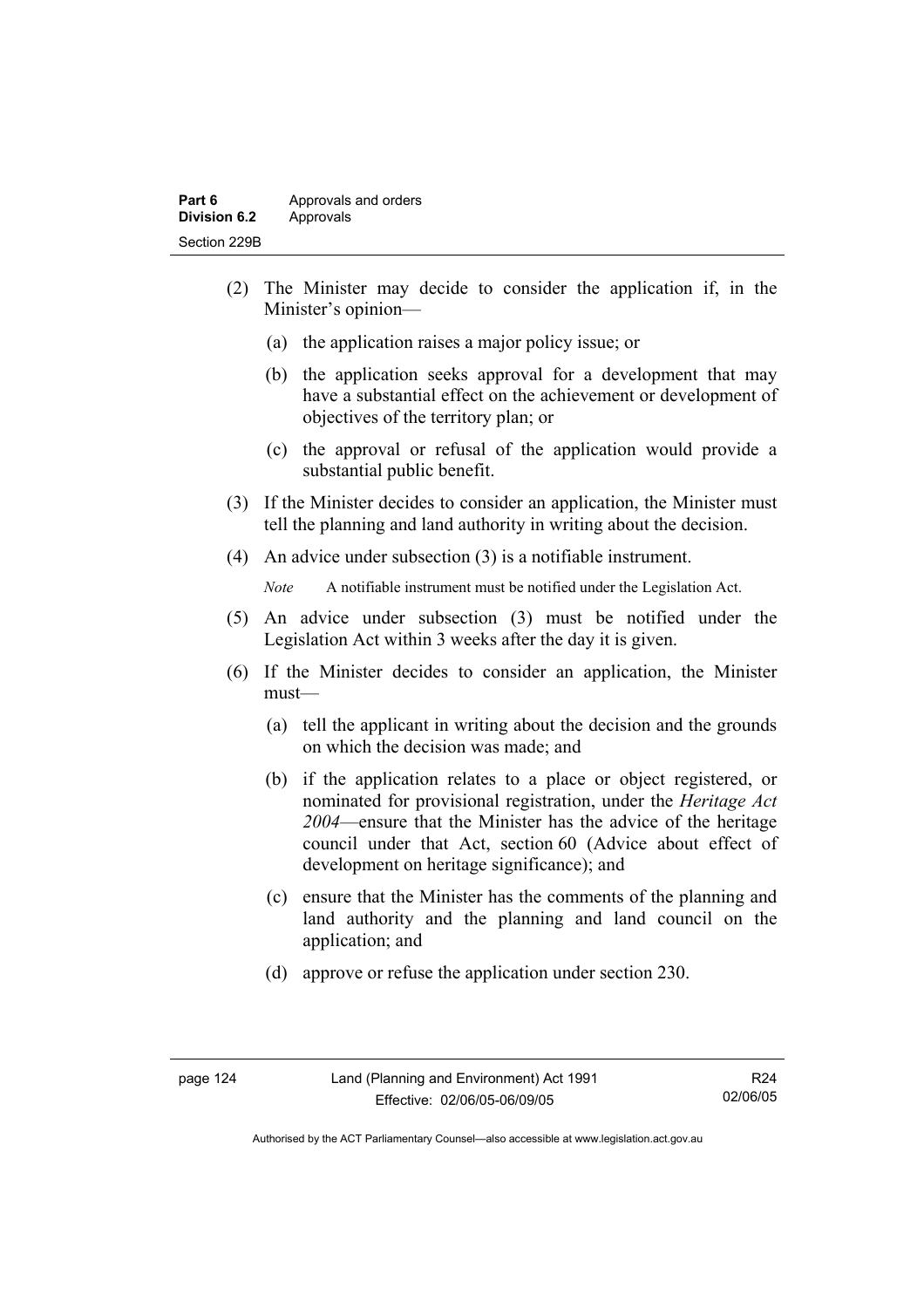(2) The Minister may decide to consider the application if, in the Minister's opinion—

  (a) the application raises a major policy issue; or

  (b) the application seeks approval for a development that may have a substantial effect on the achievement or development of objectives of the territory plan; or

  (c) the approval or refusal of the application would provide a substantial public benefit.

(3) If the Minister decides to consider an application, the Minister must tell the planning and land authority in writing about the decision.

(4) An advice under subsection (3) is a notifiable instrument.

*Note* A notifiable instrument must be notified under the Legislation Act.

(5) An advice under subsection (3) must be notified under the Legislation Act within 3 weeks after the day it is given.

(6) If the Minister decides to consider an application, the Minister must—

  (a) tell the applicant in writing about the decision and the grounds on which the decision was made; and

  (b) if the application relates to a place or object registered, or nominated for provisional registration, under the *Heritage Act 2004*—ensure that the Minister has the advice of the heritage council under that Act, section 60 (Advice about effect of development on heritage significance); and

  (c) ensure that the Minister has the comments of the planning and land authority and the planning and land council on the application; and

  (d) approve or refuse the application under section 230.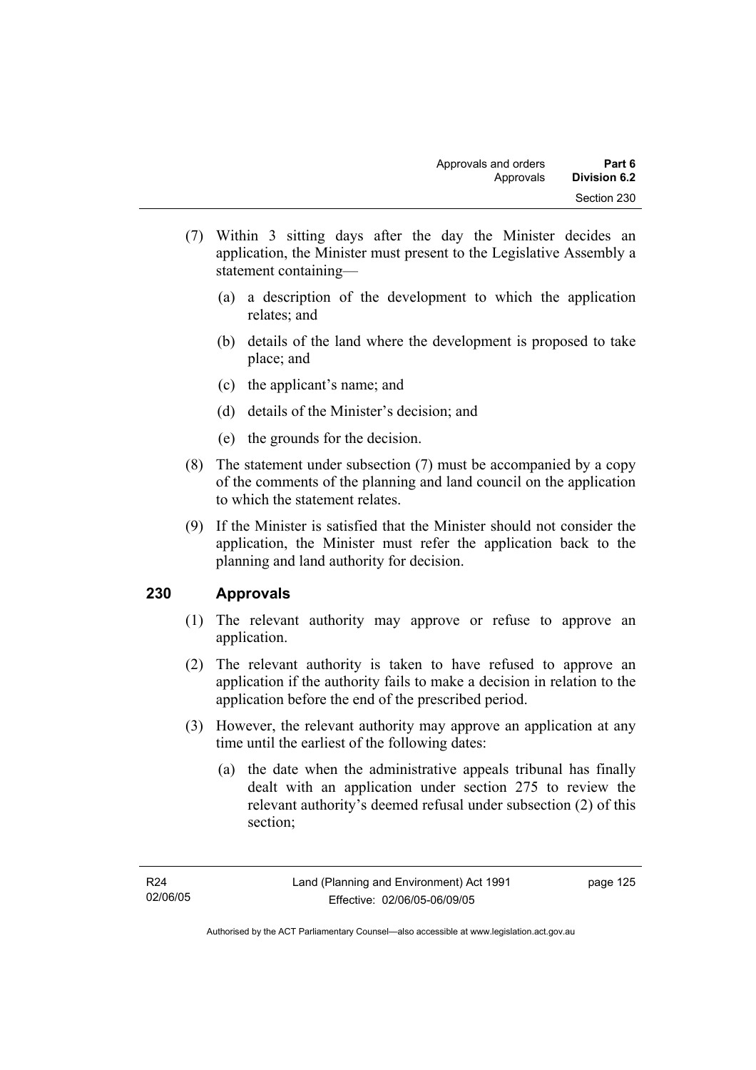(7) Within 3 sitting days after the day the Minister decides an application, the Minister must present to the Legislative Assembly a statement containing—

   (a) a description of the development to which the application relates; and

   (b) details of the land where the development is proposed to take place; and

   (c) the applicant's name; and

   (d) details of the Minister's decision; and

   (e) the grounds for the decision.

(8) The statement under subsection (7) must be accompanied by a copy of the comments of the planning and land council on the application to which the statement relates.

(9) If the Minister is satisfied that the Minister should not consider the application, the Minister must refer the application back to the planning and land authority for decision.

## 230 Approvals

(1) The relevant authority may approve or refuse to approve an application.

(2) The relevant authority is taken to have refused to approve an application if the authority fails to make a decision in relation to the application before the end of the prescribed period.

(3) However, the relevant authority may approve an application at any time until the earliest of the following dates:

   (a) the date when the administrative appeals tribunal has finally dealt with an application under section 275 to review the relevant authority's deemed refusal under subsection (2) of this section;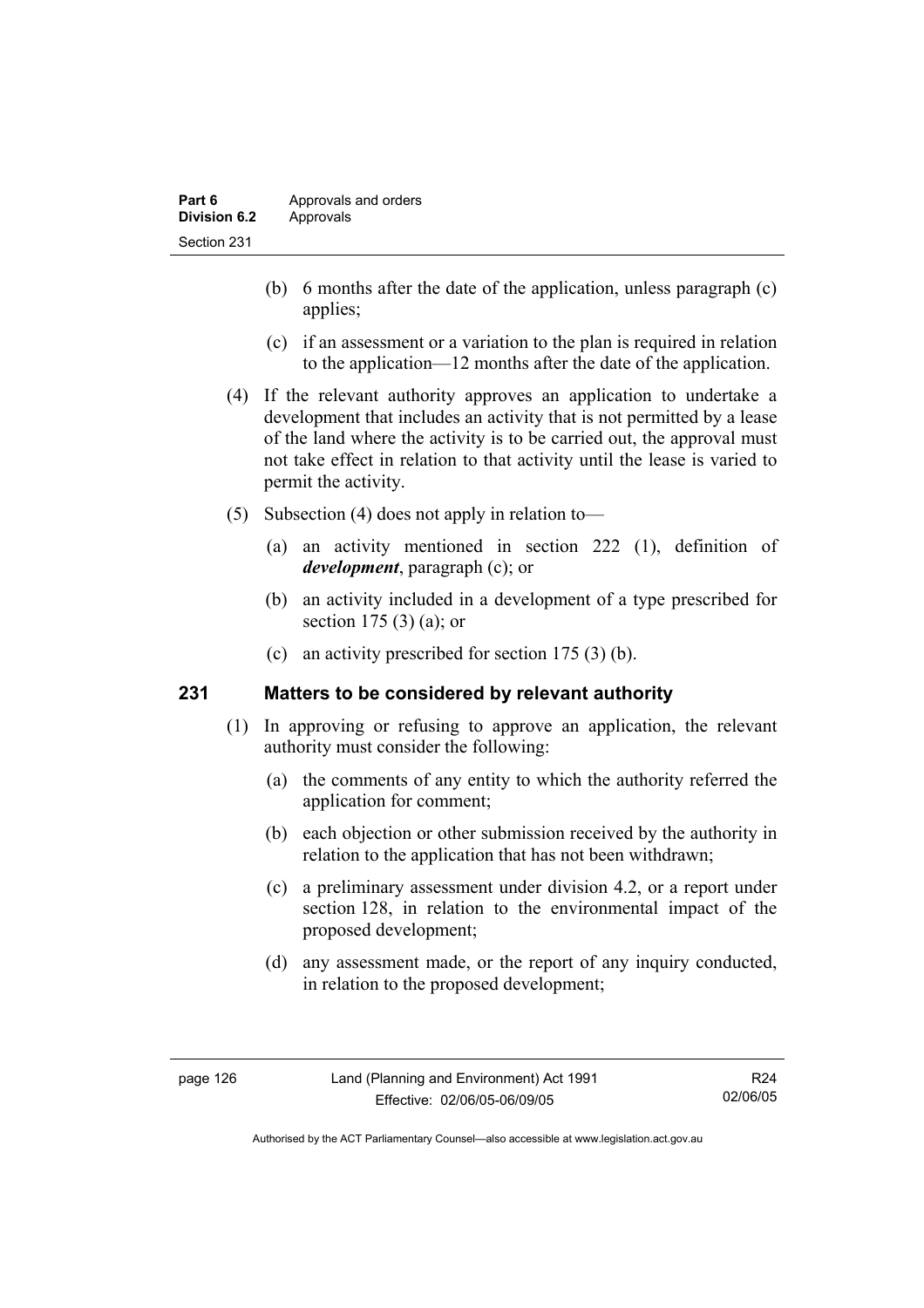(b) 6 months after the date of the application, unless paragraph (c) applies;

(c) if an assessment or a variation to the plan is required in relation to the application—12 months after the date of the application.

(4) If the relevant authority approves an application to undertake a development that includes an activity that is not permitted by a lease of the land where the activity is to be carried out, the approval must not take effect in relation to that activity until the lease is varied to permit the activity.

(5) Subsection (4) does not apply in relation to—

(a) an activity mentioned in section 222 (1), definition of ***development***, paragraph (c); or

(b) an activity included in a development of a type prescribed for section 175 (3) (a); or

(c) an activity prescribed for section 175 (3) (b).

## 231 Matters to be considered by relevant authority

(1) In approving or refusing to approve an application, the relevant authority must consider the following:

(a) the comments of any entity to which the authority referred the application for comment;

(b) each objection or other submission received by the authority in relation to the application that has not been withdrawn;

(c) a preliminary assessment under division 4.2, or a report under section 128, in relation to the environmental impact of the proposed development;

(d) any assessment made, or the report of any inquiry conducted, in relation to the proposed development;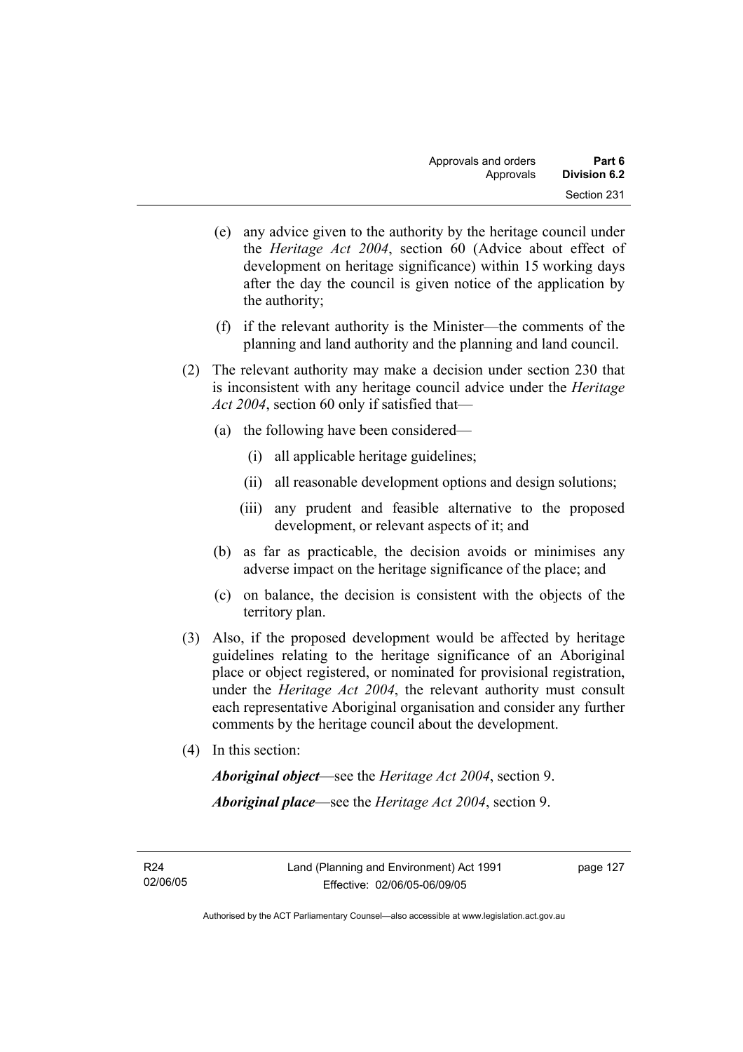(e) any advice given to the authority by the heritage council under the *Heritage Act 2004*, section 60 (Advice about effect of development on heritage significance) within 15 working days after the day the council is given notice of the application by the authority;

(f) if the relevant authority is the Minister—the comments of the planning and land authority and the planning and land council.

(2) The relevant authority may make a decision under section 230 that is inconsistent with any heritage council advice under the *Heritage Act 2004*, section 60 only if satisfied that—

(a) the following have been considered—

(i) all applicable heritage guidelines;

(ii) all reasonable development options and design solutions;

(iii) any prudent and feasible alternative to the proposed development, or relevant aspects of it; and

(b) as far as practicable, the decision avoids or minimises any adverse impact on the heritage significance of the place; and

(c) on balance, the decision is consistent with the objects of the territory plan.

(3) Also, if the proposed development would be affected by heritage guidelines relating to the heritage significance of an Aboriginal place or object registered, or nominated for provisional registration, under the *Heritage Act 2004*, the relevant authority must consult each representative Aboriginal organisation and consider any further comments by the heritage council about the development.

(4) In this section:

***Aboriginal object***—see the *Heritage Act 2004*, section 9.

***Aboriginal place***—see the *Heritage Act 2004*, section 9.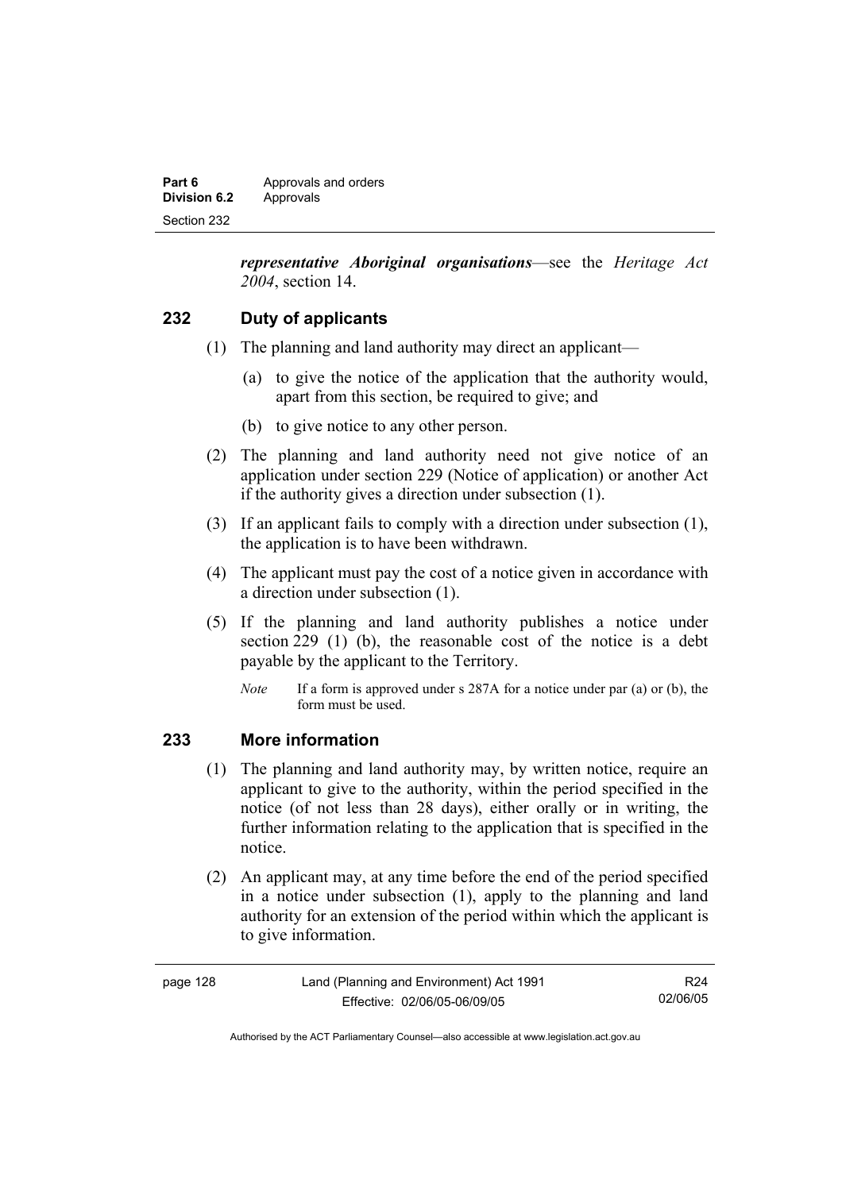***representative Aboriginal organisations***—see the *Heritage Act 2004*, section 14.

## 232 Duty of applicants

(1) The planning and land authority may direct an applicant—

(a) to give the notice of the application that the authority would, apart from this section, be required to give; and

(b) to give notice to any other person.

(2) The planning and land authority need not give notice of an application under section 229 (Notice of application) or another Act if the authority gives a direction under subsection (1).

(3) If an applicant fails to comply with a direction under subsection (1), the application is to have been withdrawn.

(4) The applicant must pay the cost of a notice given in accordance with a direction under subsection (1).

(5) If the planning and land authority publishes a notice under section 229 (1) (b), the reasonable cost of the notice is a debt payable by the applicant to the Territory.

*Note* If a form is approved under s 287A for a notice under par (a) or (b), the form must be used.

## 233 More information

(1) The planning and land authority may, by written notice, require an applicant to give to the authority, within the period specified in the notice (of not less than 28 days), either orally or in writing, the further information relating to the application that is specified in the notice.

(2) An applicant may, at any time before the end of the period specified in a notice under subsection (1), apply to the planning and land authority for an extension of the period within which the applicant is to give information.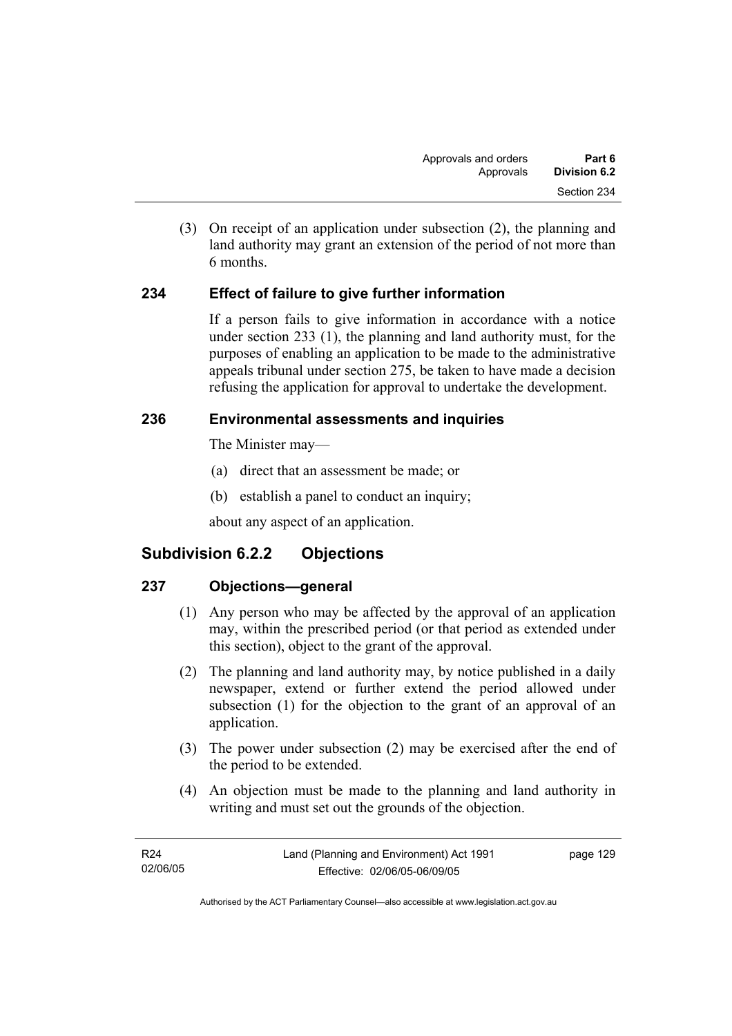(3) On receipt of an application under subsection (2), the planning and land authority may grant an extension of the period of not more than 6 months.

## 234 Effect of failure to give further information

If a person fails to give information in accordance with a notice under section 233 (1), the planning and land authority must, for the purposes of enabling an application to be made to the administrative appeals tribunal under section 275, be taken to have made a decision refusing the application for approval to undertake the development.

## 236 Environmental assessments and inquiries

The Minister may—

(a) direct that an assessment be made; or

(b) establish a panel to conduct an inquiry;

about any aspect of an application.

# Subdivision 6.2.2 Objections

## 237 Objections—general

(1) Any person who may be affected by the approval of an application may, within the prescribed period (or that period as extended under this section), object to the grant of the approval.

(2) The planning and land authority may, by notice published in a daily newspaper, extend or further extend the period allowed under subsection (1) for the objection to the grant of an approval of an application.

(3) The power under subsection (2) may be exercised after the end of the period to be extended.

(4) An objection must be made to the planning and land authority in writing and must set out the grounds of the objection.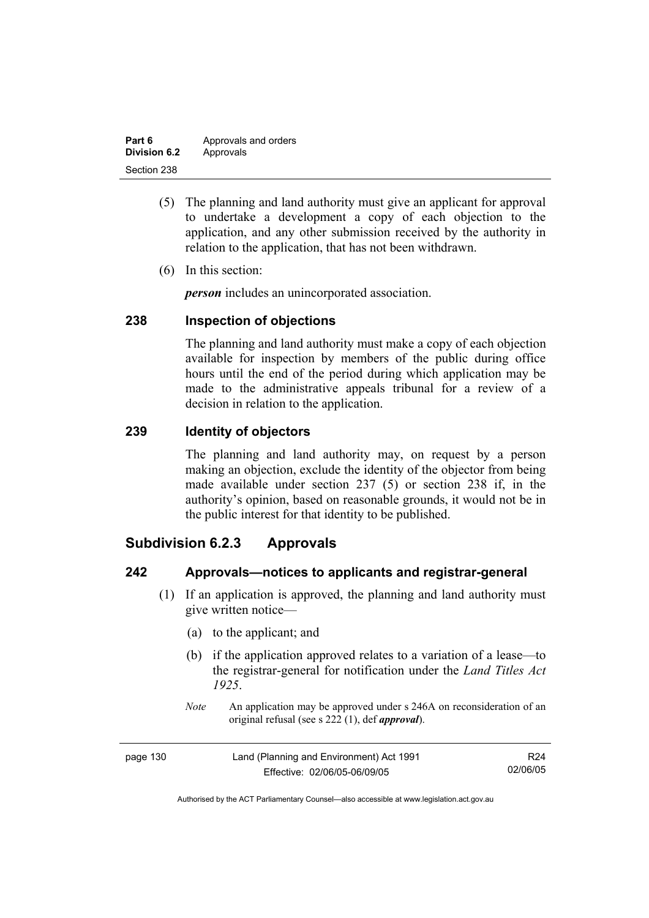(5) The planning and land authority must give an applicant for approval to undertake a development a copy of each objection to the application, and any other submission received by the authority in relation to the application, that has not been withdrawn.

(6) In this section:

***person*** includes an unincorporated association.

## 238 Inspection of objections

The planning and land authority must make a copy of each objection available for inspection by members of the public during office hours until the end of the period during which application may be made to the administrative appeals tribunal for a review of a decision in relation to the application.

## 239 Identity of objectors

The planning and land authority may, on request by a person making an objection, exclude the identity of the objector from being made available under section 237 (5) or section 238 if, in the authority's opinion, based on reasonable grounds, it would not be in the public interest for that identity to be published.

# Subdivision 6.2.3 Approvals

## 242 Approvals—notices to applicants and registrar-general

(1) If an application is approved, the planning and land authority must give written notice—

(a) to the applicant; and

(b) if the application approved relates to a variation of a lease—to the registrar-general for notification under the *Land Titles Act 1925*.

*Note* An application may be approved under s 246A on reconsideration of an original refusal (see s 222 (1), def ***approval***).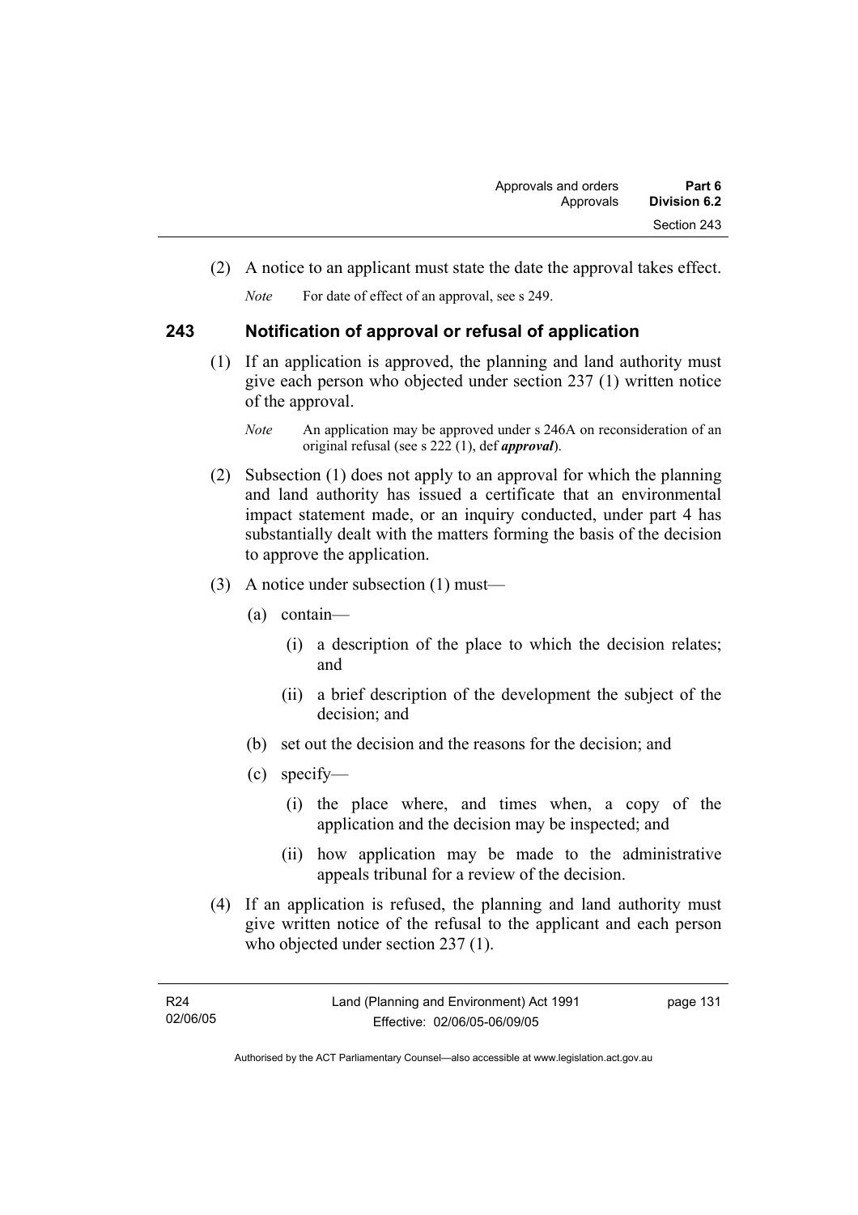(2) A notice to an applicant must state the date the approval takes effect.

*Note* For date of effect of an approval, see s 249.

## 243 Notification of approval or refusal of application

(1) If an application is approved, the planning and land authority must give each person who objected under section 237 (1) written notice of the approval.

*Note* An application may be approved under s 246A on reconsideration of an original refusal (see s 222 (1), def ***approval***).

(2) Subsection (1) does not apply to an approval for which the planning and land authority has issued a certificate that an environmental impact statement made, or an inquiry conducted, under part 4 has substantially dealt with the matters forming the basis of the decision to approve the application.

(3) A notice under subsection (1) must—

(a) contain—

(i) a description of the place to which the decision relates; and

(ii) a brief description of the development the subject of the decision; and

(b) set out the decision and the reasons for the decision; and

(c) specify—

(i) the place where, and times when, a copy of the application and the decision may be inspected; and

(ii) how application may be made to the administrative appeals tribunal for a review of the decision.

(4) If an application is refused, the planning and land authority must give written notice of the refusal to the applicant and each person who objected under section 237 (1).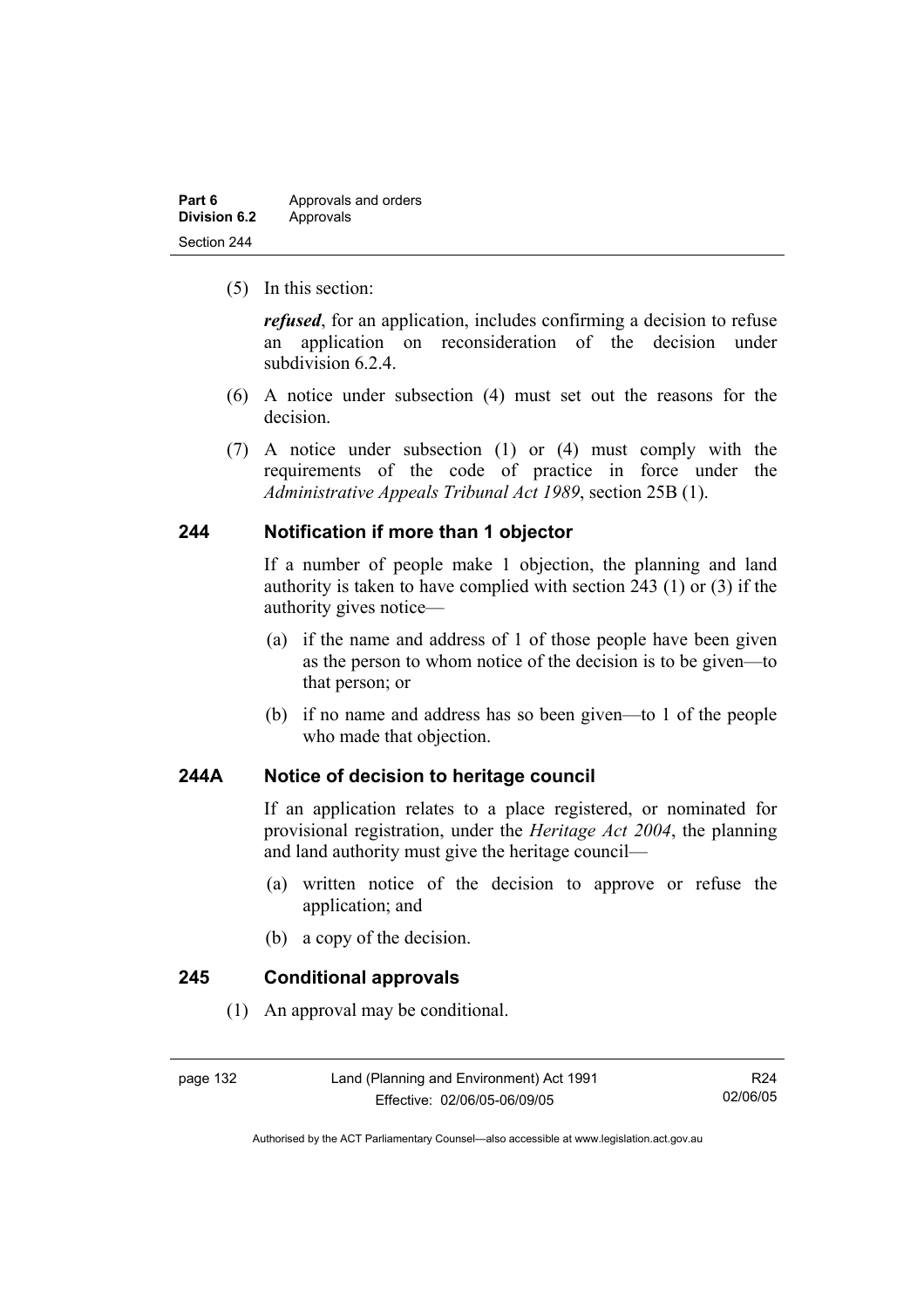(5) In this section:

***refused***, for an application, includes confirming a decision to refuse an application on reconsideration of the decision under subdivision 6.2.4.

(6) A notice under subsection (4) must set out the reasons for the decision.

(7) A notice under subsection (1) or (4) must comply with the requirements of the code of practice in force under the *Administrative Appeals Tribunal Act 1989*, section 25B (1).

## 244 Notification if more than 1 objector

If a number of people make 1 objection, the planning and land authority is taken to have complied with section 243 (1) or (3) if the authority gives notice—

(a) if the name and address of 1 of those people have been given as the person to whom notice of the decision is to be given—to that person; or

(b) if no name and address has so been given—to 1 of the people who made that objection.

## 244A Notice of decision to heritage council

If an application relates to a place registered, or nominated for provisional registration, under the *Heritage Act 2004*, the planning and land authority must give the heritage council—

(a) written notice of the decision to approve or refuse the application; and

(b) a copy of the decision.

## 245 Conditional approvals

(1) An approval may be conditional.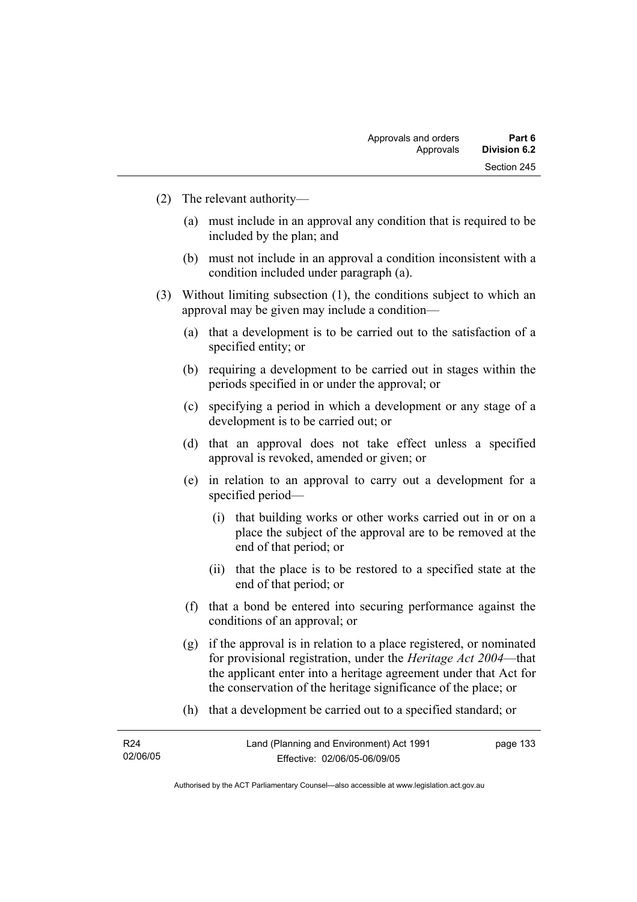(2) The relevant authority—

(a) must include in an approval any condition that is required to be included by the plan; and

(b) must not include in an approval a condition inconsistent with a condition included under paragraph (a).

(3) Without limiting subsection (1), the conditions subject to which an approval may be given may include a condition—

(a) that a development is to be carried out to the satisfaction of a specified entity; or

(b) requiring a development to be carried out in stages within the periods specified in or under the approval; or

(c) specifying a period in which a development or any stage of a development is to be carried out; or

(d) that an approval does not take effect unless a specified approval is revoked, amended or given; or

(e) in relation to an approval to carry out a development for a specified period—

(i) that building works or other works carried out in or on a place the subject of the approval are to be removed at the end of that period; or

(ii) that the place is to be restored to a specified state at the end of that period; or

(f) that a bond be entered into securing performance against the conditions of an approval; or

(g) if the approval is in relation to a place registered, or nominated for provisional registration, under the *Heritage Act 2004*—that the applicant enter into a heritage agreement under that Act for the conservation of the heritage significance of the place; or

(h) that a development be carried out to a specified standard; or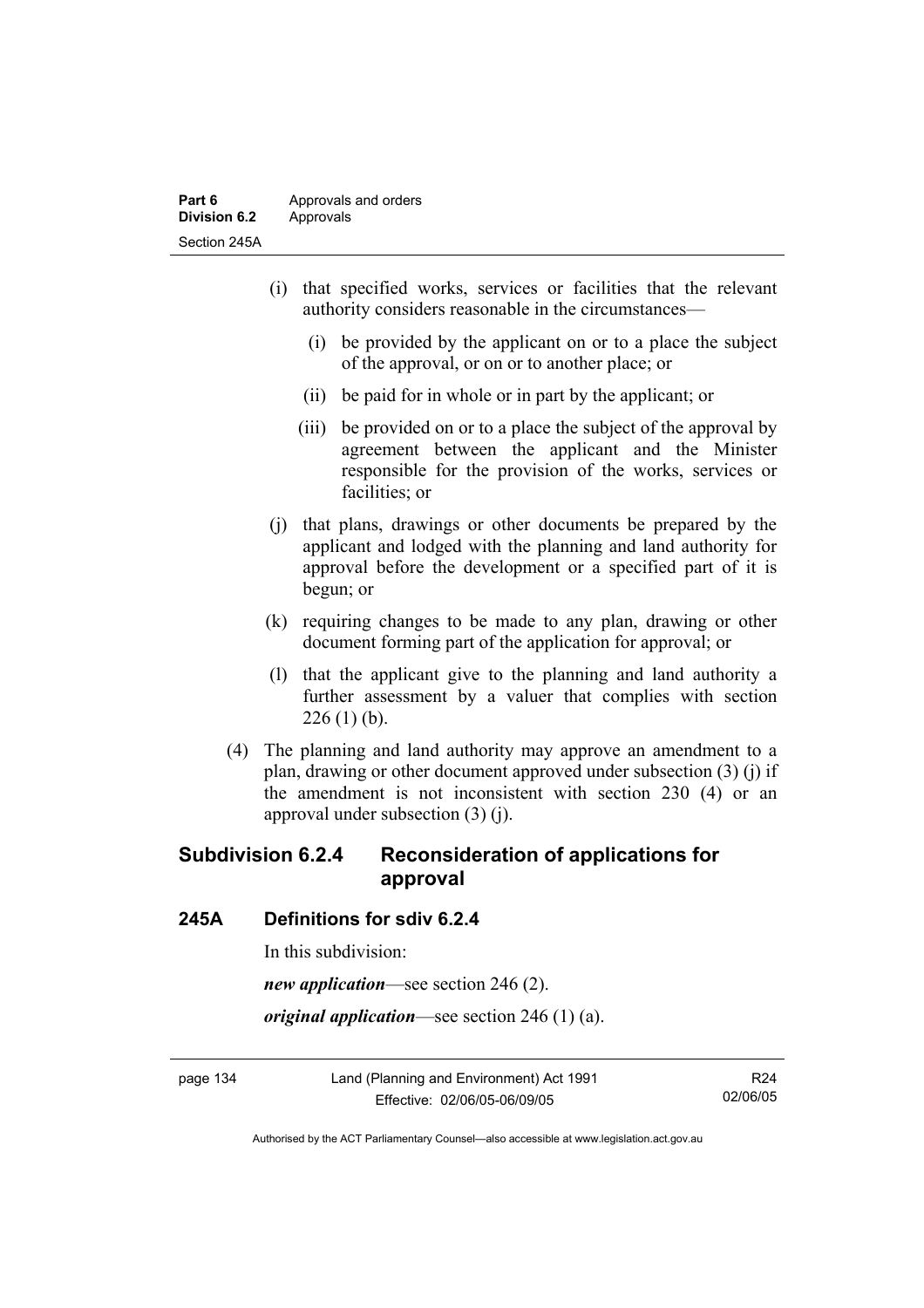(i) that specified works, services or facilities that the relevant authority considers reasonable in the circumstances—

  (i) be provided by the applicant on or to a place the subject of the approval, or on or to another place; or

  (ii) be paid for in whole or in part by the applicant; or

  (iii) be provided on or to a place the subject of the approval by agreement between the applicant and the Minister responsible for the provision of the works, services or facilities; or

(j) that plans, drawings or other documents be prepared by the applicant and lodged with the planning and land authority for approval before the development or a specified part of it is begun; or

(k) requiring changes to be made to any plan, drawing or other document forming part of the application for approval; or

(l) that the applicant give to the planning and land authority a further assessment by a valuer that complies with section 226 (1) (b).

(4) The planning and land authority may approve an amendment to a plan, drawing or other document approved under subsection (3) (j) if the amendment is not inconsistent with section 230 (4) or an approval under subsection (3) (j).

## Subdivision 6.2.4 Reconsideration of applications for approval

### 245A Definitions for sdiv 6.2.4

In this subdivision:

***new application***—see section 246 (2).

***original application***—see section 246 (1) (a).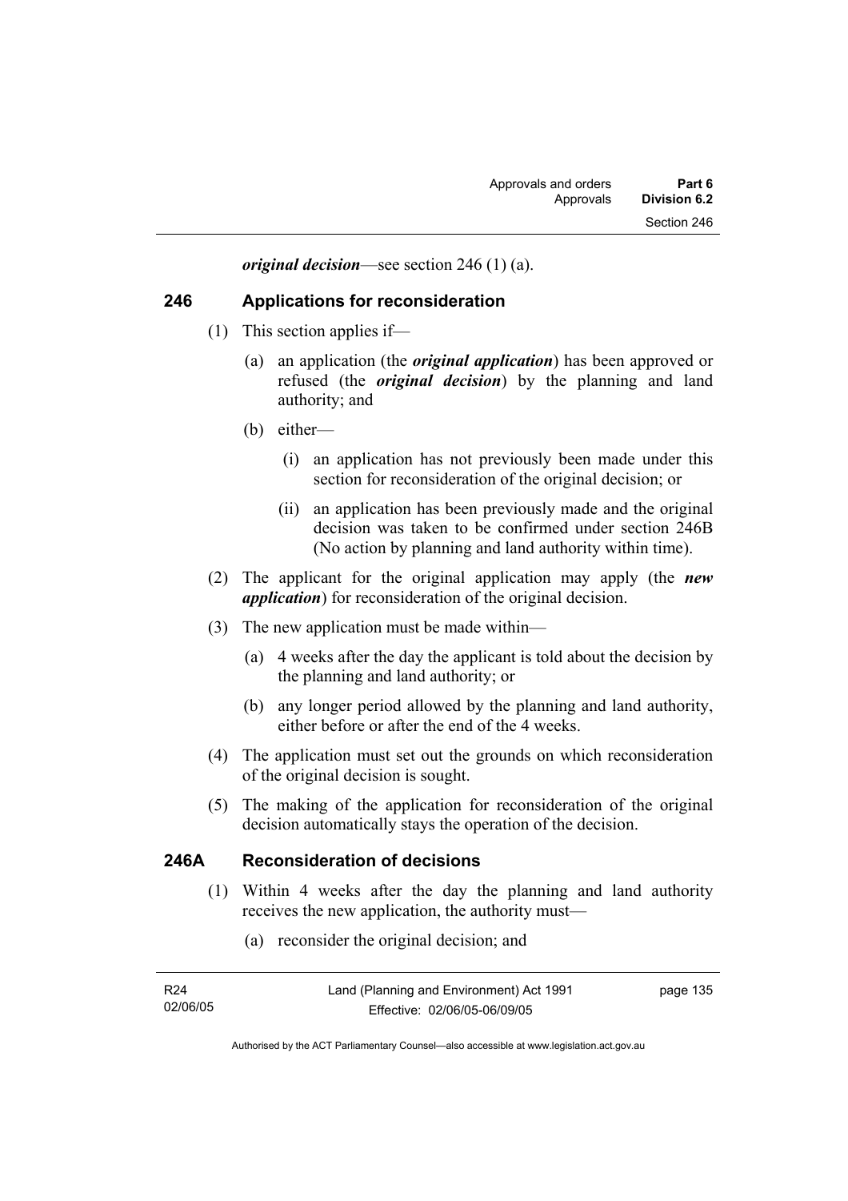***original decision***—see section 246 (1) (a).

## 246 Applications for reconsideration

(1) This section applies if—

(a) an application (the ***original application***) has been approved or refused (the ***original decision***) by the planning and land authority; and

(b) either—

(i) an application has not previously been made under this section for reconsideration of the original decision; or

(ii) an application has been previously made and the original decision was taken to be confirmed under section 246B (No action by planning and land authority within time).

(2) The applicant for the original application may apply (the ***new application***) for reconsideration of the original decision.

(3) The new application must be made within—

(a) 4 weeks after the day the applicant is told about the decision by the planning and land authority; or

(b) any longer period allowed by the planning and land authority, either before or after the end of the 4 weeks.

(4) The application must set out the grounds on which reconsideration of the original decision is sought.

(5) The making of the application for reconsideration of the original decision automatically stays the operation of the decision.

## 246A Reconsideration of decisions

(1) Within 4 weeks after the day the planning and land authority receives the new application, the authority must—

(a) reconsider the original decision; and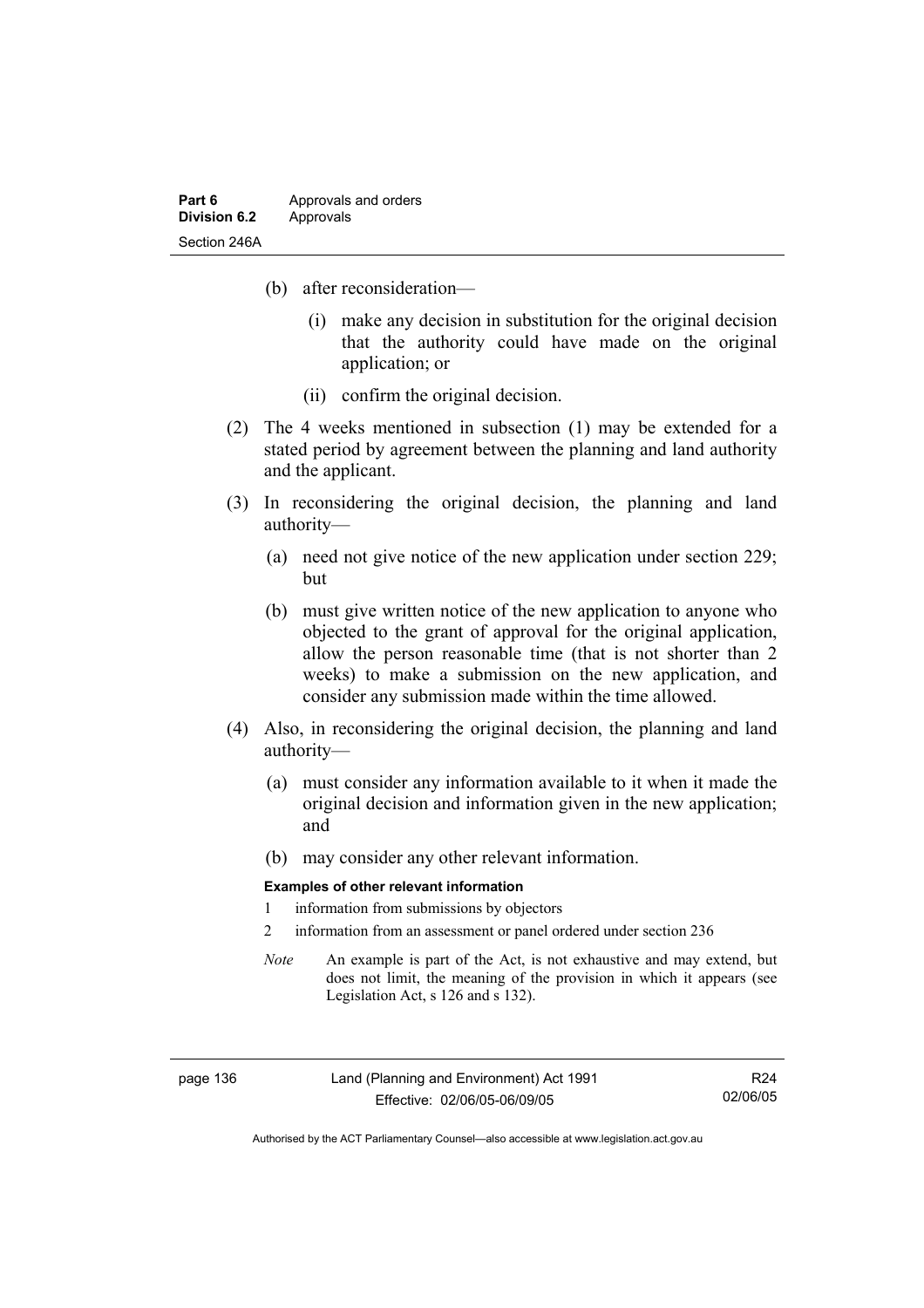(b) after reconsideration—

   (i) make any decision in substitution for the original decision that the authority could have made on the original application; or

   (ii) confirm the original decision.

(2) The 4 weeks mentioned in subsection (1) may be extended for a stated period by agreement between the planning and land authority and the applicant.

(3) In reconsidering the original decision, the planning and land authority—

   (a) need not give notice of the new application under section 229; but

   (b) must give written notice of the new application to anyone who objected to the grant of approval for the original application, allow the person reasonable time (that is not shorter than 2 weeks) to make a submission on the new application, and consider any submission made within the time allowed.

(4) Also, in reconsidering the original decision, the planning and land authority—

   (a) must consider any information available to it when it made the original decision and information given in the new application; and

   (b) may consider any other relevant information.

**Examples of other relevant information**

1 information from submissions by objectors

2 information from an assessment or panel ordered under section 236

*Note* An example is part of the Act, is not exhaustive and may extend, but does not limit, the meaning of the provision in which it appears (see Legislation Act, s 126 and s 132).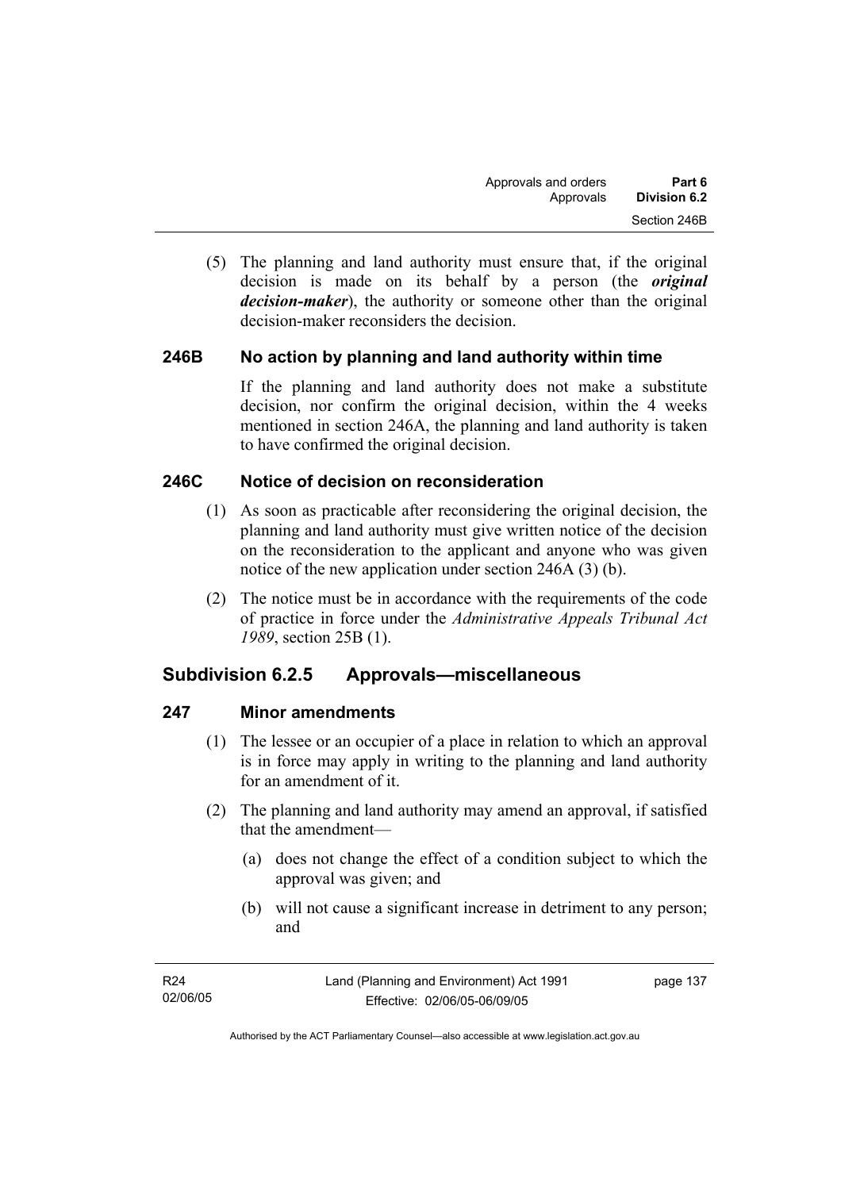(5) The planning and land authority must ensure that, if the original decision is made on its behalf by a person (the ***original decision-maker***), the authority or someone other than the original decision-maker reconsiders the decision.

### 246B No action by planning and land authority within time

If the planning and land authority does not make a substitute decision, nor confirm the original decision, within the 4 weeks mentioned in section 246A, the planning and land authority is taken to have confirmed the original decision.

### 246C Notice of decision on reconsideration

(1) As soon as practicable after reconsidering the original decision, the planning and land authority must give written notice of the decision on the reconsideration to the applicant and anyone who was given notice of the new application under section 246A (3) (b).

(2) The notice must be in accordance with the requirements of the code of practice in force under the *Administrative Appeals Tribunal Act 1989*, section 25B (1).

## Subdivision 6.2.5 Approvals—miscellaneous

### 247 Minor amendments

(1) The lessee or an occupier of a place in relation to which an approval is in force may apply in writing to the planning and land authority for an amendment of it.

(2) The planning and land authority may amend an approval, if satisfied that the amendment—

(a) does not change the effect of a condition subject to which the approval was given; and

(b) will not cause a significant increase in detriment to any person; and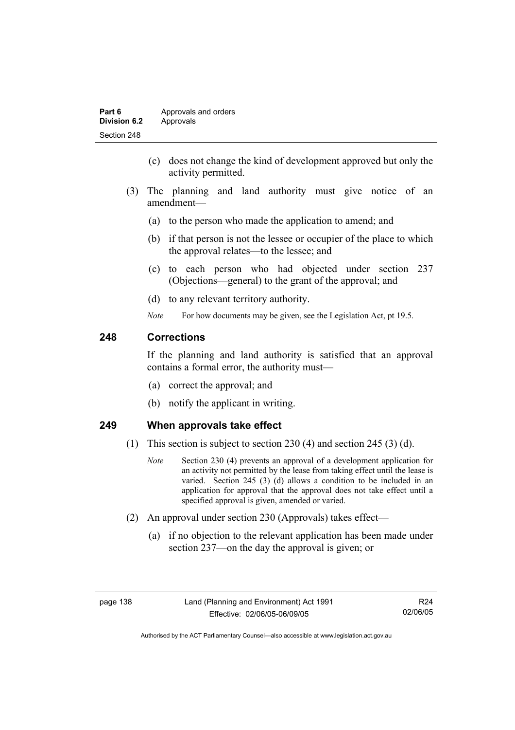(c) does not change the kind of development approved but only the activity permitted.

(3) The planning and land authority must give notice of an amendment—

(a) to the person who made the application to amend; and

(b) if that person is not the lessee or occupier of the place to which the approval relates—to the lessee; and

(c) to each person who had objected under section 237 (Objections—general) to the grant of the approval; and

(d) to any relevant territory authority.

*Note* For how documents may be given, see the Legislation Act, pt 19.5.

## 248 Corrections

If the planning and land authority is satisfied that an approval contains a formal error, the authority must—

(a) correct the approval; and

(b) notify the applicant in writing.

## 249 When approvals take effect

(1) This section is subject to section 230 (4) and section 245 (3) (d).

*Note* Section 230 (4) prevents an approval of a development application for an activity not permitted by the lease from taking effect until the lease is varied. Section 245 (3) (d) allows a condition to be included in an application for approval that the approval does not take effect until a specified approval is given, amended or varied.

(2) An approval under section 230 (Approvals) takes effect—

(a) if no objection to the relevant application has been made under section 237—on the day the approval is given; or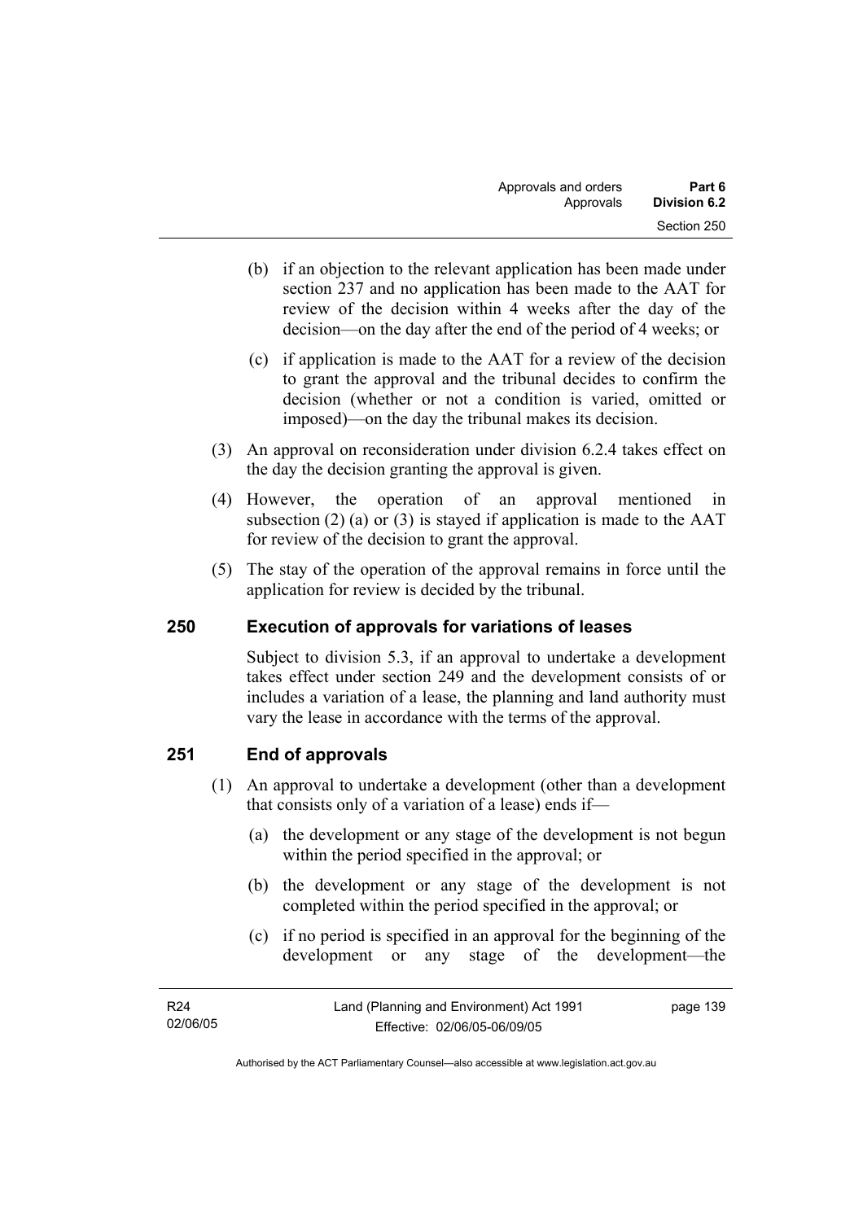(b) if an objection to the relevant application has been made under section 237 and no application has been made to the AAT for review of the decision within 4 weeks after the day of the decision—on the day after the end of the period of 4 weeks; or

(c) if application is made to the AAT for a review of the decision to grant the approval and the tribunal decides to confirm the decision (whether or not a condition is varied, omitted or imposed)—on the day the tribunal makes its decision.

(3) An approval on reconsideration under division 6.2.4 takes effect on the day the decision granting the approval is given.

(4) However, the operation of an approval mentioned in subsection (2) (a) or (3) is stayed if application is made to the AAT for review of the decision to grant the approval.

(5) The stay of the operation of the approval remains in force until the application for review is decided by the tribunal.

## 250 Execution of approvals for variations of leases

Subject to division 5.3, if an approval to undertake a development takes effect under section 249 and the development consists of or includes a variation of a lease, the planning and land authority must vary the lease in accordance with the terms of the approval.

## 251 End of approvals

(1) An approval to undertake a development (other than a development that consists only of a variation of a lease) ends if—

(a) the development or any stage of the development is not begun within the period specified in the approval; or

(b) the development or any stage of the development is not completed within the period specified in the approval; or

(c) if no period is specified in an approval for the beginning of the development or any stage of the development—the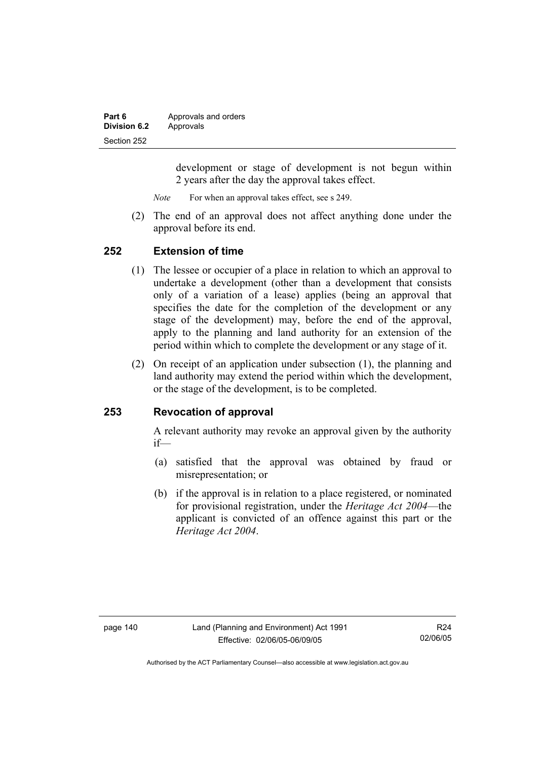development or stage of development is not begun within 2 years after the day the approval takes effect.

*Note* For when an approval takes effect, see s 249.

(2) The end of an approval does not affect anything done under the approval before its end.

## 252 Extension of time

(1) The lessee or occupier of a place in relation to which an approval to undertake a development (other than a development that consists only of a variation of a lease) applies (being an approval that specifies the date for the completion of the development or any stage of the development) may, before the end of the approval, apply to the planning and land authority for an extension of the period within which to complete the development or any stage of it.

(2) On receipt of an application under subsection (1), the planning and land authority may extend the period within which the development, or the stage of the development, is to be completed.

## 253 Revocation of approval

A relevant authority may revoke an approval given by the authority if—

(a) satisfied that the approval was obtained by fraud or misrepresentation; or

(b) if the approval is in relation to a place registered, or nominated for provisional registration, under the *Heritage Act 2004*—the applicant is convicted of an offence against this part or the *Heritage Act 2004*.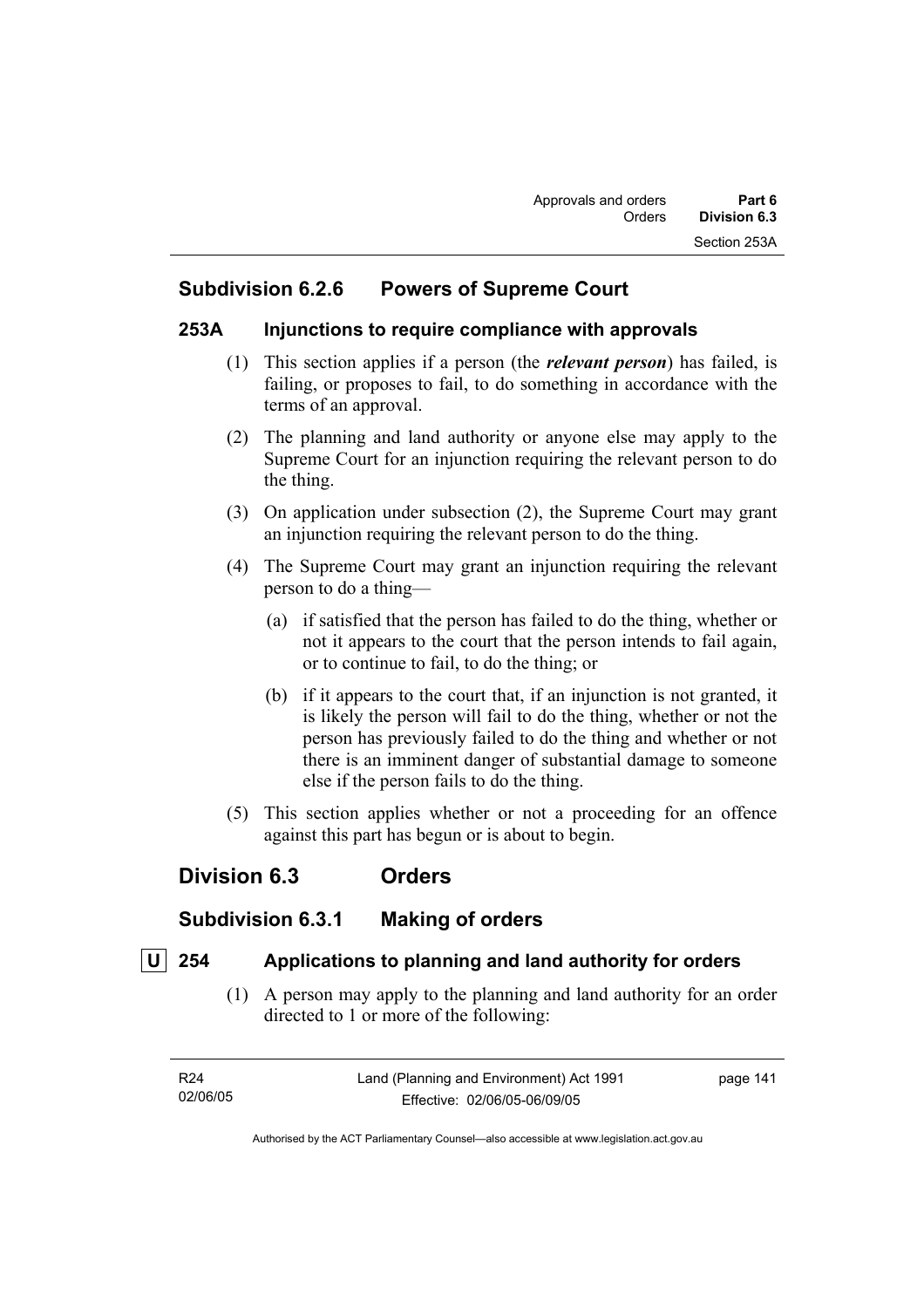## Subdivision 6.2.6 Powers of Supreme Court

### 253A Injunctions to require compliance with approvals

(1) This section applies if a person (the ***relevant person***) has failed, is failing, or proposes to fail, to do something in accordance with the terms of an approval.

(2) The planning and land authority or anyone else may apply to the Supreme Court for an injunction requiring the relevant person to do the thing.

(3) On application under subsection (2), the Supreme Court may grant an injunction requiring the relevant person to do the thing.

(4) The Supreme Court may grant an injunction requiring the relevant person to do a thing—

(a) if satisfied that the person has failed to do the thing, whether or not it appears to the court that the person intends to fail again, or to continue to fail, to do the thing; or

(b) if it appears to the court that, if an injunction is not granted, it is likely the person will fail to do the thing, whether or not the person has previously failed to do the thing and whether or not there is an imminent danger of substantial damage to someone else if the person fails to do the thing.

(5) This section applies whether or not a proceeding for an offence against this part has begun or is about to begin.

# Division 6.3 Orders

## Subdivision 6.3.1 Making of orders

### U 254 Applications to planning and land authority for orders

(1) A person may apply to the planning and land authority for an order directed to 1 or more of the following: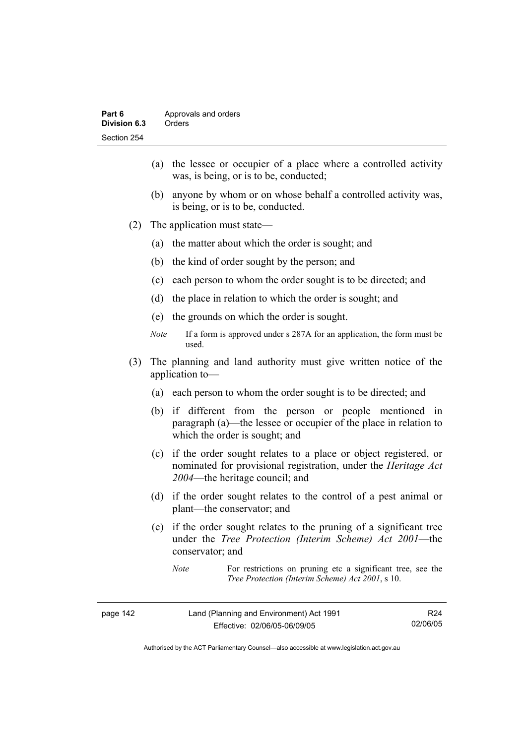(a) the lessee or occupier of a place where a controlled activity was, is being, or is to be, conducted;

(b) anyone by whom or on whose behalf a controlled activity was, is being, or is to be, conducted.

(2) The application must state—

(a) the matter about which the order is sought; and

(b) the kind of order sought by the person; and

(c) each person to whom the order sought is to be directed; and

(d) the place in relation to which the order is sought; and

(e) the grounds on which the order is sought.

*Note* If a form is approved under s 287A for an application, the form must be used.

(3) The planning and land authority must give written notice of the application to—

(a) each person to whom the order sought is to be directed; and

(b) if different from the person or people mentioned in paragraph (a)—the lessee or occupier of the place in relation to which the order is sought; and

(c) if the order sought relates to a place or object registered, or nominated for provisional registration, under the *Heritage Act 2004*—the heritage council; and

(d) if the order sought relates to the control of a pest animal or plant—the conservator; and

(e) if the order sought relates to the pruning of a significant tree under the *Tree Protection (Interim Scheme) Act 2001*—the conservator; and

*Note* For restrictions on pruning etc a significant tree, see the *Tree Protection (Interim Scheme) Act 2001*, s 10.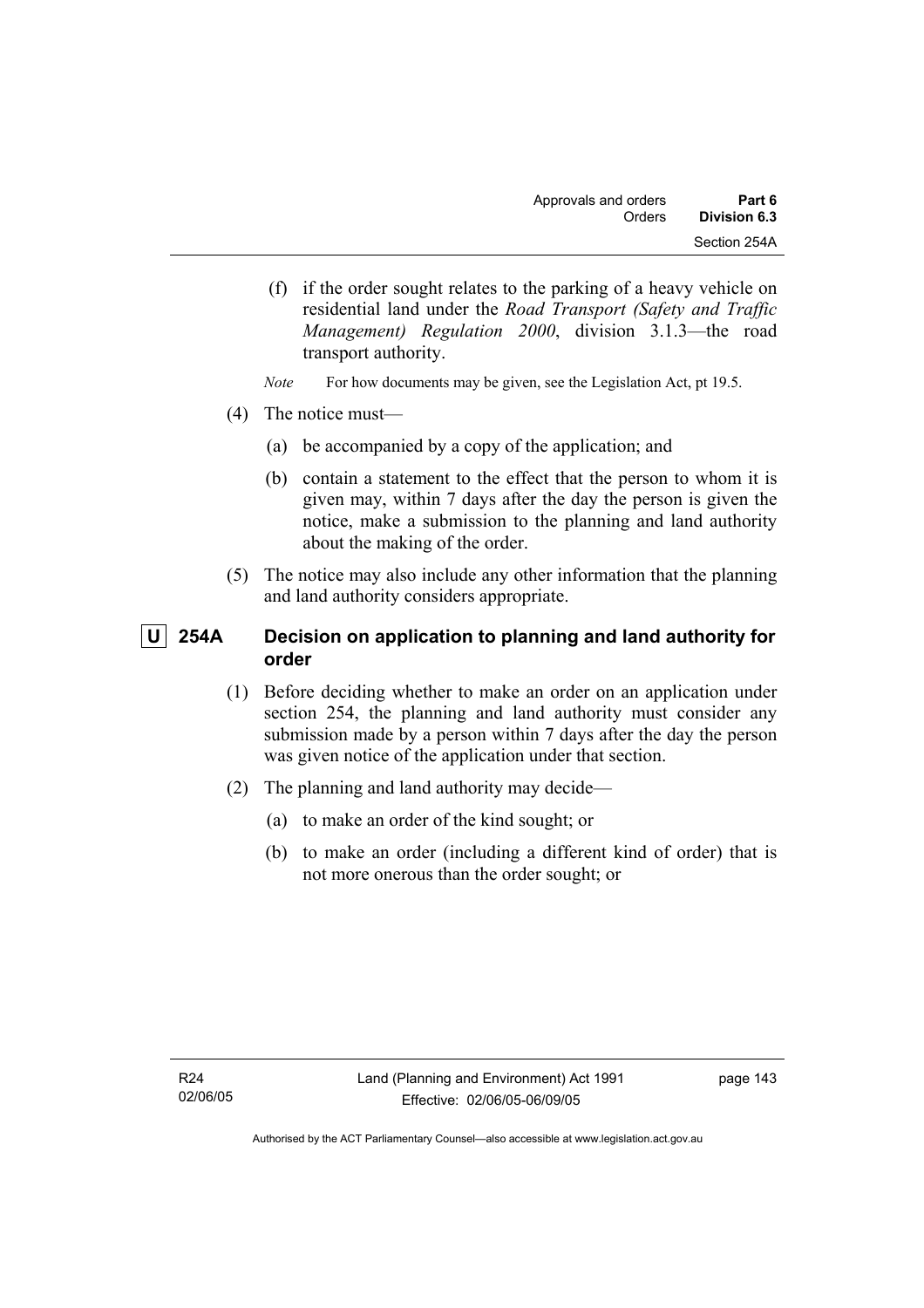(f) if the order sought relates to the parking of a heavy vehicle on residential land under the *Road Transport (Safety and Traffic Management) Regulation 2000*, division 3.1.3—the road transport authority.

*Note* For how documents may be given, see the Legislation Act, pt 19.5.

(4) The notice must—

(a) be accompanied by a copy of the application; and

(b) contain a statement to the effect that the person to whom it is given may, within 7 days after the day the person is given the notice, make a submission to the planning and land authority about the making of the order.

(5) The notice may also include any other information that the planning and land authority considers appropriate.

## U 254A Decision on application to planning and land authority for order

(1) Before deciding whether to make an order on an application under section 254, the planning and land authority must consider any submission made by a person within 7 days after the day the person was given notice of the application under that section.

(2) The planning and land authority may decide—

(a) to make an order of the kind sought; or

(b) to make an order (including a different kind of order) that is not more onerous than the order sought; or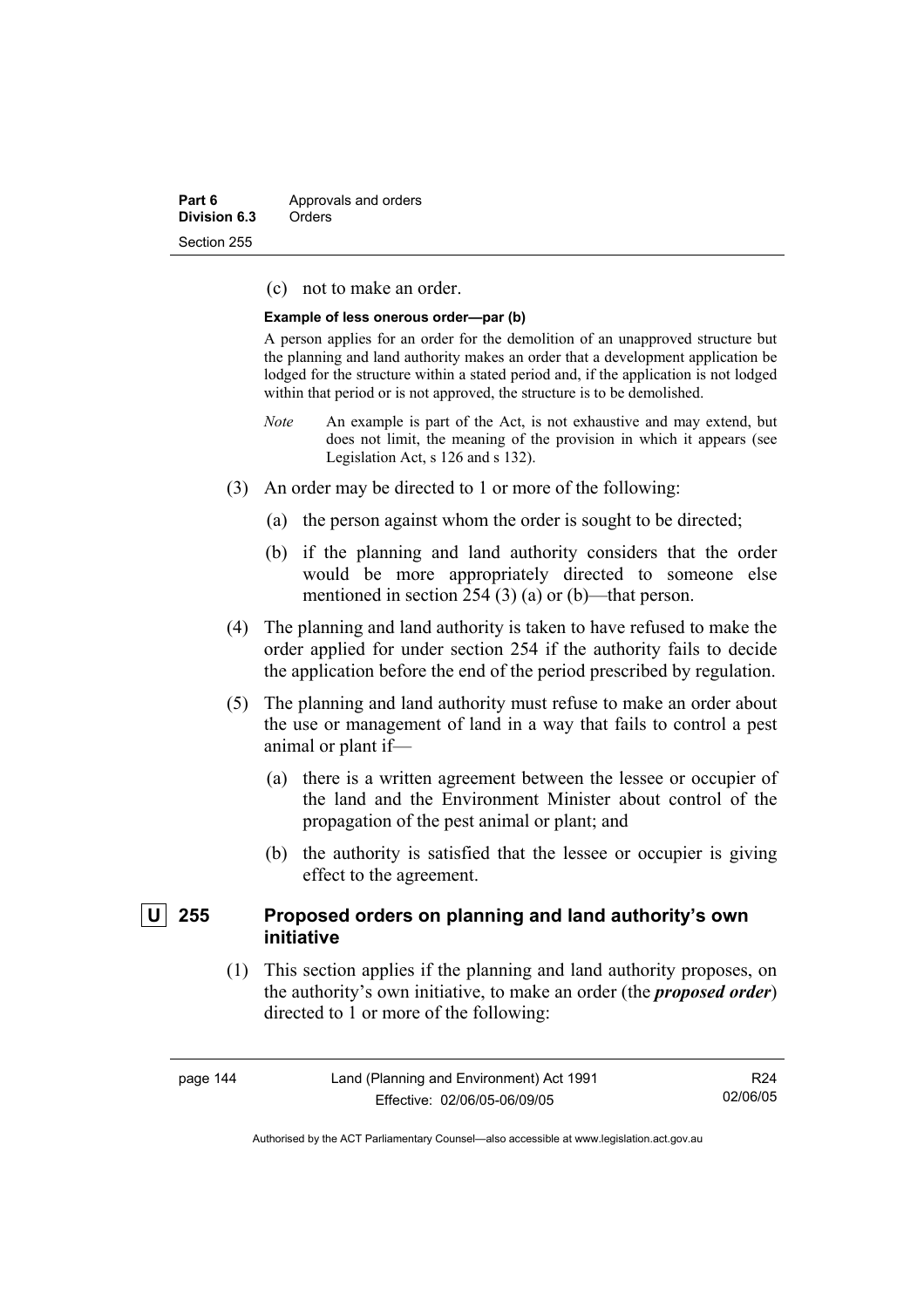(c) not to make an order.

**Example of less onerous order—par (b)**

A person applies for an order for the demolition of an unapproved structure but the planning and land authority makes an order that a development application be lodged for the structure within a stated period and, if the application is not lodged within that period or is not approved, the structure is to be demolished.

*Note* An example is part of the Act, is not exhaustive and may extend, but does not limit, the meaning of the provision in which it appears (see Legislation Act, s 126 and s 132).

(3) An order may be directed to 1 or more of the following:

(a) the person against whom the order is sought to be directed;

(b) if the planning and land authority considers that the order would be more appropriately directed to someone else mentioned in section 254 (3) (a) or (b)—that person.

(4) The planning and land authority is taken to have refused to make the order applied for under section 254 if the authority fails to decide the application before the end of the period prescribed by regulation.

(5) The planning and land authority must refuse to make an order about the use or management of land in a way that fails to control a pest animal or plant if—

(a) there is a written agreement between the lessee or occupier of the land and the Environment Minister about control of the propagation of the pest animal or plant; and

(b) the authority is satisfied that the lessee or occupier is giving effect to the agreement.

### U 255 Proposed orders on planning and land authority's own initiative

(1) This section applies if the planning and land authority proposes, on the authority's own initiative, to make an order (the ***proposed order***) directed to 1 or more of the following: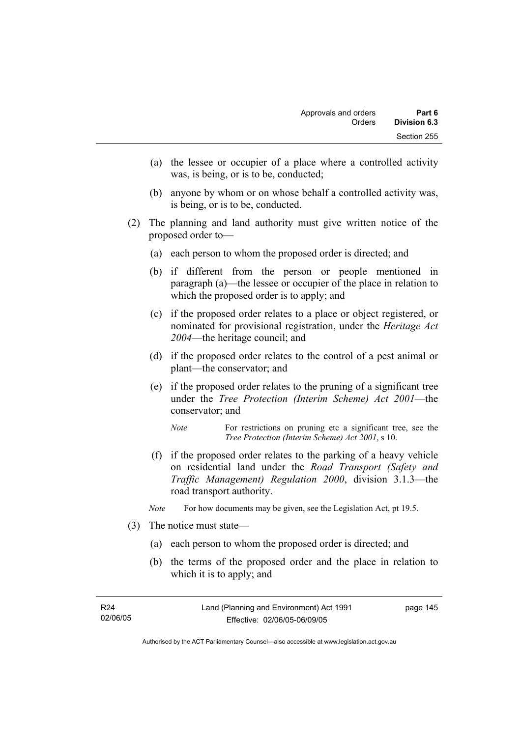(a) the lessee or occupier of a place where a controlled activity was, is being, or is to be, conducted;

(b) anyone by whom or on whose behalf a controlled activity was, is being, or is to be, conducted.

(2) The planning and land authority must give written notice of the proposed order to—

(a) each person to whom the proposed order is directed; and

(b) if different from the person or people mentioned in paragraph (a)—the lessee or occupier of the place in relation to which the proposed order is to apply; and

(c) if the proposed order relates to a place or object registered, or nominated for provisional registration, under the *Heritage Act 2004*—the heritage council; and

(d) if the proposed order relates to the control of a pest animal or plant—the conservator; and

(e) if the proposed order relates to the pruning of a significant tree under the *Tree Protection (Interim Scheme) Act 2001*—the conservator; and

*Note* For restrictions on pruning etc a significant tree, see the *Tree Protection (Interim Scheme) Act 2001*, s 10.

(f) if the proposed order relates to the parking of a heavy vehicle on residential land under the *Road Transport (Safety and Traffic Management) Regulation 2000*, division 3.1.3—the road transport authority.

*Note* For how documents may be given, see the Legislation Act, pt 19.5.

(3) The notice must state—

(a) each person to whom the proposed order is directed; and

(b) the terms of the proposed order and the place in relation to which it is to apply; and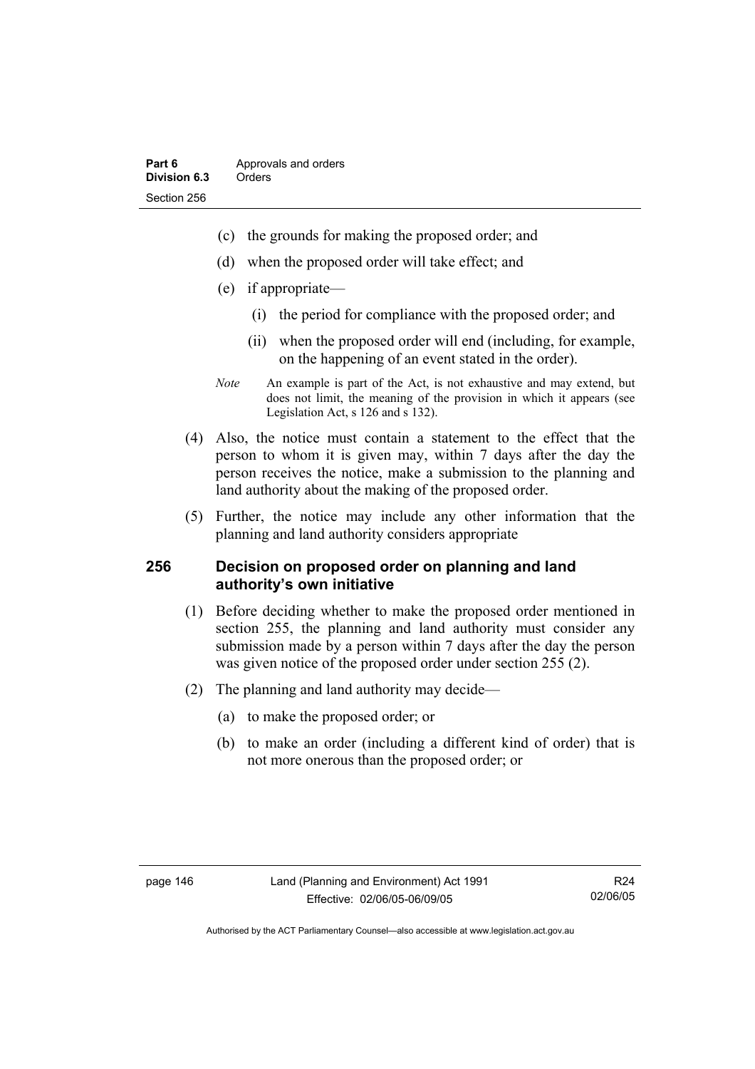(c) the grounds for making the proposed order; and

(d) when the proposed order will take effect; and

(e) if appropriate—

(i) the period for compliance with the proposed order; and

(ii) when the proposed order will end (including, for example, on the happening of an event stated in the order).

*Note* An example is part of the Act, is not exhaustive and may extend, but does not limit, the meaning of the provision in which it appears (see Legislation Act, s 126 and s 132).

(4) Also, the notice must contain a statement to the effect that the person to whom it is given may, within 7 days after the day the person receives the notice, make a submission to the planning and land authority about the making of the proposed order.

(5) Further, the notice may include any other information that the planning and land authority considers appropriate

### 256 Decision on proposed order on planning and land authority's own initiative

(1) Before deciding whether to make the proposed order mentioned in section 255, the planning and land authority must consider any submission made by a person within 7 days after the day the person was given notice of the proposed order under section 255 (2).

(2) The planning and land authority may decide—

(a) to make the proposed order; or

(b) to make an order (including a different kind of order) that is not more onerous than the proposed order; or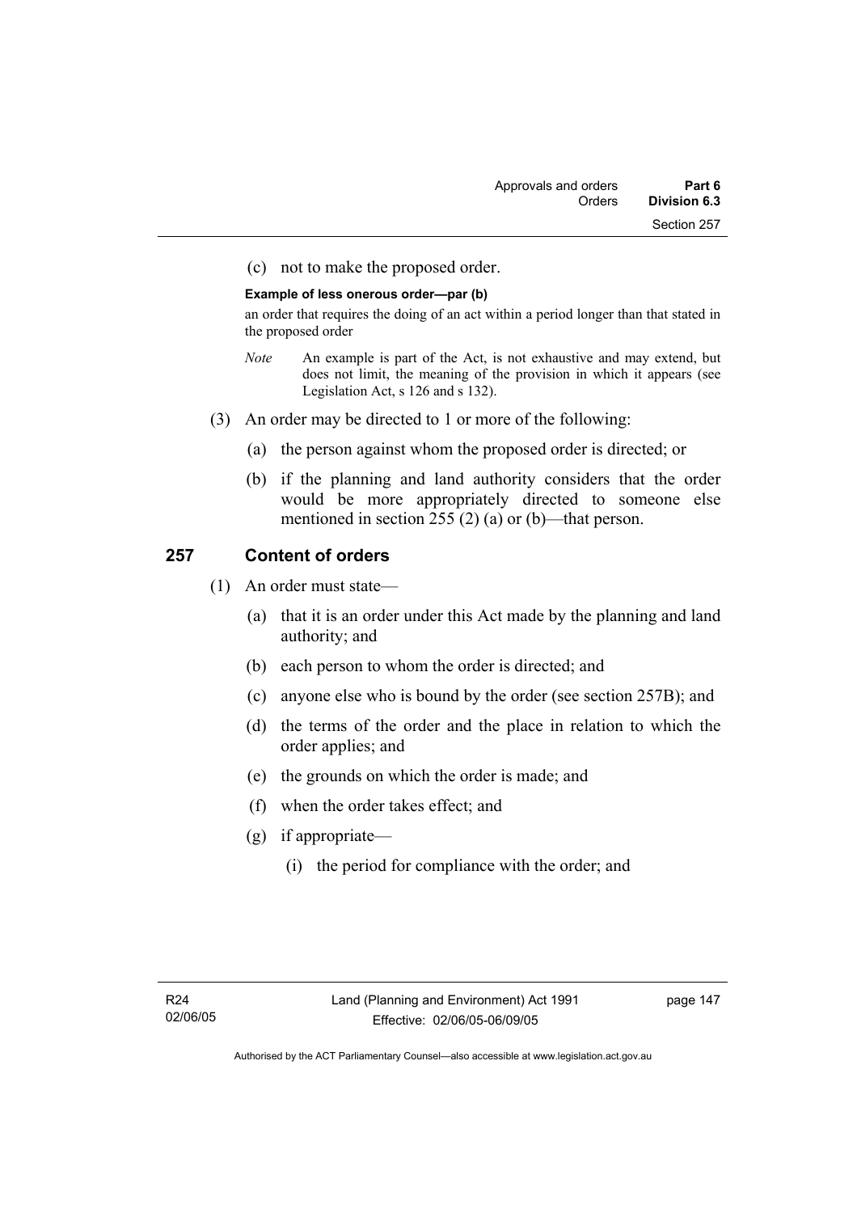(c) not to make the proposed order.

**Example of less onerous order—par (b)**

an order that requires the doing of an act within a period longer than that stated in the proposed order

*Note* An example is part of the Act, is not exhaustive and may extend, but does not limit, the meaning of the provision in which it appears (see Legislation Act, s 126 and s 132).

(3) An order may be directed to 1 or more of the following:

(a) the person against whom the proposed order is directed; or

(b) if the planning and land authority considers that the order would be more appropriately directed to someone else mentioned in section 255 (2) (a) or (b)—that person.

## 257 Content of orders

(1) An order must state—

(a) that it is an order under this Act made by the planning and land authority; and

(b) each person to whom the order is directed; and

(c) anyone else who is bound by the order (see section 257B); and

(d) the terms of the order and the place in relation to which the order applies; and

(e) the grounds on which the order is made; and

(f) when the order takes effect; and

(g) if appropriate—

(i) the period for compliance with the order; and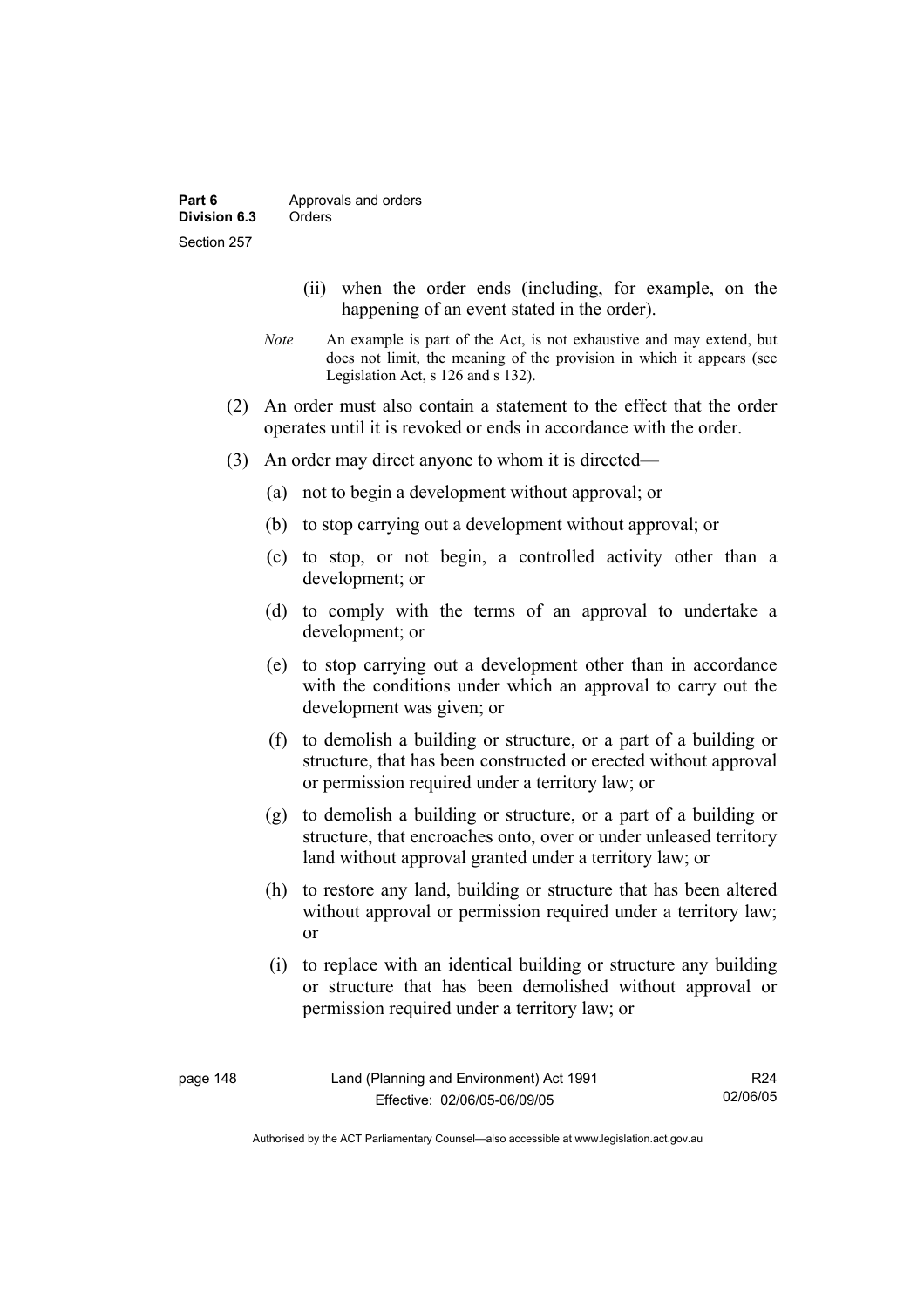(ii) when the order ends (including, for example, on the happening of an event stated in the order).

*Note* An example is part of the Act, is not exhaustive and may extend, but does not limit, the meaning of the provision in which it appears (see Legislation Act, s 126 and s 132).

(2) An order must also contain a statement to the effect that the order operates until it is revoked or ends in accordance with the order.

(3) An order may direct anyone to whom it is directed—

(a) not to begin a development without approval; or

(b) to stop carrying out a development without approval; or

(c) to stop, or not begin, a controlled activity other than a development; or

(d) to comply with the terms of an approval to undertake a development; or

(e) to stop carrying out a development other than in accordance with the conditions under which an approval to carry out the development was given; or

(f) to demolish a building or structure, or a part of a building or structure, that has been constructed or erected without approval or permission required under a territory law; or

(g) to demolish a building or structure, or a part of a building or structure, that encroaches onto, over or under unleased territory land without approval granted under a territory law; or

(h) to restore any land, building or structure that has been altered without approval or permission required under a territory law; or

(i) to replace with an identical building or structure any building or structure that has been demolished without approval or permission required under a territory law; or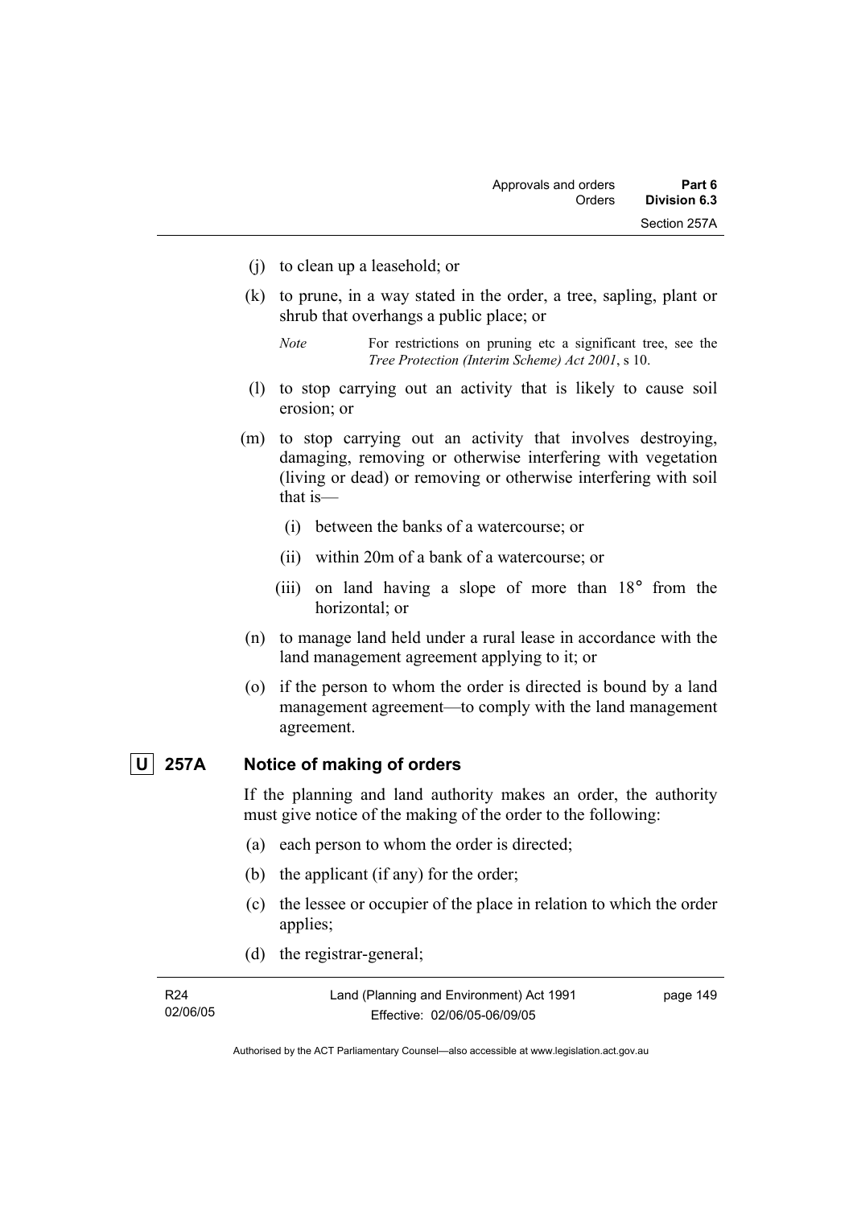(j) to clean up a leasehold; or

(k) to prune, in a way stated in the order, a tree, sapling, plant or shrub that overhangs a public place; or

*Note* For restrictions on pruning etc a significant tree, see the *Tree Protection (Interim Scheme) Act 2001*, s 10.

(l) to stop carrying out an activity that is likely to cause soil erosion; or

(m) to stop carrying out an activity that involves destroying, damaging, removing or otherwise interfering with vegetation (living or dead) or removing or otherwise interfering with soil that is—

(i) between the banks of a watercourse; or

(ii) within 20m of a bank of a watercourse; or

(iii) on land having a slope of more than 18° from the horizontal; or

(n) to manage land held under a rural lease in accordance with the land management agreement applying to it; or

(o) if the person to whom the order is directed is bound by a land management agreement—to comply with the land management agreement.

## U 257A Notice of making of orders

If the planning and land authority makes an order, the authority must give notice of the making of the order to the following:

(a) each person to whom the order is directed;

(b) the applicant (if any) for the order;

(c) the lessee or occupier of the place in relation to which the order applies;

(d) the registrar-general;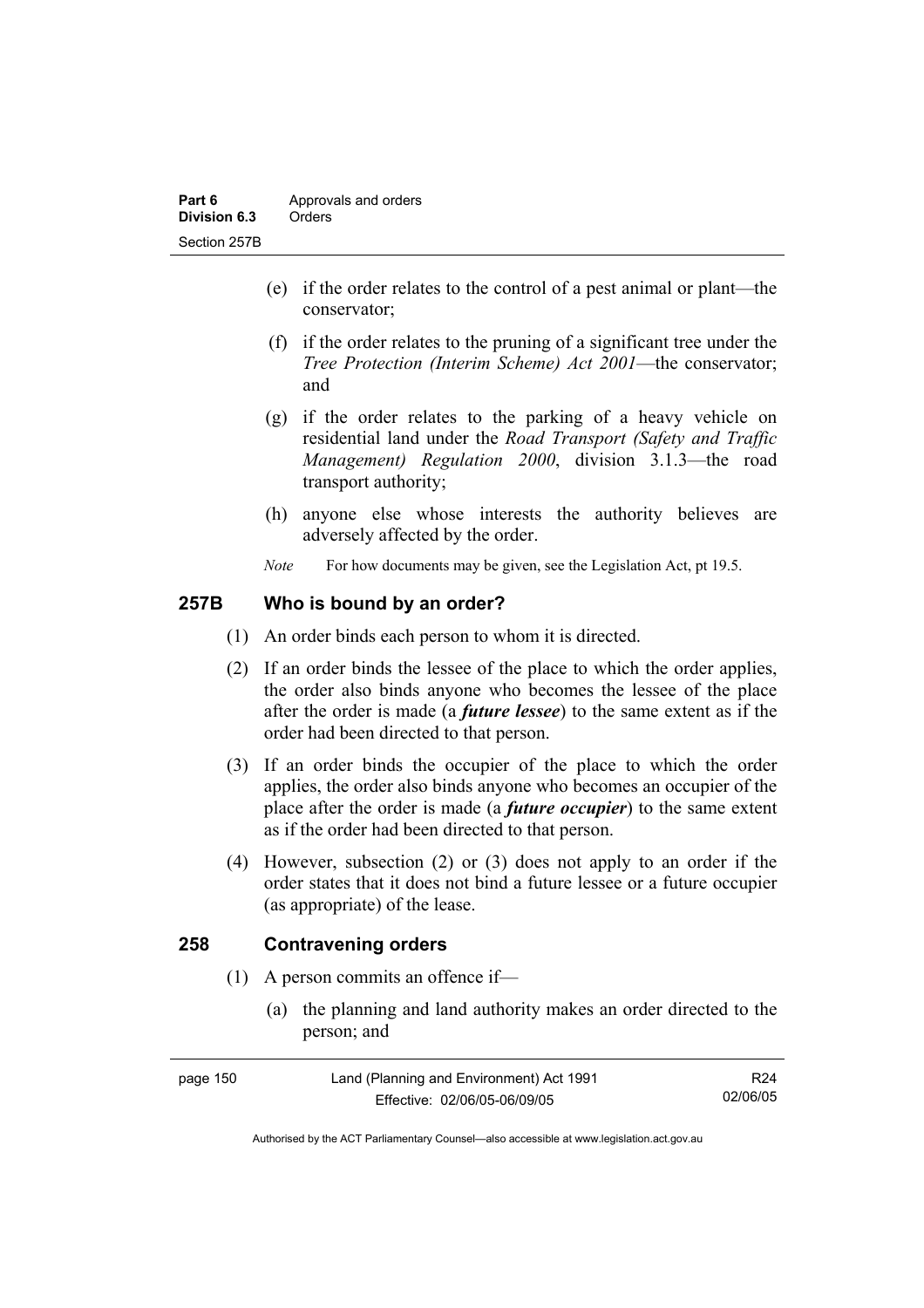(e) if the order relates to the control of a pest animal or plant—the conservator;

(f) if the order relates to the pruning of a significant tree under the *Tree Protection (Interim Scheme) Act 2001*—the conservator; and

(g) if the order relates to the parking of a heavy vehicle on residential land under the *Road Transport (Safety and Traffic Management) Regulation 2000*, division 3.1.3—the road transport authority;

(h) anyone else whose interests the authority believes are adversely affected by the order.

*Note* For how documents may be given, see the Legislation Act, pt 19.5.

## 257B Who is bound by an order?

(1) An order binds each person to whom it is directed.

(2) If an order binds the lessee of the place to which the order applies, the order also binds anyone who becomes the lessee of the place after the order is made (a ***future lessee***) to the same extent as if the order had been directed to that person.

(3) If an order binds the occupier of the place to which the order applies, the order also binds anyone who becomes an occupier of the place after the order is made (a ***future occupier***) to the same extent as if the order had been directed to that person.

(4) However, subsection (2) or (3) does not apply to an order if the order states that it does not bind a future lessee or a future occupier (as appropriate) of the lease.

## 258 Contravening orders

(1) A person commits an offence if—

(a) the planning and land authority makes an order directed to the person; and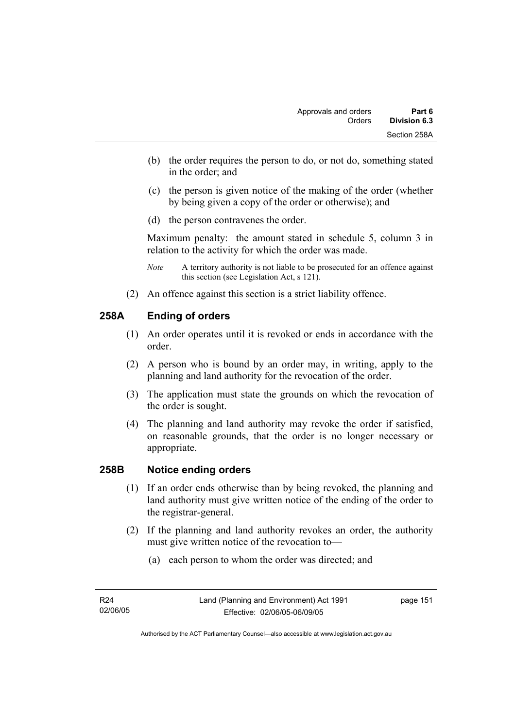(b) the order requires the person to do, or not do, something stated in the order; and

(c) the person is given notice of the making of the order (whether by being given a copy of the order or otherwise); and

(d) the person contravenes the order.

Maximum penalty: the amount stated in schedule 5, column 3 in relation to the activity for which the order was made.

*Note* A territory authority is not liable to be prosecuted for an offence against this section (see Legislation Act, s 121).

(2) An offence against this section is a strict liability offence.

## 258A Ending of orders

(1) An order operates until it is revoked or ends in accordance with the order.

(2) A person who is bound by an order may, in writing, apply to the planning and land authority for the revocation of the order.

(3) The application must state the grounds on which the revocation of the order is sought.

(4) The planning and land authority may revoke the order if satisfied, on reasonable grounds, that the order is no longer necessary or appropriate.

## 258B Notice ending orders

(1) If an order ends otherwise than by being revoked, the planning and land authority must give written notice of the ending of the order to the registrar-general.

(2) If the planning and land authority revokes an order, the authority must give written notice of the revocation to—

(a) each person to whom the order was directed; and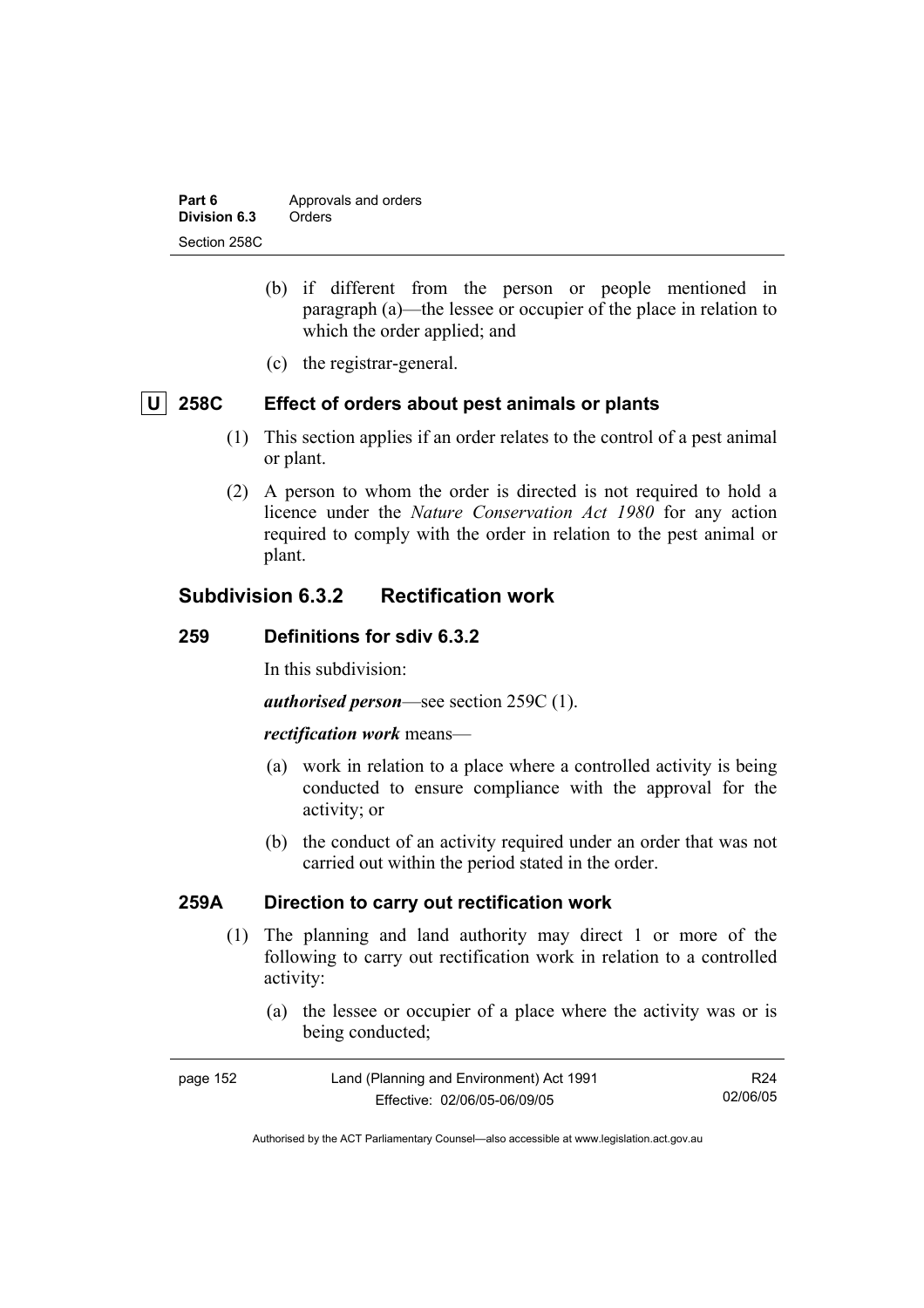(b) if different from the person or people mentioned in paragraph (a)—the lessee or occupier of the place in relation to which the order applied; and

(c) the registrar-general.

### U 258C Effect of orders about pest animals or plants

(1) This section applies if an order relates to the control of a pest animal or plant.

(2) A person to whom the order is directed is not required to hold a licence under the *Nature Conservation Act 1980* for any action required to comply with the order in relation to the pest animal or plant.

## Subdivision 6.3.2 Rectification work

### 259 Definitions for sdiv 6.3.2

In this subdivision:

***authorised person***—see section 259C (1).

***rectification work*** means—

(a) work in relation to a place where a controlled activity is being conducted to ensure compliance with the approval for the activity; or

(b) the conduct of an activity required under an order that was not carried out within the period stated in the order.

### 259A Direction to carry out rectification work

(1) The planning and land authority may direct 1 or more of the following to carry out rectification work in relation to a controlled activity:

(a) the lessee or occupier of a place where the activity was or is being conducted;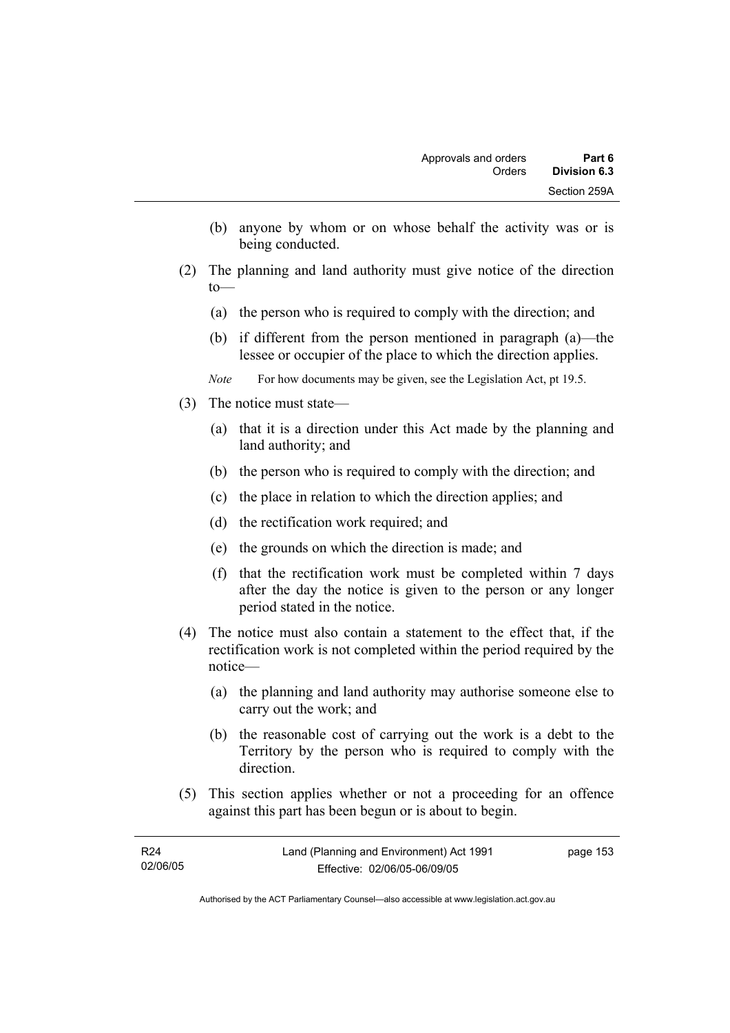(b) anyone by whom or on whose behalf the activity was or is being conducted.

(2) The planning and land authority must give notice of the direction to—

(a) the person who is required to comply with the direction; and

(b) if different from the person mentioned in paragraph (a)—the lessee or occupier of the place to which the direction applies.

*Note* For how documents may be given, see the Legislation Act, pt 19.5.

(3) The notice must state—

(a) that it is a direction under this Act made by the planning and land authority; and

(b) the person who is required to comply with the direction; and

(c) the place in relation to which the direction applies; and

(d) the rectification work required; and

(e) the grounds on which the direction is made; and

(f) that the rectification work must be completed within 7 days after the day the notice is given to the person or any longer period stated in the notice.

(4) The notice must also contain a statement to the effect that, if the rectification work is not completed within the period required by the notice—

(a) the planning and land authority may authorise someone else to carry out the work; and

(b) the reasonable cost of carrying out the work is a debt to the Territory by the person who is required to comply with the direction.

(5) This section applies whether or not a proceeding for an offence against this part has been begun or is about to begin.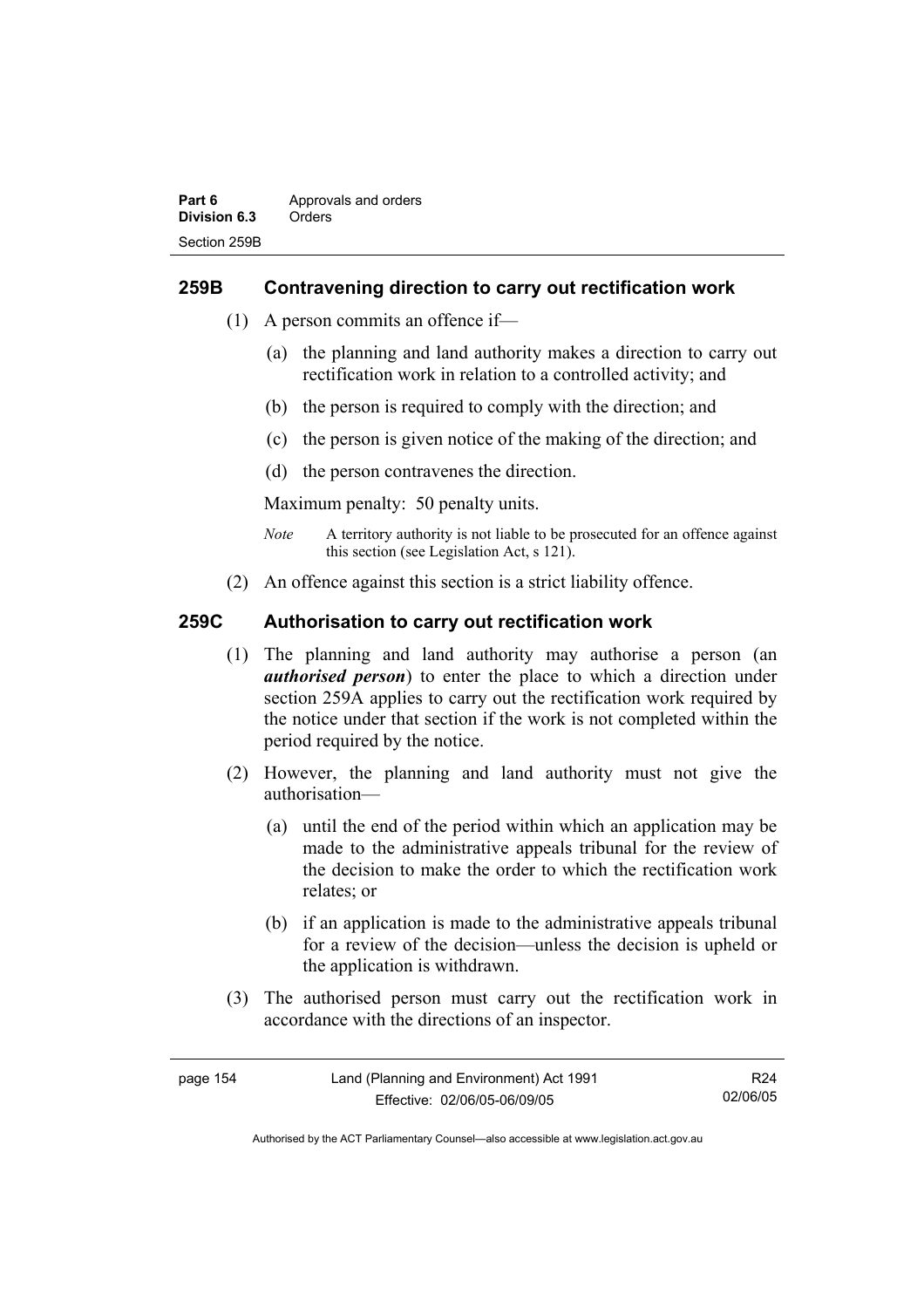## 259B Contravening direction to carry out rectification work

(1) A person commits an offence if—

(a) the planning and land authority makes a direction to carry out rectification work in relation to a controlled activity; and

(b) the person is required to comply with the direction; and

(c) the person is given notice of the making of the direction; and

(d) the person contravenes the direction.

Maximum penalty: 50 penalty units.

*Note* A territory authority is not liable to be prosecuted for an offence against this section (see Legislation Act, s 121).

(2) An offence against this section is a strict liability offence.

## 259C Authorisation to carry out rectification work

(1) The planning and land authority may authorise a person (an ***authorised person***) to enter the place to which a direction under section 259A applies to carry out the rectification work required by the notice under that section if the work is not completed within the period required by the notice.

(2) However, the planning and land authority must not give the authorisation—

(a) until the end of the period within which an application may be made to the administrative appeals tribunal for the review of the decision to make the order to which the rectification work relates; or

(b) if an application is made to the administrative appeals tribunal for a review of the decision—unless the decision is upheld or the application is withdrawn.

(3) The authorised person must carry out the rectification work in accordance with the directions of an inspector.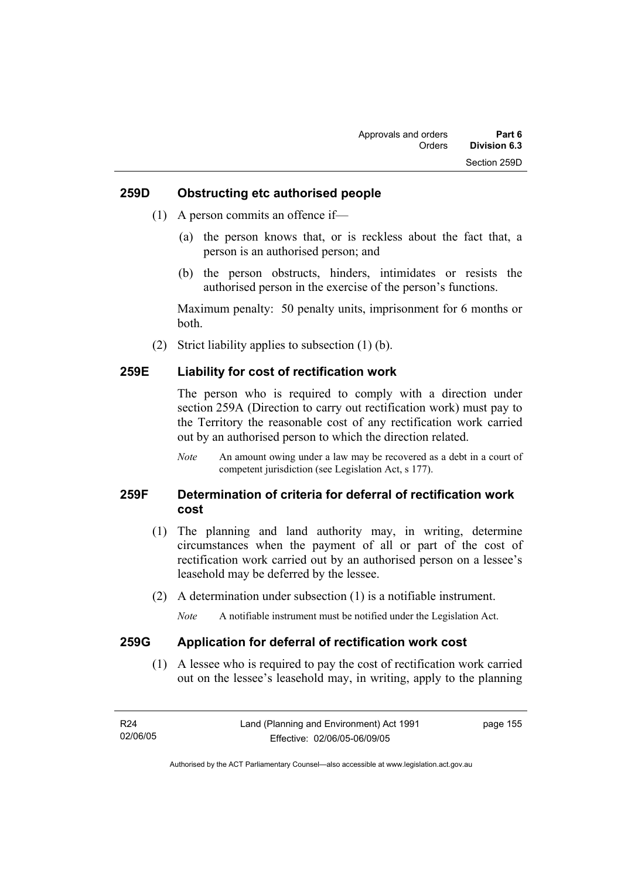## 259D Obstructing etc authorised people

(1) A person commits an offence if—

(a) the person knows that, or is reckless about the fact that, a person is an authorised person; and

(b) the person obstructs, hinders, intimidates or resists the authorised person in the exercise of the person's functions.

Maximum penalty: 50 penalty units, imprisonment for 6 months or both.

(2) Strict liability applies to subsection (1) (b).

## 259E Liability for cost of rectification work

The person who is required to comply with a direction under section 259A (Direction to carry out rectification work) must pay to the Territory the reasonable cost of any rectification work carried out by an authorised person to which the direction related.

*Note* An amount owing under a law may be recovered as a debt in a court of competent jurisdiction (see Legislation Act, s 177).

## 259F Determination of criteria for deferral of rectification work cost

(1) The planning and land authority may, in writing, determine circumstances when the payment of all or part of the cost of rectification work carried out by an authorised person on a lessee's leasehold may be deferred by the lessee.

(2) A determination under subsection (1) is a notifiable instrument.

*Note* A notifiable instrument must be notified under the Legislation Act.

## 259G Application for deferral of rectification work cost

(1) A lessee who is required to pay the cost of rectification work carried out on the lessee's leasehold may, in writing, apply to the planning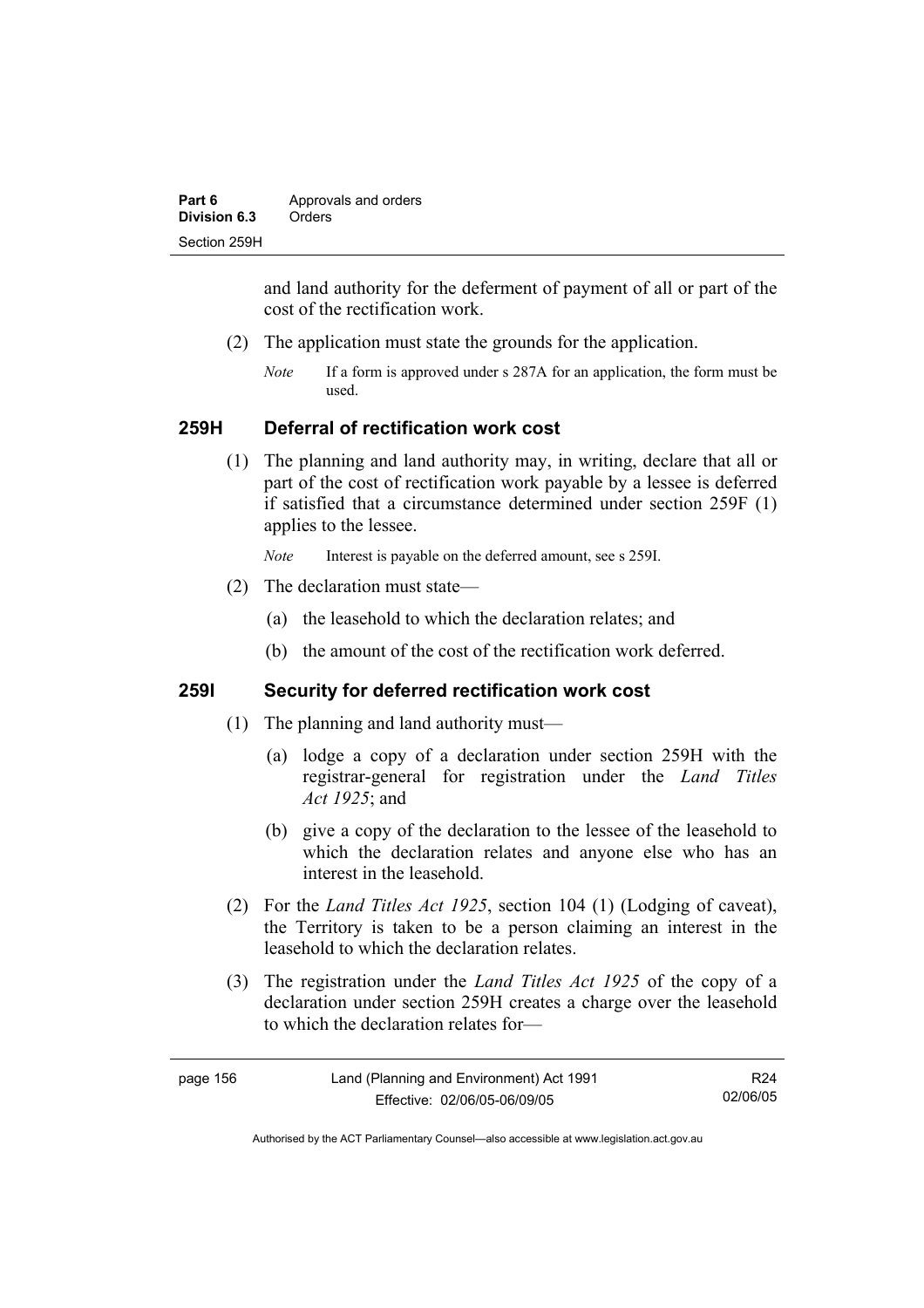and land authority for the deferment of payment of all or part of the cost of the rectification work.

(2) The application must state the grounds for the application.

*Note* If a form is approved under s 287A for an application, the form must be used.

### 259H Deferral of rectification work cost

(1) The planning and land authority may, in writing, declare that all or part of the cost of rectification work payable by a lessee is deferred if satisfied that a circumstance determined under section 259F (1) applies to the lessee.

*Note* Interest is payable on the deferred amount, see s 259I.

(2) The declaration must state—

(a) the leasehold to which the declaration relates; and

(b) the amount of the cost of the rectification work deferred.

### 259I Security for deferred rectification work cost

(1) The planning and land authority must—

(a) lodge a copy of a declaration under section 259H with the registrar-general for registration under the *Land Titles Act 1925*; and

(b) give a copy of the declaration to the lessee of the leasehold to which the declaration relates and anyone else who has an interest in the leasehold.

(2) For the *Land Titles Act 1925*, section 104 (1) (Lodging of caveat), the Territory is taken to be a person claiming an interest in the leasehold to which the declaration relates.

(3) The registration under the *Land Titles Act 1925* of the copy of a declaration under section 259H creates a charge over the leasehold to which the declaration relates for—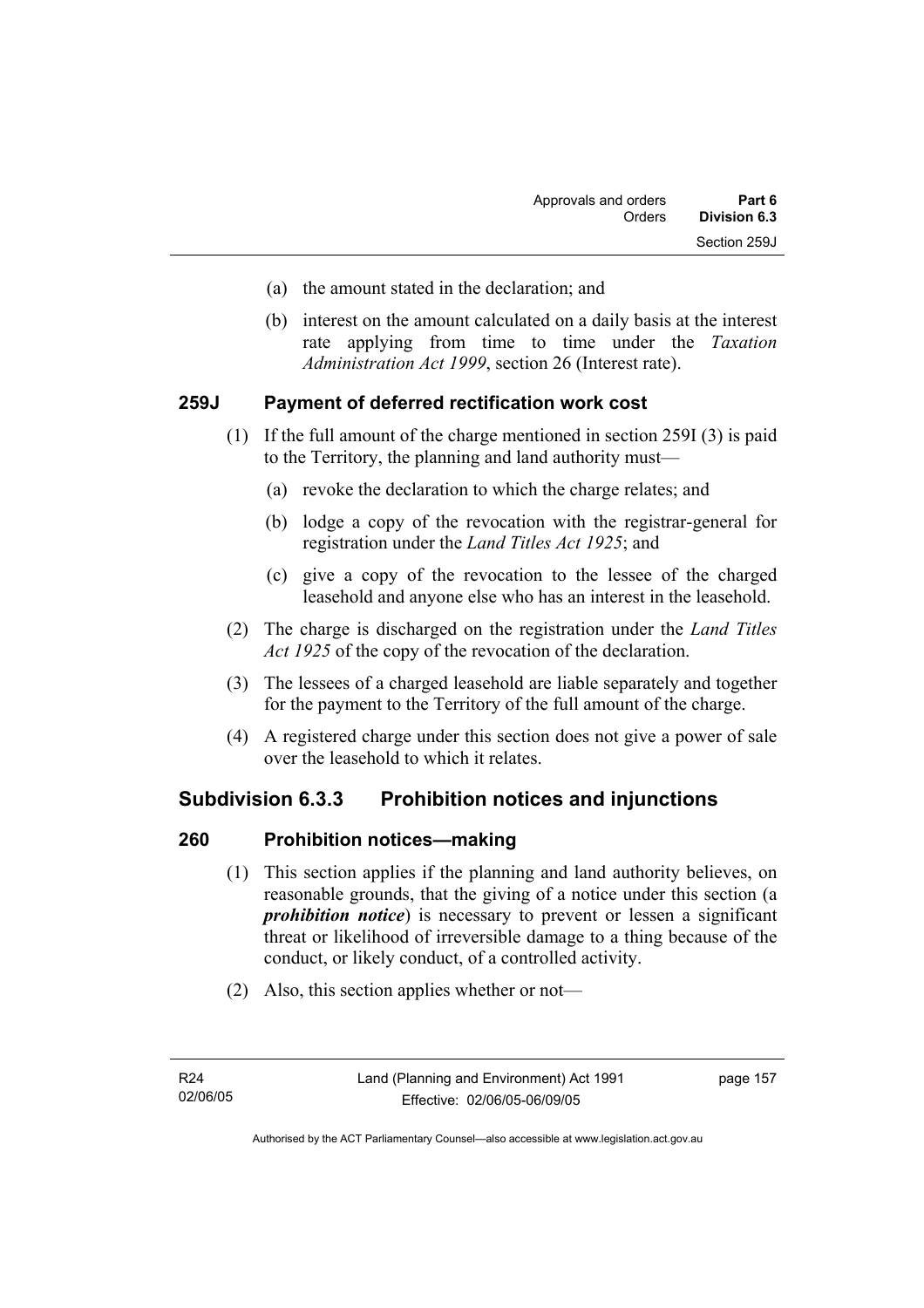(a) the amount stated in the declaration; and

(b) interest on the amount calculated on a daily basis at the interest rate applying from time to time under the *Taxation Administration Act 1999*, section 26 (Interest rate).

### 259J Payment of deferred rectification work cost

(1) If the full amount of the charge mentioned in section 259I (3) is paid to the Territory, the planning and land authority must—

(a) revoke the declaration to which the charge relates; and

(b) lodge a copy of the revocation with the registrar-general for registration under the *Land Titles Act 1925*; and

(c) give a copy of the revocation to the lessee of the charged leasehold and anyone else who has an interest in the leasehold.

(2) The charge is discharged on the registration under the *Land Titles Act 1925* of the copy of the revocation of the declaration.

(3) The lessees of a charged leasehold are liable separately and together for the payment to the Territory of the full amount of the charge.

(4) A registered charge under this section does not give a power of sale over the leasehold to which it relates.

## Subdivision 6.3.3 Prohibition notices and injunctions

### 260 Prohibition notices—making

(1) This section applies if the planning and land authority believes, on reasonable grounds, that the giving of a notice under this section (a ***prohibition notice***) is necessary to prevent or lessen a significant threat or likelihood of irreversible damage to a thing because of the conduct, or likely conduct, of a controlled activity.

(2) Also, this section applies whether or not—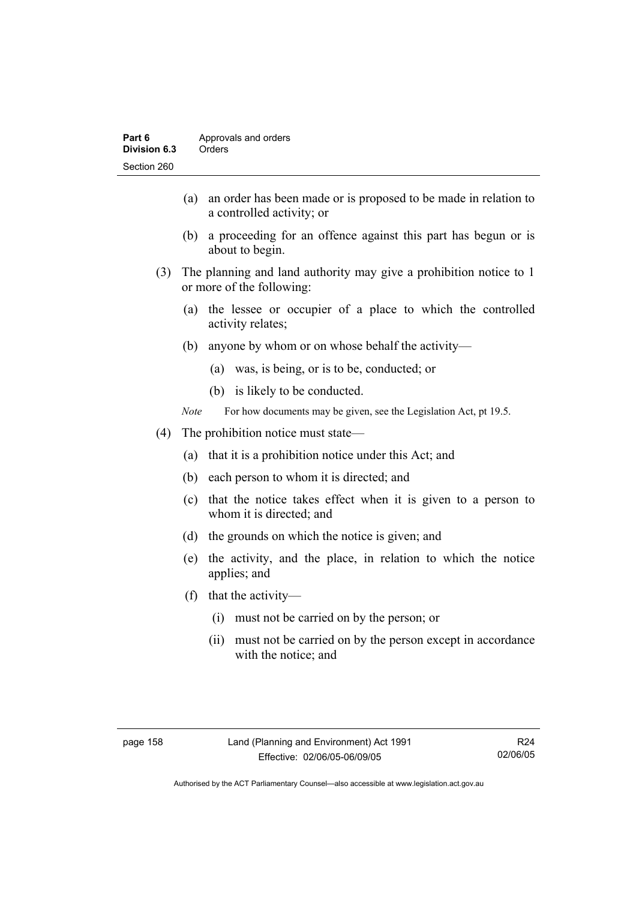(a) an order has been made or is proposed to be made in relation to a controlled activity; or

(b) a proceeding for an offence against this part has begun or is about to begin.

(3) The planning and land authority may give a prohibition notice to 1 or more of the following:

(a) the lessee or occupier of a place to which the controlled activity relates;

(b) anyone by whom or on whose behalf the activity—

(a) was, is being, or is to be, conducted; or

(b) is likely to be conducted.

*Note* For how documents may be given, see the Legislation Act, pt 19.5.

(4) The prohibition notice must state—

(a) that it is a prohibition notice under this Act; and

(b) each person to whom it is directed; and

(c) that the notice takes effect when it is given to a person to whom it is directed; and

(d) the grounds on which the notice is given; and

(e) the activity, and the place, in relation to which the notice applies; and

(f) that the activity—

(i) must not be carried on by the person; or

(ii) must not be carried on by the person except in accordance with the notice; and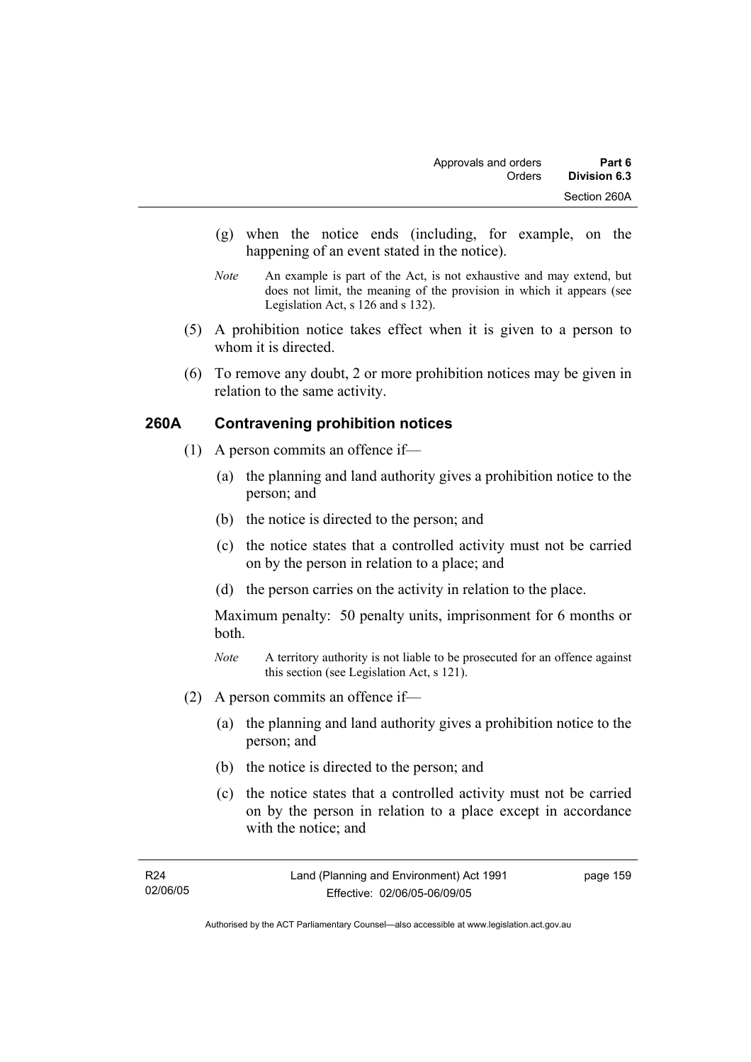(g) when the notice ends (including, for example, on the happening of an event stated in the notice).

*Note* An example is part of the Act, is not exhaustive and may extend, but does not limit, the meaning of the provision in which it appears (see Legislation Act, s 126 and s 132).

(5) A prohibition notice takes effect when it is given to a person to whom it is directed.

(6) To remove any doubt, 2 or more prohibition notices may be given in relation to the same activity.

## 260A Contravening prohibition notices

(1) A person commits an offence if—

(a) the planning and land authority gives a prohibition notice to the person; and

(b) the notice is directed to the person; and

(c) the notice states that a controlled activity must not be carried on by the person in relation to a place; and

(d) the person carries on the activity in relation to the place.

Maximum penalty: 50 penalty units, imprisonment for 6 months or both.

*Note* A territory authority is not liable to be prosecuted for an offence against this section (see Legislation Act, s 121).

(2) A person commits an offence if—

(a) the planning and land authority gives a prohibition notice to the person; and

(b) the notice is directed to the person; and

(c) the notice states that a controlled activity must not be carried on by the person in relation to a place except in accordance with the notice; and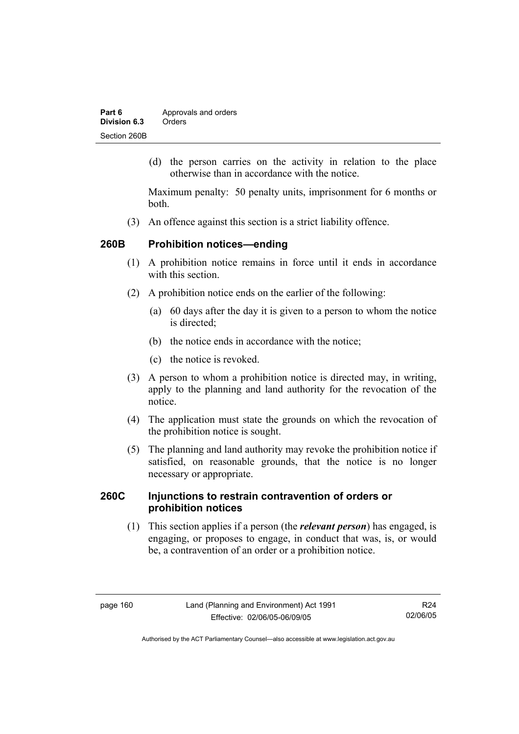(d) the person carries on the activity in relation to the place otherwise than in accordance with the notice.

Maximum penalty: 50 penalty units, imprisonment for 6 months or both.

(3) An offence against this section is a strict liability offence.

### 260B Prohibition notices—ending

(1) A prohibition notice remains in force until it ends in accordance with this section.

(2) A prohibition notice ends on the earlier of the following:

(a) 60 days after the day it is given to a person to whom the notice is directed;

(b) the notice ends in accordance with the notice;

(c) the notice is revoked.

(3) A person to whom a prohibition notice is directed may, in writing, apply to the planning and land authority for the revocation of the notice.

(4) The application must state the grounds on which the revocation of the prohibition notice is sought.

(5) The planning and land authority may revoke the prohibition notice if satisfied, on reasonable grounds, that the notice is no longer necessary or appropriate.

### 260C Injunctions to restrain contravention of orders or prohibition notices

(1) This section applies if a person (the ***relevant person***) has engaged, is engaging, or proposes to engage, in conduct that was, is, or would be, a contravention of an order or a prohibition notice.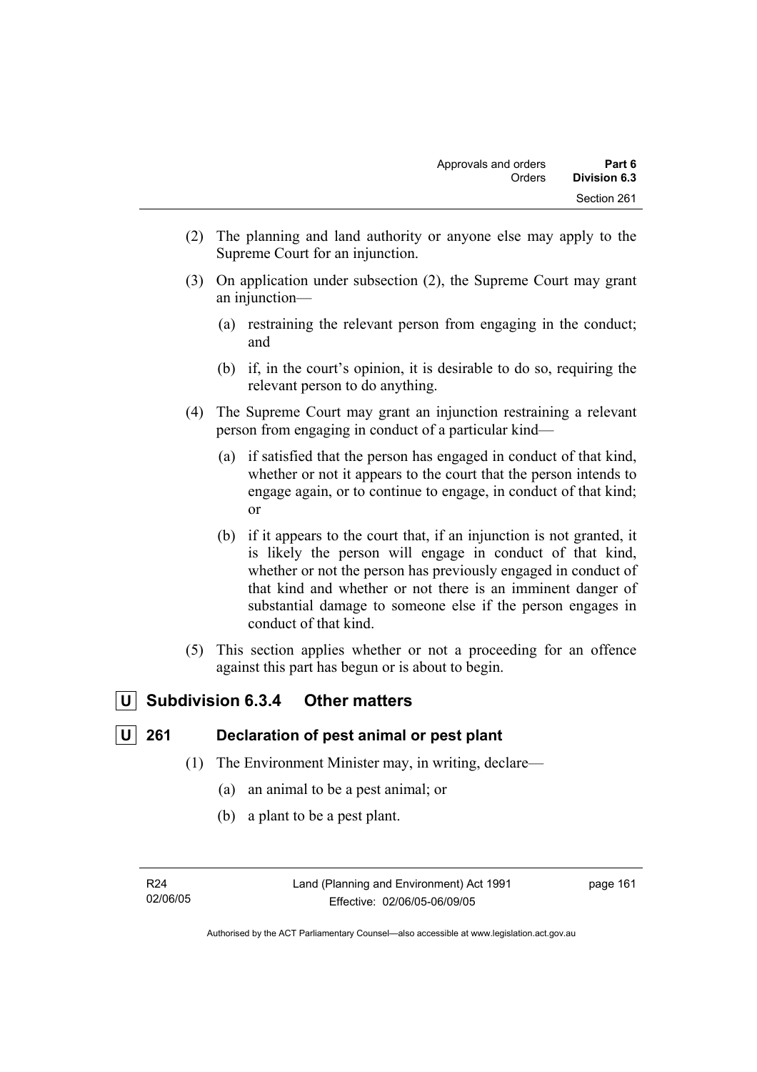(2) The planning and land authority or anyone else may apply to the Supreme Court for an injunction.

(3) On application under subsection (2), the Supreme Court may grant an injunction—

(a) restraining the relevant person from engaging in the conduct; and

(b) if, in the court's opinion, it is desirable to do so, requiring the relevant person to do anything.

(4) The Supreme Court may grant an injunction restraining a relevant person from engaging in conduct of a particular kind—

(a) if satisfied that the person has engaged in conduct of that kind, whether or not it appears to the court that the person intends to engage again, or to continue to engage, in conduct of that kind; or

(b) if it appears to the court that, if an injunction is not granted, it is likely the person will engage in conduct of that kind, whether or not the person has previously engaged in conduct of that kind and whether or not there is an imminent danger of substantial damage to someone else if the person engages in conduct of that kind.

(5) This section applies whether or not a proceeding for an offence against this part has begun or is about to begin.

## U Subdivision 6.3.4 Other matters

### U 261 Declaration of pest animal or pest plant

(1) The Environment Minister may, in writing, declare—

(a) an animal to be a pest animal; or

(b) a plant to be a pest plant.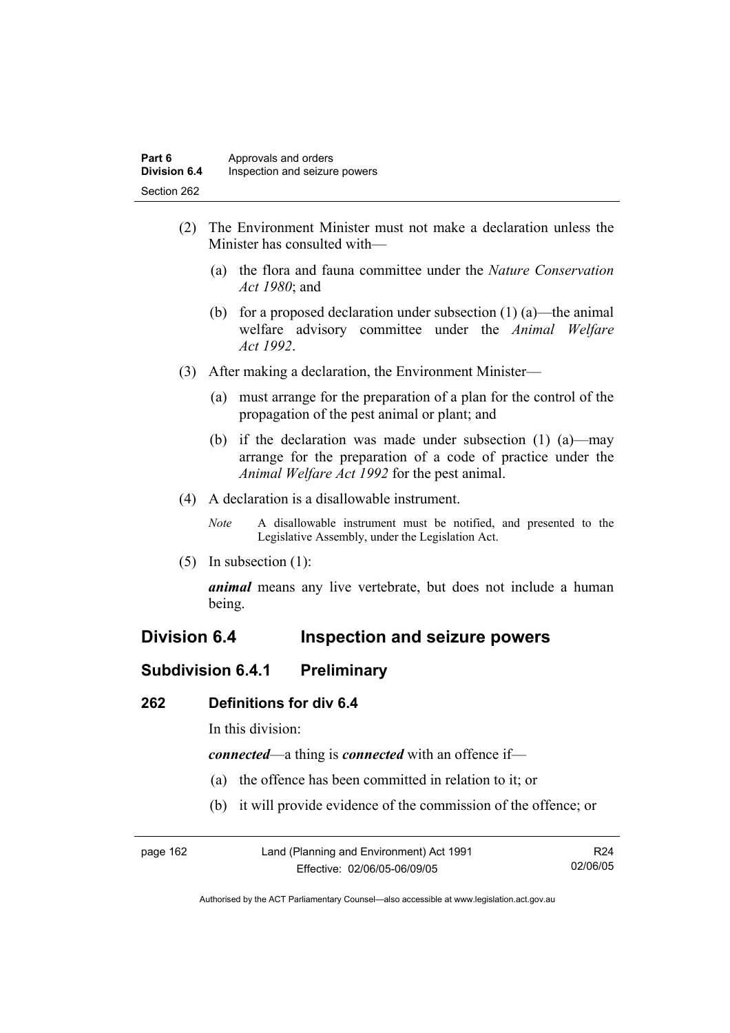(2) The Environment Minister must not make a declaration unless the Minister has consulted with—

(a) the flora and fauna committee under the *Nature Conservation Act 1980*; and

(b) for a proposed declaration under subsection (1) (a)—the animal welfare advisory committee under the *Animal Welfare Act 1992*.

(3) After making a declaration, the Environment Minister—

(a) must arrange for the preparation of a plan for the control of the propagation of the pest animal or plant; and

(b) if the declaration was made under subsection (1) (a)—may arrange for the preparation of a code of practice under the *Animal Welfare Act 1992* for the pest animal.

(4) A declaration is a disallowable instrument.

*Note* A disallowable instrument must be notified, and presented to the Legislative Assembly, under the Legislation Act.

(5) In subsection (1):

***animal*** means any live vertebrate, but does not include a human being.

## Division 6.4 Inspection and seizure powers

### Subdivision 6.4.1 Preliminary

#### 262 Definitions for div 6.4

In this division:

***connected***—a thing is ***connected*** with an offence if—

(a) the offence has been committed in relation to it; or

(b) it will provide evidence of the commission of the offence; or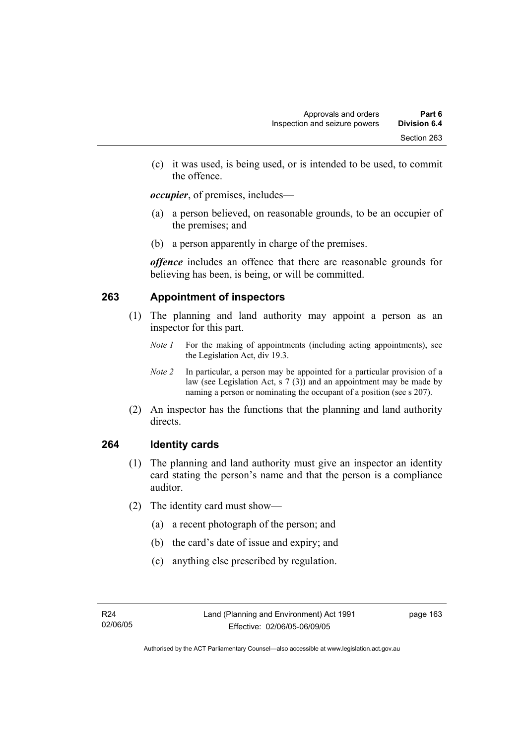(c) it was used, is being used, or is intended to be used, to commit the offence.

***occupier***, of premises, includes—

(a) a person believed, on reasonable grounds, to be an occupier of the premises; and

(b) a person apparently in charge of the premises.

***offence*** includes an offence that there are reasonable grounds for believing has been, is being, or will be committed.

## 263 Appointment of inspectors

(1) The planning and land authority may appoint a person as an inspector for this part.

*Note 1* For the making of appointments (including acting appointments), see the Legislation Act, div 19.3.

*Note 2* In particular, a person may be appointed for a particular provision of a law (see Legislation Act, s 7 (3)) and an appointment may be made by naming a person or nominating the occupant of a position (see s 207).

(2) An inspector has the functions that the planning and land authority directs.

## 264 Identity cards

(1) The planning and land authority must give an inspector an identity card stating the person's name and that the person is a compliance auditor.

(2) The identity card must show—

(a) a recent photograph of the person; and

(b) the card's date of issue and expiry; and

(c) anything else prescribed by regulation.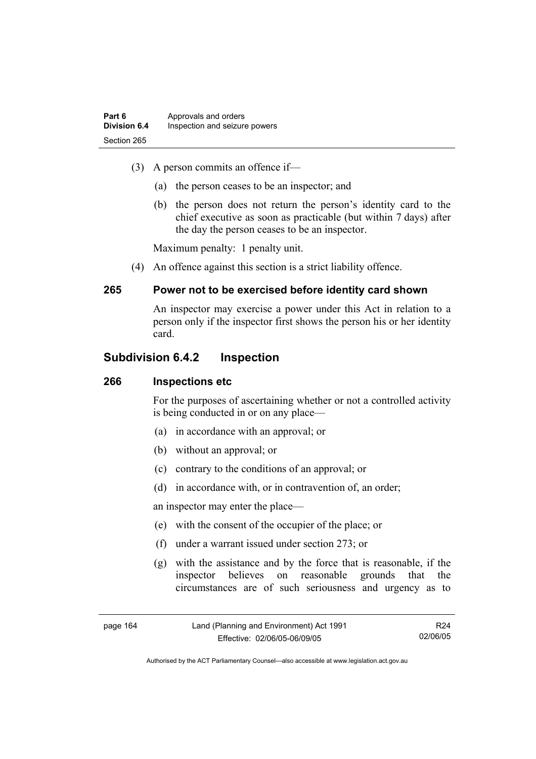(3) A person commits an offence if—

(a) the person ceases to be an inspector; and

(b) the person does not return the person's identity card to the chief executive as soon as practicable (but within 7 days) after the day the person ceases to be an inspector.

Maximum penalty: 1 penalty unit.

(4) An offence against this section is a strict liability offence.

### 265 Power not to be exercised before identity card shown

An inspector may exercise a power under this Act in relation to a person only if the inspector first shows the person his or her identity card.

## Subdivision 6.4.2 Inspection

### 266 Inspections etc

For the purposes of ascertaining whether or not a controlled activity is being conducted in or on any place—

(a) in accordance with an approval; or

(b) without an approval; or

(c) contrary to the conditions of an approval; or

(d) in accordance with, or in contravention of, an order;

an inspector may enter the place—

(e) with the consent of the occupier of the place; or

(f) under a warrant issued under section 273; or

(g) with the assistance and by the force that is reasonable, if the inspector believes on reasonable grounds that the circumstances are of such seriousness and urgency as to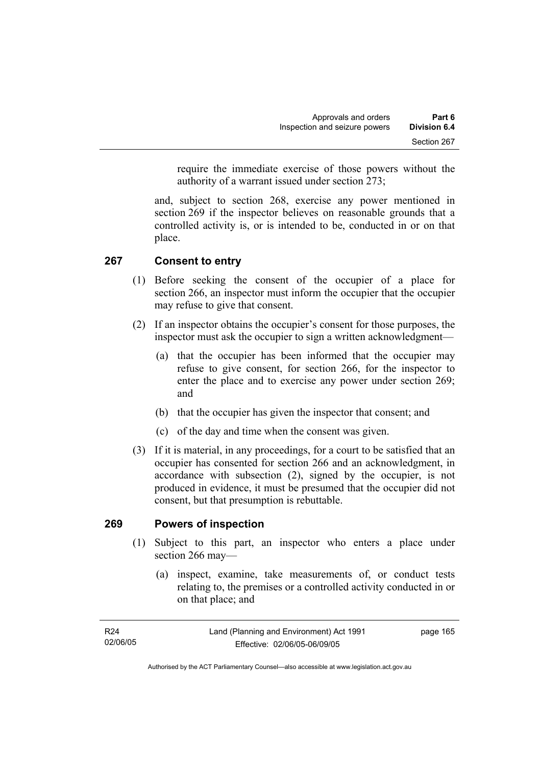require the immediate exercise of those powers without the authority of a warrant issued under section 273;

and, subject to section 268, exercise any power mentioned in section 269 if the inspector believes on reasonable grounds that a controlled activity is, or is intended to be, conducted in or on that place.

## 267 Consent to entry

(1) Before seeking the consent of the occupier of a place for section 266, an inspector must inform the occupier that the occupier may refuse to give that consent.

(2) If an inspector obtains the occupier's consent for those purposes, the inspector must ask the occupier to sign a written acknowledgment—

- (a) that the occupier has been informed that the occupier may refuse to give consent, for section 266, for the inspector to enter the place and to exercise any power under section 269; and
- (b) that the occupier has given the inspector that consent; and
- (c) of the day and time when the consent was given.

(3) If it is material, in any proceedings, for a court to be satisfied that an occupier has consented for section 266 and an acknowledgment, in accordance with subsection (2), signed by the occupier, is not produced in evidence, it must be presumed that the occupier did not consent, but that presumption is rebuttable.

## 269 Powers of inspection

(1) Subject to this part, an inspector who enters a place under section 266 may—

- (a) inspect, examine, take measurements of, or conduct tests relating to, the premises or a controlled activity conducted in or on that place; and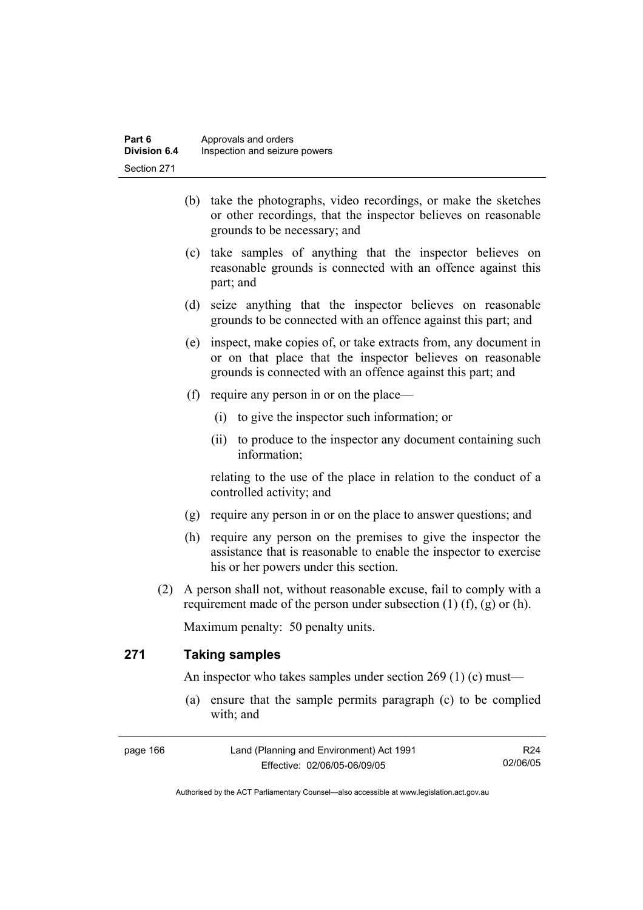(b) take the photographs, video recordings, or make the sketches or other recordings, that the inspector believes on reasonable grounds to be necessary; and

(c) take samples of anything that the inspector believes on reasonable grounds is connected with an offence against this part; and

(d) seize anything that the inspector believes on reasonable grounds to be connected with an offence against this part; and

(e) inspect, make copies of, or take extracts from, any document in or on that place that the inspector believes on reasonable grounds is connected with an offence against this part; and

(f) require any person in or on the place—

(i) to give the inspector such information; or

(ii) to produce to the inspector any document containing such information;

relating to the use of the place in relation to the conduct of a controlled activity; and

(g) require any person in or on the place to answer questions; and

(h) require any person on the premises to give the inspector the assistance that is reasonable to enable the inspector to exercise his or her powers under this section.

(2) A person shall not, without reasonable excuse, fail to comply with a requirement made of the person under subsection (1) (f), (g) or (h).

Maximum penalty: 50 penalty units.

## 271 Taking samples

An inspector who takes samples under section 269 (1) (c) must—

(a) ensure that the sample permits paragraph (c) to be complied with; and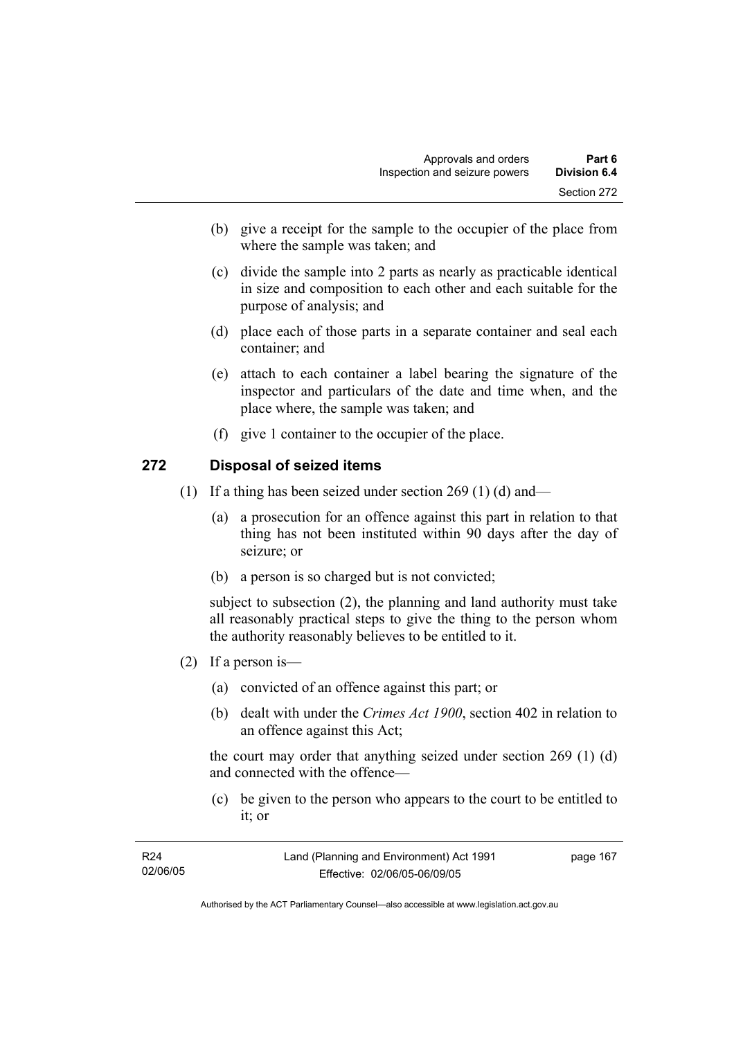(b) give a receipt for the sample to the occupier of the place from where the sample was taken; and

(c) divide the sample into 2 parts as nearly as practicable identical in size and composition to each other and each suitable for the purpose of analysis; and

(d) place each of those parts in a separate container and seal each container; and

(e) attach to each container a label bearing the signature of the inspector and particulars of the date and time when, and the place where, the sample was taken; and

(f) give 1 container to the occupier of the place.

## 272 Disposal of seized items

(1) If a thing has been seized under section 269 (1) (d) and—

(a) a prosecution for an offence against this part in relation to that thing has not been instituted within 90 days after the day of seizure; or

(b) a person is so charged but is not convicted;

subject to subsection (2), the planning and land authority must take all reasonably practical steps to give the thing to the person whom the authority reasonably believes to be entitled to it.

(2) If a person is—

(a) convicted of an offence against this part; or

(b) dealt with under the *Crimes Act 1900*, section 402 in relation to an offence against this Act;

the court may order that anything seized under section 269 (1) (d) and connected with the offence—

(c) be given to the person who appears to the court to be entitled to it; or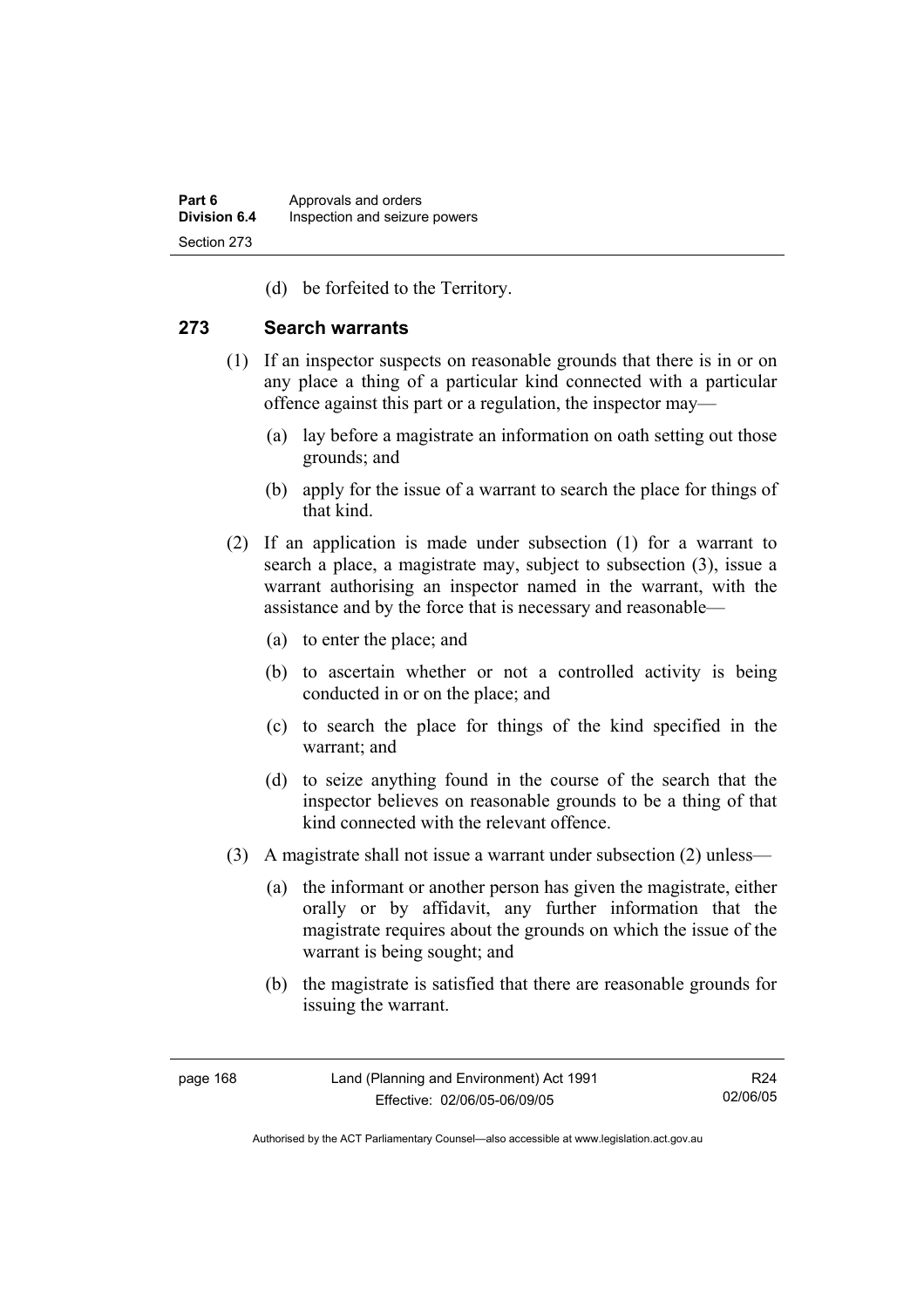(d) be forfeited to the Territory.

## 273 Search warrants

(1) If an inspector suspects on reasonable grounds that there is in or on any place a thing of a particular kind connected with a particular offence against this part or a regulation, the inspector may—

(a) lay before a magistrate an information on oath setting out those grounds; and

(b) apply for the issue of a warrant to search the place for things of that kind.

(2) If an application is made under subsection (1) for a warrant to search a place, a magistrate may, subject to subsection (3), issue a warrant authorising an inspector named in the warrant, with the assistance and by the force that is necessary and reasonable—

(a) to enter the place; and

(b) to ascertain whether or not a controlled activity is being conducted in or on the place; and

(c) to search the place for things of the kind specified in the warrant; and

(d) to seize anything found in the course of the search that the inspector believes on reasonable grounds to be a thing of that kind connected with the relevant offence.

(3) A magistrate shall not issue a warrant under subsection (2) unless—

(a) the informant or another person has given the magistrate, either orally or by affidavit, any further information that the magistrate requires about the grounds on which the issue of the warrant is being sought; and

(b) the magistrate is satisfied that there are reasonable grounds for issuing the warrant.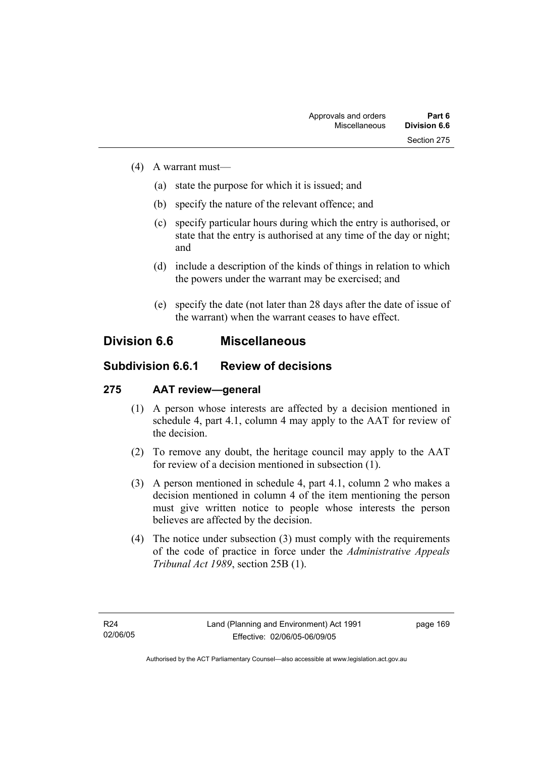(4) A warrant must—

(a) state the purpose for which it is issued; and

(b) specify the nature of the relevant offence; and

(c) specify particular hours during which the entry is authorised, or state that the entry is authorised at any time of the day or night; and

(d) include a description of the kinds of things in relation to which the powers under the warrant may be exercised; and

(e) specify the date (not later than 28 days after the date of issue of the warrant) when the warrant ceases to have effect.

## Division 6.6 Miscellaneous

### Subdivision 6.6.1 Review of decisions

#### 275 AAT review—general

(1) A person whose interests are affected by a decision mentioned in schedule 4, part 4.1, column 4 may apply to the AAT for review of the decision.

(2) To remove any doubt, the heritage council may apply to the AAT for review of a decision mentioned in subsection (1).

(3) A person mentioned in schedule 4, part 4.1, column 2 who makes a decision mentioned in column 4 of the item mentioning the person must give written notice to people whose interests the person believes are affected by the decision.

(4) The notice under subsection (3) must comply with the requirements of the code of practice in force under the *Administrative Appeals Tribunal Act 1989*, section 25B (1).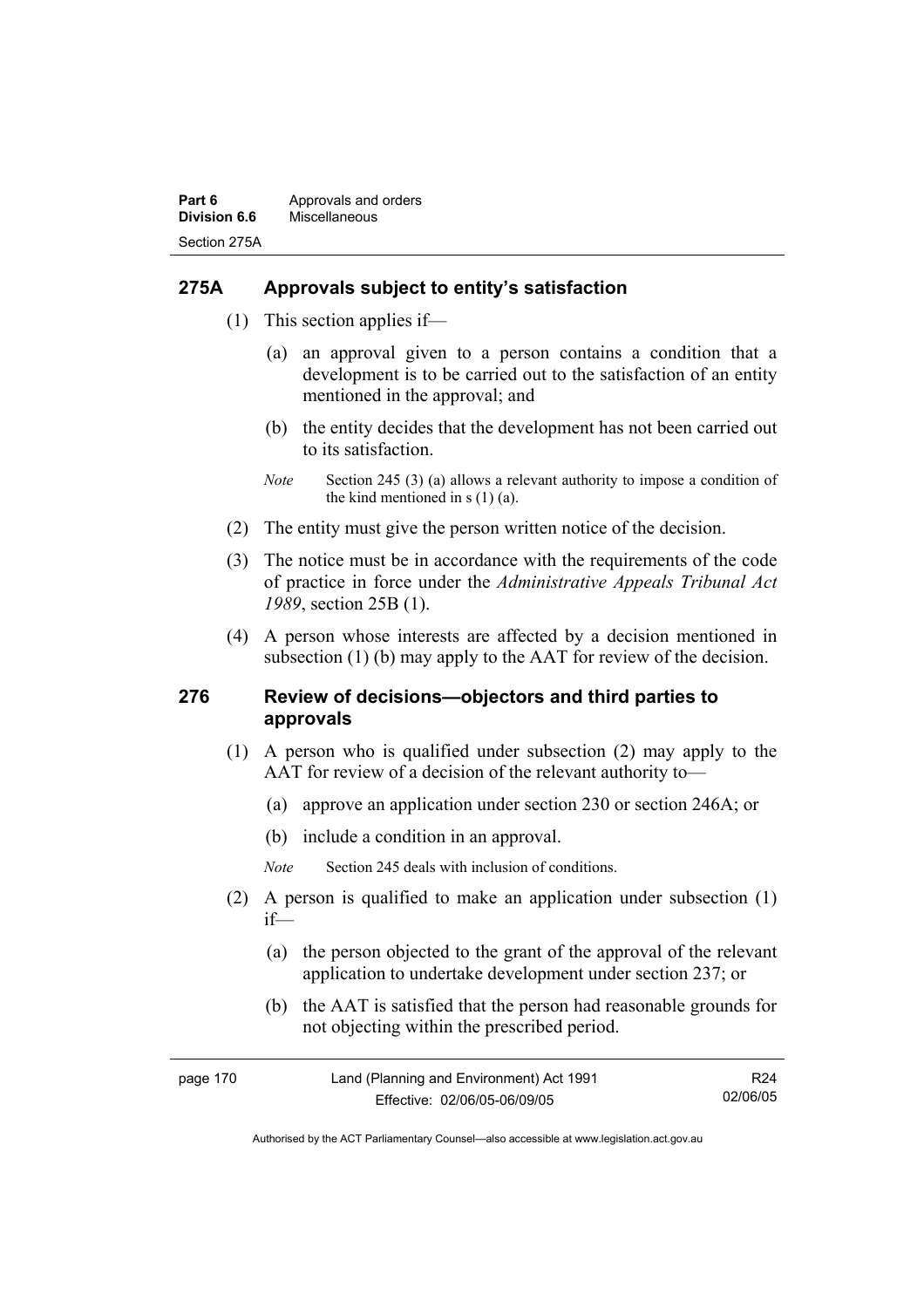## 275A Approvals subject to entity's satisfaction

(1) This section applies if—

(a) an approval given to a person contains a condition that a development is to be carried out to the satisfaction of an entity mentioned in the approval; and

(b) the entity decides that the development has not been carried out to its satisfaction.

*Note* Section 245 (3) (a) allows a relevant authority to impose a condition of the kind mentioned in s (1) (a).

(2) The entity must give the person written notice of the decision.

(3) The notice must be in accordance with the requirements of the code of practice in force under the *Administrative Appeals Tribunal Act 1989*, section 25B (1).

(4) A person whose interests are affected by a decision mentioned in subsection (1) (b) may apply to the AAT for review of the decision.

## 276 Review of decisions—objectors and third parties to approvals

(1) A person who is qualified under subsection (2) may apply to the AAT for review of a decision of the relevant authority to—

(a) approve an application under section 230 or section 246A; or

(b) include a condition in an approval.

*Note* Section 245 deals with inclusion of conditions.

(2) A person is qualified to make an application under subsection (1) if—

(a) the person objected to the grant of the approval of the relevant application to undertake development under section 237; or

(b) the AAT is satisfied that the person had reasonable grounds for not objecting within the prescribed period.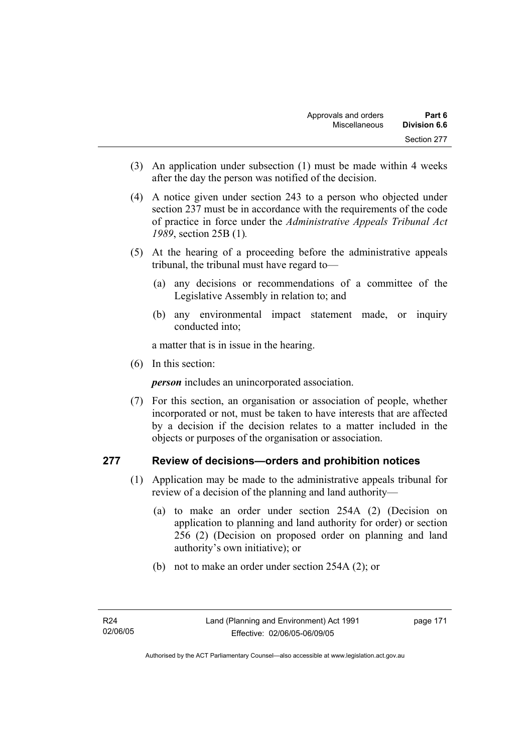(3) An application under subsection (1) must be made within 4 weeks after the day the person was notified of the decision.

(4) A notice given under section 243 to a person who objected under section 237 must be in accordance with the requirements of the code of practice in force under the *Administrative Appeals Tribunal Act 1989*, section 25B (1).

(5) At the hearing of a proceeding before the administrative appeals tribunal, the tribunal must have regard to—

(a) any decisions or recommendations of a committee of the Legislative Assembly in relation to; and

(b) any environmental impact statement made, or inquiry conducted into;

a matter that is in issue in the hearing.

(6) In this section:

***person*** includes an unincorporated association.

(7) For this section, an organisation or association of people, whether incorporated or not, must be taken to have interests that are affected by a decision if the decision relates to a matter included in the objects or purposes of the organisation or association.

## 277 Review of decisions—orders and prohibition notices

(1) Application may be made to the administrative appeals tribunal for review of a decision of the planning and land authority—

(a) to make an order under section 254A (2) (Decision on application to planning and land authority for order) or section 256 (2) (Decision on proposed order on planning and land authority's own initiative); or

(b) not to make an order under section 254A (2); or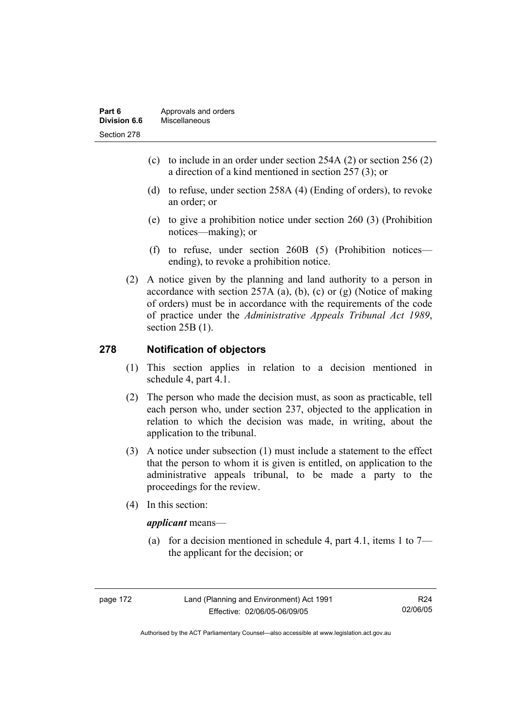(c) to include in an order under section 254A (2) or section 256 (2) a direction of a kind mentioned in section 257 (3); or

(d) to refuse, under section 258A (4) (Ending of orders), to revoke an order; or

(e) to give a prohibition notice under section 260 (3) (Prohibition notices—making); or

(f) to refuse, under section 260B (5) (Prohibition notices—ending), to revoke a prohibition notice.

(2) A notice given by the planning and land authority to a person in accordance with section 257A (a), (b), (c) or (g) (Notice of making of orders) must be in accordance with the requirements of the code of practice under the *Administrative Appeals Tribunal Act 1989*, section 25B (1).

## 278 Notification of objectors

(1) This section applies in relation to a decision mentioned in schedule 4, part 4.1.

(2) The person who made the decision must, as soon as practicable, tell each person who, under section 237, objected to the application in relation to which the decision was made, in writing, about the application to the tribunal.

(3) A notice under subsection (1) must include a statement to the effect that the person to whom it is given is entitled, on application to the administrative appeals tribunal, to be made a party to the proceedings for the review.

(4) In this section:

***applicant*** means—

(a) for a decision mentioned in schedule 4, part 4.1, items 1 to 7—the applicant for the decision; or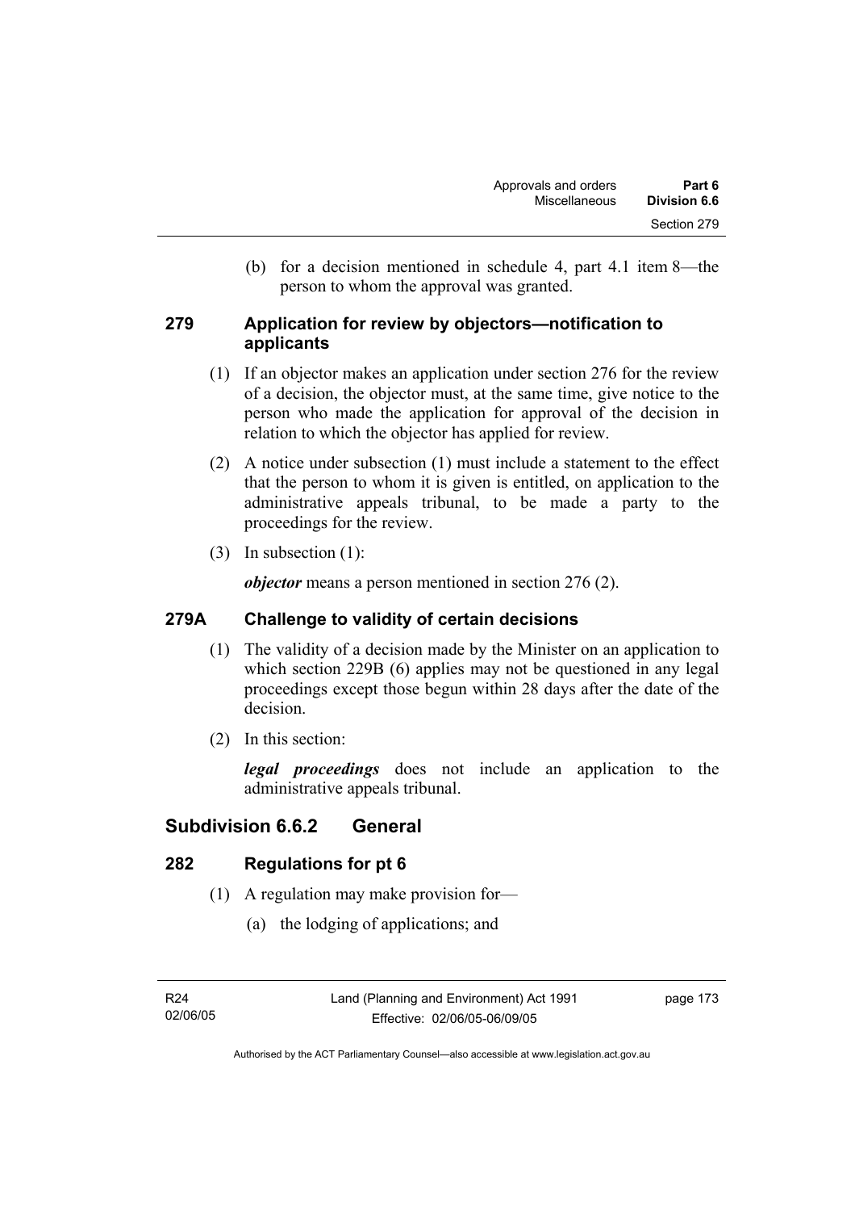(b) for a decision mentioned in schedule 4, part 4.1 item 8—the person to whom the approval was granted.

### 279 Application for review by objectors—notification to applicants

(1) If an objector makes an application under section 276 for the review of a decision, the objector must, at the same time, give notice to the person who made the application for approval of the decision in relation to which the objector has applied for review.

(2) A notice under subsection (1) must include a statement to the effect that the person to whom it is given is entitled, on application to the administrative appeals tribunal, to be made a party to the proceedings for the review.

(3) In subsection (1):

***objector*** means a person mentioned in section 276 (2).

### 279A Challenge to validity of certain decisions

(1) The validity of a decision made by the Minister on an application to which section 229B (6) applies may not be questioned in any legal proceedings except those begun within 28 days after the date of the decision.

(2) In this section:

***legal proceedings*** does not include an application to the administrative appeals tribunal.

## Subdivision 6.6.2 General

### 282 Regulations for pt 6

(1) A regulation may make provision for—

(a) the lodging of applications; and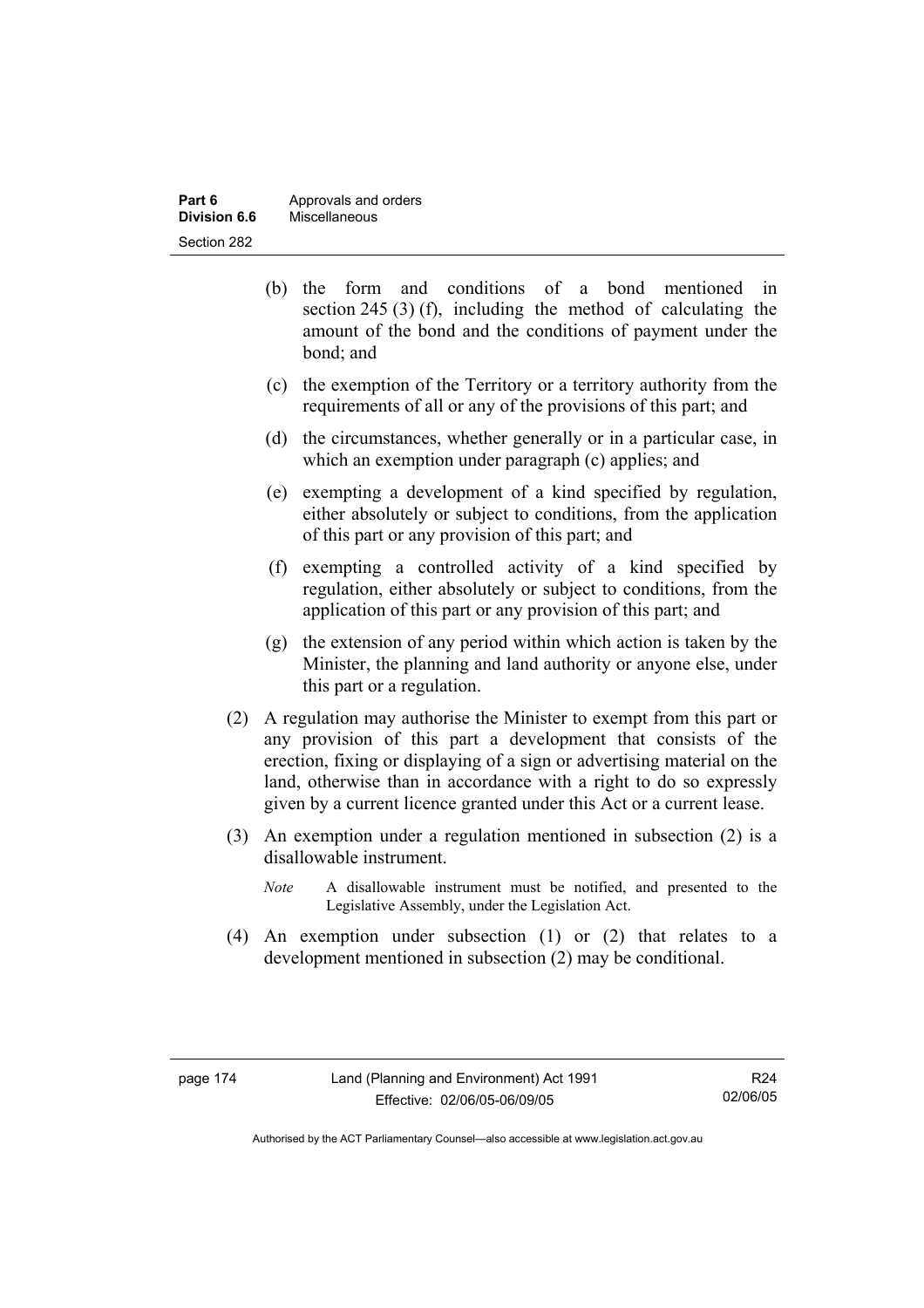(b) the form and conditions of a bond mentioned in section 245 (3) (f), including the method of calculating the amount of the bond and the conditions of payment under the bond; and

(c) the exemption of the Territory or a territory authority from the requirements of all or any of the provisions of this part; and

(d) the circumstances, whether generally or in a particular case, in which an exemption under paragraph (c) applies; and

(e) exempting a development of a kind specified by regulation, either absolutely or subject to conditions, from the application of this part or any provision of this part; and

(f) exempting a controlled activity of a kind specified by regulation, either absolutely or subject to conditions, from the application of this part or any provision of this part; and

(g) the extension of any period within which action is taken by the Minister, the planning and land authority or anyone else, under this part or a regulation.

(2) A regulation may authorise the Minister to exempt from this part or any provision of this part a development that consists of the erection, fixing or displaying of a sign or advertising material on the land, otherwise than in accordance with a right to do so expressly given by a current licence granted under this Act or a current lease.

(3) An exemption under a regulation mentioned in subsection (2) is a disallowable instrument.

*Note* A disallowable instrument must be notified, and presented to the Legislative Assembly, under the Legislation Act.

(4) An exemption under subsection (1) or (2) that relates to a development mentioned in subsection (2) may be conditional.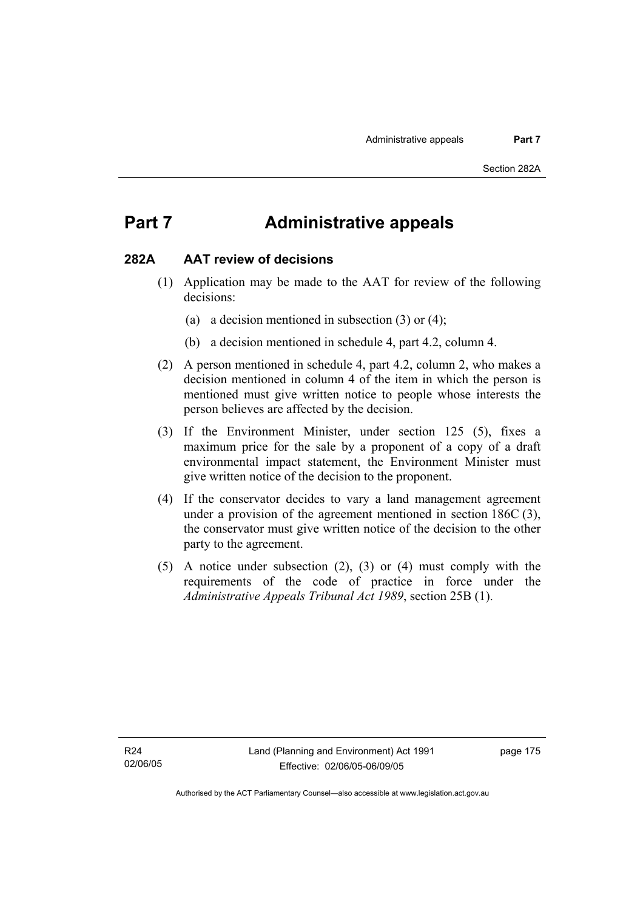# Part 7 Administrative appeals

## 282A AAT review of decisions

(1) Application may be made to the AAT for review of the following decisions:

(a) a decision mentioned in subsection (3) or (4);

(b) a decision mentioned in schedule 4, part 4.2, column 4.

(2) A person mentioned in schedule 4, part 4.2, column 2, who makes a decision mentioned in column 4 of the item in which the person is mentioned must give written notice to people whose interests the person believes are affected by the decision.

(3) If the Environment Minister, under section 125 (5), fixes a maximum price for the sale by a proponent of a copy of a draft environmental impact statement, the Environment Minister must give written notice of the decision to the proponent.

(4) If the conservator decides to vary a land management agreement under a provision of the agreement mentioned in section 186C (3), the conservator must give written notice of the decision to the other party to the agreement.

(5) A notice under subsection (2), (3) or (4) must comply with the requirements of the code of practice in force under the *Administrative Appeals Tribunal Act 1989*, section 25B (1).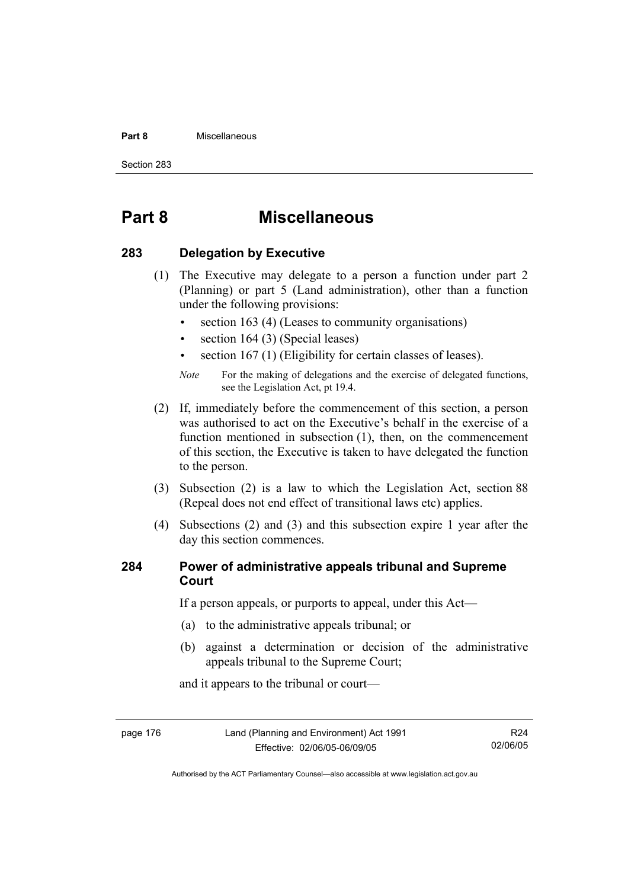# Part 8 Miscellaneous

## 283 Delegation by Executive

(1) The Executive may delegate to a person a function under part 2 (Planning) or part 5 (Land administration), other than a function under the following provisions:

- section 163 (4) (Leases to community organisations)
- section 164 (3) (Special leases)
- section 167 (1) (Eligibility for certain classes of leases).

*Note* For the making of delegations and the exercise of delegated functions, see the Legislation Act, pt 19.4.

(2) If, immediately before the commencement of this section, a person was authorised to act on the Executive's behalf in the exercise of a function mentioned in subsection (1), then, on the commencement of this section, the Executive is taken to have delegated the function to the person.

(3) Subsection (2) is a law to which the Legislation Act, section 88 (Repeal does not end effect of transitional laws etc) applies.

(4) Subsections (2) and (3) and this subsection expire 1 year after the day this section commences.

## 284 Power of administrative appeals tribunal and Supreme Court

If a person appeals, or purports to appeal, under this Act—

(a) to the administrative appeals tribunal; or

(b) against a determination or decision of the administrative appeals tribunal to the Supreme Court;

and it appears to the tribunal or court—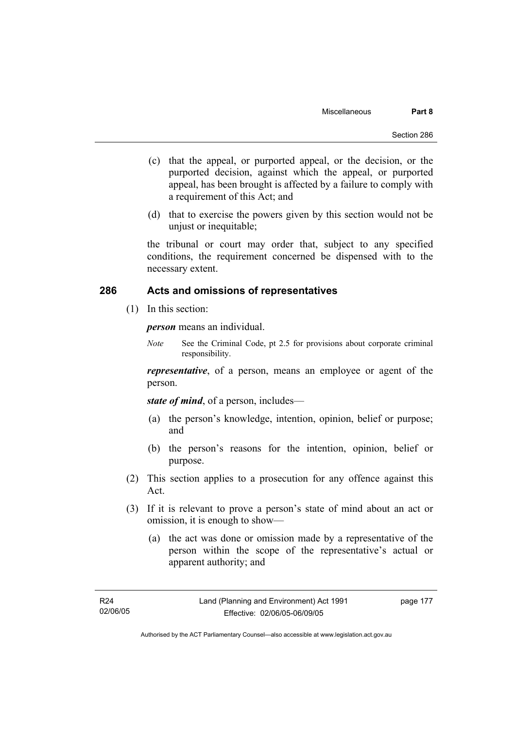(c) that the appeal, or purported appeal, or the decision, or the purported decision, against which the appeal, or purported appeal, has been brought is affected by a failure to comply with a requirement of this Act; and

(d) that to exercise the powers given by this section would not be unjust or inequitable;

the tribunal or court may order that, subject to any specified conditions, the requirement concerned be dispensed with to the necessary extent.

## 286 Acts and omissions of representatives

(1) In this section:

***person*** means an individual.

*Note* See the Criminal Code, pt 2.5 for provisions about corporate criminal responsibility.

***representative***, of a person, means an employee or agent of the person.

***state of mind***, of a person, includes—

(a) the person's knowledge, intention, opinion, belief or purpose; and

(b) the person's reasons for the intention, opinion, belief or purpose.

(2) This section applies to a prosecution for any offence against this Act.

(3) If it is relevant to prove a person's state of mind about an act or omission, it is enough to show—

(a) the act was done or omission made by a representative of the person within the scope of the representative's actual or apparent authority; and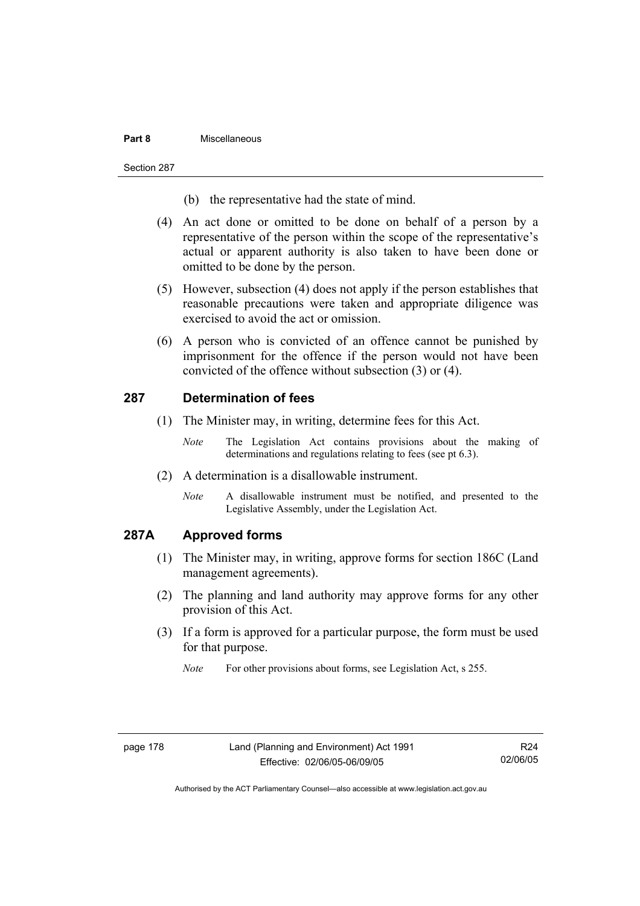(b) the representative had the state of mind.

(4) An act done or omitted to be done on behalf of a person by a representative of the person within the scope of the representative's actual or apparent authority is also taken to have been done or omitted to be done by the person.

(5) However, subsection (4) does not apply if the person establishes that reasonable precautions were taken and appropriate diligence was exercised to avoid the act or omission.

(6) A person who is convicted of an offence cannot be punished by imprisonment for the offence if the person would not have been convicted of the offence without subsection (3) or (4).

## 287 Determination of fees

(1) The Minister may, in writing, determine fees for this Act.

*Note* The Legislation Act contains provisions about the making of determinations and regulations relating to fees (see pt 6.3).

(2) A determination is a disallowable instrument.

*Note* A disallowable instrument must be notified, and presented to the Legislative Assembly, under the Legislation Act.

## 287A Approved forms

(1) The Minister may, in writing, approve forms for section 186C (Land management agreements).

(2) The planning and land authority may approve forms for any other provision of this Act.

(3) If a form is approved for a particular purpose, the form must be used for that purpose.

*Note* For other provisions about forms, see Legislation Act, s 255.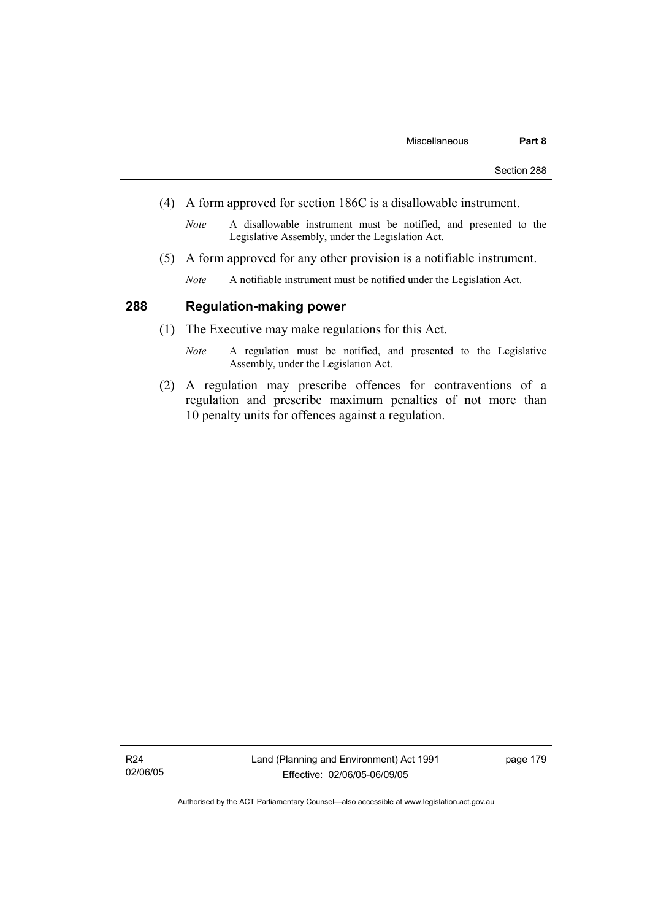(4) A form approved for section 186C is a disallowable instrument.

*Note* A disallowable instrument must be notified, and presented to the Legislative Assembly, under the Legislation Act.

(5) A form approved for any other provision is a notifiable instrument.

*Note* A notifiable instrument must be notified under the Legislation Act.

### 288 Regulation-making power

(1) The Executive may make regulations for this Act.

*Note* A regulation must be notified, and presented to the Legislative Assembly, under the Legislation Act.

(2) A regulation may prescribe offences for contraventions of a regulation and prescribe maximum penalties of not more than 10 penalty units for offences against a regulation.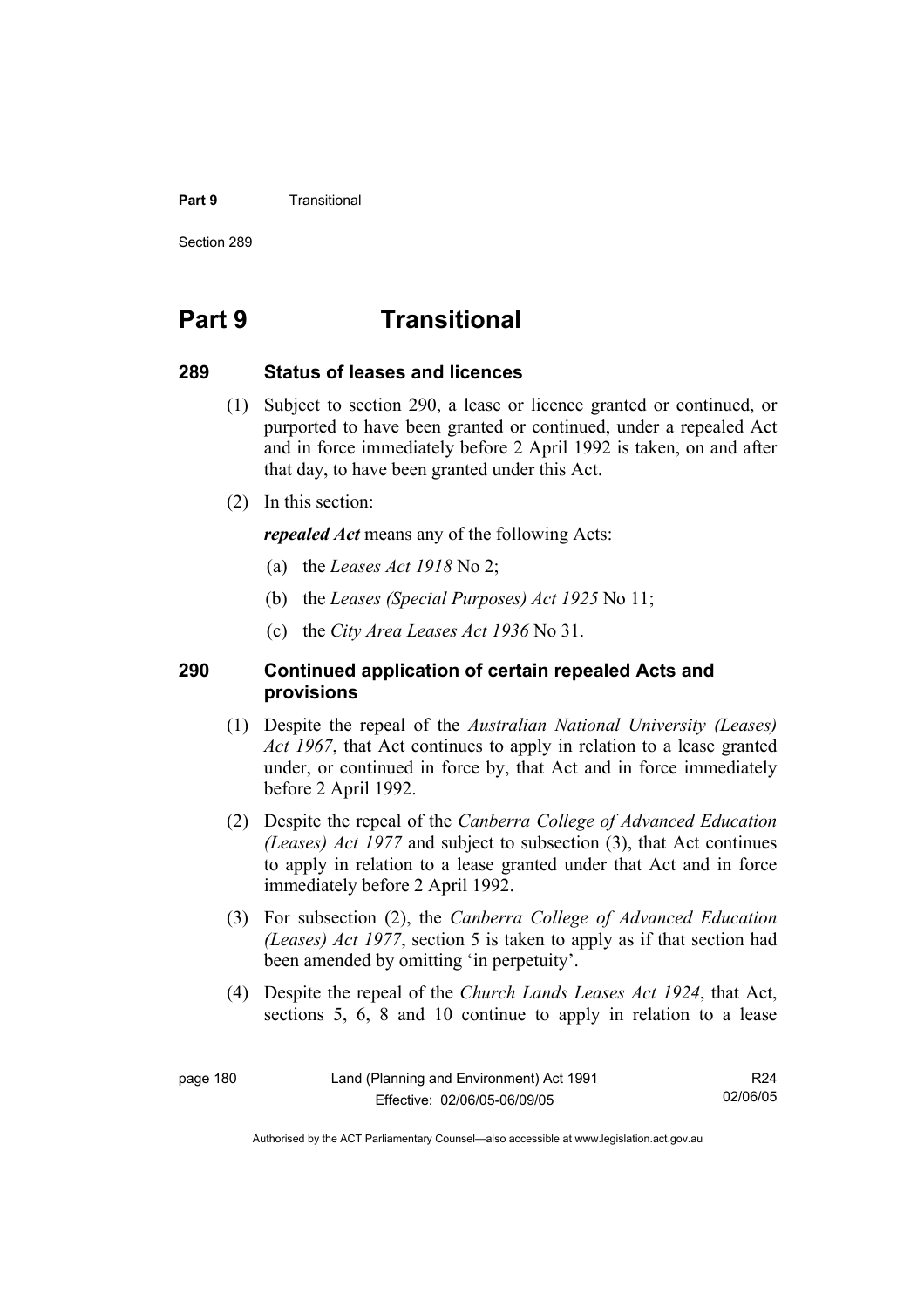# Part 9 Transitional

## 289 Status of leases and licences

(1) Subject to section 290, a lease or licence granted or continued, or purported to have been granted or continued, under a repealed Act and in force immediately before 2 April 1992 is taken, on and after that day, to have been granted under this Act.

(2) In this section:

***repealed Act*** means any of the following Acts:

(a) the *Leases Act 1918* No 2;

(b) the *Leases (Special Purposes) Act 1925* No 11;

(c) the *City Area Leases Act 1936* No 31.

## 290 Continued application of certain repealed Acts and provisions

(1) Despite the repeal of the *Australian National University (Leases) Act 1967*, that Act continues to apply in relation to a lease granted under, or continued in force by, that Act and in force immediately before 2 April 1992.

(2) Despite the repeal of the *Canberra College of Advanced Education (Leases) Act 1977* and subject to subsection (3), that Act continues to apply in relation to a lease granted under that Act and in force immediately before 2 April 1992.

(3) For subsection (2), the *Canberra College of Advanced Education (Leases) Act 1977*, section 5 is taken to apply as if that section had been amended by omitting 'in perpetuity'.

(4) Despite the repeal of the *Church Lands Leases Act 1924*, that Act, sections 5, 6, 8 and 10 continue to apply in relation to a lease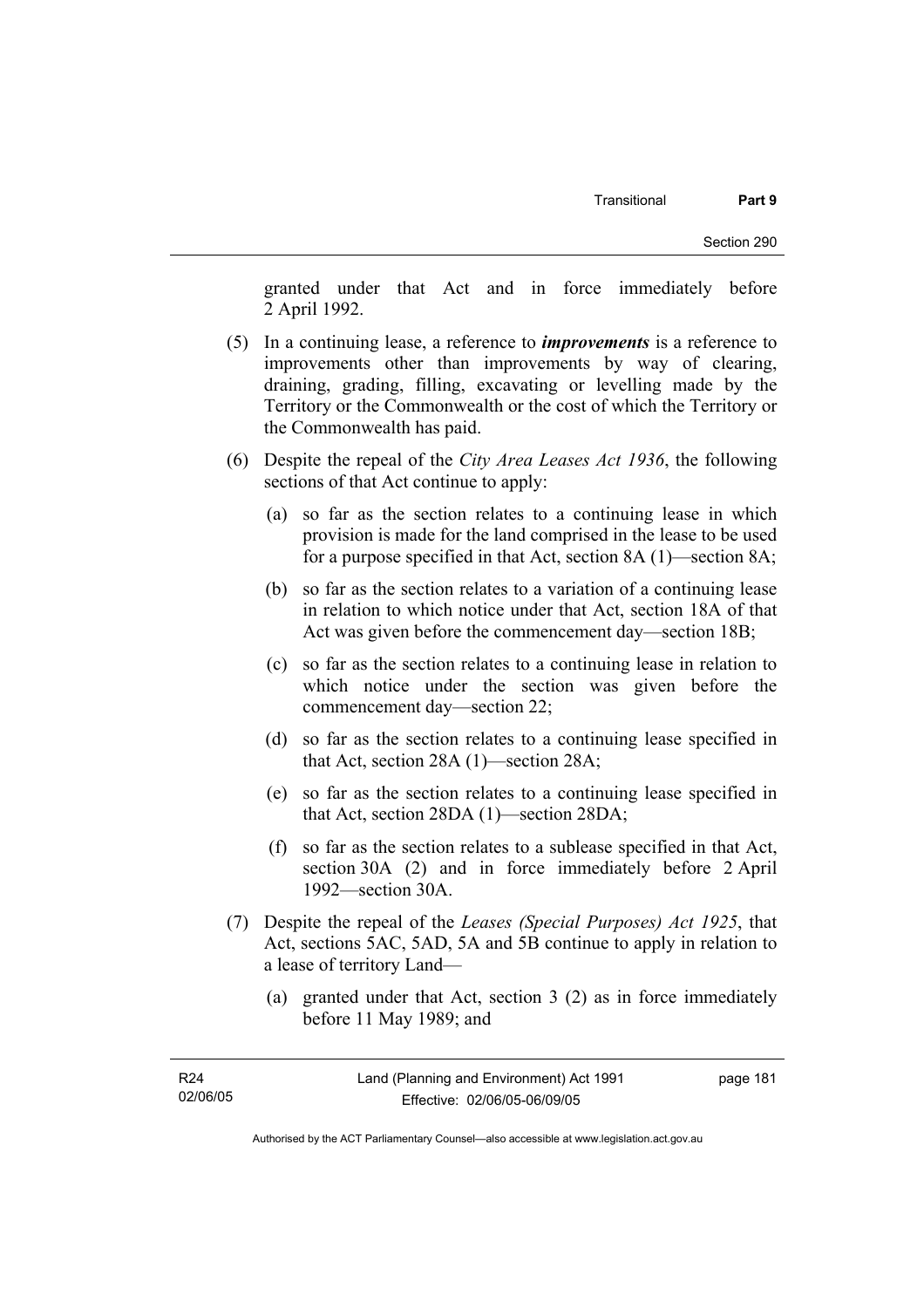granted under that Act and in force immediately before 2 April 1992.

(5) In a continuing lease, a reference to ***improvements*** is a reference to improvements other than improvements by way of clearing, draining, grading, filling, excavating or levelling made by the Territory or the Commonwealth or the cost of which the Territory or the Commonwealth has paid.

(6) Despite the repeal of the *City Area Leases Act 1936*, the following sections of that Act continue to apply:

(a) so far as the section relates to a continuing lease in which provision is made for the land comprised in the lease to be used for a purpose specified in that Act, section 8A (1)—section 8A;

(b) so far as the section relates to a variation of a continuing lease in relation to which notice under that Act, section 18A of that Act was given before the commencement day—section 18B;

(c) so far as the section relates to a continuing lease in relation to which notice under the section was given before the commencement day—section 22;

(d) so far as the section relates to a continuing lease specified in that Act, section 28A (1)—section 28A;

(e) so far as the section relates to a continuing lease specified in that Act, section 28DA (1)—section 28DA;

(f) so far as the section relates to a sublease specified in that Act, section 30A (2) and in force immediately before 2 April 1992—section 30A.

(7) Despite the repeal of the *Leases (Special Purposes) Act 1925*, that Act, sections 5AC, 5AD, 5A and 5B continue to apply in relation to a lease of territory Land—

(a) granted under that Act, section 3 (2) as in force immediately before 11 May 1989; and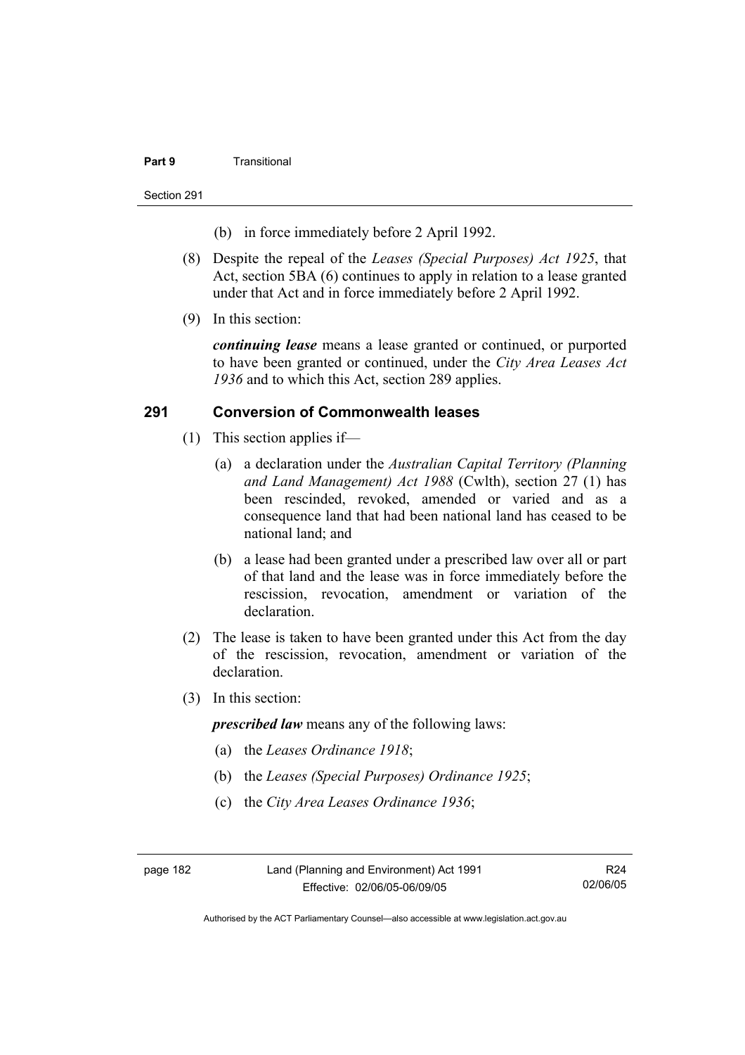(b) in force immediately before 2 April 1992.

(8) Despite the repeal of the *Leases (Special Purposes) Act 1925*, that Act, section 5BA (6) continues to apply in relation to a lease granted under that Act and in force immediately before 2 April 1992.

(9) In this section:

***continuing lease*** means a lease granted or continued, or purported to have been granted or continued, under the *City Area Leases Act 1936* and to which this Act, section 289 applies.

## 291 Conversion of Commonwealth leases

(1) This section applies if—

(a) a declaration under the *Australian Capital Territory (Planning and Land Management) Act 1988* (Cwlth), section 27 (1) has been rescinded, revoked, amended or varied and as a consequence land that had been national land has ceased to be national land; and

(b) a lease had been granted under a prescribed law over all or part of that land and the lease was in force immediately before the rescission, revocation, amendment or variation of the declaration.

(2) The lease is taken to have been granted under this Act from the day of the rescission, revocation, amendment or variation of the declaration.

(3) In this section:

***prescribed law*** means any of the following laws:

(a) the *Leases Ordinance 1918*;

(b) the *Leases (Special Purposes) Ordinance 1925*;

(c) the *City Area Leases Ordinance 1936*;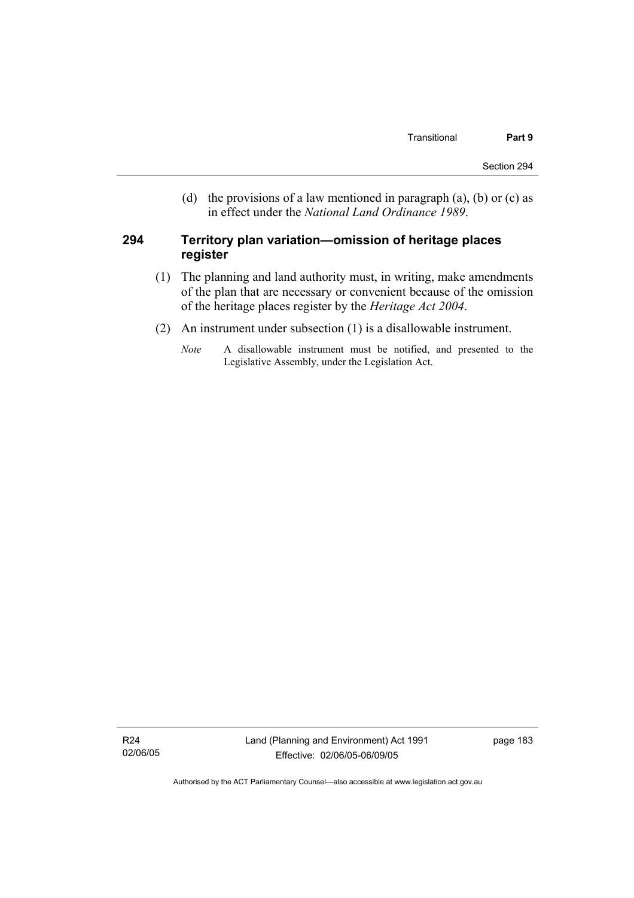(d) the provisions of a law mentioned in paragraph (a), (b) or (c) as in effect under the *National Land Ordinance 1989*.

### 294 Territory plan variation—omission of heritage places register

(1) The planning and land authority must, in writing, make amendments of the plan that are necessary or convenient because of the omission of the heritage places register by the *Heritage Act 2004*.

(2) An instrument under subsection (1) is a disallowable instrument.

*Note* A disallowable instrument must be notified, and presented to the Legislative Assembly, under the Legislation Act.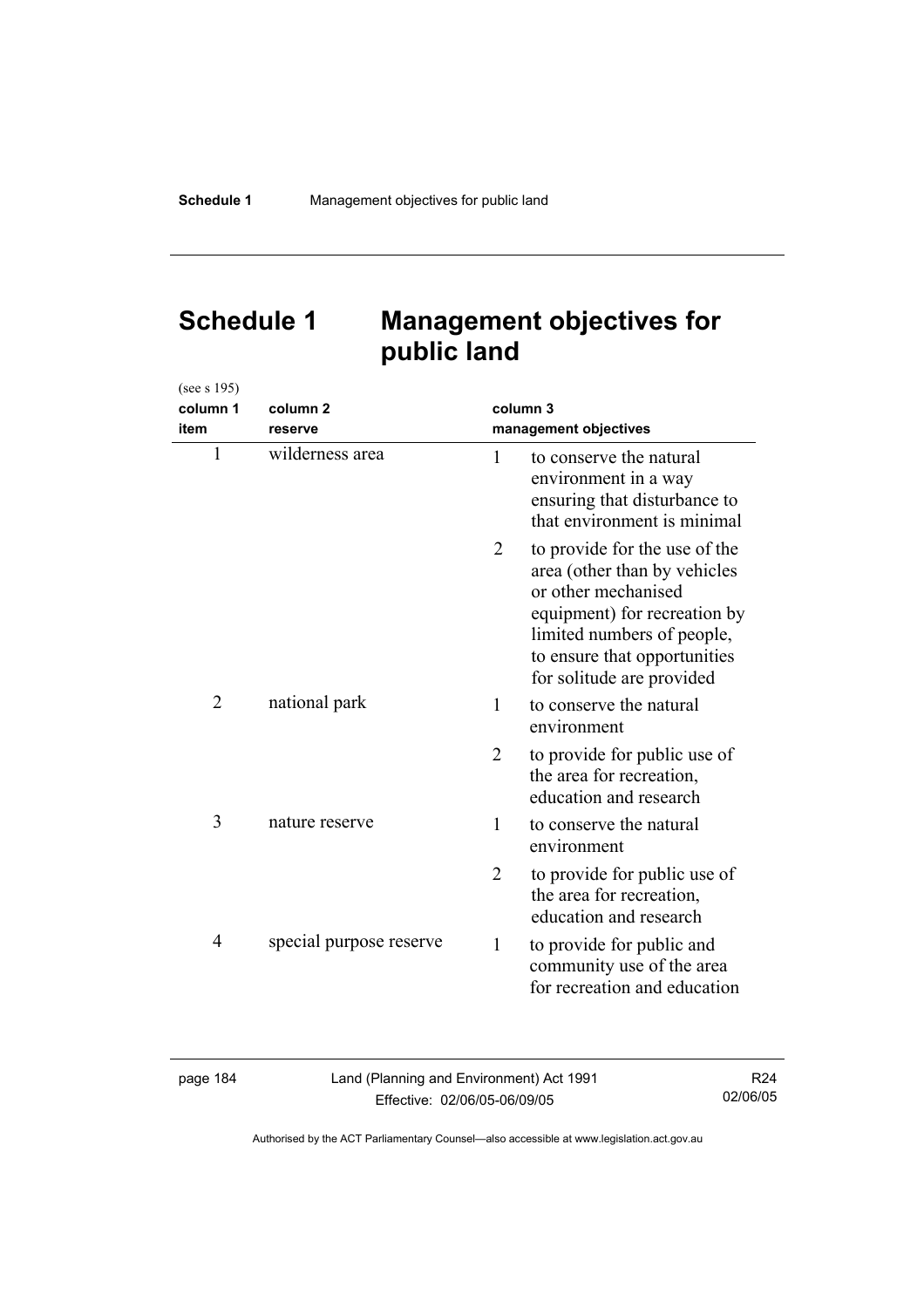# Schedule 1 Management objectives for public land

(see s 195)

| column 1<br>item | column 2<br>reserve | column 3<br>management objectives |
|---|---|---|
| 1 | wilderness area | 1 to conserve the natural environment in a way ensuring that disturbance to that environment is minimal |
| | | 2 to provide for the use of the area (other than by vehicles or other mechanised equipment) for recreation by limited numbers of people, to ensure that opportunities for solitude are provided |
| 2 | national park | 1 to conserve the natural environment |
| | | 2 to provide for public use of the area for recreation, education and research |
| 3 | nature reserve | 1 to conserve the natural environment |
| | | 2 to provide for public use of the area for recreation, education and research |
| 4 | special purpose reserve | 1 to provide for public and community use of the area for recreation and education |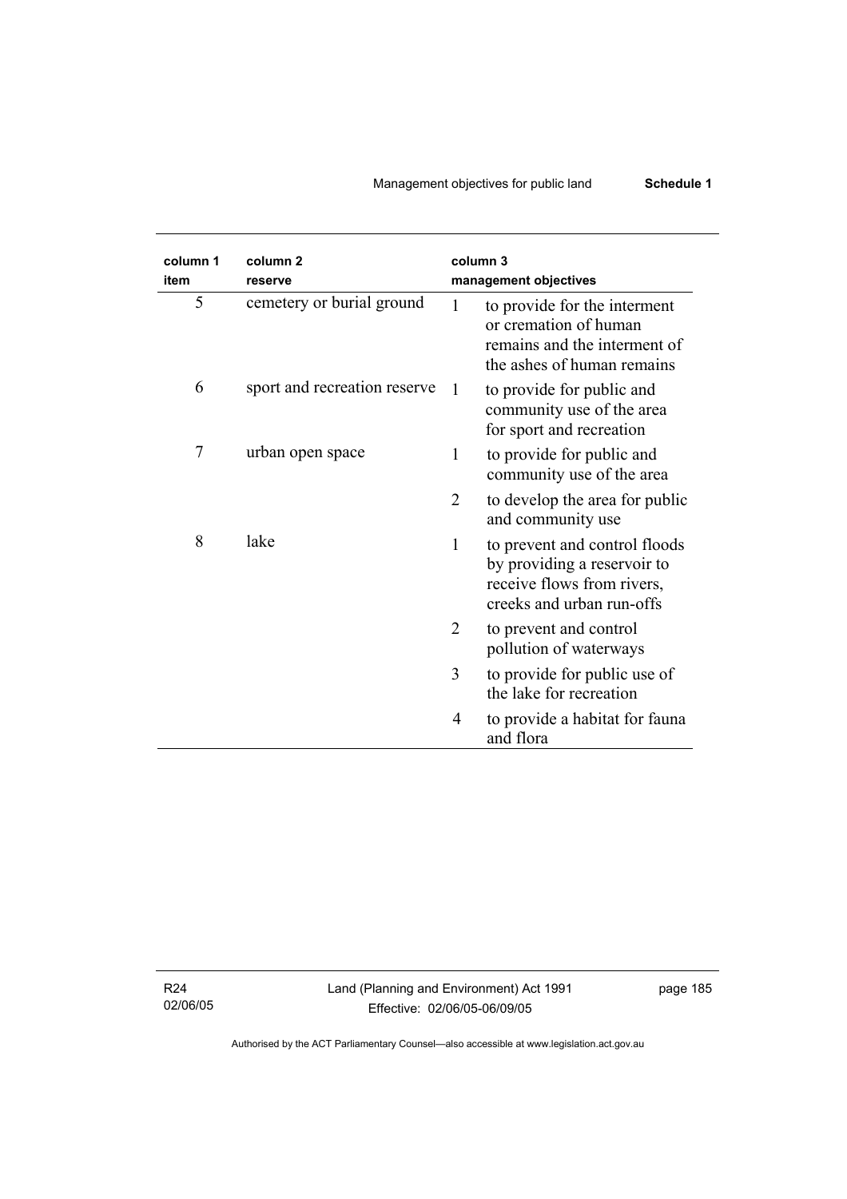| column 1 item | column 2 reserve | column 3 management objectives | |
|---|---|---|---|
| 5 | cemetery or burial ground | 1 | to provide for the interment or cremation of human remains and the interment of the ashes of human remains |
| 6 | sport and recreation reserve | 1 | to provide for public and community use of the area for sport and recreation |
| 7 | urban open space | 1 | to provide for public and community use of the area |
| | | 2 | to develop the area for public and community use |
| 8 | lake | 1 | to prevent and control floods by providing a reservoir to receive flows from rivers, creeks and urban run-offs |
| | | 2 | to prevent and control pollution of waterways |
| | | 3 | to provide for public use of the lake for recreation |
| | | 4 | to provide a habitat for fauna and flora |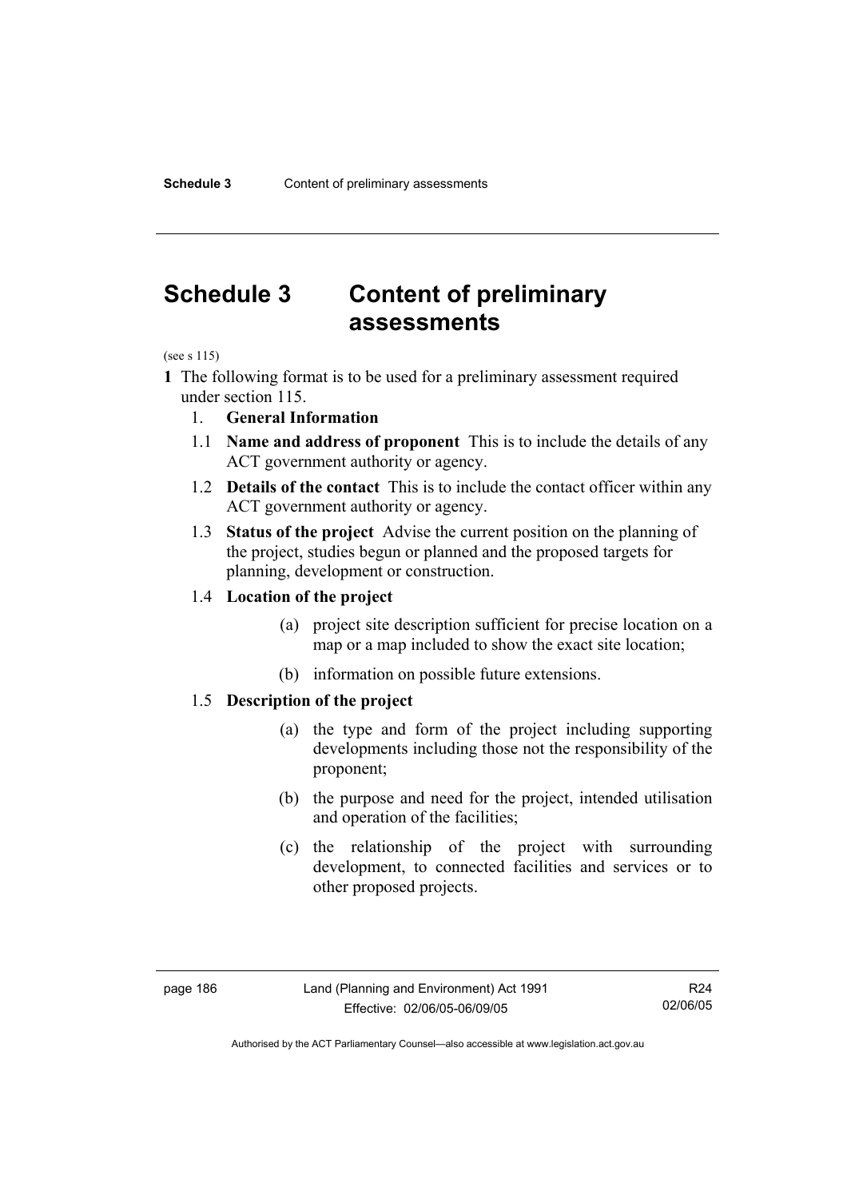# Schedule 3 Content of preliminary assessments

(see s 115)

**1** The following format is to be used for a preliminary assessment required under section 115.

1. **General Information**

1.1 **Name and address of proponent** This is to include the details of any ACT government authority or agency.

1.2 **Details of the contact** This is to include the contact officer within any ACT government authority or agency.

1.3 **Status of the project** Advise the current position on the planning of the project, studies begun or planned and the proposed targets for planning, development or construction.

1.4 **Location of the project**

(a) project site description sufficient for precise location on a map or a map included to show the exact site location;

(b) information on possible future extensions.

1.5 **Description of the project**

(a) the type and form of the project including supporting developments including those not the responsibility of the proponent;

(b) the purpose and need for the project, intended utilisation and operation of the facilities;

(c) the relationship of the project with surrounding development, to connected facilities and services or to other proposed projects.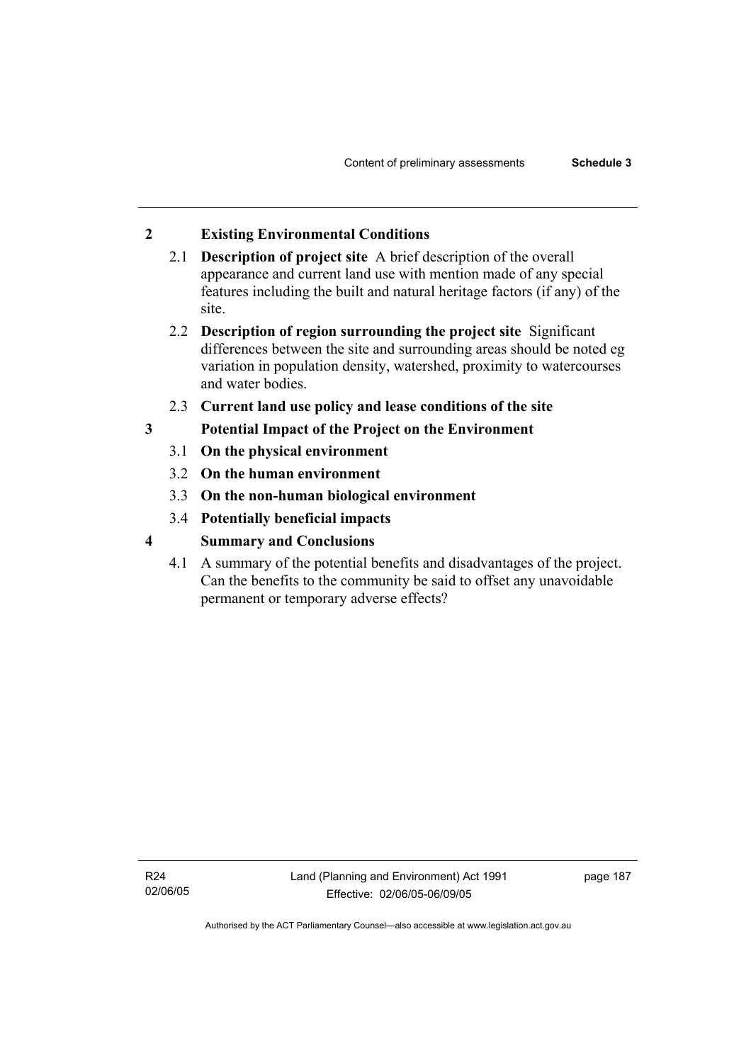## 2 Existing Environmental Conditions

2.1 **Description of project site** A brief description of the overall appearance and current land use with mention made of any special features including the built and natural heritage factors (if any) of the site.

2.2 **Description of region surrounding the project site** Significant differences between the site and surrounding areas should be noted eg variation in population density, watershed, proximity to watercourses and water bodies.

2.3 **Current land use policy and lease conditions of the site**

## 3 Potential Impact of the Project on the Environment

3.1 **On the physical environment**

3.2 **On the human environment**

3.3 **On the non-human biological environment**

3.4 **Potentially beneficial impacts**

## 4 Summary and Conclusions

4.1 A summary of the potential benefits and disadvantages of the project. Can the benefits to the community be said to offset any unavoidable permanent or temporary adverse effects?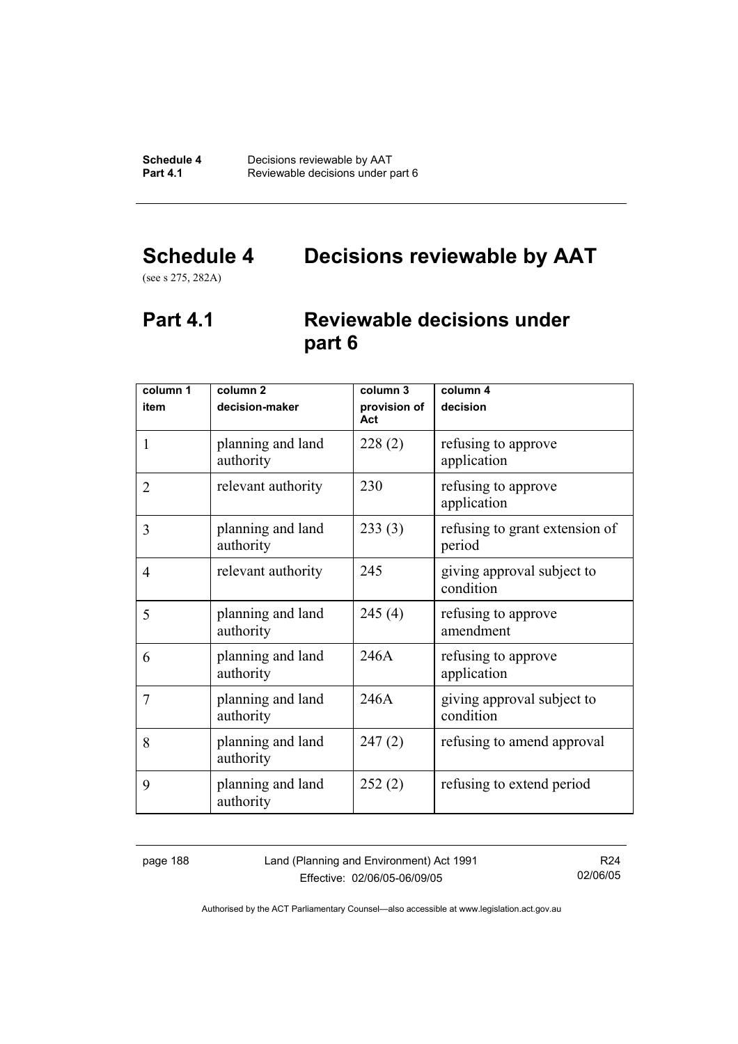# Schedule 4 Decisions reviewable by AAT

(see s 275, 282A)

## Part 4.1 Reviewable decisions under part 6

| column 1<br>item | column 2<br>decision-maker | column 3<br>provision of Act | column 4<br>decision |
|---|---|---|---|
| 1 | planning and land authority | 228 (2) | refusing to approve application |
| 2 | relevant authority | 230 | refusing to approve application |
| 3 | planning and land authority | 233 (3) | refusing to grant extension of period |
| 4 | relevant authority | 245 | giving approval subject to condition |
| 5 | planning and land authority | 245 (4) | refusing to approve amendment |
| 6 | planning and land authority | 246A | refusing to approve application |
| 7 | planning and land authority | 246A | giving approval subject to condition |
| 8 | planning and land authority | 247 (2) | refusing to amend approval |
| 9 | planning and land authority | 252 (2) | refusing to extend period |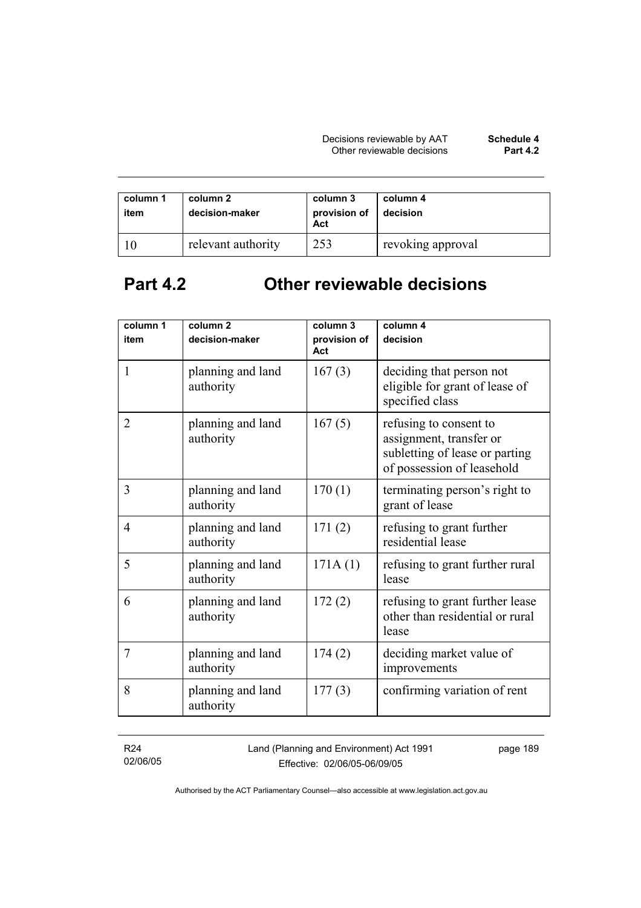| column 1<br>item | column 2<br>decision-maker | column 3<br>provision of Act | column 4<br>decision |
|---|---|---|---|
| 10 | relevant authority | 253 | revoking approval |

# Part 4.2 Other reviewable decisions

| column 1<br>item | column 2<br>decision-maker | column 3<br>provision of Act | column 4<br>decision |
|---|---|---|---|
| 1 | planning and land authority | 167 (3) | deciding that person not eligible for grant of lease of specified class |
| 2 | planning and land authority | 167 (5) | refusing to consent to assignment, transfer or subletting of lease or parting of possession of leasehold |
| 3 | planning and land authority | 170 (1) | terminating person's right to grant of lease |
| 4 | planning and land authority | 171 (2) | refusing to grant further residential lease |
| 5 | planning and land authority | 171A (1) | refusing to grant further rural lease |
| 6 | planning and land authority | 172 (2) | refusing to grant further lease other than residential or rural lease |
| 7 | planning and land authority | 174 (2) | deciding market value of improvements |
| 8 | planning and land authority | 177 (3) | confirming variation of rent |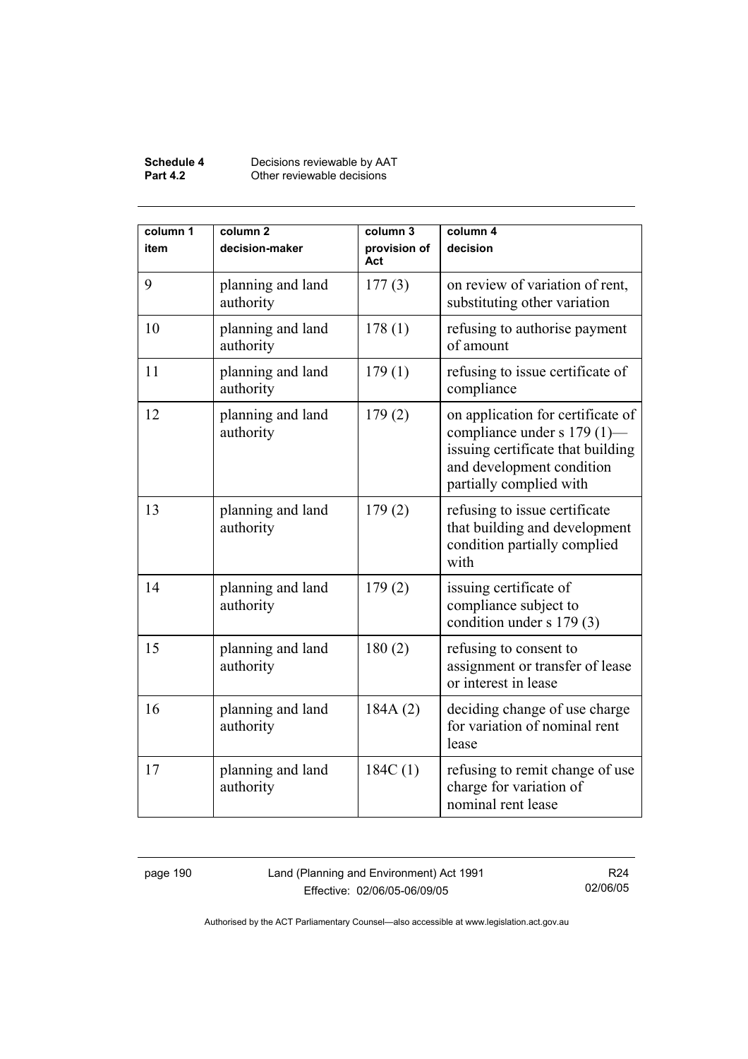| column 1 item | column 2 decision-maker | column 3 provision of Act | column 4 decision |
|---|---|---|---|
| 9 | planning and land authority | 177 (3) | on review of variation of rent, substituting other variation |
| 10 | planning and land authority | 178 (1) | refusing to authorise payment of amount |
| 11 | planning and land authority | 179 (1) | refusing to issue certificate of compliance |
| 12 | planning and land authority | 179 (2) | on application for certificate of compliance under s 179 (1)—issuing certificate that building and development condition partially complied with |
| 13 | planning and land authority | 179 (2) | refusing to issue certificate that building and development condition partially complied with |
| 14 | planning and land authority | 179 (2) | issuing certificate of compliance subject to condition under s 179 (3) |
| 15 | planning and land authority | 180 (2) | refusing to consent to assignment or transfer of lease or interest in lease |
| 16 | planning and land authority | 184A (2) | deciding change of use charge for variation of nominal rent lease |
| 17 | planning and land authority | 184C (1) | refusing to remit change of use charge for variation of nominal rent lease |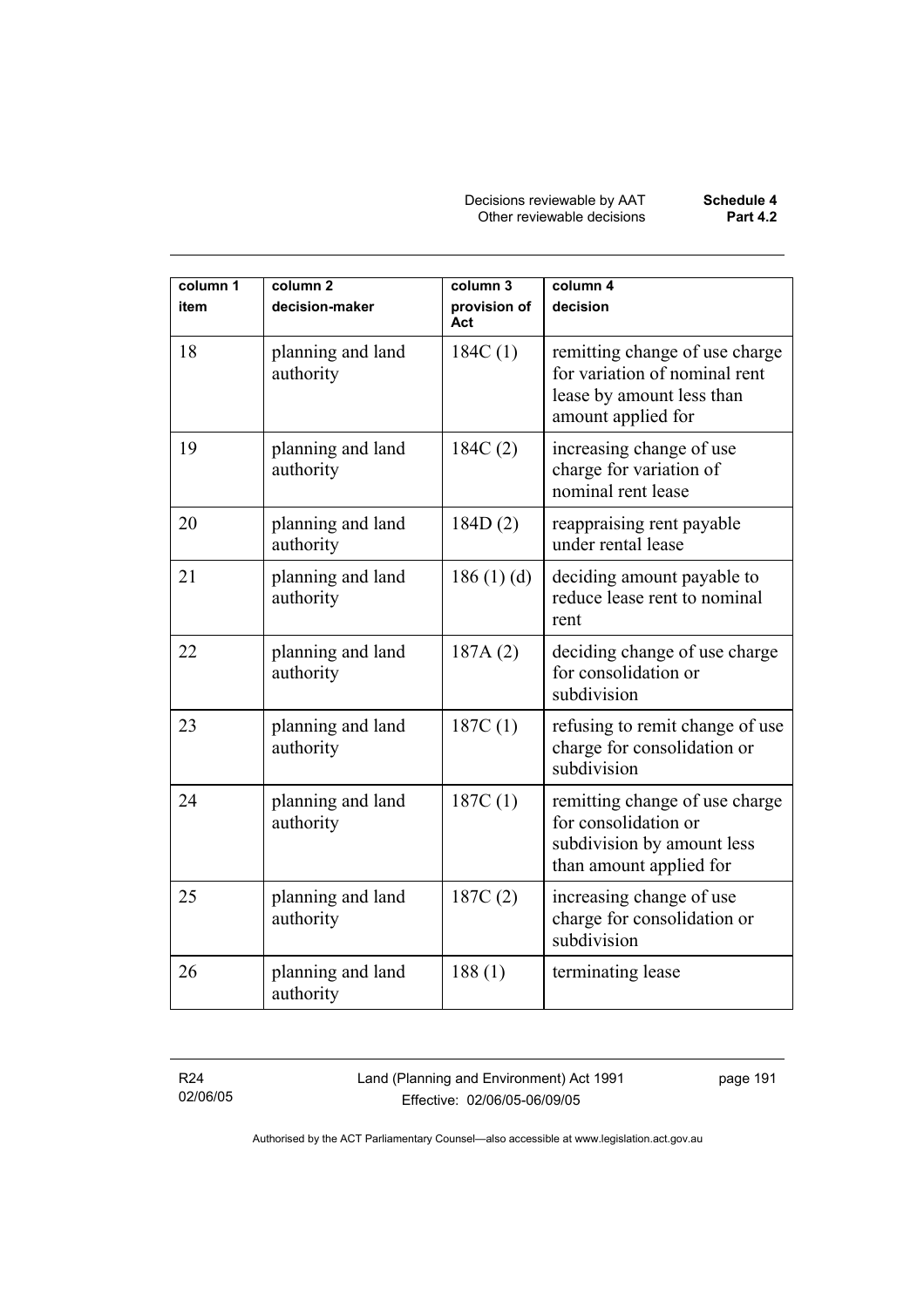| column 1 item | column 2 decision-maker | column 3 provision of Act | column 4 decision |
|---|---|---|---|
| 18 | planning and land authority | 184C (1) | remitting change of use charge for variation of nominal rent lease by amount less than amount applied for |
| 19 | planning and land authority | 184C (2) | increasing change of use charge for variation of nominal rent lease |
| 20 | planning and land authority | 184D (2) | reappraising rent payable under rental lease |
| 21 | planning and land authority | 186 (1) (d) | deciding amount payable to reduce lease rent to nominal rent |
| 22 | planning and land authority | 187A (2) | deciding change of use charge for consolidation or subdivision |
| 23 | planning and land authority | 187C (1) | refusing to remit change of use charge for consolidation or subdivision |
| 24 | planning and land authority | 187C (1) | remitting change of use charge for consolidation or subdivision by amount less than amount applied for |
| 25 | planning and land authority | 187C (2) | increasing change of use charge for consolidation or subdivision |
| 26 | planning and land authority | 188 (1) | terminating lease |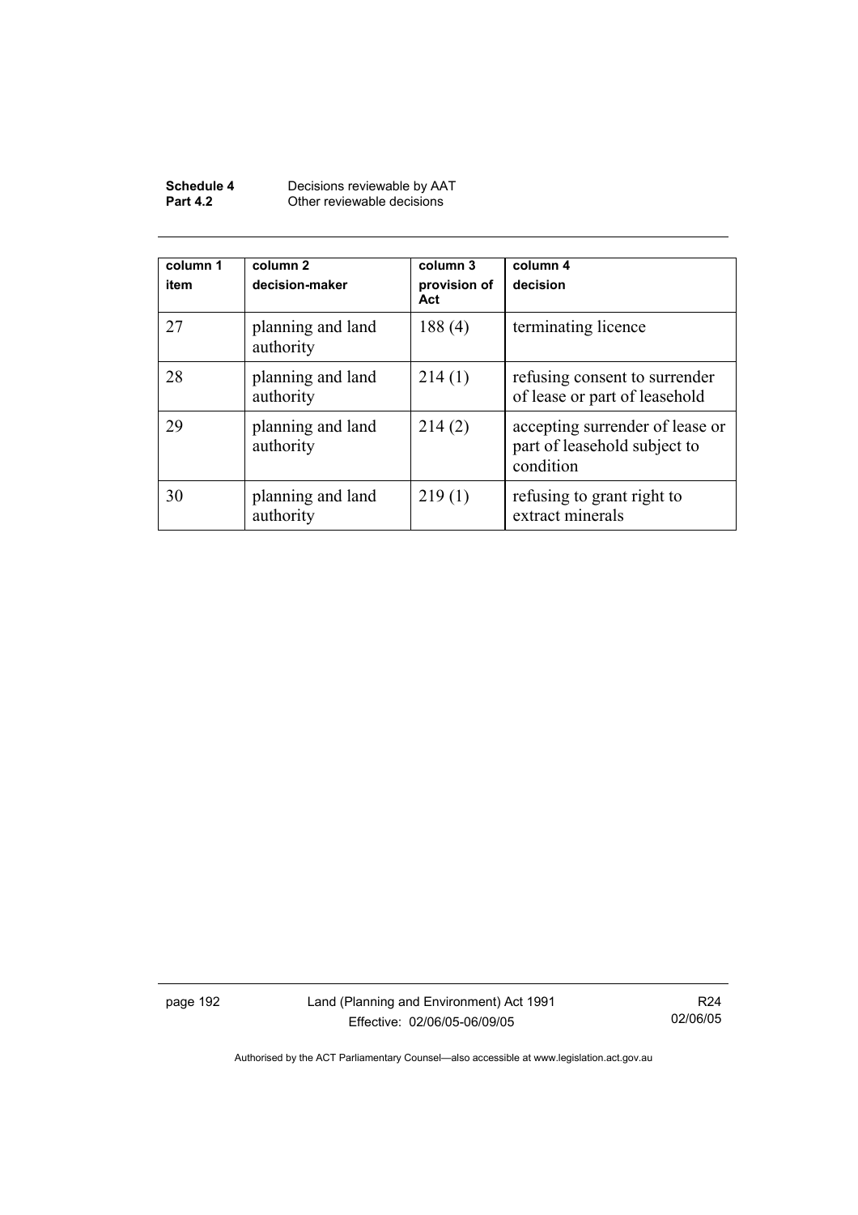| column 1<br>item | column 2<br>decision-maker | column 3<br>provision of Act | column 4<br>decision |
|---|---|---|---|
| 27 | planning and land authority | 188 (4) | terminating licence |
| 28 | planning and land authority | 214 (1) | refusing consent to surrender of lease or part of leasehold |
| 29 | planning and land authority | 214 (2) | accepting surrender of lease or part of leasehold subject to condition |
| 30 | planning and land authority | 219 (1) | refusing to grant right to extract minerals |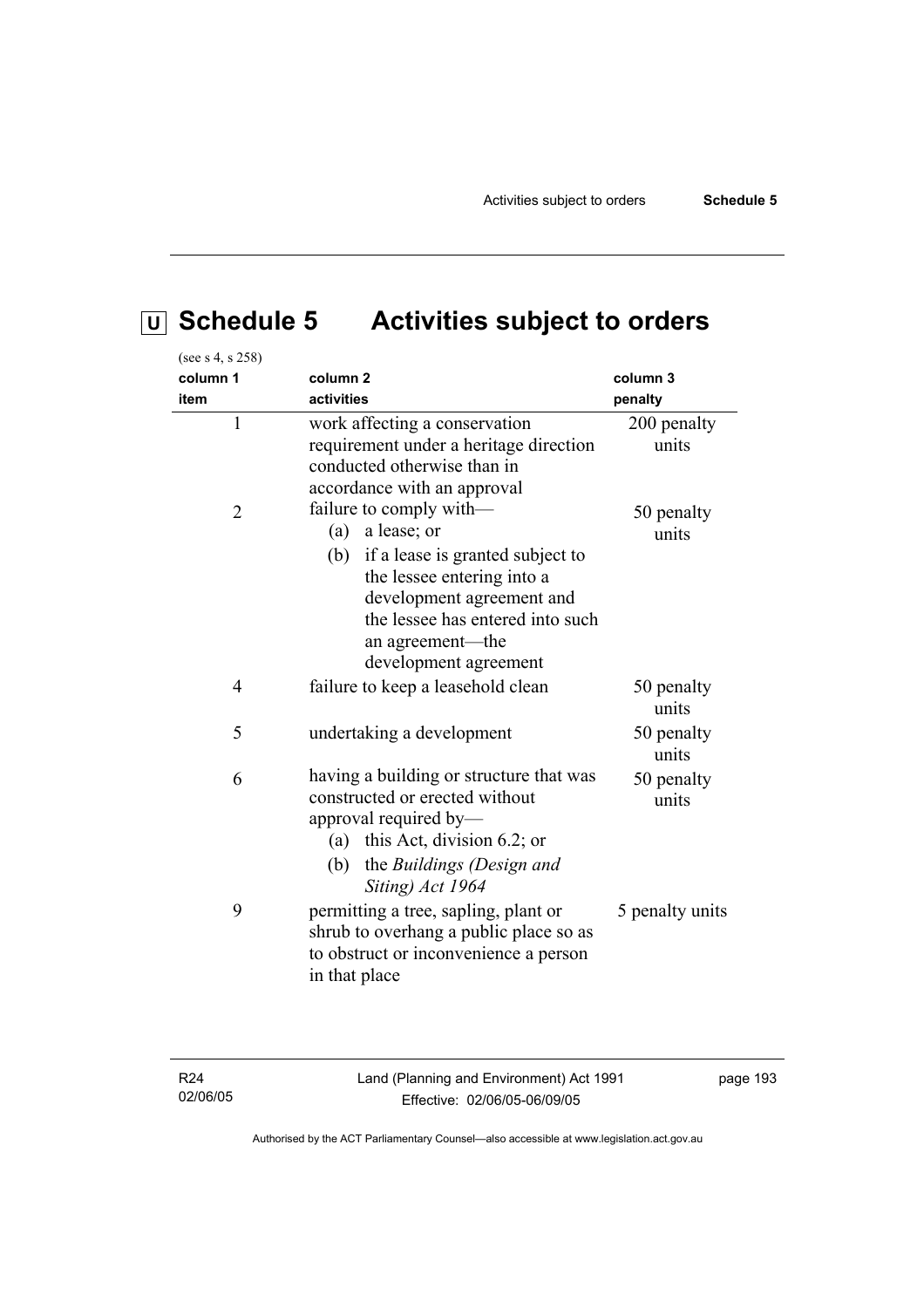# U Schedule 5 Activities subject to orders

(see s 4, s 258)

| column 1<br>item | column 2<br>activities | column 3<br>penalty |
|---|---|---|
| 1 | work affecting a conservation requirement under a heritage direction conducted otherwise than in accordance with an approval | 200 penalty units |
| 2 | failure to comply with—<br>(a) a lease; or<br>(b) if a lease is granted subject to the lessee entering into a development agreement and the lessee has entered into such an agreement—the development agreement | 50 penalty units |
| 4 | failure to keep a leasehold clean | 50 penalty units |
| 5 | undertaking a development | 50 penalty units |
| 6 | having a building or structure that was constructed or erected without approval required by—<br>(a) this Act, division 6.2; or<br>(b) the *Buildings (Design and Siting) Act 1964* | 50 penalty units |
| 9 | permitting a tree, sapling, plant or shrub to overhang a public place so as to obstruct or inconvenience a person in that place | 5 penalty units |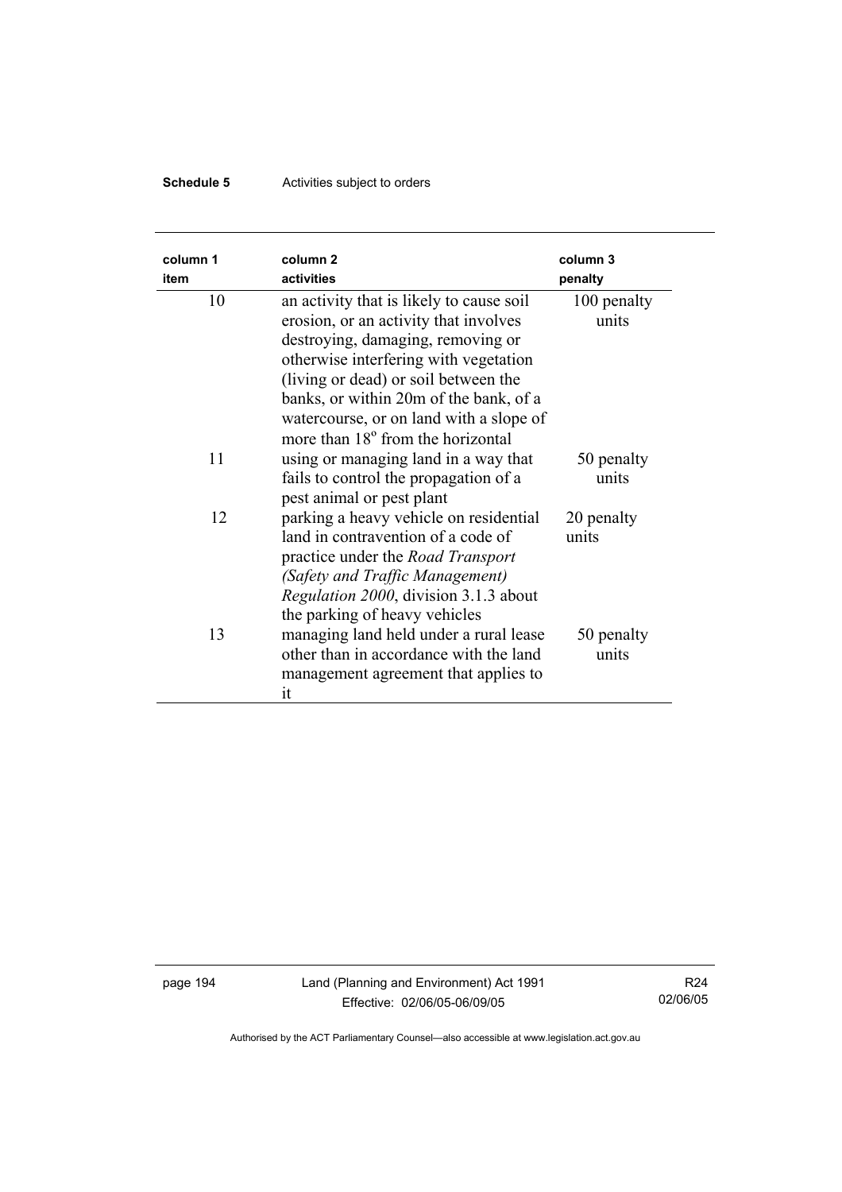| column 1<br>item | column 2<br>activities | column 3<br>penalty |
|---|---|---|
| 10 | an activity that is likely to cause soil erosion, or an activity that involves destroying, damaging, removing or otherwise interfering with vegetation (living or dead) or soil between the banks, or within 20m of the bank, of a watercourse, or on land with a slope of more than 18° from the horizontal | 100 penalty units |
| 11 | using or managing land in a way that fails to control the propagation of a pest animal or pest plant | 50 penalty units |
| 12 | parking a heavy vehicle on residential land in contravention of a code of practice under the *Road Transport (Safety and Traffic Management) Regulation 2000*, division 3.1.3 about the parking of heavy vehicles | 20 penalty units |
| 13 | managing land held under a rural lease other than in accordance with the land management agreement that applies to it | 50 penalty units |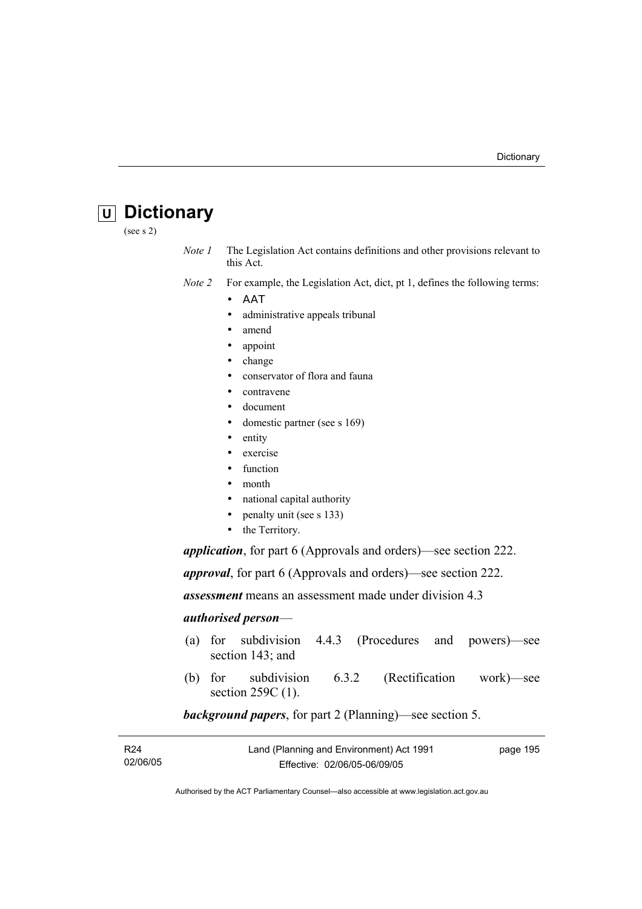# U Dictionary

(see s 2)

*Note 1* The Legislation Act contains definitions and other provisions relevant to this Act.

*Note 2* For example, the Legislation Act, dict, pt 1, defines the following terms:

- AAT
- administrative appeals tribunal
- amend
- appoint
- change
- conservator of flora and fauna
- contravene
- document
- domestic partner (see s 169)
- entity
- exercise
- function
- month
- national capital authority
- penalty unit (see s 133)
- the Territory.

***application***, for part 6 (Approvals and orders)—see section 222.

***approval***, for part 6 (Approvals and orders)—see section 222.

***assessment*** means an assessment made under division 4.3

***authorised person***—

(a) for subdivision 4.4.3 (Procedures and powers)—see section 143; and

(b) for subdivision 6.3.2 (Rectification work)—see section 259C (1).

***background papers***, for part 2 (Planning)—see section 5.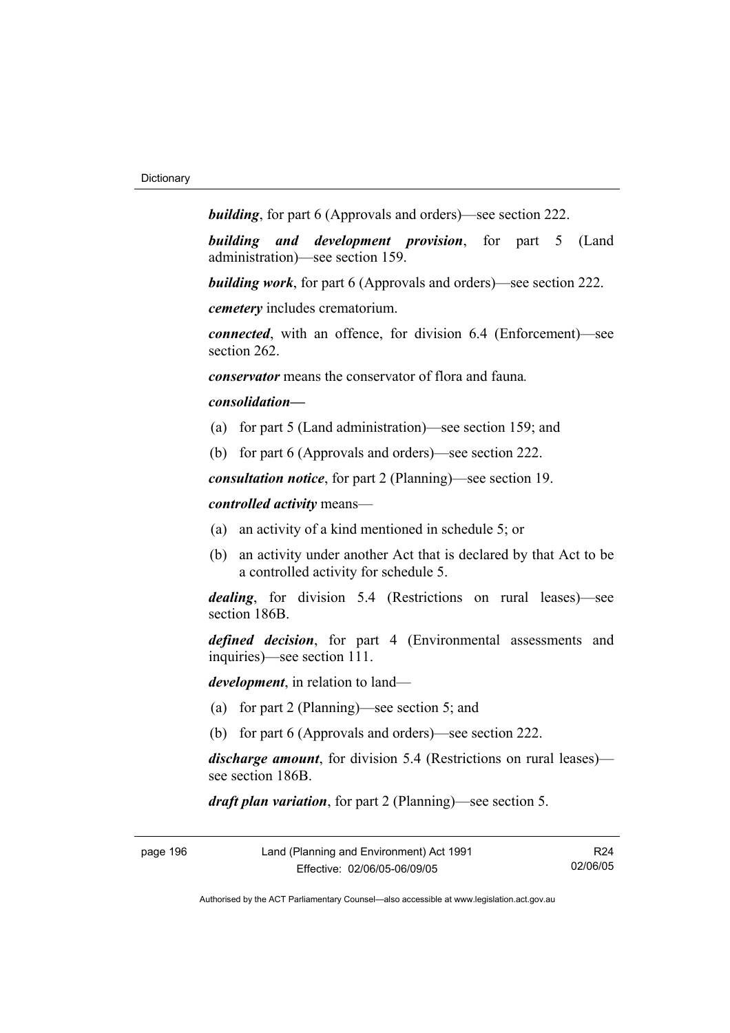***building***, for part 6 (Approvals and orders)—see section 222.

***building and development provision***, for part 5 (Land administration)—see section 159.

***building work***, for part 6 (Approvals and orders)—see section 222.

***cemetery*** includes crematorium.

***connected***, with an offence, for division 6.4 (Enforcement)—see section 262.

***conservator*** means the conservator of flora and fauna*.*

***consolidation—***

(a) for part 5 (Land administration)—see section 159; and

(b) for part 6 (Approvals and orders)—see section 222.

***consultation notice***, for part 2 (Planning)—see section 19.

***controlled activity*** means—

(a) an activity of a kind mentioned in schedule 5; or

(b) an activity under another Act that is declared by that Act to be a controlled activity for schedule 5.

***dealing***, for division 5.4 (Restrictions on rural leases)—see section 186B.

***defined decision***, for part 4 (Environmental assessments and inquiries)—see section 111.

***development***, in relation to land—

(a) for part 2 (Planning)—see section 5; and

(b) for part 6 (Approvals and orders)—see section 222.

***discharge amount***, for division 5.4 (Restrictions on rural leases)—see section 186B.

***draft plan variation***, for part 2 (Planning)—see section 5.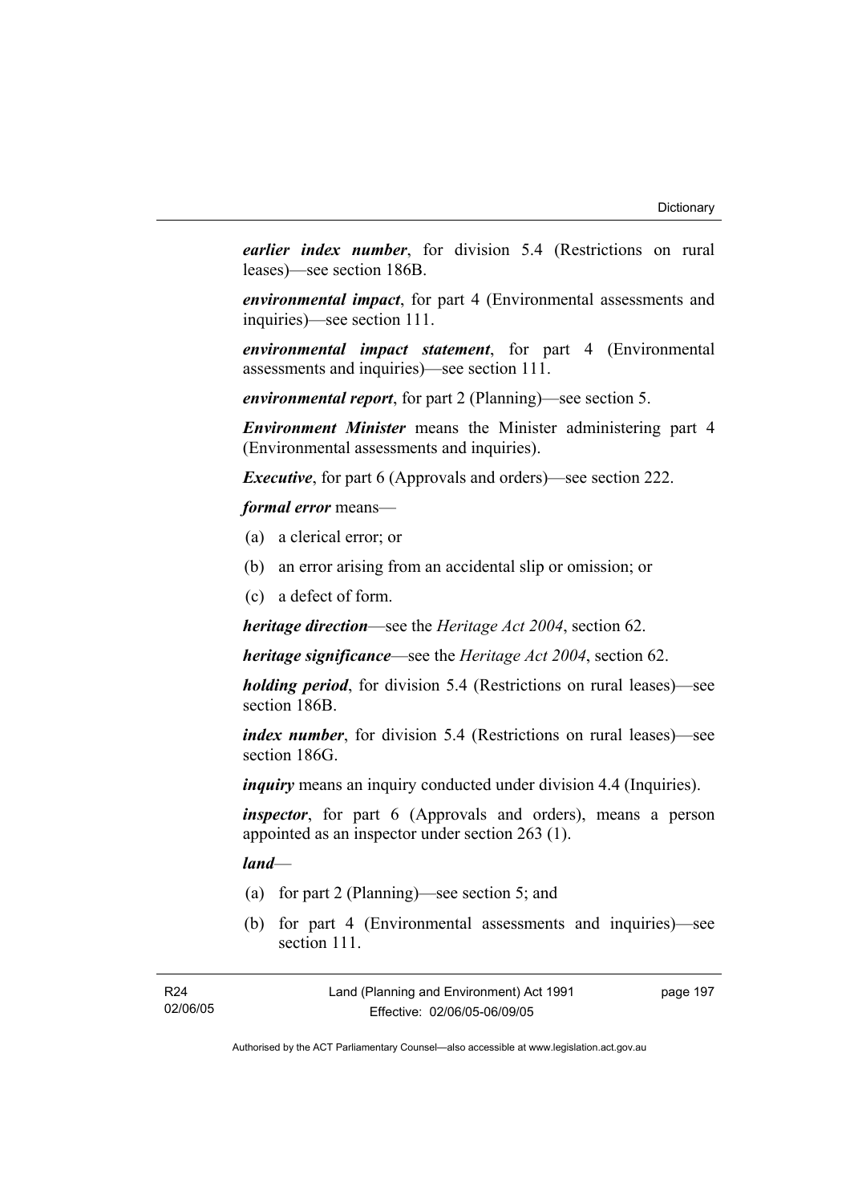***earlier index number***, for division 5.4 (Restrictions on rural leases)—see section 186B.

***environmental impact***, for part 4 (Environmental assessments and inquiries)—see section 111.

***environmental impact statement***, for part 4 (Environmental assessments and inquiries)—see section 111.

***environmental report***, for part 2 (Planning)—see section 5.

***Environment Minister*** means the Minister administering part 4 (Environmental assessments and inquiries).

***Executive***, for part 6 (Approvals and orders)—see section 222.

***formal error*** means—

(a) a clerical error; or

(b) an error arising from an accidental slip or omission; or

(c) a defect of form.

***heritage direction***—see the *Heritage Act 2004*, section 62.

***heritage significance***—see the *Heritage Act 2004*, section 62.

***holding period***, for division 5.4 (Restrictions on rural leases)—see section 186B.

***index number***, for division 5.4 (Restrictions on rural leases)—see section 186G.

***inquiry*** means an inquiry conducted under division 4.4 (Inquiries).

***inspector***, for part 6 (Approvals and orders), means a person appointed as an inspector under section 263 (1).

***land***—

(a) for part 2 (Planning)—see section 5; and

(b) for part 4 (Environmental assessments and inquiries)—see section 111.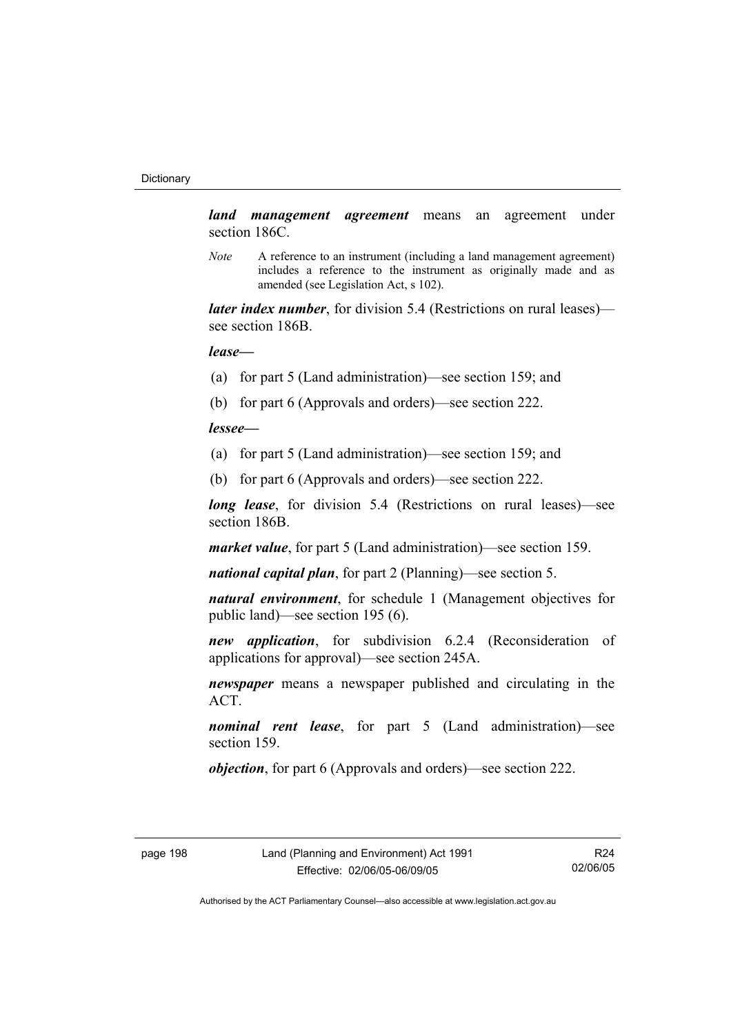***land management agreement*** means an agreement under section 186C.

*Note* A reference to an instrument (including a land management agreement) includes a reference to the instrument as originally made and as amended (see Legislation Act, s 102).

***later index number***, for division 5.4 (Restrictions on rural leases)—see section 186B.

***lease***—

(a) for part 5 (Land administration)—see section 159; and

(b) for part 6 (Approvals and orders)—see section 222.

***lessee***—

(a) for part 5 (Land administration)—see section 159; and

(b) for part 6 (Approvals and orders)—see section 222.

***long lease***, for division 5.4 (Restrictions on rural leases)—see section 186B.

***market value***, for part 5 (Land administration)—see section 159.

***national capital plan***, for part 2 (Planning)—see section 5.

***natural environment***, for schedule 1 (Management objectives for public land)—see section 195 (6).

***new application***, for subdivision 6.2.4 (Reconsideration of applications for approval)—see section 245A.

***newspaper*** means a newspaper published and circulating in the ACT.

***nominal rent lease***, for part 5 (Land administration)—see section 159.

***objection***, for part 6 (Approvals and orders)—see section 222.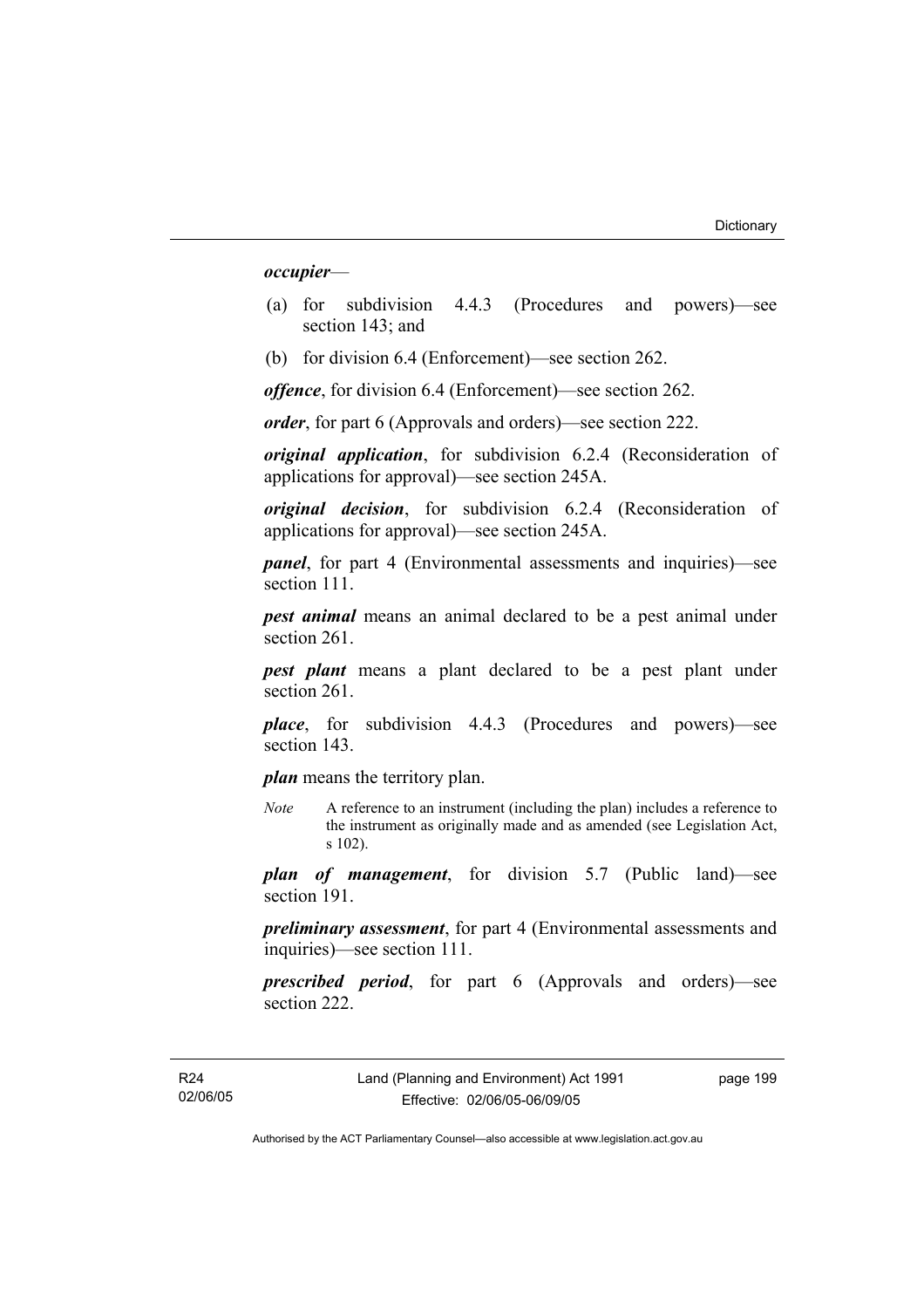***occupier***—

(a) for subdivision 4.4.3 (Procedures and powers)—see section 143; and

(b) for division 6.4 (Enforcement)—see section 262.

***offence***, for division 6.4 (Enforcement)—see section 262.

***order***, for part 6 (Approvals and orders)—see section 222.

***original application***, for subdivision 6.2.4 (Reconsideration of applications for approval)—see section 245A.

***original decision***, for subdivision 6.2.4 (Reconsideration of applications for approval)—see section 245A.

***panel***, for part 4 (Environmental assessments and inquiries)—see section 111.

***pest animal*** means an animal declared to be a pest animal under section 261.

***pest plant*** means a plant declared to be a pest plant under section 261.

***place***, for subdivision 4.4.3 (Procedures and powers)—see section 143.

***plan*** means the territory plan.

*Note* A reference to an instrument (including the plan) includes a reference to the instrument as originally made and as amended (see Legislation Act, s 102).

***plan of management***, for division 5.7 (Public land)—see section 191.

***preliminary assessment***, for part 4 (Environmental assessments and inquiries)—see section 111.

***prescribed period***, for part 6 (Approvals and orders)—see section 222.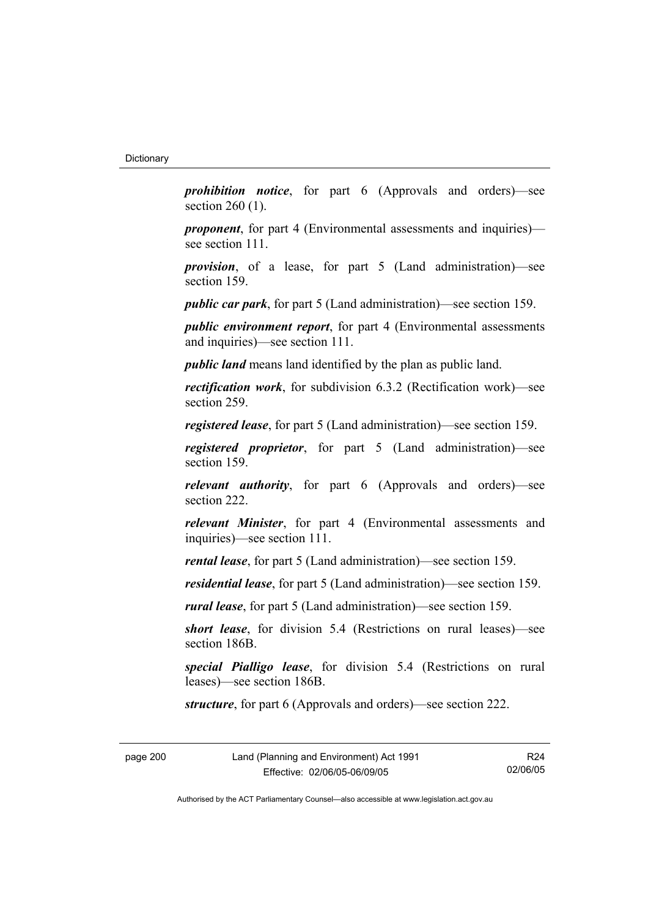***prohibition notice***, for part 6 (Approvals and orders)—see section 260 (1).

***proponent***, for part 4 (Environmental assessments and inquiries)—see section 111.

***provision***, of a lease, for part 5 (Land administration)—see section 159.

***public car park***, for part 5 (Land administration)—see section 159.

***public environment report***, for part 4 (Environmental assessments and inquiries)—see section 111.

***public land*** means land identified by the plan as public land.

***rectification work***, for subdivision 6.3.2 (Rectification work)—see section 259.

***registered lease***, for part 5 (Land administration)—see section 159.

***registered proprietor***, for part 5 (Land administration)—see section 159.

***relevant authority***, for part 6 (Approvals and orders)—see section 222.

***relevant Minister***, for part 4 (Environmental assessments and inquiries)—see section 111.

***rental lease***, for part 5 (Land administration)—see section 159.

***residential lease***, for part 5 (Land administration)—see section 159.

***rural lease***, for part 5 (Land administration)—see section 159.

***short lease***, for division 5.4 (Restrictions on rural leases)—see section 186B.

***special Pialligo lease***, for division 5.4 (Restrictions on rural leases)—see section 186B.

***structure***, for part 6 (Approvals and orders)—see section 222.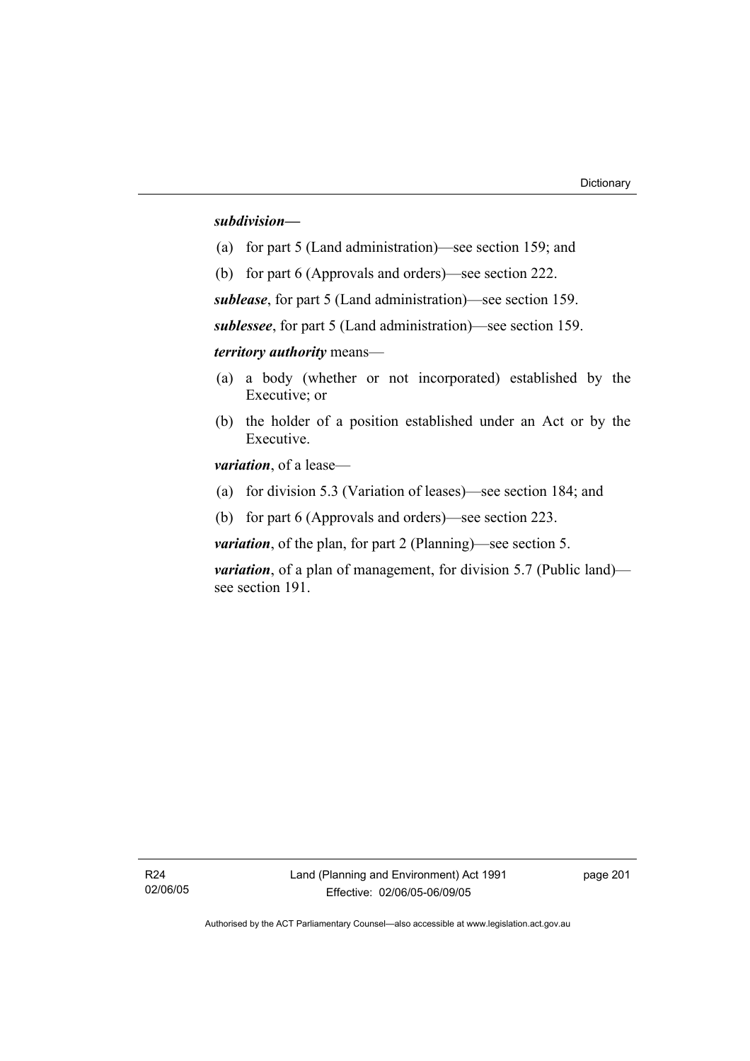***subdivision—***

(a) for part 5 (Land administration)—see section 159; and

(b) for part 6 (Approvals and orders)—see section 222.

***sublease***, for part 5 (Land administration)—see section 159.

***sublessee***, for part 5 (Land administration)—see section 159.

***territory authority*** means—

(a) a body (whether or not incorporated) established by the Executive; or

(b) the holder of a position established under an Act or by the Executive.

***variation***, of a lease—

(a) for division 5.3 (Variation of leases)—see section 184; and

(b) for part 6 (Approvals and orders)—see section 223.

***variation***, of the plan, for part 2 (Planning)—see section 5.

***variation***, of a plan of management, for division 5.7 (Public land)—see section 191.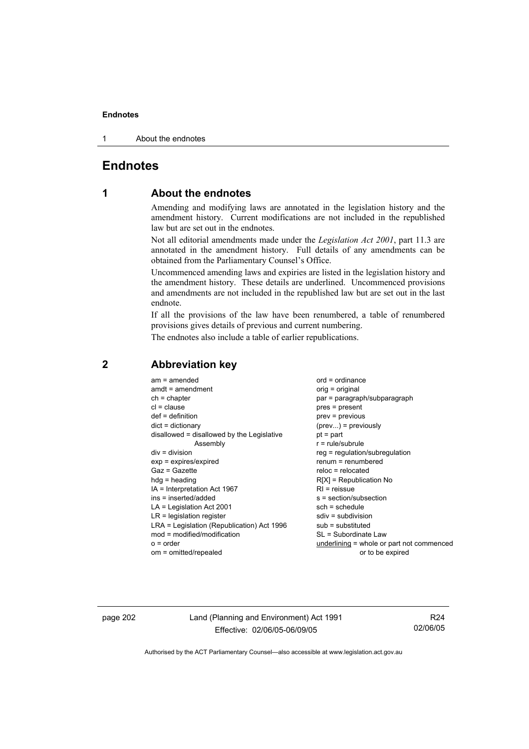# Endnotes

## 1 About the endnotes

Amending and modifying laws are annotated in the legislation history and the amendment history. Current modifications are not included in the republished law but are set out in the endnotes.

Not all editorial amendments made under the *Legislation Act 2001*, part 11.3 are annotated in the amendment history. Full details of any amendments can be obtained from the Parliamentary Counsel's Office.

Uncommenced amending laws and expiries are listed in the legislation history and the amendment history. These details are underlined. Uncommenced provisions and amendments are not included in the republished law but are set out in the last endnote.

If all the provisions of the law have been renumbered, a table of renumbered provisions gives details of previous and current numbering.

The endnotes also include a table of earlier republications.

## 2 Abbreviation key

am = amended
amdt = amendment
ch = chapter
cl = clause
def = definition
dict = dictionary
disallowed = disallowed by the Legislative Assembly
div = division
exp = expires/expired
Gaz = Gazette
hdg = heading
IA = Interpretation Act 1967
ins = inserted/added
LA = Legislation Act 2001
LR = legislation register
LRA = Legislation (Republication) Act 1996
mod = modified/modification
o = order
om = omitted/repealed
ord = ordinance
orig = original
par = paragraph/subparagraph
pres = present
prev = previous
(prev...) = previously
pt = part
r = rule/subrule
reg = regulation/subregulation
renum = renumbered
reloc = relocated
R[X] = Republication No
RI = reissue
s = section/subsection
sch = schedule
sdiv = subdivision
sub = substituted
SL = Subordinate Law
<u>underlining</u> = whole or part not commenced or to be expired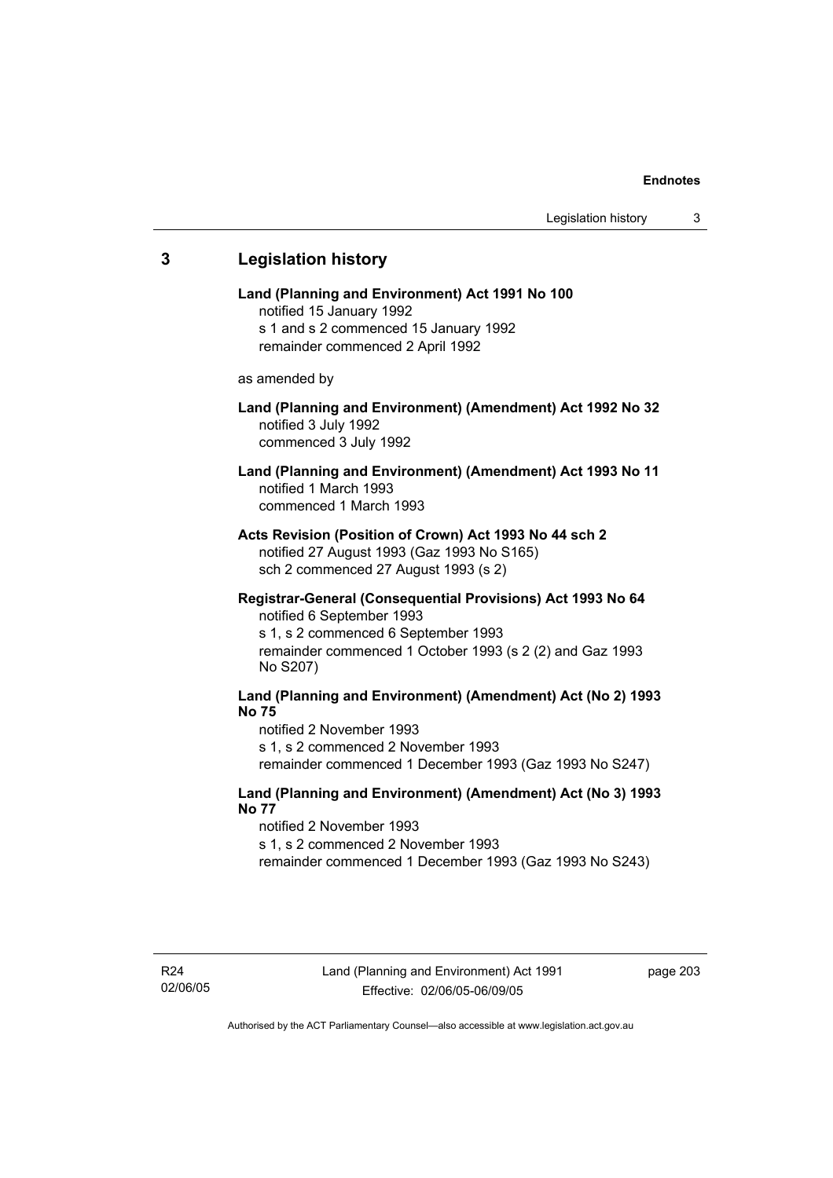## 3 Legislation history

**Land (Planning and Environment) Act 1991 No 100**
notified 15 January 1992
s 1 and s 2 commenced 15 January 1992
remainder commenced 2 April 1992

as amended by

**Land (Planning and Environment) (Amendment) Act 1992 No 32**
notified 3 July 1992
commenced 3 July 1992

**Land (Planning and Environment) (Amendment) Act 1993 No 11**
notified 1 March 1993
commenced 1 March 1993

**Acts Revision (Position of Crown) Act 1993 No 44 sch 2**
notified 27 August 1993 (Gaz 1993 No S165)
sch 2 commenced 27 August 1993 (s 2)

**Registrar-General (Consequential Provisions) Act 1993 No 64**
notified 6 September 1993
s 1, s 2 commenced 6 September 1993
remainder commenced 1 October 1993 (s 2 (2) and Gaz 1993 No S207)

**Land (Planning and Environment) (Amendment) Act (No 2) 1993 No 75**
notified 2 November 1993
s 1, s 2 commenced 2 November 1993
remainder commenced 1 December 1993 (Gaz 1993 No S247)

**Land (Planning and Environment) (Amendment) Act (No 3) 1993 No 77**
notified 2 November 1993
s 1, s 2 commenced 2 November 1993
remainder commenced 1 December 1993 (Gaz 1993 No S243)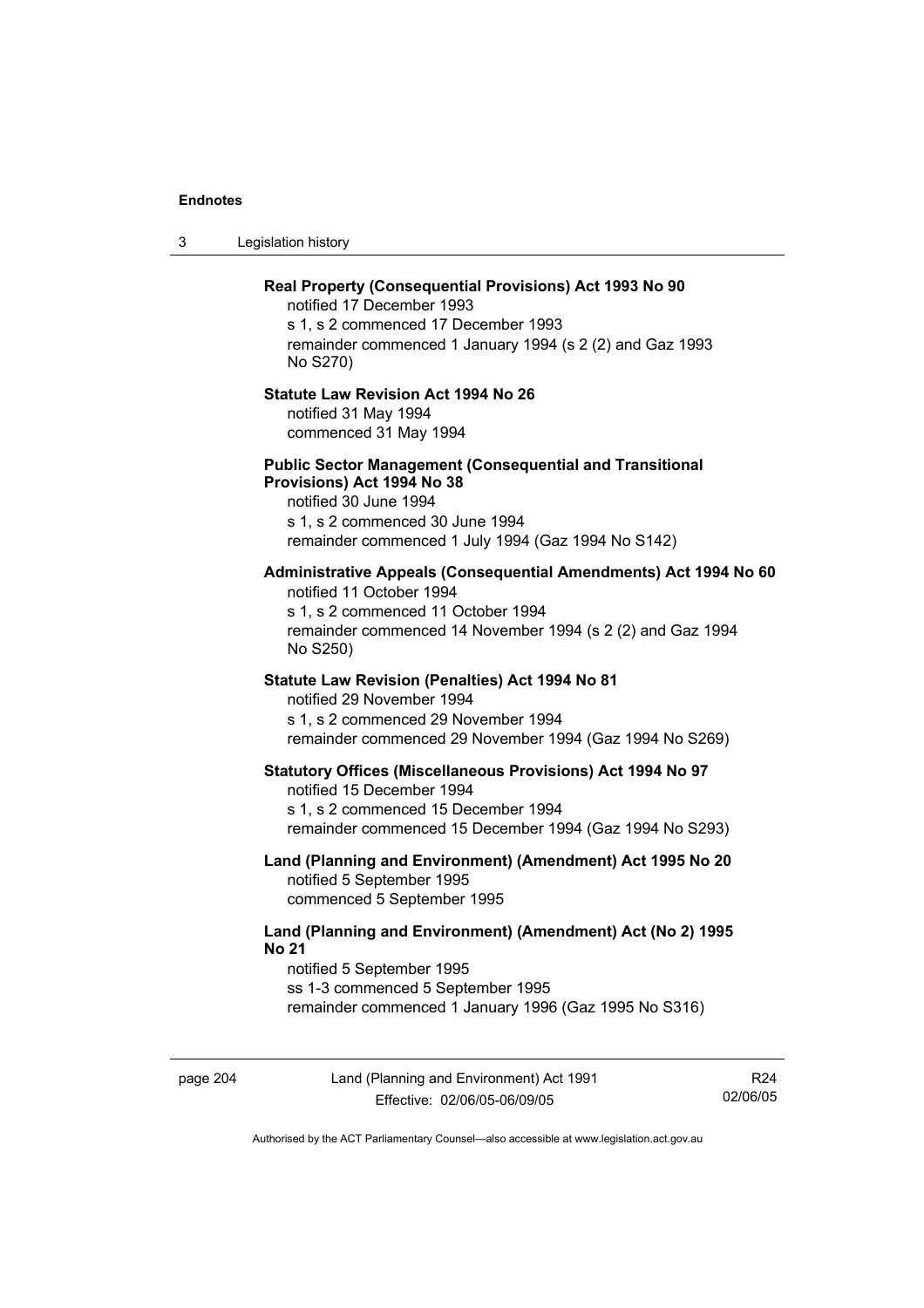**Real Property (Consequential Provisions) Act 1993 No 90**

notified 17 December 1993
s 1, s 2 commenced 17 December 1993
remainder commenced 1 January 1994 (s 2 (2) and Gaz 1993 No S270)

**Statute Law Revision Act 1994 No 26**

notified 31 May 1994
commenced 31 May 1994

**Public Sector Management (Consequential and Transitional Provisions) Act 1994 No 38**

notified 30 June 1994
s 1, s 2 commenced 30 June 1994
remainder commenced 1 July 1994 (Gaz 1994 No S142)

**Administrative Appeals (Consequential Amendments) Act 1994 No 60**

notified 11 October 1994
s 1, s 2 commenced 11 October 1994
remainder commenced 14 November 1994 (s 2 (2) and Gaz 1994 No S250)

**Statute Law Revision (Penalties) Act 1994 No 81**

notified 29 November 1994
s 1, s 2 commenced 29 November 1994
remainder commenced 29 November 1994 (Gaz 1994 No S269)

**Statutory Offices (Miscellaneous Provisions) Act 1994 No 97**

notified 15 December 1994
s 1, s 2 commenced 15 December 1994
remainder commenced 15 December 1994 (Gaz 1994 No S293)

**Land (Planning and Environment) (Amendment) Act 1995 No 20**

notified 5 September 1995
commenced 5 September 1995

**Land (Planning and Environment) (Amendment) Act (No 2) 1995 No 21**

notified 5 September 1995
ss 1-3 commenced 5 September 1995
remainder commenced 1 January 1996 (Gaz 1995 No S316)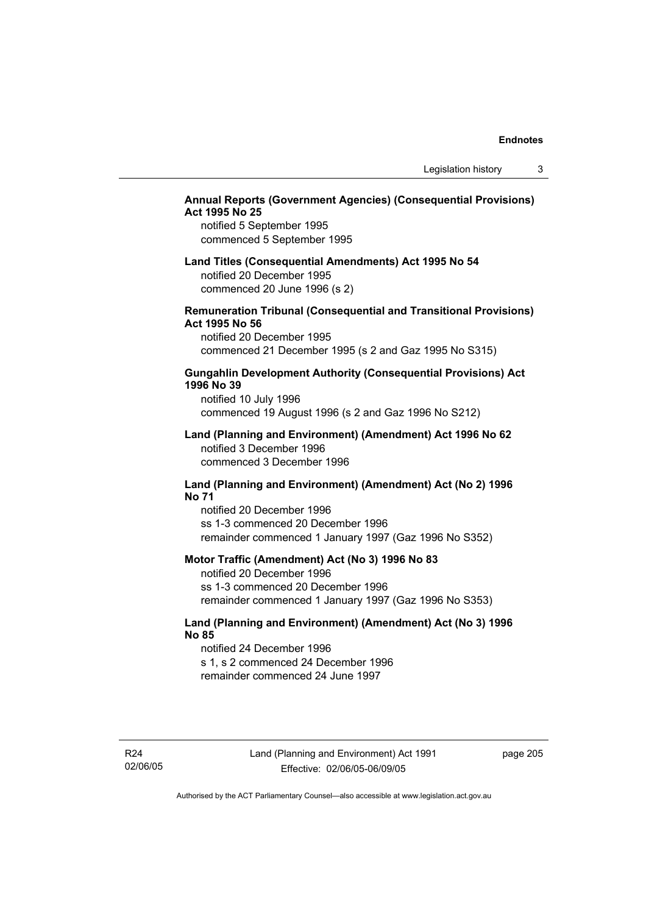**Annual Reports (Government Agencies) (Consequential Provisions) Act 1995 No 25**

notified 5 September 1995
commenced 5 September 1995

**Land Titles (Consequential Amendments) Act 1995 No 54**

notified 20 December 1995
commenced 20 June 1996 (s 2)

**Remuneration Tribunal (Consequential and Transitional Provisions) Act 1995 No 56**

notified 20 December 1995
commenced 21 December 1995 (s 2 and Gaz 1995 No S315)

**Gungahlin Development Authority (Consequential Provisions) Act 1996 No 39**

notified 10 July 1996
commenced 19 August 1996 (s 2 and Gaz 1996 No S212)

**Land (Planning and Environment) (Amendment) Act 1996 No 62**

notified 3 December 1996
commenced 3 December 1996

**Land (Planning and Environment) (Amendment) Act (No 2) 1996 No 71**

notified 20 December 1996
ss 1-3 commenced 20 December 1996
remainder commenced 1 January 1997 (Gaz 1996 No S352)

**Motor Traffic (Amendment) Act (No 3) 1996 No 83**

notified 20 December 1996
ss 1-3 commenced 20 December 1996
remainder commenced 1 January 1997 (Gaz 1996 No S353)

**Land (Planning and Environment) (Amendment) Act (No 3) 1996 No 85**

notified 24 December 1996
s 1, s 2 commenced 24 December 1996
remainder commenced 24 June 1997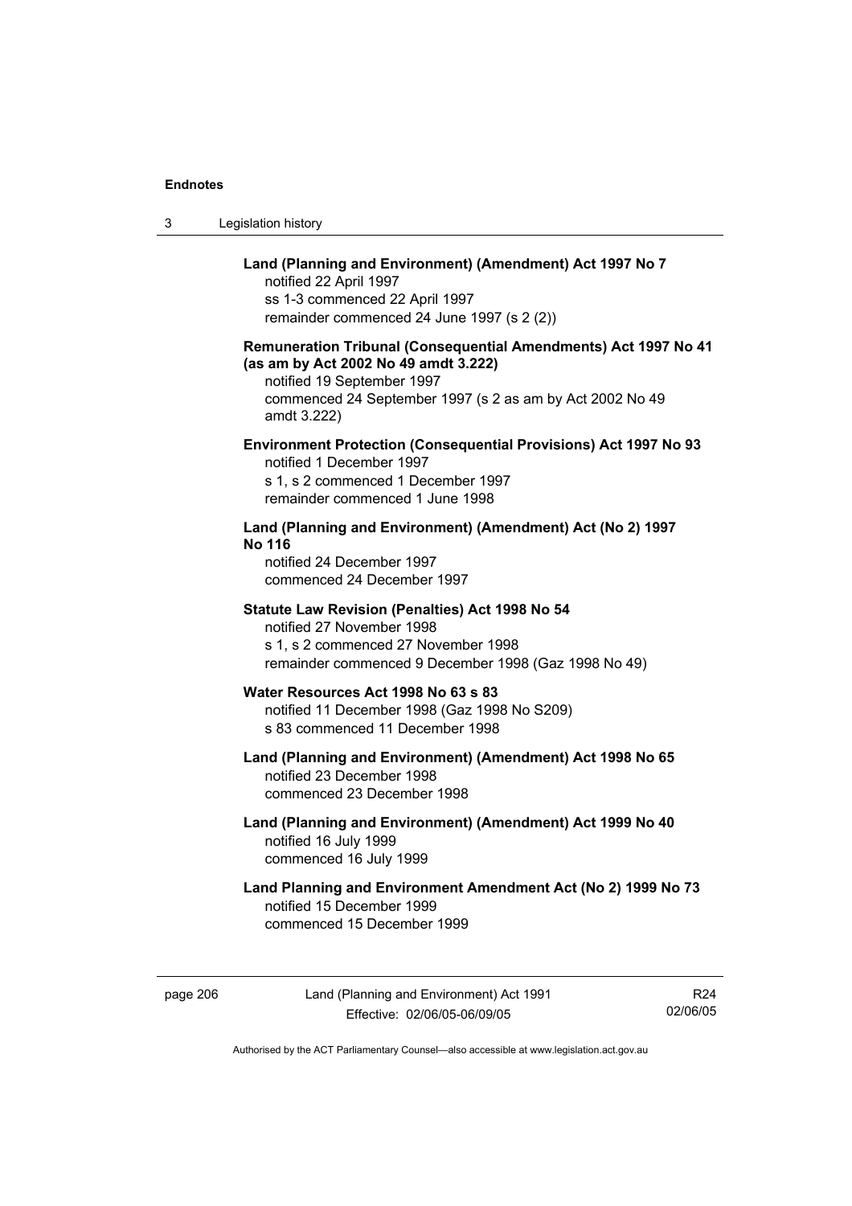**Land (Planning and Environment) (Amendment) Act 1997 No 7**
notified 22 April 1997
ss 1-3 commenced 22 April 1997
remainder commenced 24 June 1997 (s 2 (2))

**Remuneration Tribunal (Consequential Amendments) Act 1997 No 41 (as am by Act 2002 No 49 amdt 3.222)**
notified 19 September 1997
commenced 24 September 1997 (s 2 as am by Act 2002 No 49 amdt 3.222)

**Environment Protection (Consequential Provisions) Act 1997 No 93**
notified 1 December 1997
s 1, s 2 commenced 1 December 1997
remainder commenced 1 June 1998

**Land (Planning and Environment) (Amendment) Act (No 2) 1997 No 116**
notified 24 December 1997
commenced 24 December 1997

**Statute Law Revision (Penalties) Act 1998 No 54**
notified 27 November 1998
s 1, s 2 commenced 27 November 1998
remainder commenced 9 December 1998 (Gaz 1998 No 49)

**Water Resources Act 1998 No 63 s 83**
notified 11 December 1998 (Gaz 1998 No S209)
s 83 commenced 11 December 1998

**Land (Planning and Environment) (Amendment) Act 1998 No 65**
notified 23 December 1998
commenced 23 December 1998

**Land (Planning and Environment) (Amendment) Act 1999 No 40**
notified 16 July 1999
commenced 16 July 1999

**Land Planning and Environment Amendment Act (No 2) 1999 No 73**
notified 15 December 1999
commenced 15 December 1999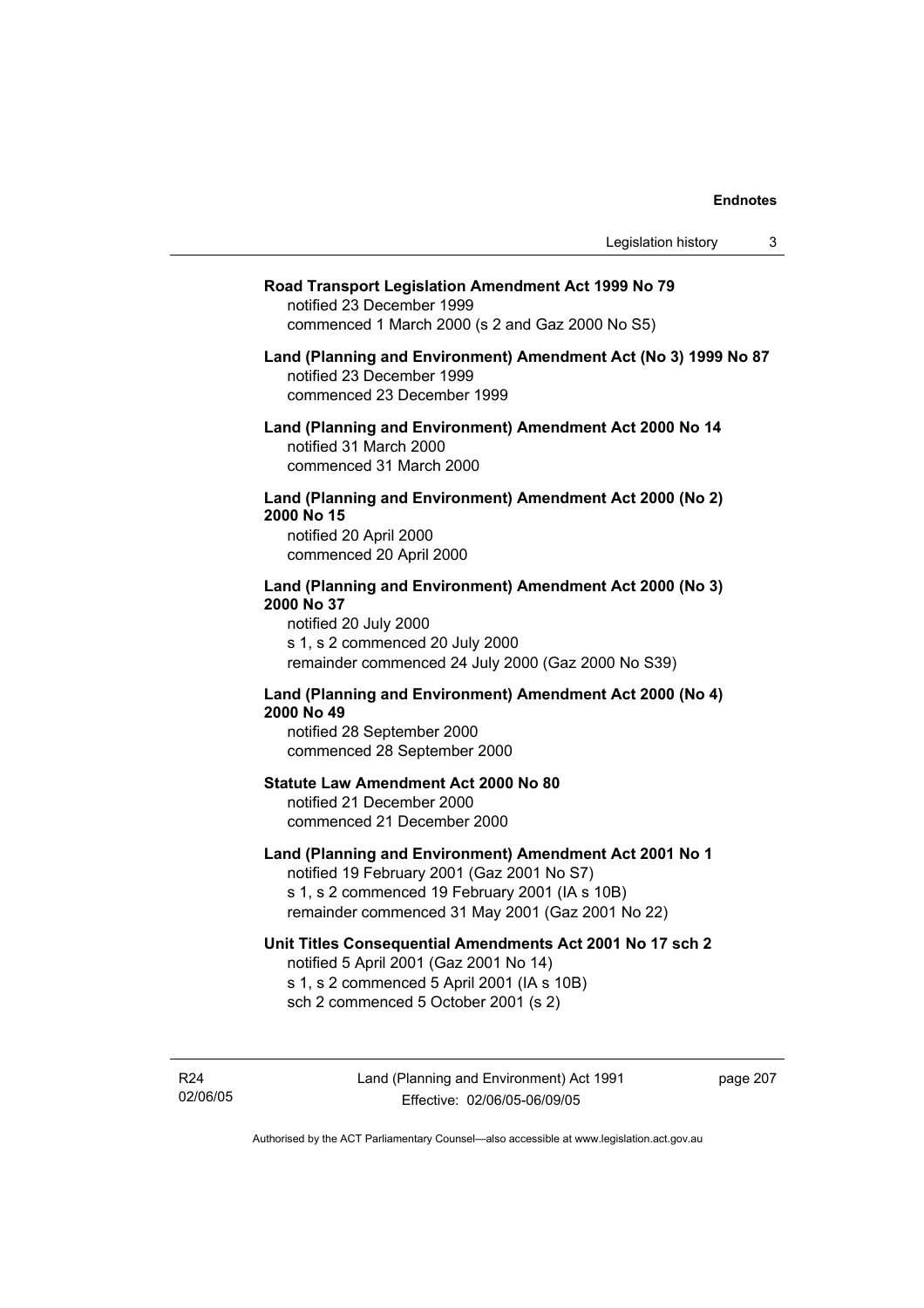**Road Transport Legislation Amendment Act 1999 No 79**
notified 23 December 1999
commenced 1 March 2000 (s 2 and Gaz 2000 No S5)

**Land (Planning and Environment) Amendment Act (No 3) 1999 No 87**
notified 23 December 1999
commenced 23 December 1999

**Land (Planning and Environment) Amendment Act 2000 No 14**
notified 31 March 2000
commenced 31 March 2000

**Land (Planning and Environment) Amendment Act 2000 (No 2) 2000 No 15**
notified 20 April 2000
commenced 20 April 2000

**Land (Planning and Environment) Amendment Act 2000 (No 3) 2000 No 37**
notified 20 July 2000
s 1, s 2 commenced 20 July 2000
remainder commenced 24 July 2000 (Gaz 2000 No S39)

**Land (Planning and Environment) Amendment Act 2000 (No 4) 2000 No 49**
notified 28 September 2000
commenced 28 September 2000

**Statute Law Amendment Act 2000 No 80**
notified 21 December 2000
commenced 21 December 2000

**Land (Planning and Environment) Amendment Act 2001 No 1**
notified 19 February 2001 (Gaz 2001 No S7)
s 1, s 2 commenced 19 February 2001 (IA s 10B)
remainder commenced 31 May 2001 (Gaz 2001 No 22)

**Unit Titles Consequential Amendments Act 2001 No 17 sch 2**
notified 5 April 2001 (Gaz 2001 No 14)
s 1, s 2 commenced 5 April 2001 (IA s 10B)
sch 2 commenced 5 October 2001 (s 2)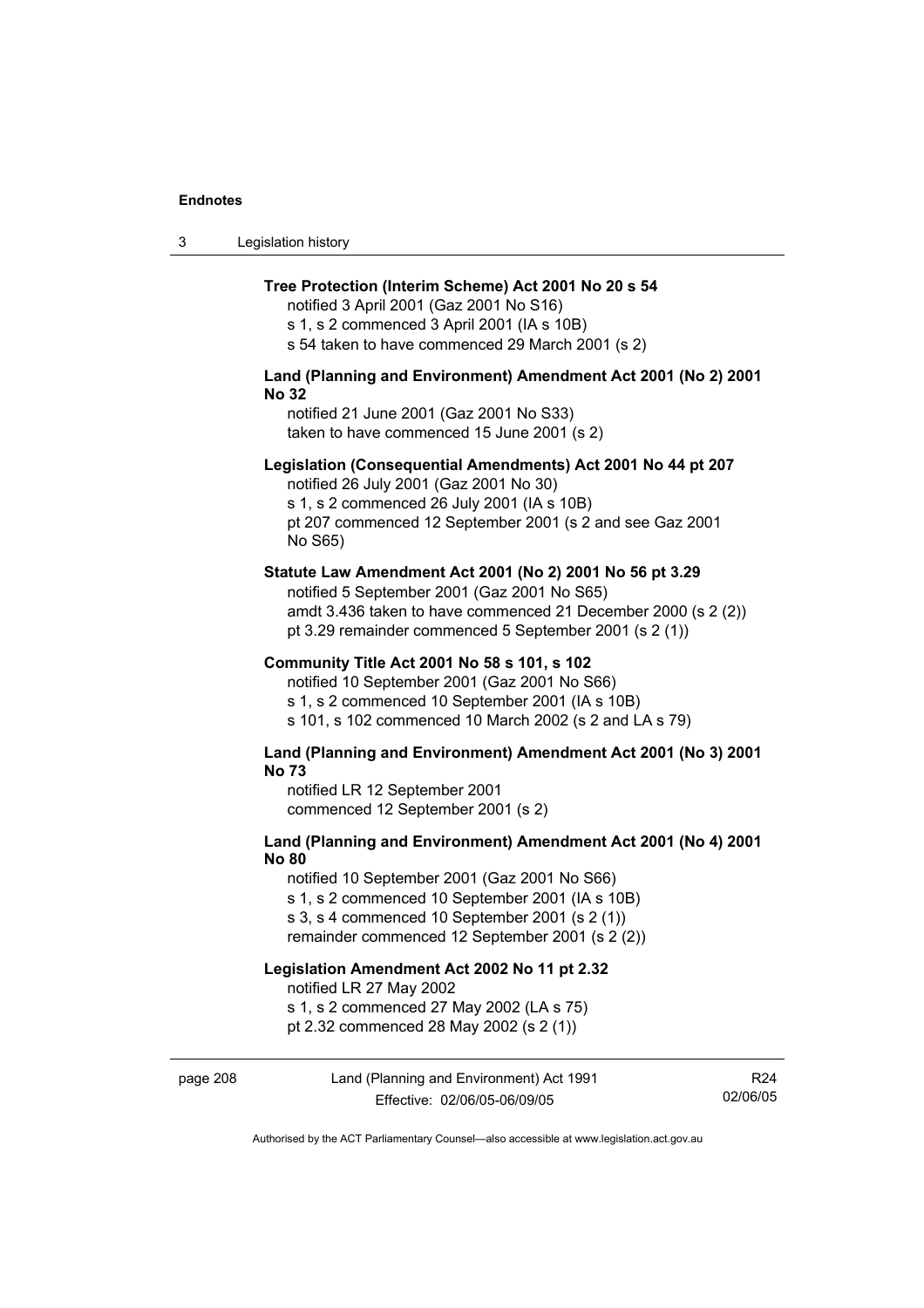**Tree Protection (Interim Scheme) Act 2001 No 20 s 54**

notified 3 April 2001 (Gaz 2001 No S16)
s 1, s 2 commenced 3 April 2001 (IA s 10B)
s 54 taken to have commenced 29 March 2001 (s 2)

**Land (Planning and Environment) Amendment Act 2001 (No 2) 2001 No 32**

notified 21 June 2001 (Gaz 2001 No S33)
taken to have commenced 15 June 2001 (s 2)

**Legislation (Consequential Amendments) Act 2001 No 44 pt 207**

notified 26 July 2001 (Gaz 2001 No 30)
s 1, s 2 commenced 26 July 2001 (IA s 10B)
pt 207 commenced 12 September 2001 (s 2 and see Gaz 2001 No S65)

**Statute Law Amendment Act 2001 (No 2) 2001 No 56 pt 3.29**

notified 5 September 2001 (Gaz 2001 No S65)
amdt 3.436 taken to have commenced 21 December 2000 (s 2 (2))
pt 3.29 remainder commenced 5 September 2001 (s 2 (1))

**Community Title Act 2001 No 58 s 101, s 102**

notified 10 September 2001 (Gaz 2001 No S66)
s 1, s 2 commenced 10 September 2001 (IA s 10B)
s 101, s 102 commenced 10 March 2002 (s 2 and LA s 79)

**Land (Planning and Environment) Amendment Act 2001 (No 3) 2001 No 73**

notified LR 12 September 2001
commenced 12 September 2001 (s 2)

**Land (Planning and Environment) Amendment Act 2001 (No 4) 2001 No 80**

notified 10 September 2001 (Gaz 2001 No S66)
s 1, s 2 commenced 10 September 2001 (IA s 10B)
s 3, s 4 commenced 10 September 2001 (s 2 (1))
remainder commenced 12 September 2001 (s 2 (2))

**Legislation Amendment Act 2002 No 11 pt 2.32**

notified LR 27 May 2002
s 1, s 2 commenced 27 May 2002 (LA s 75)
pt 2.32 commenced 28 May 2002 (s 2 (1))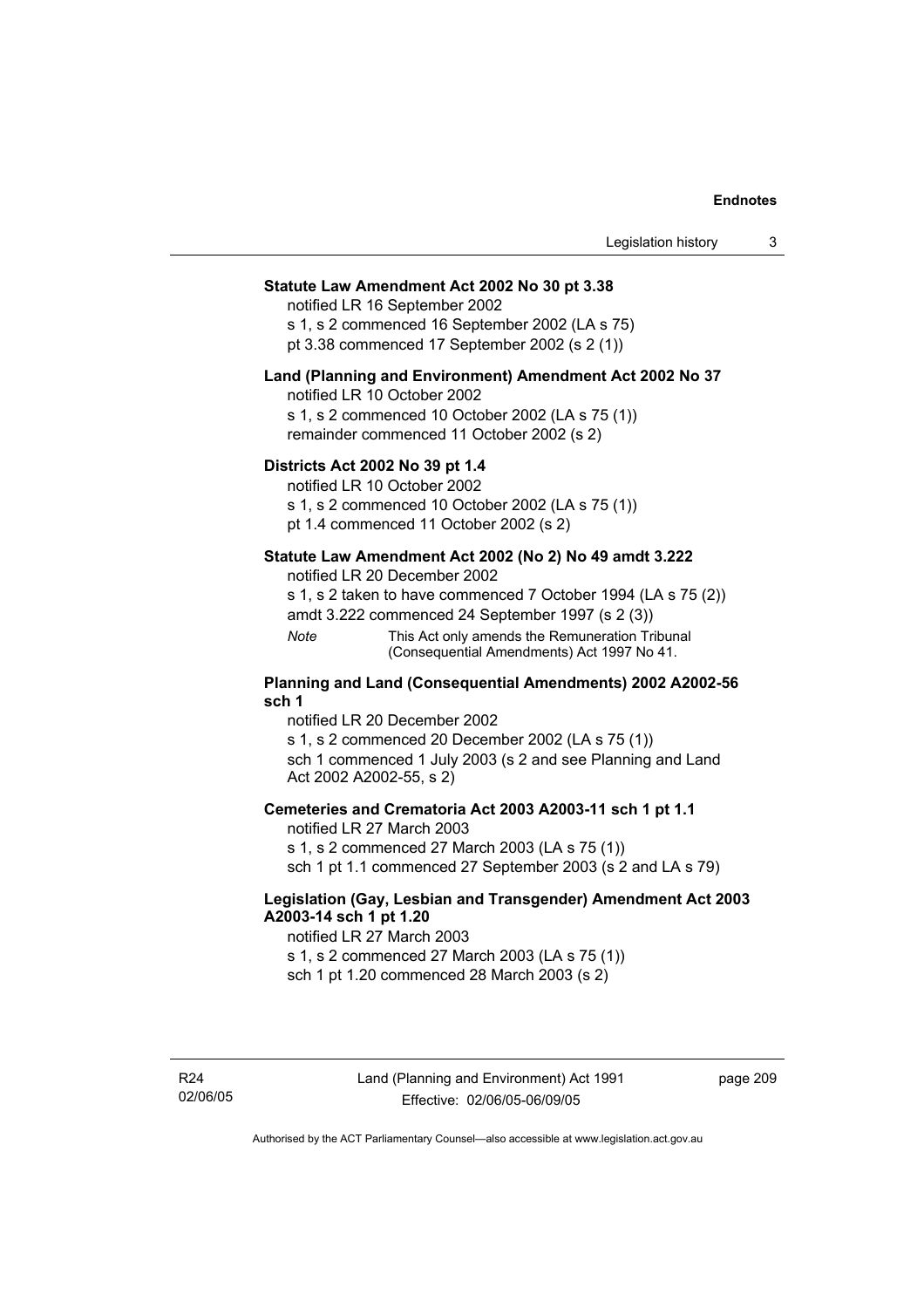**Statute Law Amendment Act 2002 No 30 pt 3.38**

notified LR 16 September 2002

s 1, s 2 commenced 16 September 2002 (LA s 75)

pt 3.38 commenced 17 September 2002 (s 2 (1))

**Land (Planning and Environment) Amendment Act 2002 No 37**

notified LR 10 October 2002

s 1, s 2 commenced 10 October 2002 (LA s 75 (1))

remainder commenced 11 October 2002 (s 2)

**Districts Act 2002 No 39 pt 1.4**

notified LR 10 October 2002

s 1, s 2 commenced 10 October 2002 (LA s 75 (1))

pt 1.4 commenced 11 October 2002 (s 2)

**Statute Law Amendment Act 2002 (No 2) No 49 amdt 3.222**

notified LR 20 December 2002

s 1, s 2 taken to have commenced 7 October 1994 (LA s 75 (2))

amdt 3.222 commenced 24 September 1997 (s 2 (3))

*Note* This Act only amends the Remuneration Tribunal (Consequential Amendments) Act 1997 No 41.

**Planning and Land (Consequential Amendments) 2002 A2002-56 sch 1**

notified LR 20 December 2002

s 1, s 2 commenced 20 December 2002 (LA s 75 (1))

sch 1 commenced 1 July 2003 (s 2 and see Planning and Land Act 2002 A2002-55, s 2)

**Cemeteries and Crematoria Act 2003 A2003-11 sch 1 pt 1.1**

notified LR 27 March 2003

s 1, s 2 commenced 27 March 2003 (LA s 75 (1))

sch 1 pt 1.1 commenced 27 September 2003 (s 2 and LA s 79)

**Legislation (Gay, Lesbian and Transgender) Amendment Act 2003 A2003-14 sch 1 pt 1.20**

notified LR 27 March 2003

s 1, s 2 commenced 27 March 2003 (LA s 75 (1))

sch 1 pt 1.20 commenced 28 March 2003 (s 2)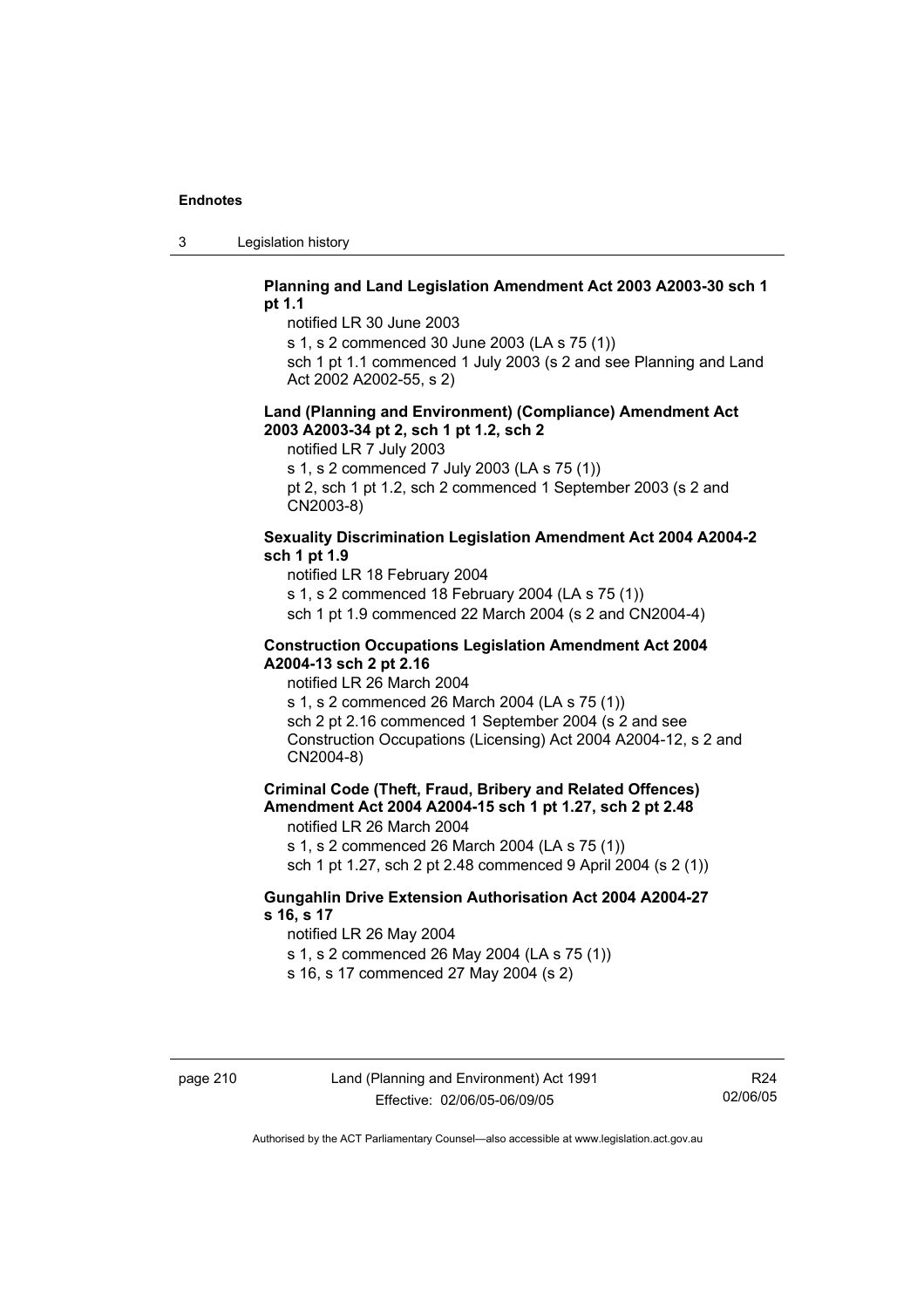**Planning and Land Legislation Amendment Act 2003 A2003-30 sch 1 pt 1.1**

notified LR 30 June 2003

s 1, s 2 commenced 30 June 2003 (LA s 75 (1))

sch 1 pt 1.1 commenced 1 July 2003 (s 2 and see Planning and Land Act 2002 A2002-55, s 2)

**Land (Planning and Environment) (Compliance) Amendment Act 2003 A2003-34 pt 2, sch 1 pt 1.2, sch 2**

notified LR 7 July 2003

s 1, s 2 commenced 7 July 2003 (LA s 75 (1))

pt 2, sch 1 pt 1.2, sch 2 commenced 1 September 2003 (s 2 and CN2003-8)

**Sexuality Discrimination Legislation Amendment Act 2004 A2004-2 sch 1 pt 1.9**

notified LR 18 February 2004

s 1, s 2 commenced 18 February 2004 (LA s 75 (1))

sch 1 pt 1.9 commenced 22 March 2004 (s 2 and CN2004-4)

**Construction Occupations Legislation Amendment Act 2004 A2004-13 sch 2 pt 2.16**

notified LR 26 March 2004

s 1, s 2 commenced 26 March 2004 (LA s 75 (1))

sch 2 pt 2.16 commenced 1 September 2004 (s 2 and see Construction Occupations (Licensing) Act 2004 A2004-12, s 2 and CN2004-8)

**Criminal Code (Theft, Fraud, Bribery and Related Offences) Amendment Act 2004 A2004-15 sch 1 pt 1.27, sch 2 pt 2.48**

notified LR 26 March 2004

s 1, s 2 commenced 26 March 2004 (LA s 75 (1))

sch 1 pt 1.27, sch 2 pt 2.48 commenced 9 April 2004 (s 2 (1))

**Gungahlin Drive Extension Authorisation Act 2004 A2004-27 s 16, s 17**

notified LR 26 May 2004

s 1, s 2 commenced 26 May 2004 (LA s 75 (1))

s 16, s 17 commenced 27 May 2004 (s 2)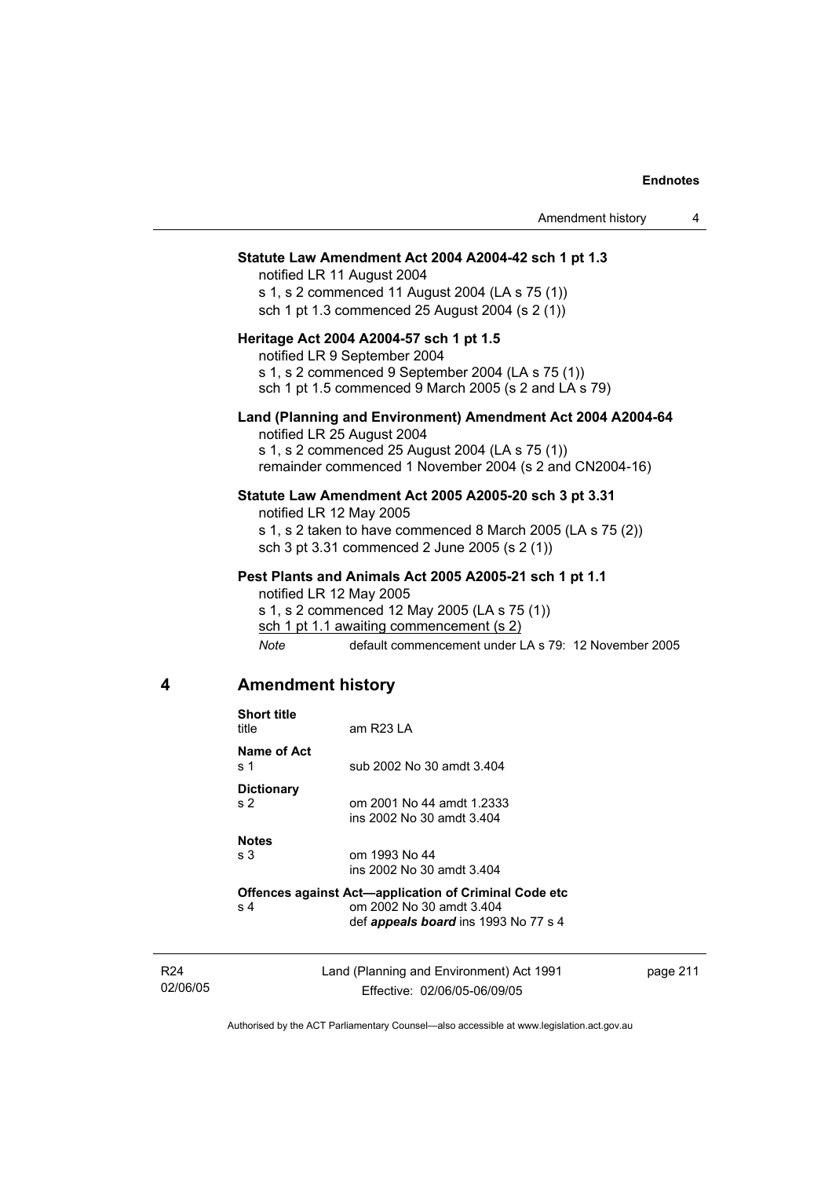**Statute Law Amendment Act 2004 A2004-42 sch 1 pt 1.3**
notified LR 11 August 2004
s 1, s 2 commenced 11 August 2004 (LA s 75 (1))
sch 1 pt 1.3 commenced 25 August 2004 (s 2 (1))

**Heritage Act 2004 A2004-57 sch 1 pt 1.5**
notified LR 9 September 2004
s 1, s 2 commenced 9 September 2004 (LA s 75 (1))
sch 1 pt 1.5 commenced 9 March 2005 (s 2 and LA s 79)

**Land (Planning and Environment) Amendment Act 2004 A2004-64**
notified LR 25 August 2004
s 1, s 2 commenced 25 August 2004 (LA s 75 (1))
remainder commenced 1 November 2004 (s 2 and CN2004-16)

**Statute Law Amendment Act 2005 A2005-20 sch 3 pt 3.31**
notified LR 12 May 2005
s 1, s 2 taken to have commenced 8 March 2005 (LA s 75 (2))
sch 3 pt 3.31 commenced 2 June 2005 (s 2 (1))

**Pest Plants and Animals Act 2005 A2005-21 sch 1 pt 1.1**
notified LR 12 May 2005
s 1, s 2 commenced 12 May 2005 (LA s 75 (1))
sch 1 pt 1.1 awaiting commencement (s 2)
*Note* default commencement under LA s 79: 12 November 2005

## 4 Amendment history

**Short title**
title — am R23 LA

**Name of Act**
s 1 — sub 2002 No 30 amdt 3.404

**Dictionary**
s 2 — om 2001 No 44 amdt 1.2333
ins 2002 No 30 amdt 3.404

**Notes**
s 3 — om 1993 No 44
ins 2002 No 30 amdt 3.404

**Offences against Act—application of Criminal Code etc**
s 4 — om 2002 No 30 amdt 3.404
def ***appeals board*** ins 1993 No 77 s 4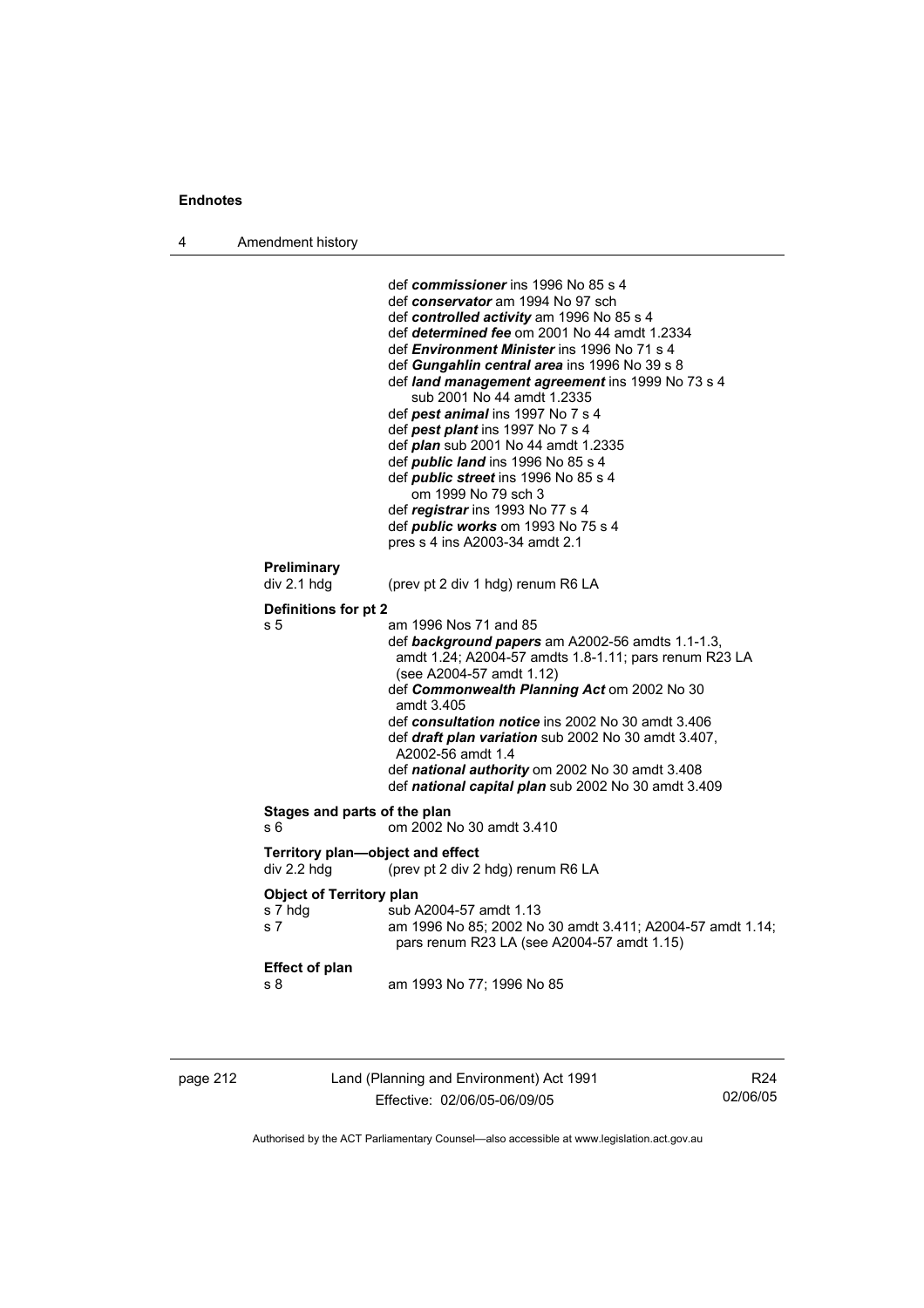def ***commissioner*** ins 1996 No 85 s 4
def ***conservator*** am 1994 No 97 sch
def ***controlled activity*** am 1996 No 85 s 4
def ***determined fee*** om 2001 No 44 amdt 1.2334
def ***Environment Minister*** ins 1996 No 71 s 4
def ***Gungahlin central area*** ins 1996 No 39 s 8
def ***land management agreement*** ins 1999 No 73 s 4
  sub 2001 No 44 amdt 1.2335
def ***pest animal*** ins 1997 No 7 s 4
def ***pest plant*** ins 1997 No 7 s 4
def ***plan*** sub 2001 No 44 amdt 1.2335
def ***public land*** ins 1996 No 85 s 4
def ***public street*** ins 1996 No 85 s 4
  om 1999 No 79 sch 3
def ***registrar*** ins 1993 No 77 s 4
def ***public works*** om 1993 No 75 s 4
pres s 4 ins A2003-34 amdt 2.1

**Preliminary**
div 2.1 hdg (prev pt 2 div 1 hdg) renum R6 LA

**Definitions for pt 2**
s 5 am 1996 Nos 71 and 85
def ***background papers*** am A2002-56 amdts 1.1-1.3, amdt 1.24; A2004-57 amdts 1.8-1.11; pars renum R23 LA (see A2004-57 amdt 1.12)
def ***Commonwealth Planning Act*** om 2002 No 30 amdt 3.405
def ***consultation notice*** ins 2002 No 30 amdt 3.406
def ***draft plan variation*** sub 2002 No 30 amdt 3.407, A2002-56 amdt 1.4
def ***national authority*** om 2002 No 30 amdt 3.408
def ***national capital plan*** sub 2002 No 30 amdt 3.409

**Stages and parts of the plan**
s 6 om 2002 No 30 amdt 3.410

**Territory plan—object and effect**
div 2.2 hdg (prev pt 2 div 2 hdg) renum R6 LA

**Object of Territory plan**
s 7 hdg sub A2004-57 amdt 1.13
s 7 am 1996 No 85; 2002 No 30 amdt 3.411; A2004-57 amdt 1.14; pars renum R23 LA (see A2004-57 amdt 1.15)

**Effect of plan**
s 8 am 1993 No 77; 1996 No 85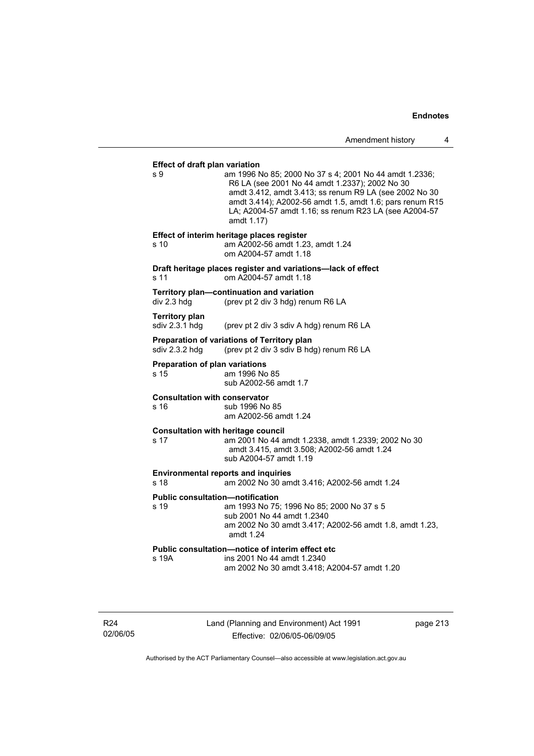**Effect of draft plan variation**

s 9 am 1996 No 85; 2000 No 37 s 4; 2001 No 44 amdt 1.2336; R6 LA (see 2001 No 44 amdt 1.2337); 2002 No 30 amdt 3.412, amdt 3.413; ss renum R9 LA (see 2002 No 30 amdt 3.414); A2002-56 amdt 1.5, amdt 1.6; pars renum R15 LA; A2004-57 amdt 1.16; ss renum R23 LA (see A2004-57 amdt 1.17)

**Effect of interim heritage places register**

s 10 am A2002-56 amdt 1.23, amdt 1.24
om A2004-57 amdt 1.18

**Draft heritage places register and variations—lack of effect**

s 11 om A2004-57 amdt 1.18

**Territory plan—continuation and variation**

div 2.3 hdg (prev pt 2 div 3 hdg) renum R6 LA

**Territory plan**

sdiv 2.3.1 hdg (prev pt 2 div 3 sdiv A hdg) renum R6 LA

**Preparation of variations of Territory plan**

sdiv 2.3.2 hdg (prev pt 2 div 3 sdiv B hdg) renum R6 LA

**Preparation of plan variations**

s 15 am 1996 No 85
sub A2002-56 amdt 1.7

**Consultation with conservator**

s 16 sub 1996 No 85
am A2002-56 amdt 1.24

**Consultation with heritage council**

s 17 am 2001 No 44 amdt 1.2338, amdt 1.2339; 2002 No 30 amdt 3.415, amdt 3.508; A2002-56 amdt 1.24
sub A2004-57 amdt 1.19

**Environmental reports and inquiries**

s 18 am 2002 No 30 amdt 3.416; A2002-56 amdt 1.24

**Public consultation—notification**

s 19 am 1993 No 75; 1996 No 85; 2000 No 37 s 5
sub 2001 No 44 amdt 1.2340
am 2002 No 30 amdt 3.417; A2002-56 amdt 1.8, amdt 1.23, amdt 1.24

**Public consultation—notice of interim effect etc**

s 19A ins 2001 No 44 amdt 1.2340
am 2002 No 30 amdt 3.418; A2004-57 amdt 1.20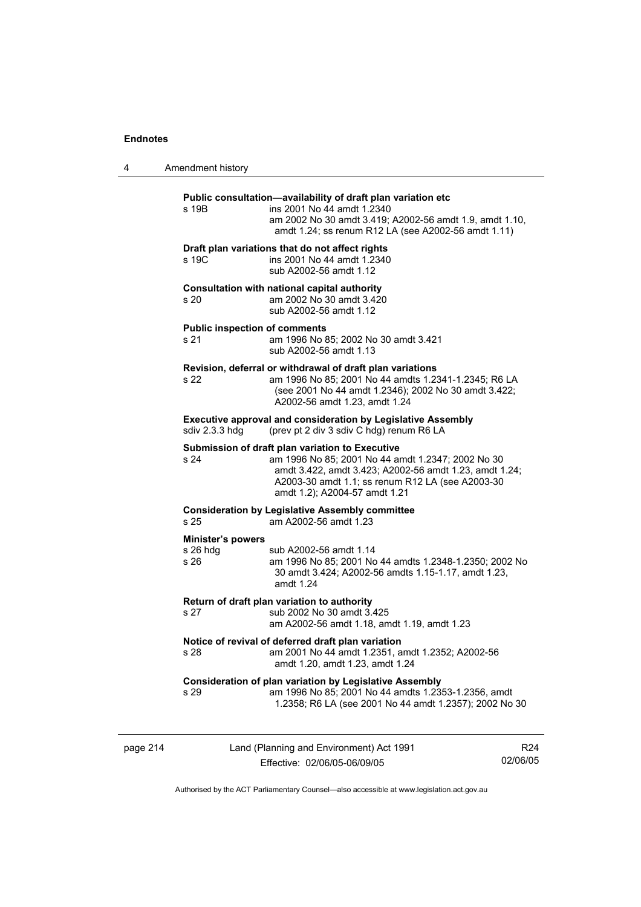**Public consultation—availability of draft plan variation etc**

s 19B ins 2001 No 44 amdt 1.2340
am 2002 No 30 amdt 3.419; A2002-56 amdt 1.9, amdt 1.10, amdt 1.24; ss renum R12 LA (see A2002-56 amdt 1.11)

**Draft plan variations that do not affect rights**

s 19C ins 2001 No 44 amdt 1.2340
sub A2002-56 amdt 1.12

**Consultation with national capital authority**

s 20 am 2002 No 30 amdt 3.420
sub A2002-56 amdt 1.12

**Public inspection of comments**

s 21 am 1996 No 85; 2002 No 30 amdt 3.421
sub A2002-56 amdt 1.13

**Revision, deferral or withdrawal of draft plan variations**

s 22 am 1996 No 85; 2001 No 44 amdts 1.2341-1.2345; R6 LA (see 2001 No 44 amdt 1.2346); 2002 No 30 amdt 3.422; A2002-56 amdt 1.23, amdt 1.24

**Executive approval and consideration by Legislative Assembly**

sdiv 2.3.3 hdg (prev pt 2 div 3 sdiv C hdg) renum R6 LA

**Submission of draft plan variation to Executive**

s 24 am 1996 No 85; 2001 No 44 amdt 1.2347; 2002 No 30 amdt 3.422, amdt 3.423; A2002-56 amdt 1.23, amdt 1.24; A2003-30 amdt 1.1; ss renum R12 LA (see A2003-30 amdt 1.2); A2004-57 amdt 1.21

**Consideration by Legislative Assembly committee**

s 25 am A2002-56 amdt 1.23

**Minister's powers**

s 26 hdg sub A2002-56 amdt 1.14
s 26 am 1996 No 85; 2001 No 44 amdts 1.2348-1.2350; 2002 No 30 amdt 3.424; A2002-56 amdts 1.15-1.17, amdt 1.23, amdt 1.24

**Return of draft plan variation to authority**

s 27 sub 2002 No 30 amdt 3.425
am A2002-56 amdt 1.18, amdt 1.19, amdt 1.23

**Notice of revival of deferred draft plan variation**

s 28 am 2001 No 44 amdt 1.2351, amdt 1.2352; A2002-56 amdt 1.20, amdt 1.23, amdt 1.24

**Consideration of plan variation by Legislative Assembly**

s 29 am 1996 No 85; 2001 No 44 amdts 1.2353-1.2356, amdt 1.2358; R6 LA (see 2001 No 44 amdt 1.2357); 2002 No 30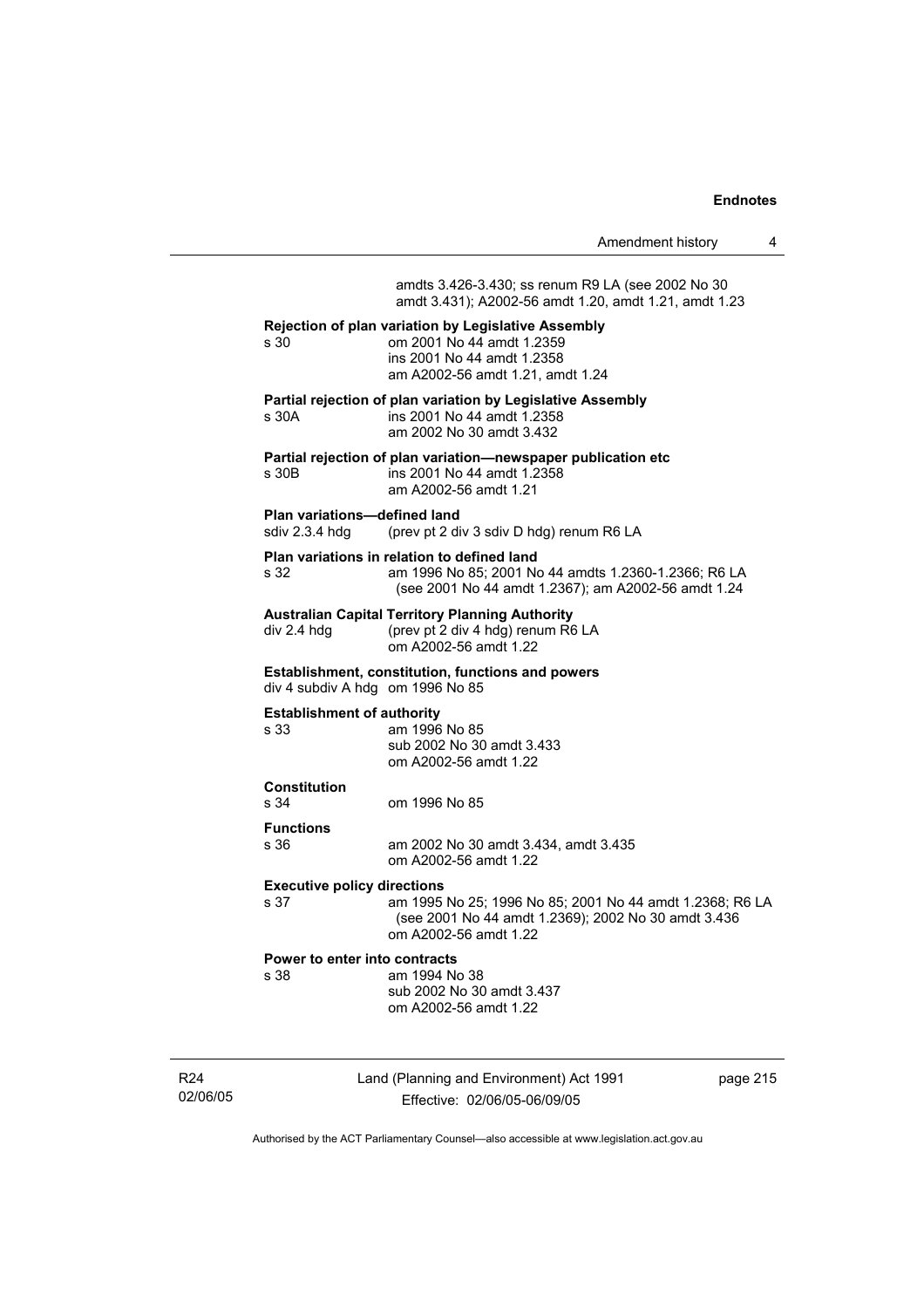amdts 3.426-3.430; ss renum R9 LA (see 2002 No 30 amdt 3.431); A2002-56 amdt 1.20, amdt 1.21, amdt 1.23

**Rejection of plan variation by Legislative Assembly**

s 30 om 2001 No 44 amdt 1.2359
ins 2001 No 44 amdt 1.2358
am A2002-56 amdt 1.21, amdt 1.24

**Partial rejection of plan variation by Legislative Assembly**

s 30A ins 2001 No 44 amdt 1.2358
am 2002 No 30 amdt 3.432

**Partial rejection of plan variation—newspaper publication etc**

s 30B ins 2001 No 44 amdt 1.2358
am A2002-56 amdt 1.21

**Plan variations—defined land**

sdiv 2.3.4 hdg (prev pt 2 div 3 sdiv D hdg) renum R6 LA

**Plan variations in relation to defined land**

s 32 am 1996 No 85; 2001 No 44 amdts 1.2360-1.2366; R6 LA (see 2001 No 44 amdt 1.2367); am A2002-56 amdt 1.24

**Australian Capital Territory Planning Authority**

div 2.4 hdg (prev pt 2 div 4 hdg) renum R6 LA
om A2002-56 amdt 1.22

**Establishment, constitution, functions and powers**

div 4 subdiv A hdg om 1996 No 85

**Establishment of authority**

s 33 am 1996 No 85
sub 2002 No 30 amdt 3.433
om A2002-56 amdt 1.22

**Constitution**

s 34 om 1996 No 85

**Functions**

s 36 am 2002 No 30 amdt 3.434, amdt 3.435
om A2002-56 amdt 1.22

**Executive policy directions**

s 37 am 1995 No 25; 1996 No 85; 2001 No 44 amdt 1.2368; R6 LA (see 2001 No 44 amdt 1.2369); 2002 No 30 amdt 3.436
om A2002-56 amdt 1.22

**Power to enter into contracts**

s 38 am 1994 No 38
sub 2002 No 30 amdt 3.437
om A2002-56 amdt 1.22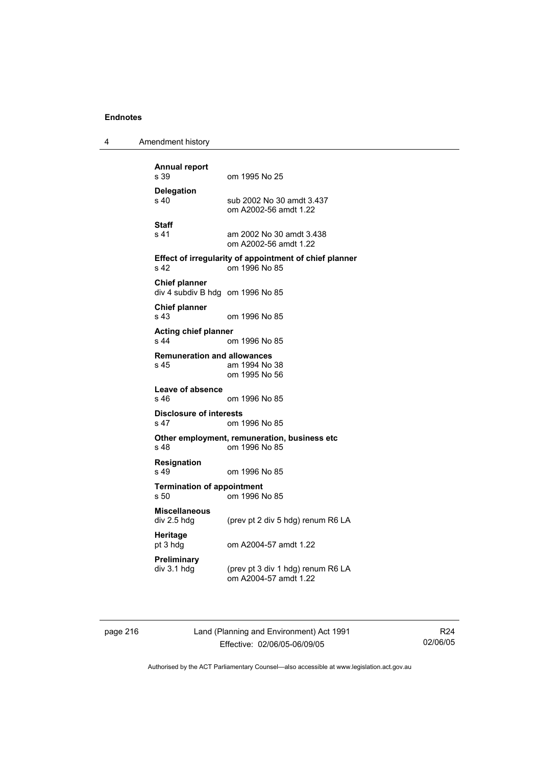**Annual report**
s 39 om 1995 No 25

**Delegation**
s 40 sub 2002 No 30 amdt 3.437
om A2002-56 amdt 1.22

**Staff**
s 41 am 2002 No 30 amdt 3.438
om A2002-56 amdt 1.22

**Effect of irregularity of appointment of chief planner**
s 42 om 1996 No 85

**Chief planner**
div 4 subdiv B hdg om 1996 No 85

**Chief planner**
s 43 om 1996 No 85

**Acting chief planner**
s 44 om 1996 No 85

**Remuneration and allowances**
s 45 am 1994 No 38
om 1995 No 56

**Leave of absence**
s 46 om 1996 No 85

**Disclosure of interests**
s 47 om 1996 No 85

**Other employment, remuneration, business etc**
s 48 om 1996 No 85

**Resignation**
s 49 om 1996 No 85

**Termination of appointment**
s 50 om 1996 No 85

**Miscellaneous**
div 2.5 hdg (prev pt 2 div 5 hdg) renum R6 LA

**Heritage**
pt 3 hdg om A2004-57 amdt 1.22

**Preliminary**
div 3.1 hdg (prev pt 3 div 1 hdg) renum R6 LA
om A2004-57 amdt 1.22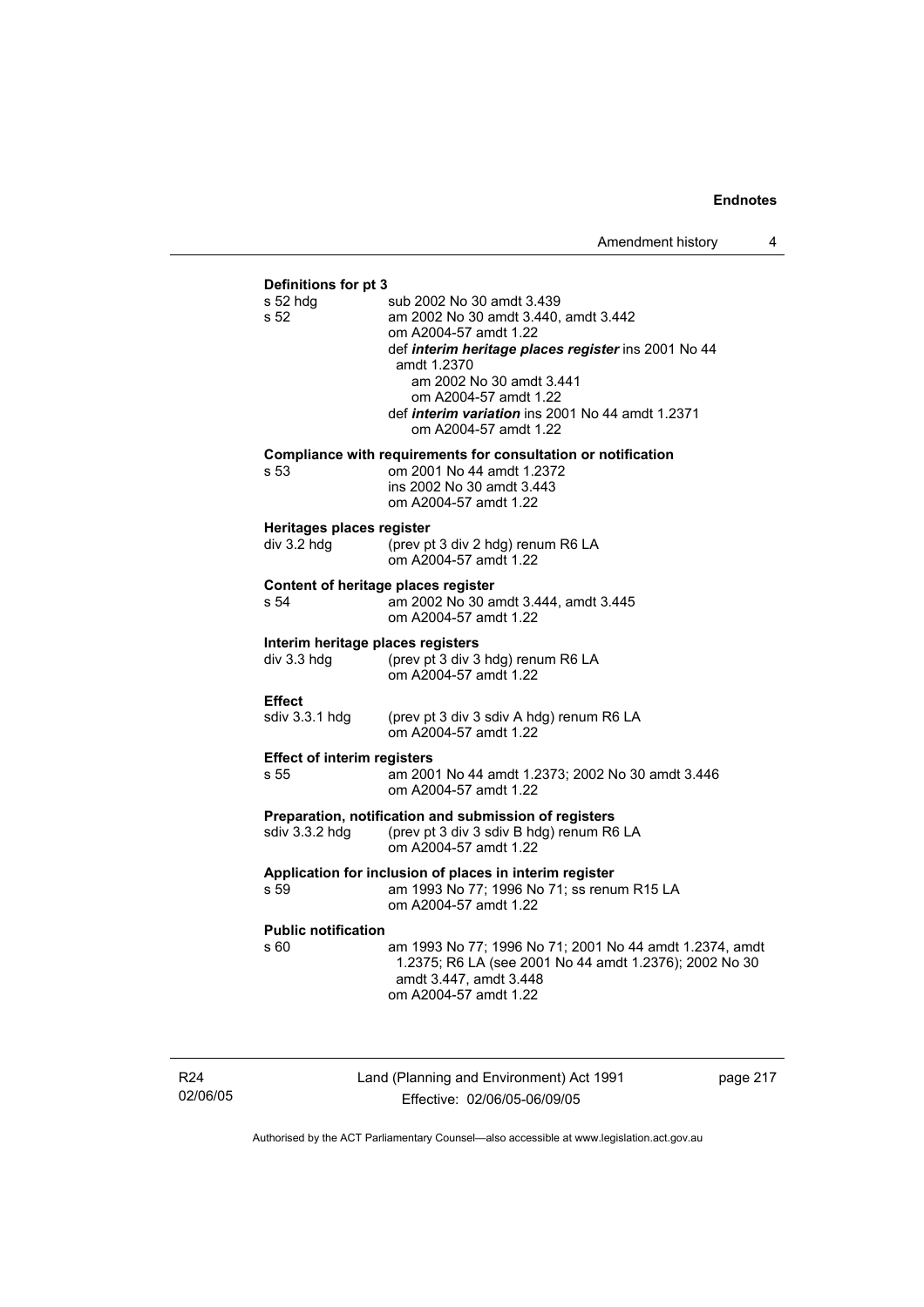**Definitions for pt 3**

| | |
|---|---|
| s 52 hdg | sub 2002 No 30 amdt 3.439 |
| s 52 | am 2002 No 30 amdt 3.440, amdt 3.442<br>om A2004-57 amdt 1.22<br>def ***interim heritage places register*** ins 2001 No 44 amdt 1.2370<br>am 2002 No 30 amdt 3.441<br>om A2004-57 amdt 1.22<br>def ***interim variation*** ins 2001 No 44 amdt 1.2371<br>om A2004-57 amdt 1.22 |

**Compliance with requirements for consultation or notification**

| | |
|---|---|
| s 53 | om 2001 No 44 amdt 1.2372<br>ins 2002 No 30 amdt 3.443<br>om A2004-57 amdt 1.22 |

**Heritages places register**

| | |
|---|---|
| div 3.2 hdg | (prev pt 3 div 2 hdg) renum R6 LA<br>om A2004-57 amdt 1.22 |

**Content of heritage places register**

| | |
|---|---|
| s 54 | am 2002 No 30 amdt 3.444, amdt 3.445<br>om A2004-57 amdt 1.22 |

**Interim heritage places registers**

| | |
|---|---|
| div 3.3 hdg | (prev pt 3 div 3 hdg) renum R6 LA<br>om A2004-57 amdt 1.22 |

**Effect**

| | |
|---|---|
| sdiv 3.3.1 hdg | (prev pt 3 div 3 sdiv A hdg) renum R6 LA<br>om A2004-57 amdt 1.22 |

**Effect of interim registers**

| | |
|---|---|
| s 55 | am 2001 No 44 amdt 1.2373; 2002 No 30 amdt 3.446<br>om A2004-57 amdt 1.22 |

**Preparation, notification and submission of registers**

| | |
|---|---|
| sdiv 3.3.2 hdg | (prev pt 3 div 3 sdiv B hdg) renum R6 LA<br>om A2004-57 amdt 1.22 |

**Application for inclusion of places in interim register**

| | |
|---|---|
| s 59 | am 1993 No 77; 1996 No 71; ss renum R15 LA<br>om A2004-57 amdt 1.22 |

**Public notification**

| | |
|---|---|
| s 60 | am 1993 No 77; 1996 No 71; 2001 No 44 amdt 1.2374, amdt 1.2375; R6 LA (see 2001 No 44 amdt 1.2376); 2002 No 30 amdt 3.447, amdt 3.448<br>om A2004-57 amdt 1.22 |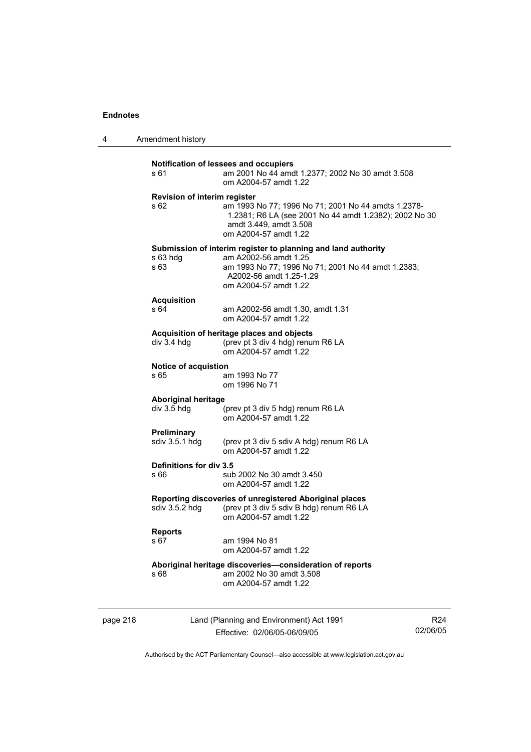**Notification of lessees and occupiers**

s 61 am 2001 No 44 amdt 1.2377; 2002 No 30 amdt 3.508
om A2004-57 amdt 1.22

**Revision of interim register**

s 62 am 1993 No 77; 1996 No 71; 2001 No 44 amdts 1.2378-1.2381; R6 LA (see 2001 No 44 amdt 1.2382); 2002 No 30 amdt 3.449, amdt 3.508
om A2004-57 amdt 1.22

**Submission of interim register to planning and land authority**

s 63 hdg am A2002-56 amdt 1.25

s 63 am 1993 No 77; 1996 No 71; 2001 No 44 amdt 1.2383; A2002-56 amdt 1.25-1.29
om A2004-57 amdt 1.22

**Acquisition**

s 64 am A2002-56 amdt 1.30, amdt 1.31
om A2004-57 amdt 1.22

**Acquisition of heritage places and objects**

div 3.4 hdg (prev pt 3 div 4 hdg) renum R6 LA
om A2004-57 amdt 1.22

**Notice of acquistion**

s 65 am 1993 No 77
om 1996 No 71

**Aboriginal heritage**

div 3.5 hdg (prev pt 3 div 5 hdg) renum R6 LA
om A2004-57 amdt 1.22

**Preliminary**

sdiv 3.5.1 hdg (prev pt 3 div 5 sdiv A hdg) renum R6 LA
om A2004-57 amdt 1.22

**Definitions for div 3.5**

s 66 sub 2002 No 30 amdt 3.450
om A2004-57 amdt 1.22

**Reporting discoveries of unregistered Aboriginal places**

sdiv 3.5.2 hdg (prev pt 3 div 5 sdiv B hdg) renum R6 LA
om A2004-57 amdt 1.22

**Reports**

s 67 am 1994 No 81
om A2004-57 amdt 1.22

**Aboriginal heritage discoveries—consideration of reports**

s 68 am 2002 No 30 amdt 3.508
om A2004-57 amdt 1.22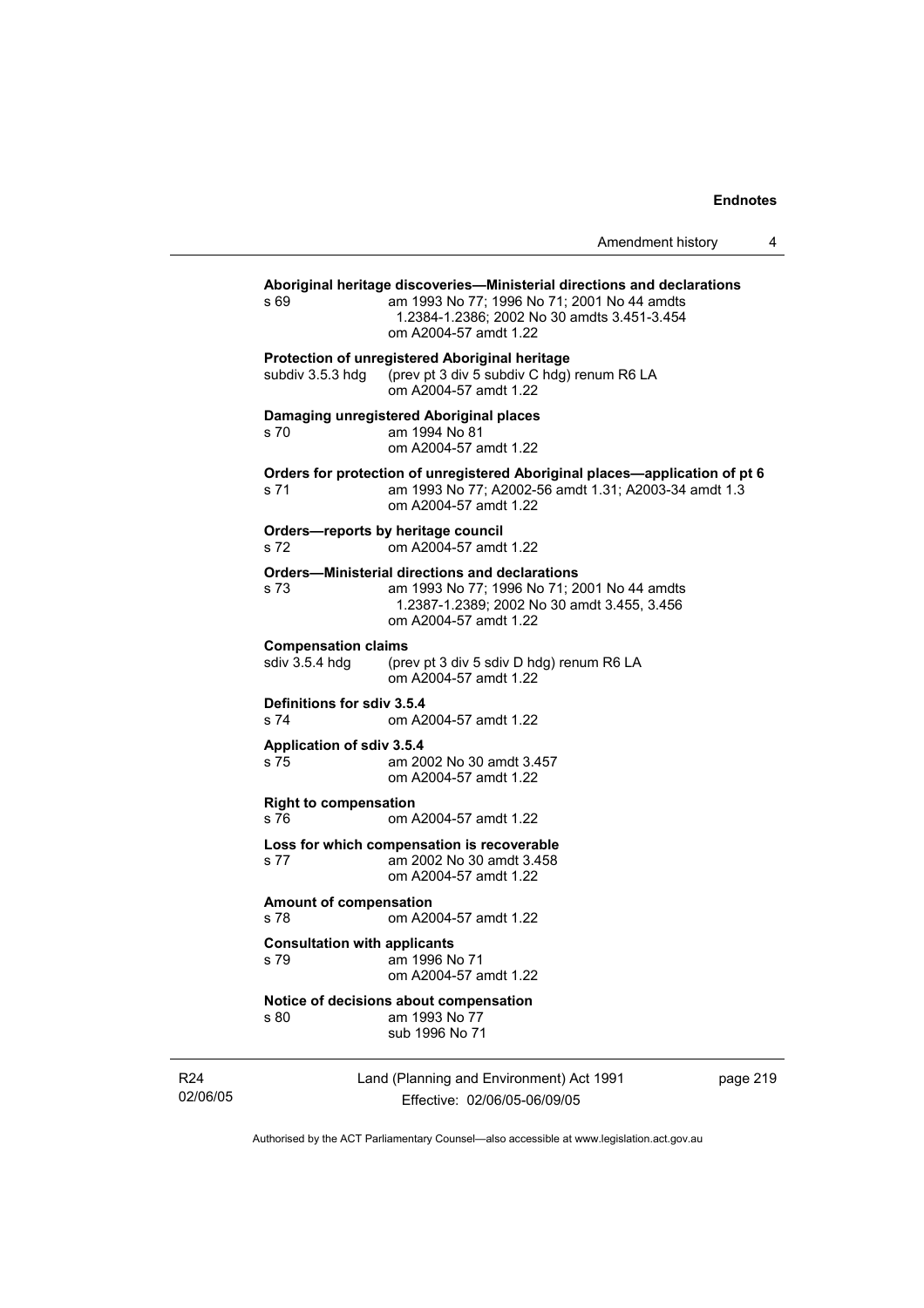**Aboriginal heritage discoveries—Ministerial directions and declarations**

s 69 — am 1993 No 77; 1996 No 71; 2001 No 44 amdts 1.2384-1.2386; 2002 No 30 amdts 3.451-3.454
om A2004-57 amdt 1.22

**Protection of unregistered Aboriginal heritage**

subdiv 3.5.3 hdg — (prev pt 3 div 5 subdiv C hdg) renum R6 LA
om A2004-57 amdt 1.22

**Damaging unregistered Aboriginal places**

s 70 — am 1994 No 81
om A2004-57 amdt 1.22

**Orders for protection of unregistered Aboriginal places—application of pt 6**

s 71 — am 1993 No 77; A2002-56 amdt 1.31; A2003-34 amdt 1.3
om A2004-57 amdt 1.22

**Orders—reports by heritage council**

s 72 — om A2004-57 amdt 1.22

**Orders—Ministerial directions and declarations**

s 73 — am 1993 No 77; 1996 No 71; 2001 No 44 amdts 1.2387-1.2389; 2002 No 30 amdt 3.455, 3.456
om A2004-57 amdt 1.22

**Compensation claims**

sdiv 3.5.4 hdg — (prev pt 3 div 5 sdiv D hdg) renum R6 LA
om A2004-57 amdt 1.22

**Definitions for sdiv 3.5.4**

s 74 — om A2004-57 amdt 1.22

**Application of sdiv 3.5.4**

s 75 — am 2002 No 30 amdt 3.457
om A2004-57 amdt 1.22

**Right to compensation**

s 76 — om A2004-57 amdt 1.22

**Loss for which compensation is recoverable**

s 77 — am 2002 No 30 amdt 3.458
om A2004-57 amdt 1.22

**Amount of compensation**

s 78 — om A2004-57 amdt 1.22

**Consultation with applicants**

s 79 — am 1996 No 71
om A2004-57 amdt 1.22

**Notice of decisions about compensation**

s 80 — am 1993 No 77
sub 1996 No 71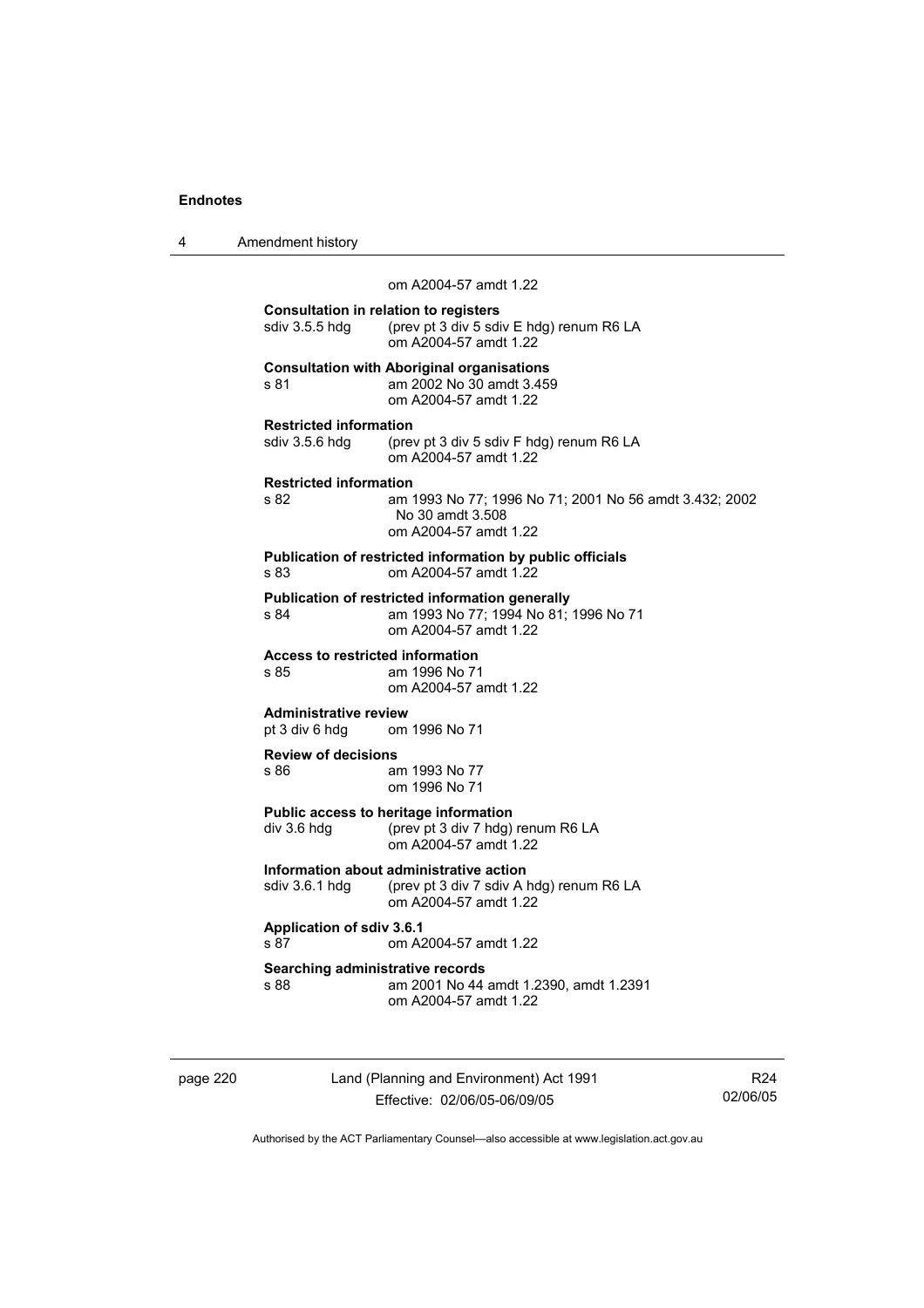om A2004-57 amdt 1.22

**Consultation in relation to registers**
sdiv 3.5.5 hdg (prev pt 3 div 5 sdiv E hdg) renum R6 LA
om A2004-57 amdt 1.22

**Consultation with Aboriginal organisations**
s 81 am 2002 No 30 amdt 3.459
om A2004-57 amdt 1.22

**Restricted information**
sdiv 3.5.6 hdg (prev pt 3 div 5 sdiv F hdg) renum R6 LA
om A2004-57 amdt 1.22

**Restricted information**
s 82 am 1993 No 77; 1996 No 71; 2001 No 56 amdt 3.432; 2002 No 30 amdt 3.508
om A2004-57 amdt 1.22

**Publication of restricted information by public officials**
s 83 om A2004-57 amdt 1.22

**Publication of restricted information generally**
s 84 am 1993 No 77; 1994 No 81; 1996 No 71
om A2004-57 amdt 1.22

**Access to restricted information**
s 85 am 1996 No 71
om A2004-57 amdt 1.22

**Administrative review**
pt 3 div 6 hdg om 1996 No 71

**Review of decisions**
s 86 am 1993 No 77
om 1996 No 71

**Public access to heritage information**
div 3.6 hdg (prev pt 3 div 7 hdg) renum R6 LA
om A2004-57 amdt 1.22

**Information about administrative action**
sdiv 3.6.1 hdg (prev pt 3 div 7 sdiv A hdg) renum R6 LA
om A2004-57 amdt 1.22

**Application of sdiv 3.6.1**
s 87 om A2004-57 amdt 1.22

**Searching administrative records**
s 88 am 2001 No 44 amdt 1.2390, amdt 1.2391
om A2004-57 amdt 1.22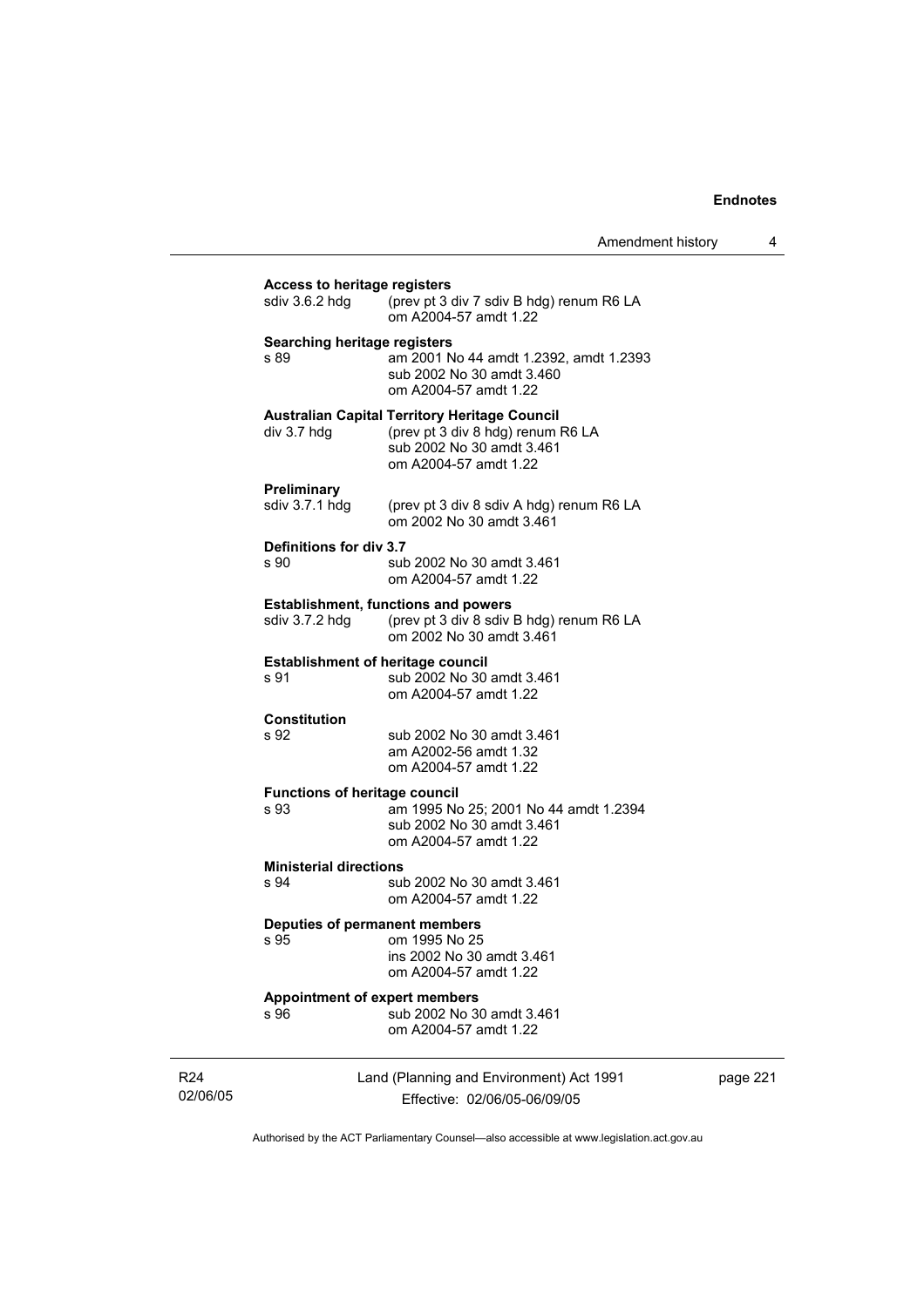**Access to heritage registers**
sdiv 3.6.2 hdg (prev pt 3 div 7 sdiv B hdg) renum R6 LA
om A2004-57 amdt 1.22

**Searching heritage registers**
s 89 am 2001 No 44 amdt 1.2392, amdt 1.2393
sub 2002 No 30 amdt 3.460
om A2004-57 amdt 1.22

**Australian Capital Territory Heritage Council**
div 3.7 hdg (prev pt 3 div 8 hdg) renum R6 LA
sub 2002 No 30 amdt 3.461
om A2004-57 amdt 1.22

**Preliminary**
sdiv 3.7.1 hdg (prev pt 3 div 8 sdiv A hdg) renum R6 LA
om 2002 No 30 amdt 3.461

**Definitions for div 3.7**
s 90 sub 2002 No 30 amdt 3.461
om A2004-57 amdt 1.22

**Establishment, functions and powers**
sdiv 3.7.2 hdg (prev pt 3 div 8 sdiv B hdg) renum R6 LA
om 2002 No 30 amdt 3.461

**Establishment of heritage council**
s 91 sub 2002 No 30 amdt 3.461
om A2004-57 amdt 1.22

**Constitution**
s 92 sub 2002 No 30 amdt 3.461
am A2002-56 amdt 1.32
om A2004-57 amdt 1.22

**Functions of heritage council**
s 93 am 1995 No 25; 2001 No 44 amdt 1.2394
sub 2002 No 30 amdt 3.461
om A2004-57 amdt 1.22

**Ministerial directions**
s 94 sub 2002 No 30 amdt 3.461
om A2004-57 amdt 1.22

**Deputies of permanent members**
s 95 om 1995 No 25
ins 2002 No 30 amdt 3.461
om A2004-57 amdt 1.22

**Appointment of expert members**
s 96 sub 2002 No 30 amdt 3.461
om A2004-57 amdt 1.22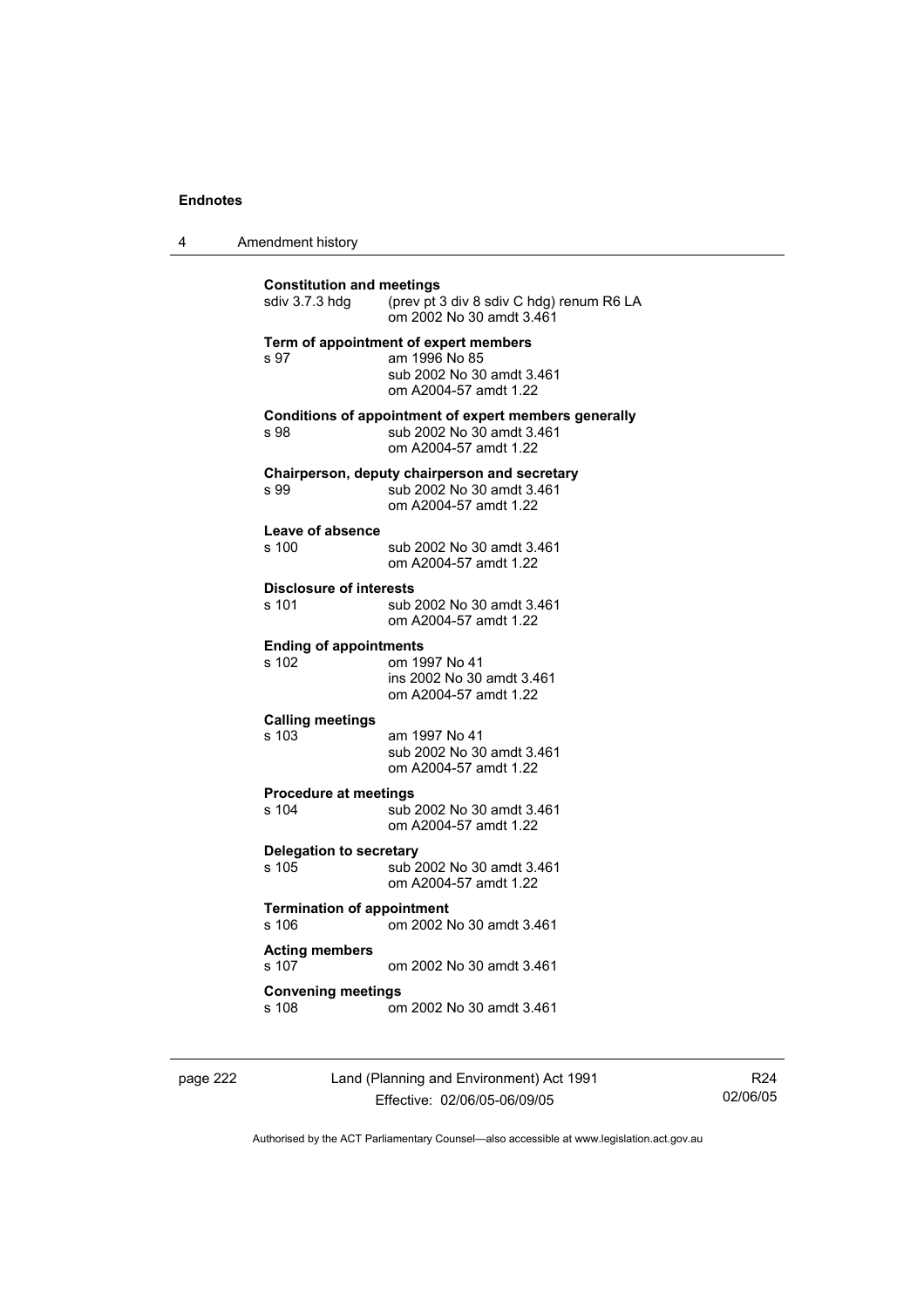**Constitution and meetings**

sdiv 3.7.3 hdg (prev pt 3 div 8 sdiv C hdg) renum R6 LA
om 2002 No 30 amdt 3.461

**Term of appointment of expert members**

s 97 am 1996 No 85
sub 2002 No 30 amdt 3.461
om A2004-57 amdt 1.22

**Conditions of appointment of expert members generally**

s 98 sub 2002 No 30 amdt 3.461
om A2004-57 amdt 1.22

**Chairperson, deputy chairperson and secretary**

s 99 sub 2002 No 30 amdt 3.461
om A2004-57 amdt 1.22

**Leave of absence**

s 100 sub 2002 No 30 amdt 3.461
om A2004-57 amdt 1.22

**Disclosure of interests**

s 101 sub 2002 No 30 amdt 3.461
om A2004-57 amdt 1.22

**Ending of appointments**

s 102 om 1997 No 41
ins 2002 No 30 amdt 3.461
om A2004-57 amdt 1.22

**Calling meetings**

s 103 am 1997 No 41
sub 2002 No 30 amdt 3.461
om A2004-57 amdt 1.22

**Procedure at meetings**

s 104 sub 2002 No 30 amdt 3.461
om A2004-57 amdt 1.22

**Delegation to secretary**

s 105 sub 2002 No 30 amdt 3.461
om A2004-57 amdt 1.22

**Termination of appointment**

s 106 om 2002 No 30 amdt 3.461

**Acting members**

s 107 om 2002 No 30 amdt 3.461

**Convening meetings**

s 108 om 2002 No 30 amdt 3.461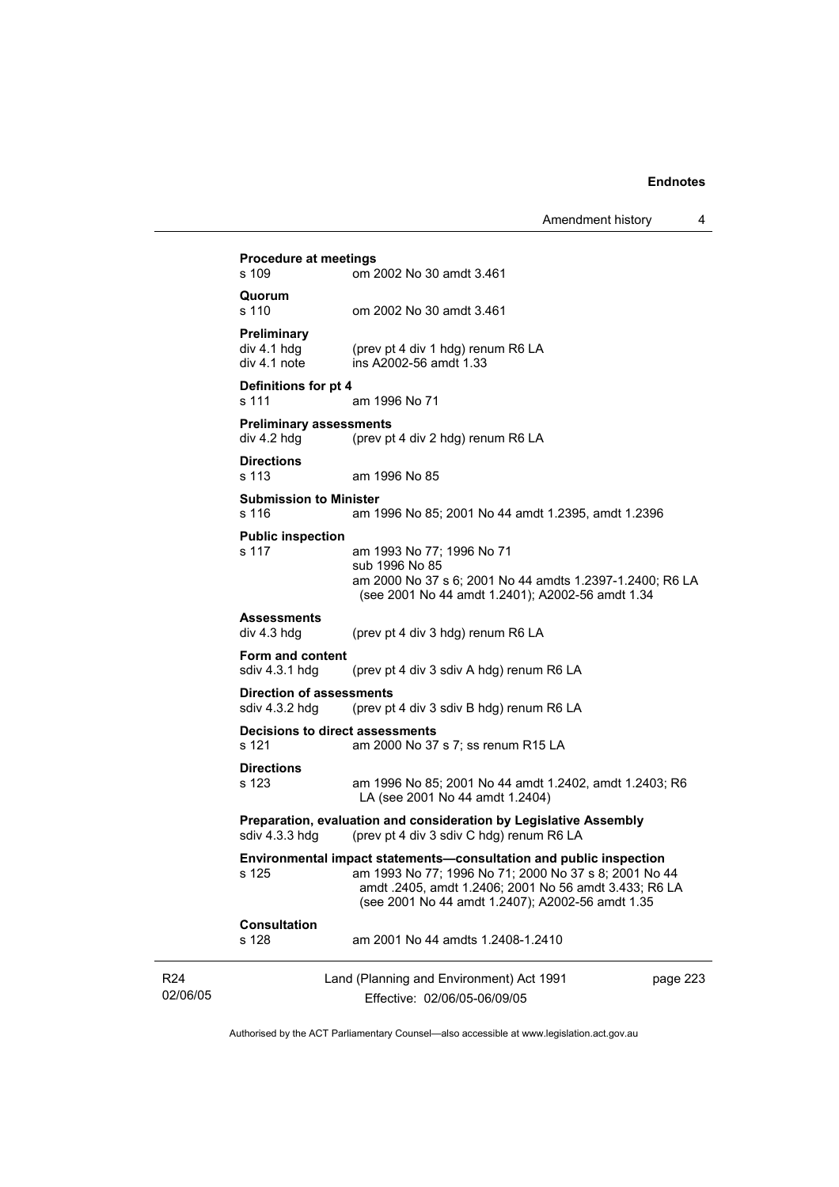**Procedure at meetings**
s 109 om 2002 No 30 amdt 3.461

**Quorum**
s 110 om 2002 No 30 amdt 3.461

**Preliminary**
div 4.1 hdg (prev pt 4 div 1 hdg) renum R6 LA
div 4.1 note ins A2002-56 amdt 1.33

**Definitions for pt 4**
s 111 am 1996 No 71

**Preliminary assessments**
div 4.2 hdg (prev pt 4 div 2 hdg) renum R6 LA

**Directions**
s 113 am 1996 No 85

**Submission to Minister**
s 116 am 1996 No 85; 2001 No 44 amdt 1.2395, amdt 1.2396

**Public inspection**
s 117 am 1993 No 77; 1996 No 71
sub 1996 No 85
am 2000 No 37 s 6; 2001 No 44 amdts 1.2397-1.2400; R6 LA (see 2001 No 44 amdt 1.2401); A2002-56 amdt 1.34

**Assessments**
div 4.3 hdg (prev pt 4 div 3 hdg) renum R6 LA

**Form and content**
sdiv 4.3.1 hdg (prev pt 4 div 3 sdiv A hdg) renum R6 LA

**Direction of assessments**
sdiv 4.3.2 hdg (prev pt 4 div 3 sdiv B hdg) renum R6 LA

**Decisions to direct assessments**
s 121 am 2000 No 37 s 7; ss renum R15 LA

**Directions**
s 123 am 1996 No 85; 2001 No 44 amdt 1.2402, amdt 1.2403; R6 LA (see 2001 No 44 amdt 1.2404)

**Preparation, evaluation and consideration by Legislative Assembly**
sdiv 4.3.3 hdg (prev pt 4 div 3 sdiv C hdg) renum R6 LA

**Environmental impact statements—consultation and public inspection**
s 125 am 1993 No 77; 1996 No 71; 2000 No 37 s 8; 2001 No 44 amdt .2405, amdt 1.2406; 2001 No 56 amdt 3.433; R6 LA (see 2001 No 44 amdt 1.2407); A2002-56 amdt 1.35

**Consultation**
s 128 am 2001 No 44 amdts 1.2408-1.2410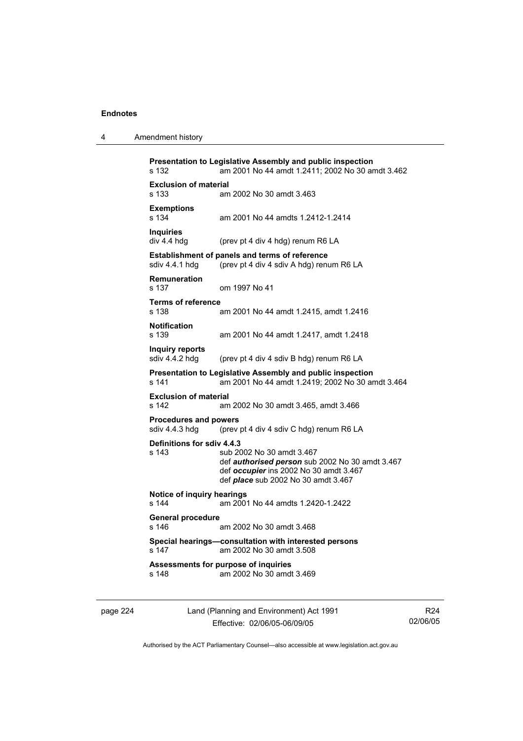**Presentation to Legislative Assembly and public inspection**
s 132 am 2001 No 44 amdt 1.2411; 2002 No 30 amdt 3.462

**Exclusion of material**
s 133 am 2002 No 30 amdt 3.463

**Exemptions**
s 134 am 2001 No 44 amdts 1.2412-1.2414

**Inquiries**
div 4.4 hdg (prev pt 4 div 4 hdg) renum R6 LA

**Establishment of panels and terms of reference**
sdiv 4.4.1 hdg (prev pt 4 div 4 sdiv A hdg) renum R6 LA

**Remuneration**
s 137 om 1997 No 41

**Terms of reference**
s 138 am 2001 No 44 amdt 1.2415, amdt 1.2416

**Notification**
s 139 am 2001 No 44 amdt 1.2417, amdt 1.2418

**Inquiry reports**
sdiv 4.4.2 hdg (prev pt 4 div 4 sdiv B hdg) renum R6 LA

**Presentation to Legislative Assembly and public inspection**
s 141 am 2001 No 44 amdt 1.2419; 2002 No 30 amdt 3.464

**Exclusion of material**
s 142 am 2002 No 30 amdt 3.465, amdt 3.466

**Procedures and powers**
sdiv 4.4.3 hdg (prev pt 4 div 4 sdiv C hdg) renum R6 LA

**Definitions for sdiv 4.4.3**
s 143 sub 2002 No 30 amdt 3.467
def ***authorised person*** sub 2002 No 30 amdt 3.467
def ***occupier*** ins 2002 No 30 amdt 3.467
def ***place*** sub 2002 No 30 amdt 3.467

**Notice of inquiry hearings**
s 144 am 2001 No 44 amdts 1.2420-1.2422

**General procedure**
s 146 am 2002 No 30 amdt 3.468

**Special hearings—consultation with interested persons**
s 147 am 2002 No 30 amdt 3.508

**Assessments for purpose of inquiries**
s 148 am 2002 No 30 amdt 3.469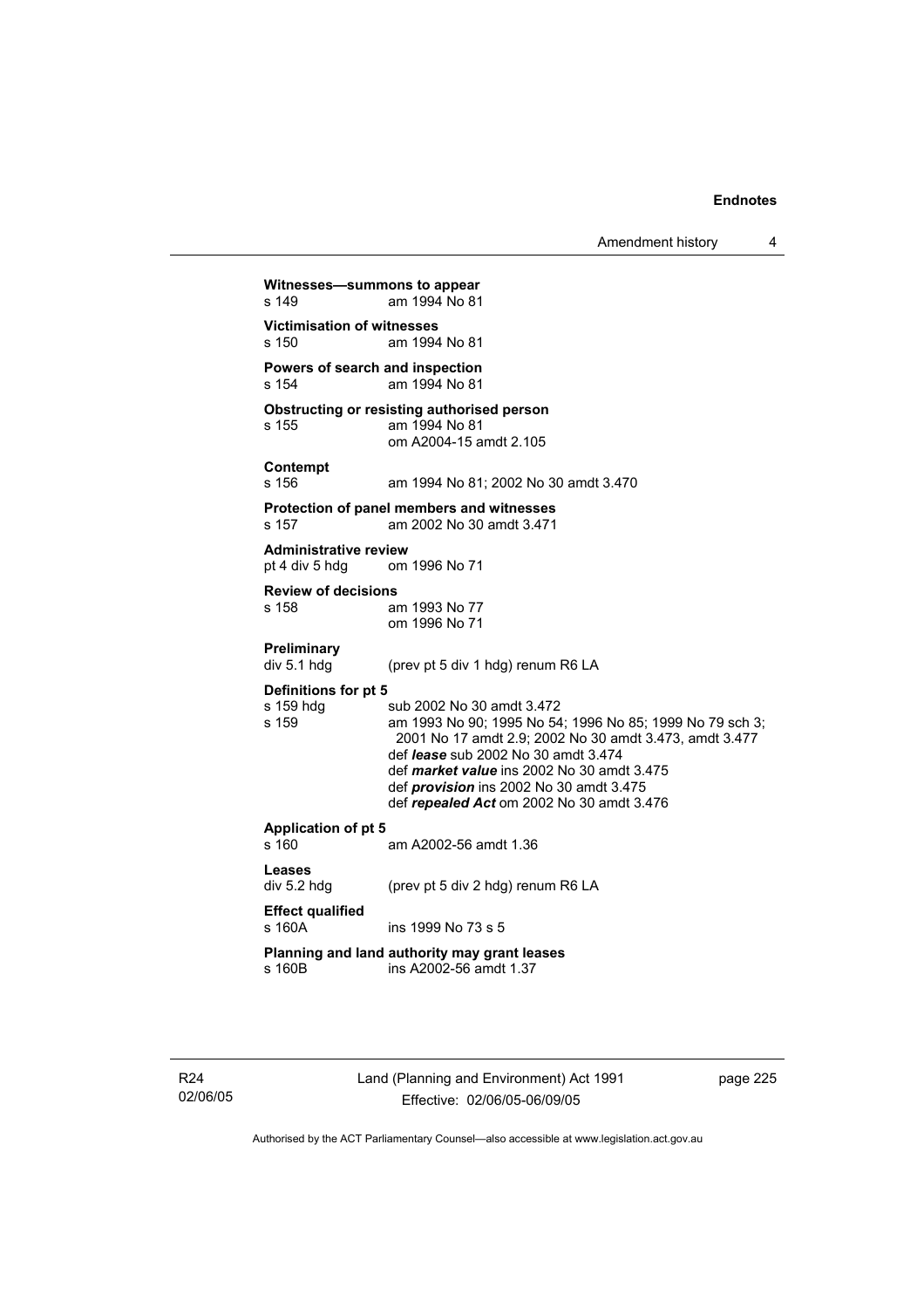**Witnesses—summons to appear**
s 149 am 1994 No 81

**Victimisation of witnesses**
s 150 am 1994 No 81

**Powers of search and inspection**
s 154 am 1994 No 81

**Obstructing or resisting authorised person**
s 155 am 1994 No 81
om A2004-15 amdt 2.105

**Contempt**
s 156 am 1994 No 81; 2002 No 30 amdt 3.470

**Protection of panel members and witnesses**
s 157 am 2002 No 30 amdt 3.471

**Administrative review**
pt 4 div 5 hdg om 1996 No 71

**Review of decisions**
s 158 am 1993 No 77
om 1996 No 71

**Preliminary**
div 5.1 hdg (prev pt 5 div 1 hdg) renum R6 LA

**Definitions for pt 5**
s 159 hdg sub 2002 No 30 amdt 3.472
s 159 am 1993 No 90; 1995 No 54; 1996 No 85; 1999 No 79 sch 3; 2001 No 17 amdt 2.9; 2002 No 30 amdt 3.473, amdt 3.477
def ***lease*** sub 2002 No 30 amdt 3.474
def ***market value*** ins 2002 No 30 amdt 3.475
def ***provision*** ins 2002 No 30 amdt 3.475
def ***repealed Act*** om 2002 No 30 amdt 3.476

**Application of pt 5**
s 160 am A2002-56 amdt 1.36

**Leases**
div 5.2 hdg (prev pt 5 div 2 hdg) renum R6 LA

**Effect qualified**
s 160A ins 1999 No 73 s 5

**Planning and land authority may grant leases**
s 160B ins A2002-56 amdt 1.37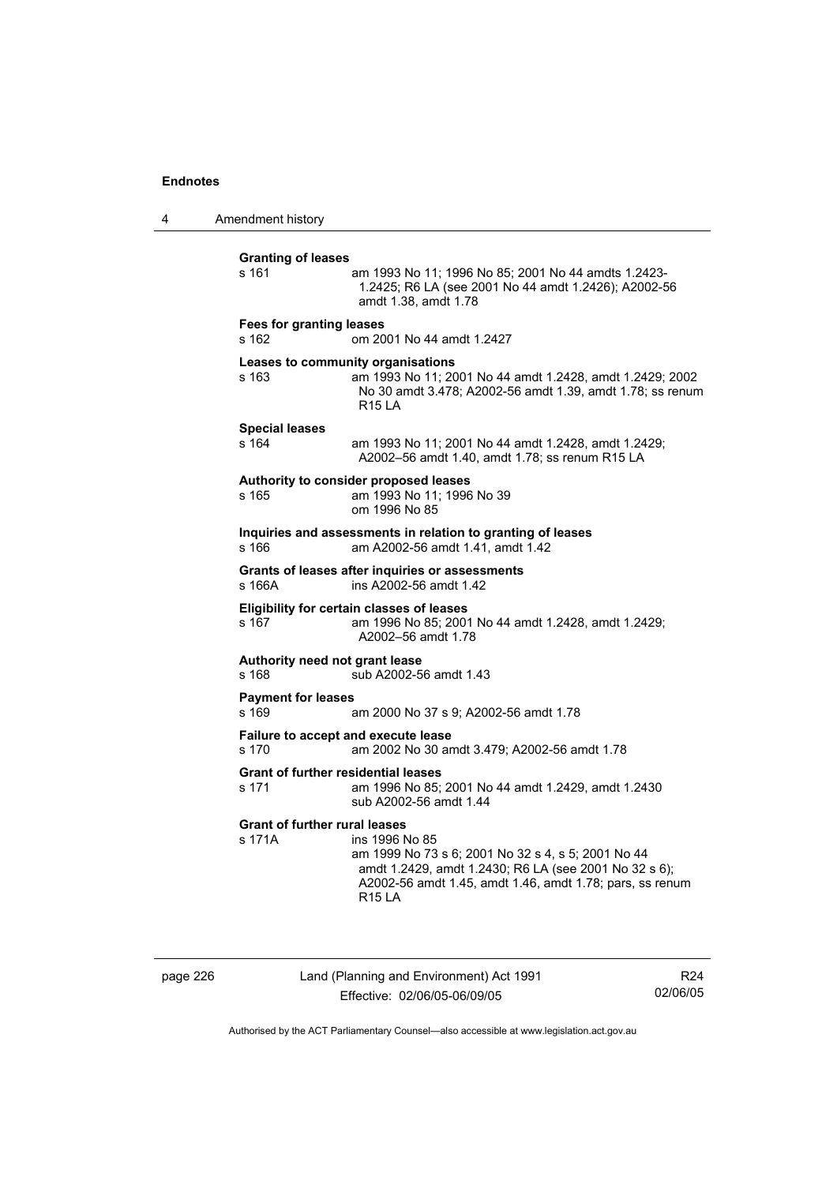**Granting of leases**
s 161 am 1993 No 11; 1996 No 85; 2001 No 44 amdts 1.2423-1.2425; R6 LA (see 2001 No 44 amdt 1.2426); A2002-56 amdt 1.38, amdt 1.78

**Fees for granting leases**
s 162 om 2001 No 44 amdt 1.2427

**Leases to community organisations**
s 163 am 1993 No 11; 2001 No 44 amdt 1.2428, amdt 1.2429; 2002 No 30 amdt 3.478; A2002-56 amdt 1.39, amdt 1.78; ss renum R15 LA

**Special leases**
s 164 am 1993 No 11; 2001 No 44 amdt 1.2428, amdt 1.2429; A2002–56 amdt 1.40, amdt 1.78; ss renum R15 LA

**Authority to consider proposed leases**
s 165 am 1993 No 11; 1996 No 39
om 1996 No 85

**Inquiries and assessments in relation to granting of leases**
s 166 am A2002-56 amdt 1.41, amdt 1.42

**Grants of leases after inquiries or assessments**
s 166A ins A2002-56 amdt 1.42

**Eligibility for certain classes of leases**
s 167 am 1996 No 85; 2001 No 44 amdt 1.2428, amdt 1.2429; A2002–56 amdt 1.78

**Authority need not grant lease**
s 168 sub A2002-56 amdt 1.43

**Payment for leases**
s 169 am 2000 No 37 s 9; A2002-56 amdt 1.78

**Failure to accept and execute lease**
s 170 am 2002 No 30 amdt 3.479; A2002-56 amdt 1.78

**Grant of further residential leases**
s 171 am 1996 No 85; 2001 No 44 amdt 1.2429, amdt 1.2430
sub A2002-56 amdt 1.44

**Grant of further rural leases**
s 171A ins 1996 No 85
am 1999 No 73 s 6; 2001 No 32 s 4, s 5; 2001 No 44 amdt 1.2429, amdt 1.2430; R6 LA (see 2001 No 32 s 6); A2002-56 amdt 1.45, amdt 1.46, amdt 1.78; pars, ss renum R15 LA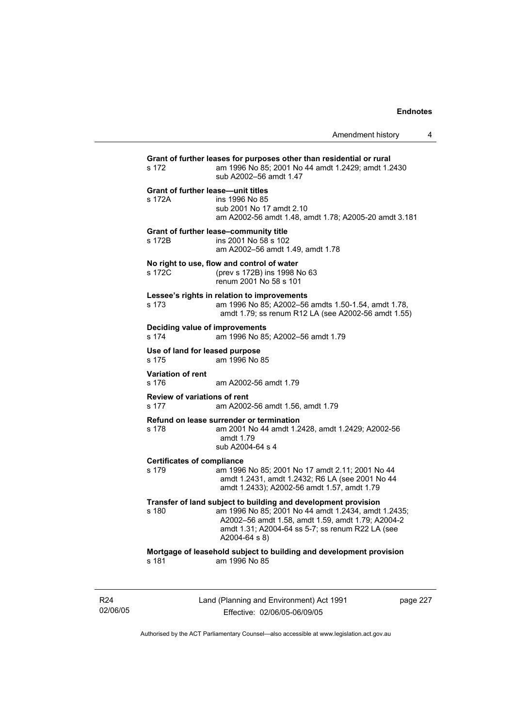**Grant of further leases for purposes other than residential or rural**

s 172 — am 1996 No 85; 2001 No 44 amdt 1.2429; amdt 1.2430
sub A2002–56 amdt 1.47

**Grant of further lease—unit titles**

s 172A — ins 1996 No 85
sub 2001 No 17 amdt 2.10
am A2002-56 amdt 1.48, amdt 1.78; A2005-20 amdt 3.181

**Grant of further lease–community title**

s 172B — ins 2001 No 58 s 102
am A2002–56 amdt 1.49, amdt 1.78

**No right to use, flow and control of water**

s 172C — (prev s 172B) ins 1998 No 63
renum 2001 No 58 s 101

**Lessee's rights in relation to improvements**

s 173 — am 1996 No 85; A2002–56 amdts 1.50-1.54, amdt 1.78, amdt 1.79; ss renum R12 LA (see A2002-56 amdt 1.55)

**Deciding value of improvements**

s 174 — am 1996 No 85; A2002–56 amdt 1.79

**Use of land for leased purpose**

s 175 — am 1996 No 85

**Variation of rent**

s 176 — am A2002-56 amdt 1.79

**Review of variations of rent**

s 177 — am A2002-56 amdt 1.56, amdt 1.79

**Refund on lease surrender or termination**

s 178 — am 2001 No 44 amdt 1.2428, amdt 1.2429; A2002-56 amdt 1.79
sub A2004-64 s 4

**Certificates of compliance**

s 179 — am 1996 No 85; 2001 No 17 amdt 2.11; 2001 No 44 amdt 1.2431, amdt 1.2432; R6 LA (see 2001 No 44 amdt 1.2433); A2002-56 amdt 1.57, amdt 1.79

**Transfer of land subject to building and development provision**

s 180 — am 1996 No 85; 2001 No 44 amdt 1.2434, amdt 1.2435; A2002–56 amdt 1.58, amdt 1.59, amdt 1.79; A2004-2 amdt 1.31; A2004-64 ss 5-7; ss renum R22 LA (see A2004-64 s 8)

**Mortgage of leasehold subject to building and development provision**

s 181 — am 1996 No 85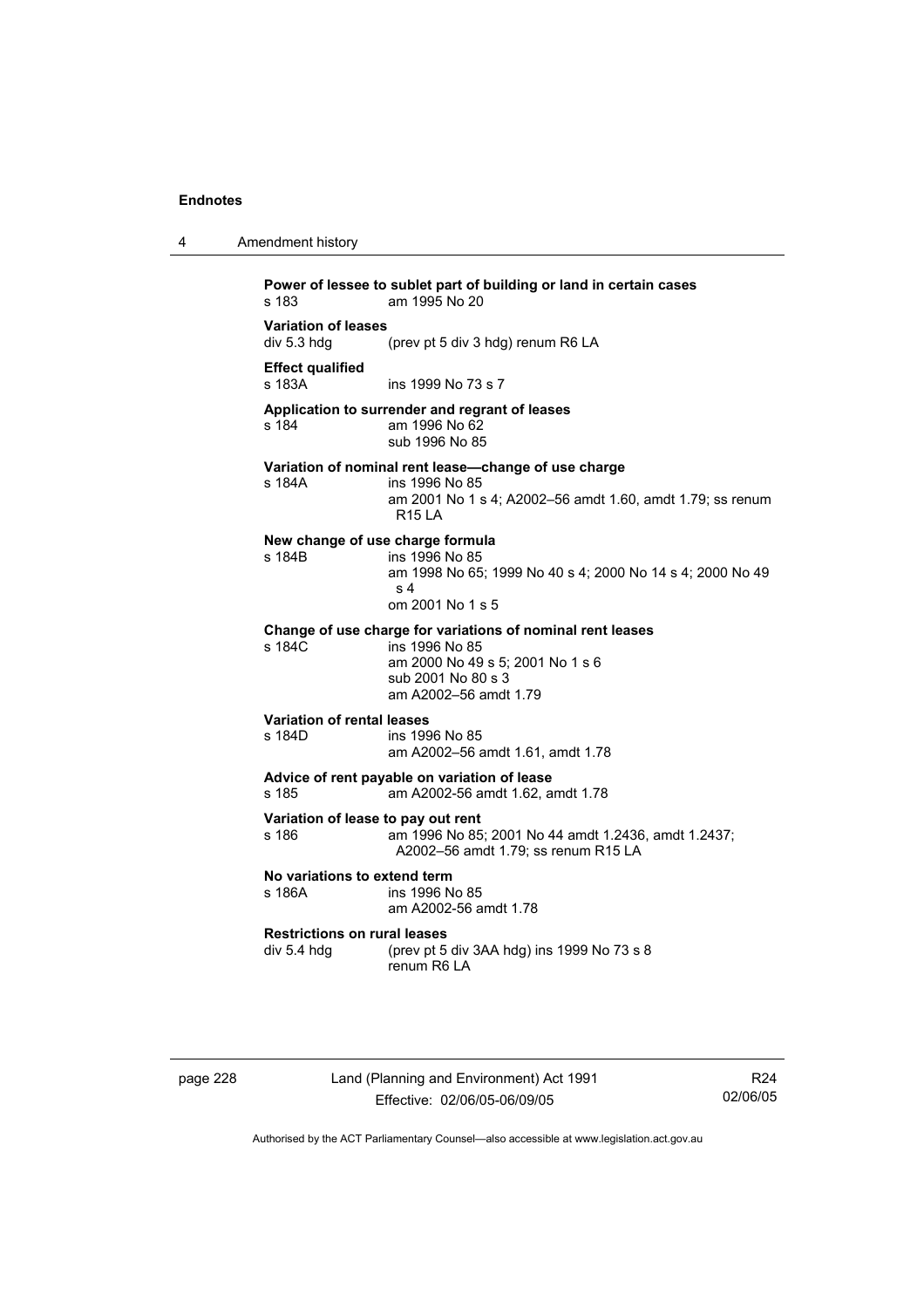**Power of lessee to sublet part of building or land in certain cases**
s 183 am 1995 No 20

**Variation of leases**
div 5.3 hdg (prev pt 5 div 3 hdg) renum R6 LA

**Effect qualified**
s 183A ins 1999 No 73 s 7

**Application to surrender and regrant of leases**
s 184 am 1996 No 62
sub 1996 No 85

**Variation of nominal rent lease—change of use charge**
s 184A ins 1996 No 85
am 2001 No 1 s 4; A2002–56 amdt 1.60, amdt 1.79; ss renum R15 LA

**New change of use charge formula**
s 184B ins 1996 No 85
am 1998 No 65; 1999 No 40 s 4; 2000 No 14 s 4; 2000 No 49 s 4
om 2001 No 1 s 5

**Change of use charge for variations of nominal rent leases**
s 184C ins 1996 No 85
am 2000 No 49 s 5; 2001 No 1 s 6
sub 2001 No 80 s 3
am A2002–56 amdt 1.79

**Variation of rental leases**
s 184D ins 1996 No 85
am A2002–56 amdt 1.61, amdt 1.78

**Advice of rent payable on variation of lease**
s 185 am A2002-56 amdt 1.62, amdt 1.78

**Variation of lease to pay out rent**
s 186 am 1996 No 85; 2001 No 44 amdt 1.2436, amdt 1.2437; A2002–56 amdt 1.79; ss renum R15 LA

**No variations to extend term**
s 186A ins 1996 No 85
am A2002-56 amdt 1.78

**Restrictions on rural leases**
div 5.4 hdg (prev pt 5 div 3AA hdg) ins 1999 No 73 s 8
renum R6 LA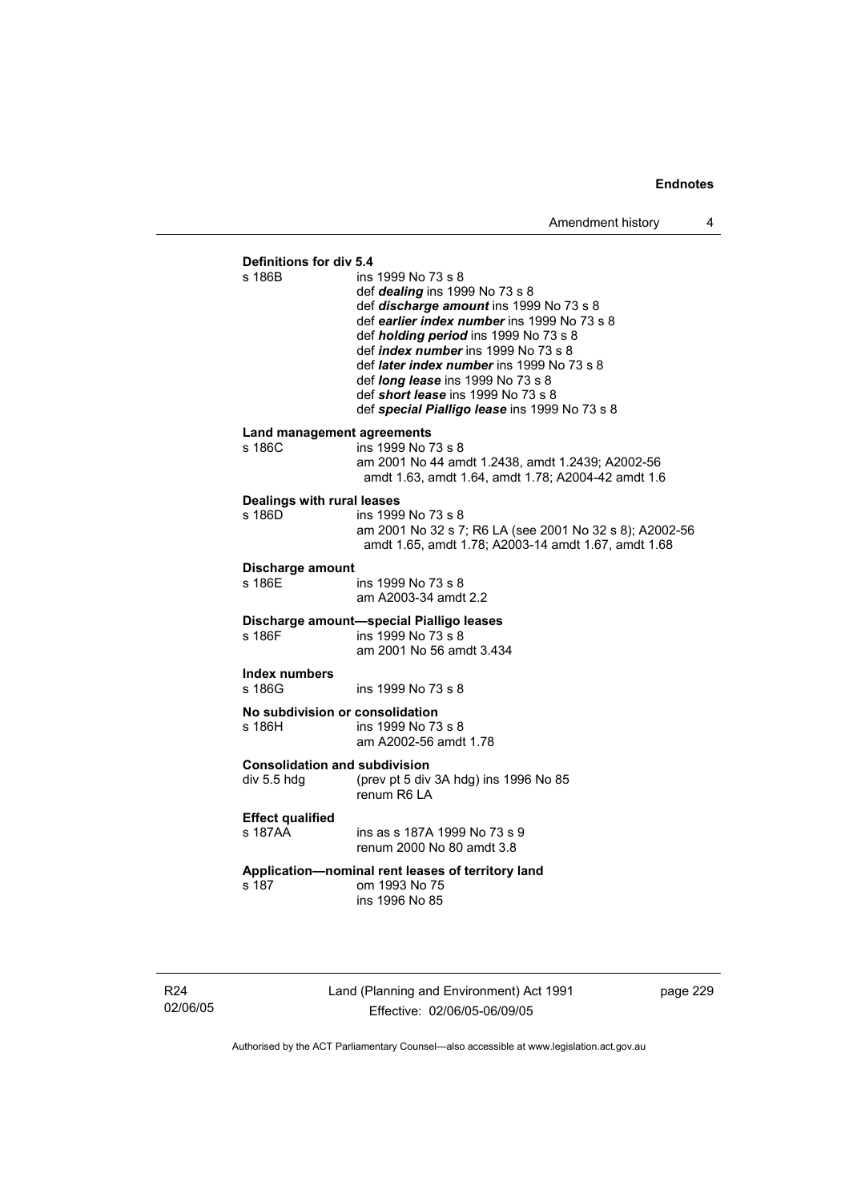**Definitions for div 5.4**

s 186B ins 1999 No 73 s 8
def ***dealing*** ins 1999 No 73 s 8
def ***discharge amount*** ins 1999 No 73 s 8
def ***earlier index number*** ins 1999 No 73 s 8
def ***holding period*** ins 1999 No 73 s 8
def ***index number*** ins 1999 No 73 s 8
def ***later index number*** ins 1999 No 73 s 8
def ***long lease*** ins 1999 No 73 s 8
def ***short lease*** ins 1999 No 73 s 8
def ***special Pialligo lease*** ins 1999 No 73 s 8

**Land management agreements**

s 186C ins 1999 No 73 s 8
am 2001 No 44 amdt 1.2438, amdt 1.2439; A2002-56 amdt 1.63, amdt 1.64, amdt 1.78; A2004-42 amdt 1.6

**Dealings with rural leases**

s 186D ins 1999 No 73 s 8
am 2001 No 32 s 7; R6 LA (see 2001 No 32 s 8); A2002-56 amdt 1.65, amdt 1.78; A2003-14 amdt 1.67, amdt 1.68

**Discharge amount**

s 186E ins 1999 No 73 s 8
am A2003-34 amdt 2.2

**Discharge amount—special Pialligo leases**

s 186F ins 1999 No 73 s 8
am 2001 No 56 amdt 3.434

**Index numbers**

s 186G ins 1999 No 73 s 8

**No subdivision or consolidation**

s 186H ins 1999 No 73 s 8
am A2002-56 amdt 1.78

**Consolidation and subdivision**

div 5.5 hdg (prev pt 5 div 3A hdg) ins 1996 No 85
renum R6 LA

**Effect qualified**

s 187AA ins as s 187A 1999 No 73 s 9
renum 2000 No 80 amdt 3.8

**Application—nominal rent leases of territory land**

s 187 om 1993 No 75
ins 1996 No 85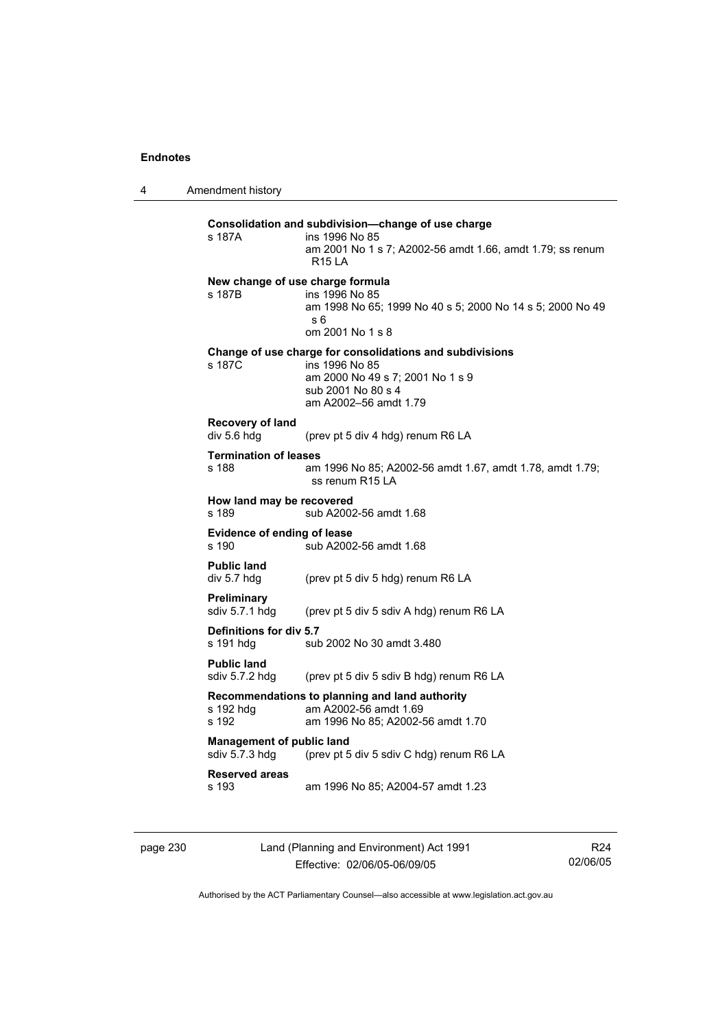**Consolidation and subdivision—change of use charge**

s 187A ins 1996 No 85
am 2001 No 1 s 7; A2002-56 amdt 1.66, amdt 1.79; ss renum R15 LA

**New change of use charge formula**

s 187B ins 1996 No 85
am 1998 No 65; 1999 No 40 s 5; 2000 No 14 s 5; 2000 No 49 s 6
om 2001 No 1 s 8

**Change of use charge for consolidations and subdivisions**

s 187C ins 1996 No 85
am 2000 No 49 s 7; 2001 No 1 s 9
sub 2001 No 80 s 4
am A2002–56 amdt 1.79

**Recovery of land**

div 5.6 hdg (prev pt 5 div 4 hdg) renum R6 LA

**Termination of leases**

s 188 am 1996 No 85; A2002-56 amdt 1.67, amdt 1.78, amdt 1.79; ss renum R15 LA

**How land may be recovered**

s 189 sub A2002-56 amdt 1.68

**Evidence of ending of lease**

s 190 sub A2002-56 amdt 1.68

**Public land**

div 5.7 hdg (prev pt 5 div 5 hdg) renum R6 LA

**Preliminary**

sdiv 5.7.1 hdg (prev pt 5 div 5 sdiv A hdg) renum R6 LA

**Definitions for div 5.7**

s 191 hdg sub 2002 No 30 amdt 3.480

**Public land**

sdiv 5.7.2 hdg (prev pt 5 div 5 sdiv B hdg) renum R6 LA

**Recommendations to planning and land authority**

s 192 hdg am A2002-56 amdt 1.69
s 192 am 1996 No 85; A2002-56 amdt 1.70

**Management of public land**

sdiv 5.7.3 hdg (prev pt 5 div 5 sdiv C hdg) renum R6 LA

**Reserved areas**

s 193 am 1996 No 85; A2004-57 amdt 1.23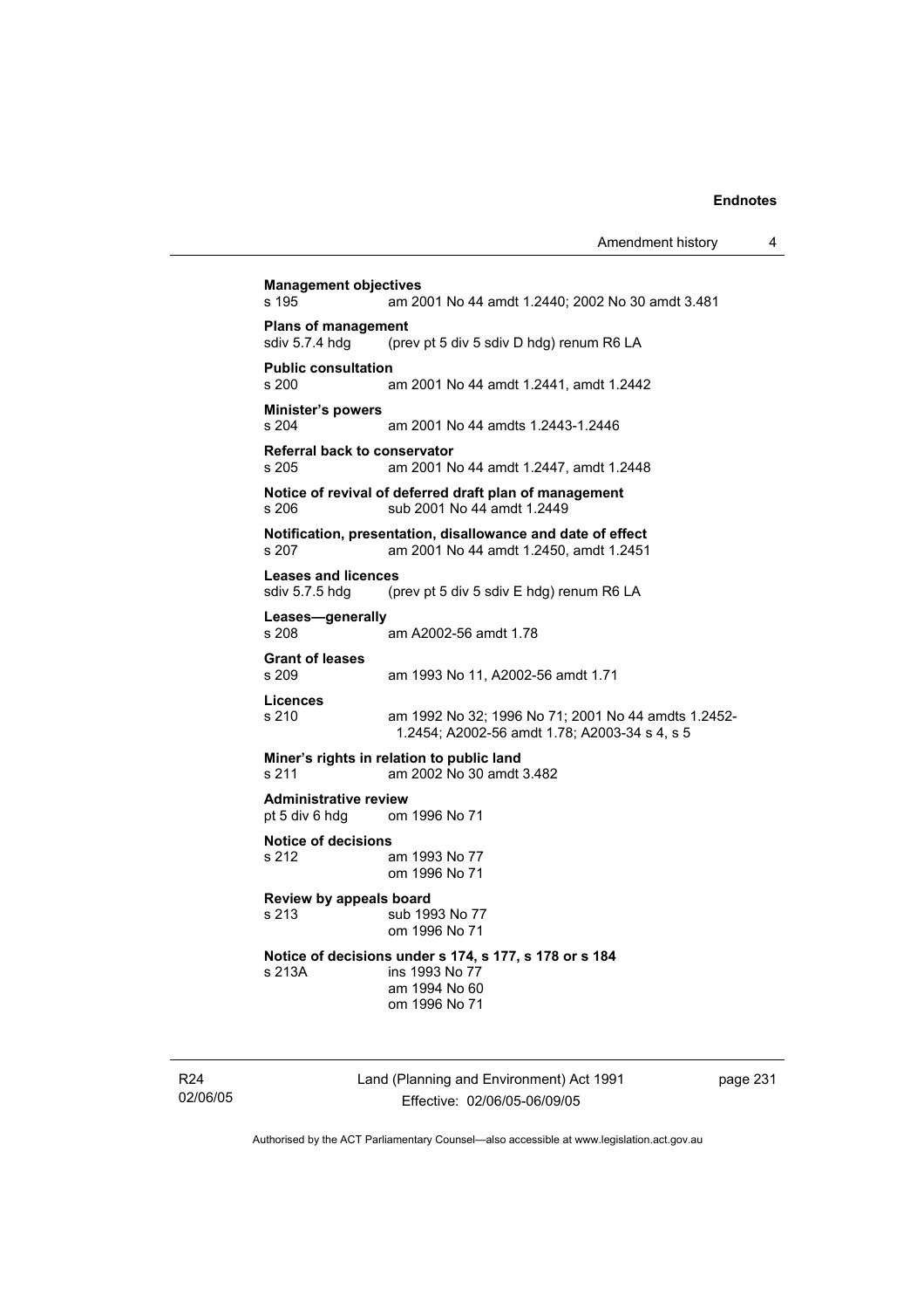**Management objectives**
s 195 am 2001 No 44 amdt 1.2440; 2002 No 30 amdt 3.481

**Plans of management**
sdiv 5.7.4 hdg (prev pt 5 div 5 sdiv D hdg) renum R6 LA

**Public consultation**
s 200 am 2001 No 44 amdt 1.2441, amdt 1.2442

**Minister's powers**
s 204 am 2001 No 44 amdts 1.2443-1.2446

**Referral back to conservator**
s 205 am 2001 No 44 amdt 1.2447, amdt 1.2448

**Notice of revival of deferred draft plan of management**
s 206 sub 2001 No 44 amdt 1.2449

**Notification, presentation, disallowance and date of effect**
s 207 am 2001 No 44 amdt 1.2450, amdt 1.2451

**Leases and licences**
sdiv 5.7.5 hdg (prev pt 5 div 5 sdiv E hdg) renum R6 LA

**Leases—generally**
s 208 am A2002-56 amdt 1.78

**Grant of leases**
s 209 am 1993 No 11, A2002-56 amdt 1.71

**Licences**
s 210 am 1992 No 32; 1996 No 71; 2001 No 44 amdts 1.2452-1.2454; A2002-56 amdt 1.78; A2003-34 s 4, s 5

**Miner's rights in relation to public land**
s 211 am 2002 No 30 amdt 3.482

**Administrative review**
pt 5 div 6 hdg om 1996 No 71

**Notice of decisions**
s 212 am 1993 No 77
om 1996 No 71

**Review by appeals board**
s 213 sub 1993 No 77
om 1996 No 71

**Notice of decisions under s 174, s 177, s 178 or s 184**
s 213A ins 1993 No 77
am 1994 No 60
om 1996 No 71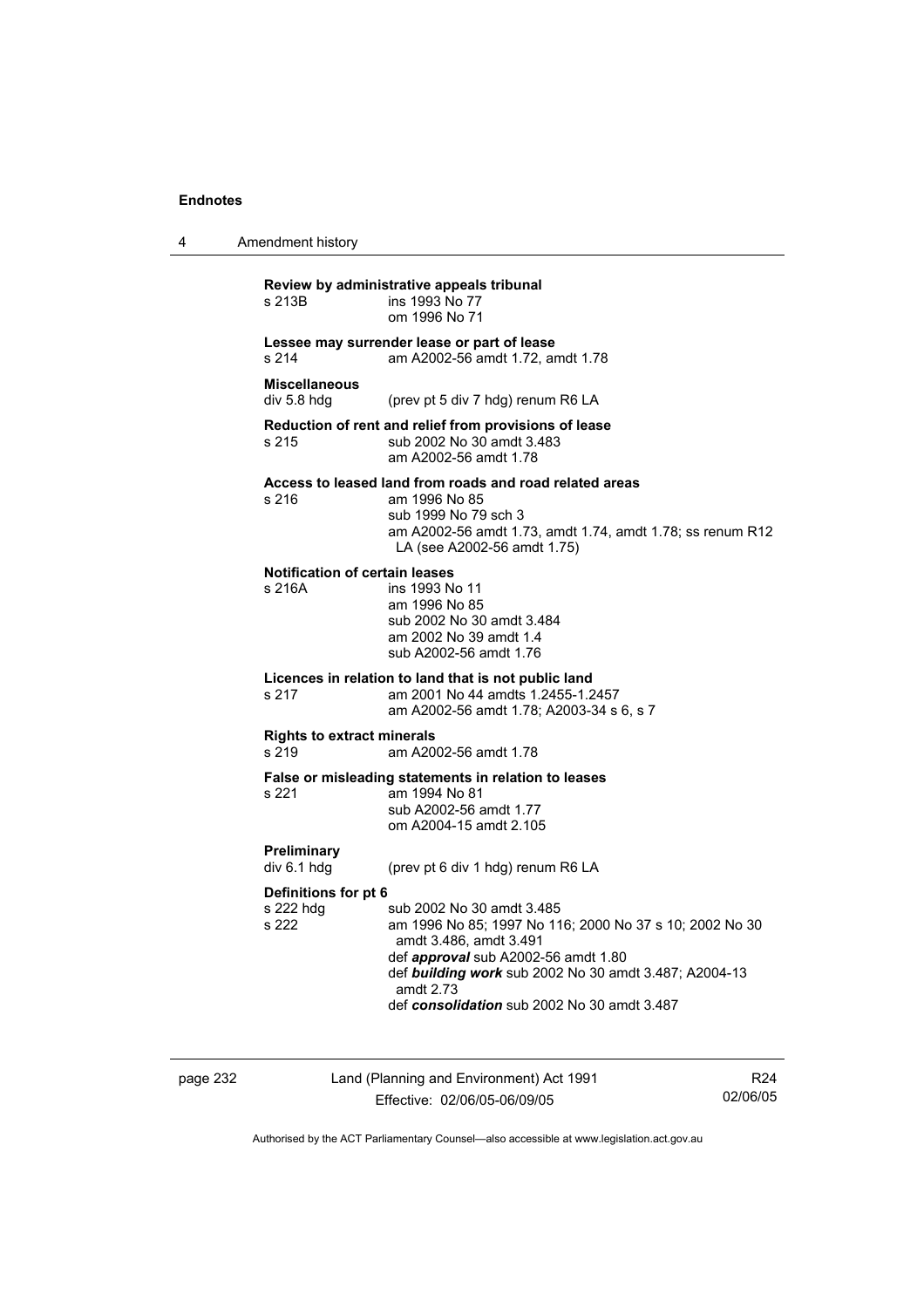**Review by administrative appeals tribunal**

| | |
|---|---|
| s 213B | ins 1993 No 77<br>om 1996 No 71 |

**Lessee may surrender lease or part of lease**

| | |
|---|---|
| s 214 | am A2002-56 amdt 1.72, amdt 1.78 |

**Miscellaneous**

| | |
|---|---|
| div 5.8 hdg | (prev pt 5 div 7 hdg) renum R6 LA |

**Reduction of rent and relief from provisions of lease**

| | |
|---|---|
| s 215 | sub 2002 No 30 amdt 3.483<br>am A2002-56 amdt 1.78 |

**Access to leased land from roads and road related areas**

| | |
|---|---|
| s 216 | am 1996 No 85<br>sub 1999 No 79 sch 3<br>am A2002-56 amdt 1.73, amdt 1.74, amdt 1.78; ss renum R12 LA (see A2002-56 amdt 1.75) |

**Notification of certain leases**

| | |
|---|---|
| s 216A | ins 1993 No 11<br>am 1996 No 85<br>sub 2002 No 30 amdt 3.484<br>am 2002 No 39 amdt 1.4<br>sub A2002-56 amdt 1.76 |

**Licences in relation to land that is not public land**

| | |
|---|---|
| s 217 | am 2001 No 44 amdts 1.2455-1.2457<br>am A2002-56 amdt 1.78; A2003-34 s 6, s 7 |

**Rights to extract minerals**

| | |
|---|---|
| s 219 | am A2002-56 amdt 1.78 |

**False or misleading statements in relation to leases**

| | |
|---|---|
| s 221 | am 1994 No 81<br>sub A2002-56 amdt 1.77<br>om A2004-15 amdt 2.105 |

**Preliminary**

| | |
|---|---|
| div 6.1 hdg | (prev pt 6 div 1 hdg) renum R6 LA |

**Definitions for pt 6**

| | |
|---|---|
| s 222 hdg | sub 2002 No 30 amdt 3.485 |
| s 222 | am 1996 No 85; 1997 No 116; 2000 No 37 s 10; 2002 No 30 amdt 3.486, amdt 3.491<br>def ***approval*** sub A2002-56 amdt 1.80<br>def ***building work*** sub 2002 No 30 amdt 3.487; A2004-13 amdt 2.73<br>def ***consolidation*** sub 2002 No 30 amdt 3.487 |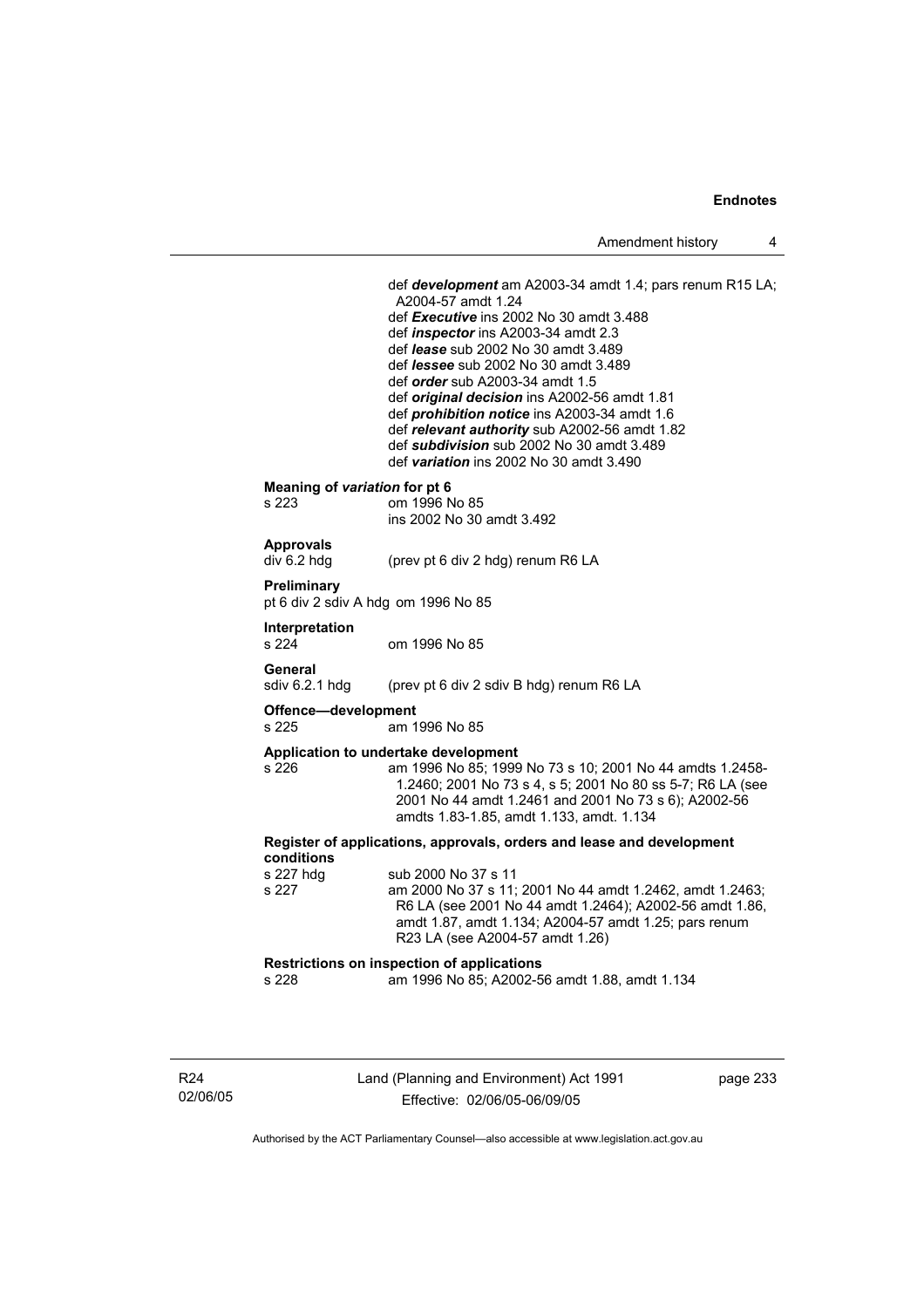def ***development*** am A2003-34 amdt 1.4; pars renum R15 LA; A2004-57 amdt 1.24
def ***Executive*** ins 2002 No 30 amdt 3.488
def ***inspector*** ins A2003-34 amdt 2.3
def ***lease*** sub 2002 No 30 amdt 3.489
def ***lessee*** sub 2002 No 30 amdt 3.489
def ***order*** sub A2003-34 amdt 1.5
def ***original decision*** ins A2002-56 amdt 1.81
def ***prohibition notice*** ins A2003-34 amdt 1.6
def ***relevant authority*** sub A2002-56 amdt 1.82
def ***subdivision*** sub 2002 No 30 amdt 3.489
def ***variation*** ins 2002 No 30 amdt 3.490

**Meaning of *variation* for pt 6**
s 223 om 1996 No 85
ins 2002 No 30 amdt 3.492

**Approvals**
div 6.2 hdg (prev pt 6 div 2 hdg) renum R6 LA

**Preliminary**
pt 6 div 2 sdiv A hdg om 1996 No 85

**Interpretation**
s 224 om 1996 No 85

**General**
sdiv 6.2.1 hdg (prev pt 6 div 2 sdiv B hdg) renum R6 LA

**Offence—development**
s 225 am 1996 No 85

**Application to undertake development**
s 226 am 1996 No 85; 1999 No 73 s 10; 2001 No 44 amdts 1.2458-1.2460; 2001 No 73 s 4, s 5; 2001 No 80 ss 5-7; R6 LA (see 2001 No 44 amdt 1.2461 and 2001 No 73 s 6); A2002-56 amdts 1.83-1.85, amdt 1.133, amdt. 1.134

**Register of applications, approvals, orders and lease and development conditions**
s 227 hdg sub 2000 No 37 s 11
s 227 am 2000 No 37 s 11; 2001 No 44 amdt 1.2462, amdt 1.2463; R6 LA (see 2001 No 44 amdt 1.2464); A2002-56 amdt 1.86, amdt 1.87, amdt 1.134; A2004-57 amdt 1.25; pars renum R23 LA (see A2004-57 amdt 1.26)

**Restrictions on inspection of applications**
s 228 am 1996 No 85; A2002-56 amdt 1.88, amdt 1.134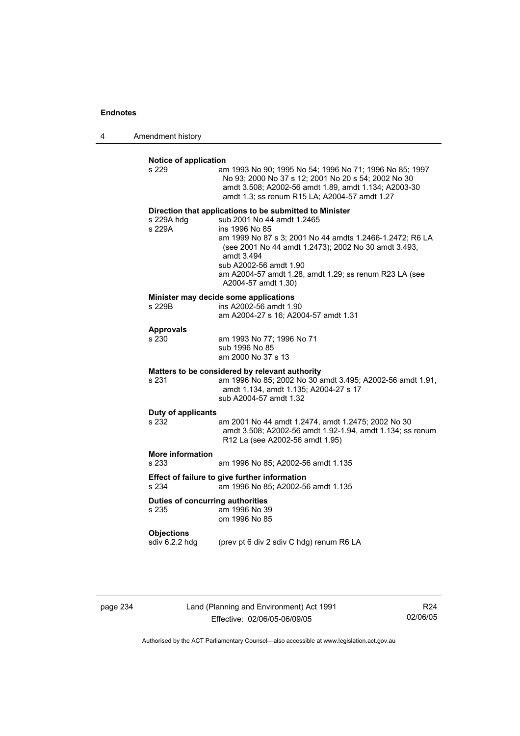**Notice of application**

s 229 — am 1993 No 90; 1995 No 54; 1996 No 71; 1996 No 85; 1997 No 93; 2000 No 37 s 12; 2001 No 20 s 54; 2002 No 30 amdt 3.508; A2002-56 amdt 1.89, amdt 1.134; A2003-30 amdt 1.3; ss renum R15 LA; A2004-57 amdt 1.27

**Direction that applications to be submitted to Minister**

s 229A hdg — sub 2001 No 44 amdt 1.2465

s 229A — ins 1996 No 85
am 1999 No 87 s 3; 2001 No 44 amdts 1.2466-1.2472; R6 LA (see 2001 No 44 amdt 1.2473); 2002 No 30 amdt 3.493, amdt 3.494
sub A2002-56 amdt 1.90
am A2004-57 amdt 1.28, amdt 1.29; ss renum R23 LA (see A2004-57 amdt 1.30)

**Minister may decide some applications**

s 229B — ins A2002-56 amdt 1.90
am A2004-27 s 16; A2004-57 amdt 1.31

**Approvals**

s 230 — am 1993 No 77; 1996 No 71
sub 1996 No 85
am 2000 No 37 s 13

**Matters to be considered by relevant authority**

s 231 — am 1996 No 85; 2002 No 30 amdt 3.495; A2002-56 amdt 1.91, amdt 1.134, amdt 1.135; A2004-27 s 17
sub A2004-57 amdt 1.32

**Duty of applicants**

s 232 — am 2001 No 44 amdt 1.2474, amdt 1.2475; 2002 No 30 amdt 3.508; A2002-56 amdt 1.92-1.94, amdt 1.134; ss renum R12 La (see A2002-56 amdt 1.95)

**More information**

s 233 — am 1996 No 85; A2002-56 amdt 1.135

**Effect of failure to give further information**

s 234 — am 1996 No 85; A2002-56 amdt 1.135

**Duties of concurring authorities**

s 235 — am 1996 No 39
om 1996 No 85

**Objections**

sdiv 6.2.2 hdg — (prev pt 6 div 2 sdiv C hdg) renum R6 LA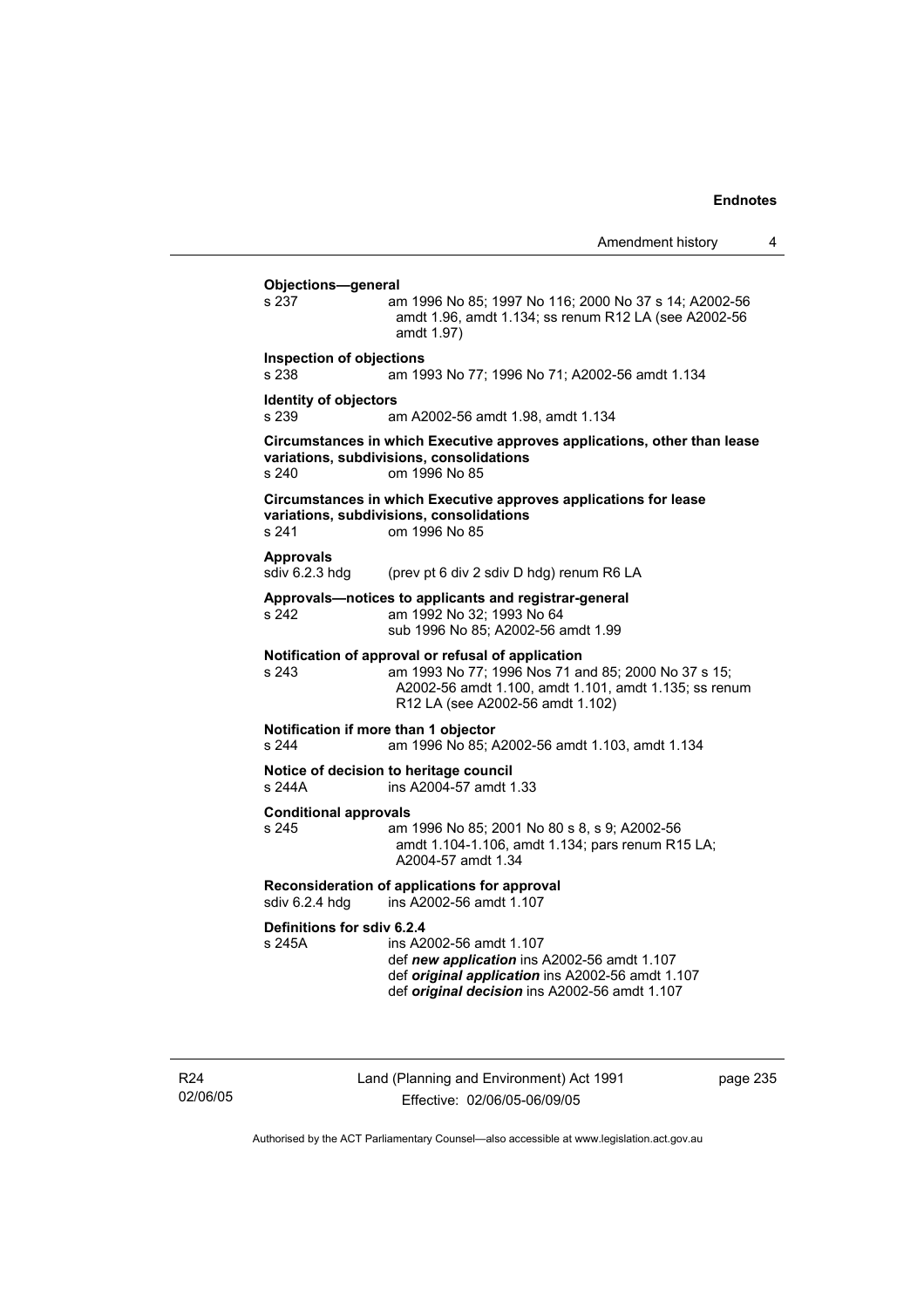**Objections—general**
s 237 am 1996 No 85; 1997 No 116; 2000 No 37 s 14; A2002-56 amdt 1.96, amdt 1.134; ss renum R12 LA (see A2002-56 amdt 1.97)

**Inspection of objections**
s 238 am 1993 No 77; 1996 No 71; A2002-56 amdt 1.134

**Identity of objectors**
s 239 am A2002-56 amdt 1.98, amdt 1.134

**Circumstances in which Executive approves applications, other than lease variations, subdivisions, consolidations**
s 240 om 1996 No 85

**Circumstances in which Executive approves applications for lease variations, subdivisions, consolidations**
s 241 om 1996 No 85

**Approvals**
sdiv 6.2.3 hdg (prev pt 6 div 2 sdiv D hdg) renum R6 LA

**Approvals—notices to applicants and registrar-general**
s 242 am 1992 No 32; 1993 No 64
sub 1996 No 85; A2002-56 amdt 1.99

**Notification of approval or refusal of application**
s 243 am 1993 No 77; 1996 Nos 71 and 85; 2000 No 37 s 15; A2002-56 amdt 1.100, amdt 1.101, amdt 1.135; ss renum R12 LA (see A2002-56 amdt 1.102)

**Notification if more than 1 objector**
s 244 am 1996 No 85; A2002-56 amdt 1.103, amdt 1.134

**Notice of decision to heritage council**
s 244A ins A2004-57 amdt 1.33

**Conditional approvals**
s 245 am 1996 No 85; 2001 No 80 s 8, s 9; A2002-56 amdt 1.104-1.106, amdt 1.134; pars renum R15 LA; A2004-57 amdt 1.34

**Reconsideration of applications for approval**
sdiv 6.2.4 hdg ins A2002-56 amdt 1.107

**Definitions for sdiv 6.2.4**
s 245A ins A2002-56 amdt 1.107
def ***new application*** ins A2002-56 amdt 1.107
def ***original application*** ins A2002-56 amdt 1.107
def ***original decision*** ins A2002-56 amdt 1.107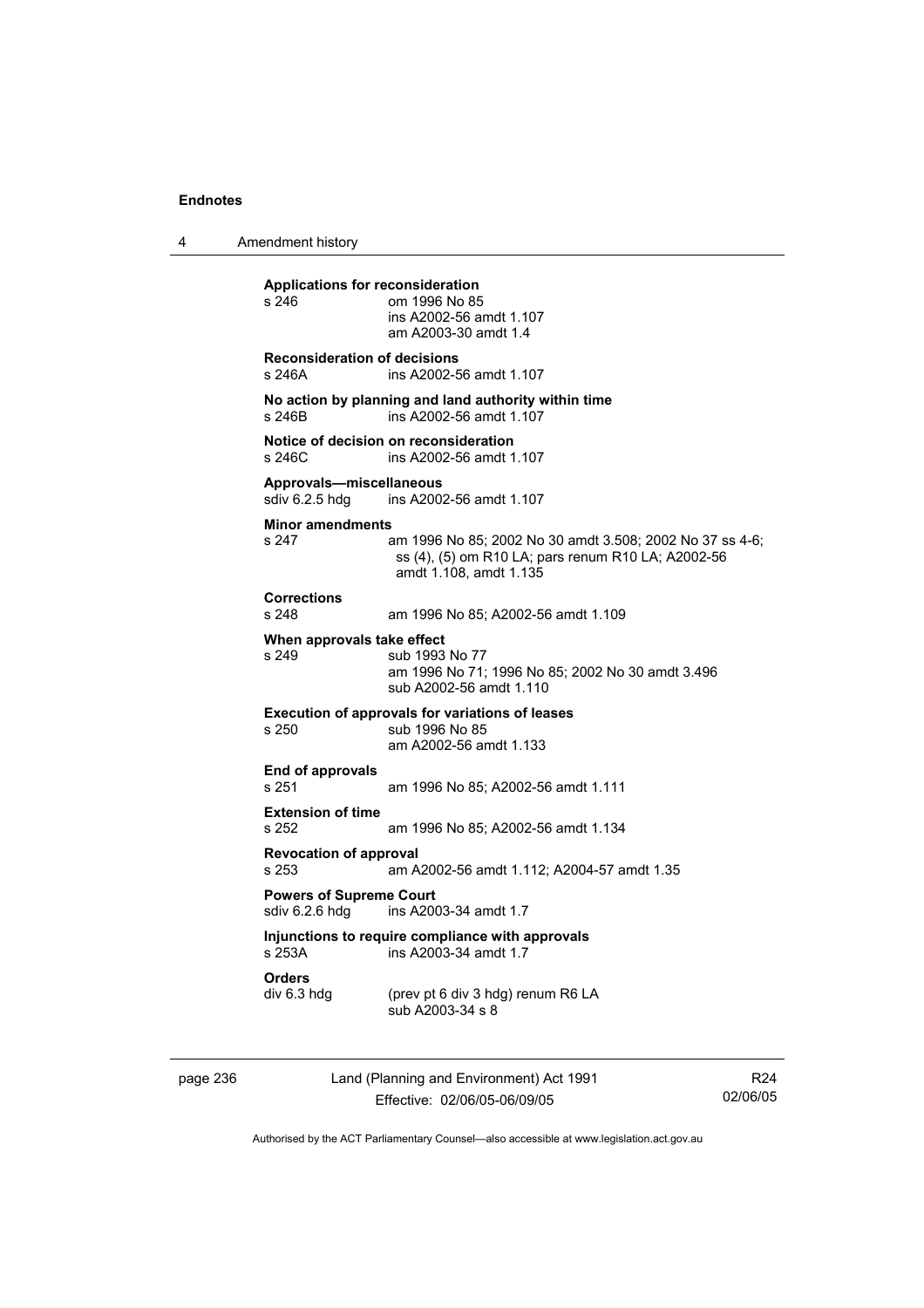**Applications for reconsideration**
s 246 om 1996 No 85
ins A2002-56 amdt 1.107
am A2003-30 amdt 1.4

**Reconsideration of decisions**
s 246A ins A2002-56 amdt 1.107

**No action by planning and land authority within time**
s 246B ins A2002-56 amdt 1.107

**Notice of decision on reconsideration**
s 246C ins A2002-56 amdt 1.107

**Approvals—miscellaneous**
sdiv 6.2.5 hdg ins A2002-56 amdt 1.107

**Minor amendments**
s 247 am 1996 No 85; 2002 No 30 amdt 3.508; 2002 No 37 ss 4-6; ss (4), (5) om R10 LA; pars renum R10 LA; A2002-56 amdt 1.108, amdt 1.135

**Corrections**
s 248 am 1996 No 85; A2002-56 amdt 1.109

**When approvals take effect**
s 249 sub 1993 No 77
am 1996 No 71; 1996 No 85; 2002 No 30 amdt 3.496
sub A2002-56 amdt 1.110

**Execution of approvals for variations of leases**
s 250 sub 1996 No 85
am A2002-56 amdt 1.133

**End of approvals**
s 251 am 1996 No 85; A2002-56 amdt 1.111

**Extension of time**
s 252 am 1996 No 85; A2002-56 amdt 1.134

**Revocation of approval**
s 253 am A2002-56 amdt 1.112; A2004-57 amdt 1.35

**Powers of Supreme Court**
sdiv 6.2.6 hdg ins A2003-34 amdt 1.7

**Injunctions to require compliance with approvals**
s 253A ins A2003-34 amdt 1.7

**Orders**
div 6.3 hdg (prev pt 6 div 3 hdg) renum R6 LA
sub A2003-34 s 8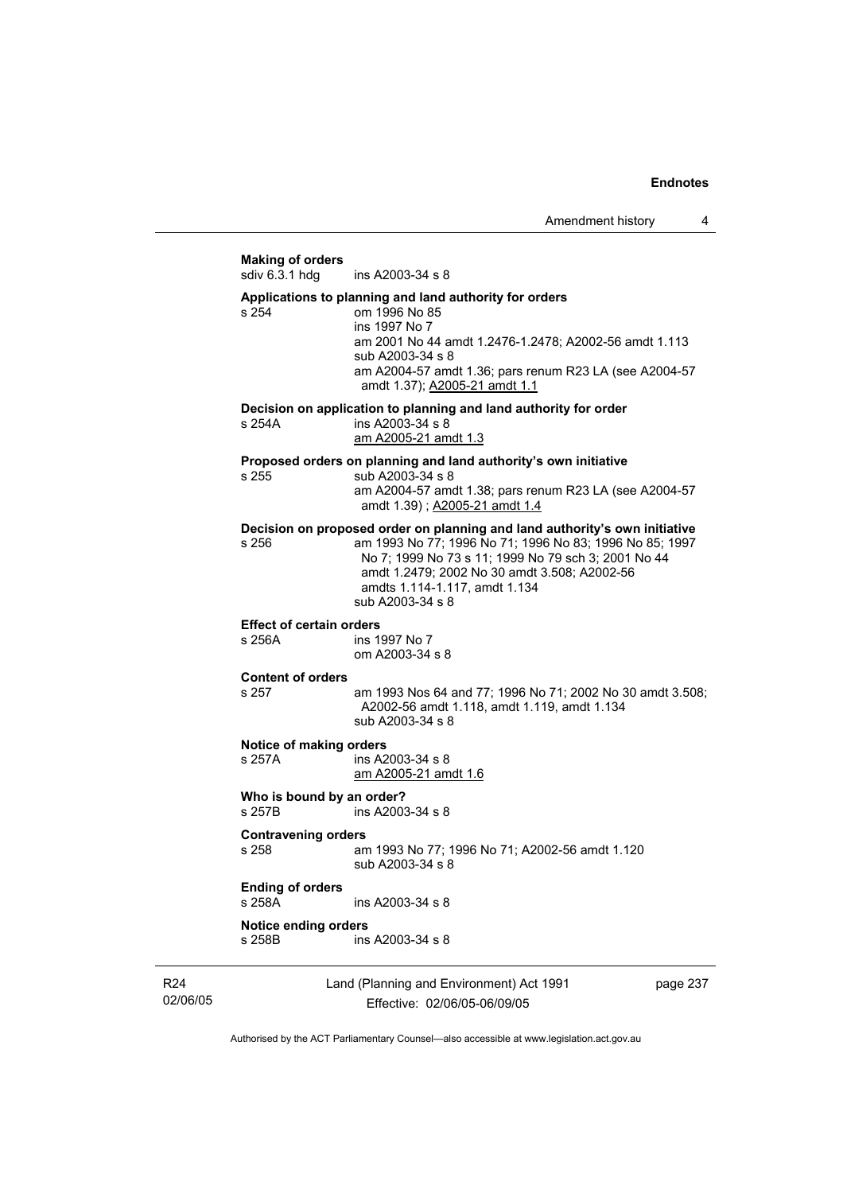**Making of orders**
sdiv 6.3.1 hdg ins A2003-34 s 8

**Applications to planning and land authority for orders**
s 254 om 1996 No 85
ins 1997 No 7
am 2001 No 44 amdt 1.2476-1.2478; A2002-56 amdt 1.113
sub A2003-34 s 8
am A2004-57 amdt 1.36; pars renum R23 LA (see A2004-57 amdt 1.37); A2005-21 amdt 1.1

**Decision on application to planning and land authority for order**
s 254A ins A2003-34 s 8
am A2005-21 amdt 1.3

**Proposed orders on planning and land authority's own initiative**
s 255 sub A2003-34 s 8
am A2004-57 amdt 1.38; pars renum R23 LA (see A2004-57 amdt 1.39) ; A2005-21 amdt 1.4

**Decision on proposed order on planning and land authority's own initiative**
s 256 am 1993 No 77; 1996 No 71; 1996 No 83; 1996 No 85; 1997 No 7; 1999 No 73 s 11; 1999 No 79 sch 3; 2001 No 44 amdt 1.2479; 2002 No 30 amdt 3.508; A2002-56 amdts 1.114-1.117, amdt 1.134
sub A2003-34 s 8

**Effect of certain orders**
s 256A ins 1997 No 7
om A2003-34 s 8

**Content of orders**
s 257 am 1993 Nos 64 and 77; 1996 No 71; 2002 No 30 amdt 3.508; A2002-56 amdt 1.118, amdt 1.119, amdt 1.134
sub A2003-34 s 8

**Notice of making orders**
s 257A ins A2003-34 s 8
am A2005-21 amdt 1.6

**Who is bound by an order?**
s 257B ins A2003-34 s 8

**Contravening orders**
s 258 am 1993 No 77; 1996 No 71; A2002-56 amdt 1.120
sub A2003-34 s 8

**Ending of orders**
s 258A ins A2003-34 s 8

**Notice ending orders**
s 258B ins A2003-34 s 8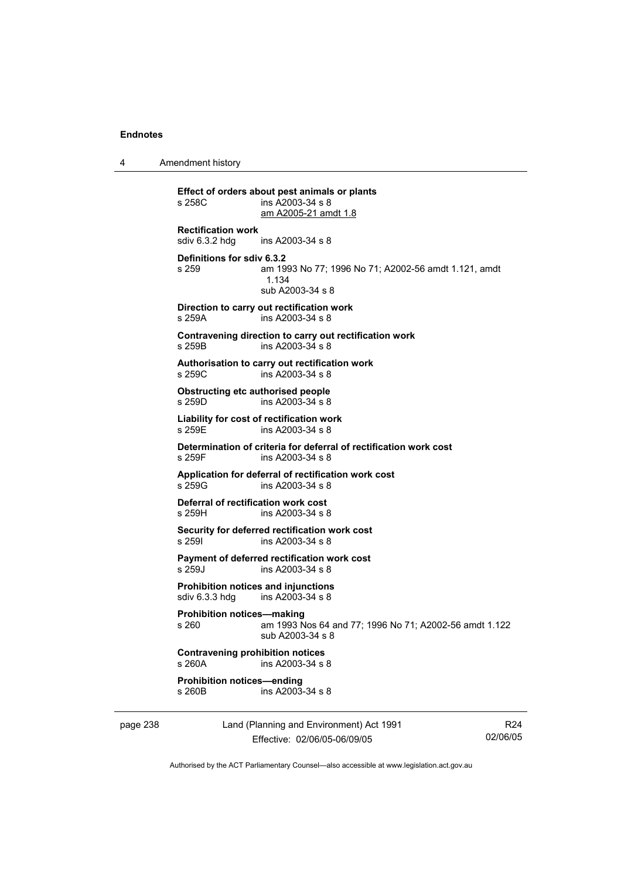**Effect of orders about pest animals or plants**
s 258C ins A2003-34 s 8
am A2005-21 amdt 1.8

**Rectification work**
sdiv 6.3.2 hdg ins A2003-34 s 8

**Definitions for sdiv 6.3.2**
s 259 am 1993 No 77; 1996 No 71; A2002-56 amdt 1.121, amdt 1.134
sub A2003-34 s 8

**Direction to carry out rectification work**
s 259A ins A2003-34 s 8

**Contravening direction to carry out rectification work**
s 259B ins A2003-34 s 8

**Authorisation to carry out rectification work**
s 259C ins A2003-34 s 8

**Obstructing etc authorised people**
s 259D ins A2003-34 s 8

**Liability for cost of rectification work**
s 259E ins A2003-34 s 8

**Determination of criteria for deferral of rectification work cost**
s 259F ins A2003-34 s 8

**Application for deferral of rectification work cost**
s 259G ins A2003-34 s 8

**Deferral of rectification work cost**
s 259H ins A2003-34 s 8

**Security for deferred rectification work cost**
s 259I ins A2003-34 s 8

**Payment of deferred rectification work cost**
s 259J ins A2003-34 s 8

**Prohibition notices and injunctions**
sdiv 6.3.3 hdg ins A2003-34 s 8

**Prohibition notices—making**
s 260 am 1993 Nos 64 and 77; 1996 No 71; A2002-56 amdt 1.122
sub A2003-34 s 8

**Contravening prohibition notices**
s 260A ins A2003-34 s 8

**Prohibition notices—ending**
s 260B ins A2003-34 s 8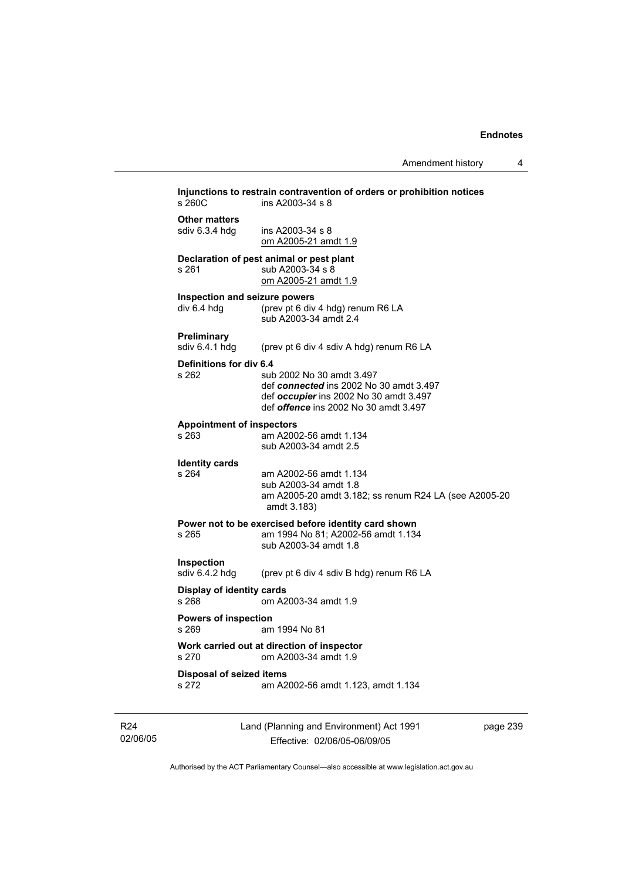**Injunctions to restrain contravention of orders or prohibition notices**
s 260C ins A2003-34 s 8

**Other matters**
sdiv 6.3.4 hdg ins A2003-34 s 8
om A2005-21 amdt 1.9

**Declaration of pest animal or pest plant**
s 261 sub A2003-34 s 8
om A2005-21 amdt 1.9

**Inspection and seizure powers**
div 6.4 hdg (prev pt 6 div 4 hdg) renum R6 LA
sub A2003-34 amdt 2.4

**Preliminary**
sdiv 6.4.1 hdg (prev pt 6 div 4 sdiv A hdg) renum R6 LA

**Definitions for div 6.4**
s 262 sub 2002 No 30 amdt 3.497
def ***connected*** ins 2002 No 30 amdt 3.497
def ***occupier*** ins 2002 No 30 amdt 3.497
def ***offence*** ins 2002 No 30 amdt 3.497

**Appointment of inspectors**
s 263 am A2002-56 amdt 1.134
sub A2003-34 amdt 2.5

**Identity cards**
s 264 am A2002-56 amdt 1.134
sub A2003-34 amdt 1.8
am A2005-20 amdt 3.182; ss renum R24 LA (see A2005-20 amdt 3.183)

**Power not to be exercised before identity card shown**
s 265 am 1994 No 81; A2002-56 amdt 1.134
sub A2003-34 amdt 1.8

**Inspection**
sdiv 6.4.2 hdg (prev pt 6 div 4 sdiv B hdg) renum R6 LA

**Display of identity cards**
s 268 om A2003-34 amdt 1.9

**Powers of inspection**
s 269 am 1994 No 81

**Work carried out at direction of inspector**
s 270 om A2003-34 amdt 1.9

**Disposal of seized items**
s 272 am A2002-56 amdt 1.123, amdt 1.134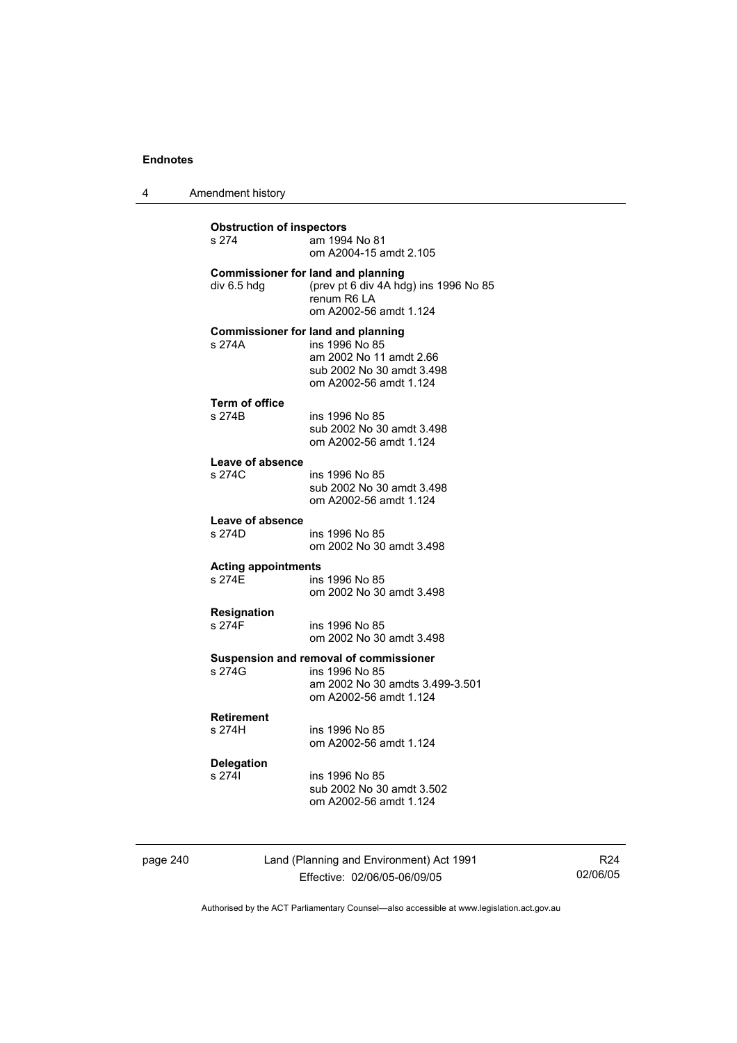**Obstruction of inspectors**
s 274 am 1994 No 81
om A2004-15 amdt 2.105

**Commissioner for land and planning**
div 6.5 hdg (prev pt 6 div 4A hdg) ins 1996 No 85
renum R6 LA
om A2002-56 amdt 1.124

**Commissioner for land and planning**
s 274A ins 1996 No 85
am 2002 No 11 amdt 2.66
sub 2002 No 30 amdt 3.498
om A2002-56 amdt 1.124

**Term of office**
s 274B ins 1996 No 85
sub 2002 No 30 amdt 3.498
om A2002-56 amdt 1.124

**Leave of absence**
s 274C ins 1996 No 85
sub 2002 No 30 amdt 3.498
om A2002-56 amdt 1.124

**Leave of absence**
s 274D ins 1996 No 85
om 2002 No 30 amdt 3.498

**Acting appointments**
s 274E ins 1996 No 85
om 2002 No 30 amdt 3.498

**Resignation**
s 274F ins 1996 No 85
om 2002 No 30 amdt 3.498

**Suspension and removal of commissioner**
s 274G ins 1996 No 85
am 2002 No 30 amdts 3.499-3.501
om A2002-56 amdt 1.124

**Retirement**
s 274H ins 1996 No 85
om A2002-56 amdt 1.124

**Delegation**
s 274I ins 1996 No 85
sub 2002 No 30 amdt 3.502
om A2002-56 amdt 1.124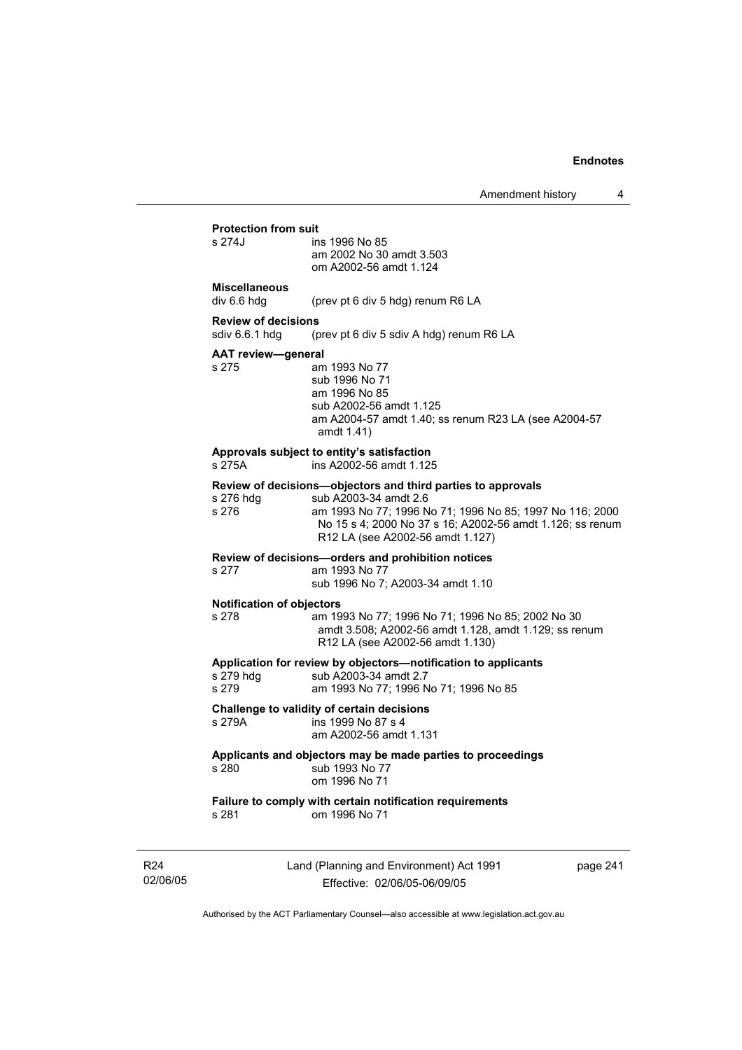**Protection from suit**

s 274J ins 1996 No 85
am 2002 No 30 amdt 3.503
om A2002-56 amdt 1.124

**Miscellaneous**

div 6.6 hdg (prev pt 6 div 5 hdg) renum R6 LA

**Review of decisions**

sdiv 6.6.1 hdg (prev pt 6 div 5 sdiv A hdg) renum R6 LA

**AAT review—general**

s 275 am 1993 No 77
sub 1996 No 71
am 1996 No 85
sub A2002-56 amdt 1.125
am A2004-57 amdt 1.40; ss renum R23 LA (see A2004-57 amdt 1.41)

**Approvals subject to entity's satisfaction**

s 275A ins A2002-56 amdt 1.125

**Review of decisions—objectors and third parties to approvals**

s 276 hdg sub A2003-34 amdt 2.6
s 276 am 1993 No 77; 1996 No 71; 1996 No 85; 1997 No 116; 2000 No 15 s 4; 2000 No 37 s 16; A2002-56 amdt 1.126; ss renum R12 LA (see A2002-56 amdt 1.127)

**Review of decisions—orders and prohibition notices**

s 277 am 1993 No 77
sub 1996 No 7; A2003-34 amdt 1.10

**Notification of objectors**

s 278 am 1993 No 77; 1996 No 71; 1996 No 85; 2002 No 30 amdt 3.508; A2002-56 amdt 1.128, amdt 1.129; ss renum R12 LA (see A2002-56 amdt 1.130)

**Application for review by objectors—notification to applicants**

s 279 hdg sub A2003-34 amdt 2.7
s 279 am 1993 No 77; 1996 No 71; 1996 No 85

**Challenge to validity of certain decisions**

s 279A ins 1999 No 87 s 4
am A2002-56 amdt 1.131

**Applicants and objectors may be made parties to proceedings**

s 280 sub 1993 No 77
om 1996 No 71

**Failure to comply with certain notification requirements**

s 281 om 1996 No 71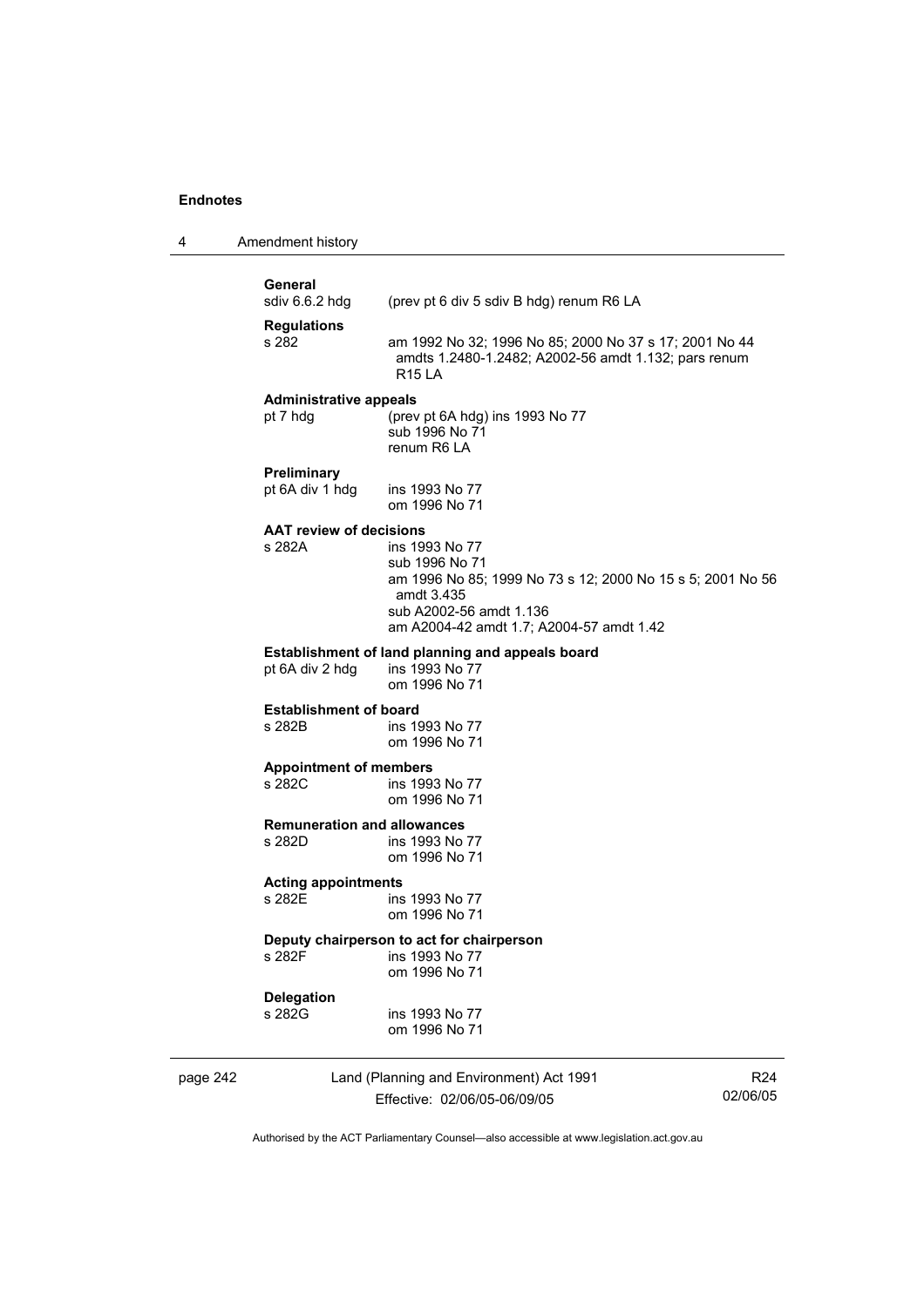**General**
sdiv 6.6.2 hdg (prev pt 6 div 5 sdiv B hdg) renum R6 LA

**Regulations**
s 282 am 1992 No 32; 1996 No 85; 2000 No 37 s 17; 2001 No 44 amdts 1.2480-1.2482; A2002-56 amdt 1.132; pars renum R15 LA

**Administrative appeals**
pt 7 hdg (prev pt 6A hdg) ins 1993 No 77
sub 1996 No 71
renum R6 LA

**Preliminary**
pt 6A div 1 hdg ins 1993 No 77
om 1996 No 71

**AAT review of decisions**
s 282A ins 1993 No 77
sub 1996 No 71
am 1996 No 85; 1999 No 73 s 12; 2000 No 15 s 5; 2001 No 56 amdt 3.435
sub A2002-56 amdt 1.136
am A2004-42 amdt 1.7; A2004-57 amdt 1.42

**Establishment of land planning and appeals board**
pt 6A div 2 hdg ins 1993 No 77
om 1996 No 71

**Establishment of board**
s 282B ins 1993 No 77
om 1996 No 71

**Appointment of members**
s 282C ins 1993 No 77
om 1996 No 71

**Remuneration and allowances**
s 282D ins 1993 No 77
om 1996 No 71

**Acting appointments**
s 282E ins 1993 No 77
om 1996 No 71

**Deputy chairperson to act for chairperson**
s 282F ins 1993 No 77
om 1996 No 71

**Delegation**
s 282G ins 1993 No 77
om 1996 No 71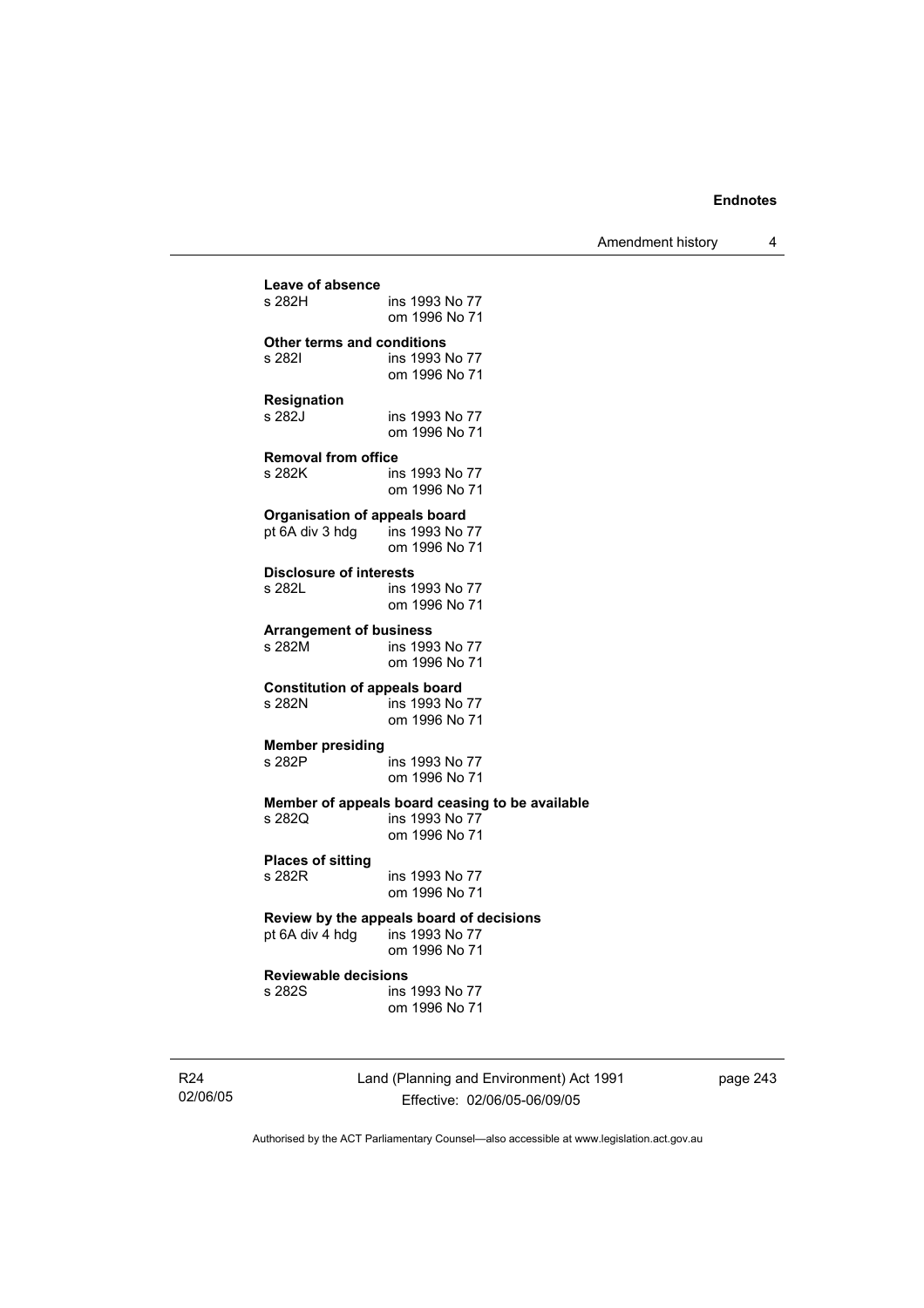**Leave of absence**
s 282H ins 1993 No 77
om 1996 No 71

**Other terms and conditions**
s 282I ins 1993 No 77
om 1996 No 71

**Resignation**
s 282J ins 1993 No 77
om 1996 No 71

**Removal from office**
s 282K ins 1993 No 77
om 1996 No 71

**Organisation of appeals board**
pt 6A div 3 hdg ins 1993 No 77
om 1996 No 71

**Disclosure of interests**
s 282L ins 1993 No 77
om 1996 No 71

**Arrangement of business**
s 282M ins 1993 No 77
om 1996 No 71

**Constitution of appeals board**
s 282N ins 1993 No 77
om 1996 No 71

**Member presiding**
s 282P ins 1993 No 77
om 1996 No 71

**Member of appeals board ceasing to be available**
s 282Q ins 1993 No 77
om 1996 No 71

**Places of sitting**
s 282R ins 1993 No 77
om 1996 No 71

**Review by the appeals board of decisions**
pt 6A div 4 hdg ins 1993 No 77
om 1996 No 71

**Reviewable decisions**
s 282S ins 1993 No 77
om 1996 No 71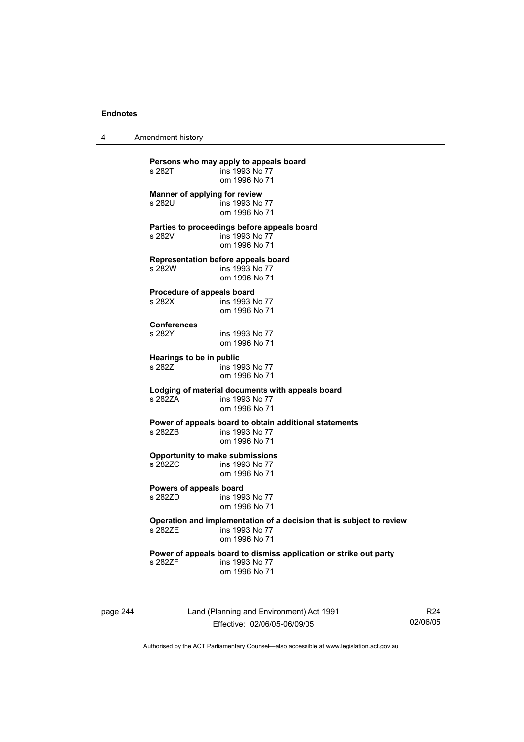**Persons who may apply to appeals board**
s 282T ins 1993 No 77
om 1996 No 71

**Manner of applying for review**
s 282U ins 1993 No 77
om 1996 No 71

**Parties to proceedings before appeals board**
s 282V ins 1993 No 77
om 1996 No 71

**Representation before appeals board**
s 282W ins 1993 No 77
om 1996 No 71

**Procedure of appeals board**
s 282X ins 1993 No 77
om 1996 No 71

**Conferences**
s 282Y ins 1993 No 77
om 1996 No 71

**Hearings to be in public**
s 282Z ins 1993 No 77
om 1996 No 71

**Lodging of material documents with appeals board**
s 282ZA ins 1993 No 77
om 1996 No 71

**Power of appeals board to obtain additional statements**
s 282ZB ins 1993 No 77
om 1996 No 71

**Opportunity to make submissions**
s 282ZC ins 1993 No 77
om 1996 No 71

**Powers of appeals board**
s 282ZD ins 1993 No 77
om 1996 No 71

**Operation and implementation of a decision that is subject to review**
s 282ZE ins 1993 No 77
om 1996 No 71

**Power of appeals board to dismiss application or strike out party**
s 282ZF ins 1993 No 77
om 1996 No 71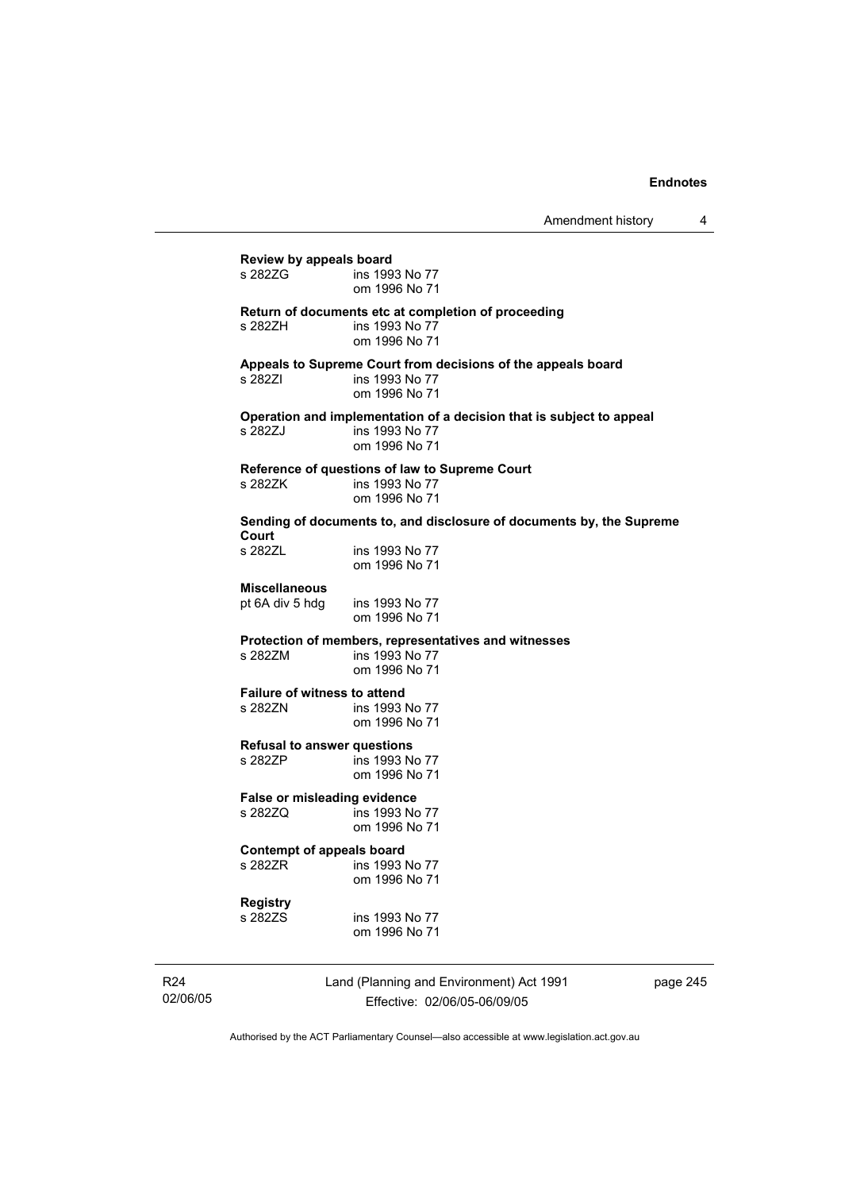**Review by appeals board**

s 282ZG ins 1993 No 77
om 1996 No 71

**Return of documents etc at completion of proceeding**

s 282ZH ins 1993 No 77
om 1996 No 71

**Appeals to Supreme Court from decisions of the appeals board**

s 282ZI ins 1993 No 77
om 1996 No 71

**Operation and implementation of a decision that is subject to appeal**

s 282ZJ ins 1993 No 77
om 1996 No 71

**Reference of questions of law to Supreme Court**

s 282ZK ins 1993 No 77
om 1996 No 71

**Sending of documents to, and disclosure of documents by, the Supreme Court**

s 282ZL ins 1993 No 77
om 1996 No 71

**Miscellaneous**

pt 6A div 5 hdg ins 1993 No 77
om 1996 No 71

**Protection of members, representatives and witnesses**

s 282ZM ins 1993 No 77
om 1996 No 71

**Failure of witness to attend**

s 282ZN ins 1993 No 77
om 1996 No 71

**Refusal to answer questions**

s 282ZP ins 1993 No 77
om 1996 No 71

**False or misleading evidence**

s 282ZQ ins 1993 No 77
om 1996 No 71

**Contempt of appeals board**

s 282ZR ins 1993 No 77
om 1996 No 71

**Registry**

s 282ZS ins 1993 No 77
om 1996 No 71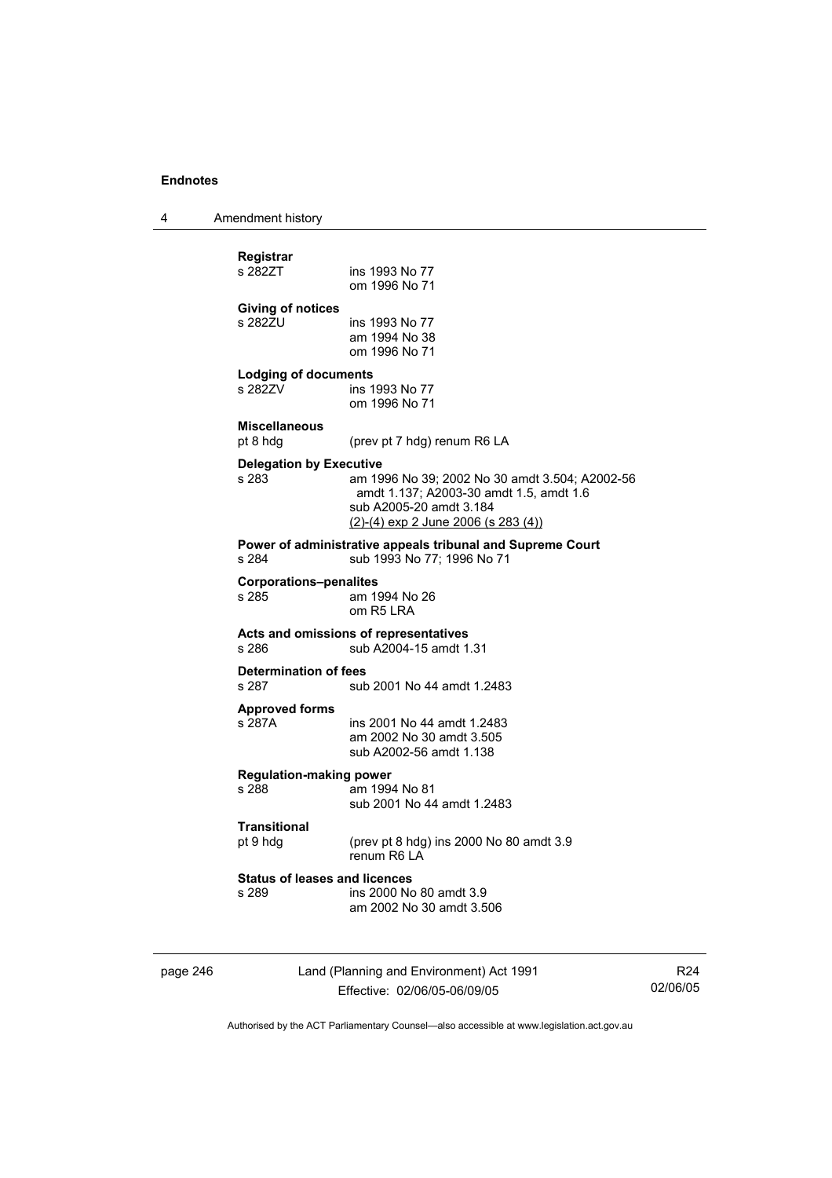**Registrar**
s 282ZT ins 1993 No 77
om 1996 No 71

**Giving of notices**
s 282ZU ins 1993 No 77
am 1994 No 38
om 1996 No 71

**Lodging of documents**
s 282ZV ins 1993 No 77
om 1996 No 71

**Miscellaneous**
pt 8 hdg (prev pt 7 hdg) renum R6 LA

**Delegation by Executive**
s 283 am 1996 No 39; 2002 No 30 amdt 3.504; A2002-56 amdt 1.137; A2003-30 amdt 1.5, amdt 1.6
sub A2005-20 amdt 3.184
(2)-(4) exp 2 June 2006 (s 283 (4))

**Power of administrative appeals tribunal and Supreme Court**
s 284 sub 1993 No 77; 1996 No 71

**Corporations–penalites**
s 285 am 1994 No 26
om R5 LRA

**Acts and omissions of representatives**
s 286 sub A2004-15 amdt 1.31

**Determination of fees**
s 287 sub 2001 No 44 amdt 1.2483

**Approved forms**
s 287A ins 2001 No 44 amdt 1.2483
am 2002 No 30 amdt 3.505
sub A2002-56 amdt 1.138

**Regulation-making power**
s 288 am 1994 No 81
sub 2001 No 44 amdt 1.2483

**Transitional**
pt 9 hdg (prev pt 8 hdg) ins 2000 No 80 amdt 3.9
renum R6 LA

**Status of leases and licences**
s 289 ins 2000 No 80 amdt 3.9
am 2002 No 30 amdt 3.506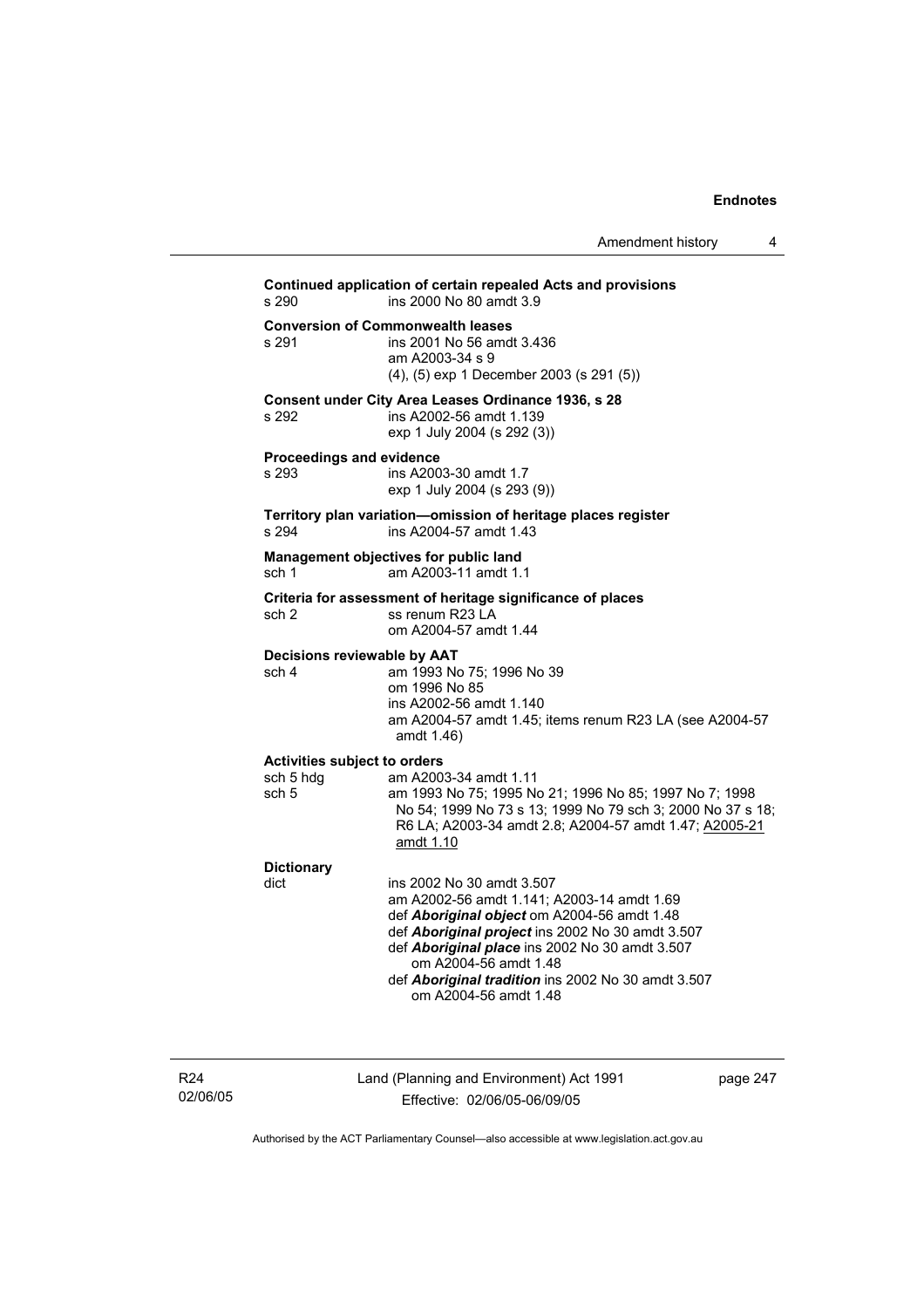**Continued application of certain repealed Acts and provisions**

s 290 ins 2000 No 80 amdt 3.9

**Conversion of Commonwealth leases**

s 291 ins 2001 No 56 amdt 3.436
am A2003-34 s 9
(4), (5) exp 1 December 2003 (s 291 (5))

**Consent under City Area Leases Ordinance 1936, s 28**

s 292 ins A2002-56 amdt 1.139
exp 1 July 2004 (s 292 (3))

**Proceedings and evidence**

s 293 ins A2003-30 amdt 1.7
exp 1 July 2004 (s 293 (9))

**Territory plan variation—omission of heritage places register**

s 294 ins A2004-57 amdt 1.43

**Management objectives for public land**

sch 1 am A2003-11 amdt 1.1

**Criteria for assessment of heritage significance of places**

sch 2 ss renum R23 LA
om A2004-57 amdt 1.44

**Decisions reviewable by AAT**

sch 4 am 1993 No 75; 1996 No 39
om 1996 No 85
ins A2002-56 amdt 1.140
am A2004-57 amdt 1.45; items renum R23 LA (see A2004-57 amdt 1.46)

**Activities subject to orders**

sch 5 hdg am A2003-34 amdt 1.11

sch 5 am 1993 No 75; 1995 No 21; 1996 No 85; 1997 No 7; 1998 No 54; 1999 No 73 s 13; 1999 No 79 sch 3; 2000 No 37 s 18; R6 LA; A2003-34 amdt 2.8; A2004-57 amdt 1.47; A2005-21 amdt 1.10

**Dictionary**

dict ins 2002 No 30 amdt 3.507
am A2002-56 amdt 1.141; A2003-14 amdt 1.69
def ***Aboriginal object*** om A2004-56 amdt 1.48
def ***Aboriginal project*** ins 2002 No 30 amdt 3.507
def ***Aboriginal place*** ins 2002 No 30 amdt 3.507
om A2004-56 amdt 1.48
def ***Aboriginal tradition*** ins 2002 No 30 amdt 3.507
om A2004-56 amdt 1.48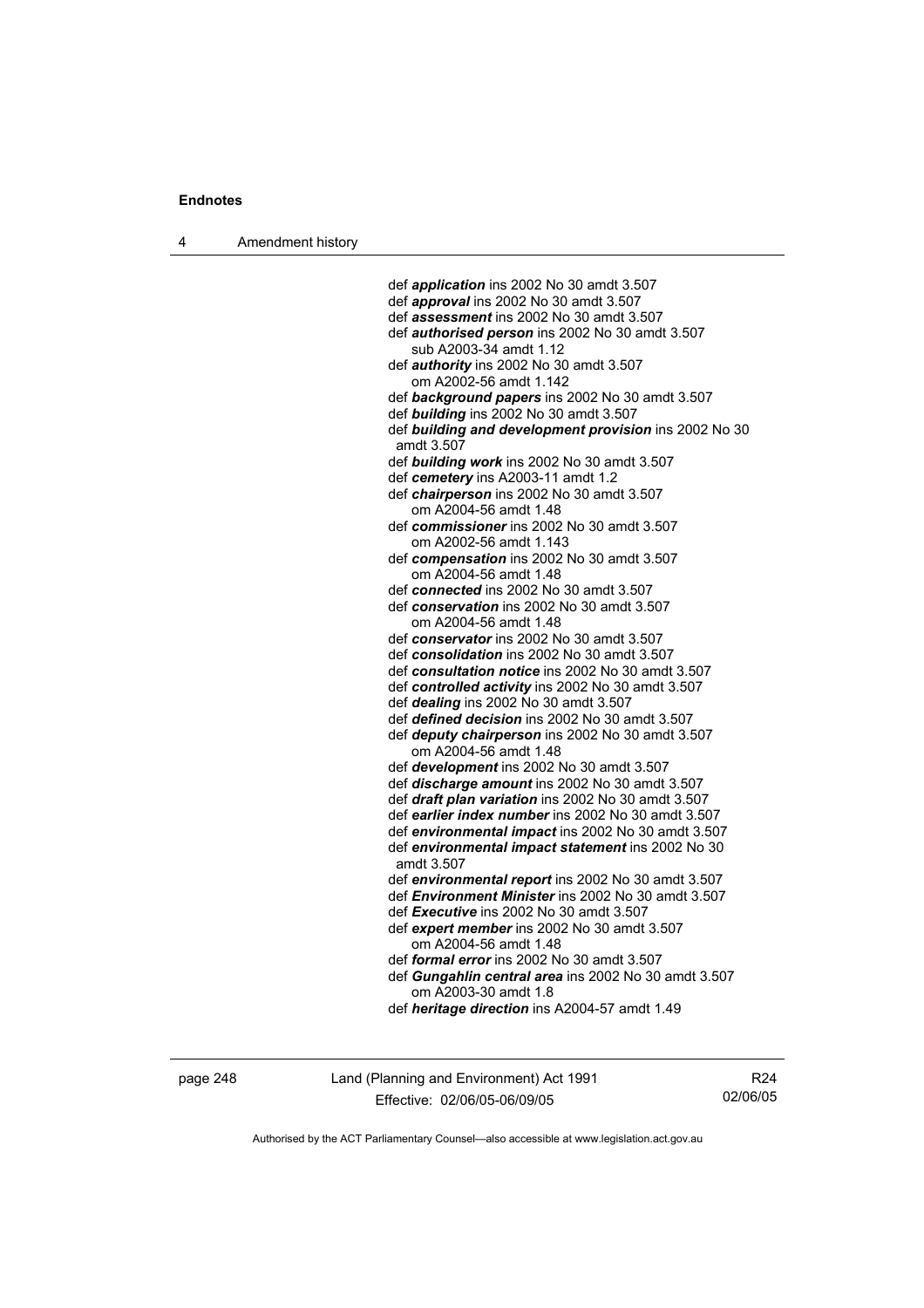def ***application*** ins 2002 No 30 amdt 3.507
def ***approval*** ins 2002 No 30 amdt 3.507
def ***assessment*** ins 2002 No 30 amdt 3.507
def ***authorised person*** ins 2002 No 30 amdt 3.507
  sub A2003-34 amdt 1.12
def ***authority*** ins 2002 No 30 amdt 3.507
  om A2002-56 amdt 1.142
def ***background papers*** ins 2002 No 30 amdt 3.507
def ***building*** ins 2002 No 30 amdt 3.507
def ***building and development provision*** ins 2002 No 30 amdt 3.507
def ***building work*** ins 2002 No 30 amdt 3.507
def ***cemetery*** ins A2003-11 amdt 1.2
def ***chairperson*** ins 2002 No 30 amdt 3.507
  om A2004-56 amdt 1.48
def ***commissioner*** ins 2002 No 30 amdt 3.507
  om A2002-56 amdt 1.143
def ***compensation*** ins 2002 No 30 amdt 3.507
  om A2004-56 amdt 1.48
def ***connected*** ins 2002 No 30 amdt 3.507
def ***conservation*** ins 2002 No 30 amdt 3.507
  om A2004-56 amdt 1.48
def ***conservator*** ins 2002 No 30 amdt 3.507
def ***consolidation*** ins 2002 No 30 amdt 3.507
def ***consultation notice*** ins 2002 No 30 amdt 3.507
def ***controlled activity*** ins 2002 No 30 amdt 3.507
def ***dealing*** ins 2002 No 30 amdt 3.507
def ***defined decision*** ins 2002 No 30 amdt 3.507
def ***deputy chairperson*** ins 2002 No 30 amdt 3.507
  om A2004-56 amdt 1.48
def ***development*** ins 2002 No 30 amdt 3.507
def ***discharge amount*** ins 2002 No 30 amdt 3.507
def ***draft plan variation*** ins 2002 No 30 amdt 3.507
def ***earlier index number*** ins 2002 No 30 amdt 3.507
def ***environmental impact*** ins 2002 No 30 amdt 3.507
def ***environmental impact statement*** ins 2002 No 30 amdt 3.507
def ***environmental report*** ins 2002 No 30 amdt 3.507
def ***Environment Minister*** ins 2002 No 30 amdt 3.507
def ***Executive*** ins 2002 No 30 amdt 3.507
def ***expert member*** ins 2002 No 30 amdt 3.507
  om A2004-56 amdt 1.48
def ***formal error*** ins 2002 No 30 amdt 3.507
def ***Gungahlin central area*** ins 2002 No 30 amdt 3.507
  om A2003-30 amdt 1.8
def ***heritage direction*** ins A2004-57 amdt 1.49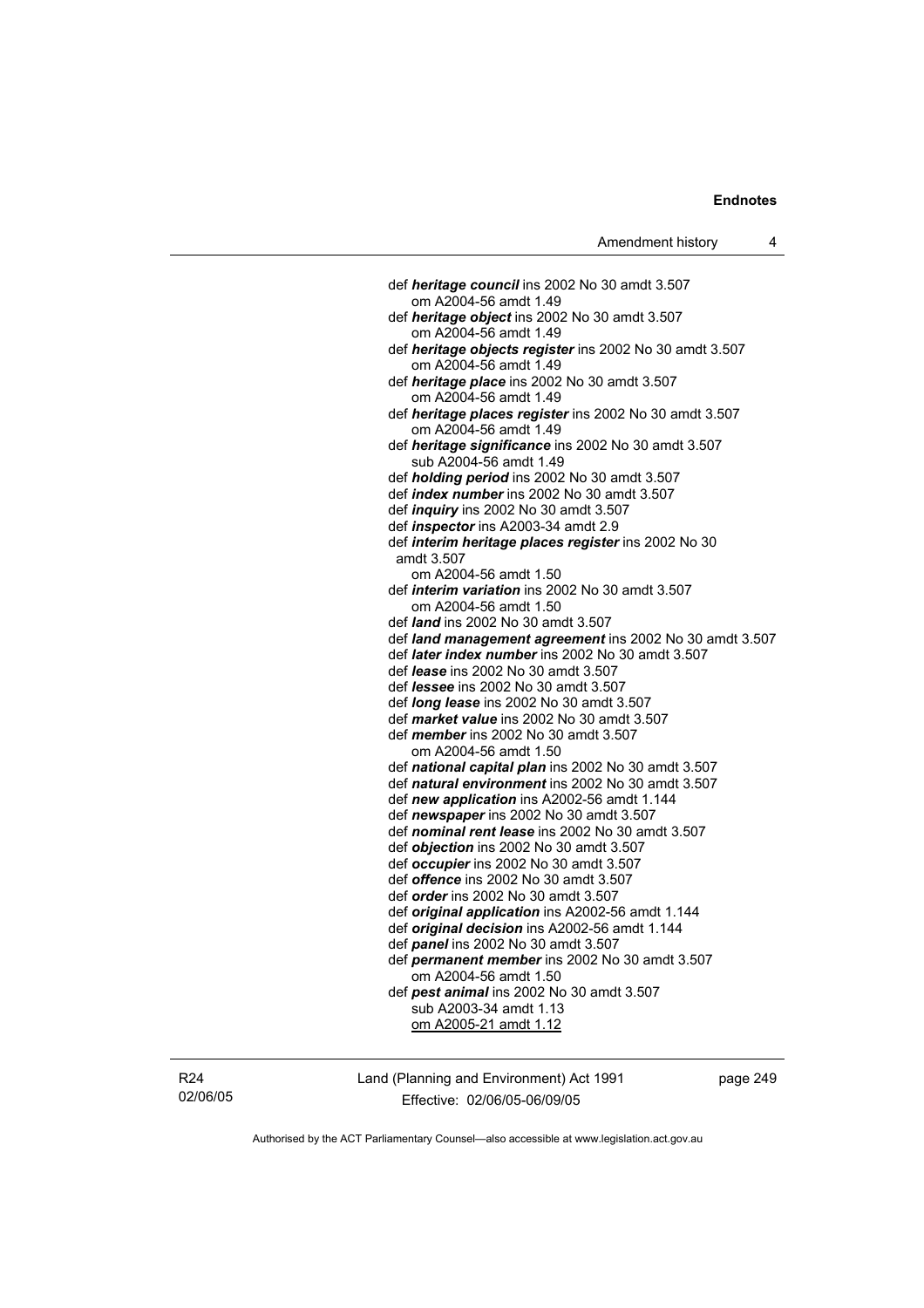def ***heritage council*** ins 2002 No 30 amdt 3.507
om A2004-56 amdt 1.49

def ***heritage object*** ins 2002 No 30 amdt 3.507
om A2004-56 amdt 1.49

def ***heritage objects register*** ins 2002 No 30 amdt 3.507
om A2004-56 amdt 1.49

def ***heritage place*** ins 2002 No 30 amdt 3.507
om A2004-56 amdt 1.49

def ***heritage places register*** ins 2002 No 30 amdt 3.507
om A2004-56 amdt 1.49

def ***heritage significance*** ins 2002 No 30 amdt 3.507
sub A2004-56 amdt 1.49

def ***holding period*** ins 2002 No 30 amdt 3.507

def ***index number*** ins 2002 No 30 amdt 3.507

def ***inquiry*** ins 2002 No 30 amdt 3.507

def ***inspector*** ins A2003-34 amdt 2.9

def ***interim heritage places register*** ins 2002 No 30 amdt 3.507
om A2004-56 amdt 1.50

def ***interim variation*** ins 2002 No 30 amdt 3.507
om A2004-56 amdt 1.50

def ***land*** ins 2002 No 30 amdt 3.507

def ***land management agreement*** ins 2002 No 30 amdt 3.507

def ***later index number*** ins 2002 No 30 amdt 3.507

def ***lease*** ins 2002 No 30 amdt 3.507

def ***lessee*** ins 2002 No 30 amdt 3.507

def ***long lease*** ins 2002 No 30 amdt 3.507

def ***market value*** ins 2002 No 30 amdt 3.507

def ***member*** ins 2002 No 30 amdt 3.507
om A2004-56 amdt 1.50

def ***national capital plan*** ins 2002 No 30 amdt 3.507

def ***natural environment*** ins 2002 No 30 amdt 3.507

def ***new application*** ins A2002-56 amdt 1.144

def ***newspaper*** ins 2002 No 30 amdt 3.507

def ***nominal rent lease*** ins 2002 No 30 amdt 3.507

def ***objection*** ins 2002 No 30 amdt 3.507

def ***occupier*** ins 2002 No 30 amdt 3.507

def ***offence*** ins 2002 No 30 amdt 3.507

def ***order*** ins 2002 No 30 amdt 3.507

def ***original application*** ins A2002-56 amdt 1.144

def ***original decision*** ins A2002-56 amdt 1.144

def ***panel*** ins 2002 No 30 amdt 3.507

def ***permanent member*** ins 2002 No 30 amdt 3.507
om A2004-56 amdt 1.50

def ***pest animal*** ins 2002 No 30 amdt 3.507
sub A2003-34 amdt 1.13
om A2005-21 amdt 1.12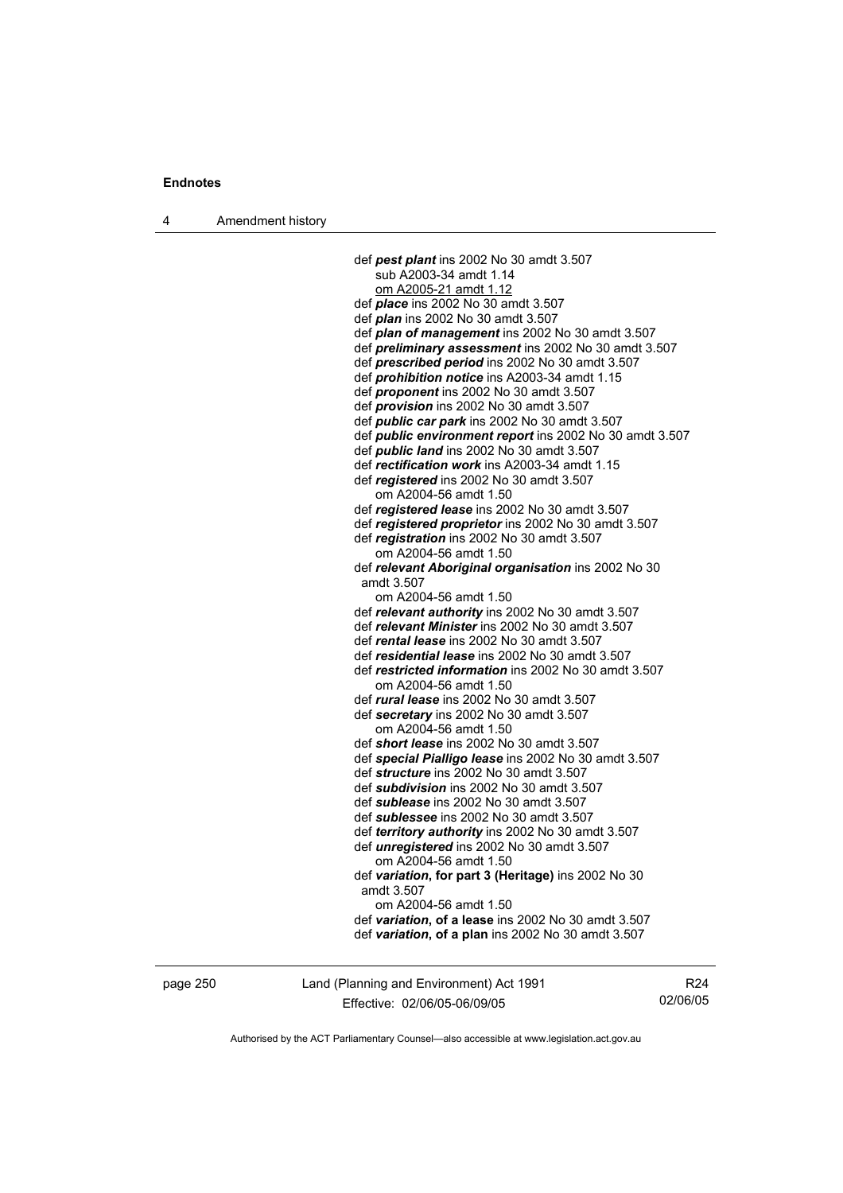def ***pest plant*** ins 2002 No 30 amdt 3.507
sub A2003-34 amdt 1.14
om A2005-21 amdt 1.12

def ***place*** ins 2002 No 30 amdt 3.507

def ***plan*** ins 2002 No 30 amdt 3.507

def ***plan of management*** ins 2002 No 30 amdt 3.507

def ***preliminary assessment*** ins 2002 No 30 amdt 3.507

def ***prescribed period*** ins 2002 No 30 amdt 3.507

def ***prohibition notice*** ins A2003-34 amdt 1.15

def ***proponent*** ins 2002 No 30 amdt 3.507

def ***provision*** ins 2002 No 30 amdt 3.507

def ***public car park*** ins 2002 No 30 amdt 3.507

def ***public environment report*** ins 2002 No 30 amdt 3.507

def ***public land*** ins 2002 No 30 amdt 3.507

def ***rectification work*** ins A2003-34 amdt 1.15

def ***registered*** ins 2002 No 30 amdt 3.507
om A2004-56 amdt 1.50

def ***registered lease*** ins 2002 No 30 amdt 3.507

def ***registered proprietor*** ins 2002 No 30 amdt 3.507

def ***registration*** ins 2002 No 30 amdt 3.507
om A2004-56 amdt 1.50

def ***relevant Aboriginal organisation*** ins 2002 No 30 amdt 3.507
om A2004-56 amdt 1.50

def ***relevant authority*** ins 2002 No 30 amdt 3.507

def ***relevant Minister*** ins 2002 No 30 amdt 3.507

def ***rental lease*** ins 2002 No 30 amdt 3.507

def ***residential lease*** ins 2002 No 30 amdt 3.507

def ***restricted information*** ins 2002 No 30 amdt 3.507
om A2004-56 amdt 1.50

def ***rural lease*** ins 2002 No 30 amdt 3.507

def ***secretary*** ins 2002 No 30 amdt 3.507
om A2004-56 amdt 1.50

def ***short lease*** ins 2002 No 30 amdt 3.507

def ***special Pialligo lease*** ins 2002 No 30 amdt 3.507

def ***structure*** ins 2002 No 30 amdt 3.507

def ***subdivision*** ins 2002 No 30 amdt 3.507

def ***sublease*** ins 2002 No 30 amdt 3.507

def ***sublessee*** ins 2002 No 30 amdt 3.507

def ***territory authority*** ins 2002 No 30 amdt 3.507

def ***unregistered*** ins 2002 No 30 amdt 3.507
om A2004-56 amdt 1.50

def ***variation*, for part 3 (Heritage)** ins 2002 No 30 amdt 3.507
om A2004-56 amdt 1.50

def ***variation*, of a lease** ins 2002 No 30 amdt 3.507

def ***variation*, of a plan** ins 2002 No 30 amdt 3.507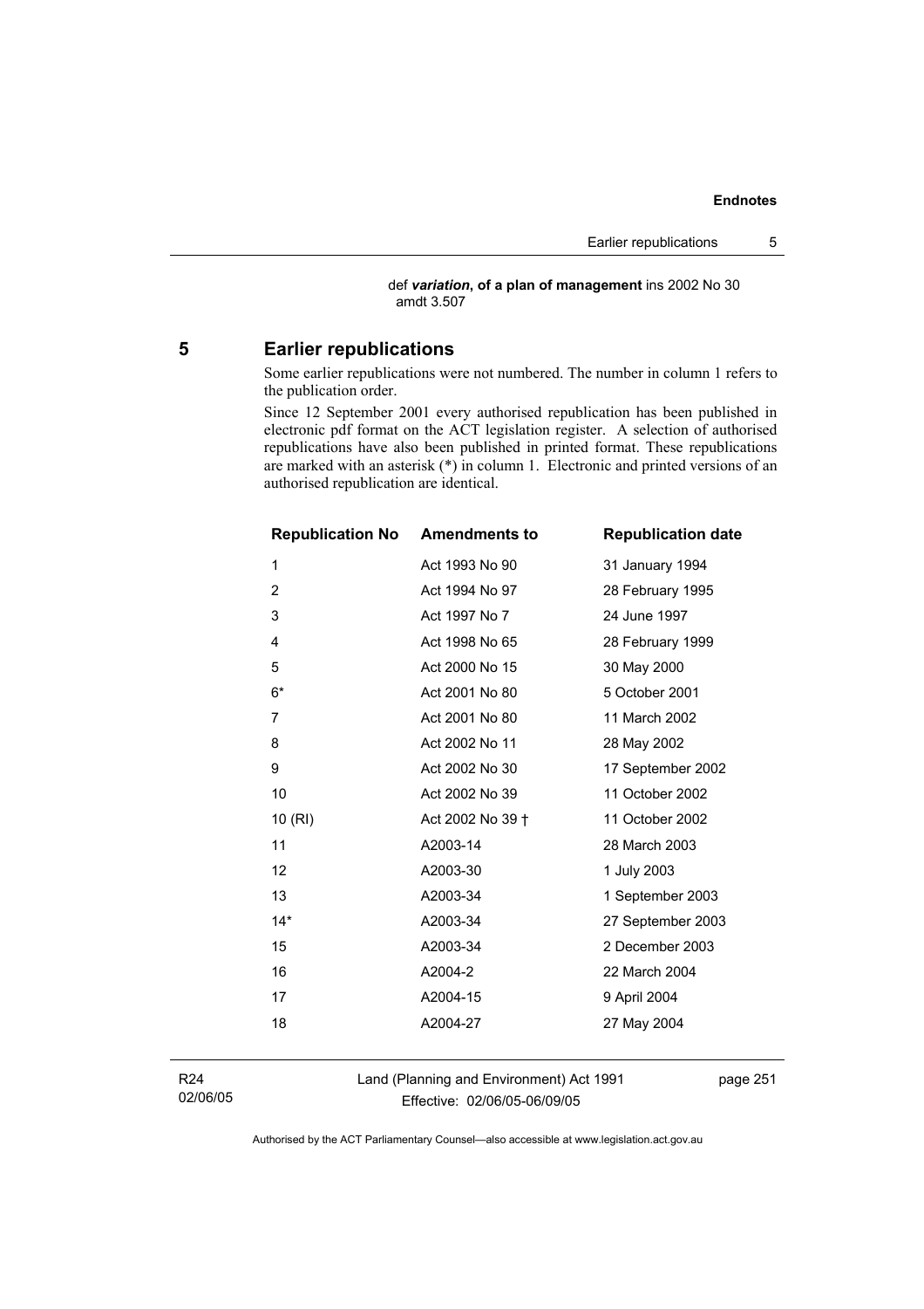def ***variation*****, of a plan of management** ins 2002 No 30 amdt 3.507

## 5 Earlier republications

Some earlier republications were not numbered. The number in column 1 refers to the publication order.

Since 12 September 2001 every authorised republication has been published in electronic pdf format on the ACT legislation register. A selection of authorised republications have also been published in printed format. These republications are marked with an asterisk (*) in column 1. Electronic and printed versions of an authorised republication are identical.

| Republication No | Amendments to | Republication date |
|---|---|---|
| 1 | Act 1993 No 90 | 31 January 1994 |
| 2 | Act 1994 No 97 | 28 February 1995 |
| 3 | Act 1997 No 7 | 24 June 1997 |
| 4 | Act 1998 No 65 | 28 February 1999 |
| 5 | Act 2000 No 15 | 30 May 2000 |
| 6* | Act 2001 No 80 | 5 October 2001 |
| 7 | Act 2001 No 80 | 11 March 2002 |
| 8 | Act 2002 No 11 | 28 May 2002 |
| 9 | Act 2002 No 30 | 17 September 2002 |
| 10 | Act 2002 No 39 | 11 October 2002 |
| 10 (RI) | Act 2002 No 39 † | 11 October 2002 |
| 11 | A2003-14 | 28 March 2003 |
| 12 | A2003-30 | 1 July 2003 |
| 13 | A2003-34 | 1 September 2003 |
| 14* | A2003-34 | 27 September 2003 |
| 15 | A2003-34 | 2 December 2003 |
| 16 | A2004-2 | 22 March 2004 |
| 17 | A2004-15 | 9 April 2004 |
| 18 | A2004-27 | 27 May 2004 |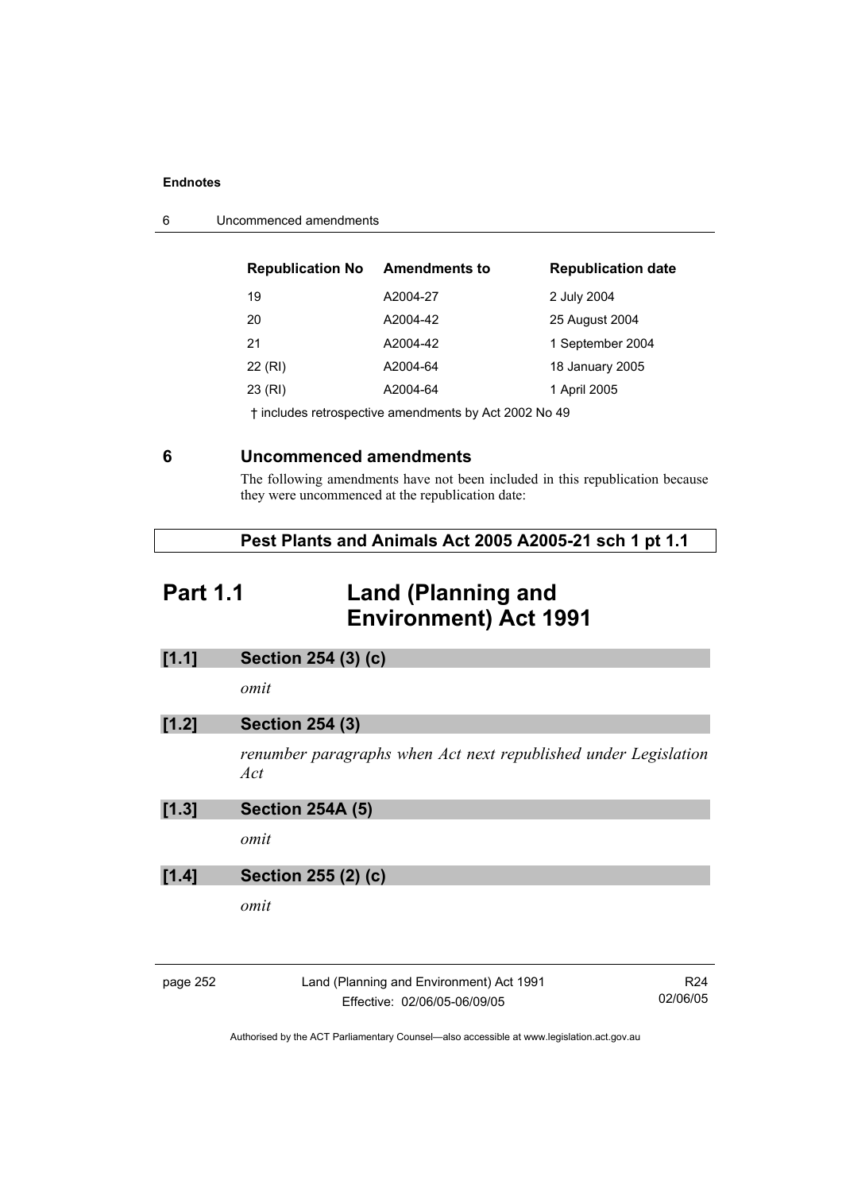| Republication No | Amendments to | Republication date |
|---|---|---|
| 19 | A2004-27 | 2 July 2004 |
| 20 | A2004-42 | 25 August 2004 |
| 21 | A2004-42 | 1 September 2004 |
| 22 (RI) | A2004-64 | 18 January 2005 |
| 23 (RI) | A2004-64 | 1 April 2005 |

† includes retrospective amendments by Act 2002 No 49

## 6 Uncommenced amendments

The following amendments have not been included in this republication because they were uncommenced at the republication date:

**Pest Plants and Animals Act 2005 A2005-21 sch 1 pt 1.1**

# Part 1.1 Land (Planning and Environment) Act 1991

### [1.1] Section 254 (3) (c)

*omit*

### [1.2] Section 254 (3)

*renumber paragraphs when Act next republished under Legislation Act*

### [1.3] Section 254A (5)

*omit*

### [1.4] Section 255 (2) (c)

*omit*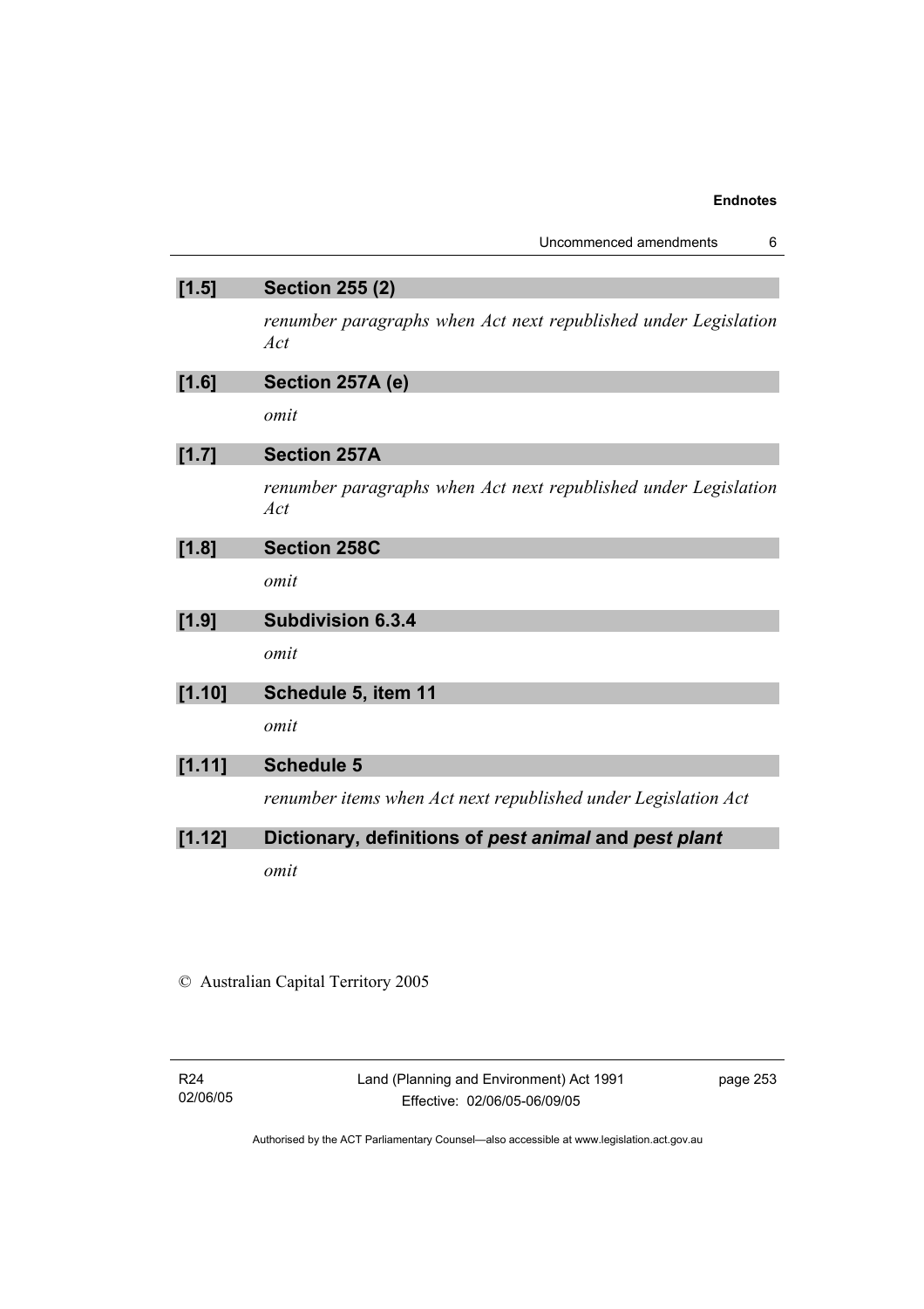**[1.5] Section 255 (2)**

*renumber paragraphs when Act next republished under Legislation Act*

**[1.6] Section 257A (e)**

*omit*

**[1.7] Section 257A**

*renumber paragraphs when Act next republished under Legislation Act*

**[1.8] Section 258C**

*omit*

**[1.9] Subdivision 6.3.4**

*omit*

**[1.10] Schedule 5, item 11**

*omit*

**[1.11] Schedule 5**

*renumber items when Act next republished under Legislation Act*

**[1.12] Dictionary, definitions of *pest animal* and *pest plant***

*omit*

© Australian Capital Territory 2005